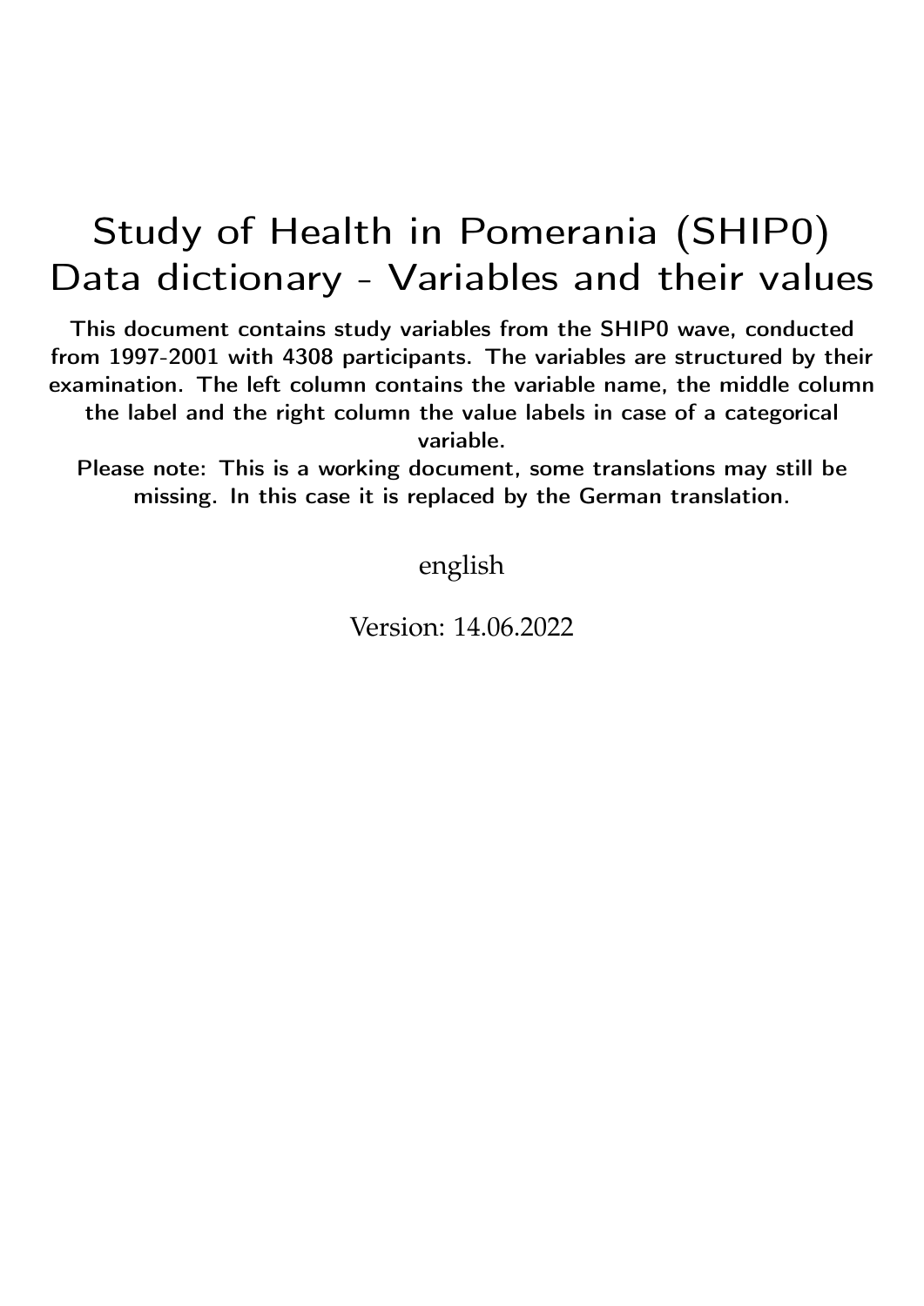# Study of Health in Pomerania (SHIP0) Data dictionary - Variables and their values

**This document contains study variables from the SHIP0 wave, conducted from 1997-2001 with 4308 participants. The variables are structured by their examination. The left column contains the variable name, the middle column the label and the right column the value labels in case of a categorical variable.**

**Please note: This is a working document, some translations may still be missing. In this case it is replaced by the German translation.**

english

Version: 14.06.2022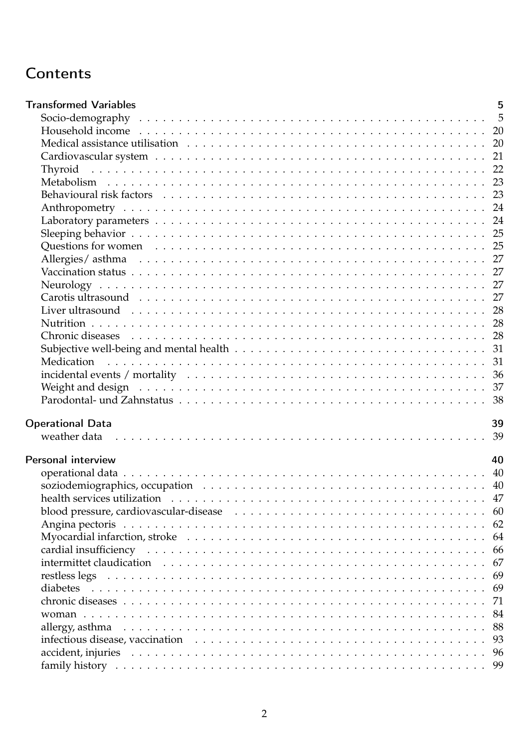# Contents

**Transformed Variables** 5

- Socio-demography . . . 5
- Household income . . . 20
- Medical assistance utilisation . . . 20
- Cardiovascular system . . . 21
- Thyroid . . . 22
- Metabolism . . . 23
- Behavioural risk factors . . . 23
- Anthropometry . . . 24
- Laboratory parameters . . . 24
- Sleeping behavior . . . 25
- Questions for women . . . 25
- Allergies/ asthma . . . 27
- Vaccination status . . . 27
- Neurology . . . 27
- Carotis ultrasound . . . 27
- Liver ultrasound . . . 28
- Nutrition . . . 28
- Chronic diseases . . . 28
- Subjective well-being and mental health . . . 31
- Medication . . . 31
- incidental events / mortality . . . 36
- Weight and design . . . 37
- Parodontal- und Zahnstatus . . . 38

**Operational Data** 39

- weather data . . . 39

**Personal interview** 40

- operational data . . . 40
- soziodemiographics, occupation . . . 40
- health services utilization . . . 47
- blood pressure, cardiovascular-disease . . . 60
- Angina pectoris . . . 62
- Myocardial infarction, stroke . . . 64
- cardial insufficiency . . . 66
- intermittet claudication . . . 67
- restless legs . . . 69
- diabetes . . . 69
- chronic diseases . . . 71
- woman . . . 84
- allergy, asthma . . . 88
- infectious disease, vaccination . . . 93
- accident, injuries . . . 96
- family history . . . 99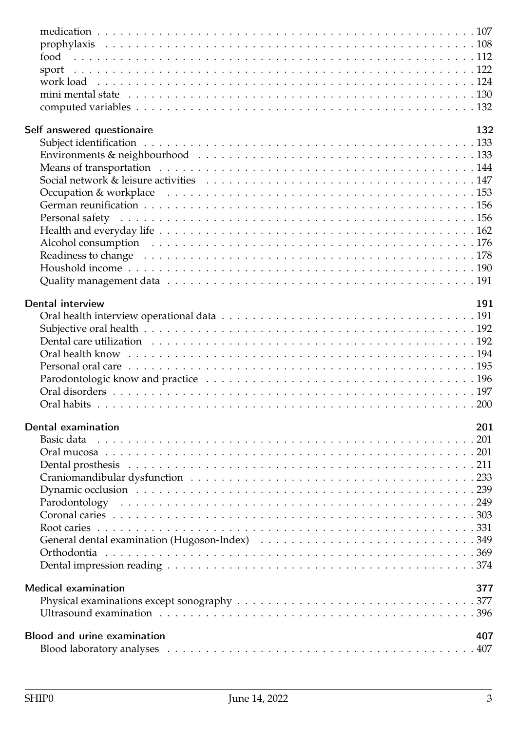medication . . . . . . . . . . . . . . . . . . . . . . . . . . . . . . . . . . . . . . . . 107
prophylaxis . . . . . . . . . . . . . . . . . . . . . . . . . . . . . . . . . . . . . . . . 108
food . . . . . . . . . . . . . . . . . . . . . . . . . . . . . . . . . . . . . . . . 112
sport . . . . . . . . . . . . . . . . . . . . . . . . . . . . . . . . . . . . . . . . 122
work load . . . . . . . . . . . . . . . . . . . . . . . . . . . . . . . . . . . . . . . . 124
mini mental state . . . . . . . . . . . . . . . . . . . . . . . . . . . . . . . . . . . . . . . . 130
computed variables . . . . . . . . . . . . . . . . . . . . . . . . . . . . . . . . . . . . . . . . 132

**Self answered questionaire** 132

Subject identification . . . . . . . . . . . . . . . . . . . . . . . . . . . . . . . . . . . . . . . . 133
Environments & neighbourhood . . . . . . . . . . . . . . . . . . . . . . . . . . . . . . . . . . . . . . . . 133
Means of transportation . . . . . . . . . . . . . . . . . . . . . . . . . . . . . . . . . . . . . . . . 144
Social network & leisure activities . . . . . . . . . . . . . . . . . . . . . . . . . . . . . . . . . . . . . . . . 147
Occupation & workplace . . . . . . . . . . . . . . . . . . . . . . . . . . . . . . . . . . . . . . . . 153
German reunification . . . . . . . . . . . . . . . . . . . . . . . . . . . . . . . . . . . . . . . . 156
Personal safety . . . . . . . . . . . . . . . . . . . . . . . . . . . . . . . . . . . . . . . . 156
Health and everyday life . . . . . . . . . . . . . . . . . . . . . . . . . . . . . . . . . . . . . . . . 162
Alcohol consumption . . . . . . . . . . . . . . . . . . . . . . . . . . . . . . . . . . . . . . . . 176
Readiness to change . . . . . . . . . . . . . . . . . . . . . . . . . . . . . . . . . . . . . . . . 178
Houshold income . . . . . . . . . . . . . . . . . . . . . . . . . . . . . . . . . . . . . . . . 190
Quality management data . . . . . . . . . . . . . . . . . . . . . . . . . . . . . . . . . . . . . . . . 191

**Dental interview** 191

Oral health interview operational data . . . . . . . . . . . . . . . . . . . . . . . . . . . . . . . . . . . . . . . . 191
Subjective oral health . . . . . . . . . . . . . . . . . . . . . . . . . . . . . . . . . . . . . . . . 192
Dental care utilization . . . . . . . . . . . . . . . . . . . . . . . . . . . . . . . . . . . . . . . . 192
Oral health know . . . . . . . . . . . . . . . . . . . . . . . . . . . . . . . . . . . . . . . . 194
Personal oral care . . . . . . . . . . . . . . . . . . . . . . . . . . . . . . . . . . . . . . . . 195
Parodontologic know and practice . . . . . . . . . . . . . . . . . . . . . . . . . . . . . . . . . . . . . . . . 196
Oral disorders . . . . . . . . . . . . . . . . . . . . . . . . . . . . . . . . . . . . . . . . 197
Oral habits . . . . . . . . . . . . . . . . . . . . . . . . . . . . . . . . . . . . . . . . 200

**Dental examination** 201

Basic data . . . . . . . . . . . . . . . . . . . . . . . . . . . . . . . . . . . . . . . . 201
Oral mucosa . . . . . . . . . . . . . . . . . . . . . . . . . . . . . . . . . . . . . . . . 201
Dental prosthesis . . . . . . . . . . . . . . . . . . . . . . . . . . . . . . . . . . . . . . . . 211
Craniomandibular dysfunction . . . . . . . . . . . . . . . . . . . . . . . . . . . . . . . . . . . . . . . . 233
Dynamic occlusion . . . . . . . . . . . . . . . . . . . . . . . . . . . . . . . . . . . . . . . . 239
Parodontology . . . . . . . . . . . . . . . . . . . . . . . . . . . . . . . . . . . . . . . . 249
Coronal caries . . . . . . . . . . . . . . . . . . . . . . . . . . . . . . . . . . . . . . . . 303
Root caries . . . . . . . . . . . . . . . . . . . . . . . . . . . . . . . . . . . . . . . . 331
General dental examination (Hugoson-Index) . . . . . . . . . . . . . . . . . . . . . . . . . . . . . . . . . . . . . . . . 349
Orthodontia . . . . . . . . . . . . . . . . . . . . . . . . . . . . . . . . . . . . . . . . 369
Dental impression reading . . . . . . . . . . . . . . . . . . . . . . . . . . . . . . . . . . . . . . . . 374

**Medical examination** 377

Physical examinations except sonography . . . . . . . . . . . . . . . . . . . . . . . . . . . . . . . . . . . . . . . . 377
Ultrasound examination . . . . . . . . . . . . . . . . . . . . . . . . . . . . . . . . . . . . . . . . 396

**Blood and urine examination** 407

Blood laboratory analyses . . . . . . . . . . . . . . . . . . . . . . . . . . . . . . . . . . . . . . . . 407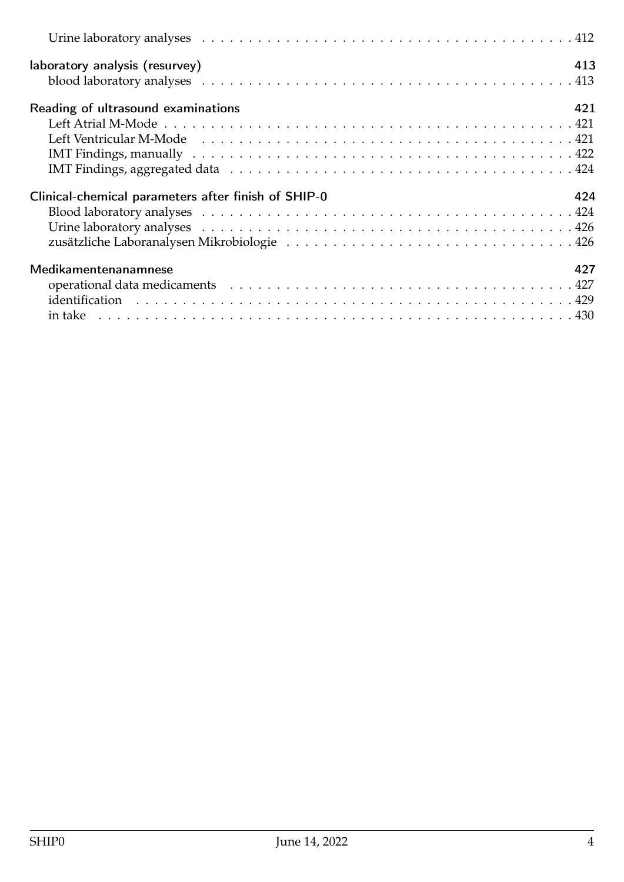Urine laboratory analyses . . . . . . . . . . . . . . . . . . . . . . . . . . . . . . . . . . . . . . . . . . 412

**laboratory analysis (resurvey)** **413**

blood laboratory analyses . . . . . . . . . . . . . . . . . . . . . . . . . . . . . . . . . . . . . . . . . . 413

**Reading of ultrasound examinations** **421**

Left Atrial M-Mode . . . . . . . . . . . . . . . . . . . . . . . . . . . . . . . . . . . . . . . . . . . . 421

Left Ventricular M-Mode . . . . . . . . . . . . . . . . . . . . . . . . . . . . . . . . . . . . . . . . . 421

IMT Findings, manually . . . . . . . . . . . . . . . . . . . . . . . . . . . . . . . . . . . . . . . . . . 422

IMT Findings, aggregated data . . . . . . . . . . . . . . . . . . . . . . . . . . . . . . . . . . . . . . 424

**Clinical-chemical parameters after finish of SHIP-0** **424**

Blood laboratory analyses . . . . . . . . . . . . . . . . . . . . . . . . . . . . . . . . . . . . . . . . . 424

Urine laboratory analyses . . . . . . . . . . . . . . . . . . . . . . . . . . . . . . . . . . . . . . . . . 426

zusätzliche Laboranalysen Mikrobiologie . . . . . . . . . . . . . . . . . . . . . . . . . . . . . . . . 426

**Medikamentenanamnese** **427**

operational data medicaments . . . . . . . . . . . . . . . . . . . . . . . . . . . . . . . . . . . . . . 427

identification . . . . . . . . . . . . . . . . . . . . . . . . . . . . . . . . . . . . . . . . . . . . . . . 429

in take . . . . . . . . . . . . . . . . . . . . . . . . . . . . . . . . . . . . . . . . . . . . . . . . . . . 430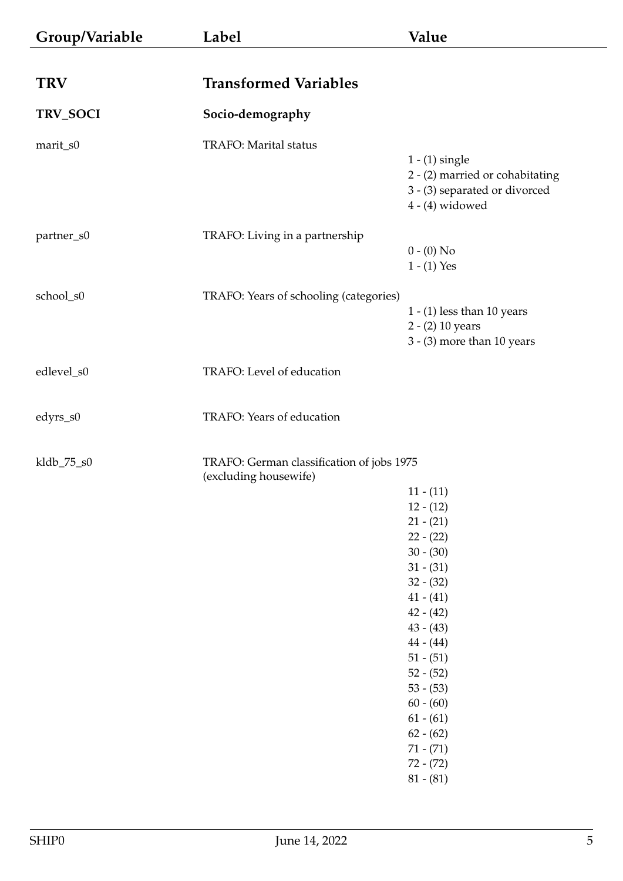| Group/Variable | Label | Value |
|---|---|---|
| **TRV** | **Transformed Variables** | |
| **TRV_SOCI** | **Socio-demography** | |
| marit_s0 | TRAFO: Marital status | 1 - (1) single<br>2 - (2) married or cohabitating<br>3 - (3) separated or divorced<br>4 - (4) widowed |
| partner_s0 | TRAFO: Living in a partnership | 0 - (0) No<br>1 - (1) Yes |
| school_s0 | TRAFO: Years of schooling (categories) | 1 - (1) less than 10 years<br>2 - (2) 10 years<br>3 - (3) more than 10 years |
| edlevel_s0 | TRAFO: Level of education | |
| edyrs_s0 | TRAFO: Years of education | |
| kldb_75_s0 | TRAFO: German classification of jobs 1975 (excluding housewife) | 11 - (11)<br>12 - (12)<br>21 - (21)<br>22 - (22)<br>30 - (30)<br>31 - (31)<br>32 - (32)<br>41 - (41)<br>42 - (42)<br>43 - (43)<br>44 - (44)<br>51 - (51)<br>52 - (52)<br>53 - (53)<br>60 - (60)<br>61 - (61)<br>62 - (62)<br>71 - (71)<br>72 - (72)<br>81 - (81) |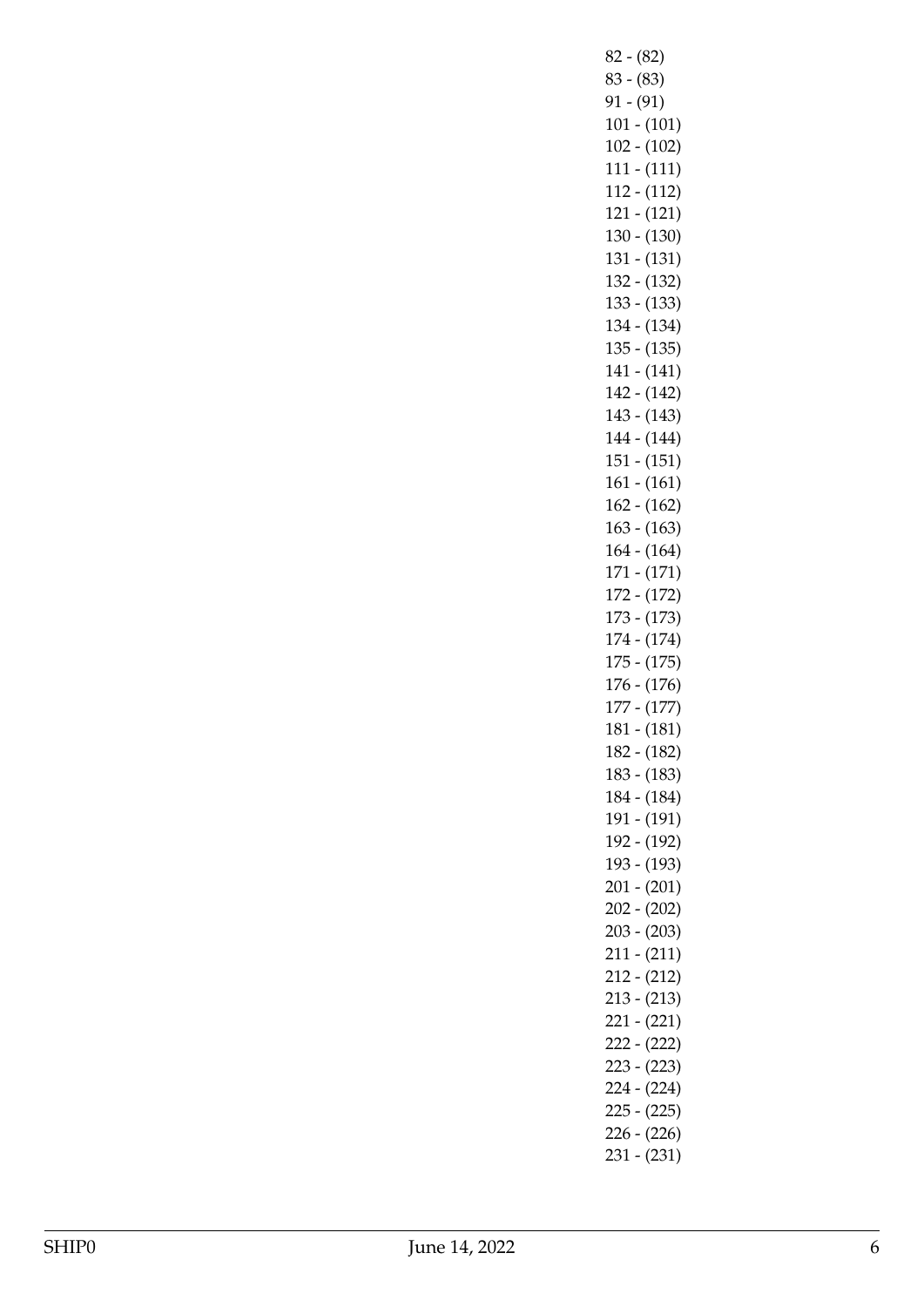82 - (82)
83 - (83)
91 - (91)
101 - (101)
102 - (102)
111 - (111)
112 - (112)
121 - (121)
130 - (130)
131 - (131)
132 - (132)
133 - (133)
134 - (134)
135 - (135)
141 - (141)
142 - (142)
143 - (143)
144 - (144)
151 - (151)
161 - (161)
162 - (162)
163 - (163)
164 - (164)
171 - (171)
172 - (172)
173 - (173)
174 - (174)
175 - (175)
176 - (176)
177 - (177)
181 - (181)
182 - (182)
183 - (183)
184 - (184)
191 - (191)
192 - (192)
193 - (193)
201 - (201)
202 - (202)
203 - (203)
211 - (211)
212 - (212)
213 - (213)
221 - (221)
222 - (222)
223 - (223)
224 - (224)
225 - (225)
226 - (226)
231 - (231)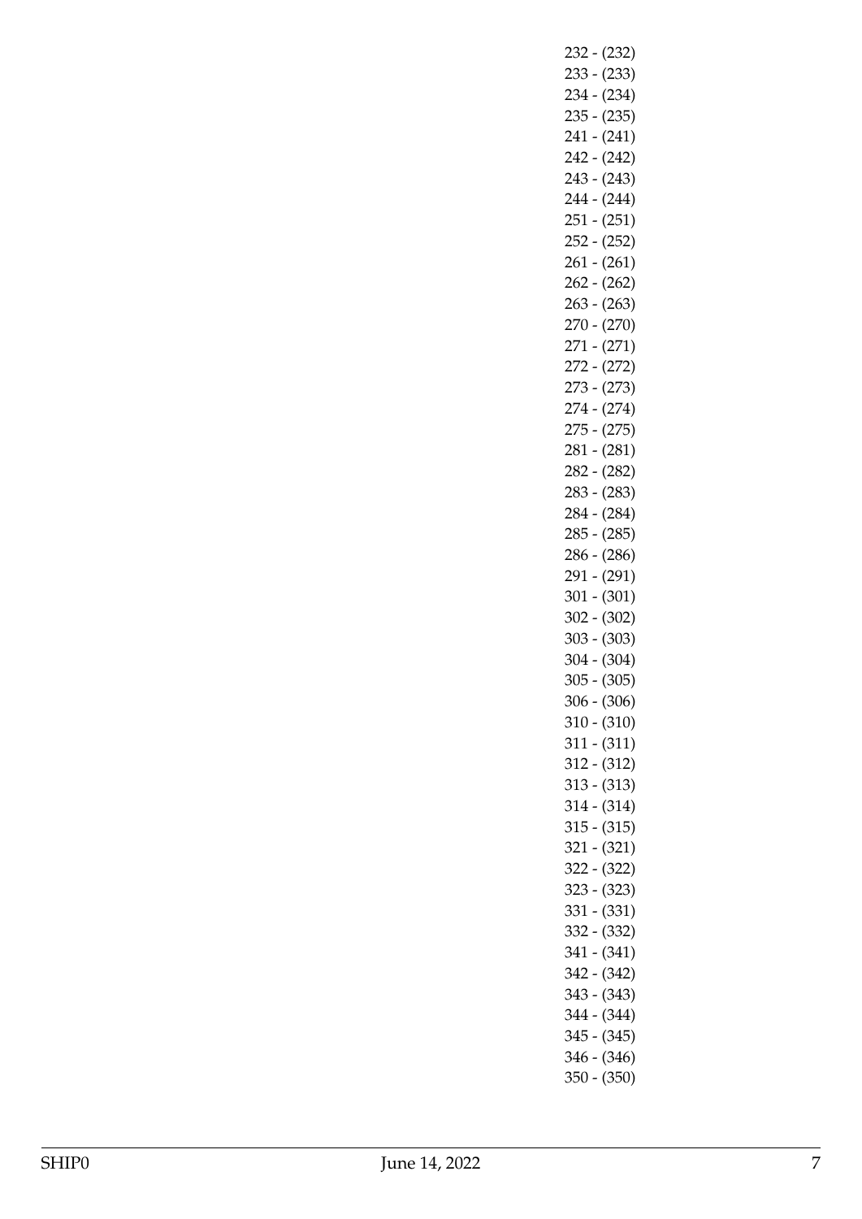232 - (232)
233 - (233)
234 - (234)
235 - (235)
241 - (241)
242 - (242)
243 - (243)
244 - (244)
251 - (251)
252 - (252)
261 - (261)
262 - (262)
263 - (263)
270 - (270)
271 - (271)
272 - (272)
273 - (273)
274 - (274)
275 - (275)
281 - (281)
282 - (282)
283 - (283)
284 - (284)
285 - (285)
286 - (286)
291 - (291)
301 - (301)
302 - (302)
303 - (303)
304 - (304)
305 - (305)
306 - (306)
310 - (310)
311 - (311)
312 - (312)
313 - (313)
314 - (314)
315 - (315)
321 - (321)
322 - (322)
323 - (323)
331 - (331)
332 - (332)
341 - (341)
342 - (342)
343 - (343)
344 - (344)
345 - (345)
346 - (346)
350 - (350)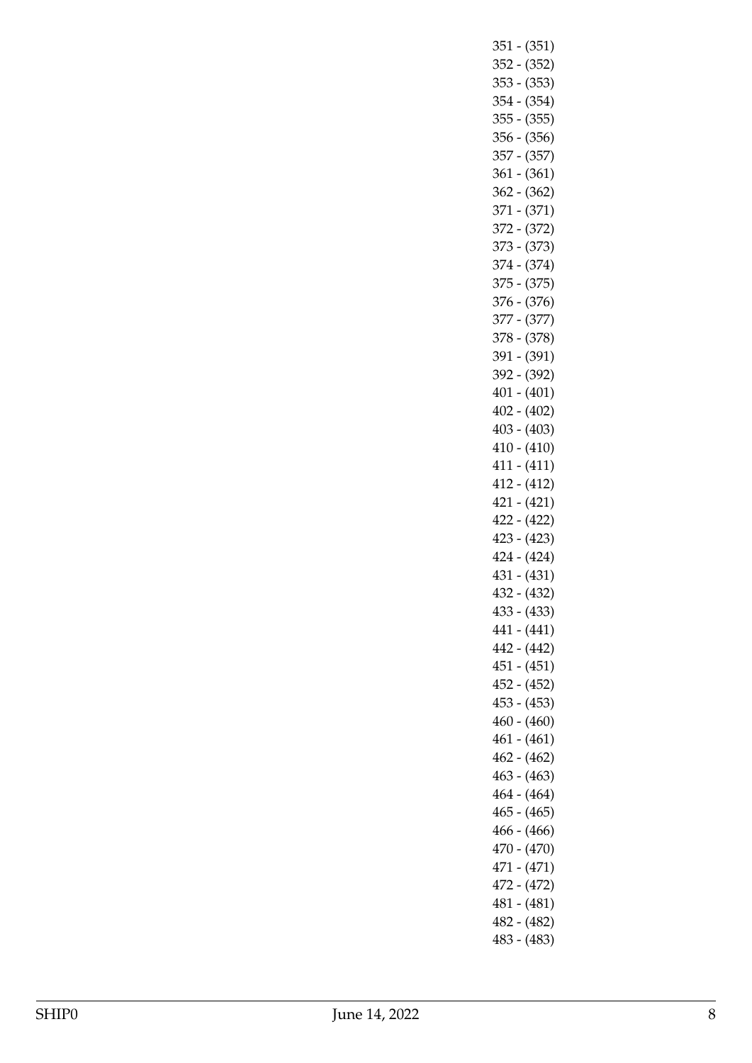351 - (351)
352 - (352)
353 - (353)
354 - (354)
355 - (355)
356 - (356)
357 - (357)
361 - (361)
362 - (362)
371 - (371)
372 - (372)
373 - (373)
374 - (374)
375 - (375)
376 - (376)
377 - (377)
378 - (378)
391 - (391)
392 - (392)
401 - (401)
402 - (402)
403 - (403)
410 - (410)
411 - (411)
412 - (412)
421 - (421)
422 - (422)
423 - (423)
424 - (424)
431 - (431)
432 - (432)
433 - (433)
441 - (441)
442 - (442)
451 - (451)
452 - (452)
453 - (453)
460 - (460)
461 - (461)
462 - (462)
463 - (463)
464 - (464)
465 - (465)
466 - (466)
470 - (470)
471 - (471)
472 - (472)
481 - (481)
482 - (482)
483 - (483)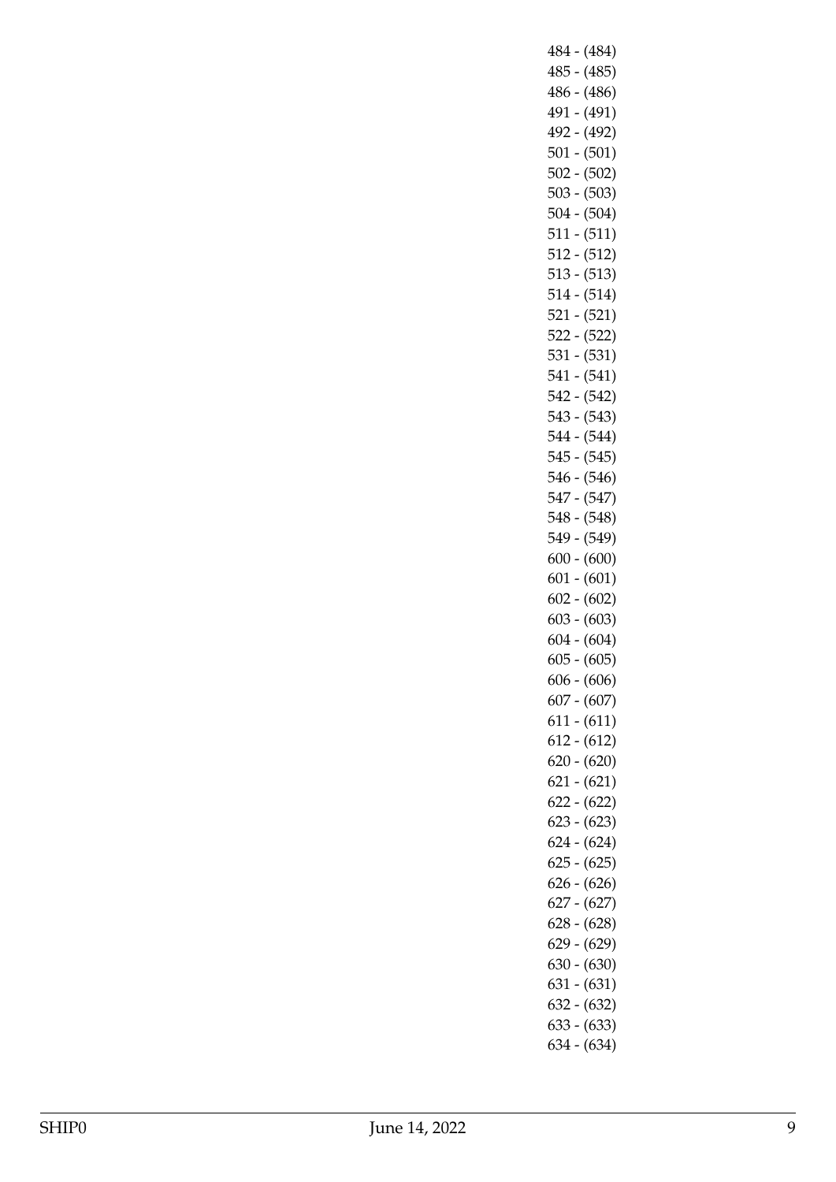484 - (484)
485 - (485)
486 - (486)
491 - (491)
492 - (492)
501 - (501)
502 - (502)
503 - (503)
504 - (504)
511 - (511)
512 - (512)
513 - (513)
514 - (514)
521 - (521)
522 - (522)
531 - (531)
541 - (541)
542 - (542)
543 - (543)
544 - (544)
545 - (545)
546 - (546)
547 - (547)
548 - (548)
549 - (549)
600 - (600)
601 - (601)
602 - (602)
603 - (603)
604 - (604)
605 - (605)
606 - (606)
607 - (607)
611 - (611)
612 - (612)
620 - (620)
621 - (621)
622 - (622)
623 - (623)
624 - (624)
625 - (625)
626 - (626)
627 - (627)
628 - (628)
629 - (629)
630 - (630)
631 - (631)
632 - (632)
633 - (633)
634 - (634)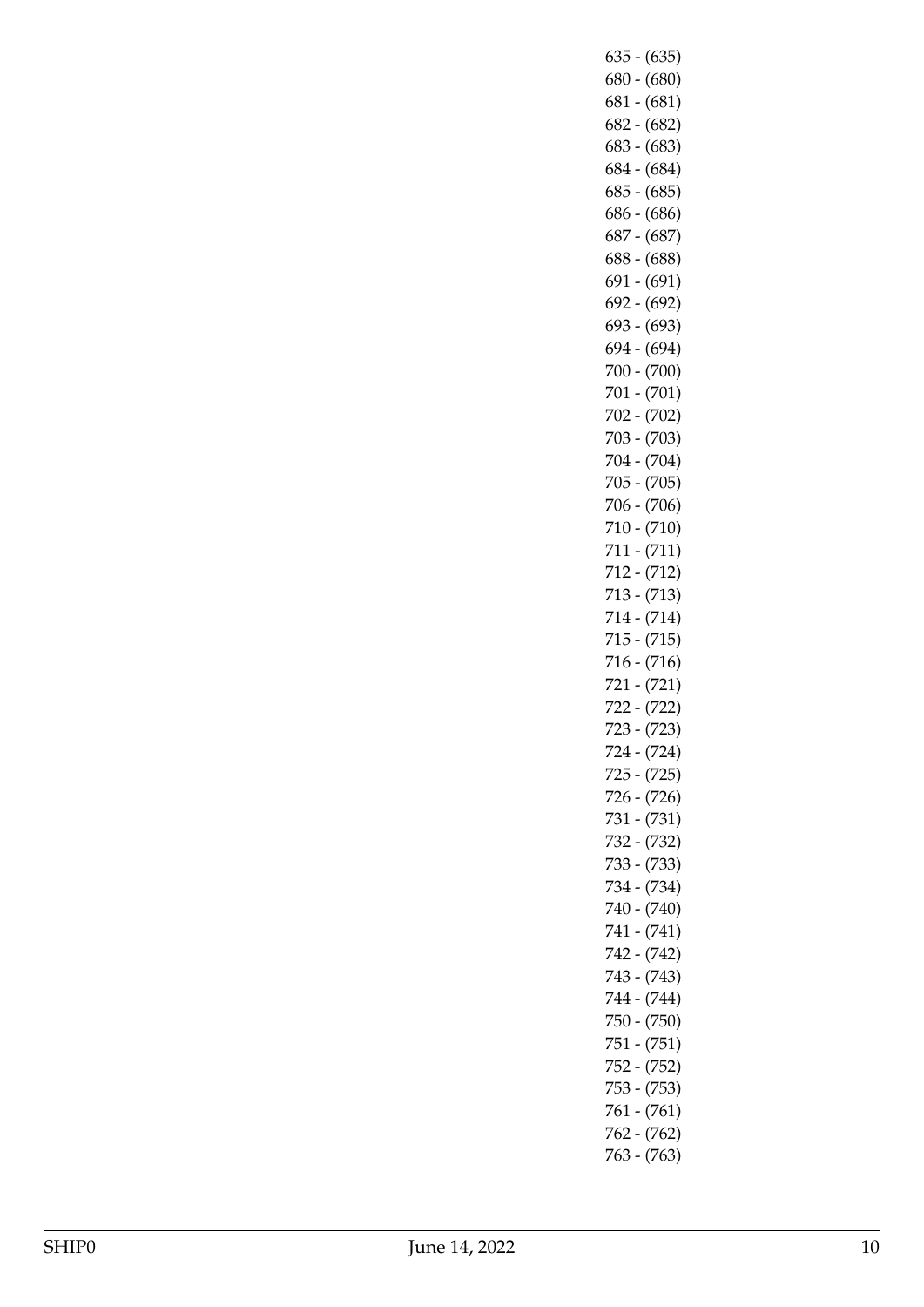635 - (635)
680 - (680)
681 - (681)
682 - (682)
683 - (683)
684 - (684)
685 - (685)
686 - (686)
687 - (687)
688 - (688)
691 - (691)
692 - (692)
693 - (693)
694 - (694)
700 - (700)
701 - (701)
702 - (702)
703 - (703)
704 - (704)
705 - (705)
706 - (706)
710 - (710)
711 - (711)
712 - (712)
713 - (713)
714 - (714)
715 - (715)
716 - (716)
721 - (721)
722 - (722)
723 - (723)
724 - (724)
725 - (725)
726 - (726)
731 - (731)
732 - (732)
733 - (733)
734 - (734)
740 - (740)
741 - (741)
742 - (742)
743 - (743)
744 - (744)
750 - (750)
751 - (751)
752 - (752)
753 - (753)
761 - (761)
762 - (762)
763 - (763)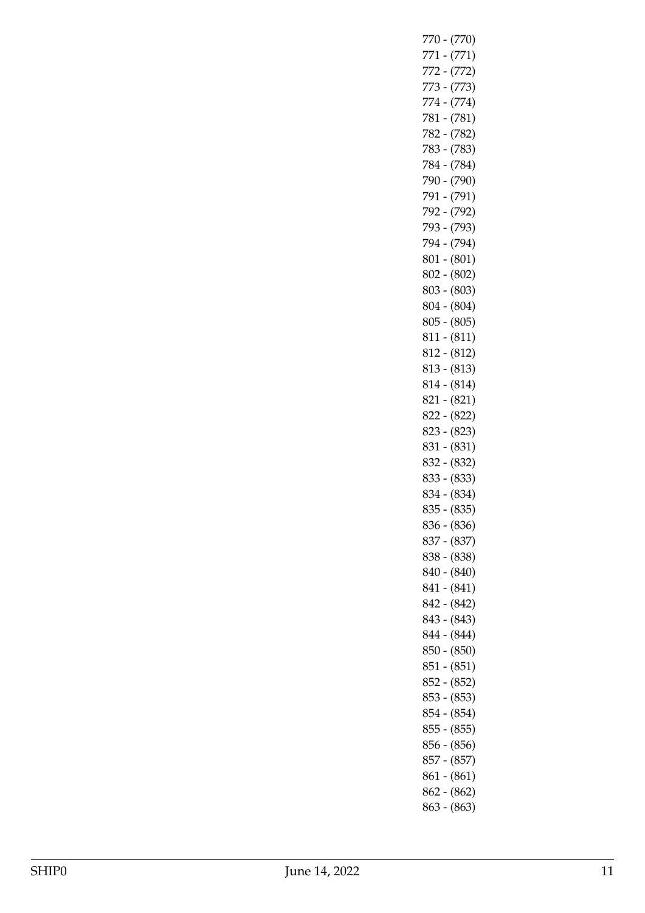770 - (770)
771 - (771)
772 - (772)
773 - (773)
774 - (774)
781 - (781)
782 - (782)
783 - (783)
784 - (784)
790 - (790)
791 - (791)
792 - (792)
793 - (793)
794 - (794)
801 - (801)
802 - (802)
803 - (803)
804 - (804)
805 - (805)
811 - (811)
812 - (812)
813 - (813)
814 - (814)
821 - (821)
822 - (822)
823 - (823)
831 - (831)
832 - (832)
833 - (833)
834 - (834)
835 - (835)
836 - (836)
837 - (837)
838 - (838)
840 - (840)
841 - (841)
842 - (842)
843 - (843)
844 - (844)
850 - (850)
851 - (851)
852 - (852)
853 - (853)
854 - (854)
855 - (855)
856 - (856)
857 - (857)
861 - (861)
862 - (862)
863 - (863)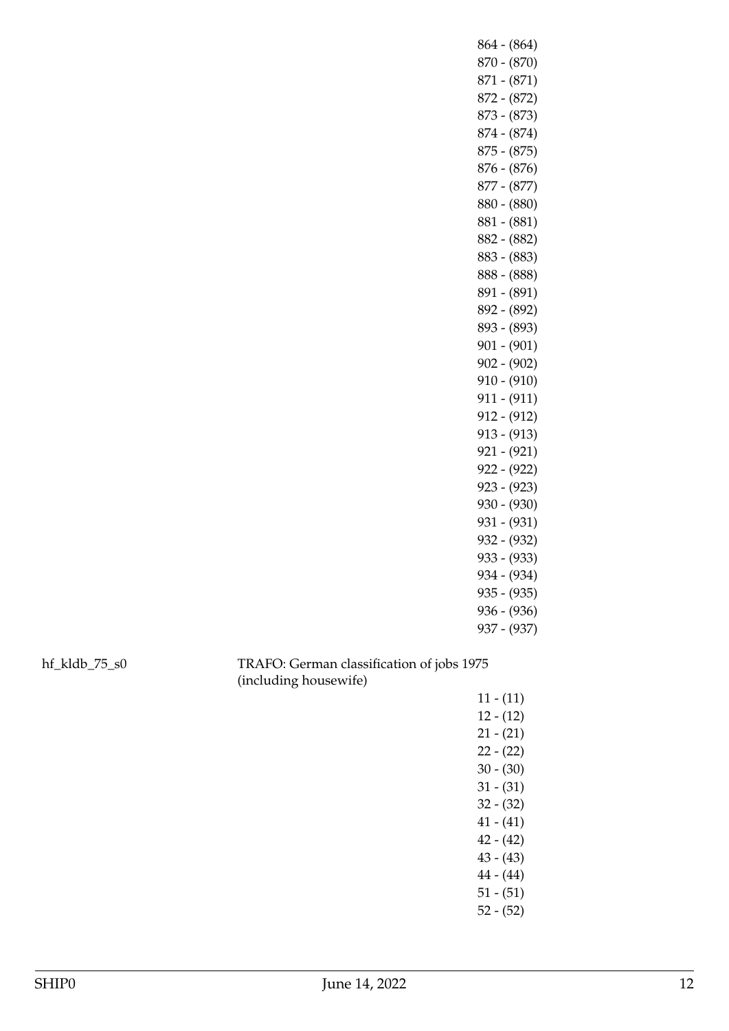864 - (864)
870 - (870)
871 - (871)
872 - (872)
873 - (873)
874 - (874)
875 - (875)
876 - (876)
877 - (877)
880 - (880)
881 - (881)
882 - (882)
883 - (883)
888 - (888)
891 - (891)
892 - (892)
893 - (893)
901 - (901)
902 - (902)
910 - (910)
911 - (911)
912 - (912)
913 - (913)
921 - (921)
922 - (922)
923 - (923)
930 - (930)
931 - (931)
932 - (932)
933 - (933)
934 - (934)
935 - (935)
936 - (936)
937 - (937)

hf_kldb_75_s0 TRAFO: German classification of jobs 1975 (including housewife)

11 - (11)
12 - (12)
21 - (21)
22 - (22)
30 - (30)
31 - (31)
32 - (32)
41 - (41)
42 - (42)
43 - (43)
44 - (44)
51 - (51)
52 - (52)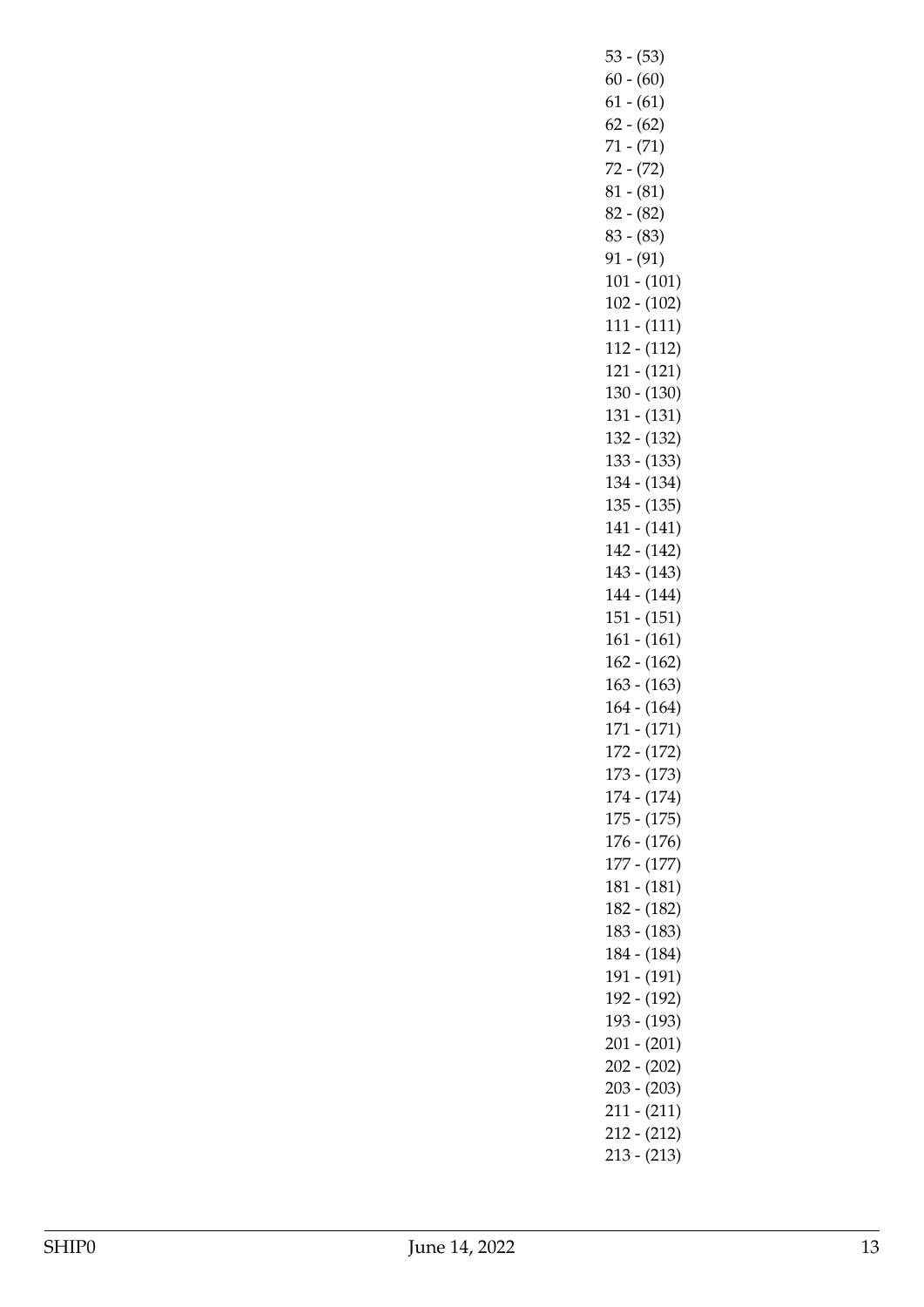53 - (53)
60 - (60)
61 - (61)
62 - (62)
71 - (71)
72 - (72)
81 - (81)
82 - (82)
83 - (83)
91 - (91)
101 - (101)
102 - (102)
111 - (111)
112 - (112)
121 - (121)
130 - (130)
131 - (131)
132 - (132)
133 - (133)
134 - (134)
135 - (135)
141 - (141)
142 - (142)
143 - (143)
144 - (144)
151 - (151)
161 - (161)
162 - (162)
163 - (163)
164 - (164)
171 - (171)
172 - (172)
173 - (173)
174 - (174)
175 - (175)
176 - (176)
177 - (177)
181 - (181)
182 - (182)
183 - (183)
184 - (184)
191 - (191)
192 - (192)
193 - (193)
201 - (201)
202 - (202)
203 - (203)
211 - (211)
212 - (212)
213 - (213)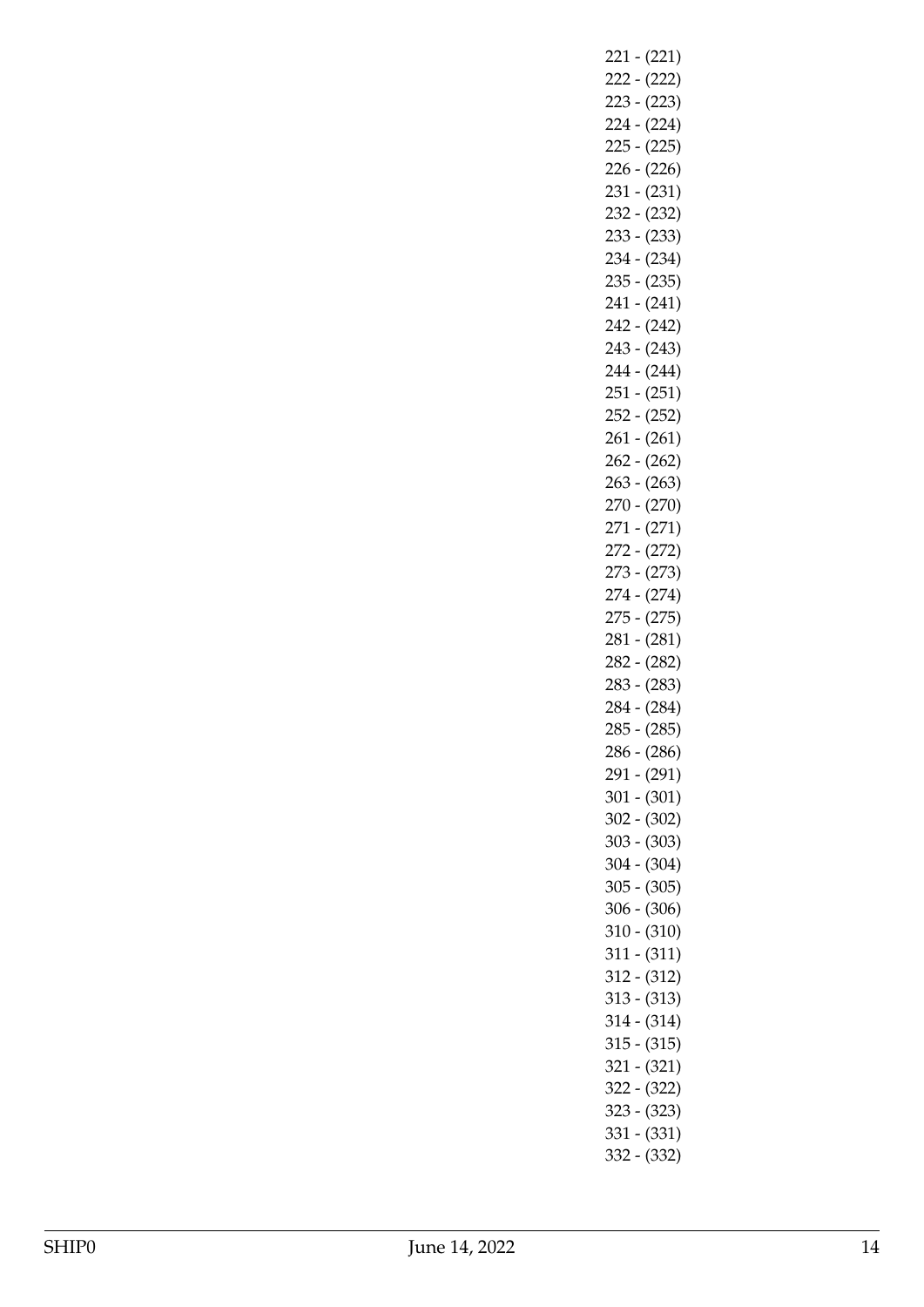221 - (221)
222 - (222)
223 - (223)
224 - (224)
225 - (225)
226 - (226)
231 - (231)
232 - (232)
233 - (233)
234 - (234)
235 - (235)
241 - (241)
242 - (242)
243 - (243)
244 - (244)
251 - (251)
252 - (252)
261 - (261)
262 - (262)
263 - (263)
270 - (270)
271 - (271)
272 - (272)
273 - (273)
274 - (274)
275 - (275)
281 - (281)
282 - (282)
283 - (283)
284 - (284)
285 - (285)
286 - (286)
291 - (291)
301 - (301)
302 - (302)
303 - (303)
304 - (304)
305 - (305)
306 - (306)
310 - (310)
311 - (311)
312 - (312)
313 - (313)
314 - (314)
315 - (315)
321 - (321)
322 - (322)
323 - (323)
331 - (331)
332 - (332)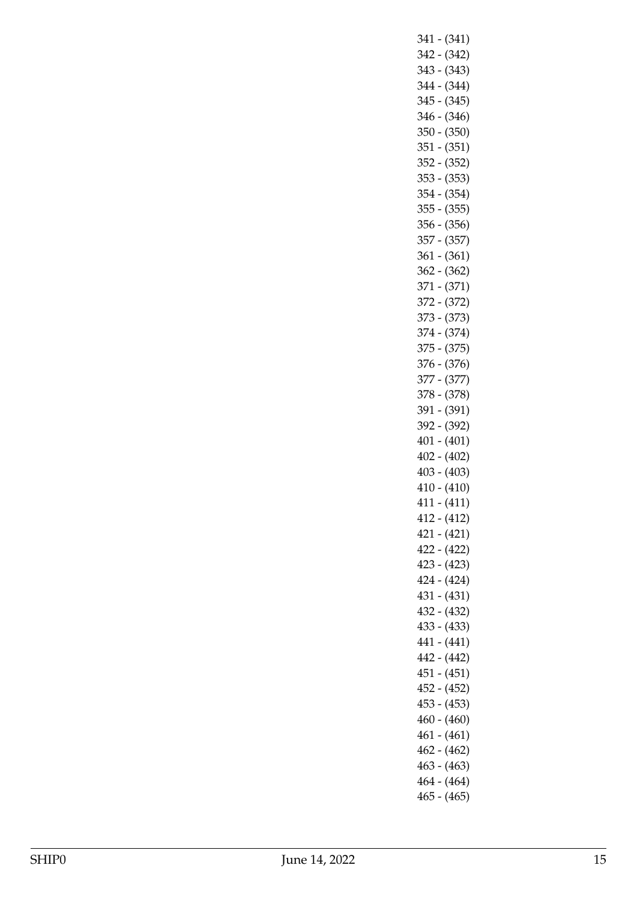341 - (341)
342 - (342)
343 - (343)
344 - (344)
345 - (345)
346 - (346)
350 - (350)
351 - (351)
352 - (352)
353 - (353)
354 - (354)
355 - (355)
356 - (356)
357 - (357)
361 - (361)
362 - (362)
371 - (371)
372 - (372)
373 - (373)
374 - (374)
375 - (375)
376 - (376)
377 - (377)
378 - (378)
391 - (391)
392 - (392)
401 - (401)
402 - (402)
403 - (403)
410 - (410)
411 - (411)
412 - (412)
421 - (421)
422 - (422)
423 - (423)
424 - (424)
431 - (431)
432 - (432)
433 - (433)
441 - (441)
442 - (442)
451 - (451)
452 - (452)
453 - (453)
460 - (460)
461 - (461)
462 - (462)
463 - (463)
464 - (464)
465 - (465)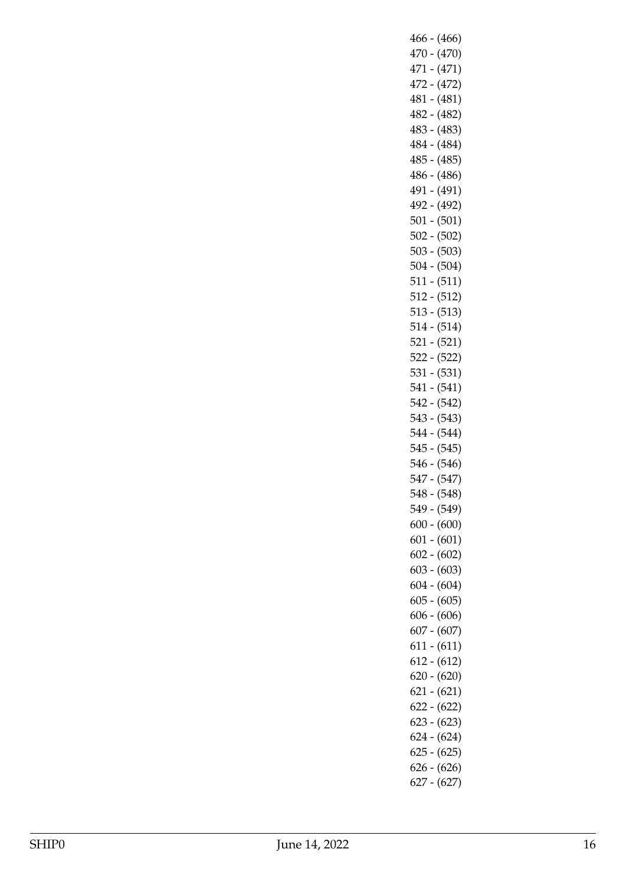466 - (466)
470 - (470)
471 - (471)
472 - (472)
481 - (481)
482 - (482)
483 - (483)
484 - (484)
485 - (485)
486 - (486)
491 - (491)
492 - (492)
501 - (501)
502 - (502)
503 - (503)
504 - (504)
511 - (511)
512 - (512)
513 - (513)
514 - (514)
521 - (521)
522 - (522)
531 - (531)
541 - (541)
542 - (542)
543 - (543)
544 - (544)
545 - (545)
546 - (546)
547 - (547)
548 - (548)
549 - (549)
600 - (600)
601 - (601)
602 - (602)
603 - (603)
604 - (604)
605 - (605)
606 - (606)
607 - (607)
611 - (611)
612 - (612)
620 - (620)
621 - (621)
622 - (622)
623 - (623)
624 - (624)
625 - (625)
626 - (626)
627 - (627)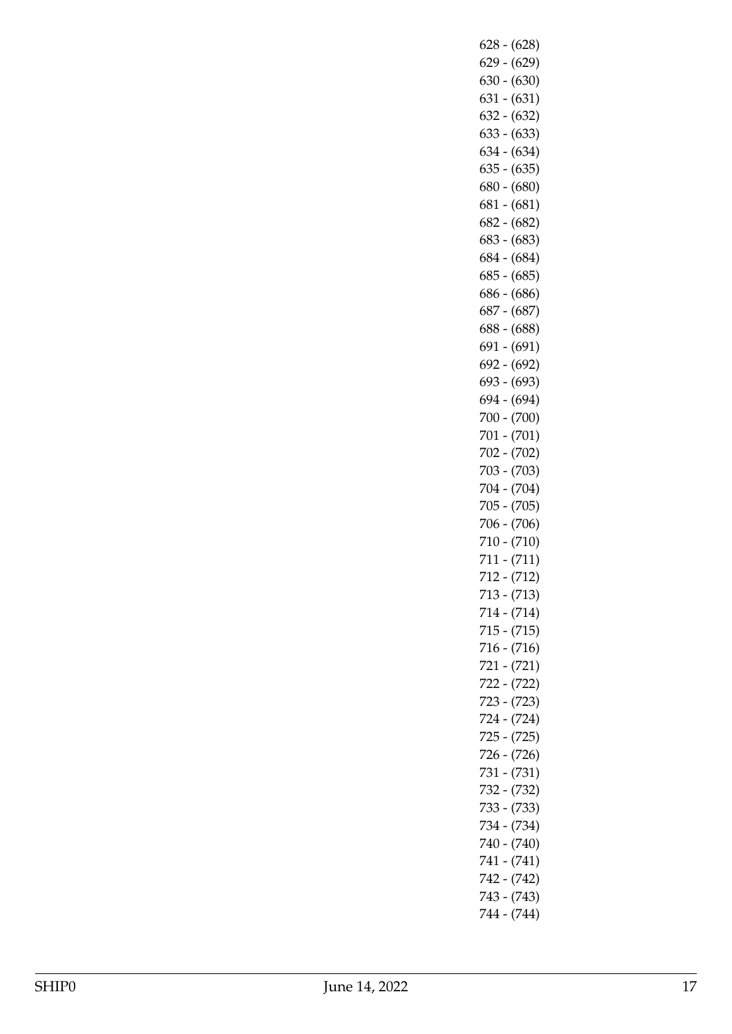628 - (628)
629 - (629)
630 - (630)
631 - (631)
632 - (632)
633 - (633)
634 - (634)
635 - (635)
680 - (680)
681 - (681)
682 - (682)
683 - (683)
684 - (684)
685 - (685)
686 - (686)
687 - (687)
688 - (688)
691 - (691)
692 - (692)
693 - (693)
694 - (694)
700 - (700)
701 - (701)
702 - (702)
703 - (703)
704 - (704)
705 - (705)
706 - (706)
710 - (710)
711 - (711)
712 - (712)
713 - (713)
714 - (714)
715 - (715)
716 - (716)
721 - (721)
722 - (722)
723 - (723)
724 - (724)
725 - (725)
726 - (726)
731 - (731)
732 - (732)
733 - (733)
734 - (734)
740 - (740)
741 - (741)
742 - (742)
743 - (743)
744 - (744)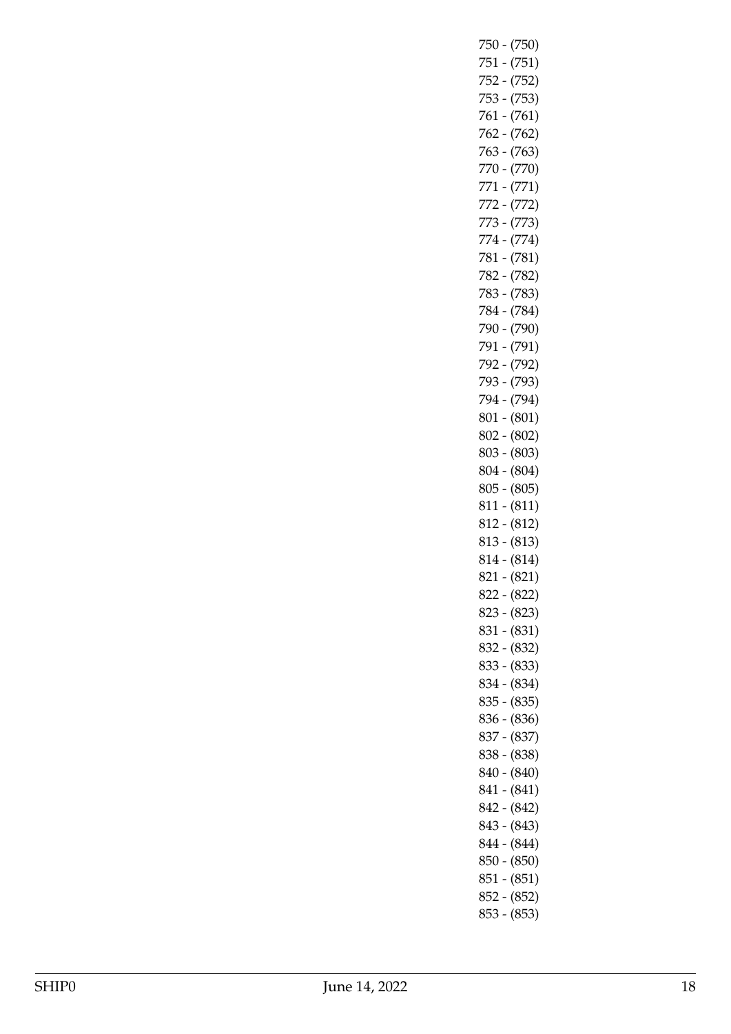750 - (750)
751 - (751)
752 - (752)
753 - (753)
761 - (761)
762 - (762)
763 - (763)
770 - (770)
771 - (771)
772 - (772)
773 - (773)
774 - (774)
781 - (781)
782 - (782)
783 - (783)
784 - (784)
790 - (790)
791 - (791)
792 - (792)
793 - (793)
794 - (794)
801 - (801)
802 - (802)
803 - (803)
804 - (804)
805 - (805)
811 - (811)
812 - (812)
813 - (813)
814 - (814)
821 - (821)
822 - (822)
823 - (823)
831 - (831)
832 - (832)
833 - (833)
834 - (834)
835 - (835)
836 - (836)
837 - (837)
838 - (838)
840 - (840)
841 - (841)
842 - (842)
843 - (843)
844 - (844)
850 - (850)
851 - (851)
852 - (852)
853 - (853)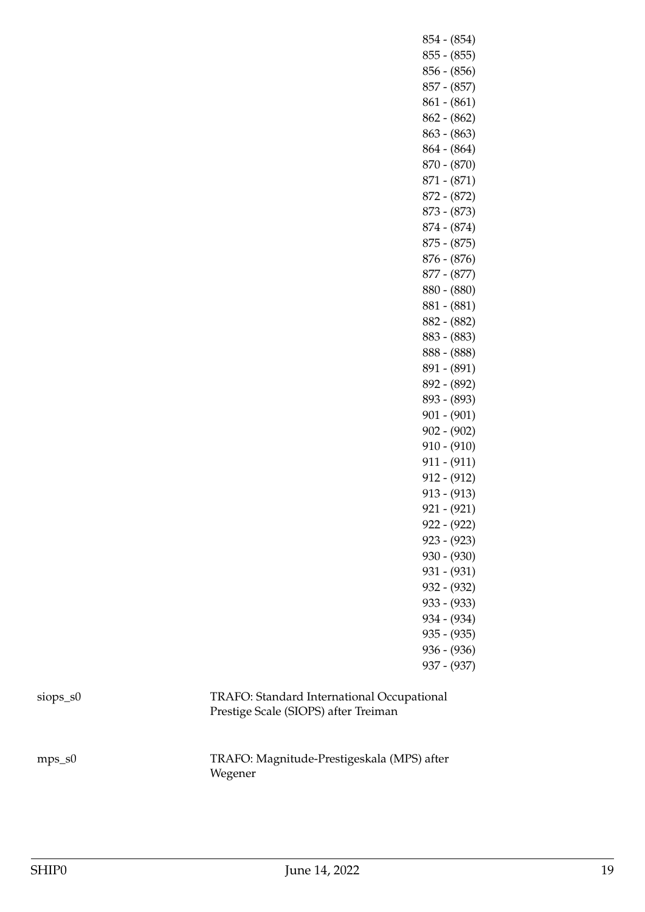| | | |
|---|---|---|
| | | 854 - (854) |
| | | 855 - (855) |
| | | 856 - (856) |
| | | 857 - (857) |
| | | 861 - (861) |
| | | 862 - (862) |
| | | 863 - (863) |
| | | 864 - (864) |
| | | 870 - (870) |
| | | 871 - (871) |
| | | 872 - (872) |
| | | 873 - (873) |
| | | 874 - (874) |
| | | 875 - (875) |
| | | 876 - (876) |
| | | 877 - (877) |
| | | 880 - (880) |
| | | 881 - (881) |
| | | 882 - (882) |
| | | 883 - (883) |
| | | 888 - (888) |
| | | 891 - (891) |
| | | 892 - (892) |
| | | 893 - (893) |
| | | 901 - (901) |
| | | 902 - (902) |
| | | 910 - (910) |
| | | 911 - (911) |
| | | 912 - (912) |
| | | 913 - (913) |
| | | 921 - (921) |
| | | 922 - (922) |
| | | 923 - (923) |
| | | 930 - (930) |
| | | 931 - (931) |
| | | 932 - (932) |
| | | 933 - (933) |
| | | 934 - (934) |
| | | 935 - (935) |
| | | 936 - (936) |
| | | 937 - (937) |
| siops_s0 | TRAFO: Standard International Occupational Prestige Scale (SIOPS) after Treiman | |
| mps_s0 | TRAFO: Magnitude-Prestigeskala (MPS) after Wegener | |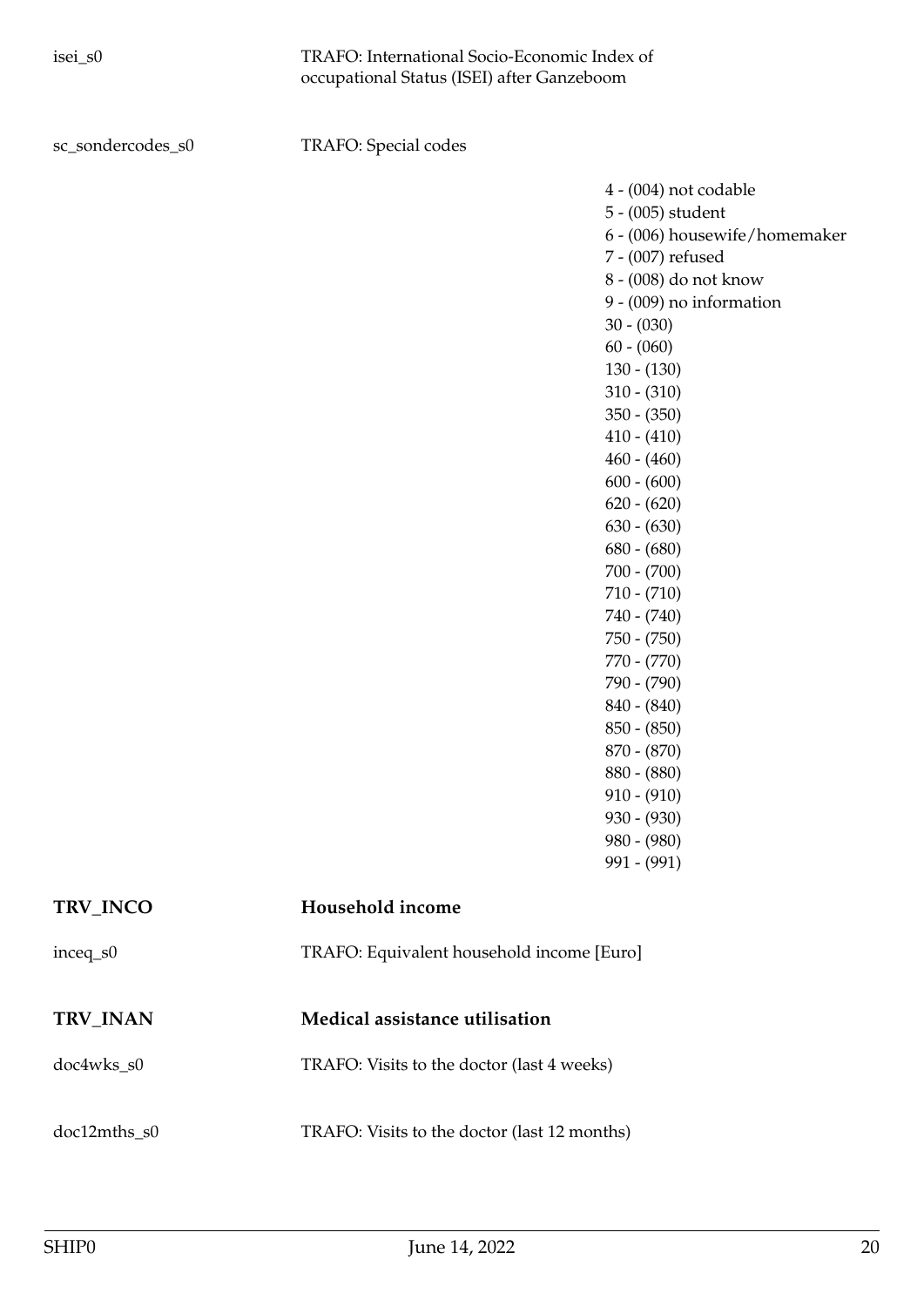isei_s0 TRAFO: International Socio-Economic Index of occupational Status (ISEI) after Ganzeboom

sc_sondercodes_s0 TRAFO: Special codes

- 4 - (004) not codable
- 5 - (005) student
- 6 - (006) housewife/homemaker
- 7 - (007) refused
- 8 - (008) do not know
- 9 - (009) no information
- 30 - (030)
- 60 - (060)
- 130 - (130)
- 310 - (310)
- 350 - (350)
- 410 - (410)
- 460 - (460)
- 600 - (600)
- 620 - (620)
- 630 - (630)
- 680 - (680)
- 700 - (700)
- 710 - (710)
- 740 - (740)
- 750 - (750)
- 770 - (770)
- 790 - (790)
- 840 - (840)
- 850 - (850)
- 870 - (870)
- 880 - (880)
- 910 - (910)
- 930 - (930)
- 980 - (980)
- 991 - (991)

## TRV_INCO Household income

inceq_s0 TRAFO: Equivalent household income [Euro]

## TRV_INAN Medical assistance utilisation

doc4wks_s0 TRAFO: Visits to the doctor (last 4 weeks)

doc12mths_s0 TRAFO: Visits to the doctor (last 12 months)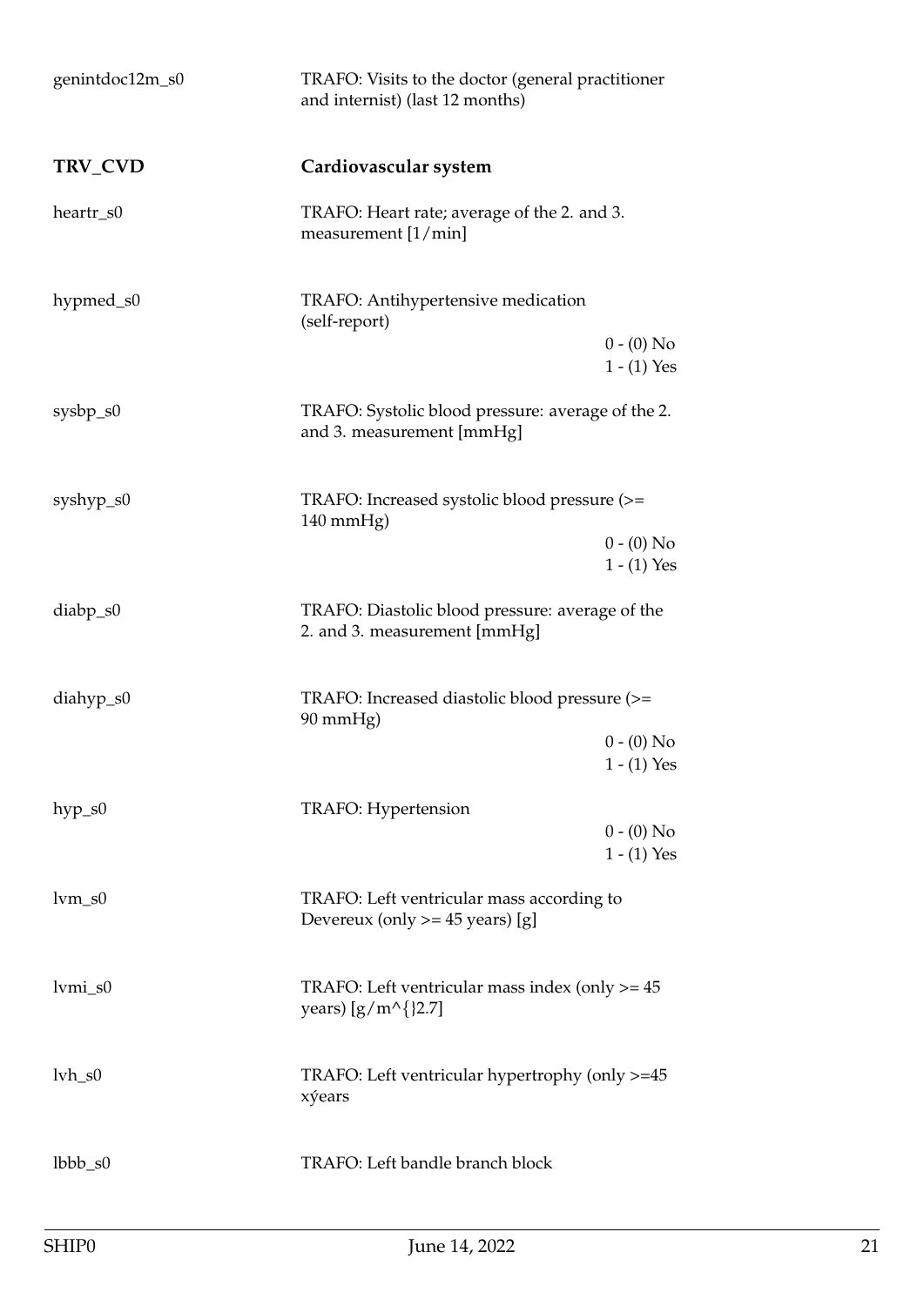genintdoc12m_s0 — TRAFO: Visits to the doctor (general practitioner and internist) (last 12 months)

## TRV_CVD — Cardiovascular system

heartr_s0 — TRAFO: Heart rate; average of the 2. and 3. measurement [1/min]

hypmed_s0 — TRAFO: Antihypertensive medication (self-report)

- 0 - (0) No
- 1 - (1) Yes

sysbp_s0 — TRAFO: Systolic blood pressure: average of the 2. and 3. measurement [mmHg]

syshyp_s0 — TRAFO: Increased systolic blood pressure (>= 140 mmHg)

- 0 - (0) No
- 1 - (1) Yes

diabp_s0 — TRAFO: Diastolic blood pressure: average of the 2. and 3. measurement [mmHg]

diahyp_s0 — TRAFO: Increased diastolic blood pressure (>= 90 mmHg)

- 0 - (0) No
- 1 - (1) Yes

hyp_s0 — TRAFO: Hypertension

- 0 - (0) No
- 1 - (1) Yes

lvm_s0 — TRAFO: Left ventricular mass according to Devereux (only >= 45 years) [g]

lvmi_s0 — TRAFO: Left ventricular mass index (only >= 45 years) [g/m^{}2.7]

lvh_s0 — TRAFO: Left ventricular hypertrophy (only >=45 xýears

lbbb_s0 — TRAFO: Left bandle branch block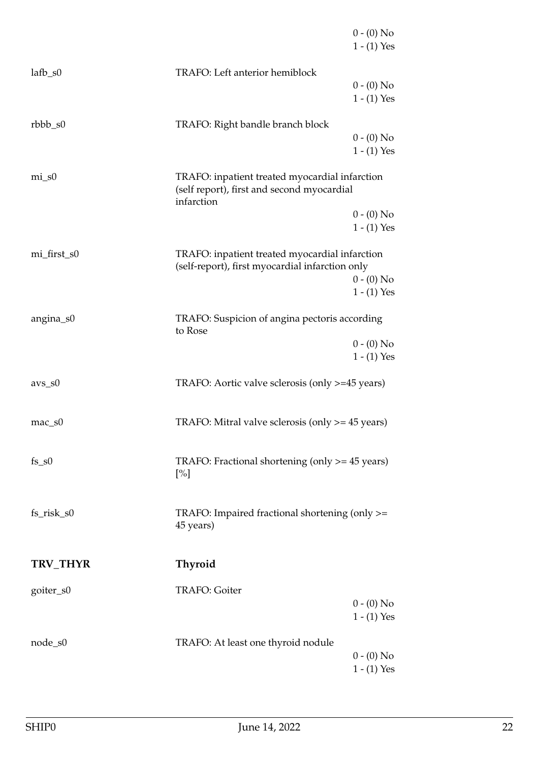0 - (0) No
1 - (1) Yes

lafb_s0 TRAFO: Left anterior hemiblock
0 - (0) No
1 - (1) Yes

rbbb_s0 TRAFO: Right bandle branch block
0 - (0) No
1 - (1) Yes

mi_s0 TRAFO: inpatient treated myocardial infarction (self report), first and second myocardial infarction
0 - (0) No
1 - (1) Yes

mi_first_s0 TRAFO: inpatient treated myocardial infarction (self-report), first myocardial infarction only
0 - (0) No
1 - (1) Yes

angina_s0 TRAFO: Suspicion of angina pectoris according to Rose
0 - (0) No
1 - (1) Yes

avs_s0 TRAFO: Aortic valve sclerosis (only >=45 years)

mac_s0 TRAFO: Mitral valve sclerosis (only >= 45 years)

fs_s0 TRAFO: Fractional shortening (only >= 45 years) [%]

fs_risk_s0 TRAFO: Impaired fractional shortening (only >= 45 years)

**TRV_THYR** **Thyroid**

goiter_s0 TRAFO: Goiter
0 - (0) No
1 - (1) Yes

node_s0 TRAFO: At least one thyroid nodule
0 - (0) No
1 - (1) Yes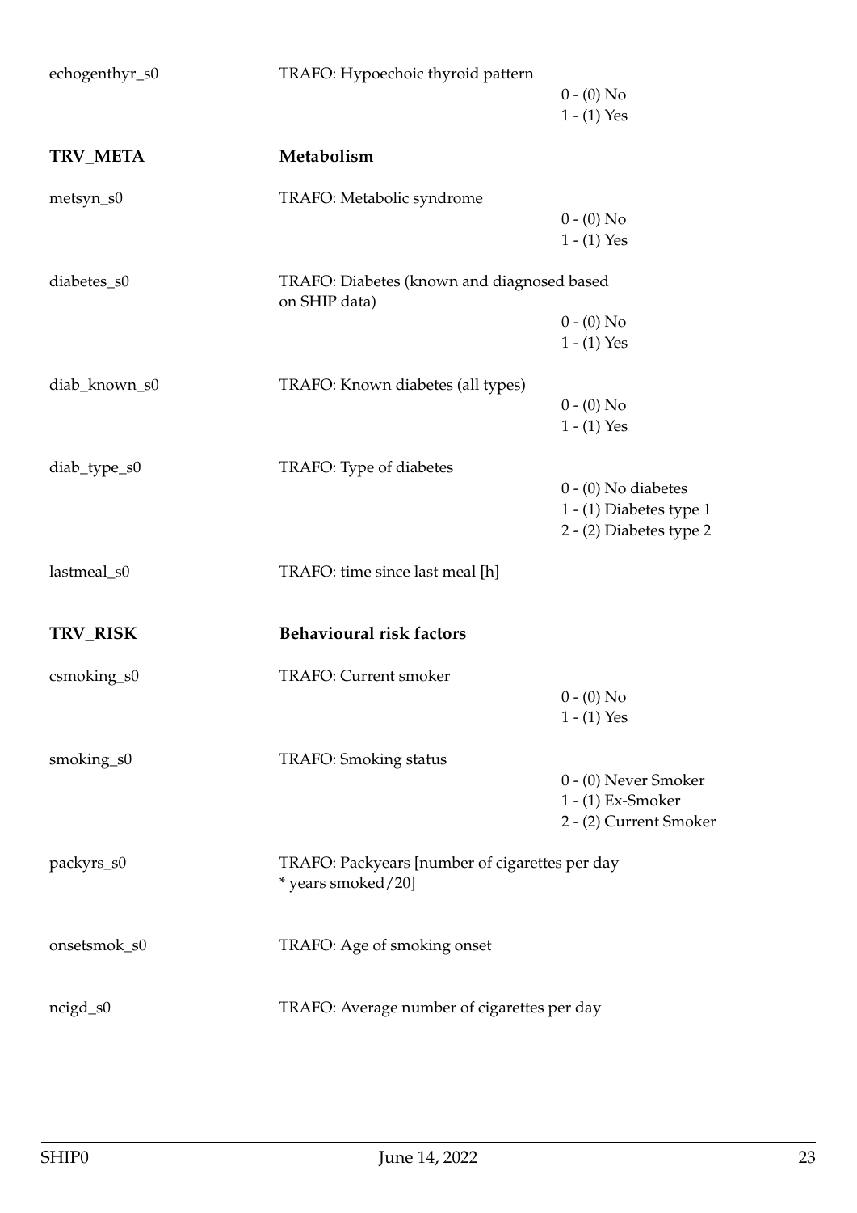echogenthyr_s0 — TRAFO: Hypoechoic thyroid pattern

- 0 - (0) No
- 1 - (1) Yes

## TRV_META — Metabolism

metsyn_s0 — TRAFO: Metabolic syndrome

- 0 - (0) No
- 1 - (1) Yes

diabetes_s0 — TRAFO: Diabetes (known and diagnosed based on SHIP data)

- 0 - (0) No
- 1 - (1) Yes

diab_known_s0 — TRAFO: Known diabetes (all types)

- 0 - (0) No
- 1 - (1) Yes

diab_type_s0 — TRAFO: Type of diabetes

- 0 - (0) No diabetes
- 1 - (1) Diabetes type 1
- 2 - (2) Diabetes type 2

lastmeal_s0 — TRAFO: time since last meal [h]

## TRV_RISK — Behavioural risk factors

csmoking_s0 — TRAFO: Current smoker

- 0 - (0) No
- 1 - (1) Yes

smoking_s0 — TRAFO: Smoking status

- 0 - (0) Never Smoker
- 1 - (1) Ex-Smoker
- 2 - (2) Current Smoker

packyrs_s0 — TRAFO: Packyears [number of cigarettes per day * years smoked/20]

onsetsmok_s0 — TRAFO: Age of smoking onset

ncigd_s0 — TRAFO: Average number of cigarettes per day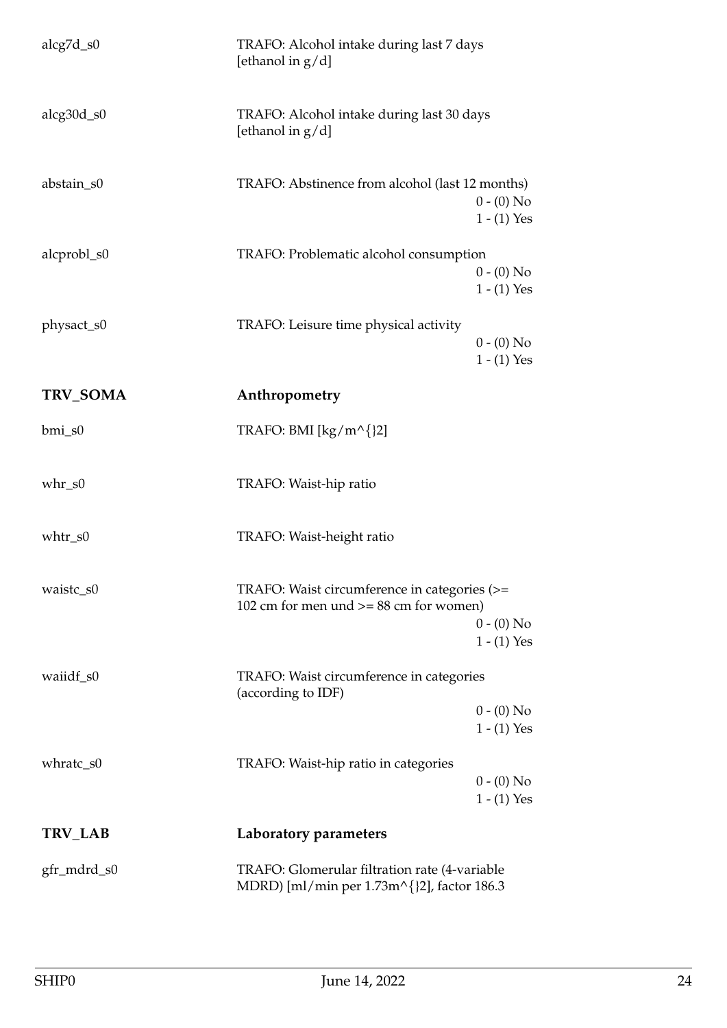alcg7d_s0 TRAFO: Alcohol intake during last 7 days [ethanol in g/d]

alcg30d_s0 TRAFO: Alcohol intake during last 30 days [ethanol in g/d]

abstain_s0 TRAFO: Abstinence from alcohol (last 12 months)
- 0 - (0) No
- 1 - (1) Yes

alcprobl_s0 TRAFO: Problematic alcohol consumption
- 0 - (0) No
- 1 - (1) Yes

physact_s0 TRAFO: Leisure time physical activity
- 0 - (0) No
- 1 - (1) Yes

## TRV_SOMA Anthropometry

bmi_s0 TRAFO: BMI [kg/m^{}2]

whr_s0 TRAFO: Waist-hip ratio

whtr_s0 TRAFO: Waist-height ratio

waistc_s0 TRAFO: Waist circumference in categories (>= 102 cm for men und >= 88 cm for women)
- 0 - (0) No
- 1 - (1) Yes

waiidf_s0 TRAFO: Waist circumference in categories (according to IDF)
- 0 - (0) No
- 1 - (1) Yes

whratc_s0 TRAFO: Waist-hip ratio in categories
- 0 - (0) No
- 1 - (1) Yes

## TRV_LAB Laboratory parameters

gfr_mdrd_s0 TRAFO: Glomerular filtration rate (4-variable MDRD) [ml/min per 1.73m^{}2], factor 186.3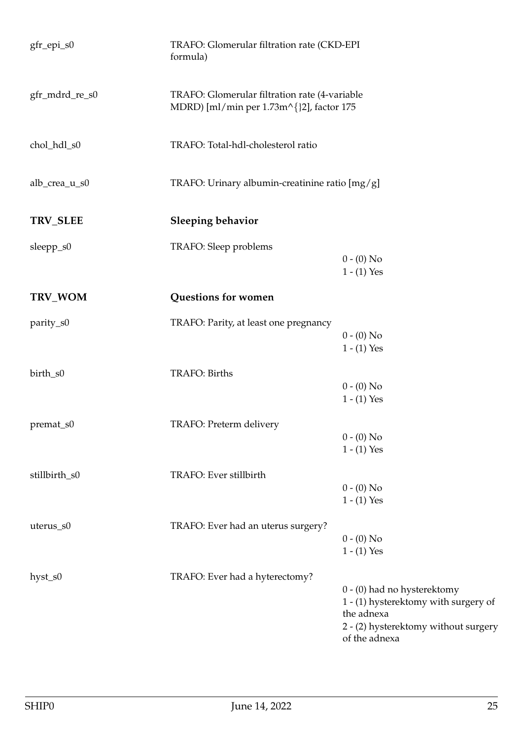| Variable | Label | Values |
|---|---|---|
| gfr_epi_s0 | TRAFO: Glomerular filtration rate (CKD-EPI formula) | |
| gfr_mdrd_re_s0 | TRAFO: Glomerular filtration rate (4-variable MDRD) [ml/min per 1.73m^{}2], factor 175 | |
| chol_hdl_s0 | TRAFO: Total-hdl-cholesterol ratio | |
| alb_crea_u_s0 | TRAFO: Urinary albumin-creatinine ratio [mg/g] | |

## TRV_SLEE Sleeping behavior

| Variable | Label | Values |
|---|---|---|
| sleepp_s0 | TRAFO: Sleep problems | 0 - (0) No<br>1 - (1) Yes |

## TRV_WOM Questions for women

| Variable | Label | Values |
|---|---|---|
| parity_s0 | TRAFO: Parity, at least one pregnancy | 0 - (0) No<br>1 - (1) Yes |
| birth_s0 | TRAFO: Births | 0 - (0) No<br>1 - (1) Yes |
| premat_s0 | TRAFO: Preterm delivery | 0 - (0) No<br>1 - (1) Yes |
| stillbirth_s0 | TRAFO: Ever stillbirth | 0 - (0) No<br>1 - (1) Yes |
| uterus_s0 | TRAFO: Ever had an uterus surgery? | 0 - (0) No<br>1 - (1) Yes |
| hyst_s0 | TRAFO: Ever had a hyterectomy? | 0 - (0) had no hysterektomy<br>1 - (1) hysterektomy with surgery of the adnexa<br>2 - (2) hysterektomy without surgery of the adnexa |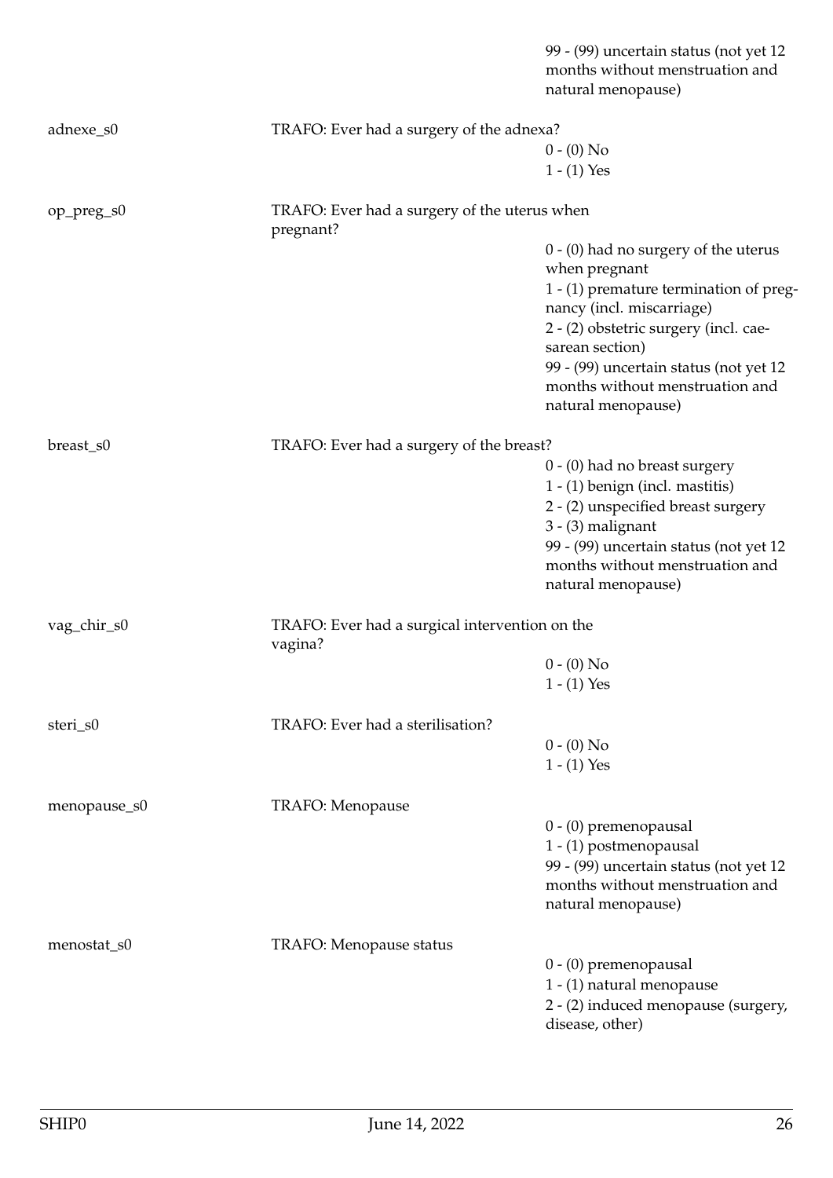99 - (99) uncertain status (not yet 12 months without menstruation and natural menopause)

| Variable | Description | Values |
|---|---|---|
| adnexe_s0 | TRAFO: Ever had a surgery of the adnexa? | 0 - (0) No<br>1 - (1) Yes |
| op_preg_s0 | TRAFO: Ever had a surgery of the uterus when pregnant? | 0 - (0) had no surgery of the uterus when pregnant<br>1 - (1) premature termination of pregnancy (incl. miscarriage)<br>2 - (2) obstetric surgery (incl. caesarean section)<br>99 - (99) uncertain status (not yet 12 months without menstruation and natural menopause) |
| breast_s0 | TRAFO: Ever had a surgery of the breast? | 0 - (0) had no breast surgery<br>1 - (1) benign (incl. mastitis)<br>2 - (2) unspecified breast surgery<br>3 - (3) malignant<br>99 - (99) uncertain status (not yet 12 months without menstruation and natural menopause) |
| vag_chir_s0 | TRAFO: Ever had a surgical intervention on the vagina? | 0 - (0) No<br>1 - (1) Yes |
| steri_s0 | TRAFO: Ever had a sterilisation? | 0 - (0) No<br>1 - (1) Yes |
| menopause_s0 | TRAFO: Menopause | 0 - (0) premenopausal<br>1 - (1) postmenopausal<br>99 - (99) uncertain status (not yet 12 months without menstruation and natural menopause) |
| menostat_s0 | TRAFO: Menopause status | 0 - (0) premenopausal<br>1 - (1) natural menopause<br>2 - (2) induced menopause (surgery, disease, other) |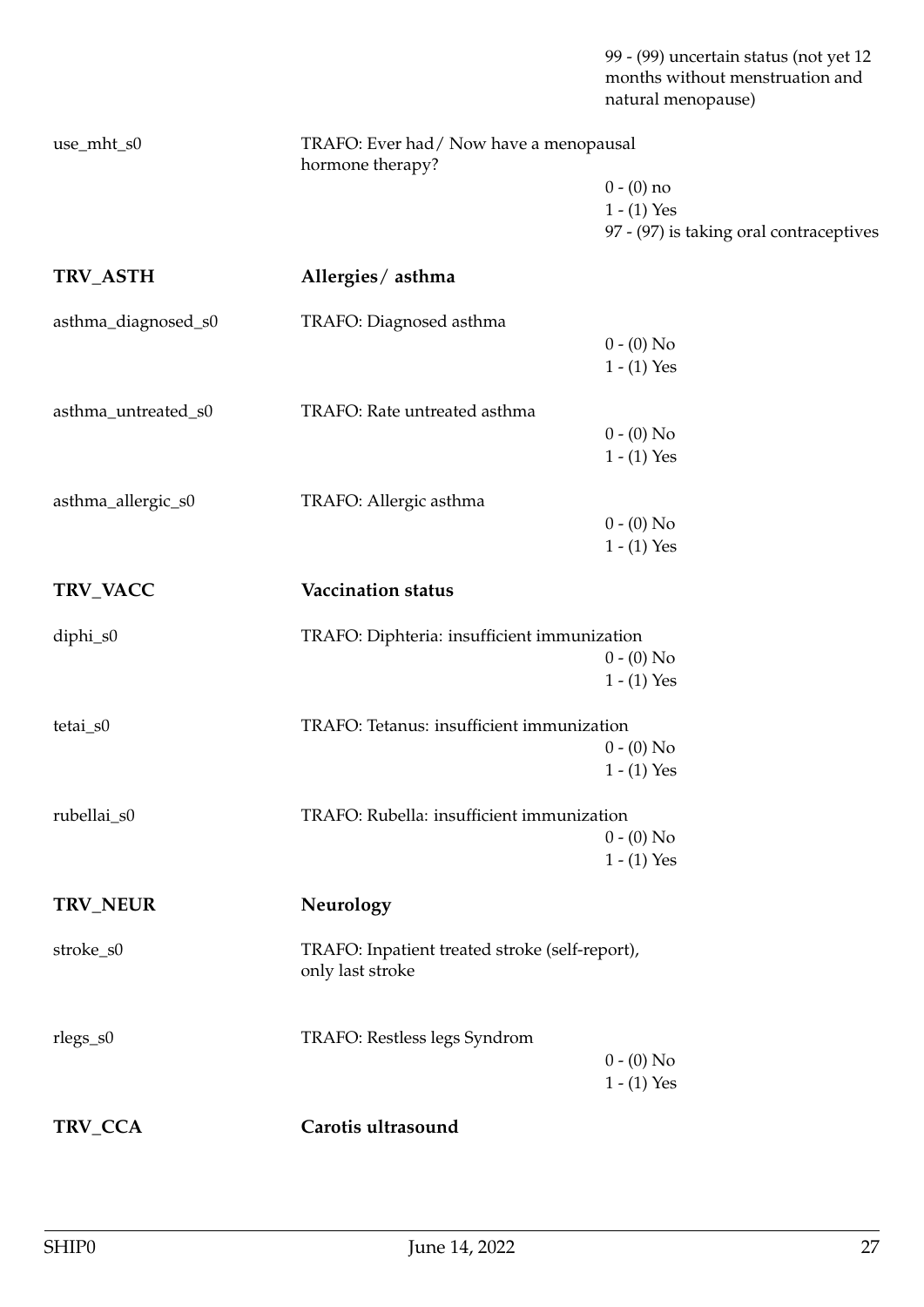| | | |
|---|---|---|
| | | 99 - (99) uncertain status (not yet 12 months without menstruation and natural menopause) |
| use_mht_s0 | TRAFO: Ever had / Now have a menopausal hormone therapy? | 0 - (0) no<br>1 - (1) Yes<br>97 - (97) is taking oral contraceptives |
| **TRV_ASTH** | **Allergies / asthma** | |
| asthma_diagnosed_s0 | TRAFO: Diagnosed asthma | 0 - (0) No<br>1 - (1) Yes |
| asthma_untreated_s0 | TRAFO: Rate untreated asthma | 0 - (0) No<br>1 - (1) Yes |
| asthma_allergic_s0 | TRAFO: Allergic asthma | 0 - (0) No<br>1 - (1) Yes |
| **TRV_VACC** | **Vaccination status** | |
| diphi_s0 | TRAFO: Diphteria: insufficient immunization | 0 - (0) No<br>1 - (1) Yes |
| tetai_s0 | TRAFO: Tetanus: insufficient immunization | 0 - (0) No<br>1 - (1) Yes |
| rubellai_s0 | TRAFO: Rubella: insufficient immunization | 0 - (0) No<br>1 - (1) Yes |
| **TRV_NEUR** | **Neurology** | |
| stroke_s0 | TRAFO: Inpatient treated stroke (self-report), only last stroke | |
| rlegs_s0 | TRAFO: Restless legs Syndrom | 0 - (0) No<br>1 - (1) Yes |
| **TRV_CCA** | **Carotis ultrasound** | |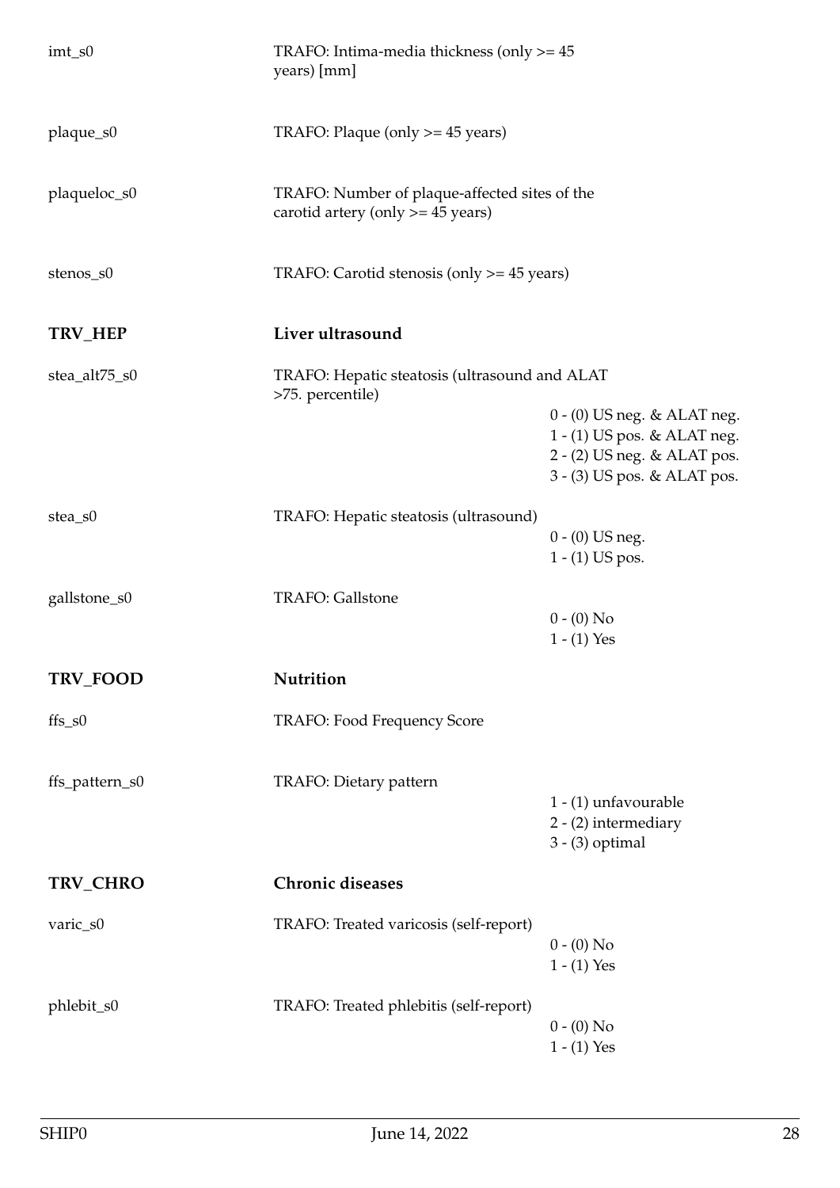| Variable | Description | Values |
|---|---|---|
| imt_s0 | TRAFO: Intima-media thickness (only >= 45 years) [mm] | |
| plaque_s0 | TRAFO: Plaque (only >= 45 years) | |
| plaqueloc_s0 | TRAFO: Number of plaque-affected sites of the carotid artery (only >= 45 years) | |
| stenos_s0 | TRAFO: Carotid stenosis (only >= 45 years) | |
| **TRV_HEP** | **Liver ultrasound** | |
| stea_alt75_s0 | TRAFO: Hepatic steatosis (ultrasound and ALAT >75. percentile) | 0 - (0) US neg. & ALAT neg.<br>1 - (1) US pos. & ALAT neg.<br>2 - (2) US neg. & ALAT pos.<br>3 - (3) US pos. & ALAT pos. |
| stea_s0 | TRAFO: Hepatic steatosis (ultrasound) | 0 - (0) US neg.<br>1 - (1) US pos. |
| gallstone_s0 | TRAFO: Gallstone | 0 - (0) No<br>1 - (1) Yes |
| **TRV_FOOD** | **Nutrition** | |
| ffs_s0 | TRAFO: Food Frequency Score | |
| ffs_pattern_s0 | TRAFO: Dietary pattern | 1 - (1) unfavourable<br>2 - (2) intermediary<br>3 - (3) optimal |
| **TRV_CHRO** | **Chronic diseases** | |
| varic_s0 | TRAFO: Treated varicosis (self-report) | 0 - (0) No<br>1 - (1) Yes |
| phlebit_s0 | TRAFO: Treated phlebitis (self-report) | 0 - (0) No<br>1 - (1) Yes |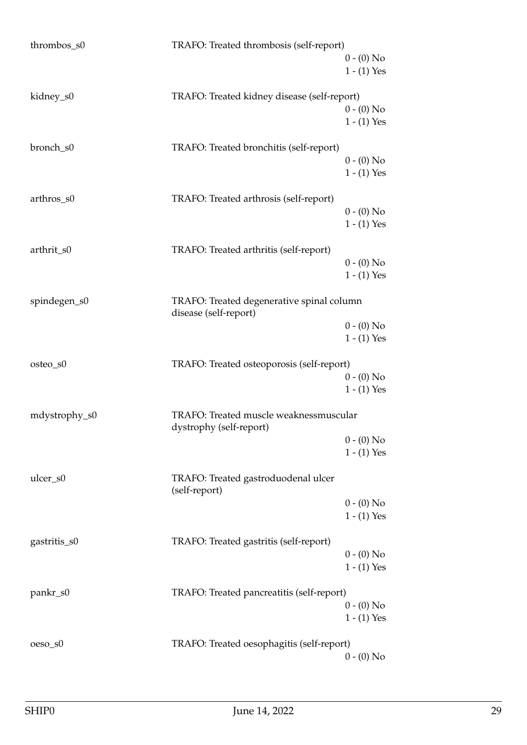thrombos_s0 TRAFO: Treated thrombosis (self-report)

0 - (0) No
1 - (1) Yes

kidney_s0 TRAFO: Treated kidney disease (self-report)

0 - (0) No
1 - (1) Yes

bronch_s0 TRAFO: Treated bronchitis (self-report)

0 - (0) No
1 - (1) Yes

arthros_s0 TRAFO: Treated arthrosis (self-report)

0 - (0) No
1 - (1) Yes

arthrit_s0 TRAFO: Treated arthritis (self-report)

0 - (0) No
1 - (1) Yes

spindegen_s0 TRAFO: Treated degenerative spinal column disease (self-report)

0 - (0) No
1 - (1) Yes

osteo_s0 TRAFO: Treated osteoporosis (self-report)

0 - (0) No
1 - (1) Yes

mdystrophy_s0 TRAFO: Treated muscle weaknessmuscular dystrophy (self-report)

0 - (0) No
1 - (1) Yes

ulcer_s0 TRAFO: Treated gastroduodenal ulcer (self-report)

0 - (0) No
1 - (1) Yes

gastritis_s0 TRAFO: Treated gastritis (self-report)

0 - (0) No
1 - (1) Yes

pankr_s0 TRAFO: Treated pancreatitis (self-report)

0 - (0) No
1 - (1) Yes

oeso_s0 TRAFO: Treated oesophagitis (self-report)

0 - (0) No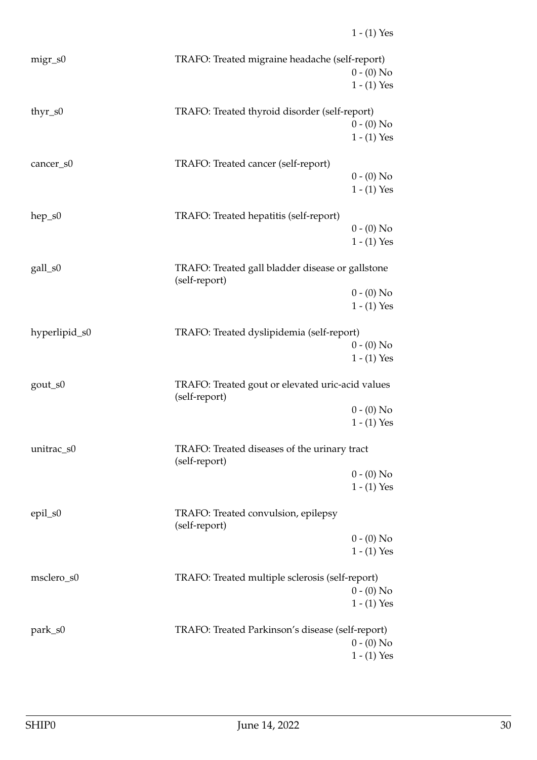1 - (1) Yes

migr_s0 TRAFO: Treated migraine headache (self-report)
0 - (0) No
1 - (1) Yes

thyr_s0 TRAFO: Treated thyroid disorder (self-report)
0 - (0) No
1 - (1) Yes

cancer_s0 TRAFO: Treated cancer (self-report)
0 - (0) No
1 - (1) Yes

hep_s0 TRAFO: Treated hepatitis (self-report)
0 - (0) No
1 - (1) Yes

gall_s0 TRAFO: Treated gall bladder disease or gallstone (self-report)
0 - (0) No
1 - (1) Yes

hyperlipid_s0 TRAFO: Treated dyslipidemia (self-report)
0 - (0) No
1 - (1) Yes

gout_s0 TRAFO: Treated gout or elevated uric-acid values (self-report)
0 - (0) No
1 - (1) Yes

unitrac_s0 TRAFO: Treated diseases of the urinary tract (self-report)
0 - (0) No
1 - (1) Yes

epil_s0 TRAFO: Treated convulsion, epilepsy (self-report)
0 - (0) No
1 - (1) Yes

msclero_s0 TRAFO: Treated multiple sclerosis (self-report)
0 - (0) No
1 - (1) Yes

park_s0 TRAFO: Treated Parkinson's disease (self-report)
0 - (0) No
1 - (1) Yes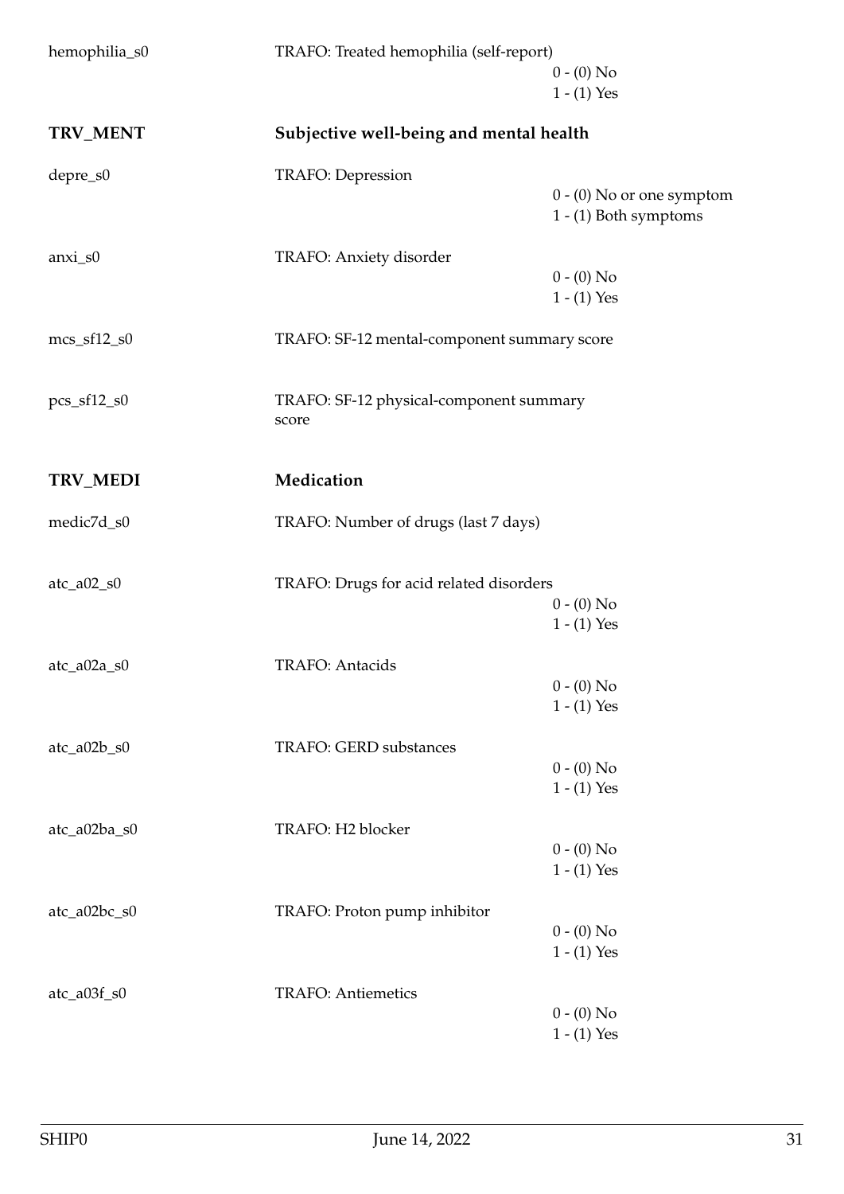hemophilia_s0 — TRAFO: Treated hemophilia (self-report)
- 0 - (0) No
- 1 - (1) Yes

## TRV_MENT — Subjective well-being and mental health

depre_s0 — TRAFO: Depression
- 0 - (0) No or one symptom
- 1 - (1) Both symptoms

anxi_s0 — TRAFO: Anxiety disorder
- 0 - (0) No
- 1 - (1) Yes

mcs_sf12_s0 — TRAFO: SF-12 mental-component summary score

pcs_sf12_s0 — TRAFO: SF-12 physical-component summary score

## TRV_MEDI — Medication

medic7d_s0 — TRAFO: Number of drugs (last 7 days)

atc_a02_s0 — TRAFO: Drugs for acid related disorders
- 0 - (0) No
- 1 - (1) Yes

atc_a02a_s0 — TRAFO: Antacids
- 0 - (0) No
- 1 - (1) Yes

atc_a02b_s0 — TRAFO: GERD substances
- 0 - (0) No
- 1 - (1) Yes

atc_a02ba_s0 — TRAFO: H2 blocker
- 0 - (0) No
- 1 - (1) Yes

atc_a02bc_s0 — TRAFO: Proton pump inhibitor
- 0 - (0) No
- 1 - (1) Yes

atc_a03f_s0 — TRAFO: Antiemetics
- 0 - (0) No
- 1 - (1) Yes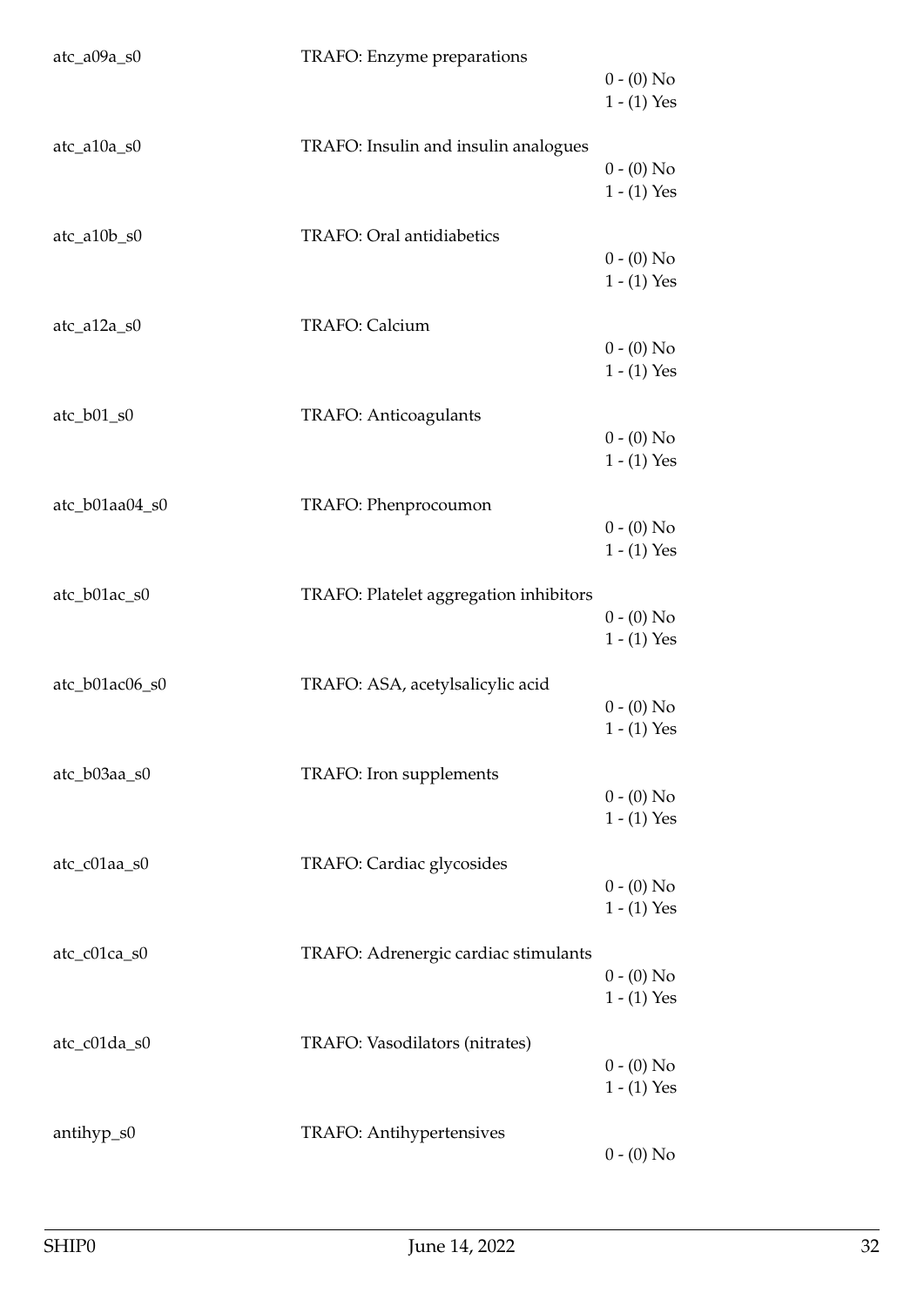atc_a09a_s0 TRAFO: Enzyme preparations

0 - (0) No
1 - (1) Yes

atc_a10a_s0 TRAFO: Insulin and insulin analogues

0 - (0) No
1 - (1) Yes

atc_a10b_s0 TRAFO: Oral antidiabetics

0 - (0) No
1 - (1) Yes

atc_a12a_s0 TRAFO: Calcium

0 - (0) No
1 - (1) Yes

atc_b01_s0 TRAFO: Anticoagulants

0 - (0) No
1 - (1) Yes

atc_b01aa04_s0 TRAFO: Phenprocoumon

0 - (0) No
1 - (1) Yes

atc_b01ac_s0 TRAFO: Platelet aggregation inhibitors

0 - (0) No
1 - (1) Yes

atc_b01ac06_s0 TRAFO: ASA, acetylsalicylic acid

0 - (0) No
1 - (1) Yes

atc_b03aa_s0 TRAFO: Iron supplements

0 - (0) No
1 - (1) Yes

atc_c01aa_s0 TRAFO: Cardiac glycosides

0 - (0) No
1 - (1) Yes

atc_c01ca_s0 TRAFO: Adrenergic cardiac stimulants

0 - (0) No
1 - (1) Yes

atc_c01da_s0 TRAFO: Vasodilators (nitrates)

0 - (0) No
1 - (1) Yes

antihyp_s0 TRAFO: Antihypertensives

0 - (0) No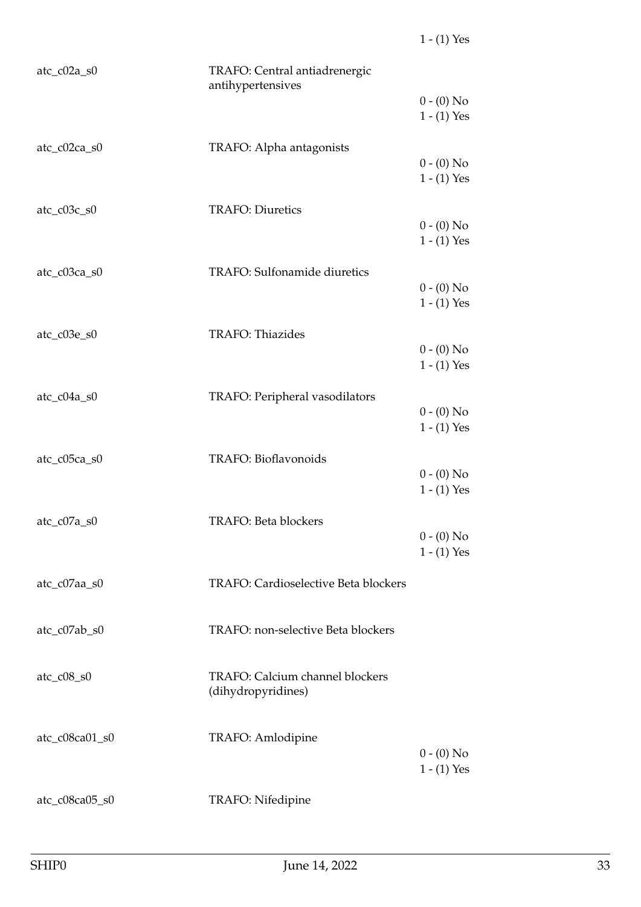| | | |
|---|---|---|
| | | 1 - (1) Yes |
| atc_c02a_s0 | TRAFO: Central antiadrenergic antihypertensives | |
| | | 0 - (0) No |
| | | 1 - (1) Yes |
| atc_c02ca_s0 | TRAFO: Alpha antagonists | |
| | | 0 - (0) No |
| | | 1 - (1) Yes |
| atc_c03c_s0 | TRAFO: Diuretics | |
| | | 0 - (0) No |
| | | 1 - (1) Yes |
| atc_c03ca_s0 | TRAFO: Sulfonamide diuretics | |
| | | 0 - (0) No |
| | | 1 - (1) Yes |
| atc_c03e_s0 | TRAFO: Thiazides | |
| | | 0 - (0) No |
| | | 1 - (1) Yes |
| atc_c04a_s0 | TRAFO: Peripheral vasodilators | |
| | | 0 - (0) No |
| | | 1 - (1) Yes |
| atc_c05ca_s0 | TRAFO: Bioflavonoids | |
| | | 0 - (0) No |
| | | 1 - (1) Yes |
| atc_c07a_s0 | TRAFO: Beta blockers | |
| | | 0 - (0) No |
| | | 1 - (1) Yes |
| atc_c07aa_s0 | TRAFO: Cardioselective Beta blockers | |
| atc_c07ab_s0 | TRAFO: non-selective Beta blockers | |
| atc_c08_s0 | TRAFO: Calcium channel blockers (dihydropyridines) | |
| atc_c08ca01_s0 | TRAFO: Amlodipine | |
| | | 0 - (0) No |
| | | 1 - (1) Yes |
| atc_c08ca05_s0 | TRAFO: Nifedipine | |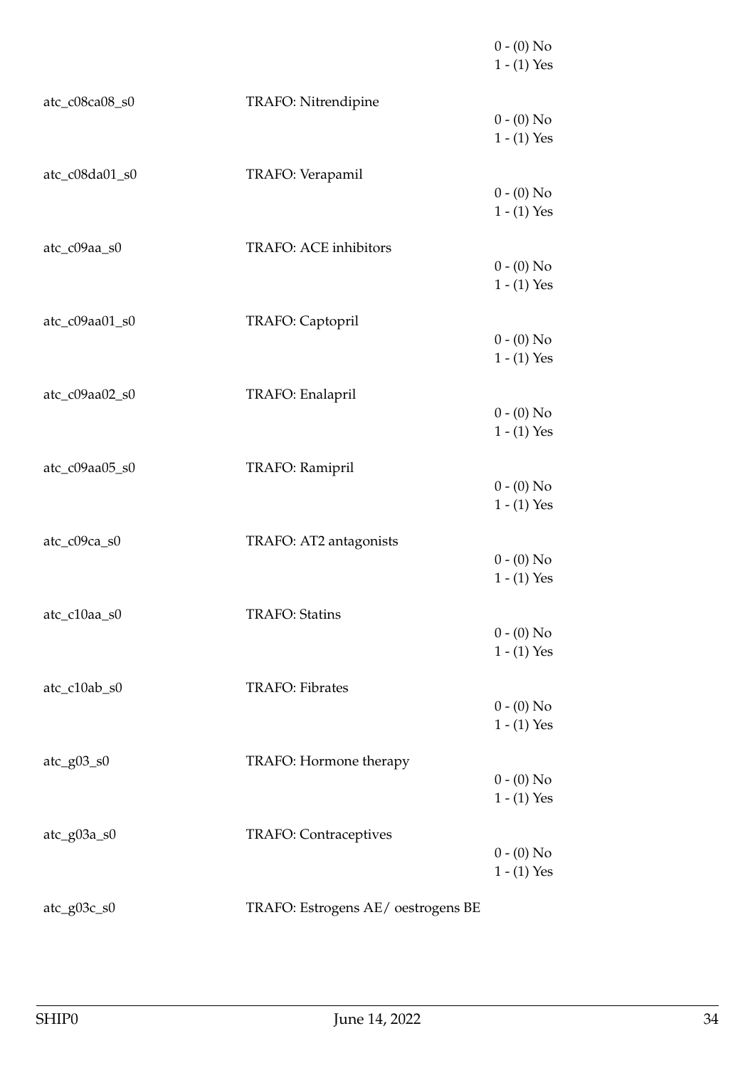0 - (0) No
1 - (1) Yes

atc_c08ca08_s0 TRAFO: Nitrendipine

0 - (0) No
1 - (1) Yes

atc_c08da01_s0 TRAFO: Verapamil

0 - (0) No
1 - (1) Yes

atc_c09aa_s0 TRAFO: ACE inhibitors

0 - (0) No
1 - (1) Yes

atc_c09aa01_s0 TRAFO: Captopril

0 - (0) No
1 - (1) Yes

atc_c09aa02_s0 TRAFO: Enalapril

0 - (0) No
1 - (1) Yes

atc_c09aa05_s0 TRAFO: Ramipril

0 - (0) No
1 - (1) Yes

atc_c09ca_s0 TRAFO: AT2 antagonists

0 - (0) No
1 - (1) Yes

atc_c10aa_s0 TRAFO: Statins

0 - (0) No
1 - (1) Yes

atc_c10ab_s0 TRAFO: Fibrates

0 - (0) No
1 - (1) Yes

atc_g03_s0 TRAFO: Hormone therapy

0 - (0) No
1 - (1) Yes

atc_g03a_s0 TRAFO: Contraceptives

0 - (0) No
1 - (1) Yes

atc_g03c_s0 TRAFO: Estrogens AE/ oestrogens BE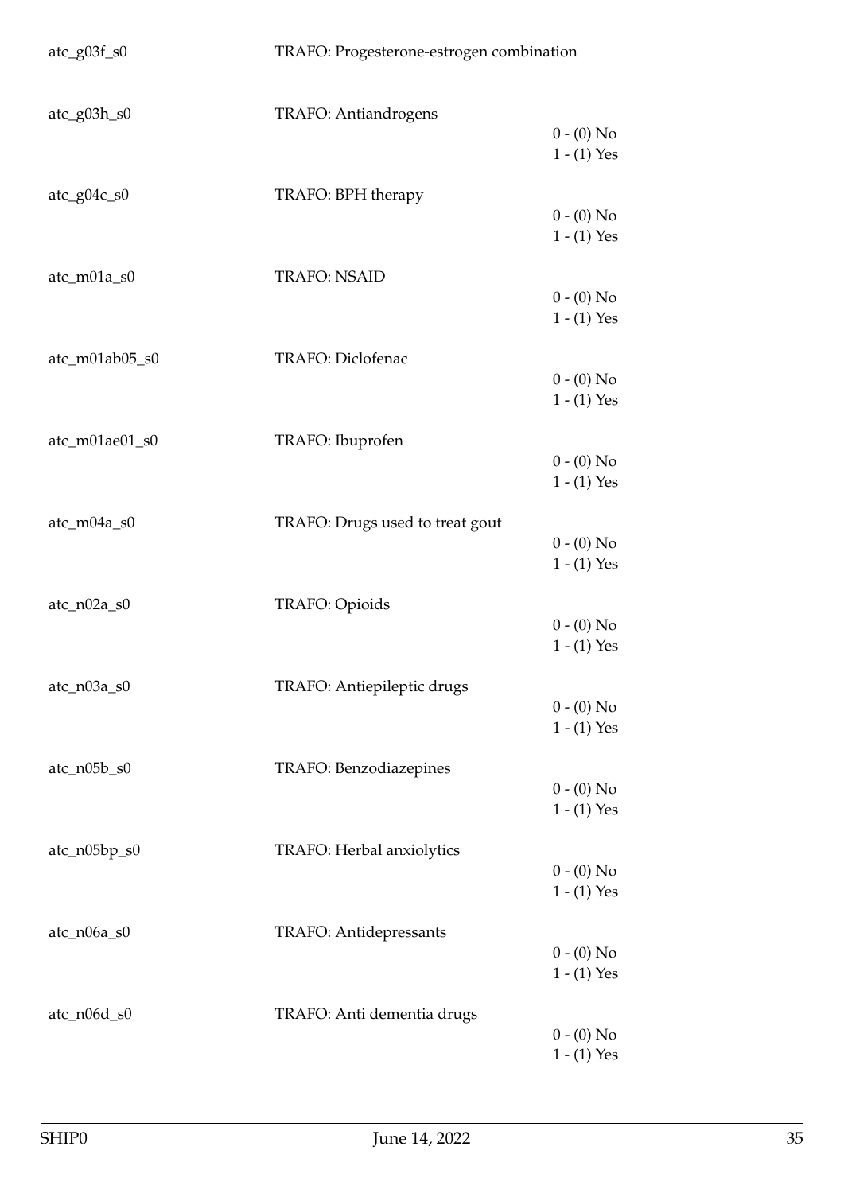| | | |
|---|---|---|
| atc_g03f_s0 | TRAFO: Progesterone-estrogen combination | |
| atc_g03h_s0 | TRAFO: Antiandrogens | 0 - (0) No<br>1 - (1) Yes |
| atc_g04c_s0 | TRAFO: BPH therapy | 0 - (0) No<br>1 - (1) Yes |
| atc_m01a_s0 | TRAFO: NSAID | 0 - (0) No<br>1 - (1) Yes |
| atc_m01ab05_s0 | TRAFO: Diclofenac | 0 - (0) No<br>1 - (1) Yes |
| atc_m01ae01_s0 | TRAFO: Ibuprofen | 0 - (0) No<br>1 - (1) Yes |
| atc_m04a_s0 | TRAFO: Drugs used to treat gout | 0 - (0) No<br>1 - (1) Yes |
| atc_n02a_s0 | TRAFO: Opioids | 0 - (0) No<br>1 - (1) Yes |
| atc_n03a_s0 | TRAFO: Antiepileptic drugs | 0 - (0) No<br>1 - (1) Yes |
| atc_n05b_s0 | TRAFO: Benzodiazepines | 0 - (0) No<br>1 - (1) Yes |
| atc_n05bp_s0 | TRAFO: Herbal anxiolytics | 0 - (0) No<br>1 - (1) Yes |
| atc_n06a_s0 | TRAFO: Antidepressants | 0 - (0) No<br>1 - (1) Yes |
| atc_n06d_s0 | TRAFO: Anti dementia drugs | 0 - (0) No<br>1 - (1) Yes |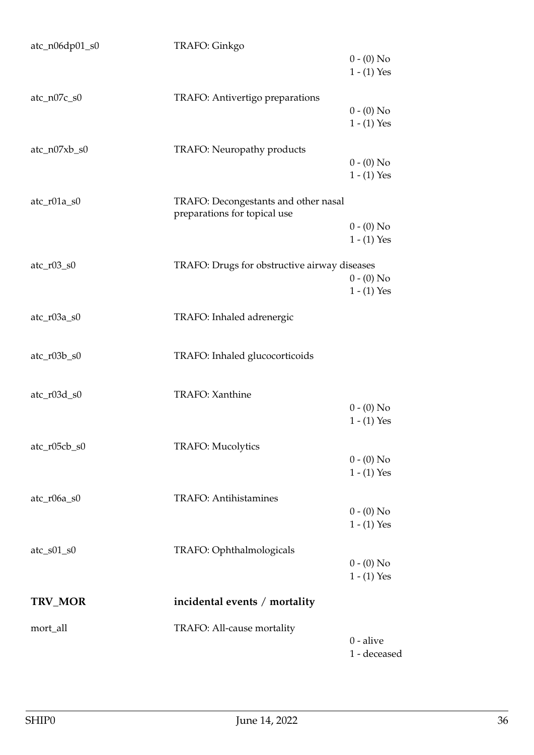| Variable | Label | Values |
|---|---|---|
| atc_n06dp01_s0 | TRAFO: Ginkgo | 0 - (0) No<br>1 - (1) Yes |
| atc_n07c_s0 | TRAFO: Antivertigo preparations | 0 - (0) No<br>1 - (1) Yes |
| atc_n07xb_s0 | TRAFO: Neuropathy products | 0 - (0) No<br>1 - (1) Yes |
| atc_r01a_s0 | TRAFO: Decongestants and other nasal preparations for topical use | 0 - (0) No<br>1 - (1) Yes |
| atc_r03_s0 | TRAFO: Drugs for obstructive airway diseases | 0 - (0) No<br>1 - (1) Yes |
| atc_r03a_s0 | TRAFO: Inhaled adrenergic | |
| atc_r03b_s0 | TRAFO: Inhaled glucocorticoids | |
| atc_r03d_s0 | TRAFO: Xanthine | 0 - (0) No<br>1 - (1) Yes |
| atc_r05cb_s0 | TRAFO: Mucolytics | 0 - (0) No<br>1 - (1) Yes |
| atc_r06a_s0 | TRAFO: Antihistamines | 0 - (0) No<br>1 - (1) Yes |
| atc_s01_s0 | TRAFO: Ophthalmologicals | 0 - (0) No<br>1 - (1) Yes |

## TRV_MOR — incidental events / mortality

| Variable | Label | Values |
|---|---|---|
| mort_all | TRAFO: All-cause mortality | 0 - alive<br>1 - deceased |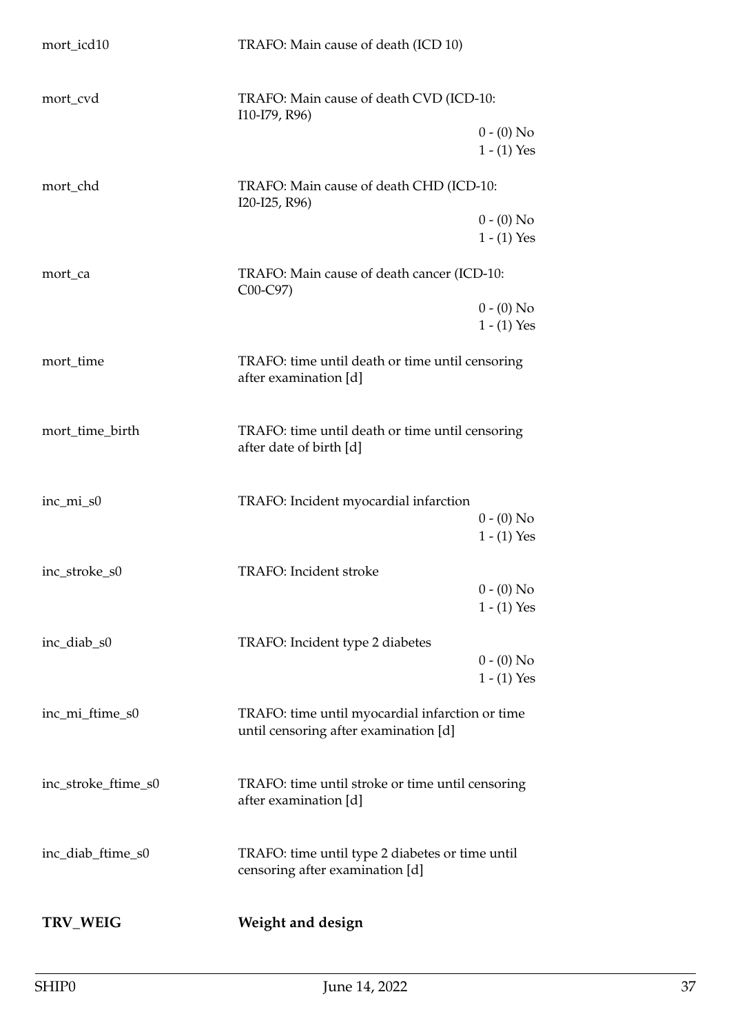| Variable | Description | Values |
|---|---|---|
| mort_icd10 | TRAFO: Main cause of death (ICD 10) | |
| mort_cvd | TRAFO: Main cause of death CVD (ICD-10: I10-I79, R96) | 0 - (0) No<br>1 - (1) Yes |
| mort_chd | TRAFO: Main cause of death CHD (ICD-10: I20-I25, R96) | 0 - (0) No<br>1 - (1) Yes |
| mort_ca | TRAFO: Main cause of death cancer (ICD-10: C00-C97) | 0 - (0) No<br>1 - (1) Yes |
| mort_time | TRAFO: time until death or time until censoring after examination [d] | |
| mort_time_birth | TRAFO: time until death or time until censoring after date of birth [d] | |
| inc_mi_s0 | TRAFO: Incident myocardial infarction | 0 - (0) No<br>1 - (1) Yes |
| inc_stroke_s0 | TRAFO: Incident stroke | 0 - (0) No<br>1 - (1) Yes |
| inc_diab_s0 | TRAFO: Incident type 2 diabetes | 0 - (0) No<br>1 - (1) Yes |
| inc_mi_ftime_s0 | TRAFO: time until myocardial infarction or time until censoring after examination [d] | |
| inc_stroke_ftime_s0 | TRAFO: time until stroke or time until censoring after examination [d] | |
| inc_diab_ftime_s0 | TRAFO: time until type 2 diabetes or time until censoring after examination [d] | |

**TRV_WEIG** **Weight and design**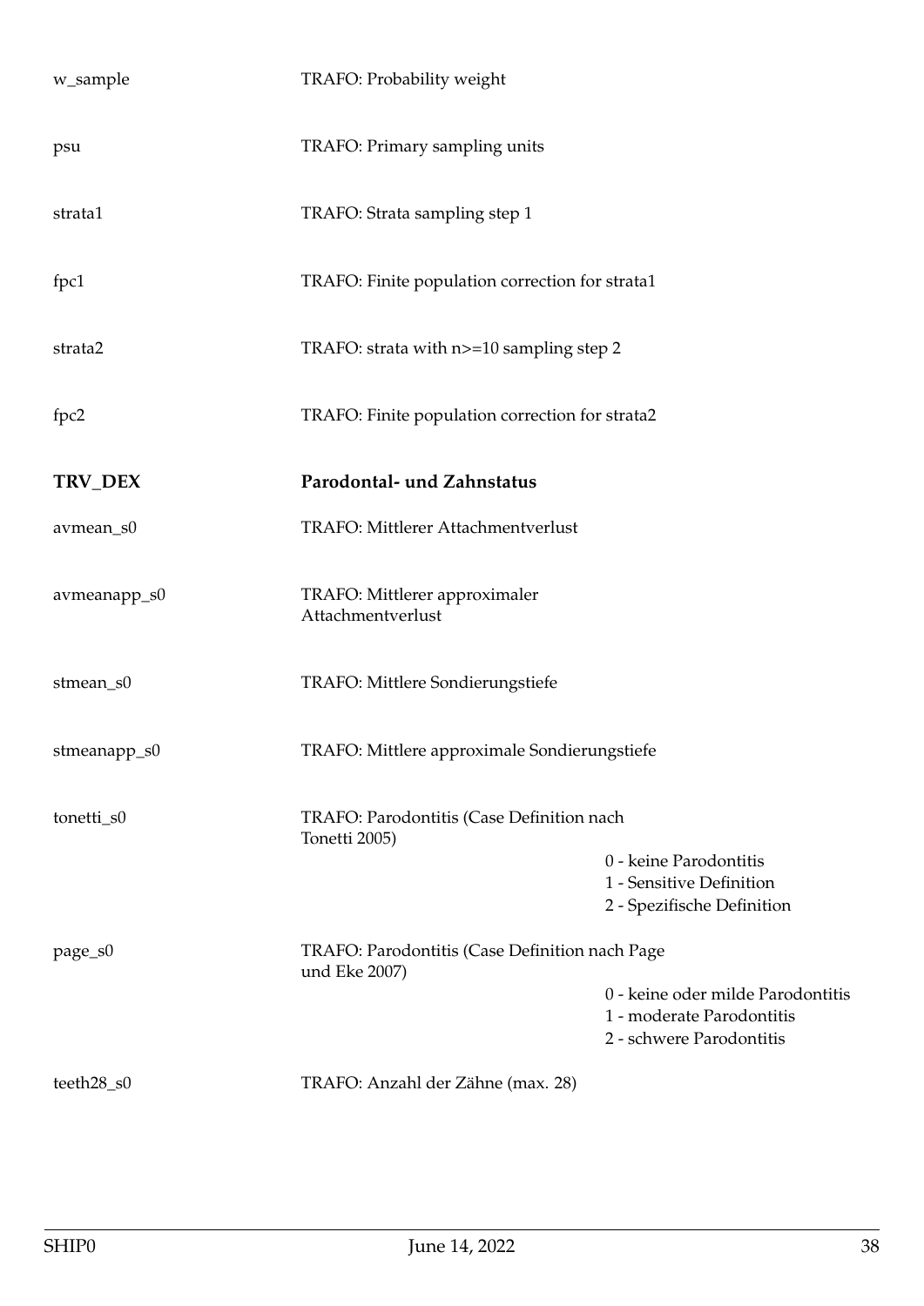| | | |
|---|---|---|
| w_sample | TRAFO: Probability weight | |
| psu | TRAFO: Primary sampling units | |
| strata1 | TRAFO: Strata sampling step 1 | |
| fpc1 | TRAFO: Finite population correction for strata1 | |
| strata2 | TRAFO: strata with n>=10 sampling step 2 | |
| fpc2 | TRAFO: Finite population correction for strata2 | |

## TRV_DEX — Parodontal- und Zahnstatus

| | | |
|---|---|---|
| avmean_s0 | TRAFO: Mittlerer Attachmentverlust | |
| avmeanapp_s0 | TRAFO: Mittlerer approximaler Attachmentverlust | |
| stmean_s0 | TRAFO: Mittlere Sondierungstiefe | |
| stmeanapp_s0 | TRAFO: Mittlere approximale Sondierungstiefe | |
| tonetti_s0 | TRAFO: Parodontitis (Case Definition nach Tonetti 2005) | 0 - keine Parodontitis<br>1 - Sensitive Definition<br>2 - Spezifische Definition |
| page_s0 | TRAFO: Parodontitis (Case Definition nach Page und Eke 2007) | 0 - keine oder milde Parodontitis<br>1 - moderate Parodontitis<br>2 - schwere Parodontitis |
| teeth28_s0 | TRAFO: Anzahl der Zähne (max. 28) | |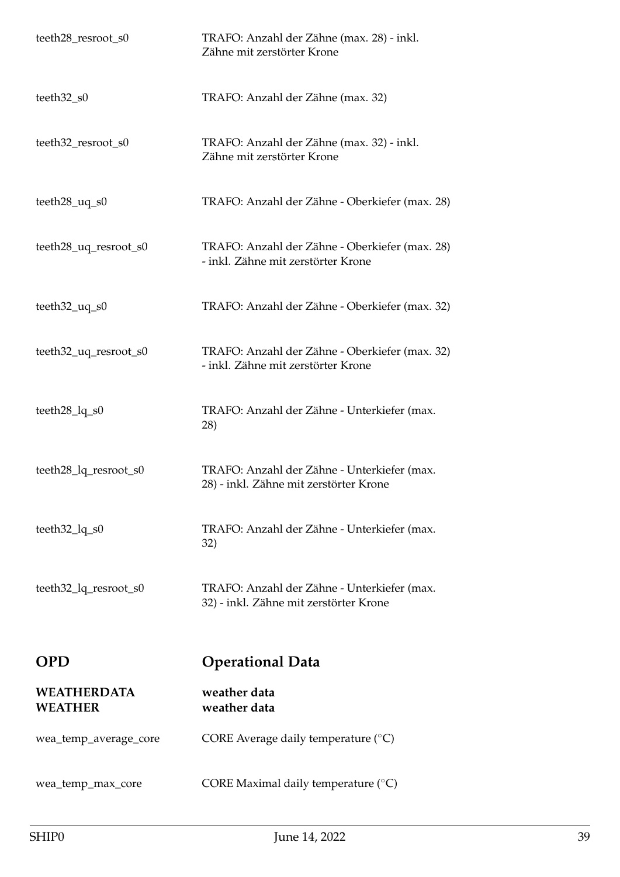| | |
|---|---|
| teeth28_resroot_s0 | TRAFO: Anzahl der Zähne (max. 28) - inkl. Zähne mit zerstörter Krone |
| teeth32_s0 | TRAFO: Anzahl der Zähne (max. 32) |
| teeth32_resroot_s0 | TRAFO: Anzahl der Zähne (max. 32) - inkl. Zähne mit zerstörter Krone |
| teeth28_uq_s0 | TRAFO: Anzahl der Zähne - Oberkiefer (max. 28) |
| teeth28_uq_resroot_s0 | TRAFO: Anzahl der Zähne - Oberkiefer (max. 28) - inkl. Zähne mit zerstörter Krone |
| teeth32_uq_s0 | TRAFO: Anzahl der Zähne - Oberkiefer (max. 32) |
| teeth32_uq_resroot_s0 | TRAFO: Anzahl der Zähne - Oberkiefer (max. 32) - inkl. Zähne mit zerstörter Krone |
| teeth28_lq_s0 | TRAFO: Anzahl der Zähne - Unterkiefer (max. 28) |
| teeth28_lq_resroot_s0 | TRAFO: Anzahl der Zähne - Unterkiefer (max. 28) - inkl. Zähne mit zerstörter Krone |
| teeth32_lq_s0 | TRAFO: Anzahl der Zähne - Unterkiefer (max. 32) |
| teeth32_lq_resroot_s0 | TRAFO: Anzahl der Zähne - Unterkiefer (max. 32) - inkl. Zähne mit zerstörter Krone |

## OPD — Operational Data

**WEATHERDATA** — **weather data**
**WEATHER** — **weather data**

| | |
|---|---|
| wea_temp_average_core | CORE Average daily temperature (°C) |
| wea_temp_max_core | CORE Maximal daily temperature (°C) |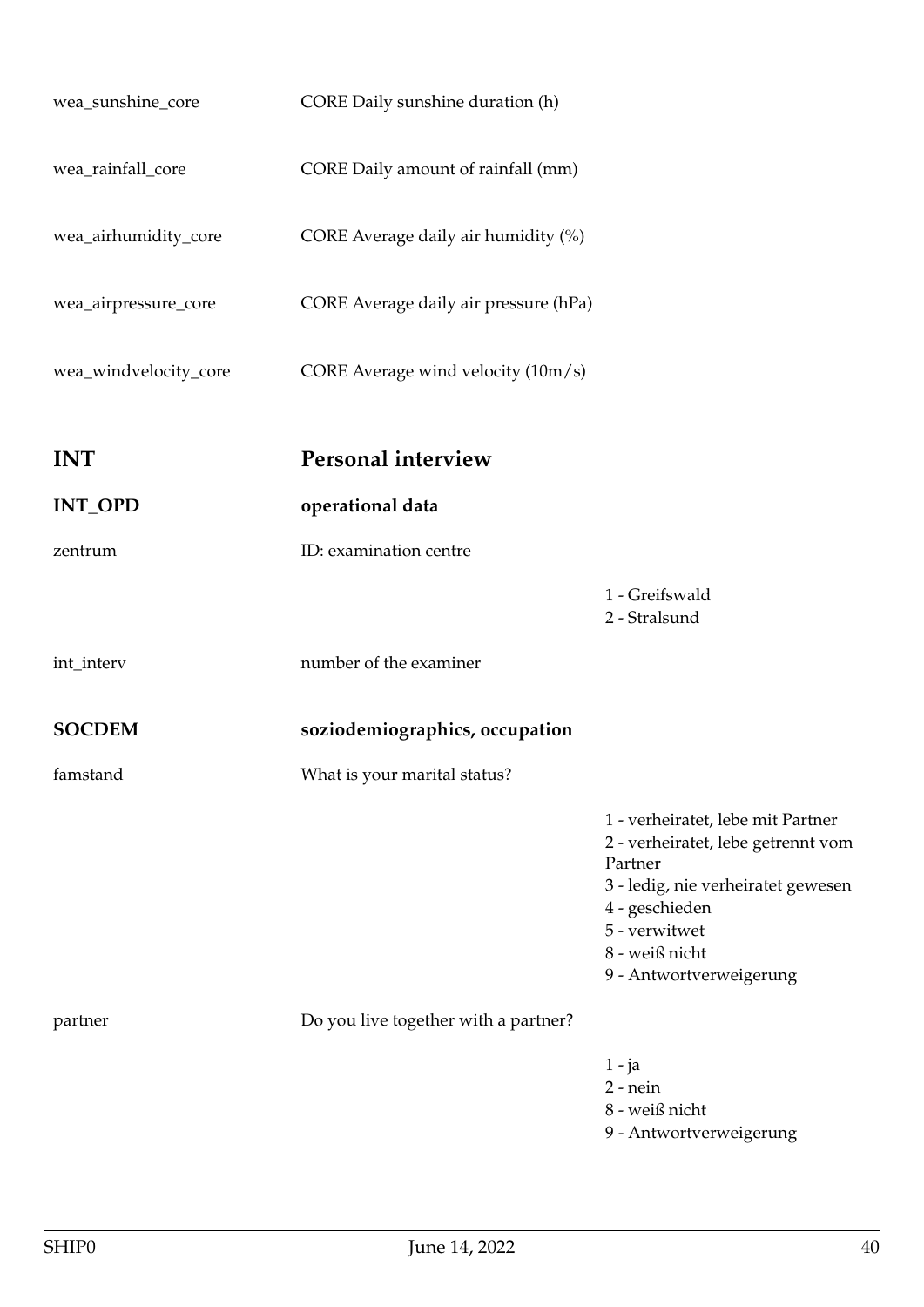| | | |
|---|---|---|
| wea_sunshine_core | CORE Daily sunshine duration (h) | |
| wea_rainfall_core | CORE Daily amount of rainfall (mm) | |
| wea_airhumidity_core | CORE Average daily air humidity (%) | |
| wea_airpressure_core | CORE Average daily air pressure (hPa) | |
| wea_windvelocity_core | CORE Average wind velocity (10m/s) | |

## INT Personal interview

### INT_OPD operational data

| | | |
|---|---|---|
| zentrum | ID: examination centre | 1 - Greifswald<br>2 - Stralsund |
| int_interv | number of the examiner | |

### SOCDEM soziodemiographics, occupation

| | | |
|---|---|---|
| famstand | What is your marital status? | 1 - verheiratet, lebe mit Partner<br>2 - verheiratet, lebe getrennt vom Partner<br>3 - ledig, nie verheiratet gewesen<br>4 - geschieden<br>5 - verwitwet<br>8 - weiß nicht<br>9 - Antwortverweigerung |
| partner | Do you live together with a partner? | 1 - ja<br>2 - nein<br>8 - weiß nicht<br>9 - Antwortverweigerung |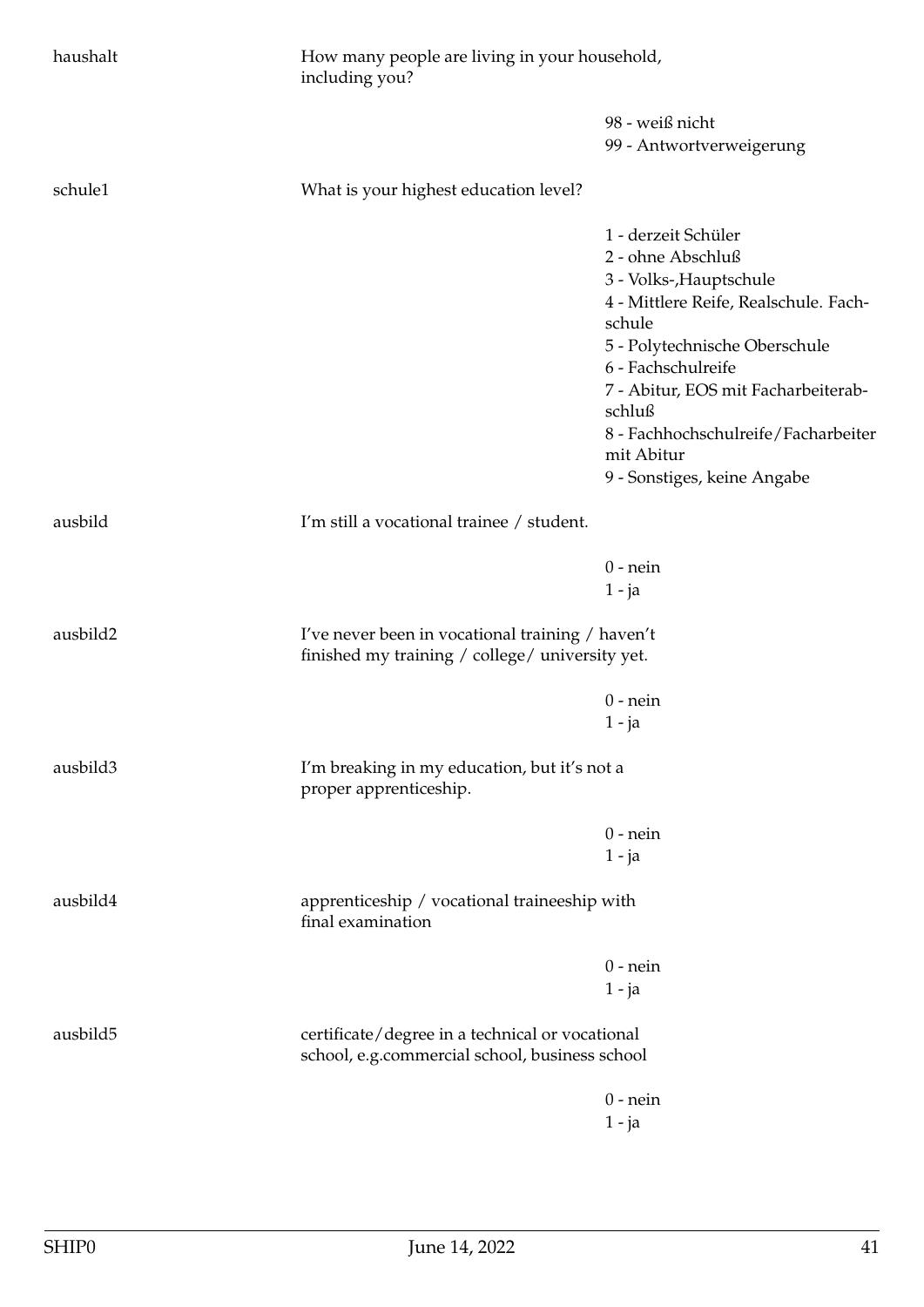| | | |
|---|---|---|
| haushalt | How many people are living in your household, including you? | |
| | | 98 - weiß nicht<br>99 - Antwortverweigerung |
| schule1 | What is your highest education level? | |
| | | 1 - derzeit Schüler<br>2 - ohne Abschluß<br>3 - Volks-,Hauptschule<br>4 - Mittlere Reife, Realschule. Fachschule<br>5 - Polytechnische Oberschule<br>6 - Fachschulreife<br>7 - Abitur, EOS mit Facharbeiterabschluß<br>8 - Fachhochschulreife/Facharbeiter mit Abitur<br>9 - Sonstiges, keine Angabe |
| ausbild | I'm still a vocational trainee / student. | |
| | | 0 - nein<br>1 - ja |
| ausbild2 | I've never been in vocational training / haven't finished my training / college/ university yet. | |
| | | 0 - nein<br>1 - ja |
| ausbild3 | I'm breaking in my education, but it's not a proper apprenticeship. | |
| | | 0 - nein<br>1 - ja |
| ausbild4 | apprenticeship / vocational traineeship with final examination | |
| | | 0 - nein<br>1 - ja |
| ausbild5 | certificate/degree in a technical or vocational school, e.g.commercial school, business school | |
| | | 0 - nein<br>1 - ja |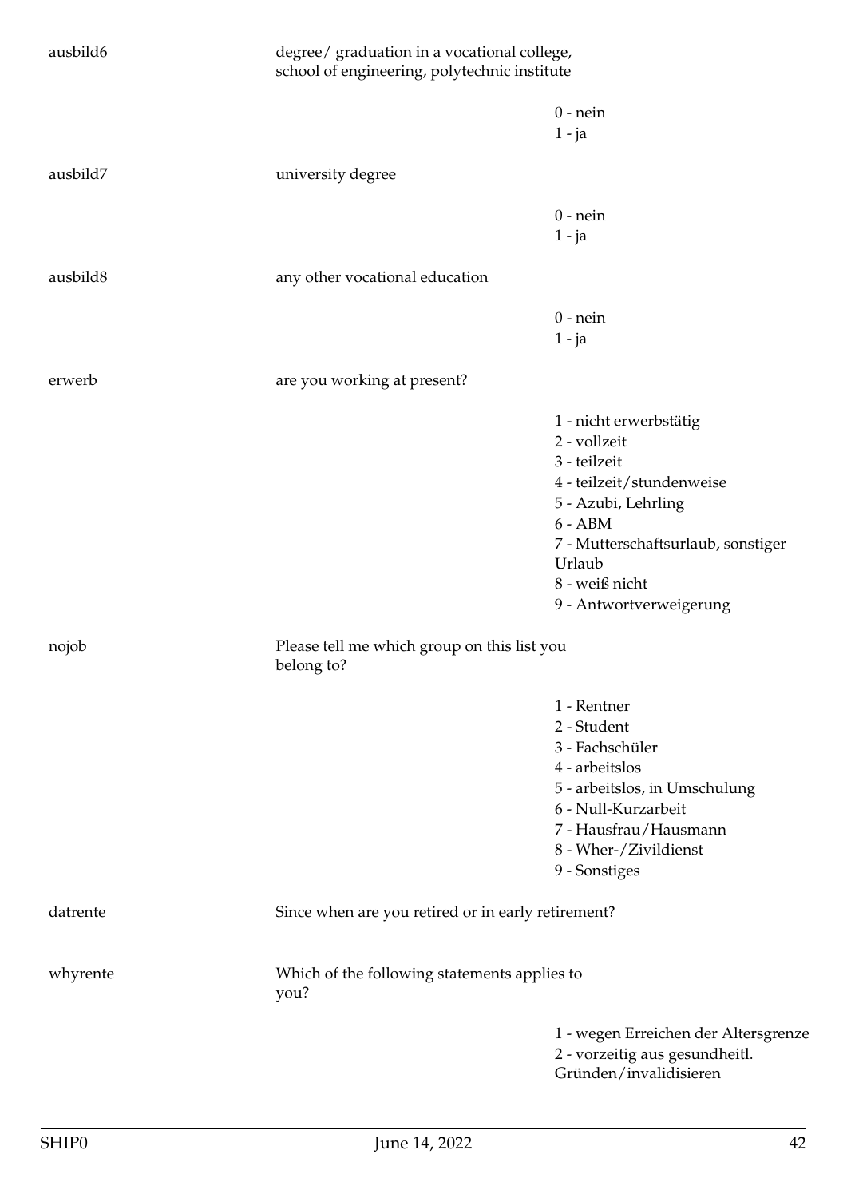| | | |
|---|---|---|
| ausbild6 | degree/ graduation in a vocational college, school of engineering, polytechnic institute | |
| | | 0 - nein<br>1 - ja |
| ausbild7 | university degree | |
| | | 0 - nein<br>1 - ja |
| ausbild8 | any other vocational education | |
| | | 0 - nein<br>1 - ja |
| erwerb | are you working at present? | |
| | | 1 - nicht erwerbstätig<br>2 - vollzeit<br>3 - teilzeit<br>4 - teilzeit/stundenweise<br>5 - Azubi, Lehrling<br>6 - ABM<br>7 - Mutterschaftsurlaub, sonstiger Urlaub<br>8 - weiß nicht<br>9 - Antwortverweigerung |
| nojob | Please tell me which group on this list you belong to? | |
| | | 1 - Rentner<br>2 - Student<br>3 - Fachschüler<br>4 - arbeitslos<br>5 - arbeitslos, in Umschulung<br>6 - Null-Kurzarbeit<br>7 - Hausfrau/Hausmann<br>8 - Wher-/Zivildienst<br>9 - Sonstiges |
| datrente | Since when are you retired or in early retirement? | |
| whyrente | Which of the following statements applies to you? | |
| | | 1 - wegen Erreichen der Altersgrenze<br>2 - vorzeitig aus gesundheitl. Gründen/invalidisieren |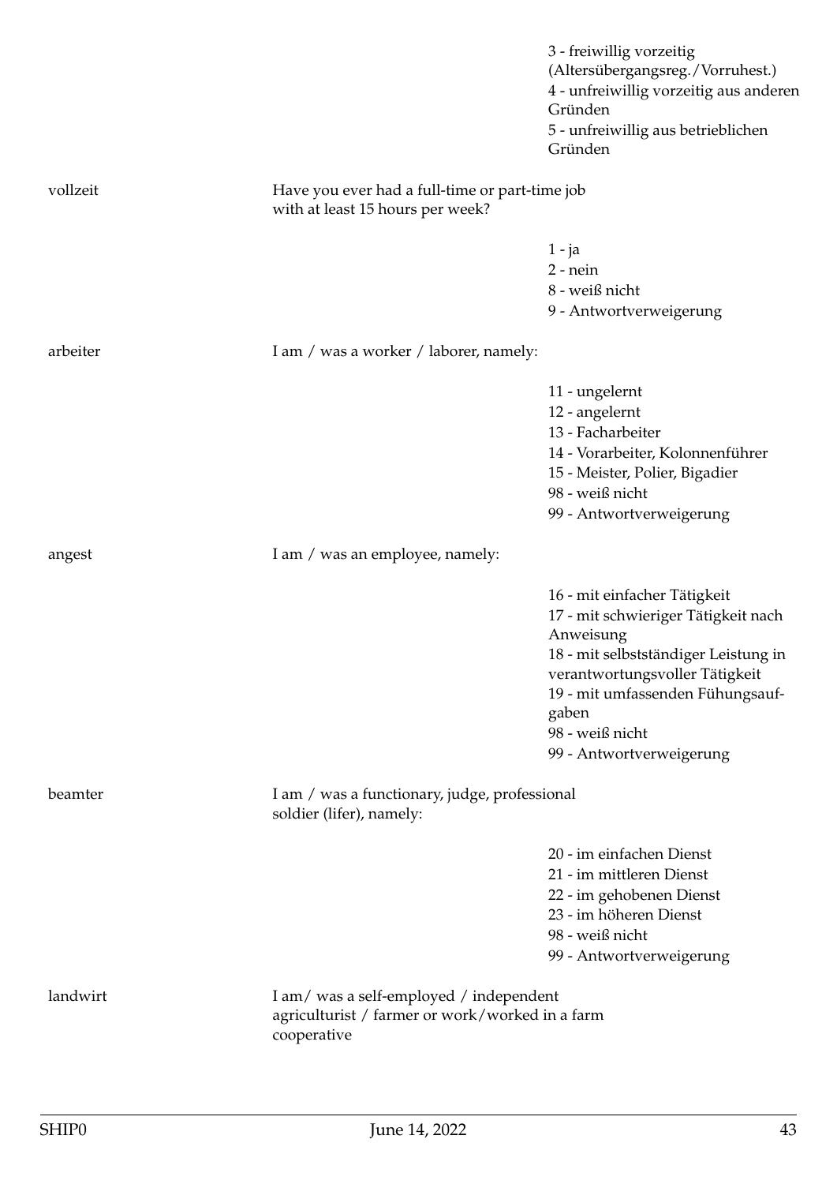| | | |
|---|---|---|
| | | 3 - freiwillig vorzeitig (Altersübergangsreg./Vorruhest.)<br>4 - unfreiwillig vorzeitig aus anderen Gründen<br>5 - unfreiwillig aus betrieblichen Gründen |
| vollzeit | Have you ever had a full-time or part-time job with at least 15 hours per week? | |
| | | 1 - ja<br>2 - nein<br>8 - weiß nicht<br>9 - Antwortverweigerung |
| arbeiter | I am / was a worker / laborer, namely: | |
| | | 11 - ungelernt<br>12 - angelernt<br>13 - Facharbeiter<br>14 - Vorarbeiter, Kolonnenführer<br>15 - Meister, Polier, Bigadier<br>98 - weiß nicht<br>99 - Antwortverweigerung |
| angest | I am / was an employee, namely: | |
| | | 16 - mit einfacher Tätigkeit<br>17 - mit schwieriger Tätigkeit nach Anweisung<br>18 - mit selbstständiger Leistung in verantwortungsvoller Tätigkeit<br>19 - mit umfassenden Fühungsaufgaben<br>98 - weiß nicht<br>99 - Antwortverweigerung |
| beamter | I am / was a functionary, judge, professional soldier (lifer), namely: | |
| | | 20 - im einfachen Dienst<br>21 - im mittleren Dienst<br>22 - im gehobenen Dienst<br>23 - im höheren Dienst<br>98 - weiß nicht<br>99 - Antwortverweigerung |
| landwirt | I am/ was a self-employed / independent agriculturist / farmer or work/worked in a farm cooperative | |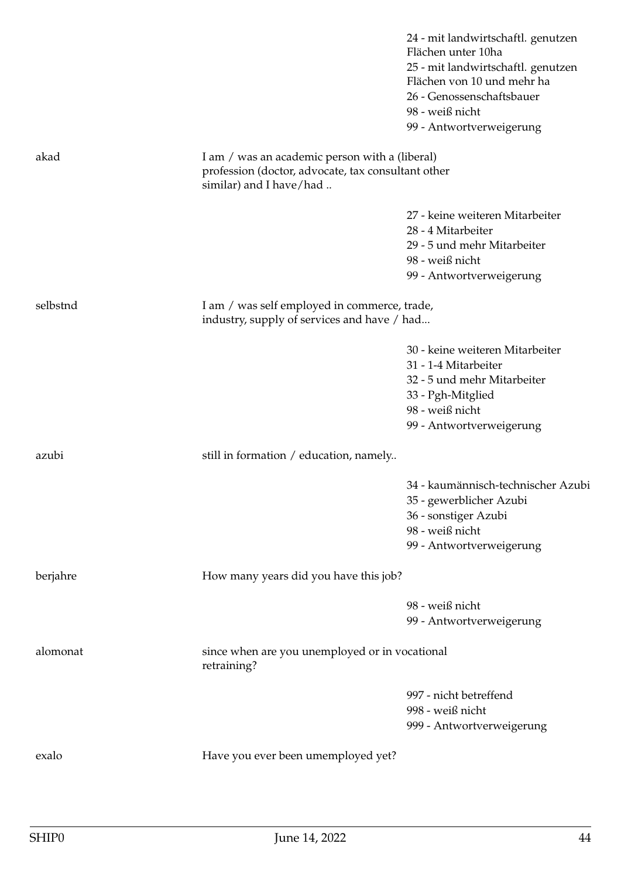| | | |
|---|---|---|
| | | 24 - mit landwirtschaftl. genutzen Flächen unter 10ha<br>25 - mit landwirtschaftl. genutzen Flächen von 10 und mehr ha<br>26 - Genossenschaftsbauer<br>98 - weiß nicht<br>99 - Antwortverweigerung |
| akad | I am / was an academic person with a (liberal) profession (doctor, advocate, tax consultant other similar) and I have/had .. | |
| | | 27 - keine weiteren Mitarbeiter<br>28 - 4 Mitarbeiter<br>29 - 5 und mehr Mitarbeiter<br>98 - weiß nicht<br>99 - Antwortverweigerung |
| selbstnd | I am / was self employed in commerce, trade, industry, supply of services and have / had... | |
| | | 30 - keine weiteren Mitarbeiter<br>31 - 1-4 Mitarbeiter<br>32 - 5 und mehr Mitarbeiter<br>33 - Pgh-Mitglied<br>98 - weiß nicht<br>99 - Antwortverweigerung |
| azubi | still in formation / education, namely.. | |
| | | 34 - kaumännisch-technischer Azubi<br>35 - gewerblicher Azubi<br>36 - sonstiger Azubi<br>98 - weiß nicht<br>99 - Antwortverweigerung |
| berjahre | How many years did you have this job? | |
| | | 98 - weiß nicht<br>99 - Antwortverweigerung |
| alomonat | since when are you unemployed or in vocational retraining? | |
| | | 997 - nicht betreffend<br>998 - weiß nicht<br>999 - Antwortverweigerung |
| exalo | Have you ever been umemployed yet? | |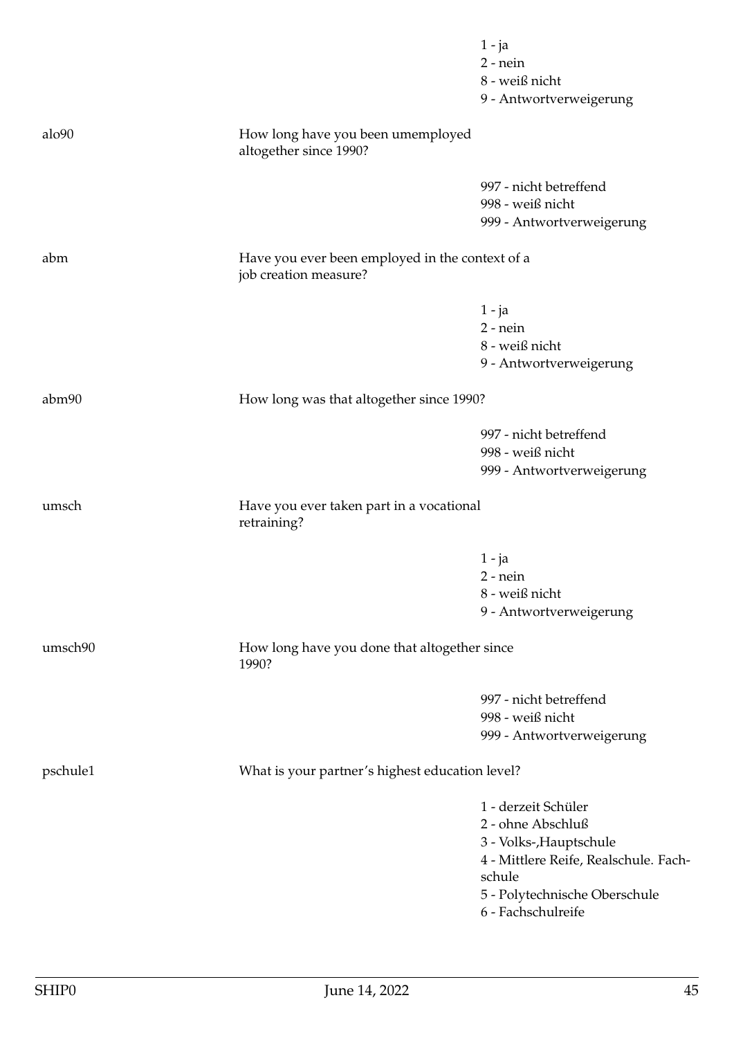1 - ja
2 - nein
8 - weiß nicht
9 - Antwortverweigerung

alo90 — How long have you been umemployed altogether since 1990?

997 - nicht betreffend
998 - weiß nicht
999 - Antwortverweigerung

abm — Have you ever been employed in the context of a job creation measure?

1 - ja
2 - nein
8 - weiß nicht
9 - Antwortverweigerung

abm90 — How long was that altogether since 1990?

997 - nicht betreffend
998 - weiß nicht
999 - Antwortverweigerung

umsch — Have you ever taken part in a vocational retraining?

1 - ja
2 - nein
8 - weiß nicht
9 - Antwortverweigerung

umsch90 — How long have you done that altogether since 1990?

997 - nicht betreffend
998 - weiß nicht
999 - Antwortverweigerung

pschule1 — What is your partner's highest education level?

1 - derzeit Schüler
2 - ohne Abschluß
3 - Volks-,Hauptschule
4 - Mittlere Reife, Realschule. Fachschule
5 - Polytechnische Oberschule
6 - Fachschulreife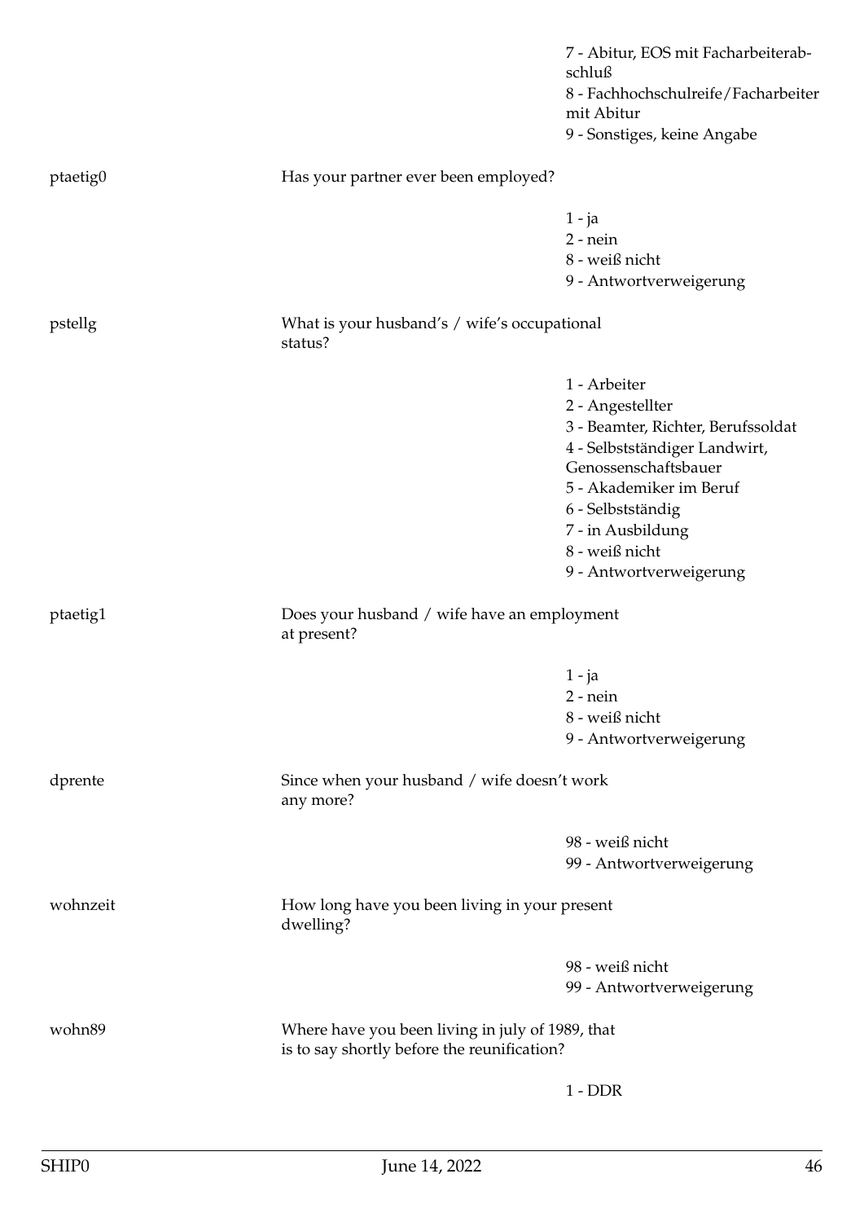7 - Abitur, EOS mit Facharbeiterabschluß
8 - Fachhochschulreife/Facharbeiter mit Abitur
9 - Sonstiges, keine Angabe

| | | |
|---|---|---|
| ptaetig0 | Has your partner ever been employed? | |
| | | 1 - ja<br>2 - nein<br>8 - weiß nicht<br>9 - Antwortverweigerung |
| pstellg | What is your husband's / wife's occupational status? | |
| | | 1 - Arbeiter<br>2 - Angestellter<br>3 - Beamter, Richter, Berufssoldat<br>4 - Selbstständiger Landwirt, Genossenschaftsbauer<br>5 - Akademiker im Beruf<br>6 - Selbstständig<br>7 - in Ausbildung<br>8 - weiß nicht<br>9 - Antwortverweigerung |
| ptaetig1 | Does your husband / wife have an employment at present? | |
| | | 1 - ja<br>2 - nein<br>8 - weiß nicht<br>9 - Antwortverweigerung |
| dprente | Since when your husband / wife doesn't work any more? | |
| | | 98 - weiß nicht<br>99 - Antwortverweigerung |
| wohnzeit | How long have you been living in your present dwelling? | |
| | | 98 - weiß nicht<br>99 - Antwortverweigerung |
| wohn89 | Where have you been living in july of 1989, that is to say shortly before the reunification? | |
| | | 1 - DDR |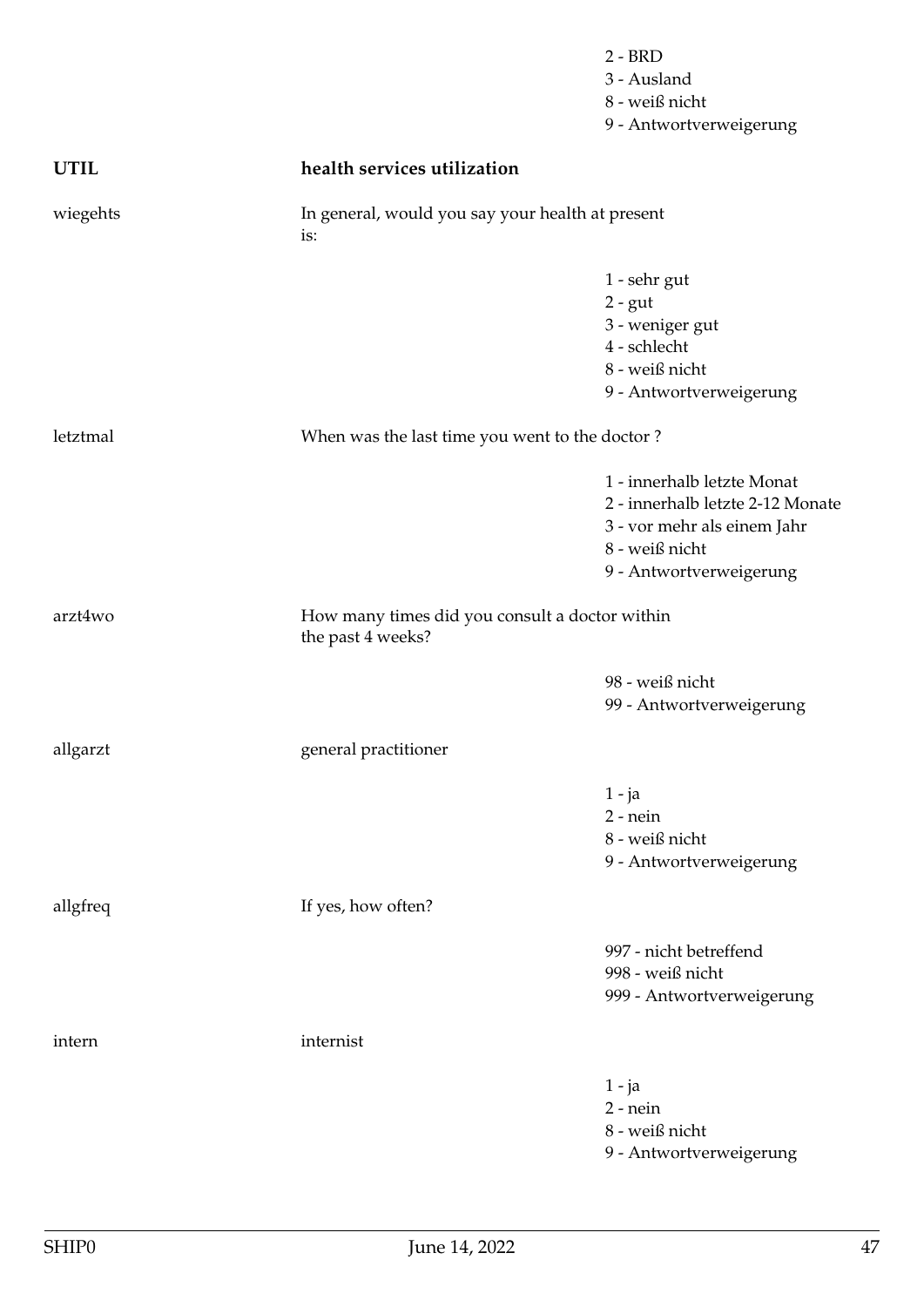2 - BRD
3 - Ausland
8 - weiß nicht
9 - Antwortverweigerung

## UTIL — health services utilization

**wiegehts** — In general, would you say your health at present is:

1 - sehr gut
2 - gut
3 - weniger gut
4 - schlecht
8 - weiß nicht
9 - Antwortverweigerung

**letztmal** — When was the last time you went to the doctor ?

1 - innerhalb letzte Monat
2 - innerhalb letzte 2-12 Monate
3 - vor mehr als einem Jahr
8 - weiß nicht
9 - Antwortverweigerung

**arzt4wo** — How many times did you consult a doctor within the past 4 weeks?

98 - weiß nicht
99 - Antwortverweigerung

**allgarzt** — general practitioner

1 - ja
2 - nein
8 - weiß nicht
9 - Antwortverweigerung

**allgfreq** — If yes, how often?

997 - nicht betreffend
998 - weiß nicht
999 - Antwortverweigerung

**intern** — internist

1 - ja
2 - nein
8 - weiß nicht
9 - Antwortverweigerung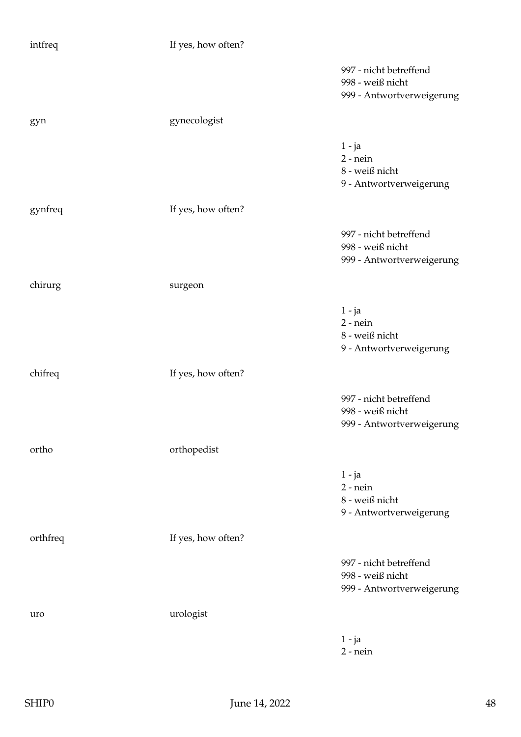| | | |
|---|---|---|
| intfreq | If yes, how often? | |
| | | 997 - nicht betreffend<br>998 - weiß nicht<br>999 - Antwortverweigerung |
| gyn | gynecologist | |
| | | 1 - ja<br>2 - nein<br>8 - weiß nicht<br>9 - Antwortverweigerung |
| gynfreq | If yes, how often? | |
| | | 997 - nicht betreffend<br>998 - weiß nicht<br>999 - Antwortverweigerung |
| chirurg | surgeon | |
| | | 1 - ja<br>2 - nein<br>8 - weiß nicht<br>9 - Antwortverweigerung |
| chifreq | If yes, how often? | |
| | | 997 - nicht betreffend<br>998 - weiß nicht<br>999 - Antwortverweigerung |
| ortho | orthopedist | |
| | | 1 - ja<br>2 - nein<br>8 - weiß nicht<br>9 - Antwortverweigerung |
| orthfreq | If yes, how often? | |
| | | 997 - nicht betreffend<br>998 - weiß nicht<br>999 - Antwortverweigerung |
| uro | urologist | |
| | | 1 - ja<br>2 - nein |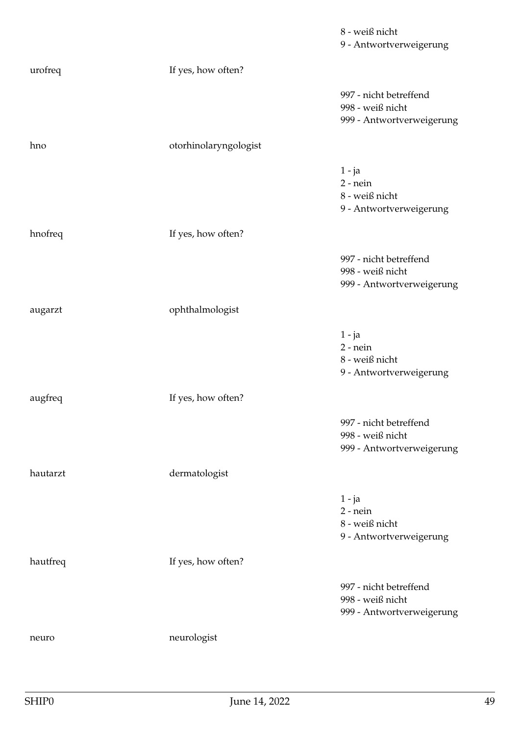| | | |
|---|---|---|
| | | 8 - weiß nicht<br>9 - Antwortverweigerung |
| urofreq | If yes, how often? | |
| | | 997 - nicht betreffend<br>998 - weiß nicht<br>999 - Antwortverweigerung |
| hno | otorhinolaryngologist | |
| | | 1 - ja<br>2 - nein<br>8 - weiß nicht<br>9 - Antwortverweigerung |
| hnofreq | If yes, how often? | |
| | | 997 - nicht betreffend<br>998 - weiß nicht<br>999 - Antwortverweigerung |
| augarzt | ophthalmologist | |
| | | 1 - ja<br>2 - nein<br>8 - weiß nicht<br>9 - Antwortverweigerung |
| augfreq | If yes, how often? | |
| | | 997 - nicht betreffend<br>998 - weiß nicht<br>999 - Antwortverweigerung |
| hautarzt | dermatologist | |
| | | 1 - ja<br>2 - nein<br>8 - weiß nicht<br>9 - Antwortverweigerung |
| hautfreq | If yes, how often? | |
| | | 997 - nicht betreffend<br>998 - weiß nicht<br>999 - Antwortverweigerung |
| neuro | neurologist | |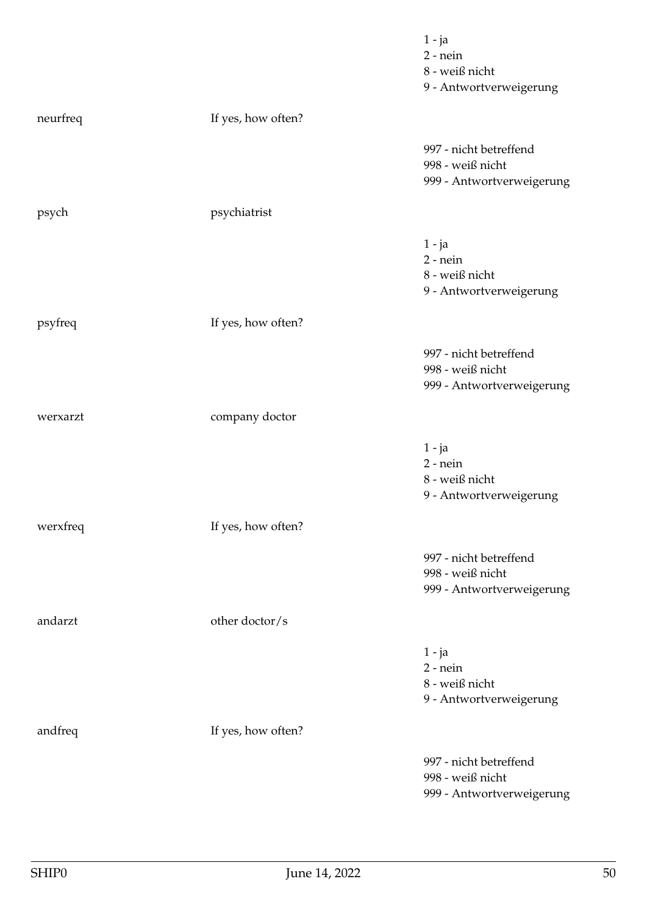1 - ja
2 - nein
8 - weiß nicht
9 - Antwortverweigerung

neurfreq — If yes, how often?

997 - nicht betreffend
998 - weiß nicht
999 - Antwortverweigerung

psych — psychiatrist

1 - ja
2 - nein
8 - weiß nicht
9 - Antwortverweigerung

psyfreq — If yes, how often?

997 - nicht betreffend
998 - weiß nicht
999 - Antwortverweigerung

werxarzt — company doctor

1 - ja
2 - nein
8 - weiß nicht
9 - Antwortverweigerung

werxfreq — If yes, how often?

997 - nicht betreffend
998 - weiß nicht
999 - Antwortverweigerung

andarzt — other doctor/s

1 - ja
2 - nein
8 - weiß nicht
9 - Antwortverweigerung

andfreq — If yes, how often?

997 - nicht betreffend
998 - weiß nicht
999 - Antwortverweigerung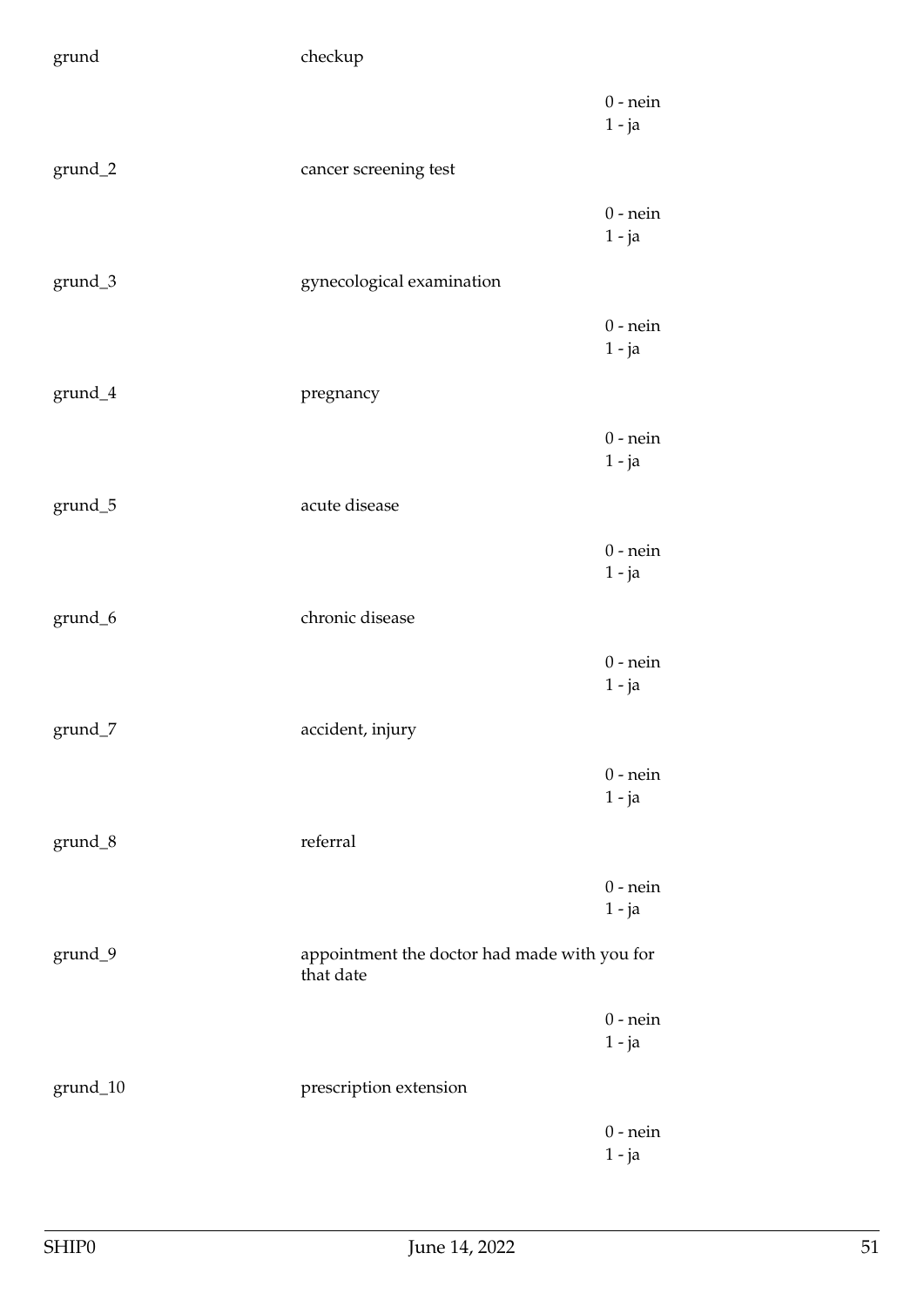| | | |
|---|---|---|
| grund | checkup | |
| | | 0 - nein<br>1 - ja |
| grund_2 | cancer screening test | |
| | | 0 - nein<br>1 - ja |
| grund_3 | gynecological examination | |
| | | 0 - nein<br>1 - ja |
| grund_4 | pregnancy | |
| | | 0 - nein<br>1 - ja |
| grund_5 | acute disease | |
| | | 0 - nein<br>1 - ja |
| grund_6 | chronic disease | |
| | | 0 - nein<br>1 - ja |
| grund_7 | accident, injury | |
| | | 0 - nein<br>1 - ja |
| grund_8 | referral | |
| | | 0 - nein<br>1 - ja |
| grund_9 | appointment the doctor had made with you for that date | |
| | | 0 - nein<br>1 - ja |
| grund_10 | prescription extension | |
| | | 0 - nein<br>1 - ja |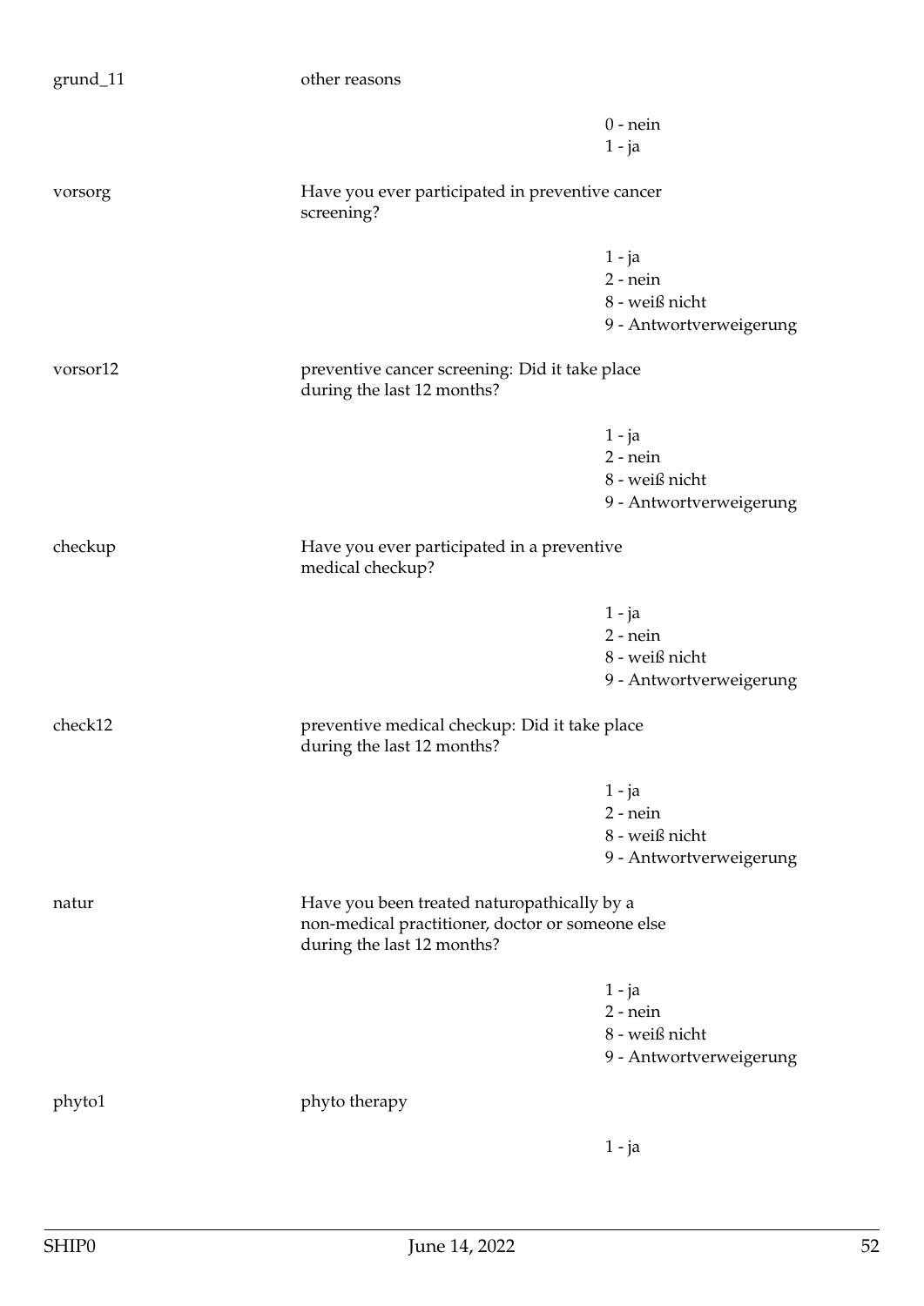| Variable | Description | Values |
|---|---|---|
| grund_11 | other reasons | 0 - nein<br>1 - ja |
| vorsorg | Have you ever participated in preventive cancer screening? | 1 - ja<br>2 - nein<br>8 - weiß nicht<br>9 - Antwortverweigerung |
| vorsor12 | preventive cancer screening: Did it take place during the last 12 months? | 1 - ja<br>2 - nein<br>8 - weiß nicht<br>9 - Antwortverweigerung |
| checkup | Have you ever participated in a preventive medical checkup? | 1 - ja<br>2 - nein<br>8 - weiß nicht<br>9 - Antwortverweigerung |
| check12 | preventive medical checkup: Did it take place during the last 12 months? | 1 - ja<br>2 - nein<br>8 - weiß nicht<br>9 - Antwortverweigerung |
| natur | Have you been treated naturopathically by a non-medical practitioner, doctor or someone else during the last 12 months? | 1 - ja<br>2 - nein<br>8 - weiß nicht<br>9 - Antwortverweigerung |
| phyto1 | phyto therapy | 1 - ja |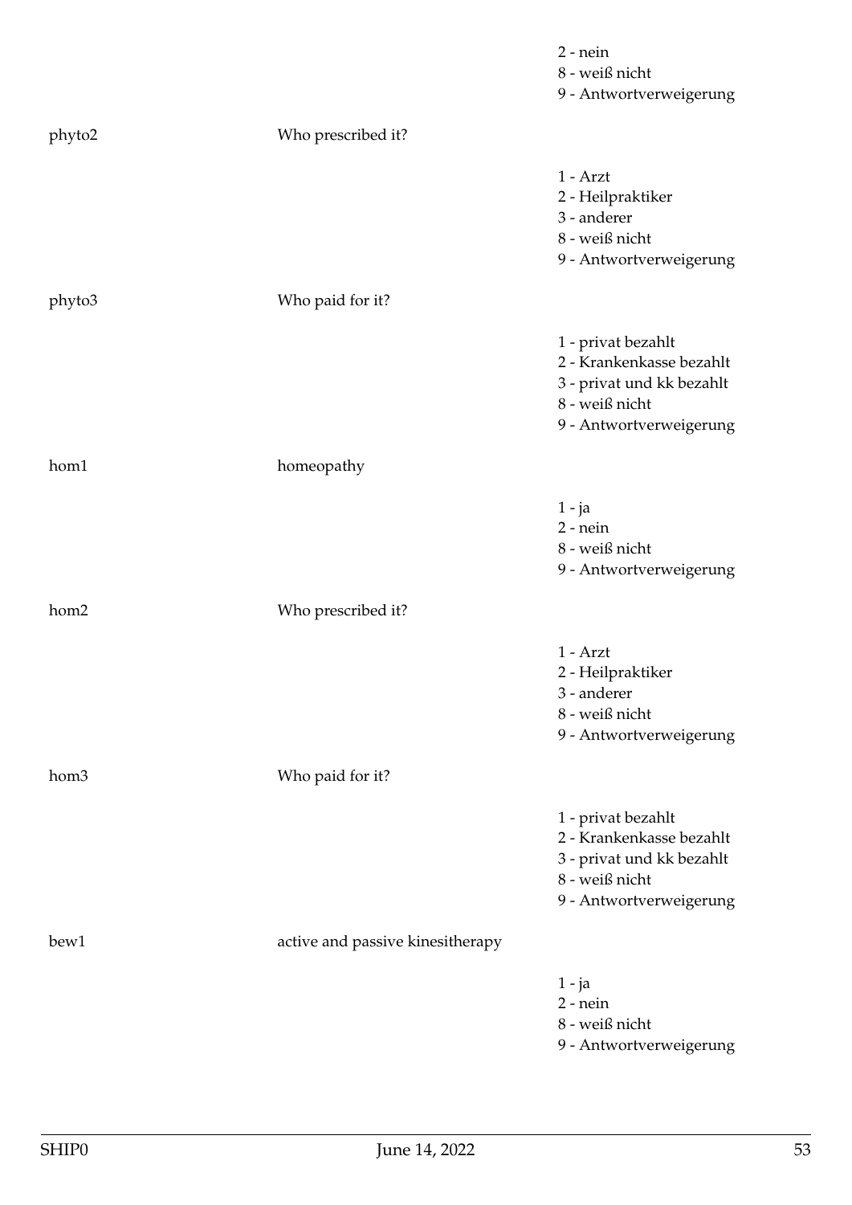2 - nein
8 - weiß nicht
9 - Antwortverweigerung

phyto2 Who prescribed it?

1 - Arzt
2 - Heilpraktiker
3 - anderer
8 - weiß nicht
9 - Antwortverweigerung

phyto3 Who paid for it?

1 - privat bezahlt
2 - Krankenkasse bezahlt
3 - privat und kk bezahlt
8 - weiß nicht
9 - Antwortverweigerung

hom1 homeopathy

1 - ja
2 - nein
8 - weiß nicht
9 - Antwortverweigerung

hom2 Who prescribed it?

1 - Arzt
2 - Heilpraktiker
3 - anderer
8 - weiß nicht
9 - Antwortverweigerung

hom3 Who paid for it?

1 - privat bezahlt
2 - Krankenkasse bezahlt
3 - privat und kk bezahlt
8 - weiß nicht
9 - Antwortverweigerung

bew1 active and passive kinesitherapy

1 - ja
2 - nein
8 - weiß nicht
9 - Antwortverweigerung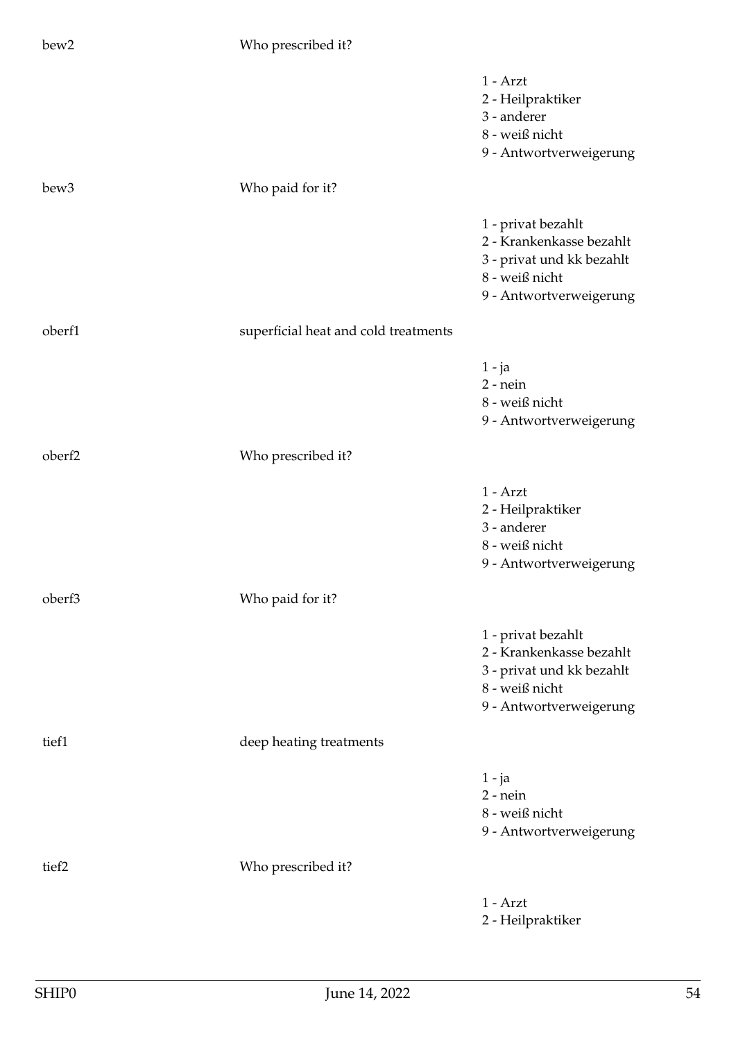| | | |
|---|---|---|
| bew2 | Who prescribed it? | |
| | | 1 - Arzt<br>2 - Heilpraktiker<br>3 - anderer<br>8 - weiß nicht<br>9 - Antwortverweigerung |
| bew3 | Who paid for it? | |
| | | 1 - privat bezahlt<br>2 - Krankenkasse bezahlt<br>3 - privat und kk bezahlt<br>8 - weiß nicht<br>9 - Antwortverweigerung |
| oberf1 | superficial heat and cold treatments | |
| | | 1 - ja<br>2 - nein<br>8 - weiß nicht<br>9 - Antwortverweigerung |
| oberf2 | Who prescribed it? | |
| | | 1 - Arzt<br>2 - Heilpraktiker<br>3 - anderer<br>8 - weiß nicht<br>9 - Antwortverweigerung |
| oberf3 | Who paid for it? | |
| | | 1 - privat bezahlt<br>2 - Krankenkasse bezahlt<br>3 - privat und kk bezahlt<br>8 - weiß nicht<br>9 - Antwortverweigerung |
| tief1 | deep heating treatments | |
| | | 1 - ja<br>2 - nein<br>8 - weiß nicht<br>9 - Antwortverweigerung |
| tief2 | Who prescribed it? | |
| | | 1 - Arzt<br>2 - Heilpraktiker |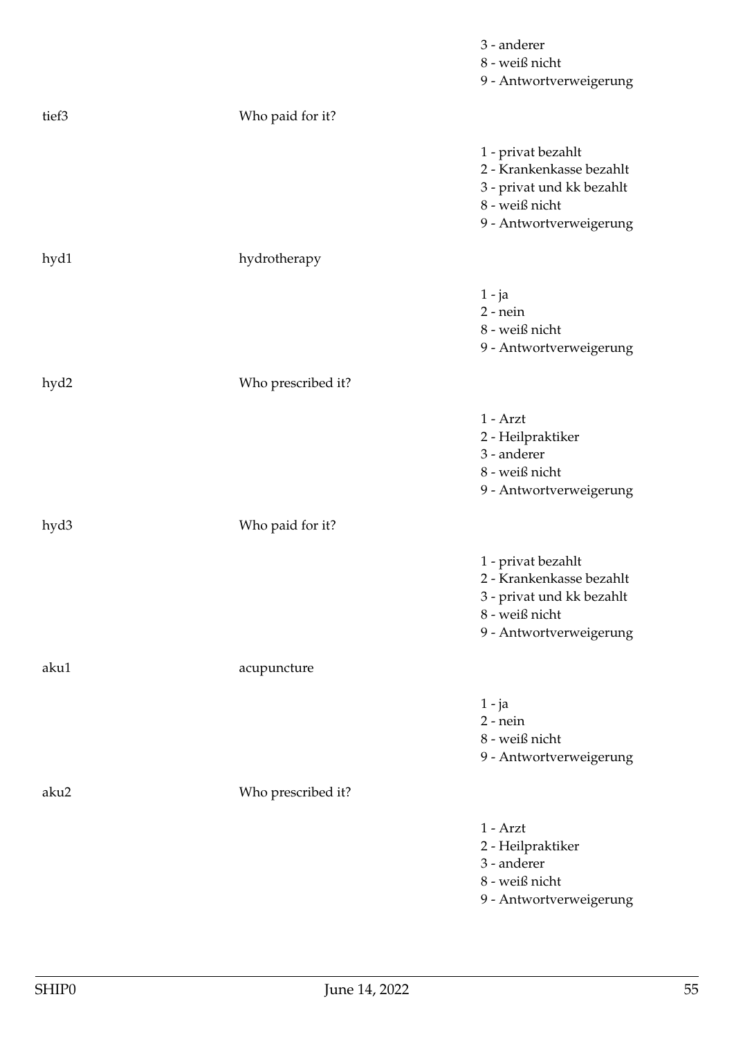3 - anderer
8 - weiß nicht
9 - Antwortverweigerung

| | | |
|---|---|---|
| tief3 | Who paid for it? | |
| | | 1 - privat bezahlt<br>2 - Krankenkasse bezahlt<br>3 - privat und kk bezahlt<br>8 - weiß nicht<br>9 - Antwortverweigerung |
| hyd1 | hydrotherapy | |
| | | 1 - ja<br>2 - nein<br>8 - weiß nicht<br>9 - Antwortverweigerung |
| hyd2 | Who prescribed it? | |
| | | 1 - Arzt<br>2 - Heilpraktiker<br>3 - anderer<br>8 - weiß nicht<br>9 - Antwortverweigerung |
| hyd3 | Who paid for it? | |
| | | 1 - privat bezahlt<br>2 - Krankenkasse bezahlt<br>3 - privat und kk bezahlt<br>8 - weiß nicht<br>9 - Antwortverweigerung |
| aku1 | acupuncture | |
| | | 1 - ja<br>2 - nein<br>8 - weiß nicht<br>9 - Antwortverweigerung |
| aku2 | Who prescribed it? | |
| | | 1 - Arzt<br>2 - Heilpraktiker<br>3 - anderer<br>8 - weiß nicht<br>9 - Antwortverweigerung |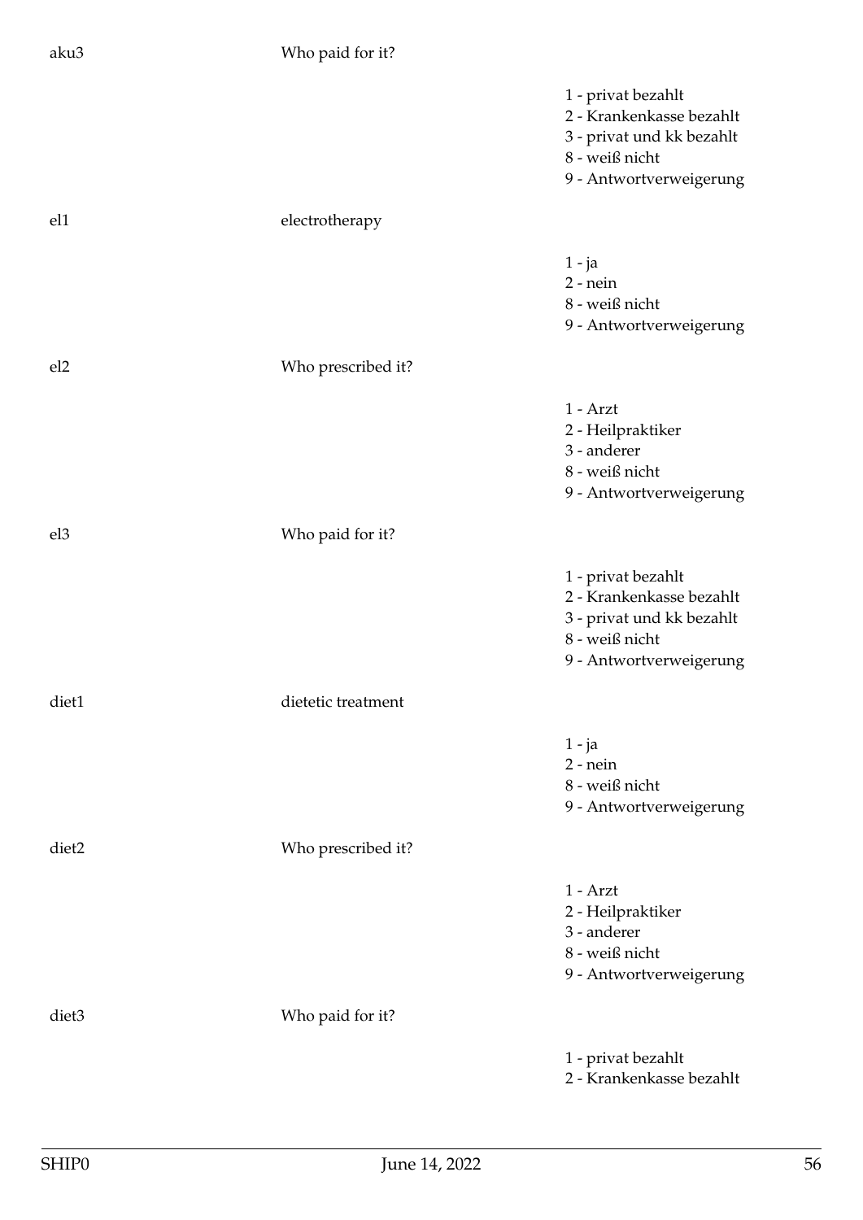aku3 Who paid for it?

1 - privat bezahlt
2 - Krankenkasse bezahlt
3 - privat und kk bezahlt
8 - weiß nicht
9 - Antwortverweigerung

el1 electrotherapy

1 - ja
2 - nein
8 - weiß nicht
9 - Antwortverweigerung

el2 Who prescribed it?

1 - Arzt
2 - Heilpraktiker
3 - anderer
8 - weiß nicht
9 - Antwortverweigerung

el3 Who paid for it?

1 - privat bezahlt
2 - Krankenkasse bezahlt
3 - privat und kk bezahlt
8 - weiß nicht
9 - Antwortverweigerung

diet1 dietetic treatment

1 - ja
2 - nein
8 - weiß nicht
9 - Antwortverweigerung

diet2 Who prescribed it?

1 - Arzt
2 - Heilpraktiker
3 - anderer
8 - weiß nicht
9 - Antwortverweigerung

diet3 Who paid for it?

1 - privat bezahlt
2 - Krankenkasse bezahlt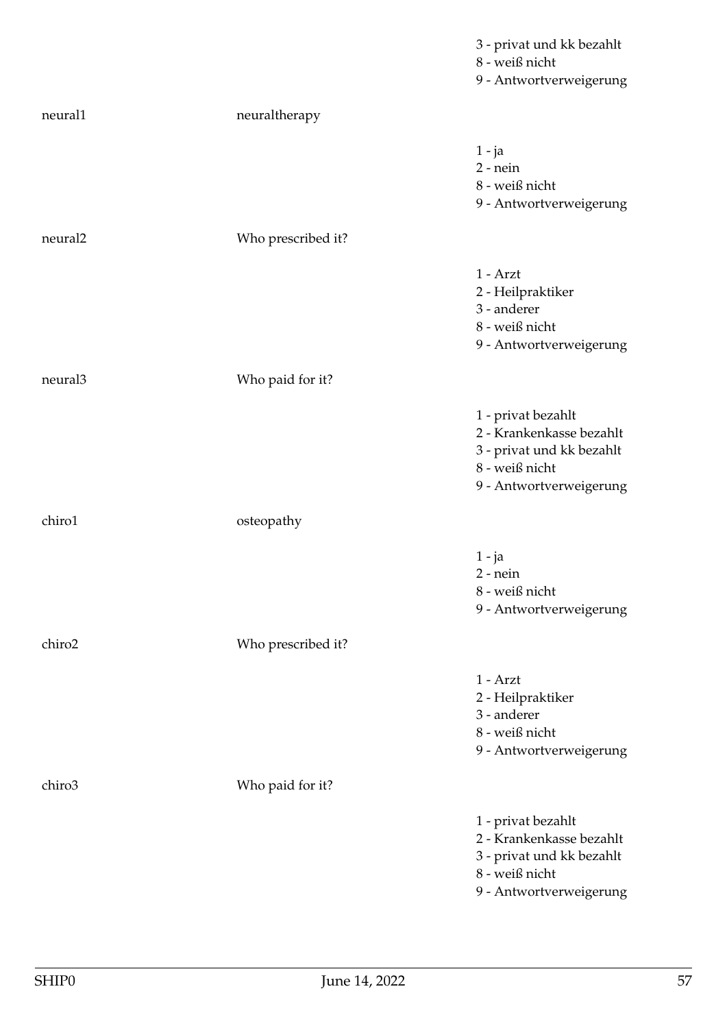3 - privat und kk bezahlt
8 - weiß nicht
9 - Antwortverweigerung

| | | |
|---|---|---|
| neural1 | neuraltherapy | |
| | | 1 - ja<br>2 - nein<br>8 - weiß nicht<br>9 - Antwortverweigerung |
| neural2 | Who prescribed it? | |
| | | 1 - Arzt<br>2 - Heilpraktiker<br>3 - anderer<br>8 - weiß nicht<br>9 - Antwortverweigerung |
| neural3 | Who paid for it? | |
| | | 1 - privat bezahlt<br>2 - Krankenkasse bezahlt<br>3 - privat und kk bezahlt<br>8 - weiß nicht<br>9 - Antwortverweigerung |
| chiro1 | osteopathy | |
| | | 1 - ja<br>2 - nein<br>8 - weiß nicht<br>9 - Antwortverweigerung |
| chiro2 | Who prescribed it? | |
| | | 1 - Arzt<br>2 - Heilpraktiker<br>3 - anderer<br>8 - weiß nicht<br>9 - Antwortverweigerung |
| chiro3 | Who paid for it? | |
| | | 1 - privat bezahlt<br>2 - Krankenkasse bezahlt<br>3 - privat und kk bezahlt<br>8 - weiß nicht<br>9 - Antwortverweigerung |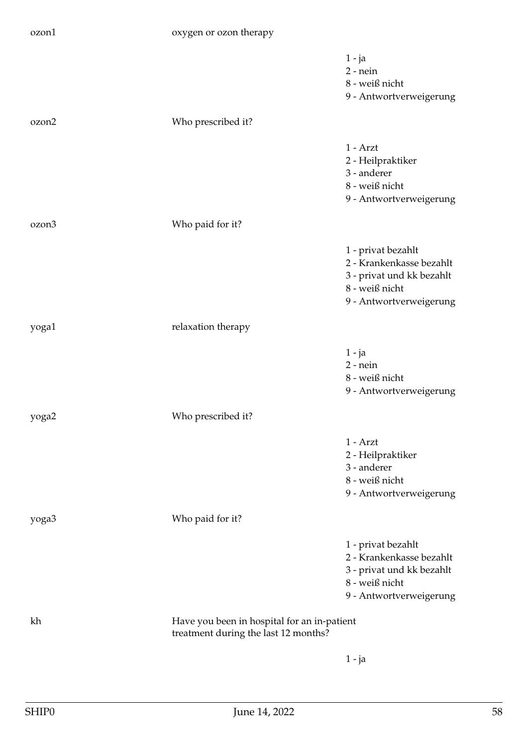ozon1 oxygen or ozon therapy

1 - ja
2 - nein
8 - weiß nicht
9 - Antwortverweigerung

ozon2 Who prescribed it?

1 - Arzt
2 - Heilpraktiker
3 - anderer
8 - weiß nicht
9 - Antwortverweigerung

ozon3 Who paid for it?

1 - privat bezahlt
2 - Krankenkasse bezahlt
3 - privat und kk bezahlt
8 - weiß nicht
9 - Antwortverweigerung

yoga1 relaxation therapy

1 - ja
2 - nein
8 - weiß nicht
9 - Antwortverweigerung

yoga2 Who prescribed it?

1 - Arzt
2 - Heilpraktiker
3 - anderer
8 - weiß nicht
9 - Antwortverweigerung

yoga3 Who paid for it?

1 - privat bezahlt
2 - Krankenkasse bezahlt
3 - privat und kk bezahlt
8 - weiß nicht
9 - Antwortverweigerung

kh Have you been in hospital for an in-patient treatment during the last 12 months?

1 - ja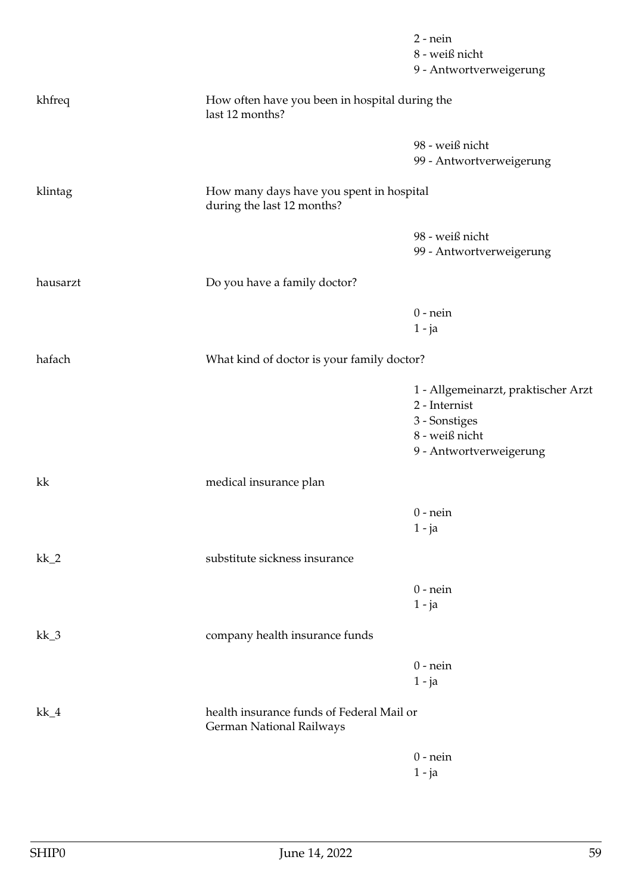| | | |
|---|---|---|
| | | 2 - nein<br>8 - weiß nicht<br>9 - Antwortverweigerung |
| khfreq | How often have you been in hospital during the last 12 months? | |
| | | 98 - weiß nicht<br>99 - Antwortverweigerung |
| klintag | How many days have you spent in hospital during the last 12 months? | |
| | | 98 - weiß nicht<br>99 - Antwortverweigerung |
| hausarzt | Do you have a family doctor? | |
| | | 0 - nein<br>1 - ja |
| hafach | What kind of doctor is your family doctor? | |
| | | 1 - Allgemeinarzt, praktischer Arzt<br>2 - Internist<br>3 - Sonstiges<br>8 - weiß nicht<br>9 - Antwortverweigerung |
| kk | medical insurance plan | |
| | | 0 - nein<br>1 - ja |
| kk_2 | substitute sickness insurance | |
| | | 0 - nein<br>1 - ja |
| kk_3 | company health insurance funds | |
| | | 0 - nein<br>1 - ja |
| kk_4 | health insurance funds of Federal Mail or German National Railways | |
| | | 0 - nein<br>1 - ja |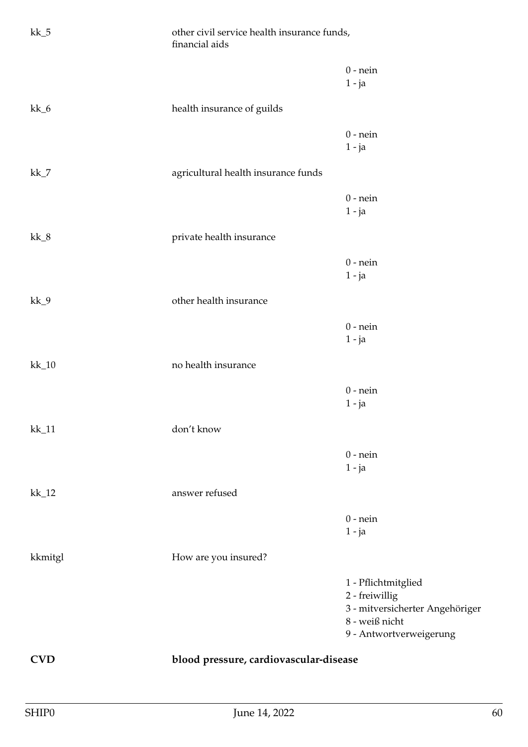kk_5 other civil service health insurance funds, financial aids

0 - nein
1 - ja

kk_6 health insurance of guilds

0 - nein
1 - ja

kk_7 agricultural health insurance funds

0 - nein
1 - ja

kk_8 private health insurance

0 - nein
1 - ja

kk_9 other health insurance

0 - nein
1 - ja

kk_10 no health insurance

0 - nein
1 - ja

kk_11 don't know

0 - nein
1 - ja

kk_12 answer refused

0 - nein
1 - ja

kkmitgl How are you insured?

1 - Pflichtmitglied
2 - freiwillig
3 - mitversicherter Angehöriger
8 - weiß nicht
9 - Antwortverweigerung

**CVD** **blood pressure, cardiovascular-disease**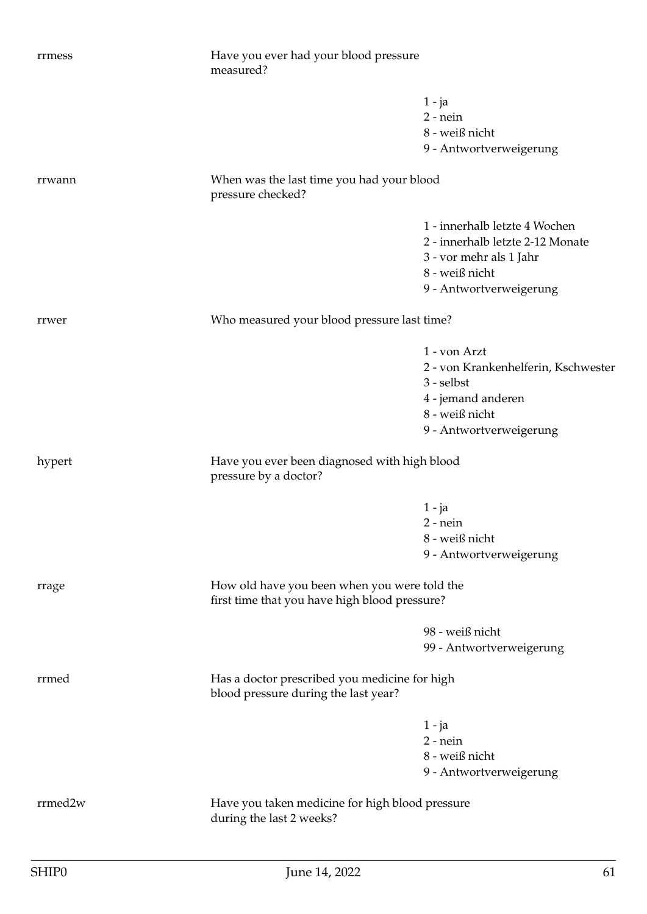rrmess | Have you ever had your blood pressure measured?

1 - ja
2 - nein
8 - weiß nicht
9 - Antwortverweigerung

rrwann | When was the last time you had your blood pressure checked?

1 - innerhalb letzte 4 Wochen
2 - innerhalb letzte 2-12 Monate
3 - vor mehr als 1 Jahr
8 - weiß nicht
9 - Antwortverweigerung

rrwer | Who measured your blood pressure last time?

1 - von Arzt
2 - von Krankenhelferin, Kschwester
3 - selbst
4 - jemand anderen
8 - weiß nicht
9 - Antwortverweigerung

hypert | Have you ever been diagnosed with high blood pressure by a doctor?

1 - ja
2 - nein
8 - weiß nicht
9 - Antwortverweigerung

rrage | How old have you been when you were told the first time that you have high blood pressure?

98 - weiß nicht
99 - Antwortverweigerung

rrmed | Has a doctor prescribed you medicine for high blood pressure during the last year?

1 - ja
2 - nein
8 - weiß nicht
9 - Antwortverweigerung

rrmed2w | Have you taken medicine for high blood pressure during the last 2 weeks?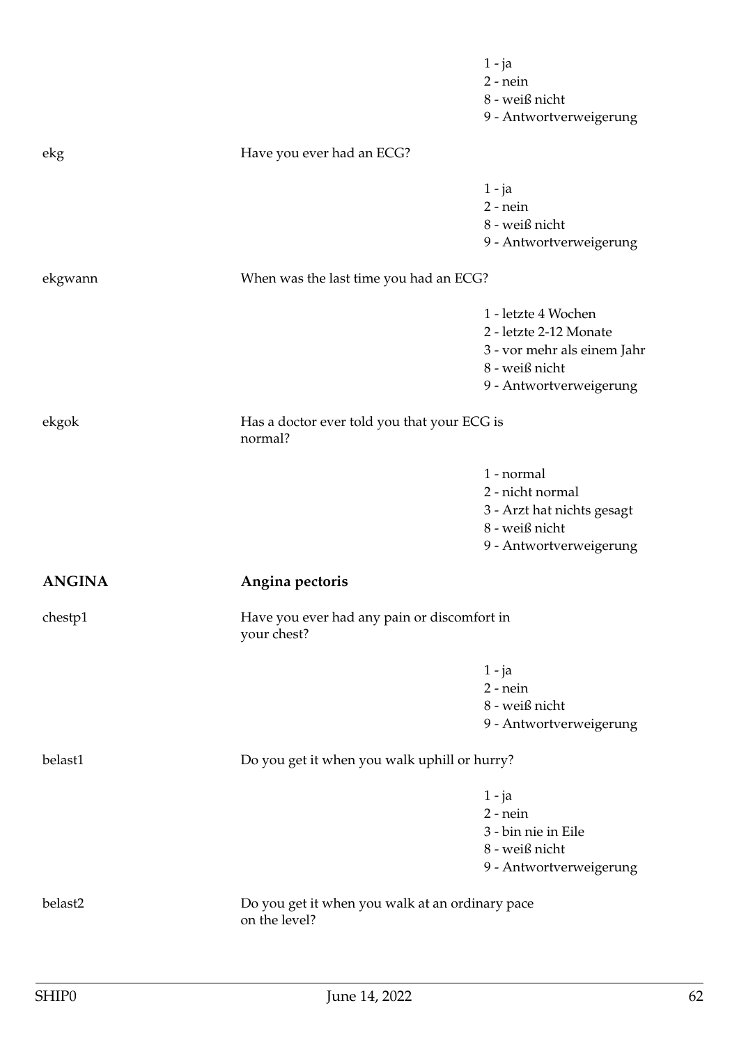1 - ja
2 - nein
8 - weiß nicht
9 - Antwortverweigerung

ekg | Have you ever had an ECG?

1 - ja
2 - nein
8 - weiß nicht
9 - Antwortverweigerung

ekgwann | When was the last time you had an ECG?

1 - letzte 4 Wochen
2 - letzte 2-12 Monate
3 - vor mehr als einem Jahr
8 - weiß nicht
9 - Antwortverweigerung

ekgok | Has a doctor ever told you that your ECG is normal?

1 - normal
2 - nicht normal
3 - Arzt hat nichts gesagt
8 - weiß nicht
9 - Antwortverweigerung

## ANGINA Angina pectoris

chestp1 | Have you ever had any pain or discomfort in your chest?

1 - ja
2 - nein
8 - weiß nicht
9 - Antwortverweigerung

belast1 | Do you get it when you walk uphill or hurry?

1 - ja
2 - nein
3 - bin nie in Eile
8 - weiß nicht
9 - Antwortverweigerung

belast2 | Do you get it when you walk at an ordinary pace on the level?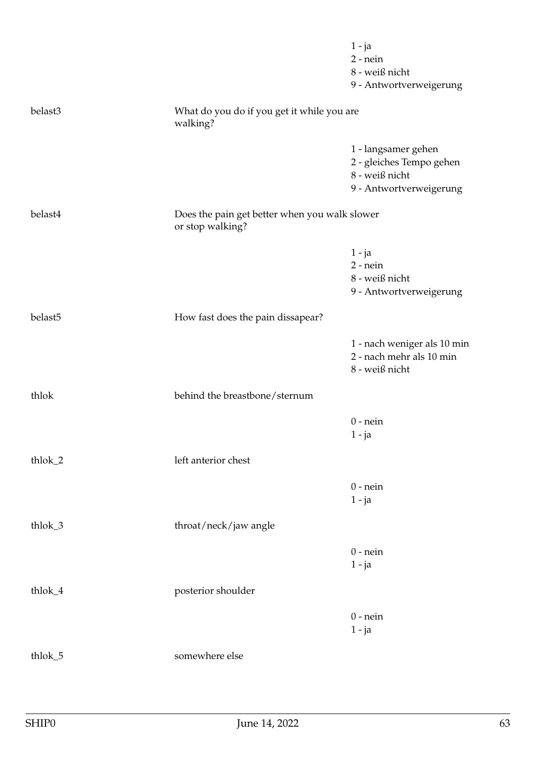1 - ja
2 - nein
8 - weiß nicht
9 - Antwortverweigerung

belast3 — What do you do if you get it while you are walking?

1 - langsamer gehen
2 - gleiches Tempo gehen
8 - weiß nicht
9 - Antwortverweigerung

belast4 — Does the pain get better when you walk slower or stop walking?

1 - ja
2 - nein
8 - weiß nicht
9 - Antwortverweigerung

belast5 — How fast does the pain dissapear?

1 - nach weniger als 10 min
2 - nach mehr als 10 min
8 - weiß nicht

thlok — behind the breastbone/sternum

0 - nein
1 - ja

thlok_2 — left anterior chest

0 - nein
1 - ja

thlok_3 — throat/neck/jaw angle

0 - nein
1 - ja

thlok_4 — posterior shoulder

0 - nein
1 - ja

thlok_5 — somewhere else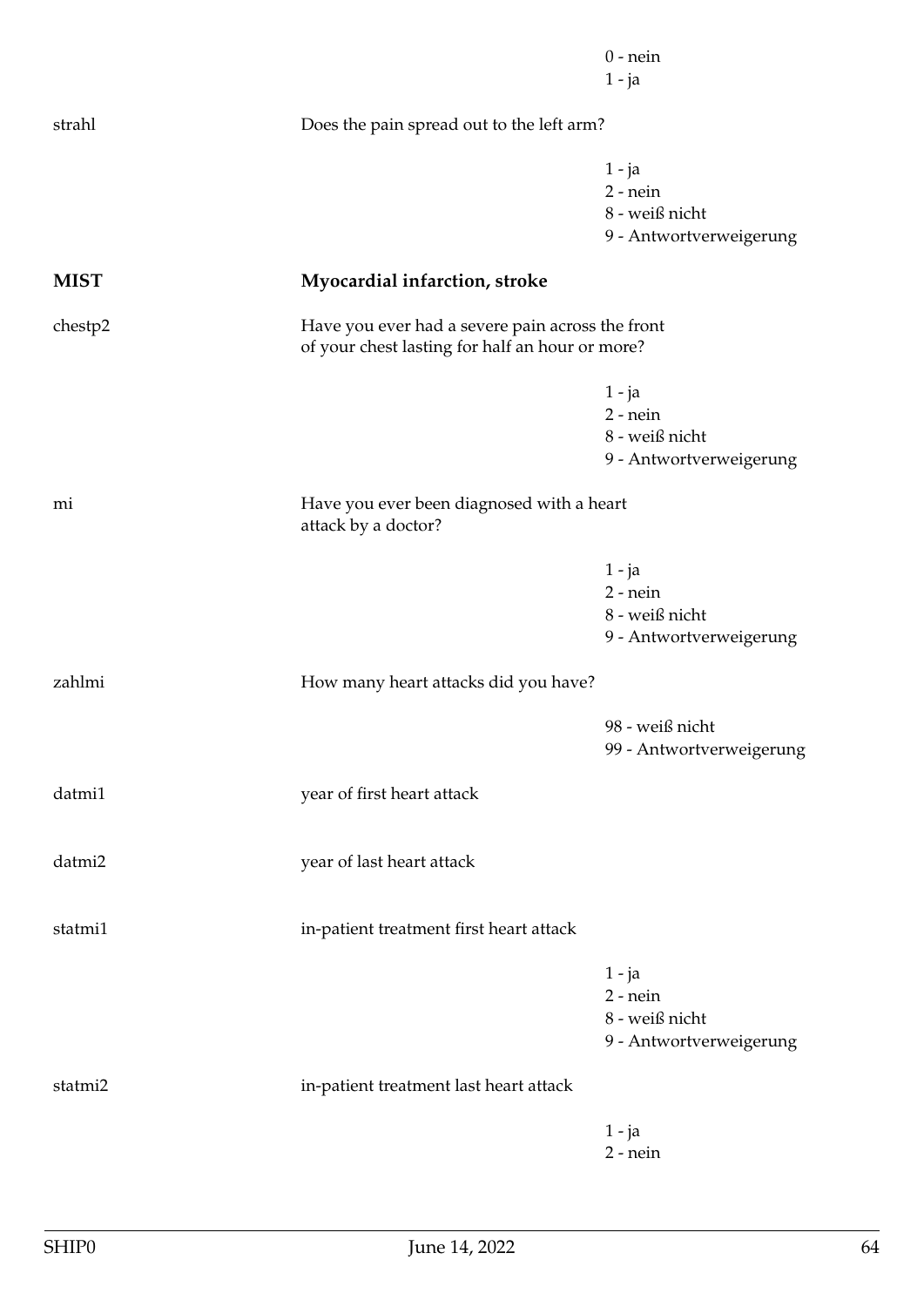0 - nein
1 - ja

strahl — Does the pain spread out to the left arm?

1 - ja
2 - nein
8 - weiß nicht
9 - Antwortverweigerung

## MIST — Myocardial infarction, stroke

chestp2 — Have you ever had a severe pain across the front of your chest lasting for half an hour or more?

1 - ja
2 - nein
8 - weiß nicht
9 - Antwortverweigerung

mi — Have you ever been diagnosed with a heart attack by a doctor?

1 - ja
2 - nein
8 - weiß nicht
9 - Antwortverweigerung

zahlmi — How many heart attacks did you have?

98 - weiß nicht
99 - Antwortverweigerung

datmi1 — year of first heart attack

datmi2 — year of last heart attack

statmi1 — in-patient treatment first heart attack

1 - ja
2 - nein
8 - weiß nicht
9 - Antwortverweigerung

statmi2 — in-patient treatment last heart attack

1 - ja
2 - nein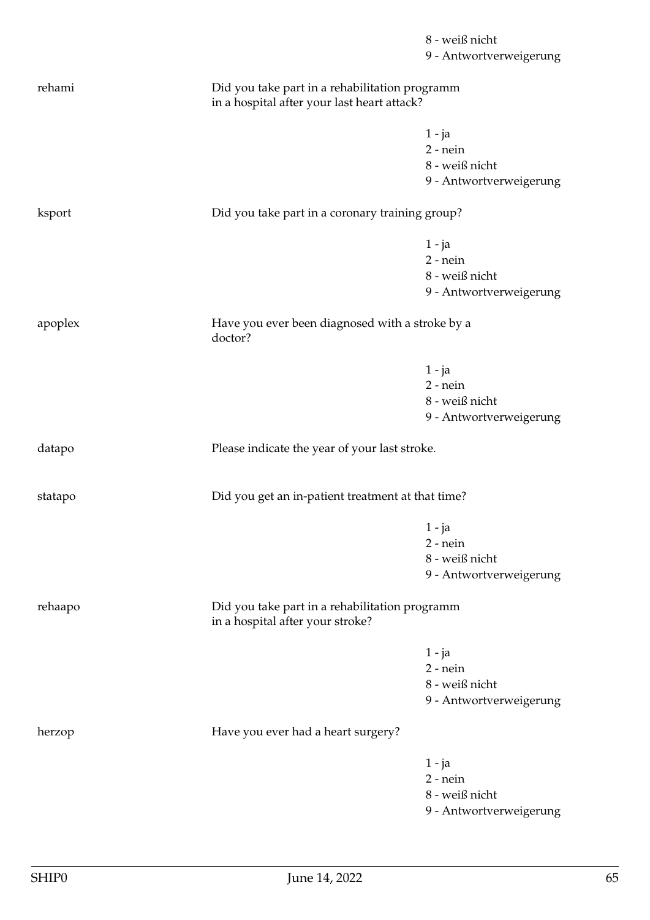8 - weiß nicht
9 - Antwortverweigerung

| | | |
|---|---|---|
| rehami | Did you take part in a rehabilitation programm in a hospital after your last heart attack? | |
| | | 1 - ja |
| | | 2 - nein |
| | | 8 - weiß nicht |
| | | 9 - Antwortverweigerung |
| ksport | Did you take part in a coronary training group? | |
| | | 1 - ja |
| | | 2 - nein |
| | | 8 - weiß nicht |
| | | 9 - Antwortverweigerung |
| apoplex | Have you ever been diagnosed with a stroke by a doctor? | |
| | | 1 - ja |
| | | 2 - nein |
| | | 8 - weiß nicht |
| | | 9 - Antwortverweigerung |
| datapo | Please indicate the year of your last stroke. | |
| statapo | Did you get an in-patient treatment at that time? | |
| | | 1 - ja |
| | | 2 - nein |
| | | 8 - weiß nicht |
| | | 9 - Antwortverweigerung |
| rehaapo | Did you take part in a rehabilitation programm in a hospital after your stroke? | |
| | | 1 - ja |
| | | 2 - nein |
| | | 8 - weiß nicht |
| | | 9 - Antwortverweigerung |
| herzop | Have you ever had a heart surgery? | |
| | | 1 - ja |
| | | 2 - nein |
| | | 8 - weiß nicht |
| | | 9 - Antwortverweigerung |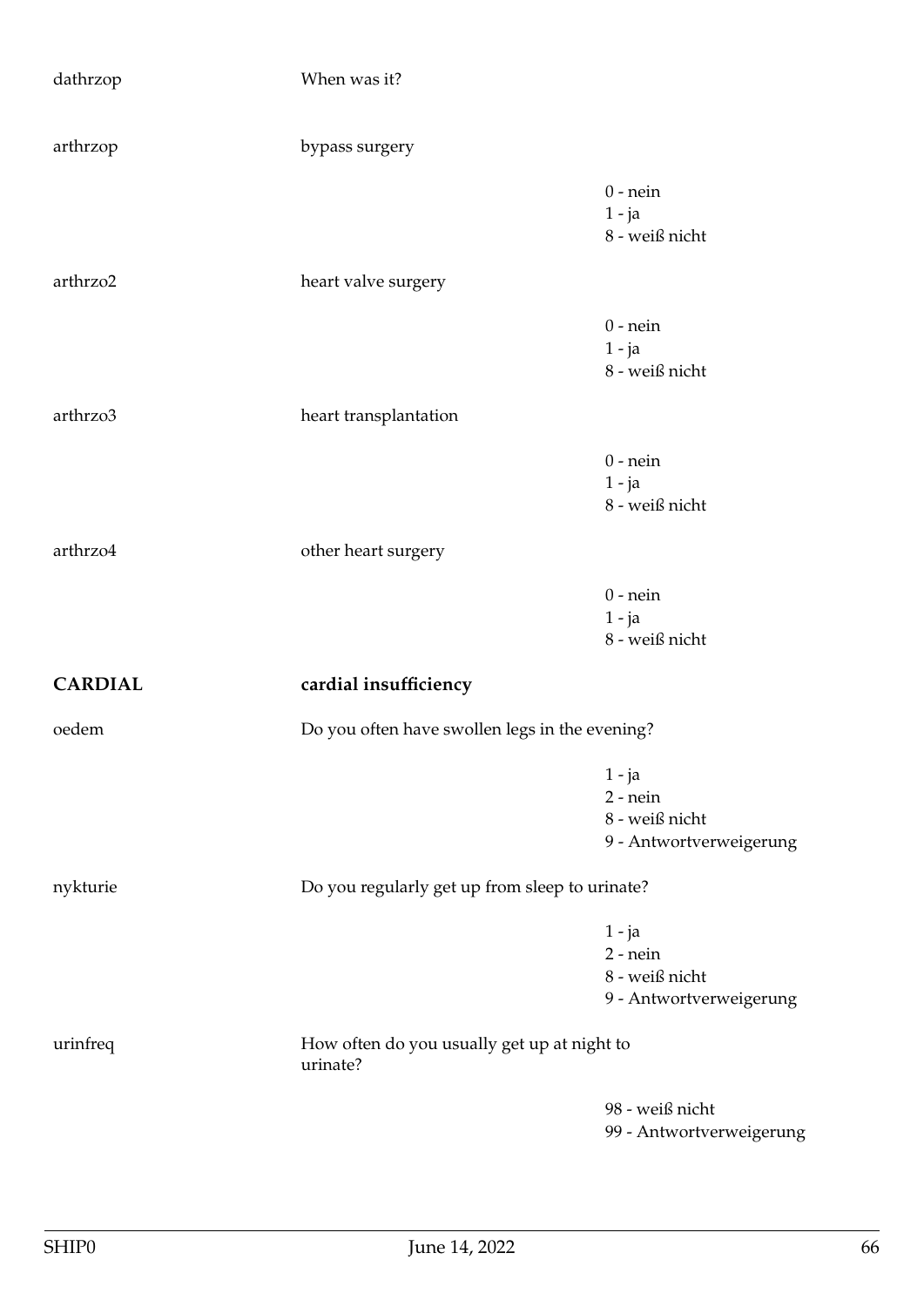dathrzop — When was it?

arthrzop — bypass surgery

- 0 - nein
- 1 - ja
- 8 - weiß nicht

arthrzo2 — heart valve surgery

- 0 - nein
- 1 - ja
- 8 - weiß nicht

arthrzo3 — heart transplantation

- 0 - nein
- 1 - ja
- 8 - weiß nicht

arthrzo4 — other heart surgery

- 0 - nein
- 1 - ja
- 8 - weiß nicht

## CARDIAL — cardial insufficiency

oedem — Do you often have swollen legs in the evening?

- 1 - ja
- 2 - nein
- 8 - weiß nicht
- 9 - Antwortverweigerung

nykturie — Do you regularly get up from sleep to urinate?

- 1 - ja
- 2 - nein
- 8 - weiß nicht
- 9 - Antwortverweigerung

urinfreq — How often do you usually get up at night to urinate?

- 98 - weiß nicht
- 99 - Antwortverweigerung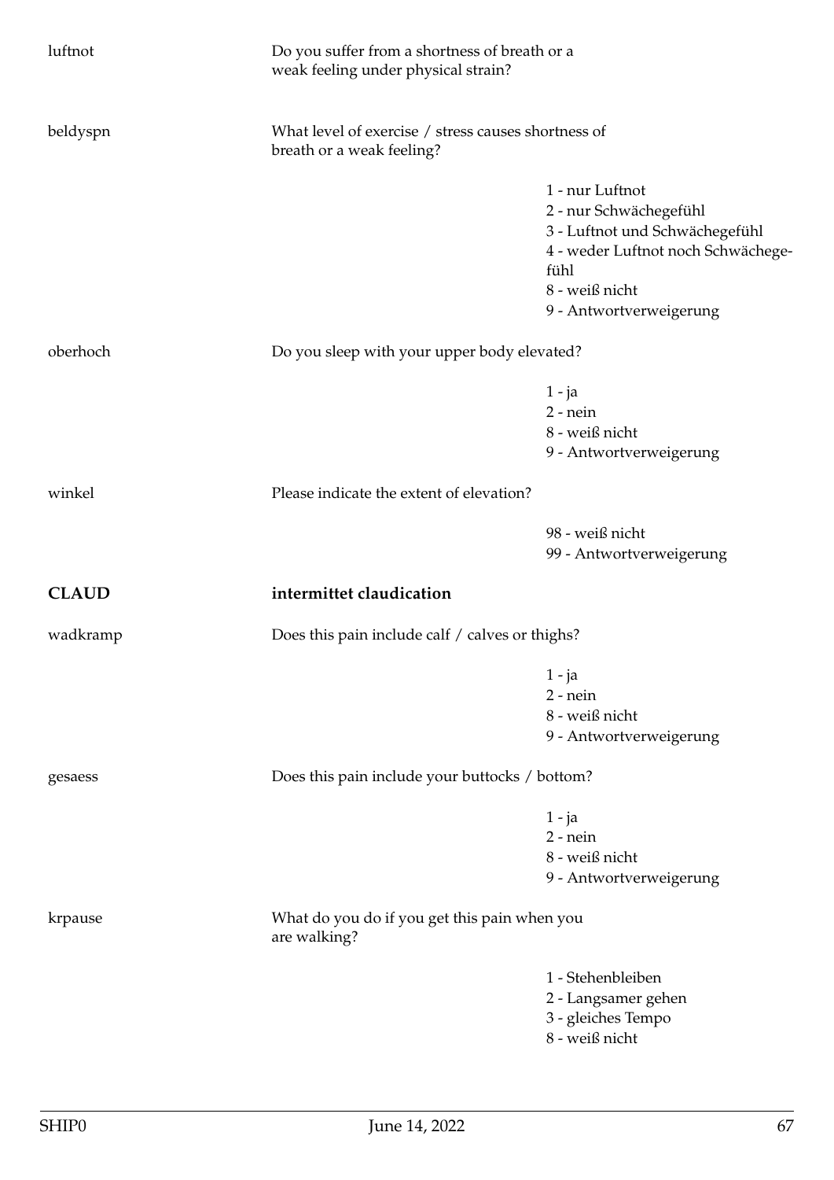luftnot — Do you suffer from a shortness of breath or a weak feeling under physical strain?

beldyspn — What level of exercise / stress causes shortness of breath or a weak feeling?

- 1 - nur Luftnot
- 2 - nur Schwächegefühl
- 3 - Luftnot und Schwächegefühl
- 4 - weder Luftnot noch Schwächegefühl
- 8 - weiß nicht
- 9 - Antwortverweigerung

oberhoch — Do you sleep with your upper body elevated?

- 1 - ja
- 2 - nein
- 8 - weiß nicht
- 9 - Antwortverweigerung

winkel — Please indicate the extent of elevation?

- 98 - weiß nicht
- 99 - Antwortverweigerung

## CLAUD — intermittet claudication

wadkramp — Does this pain include calf / calves or thighs?

- 1 - ja
- 2 - nein
- 8 - weiß nicht
- 9 - Antwortverweigerung

gesaess — Does this pain include your buttocks / bottom?

- 1 - ja
- 2 - nein
- 8 - weiß nicht
- 9 - Antwortverweigerung

krpause — What do you do if you get this pain when you are walking?

- 1 - Stehenbleiben
- 2 - Langsamer gehen
- 3 - gleiches Tempo
- 8 - weiß nicht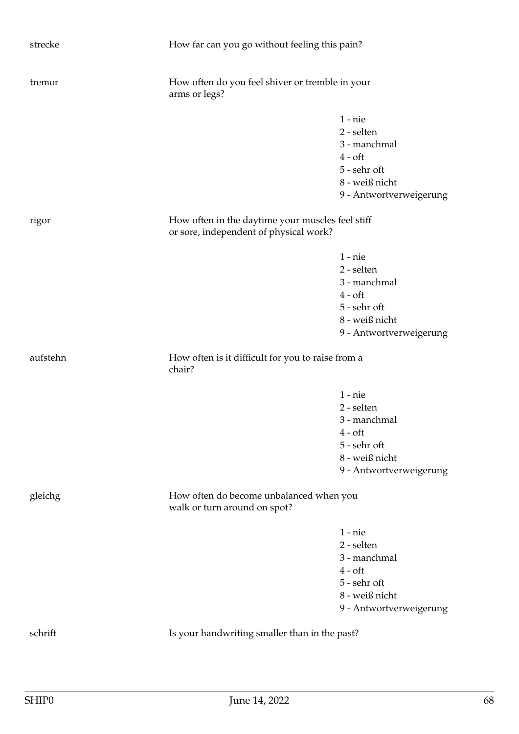| | |
|---|---|
| strecke | How far can you go without feeling this pain? |
| tremor | How often do you feel shiver or tremble in your arms or legs? |
| | 1 - nie<br>2 - selten<br>3 - manchmal<br>4 - oft<br>5 - sehr oft<br>8 - weiß nicht<br>9 - Antwortverweigerung |
| rigor | How often in the daytime your muscles feel stiff or sore, independent of physical work? |
| | 1 - nie<br>2 - selten<br>3 - manchmal<br>4 - oft<br>5 - sehr oft<br>8 - weiß nicht<br>9 - Antwortverweigerung |
| aufstehn | How often is it difficult for you to raise from a chair? |
| | 1 - nie<br>2 - selten<br>3 - manchmal<br>4 - oft<br>5 - sehr oft<br>8 - weiß nicht<br>9 - Antwortverweigerung |
| gleichg | How often do become unbalanced when you walk or turn around on spot? |
| | 1 - nie<br>2 - selten<br>3 - manchmal<br>4 - oft<br>5 - sehr oft<br>8 - weiß nicht<br>9 - Antwortverweigerung |
| schrift | Is your handwriting smaller than in the past? |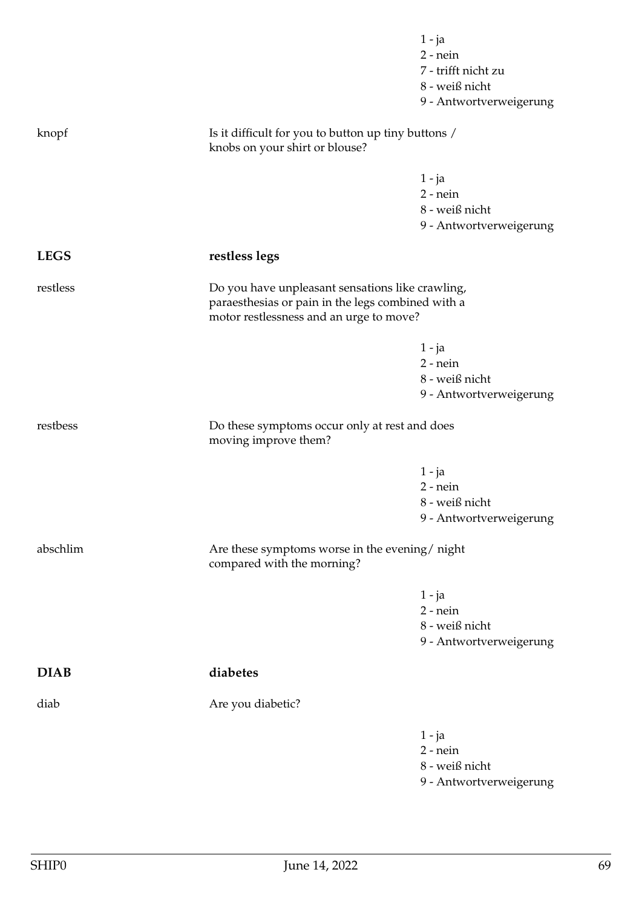1 - ja
2 - nein
7 - trifft nicht zu
8 - weiß nicht
9 - Antwortverweigerung

knopf — Is it difficult for you to button up tiny buttons / knobs on your shirt or blouse?

1 - ja
2 - nein
8 - weiß nicht
9 - Antwortverweigerung

**LEGS** — **restless legs**

restless — Do you have unpleasant sensations like crawling, paraesthesias or pain in the legs combined with a motor restlessness and an urge to move?

1 - ja
2 - nein
8 - weiß nicht
9 - Antwortverweigerung

restbess — Do these symptoms occur only at rest and does moving improve them?

1 - ja
2 - nein
8 - weiß nicht
9 - Antwortverweigerung

abschlim — Are these symptoms worse in the evening/ night compared with the morning?

1 - ja
2 - nein
8 - weiß nicht
9 - Antwortverweigerung

**DIAB** — **diabetes**

diab — Are you diabetic?

1 - ja
2 - nein
8 - weiß nicht
9 - Antwortverweigerung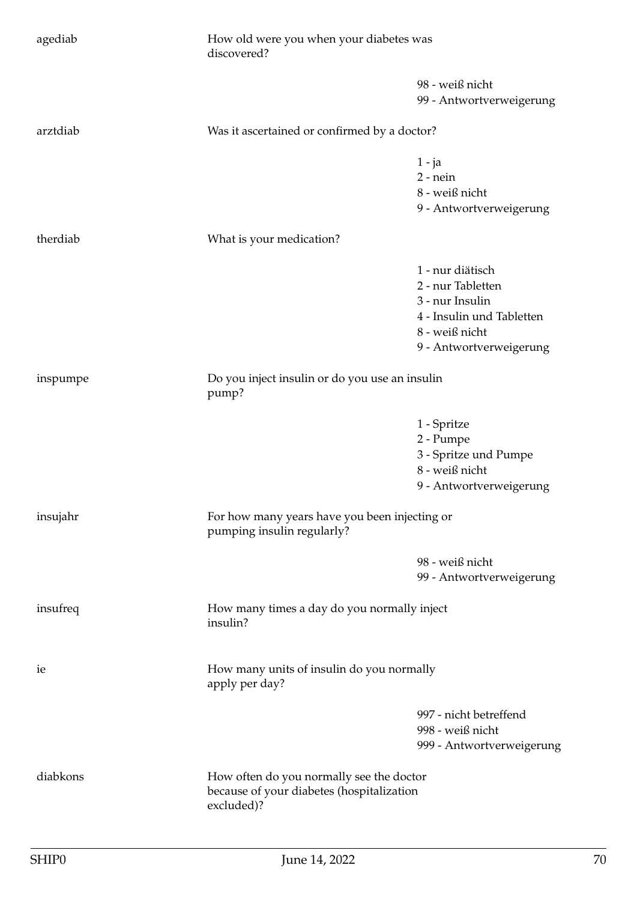| Variable | Question | Values |
|---|---|---|
| agediab | How old were you when your diabetes was discovered? | |
| | | 98 - weiß nicht |
| | | 99 - Antwortverweigerung |
| arztdiab | Was it ascertained or confirmed by a doctor? | |
| | | 1 - ja |
| | | 2 - nein |
| | | 8 - weiß nicht |
| | | 9 - Antwortverweigerung |
| therdiab | What is your medication? | |
| | | 1 - nur diätisch |
| | | 2 - nur Tabletten |
| | | 3 - nur Insulin |
| | | 4 - Insulin und Tabletten |
| | | 8 - weiß nicht |
| | | 9 - Antwortverweigerung |
| inspumpe | Do you inject insulin or do you use an insulin pump? | |
| | | 1 - Spritze |
| | | 2 - Pumpe |
| | | 3 - Spritze und Pumpe |
| | | 8 - weiß nicht |
| | | 9 - Antwortverweigerung |
| insujahr | For how many years have you been injecting or pumping insulin regularly? | |
| | | 98 - weiß nicht |
| | | 99 - Antwortverweigerung |
| insufreq | How many times a day do you normally inject insulin? | |
| ie | How many units of insulin do you normally apply per day? | |
| | | 997 - nicht betreffend |
| | | 998 - weiß nicht |
| | | 999 - Antwortverweigerung |
| diabkons | How often do you normally see the doctor because of your diabetes (hospitalization excluded)? | |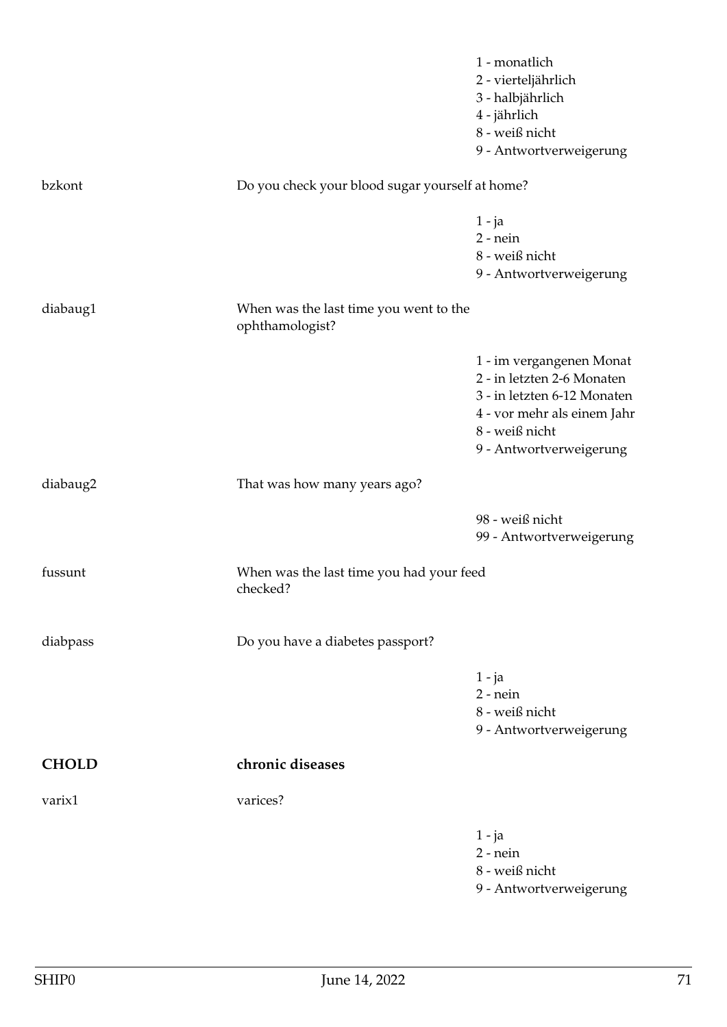1 - monatlich
2 - vierteljährlich
3 - halbjährlich
4 - jährlich
8 - weiß nicht
9 - Antwortverweigerung

bzkont — Do you check your blood sugar yourself at home?

1 - ja
2 - nein
8 - weiß nicht
9 - Antwortverweigerung

diabaug1 — When was the last time you went to the ophthamologist?

1 - im vergangenen Monat
2 - in letzten 2-6 Monaten
3 - in letzten 6-12 Monaten
4 - vor mehr als einem Jahr
8 - weiß nicht
9 - Antwortverweigerung

diabaug2 — That was how many years ago?

98 - weiß nicht
99 - Antwortverweigerung

fussunt — When was the last time you had your feed checked?

diabpass — Do you have a diabetes passport?

1 - ja
2 - nein
8 - weiß nicht
9 - Antwortverweigerung

## CHOLD — chronic diseases

varix1 — varices?

1 - ja
2 - nein
8 - weiß nicht
9 - Antwortverweigerung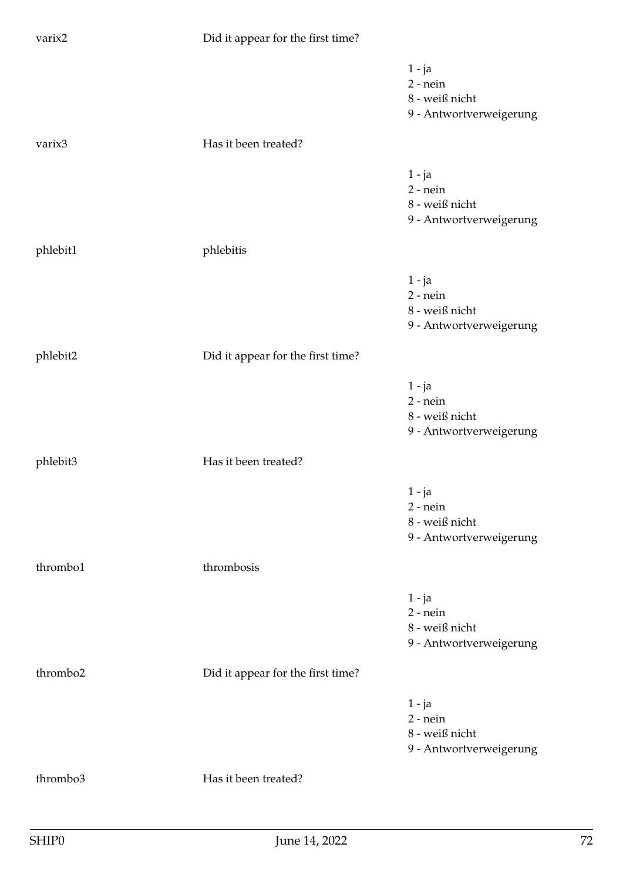varix2 Did it appear for the first time?

1 - ja
2 - nein
8 - weiß nicht
9 - Antwortverweigerung

varix3 Has it been treated?

1 - ja
2 - nein
8 - weiß nicht
9 - Antwortverweigerung

phlebit1 phlebitis

1 - ja
2 - nein
8 - weiß nicht
9 - Antwortverweigerung

phlebit2 Did it appear for the first time?

1 - ja
2 - nein
8 - weiß nicht
9 - Antwortverweigerung

phlebit3 Has it been treated?

1 - ja
2 - nein
8 - weiß nicht
9 - Antwortverweigerung

thrombo1 thrombosis

1 - ja
2 - nein
8 - weiß nicht
9 - Antwortverweigerung

thrombo2 Did it appear for the first time?

1 - ja
2 - nein
8 - weiß nicht
9 - Antwortverweigerung

thrombo3 Has it been treated?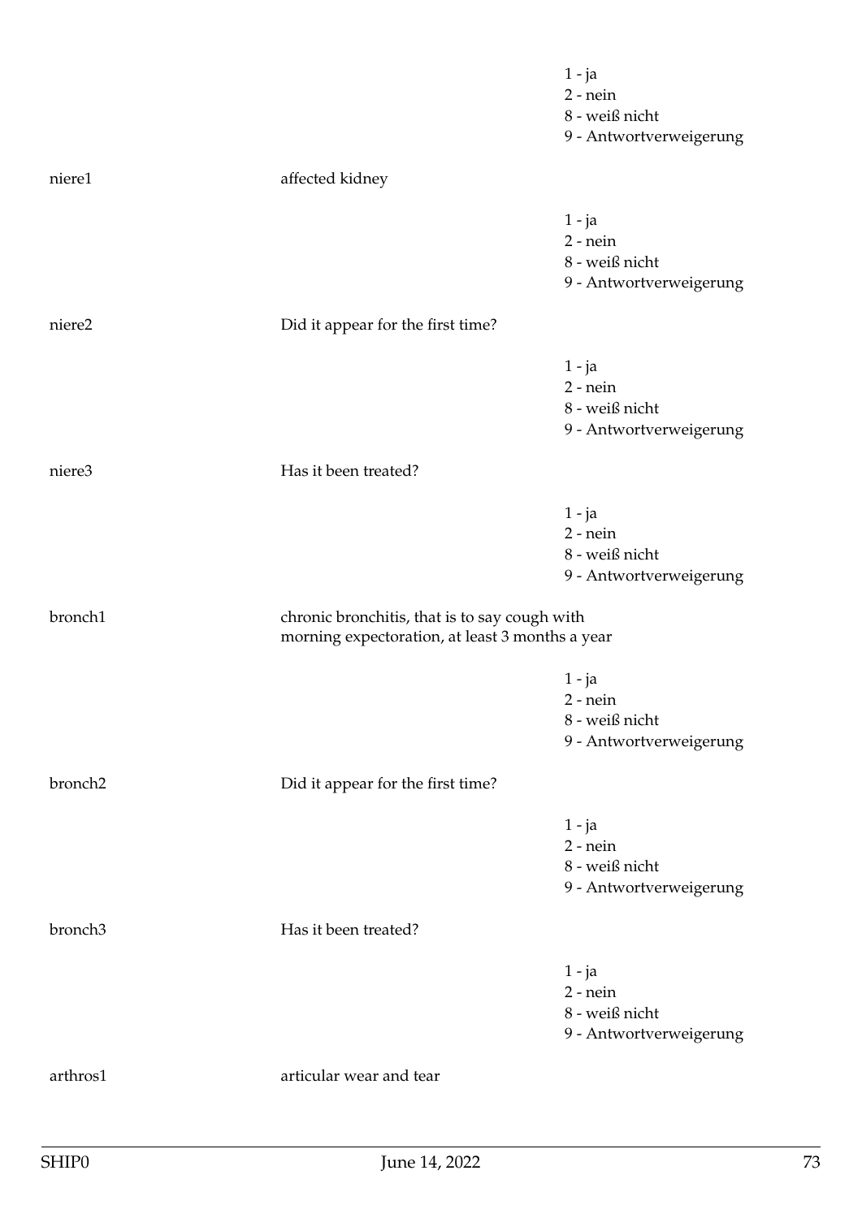1 - ja
2 - nein
8 - weiß nicht
9 - Antwortverweigerung

niere1 affected kidney

1 - ja
2 - nein
8 - weiß nicht
9 - Antwortverweigerung

niere2 Did it appear for the first time?

1 - ja
2 - nein
8 - weiß nicht
9 - Antwortverweigerung

niere3 Has it been treated?

1 - ja
2 - nein
8 - weiß nicht
9 - Antwortverweigerung

bronch1 chronic bronchitis, that is to say cough with morning expectoration, at least 3 months a year

1 - ja
2 - nein
8 - weiß nicht
9 - Antwortverweigerung

bronch2 Did it appear for the first time?

1 - ja
2 - nein
8 - weiß nicht
9 - Antwortverweigerung

bronch3 Has it been treated?

1 - ja
2 - nein
8 - weiß nicht
9 - Antwortverweigerung

arthros1 articular wear and tear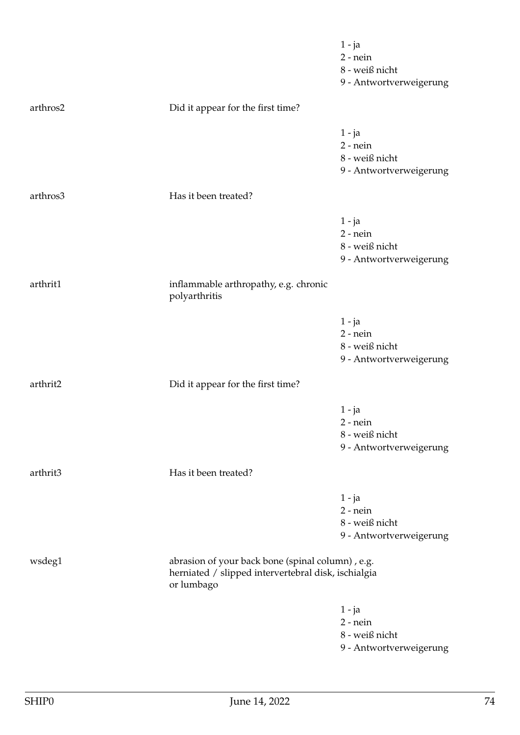1 - ja
2 - nein
8 - weiß nicht
9 - Antwortverweigerung

arthros2 Did it appear for the first time?

1 - ja
2 - nein
8 - weiß nicht
9 - Antwortverweigerung

arthros3 Has it been treated?

1 - ja
2 - nein
8 - weiß nicht
9 - Antwortverweigerung

arthrit1 inflammable arthropathy, e.g. chronic polyarthritis

1 - ja
2 - nein
8 - weiß nicht
9 - Antwortverweigerung

arthrit2 Did it appear for the first time?

1 - ja
2 - nein
8 - weiß nicht
9 - Antwortverweigerung

arthrit3 Has it been treated?

1 - ja
2 - nein
8 - weiß nicht
9 - Antwortverweigerung

wsdeg1 abrasion of your back bone (spinal column) , e.g. herniated / slipped intervertebral disk, ischialgia or lumbago

1 - ja
2 - nein
8 - weiß nicht
9 - Antwortverweigerung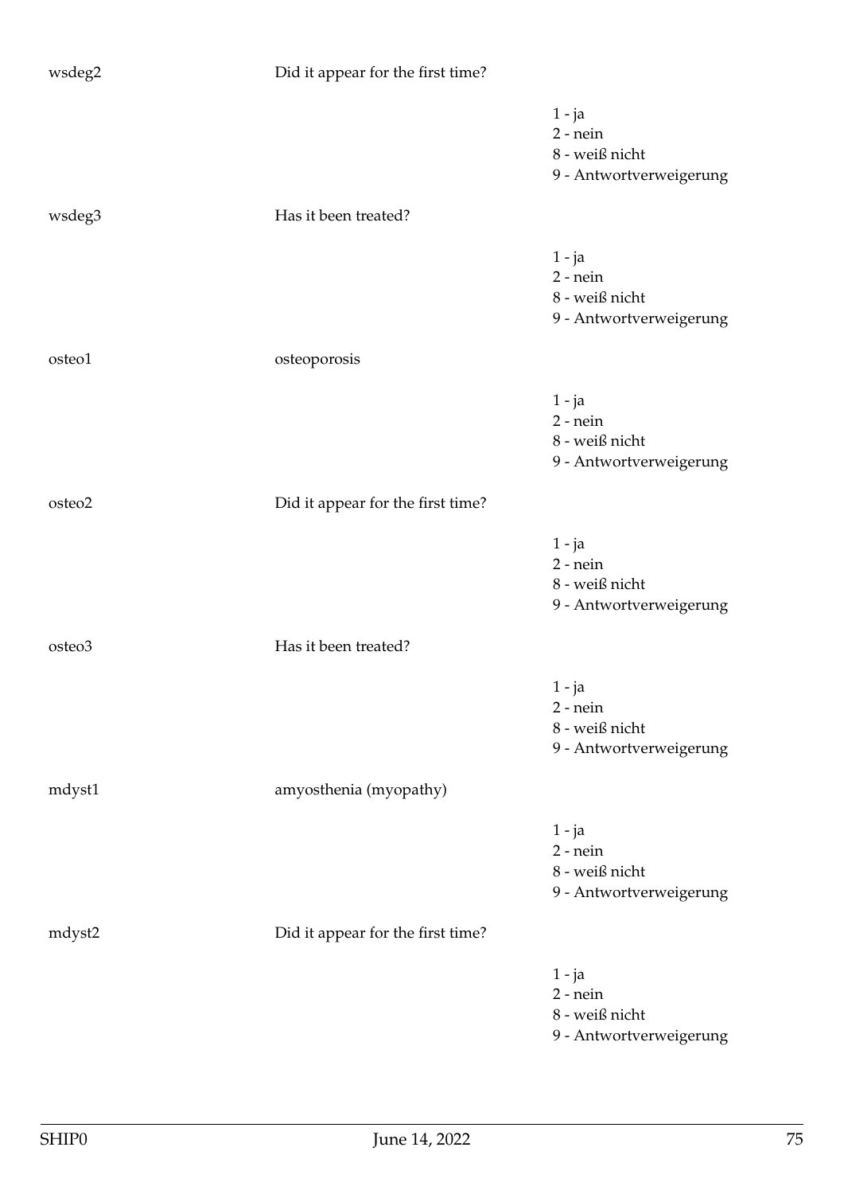wsdeg2 Did it appear for the first time?

1 - ja
2 - nein
8 - weiß nicht
9 - Antwortverweigerung

wsdeg3 Has it been treated?

1 - ja
2 - nein
8 - weiß nicht
9 - Antwortverweigerung

osteo1 osteoporosis

1 - ja
2 - nein
8 - weiß nicht
9 - Antwortverweigerung

osteo2 Did it appear for the first time?

1 - ja
2 - nein
8 - weiß nicht
9 - Antwortverweigerung

osteo3 Has it been treated?

1 - ja
2 - nein
8 - weiß nicht
9 - Antwortverweigerung

mdyst1 amyosthenia (myopathy)

1 - ja
2 - nein
8 - weiß nicht
9 - Antwortverweigerung

mdyst2 Did it appear for the first time?

1 - ja
2 - nein
8 - weiß nicht
9 - Antwortverweigerung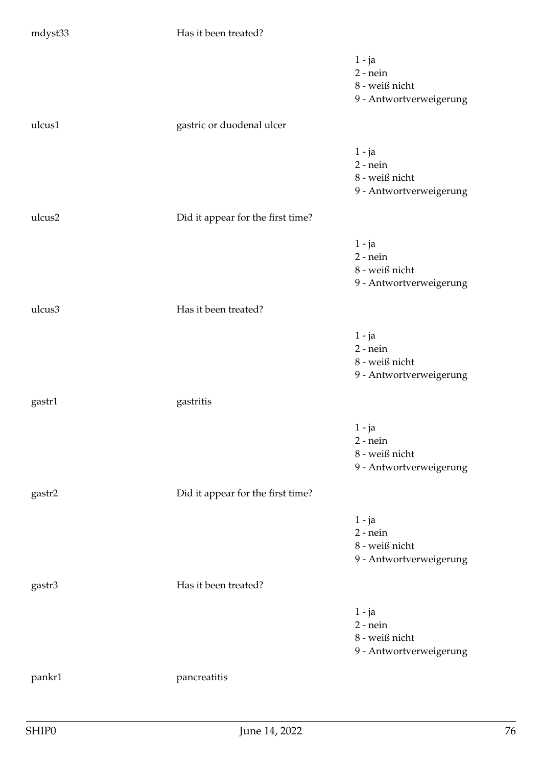mdyst33 Has it been treated?

1 - ja
2 - nein
8 - weiß nicht
9 - Antwortverweigerung

ulcus1 gastric or duodenal ulcer

1 - ja
2 - nein
8 - weiß nicht
9 - Antwortverweigerung

ulcus2 Did it appear for the first time?

1 - ja
2 - nein
8 - weiß nicht
9 - Antwortverweigerung

ulcus3 Has it been treated?

1 - ja
2 - nein
8 - weiß nicht
9 - Antwortverweigerung

gastr1 gastritis

1 - ja
2 - nein
8 - weiß nicht
9 - Antwortverweigerung

gastr2 Did it appear for the first time?

1 - ja
2 - nein
8 - weiß nicht
9 - Antwortverweigerung

gastr3 Has it been treated?

1 - ja
2 - nein
8 - weiß nicht
9 - Antwortverweigerung

pankr1 pancreatitis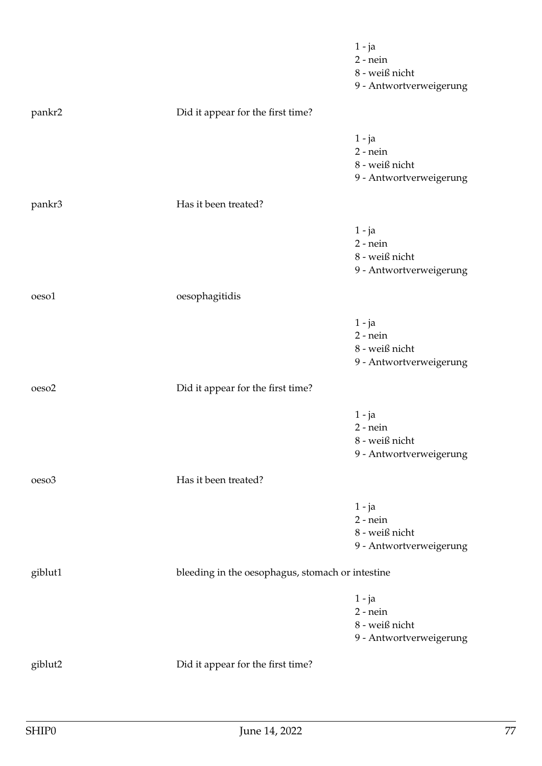1 - ja
2 - nein
8 - weiß nicht
9 - Antwortverweigerung

pankr2 Did it appear for the first time?

1 - ja
2 - nein
8 - weiß nicht
9 - Antwortverweigerung

pankr3 Has it been treated?

1 - ja
2 - nein
8 - weiß nicht
9 - Antwortverweigerung

oeso1 oesophagitidis

1 - ja
2 - nein
8 - weiß nicht
9 - Antwortverweigerung

oeso2 Did it appear for the first time?

1 - ja
2 - nein
8 - weiß nicht
9 - Antwortverweigerung

oeso3 Has it been treated?

1 - ja
2 - nein
8 - weiß nicht
9 - Antwortverweigerung

giblut1 bleeding in the oesophagus, stomach or intestine

1 - ja
2 - nein
8 - weiß nicht
9 - Antwortverweigerung

giblut2 Did it appear for the first time?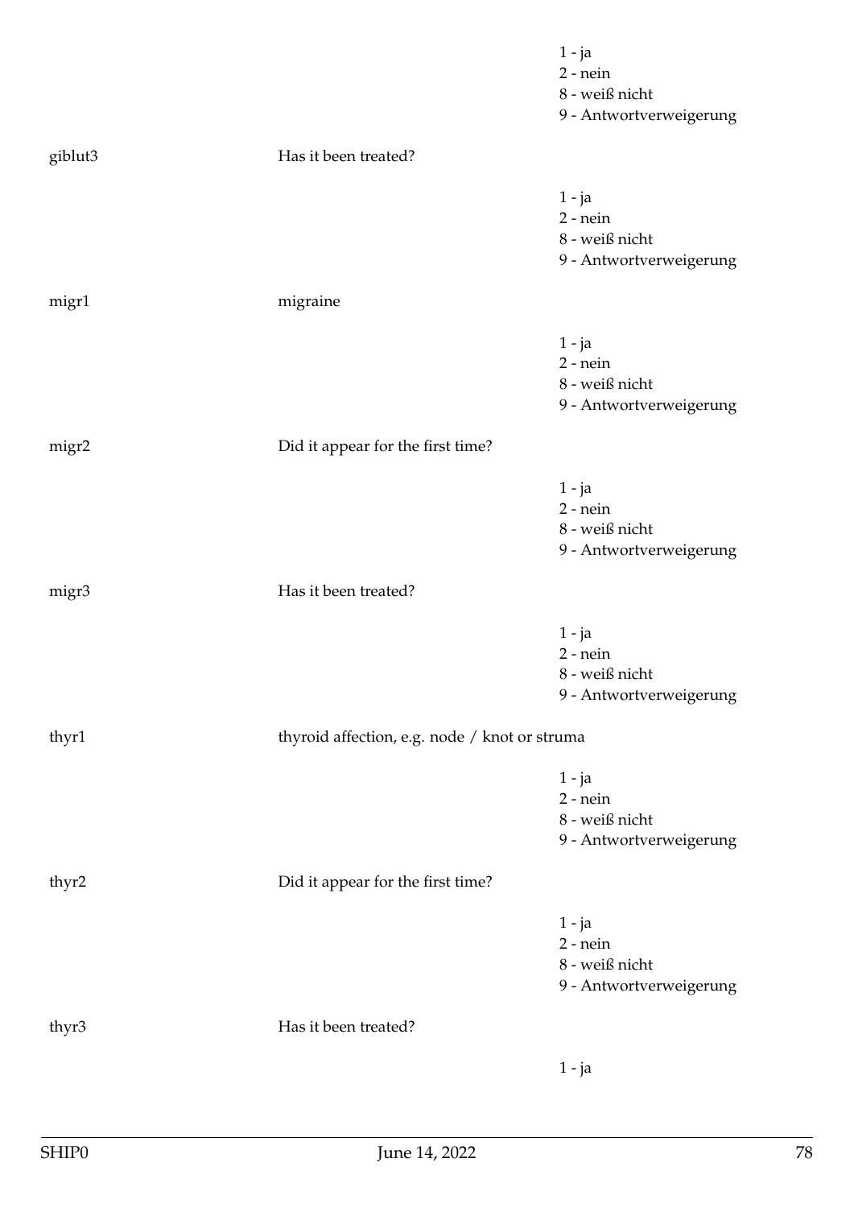1 - ja
2 - nein
8 - weiß nicht
9 - Antwortverweigerung

giblut3 Has it been treated?

1 - ja
2 - nein
8 - weiß nicht
9 - Antwortverweigerung

migr1 migraine

1 - ja
2 - nein
8 - weiß nicht
9 - Antwortverweigerung

migr2 Did it appear for the first time?

1 - ja
2 - nein
8 - weiß nicht
9 - Antwortverweigerung

migr3 Has it been treated?

1 - ja
2 - nein
8 - weiß nicht
9 - Antwortverweigerung

thyr1 thyroid affection, e.g. node / knot or struma

1 - ja
2 - nein
8 - weiß nicht
9 - Antwortverweigerung

thyr2 Did it appear for the first time?

1 - ja
2 - nein
8 - weiß nicht
9 - Antwortverweigerung

thyr3 Has it been treated?

1 - ja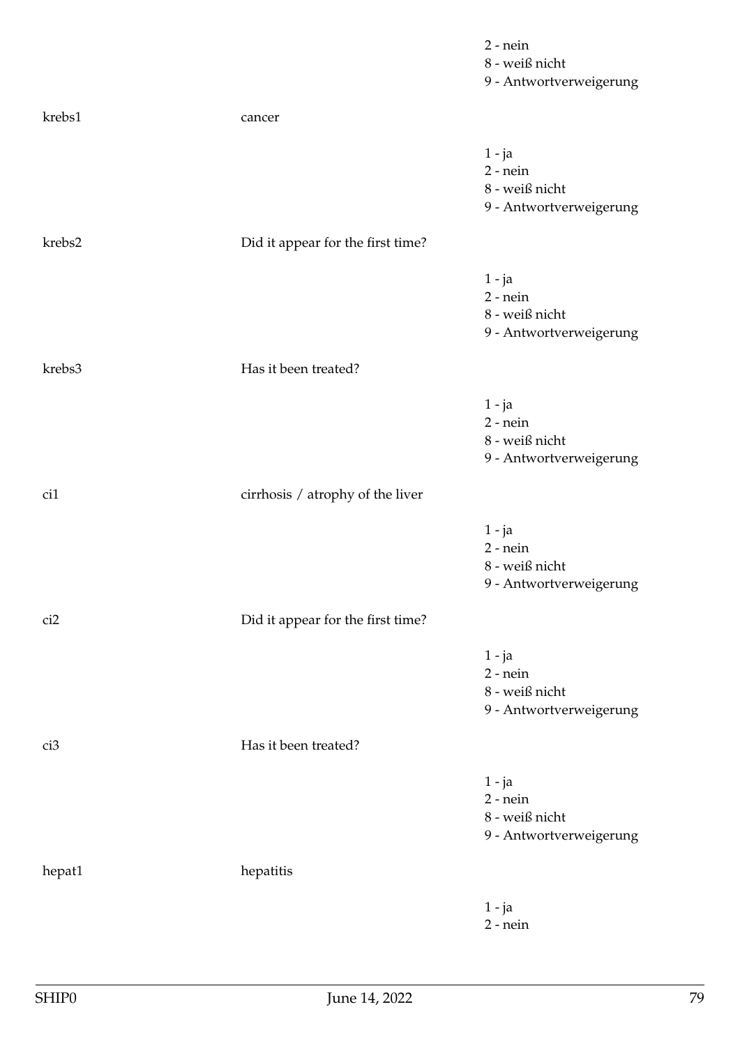2 - nein
8 - weiß nicht
9 - Antwortverweigerung

| | | |
|---|---|---|
| krebs1 | cancer | |
| | | 1 - ja<br>2 - nein<br>8 - weiß nicht<br>9 - Antwortverweigerung |
| krebs2 | Did it appear for the first time? | |
| | | 1 - ja<br>2 - nein<br>8 - weiß nicht<br>9 - Antwortverweigerung |
| krebs3 | Has it been treated? | |
| | | 1 - ja<br>2 - nein<br>8 - weiß nicht<br>9 - Antwortverweigerung |
| ci1 | cirrhosis / atrophy of the liver | |
| | | 1 - ja<br>2 - nein<br>8 - weiß nicht<br>9 - Antwortverweigerung |
| ci2 | Did it appear for the first time? | |
| | | 1 - ja<br>2 - nein<br>8 - weiß nicht<br>9 - Antwortverweigerung |
| ci3 | Has it been treated? | |
| | | 1 - ja<br>2 - nein<br>8 - weiß nicht<br>9 - Antwortverweigerung |
| hepat1 | hepatitis | |
| | | 1 - ja<br>2 - nein |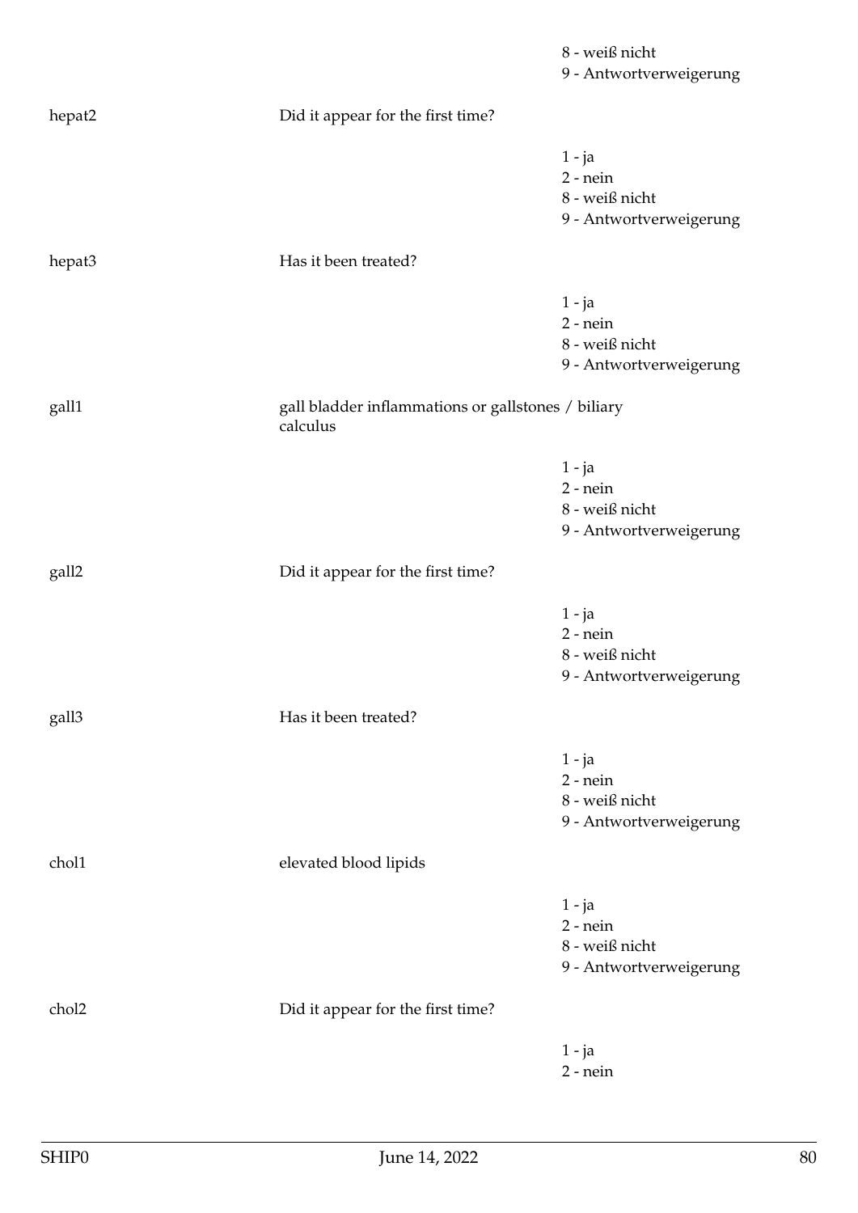8 - weiß nicht
9 - Antwortverweigerung

| | | |
|---|---|---|
| hepat2 | Did it appear for the first time? | |
| | | 1 - ja<br>2 - nein<br>8 - weiß nicht<br>9 - Antwortverweigerung |
| hepat3 | Has it been treated? | |
| | | 1 - ja<br>2 - nein<br>8 - weiß nicht<br>9 - Antwortverweigerung |
| gall1 | gall bladder inflammations or gallstones / biliary calculus | |
| | | 1 - ja<br>2 - nein<br>8 - weiß nicht<br>9 - Antwortverweigerung |
| gall2 | Did it appear for the first time? | |
| | | 1 - ja<br>2 - nein<br>8 - weiß nicht<br>9 - Antwortverweigerung |
| gall3 | Has it been treated? | |
| | | 1 - ja<br>2 - nein<br>8 - weiß nicht<br>9 - Antwortverweigerung |
| chol1 | elevated blood lipids | |
| | | 1 - ja<br>2 - nein<br>8 - weiß nicht<br>9 - Antwortverweigerung |
| chol2 | Did it appear for the first time? | |
| | | 1 - ja<br>2 - nein |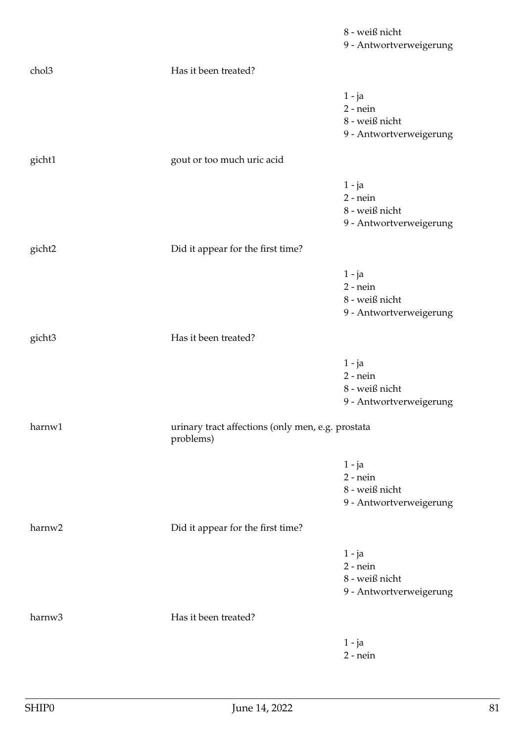8 - weiß nicht
9 - Antwortverweigerung

chol3 | Has it been treated?

1 - ja
2 - nein
8 - weiß nicht
9 - Antwortverweigerung

gicht1 | gout or too much uric acid

1 - ja
2 - nein
8 - weiß nicht
9 - Antwortverweigerung

gicht2 | Did it appear for the first time?

1 - ja
2 - nein
8 - weiß nicht
9 - Antwortverweigerung

gicht3 | Has it been treated?

1 - ja
2 - nein
8 - weiß nicht
9 - Antwortverweigerung

harnw1 | urinary tract affections (only men, e.g. prostata problems)

1 - ja
2 - nein
8 - weiß nicht
9 - Antwortverweigerung

harnw2 | Did it appear for the first time?

1 - ja
2 - nein
8 - weiß nicht
9 - Antwortverweigerung

harnw3 | Has it been treated?

1 - ja
2 - nein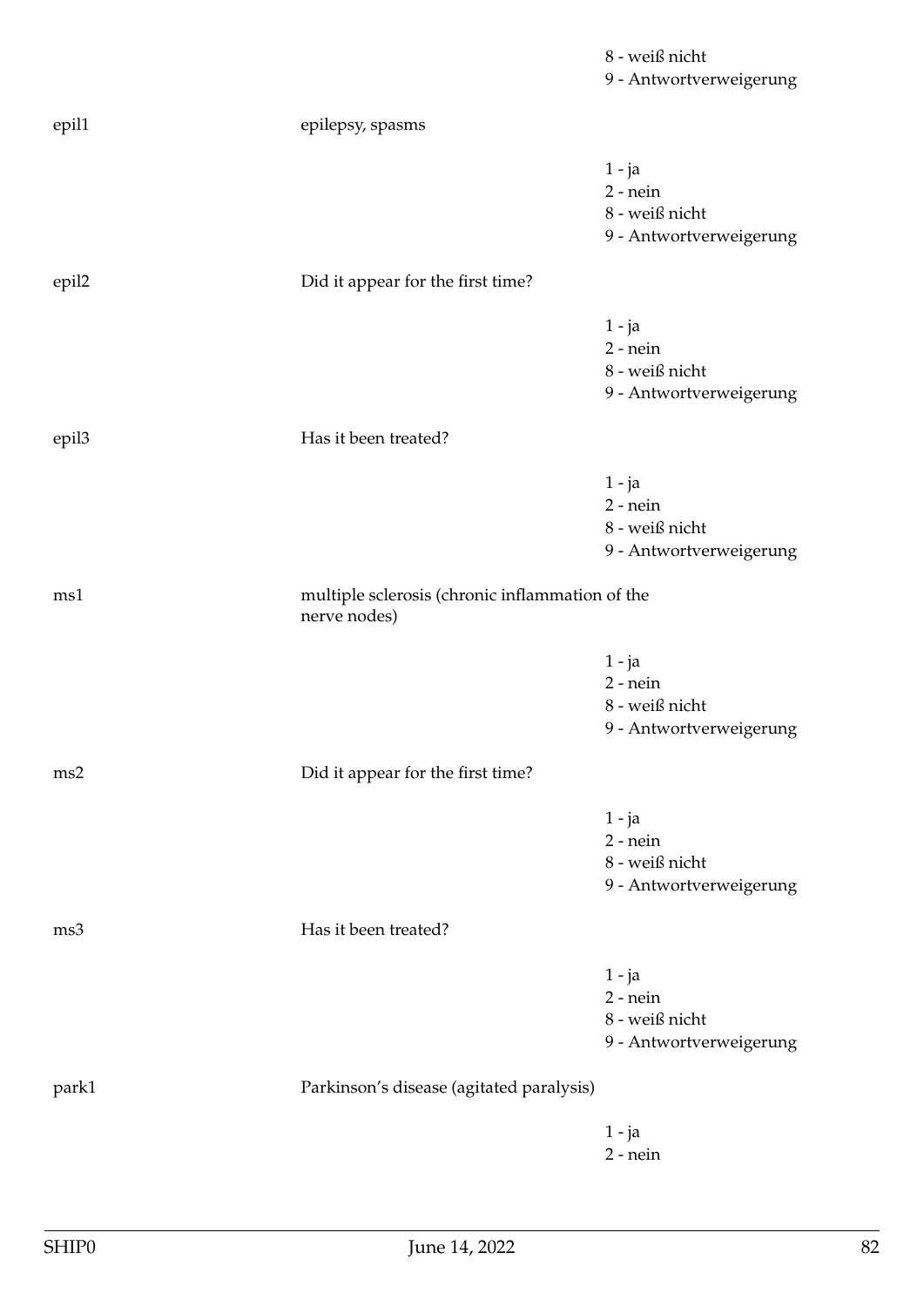8 - weiß nicht
9 - Antwortverweigerung

| | | |
|---|---|---|
| epil1 | epilepsy, spasms | |
| | | 1 - ja<br>2 - nein<br>8 - weiß nicht<br>9 - Antwortverweigerung |
| epil2 | Did it appear for the first time? | |
| | | 1 - ja<br>2 - nein<br>8 - weiß nicht<br>9 - Antwortverweigerung |
| epil3 | Has it been treated? | |
| | | 1 - ja<br>2 - nein<br>8 - weiß nicht<br>9 - Antwortverweigerung |
| ms1 | multiple sclerosis (chronic inflammation of the nerve nodes) | |
| | | 1 - ja<br>2 - nein<br>8 - weiß nicht<br>9 - Antwortverweigerung |
| ms2 | Did it appear for the first time? | |
| | | 1 - ja<br>2 - nein<br>8 - weiß nicht<br>9 - Antwortverweigerung |
| ms3 | Has it been treated? | |
| | | 1 - ja<br>2 - nein<br>8 - weiß nicht<br>9 - Antwortverweigerung |
| park1 | Parkinson's disease (agitated paralysis) | |
| | | 1 - ja<br>2 - nein |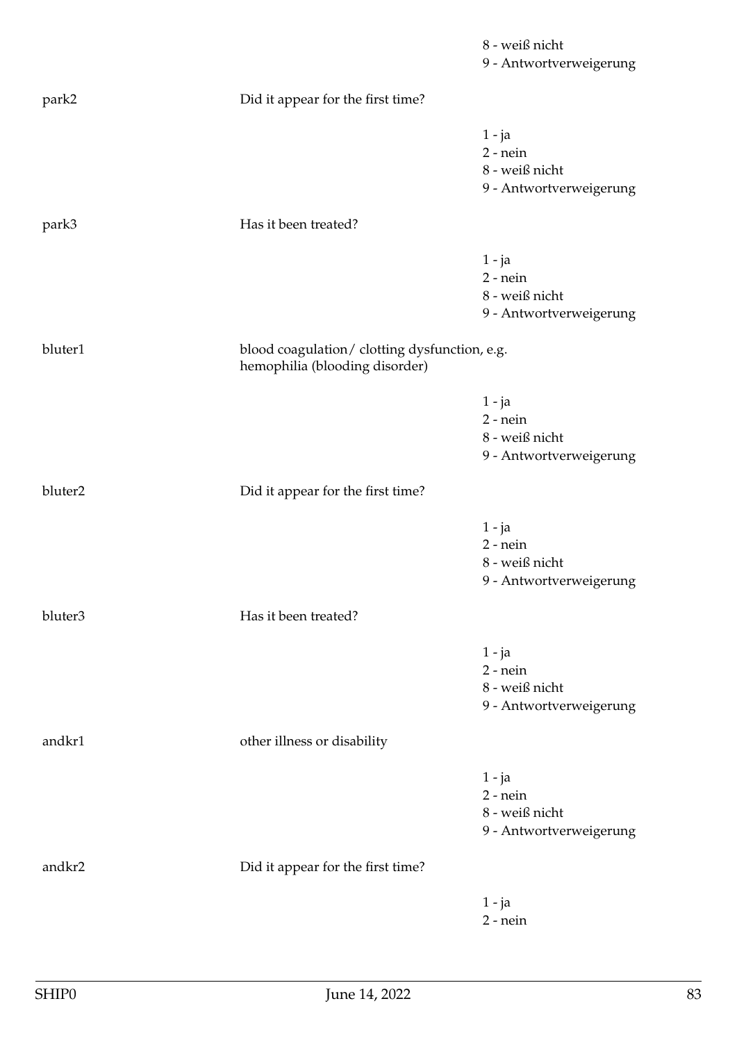8 - weiß nicht
9 - Antwortverweigerung

park2 Did it appear for the first time?

1 - ja
2 - nein
8 - weiß nicht
9 - Antwortverweigerung

park3 Has it been treated?

1 - ja
2 - nein
8 - weiß nicht
9 - Antwortverweigerung

bluter1 blood coagulation/ clotting dysfunction, e.g. hemophilia (blooding disorder)

1 - ja
2 - nein
8 - weiß nicht
9 - Antwortverweigerung

bluter2 Did it appear for the first time?

1 - ja
2 - nein
8 - weiß nicht
9 - Antwortverweigerung

bluter3 Has it been treated?

1 - ja
2 - nein
8 - weiß nicht
9 - Antwortverweigerung

andkr1 other illness or disability

1 - ja
2 - nein
8 - weiß nicht
9 - Antwortverweigerung

andkr2 Did it appear for the first time?

1 - ja
2 - nein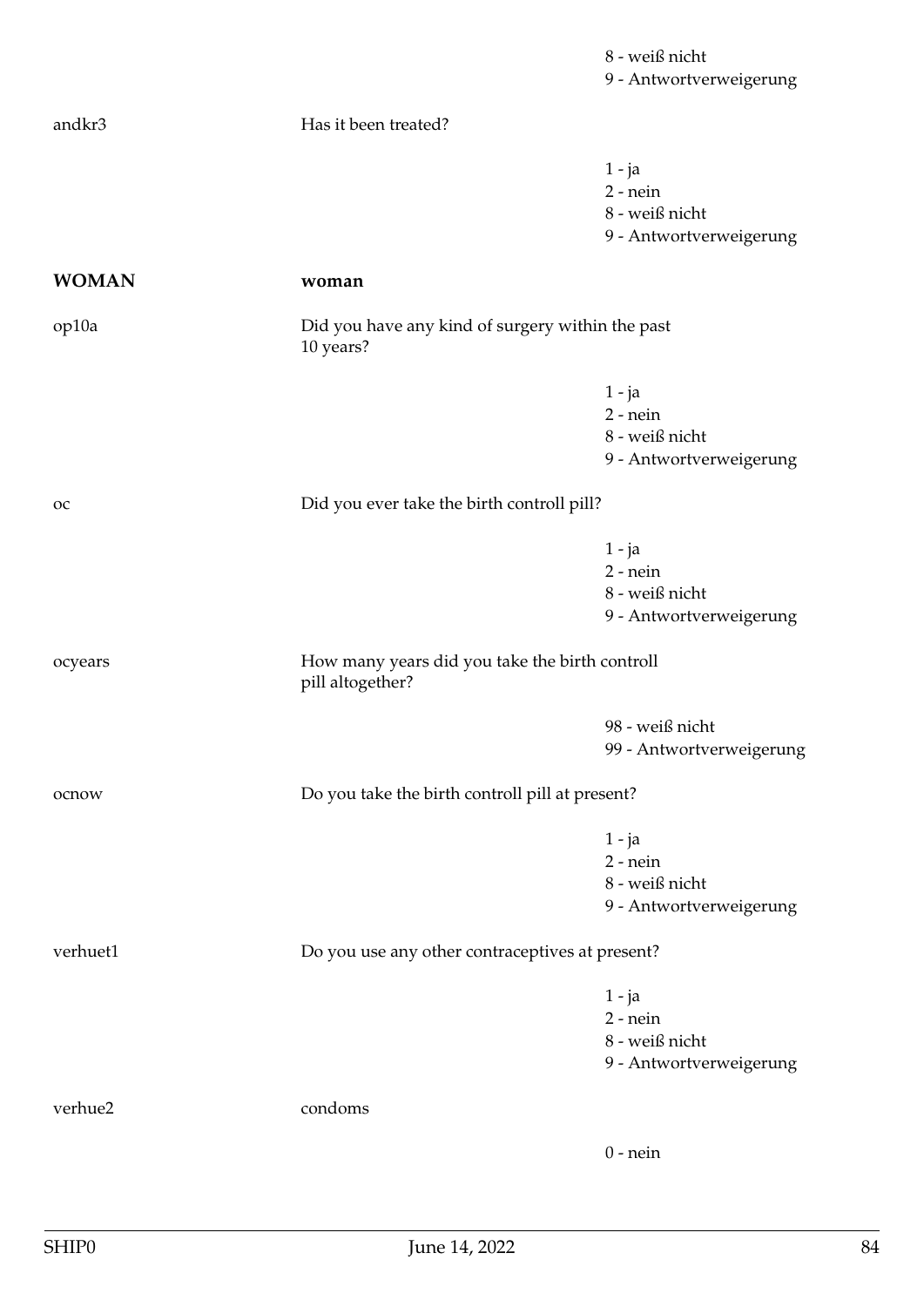8 - weiß nicht
9 - Antwortverweigerung

andkr3 — Has it been treated?

1 - ja
2 - nein
8 - weiß nicht
9 - Antwortverweigerung

**WOMAN** — **woman**

op10a — Did you have any kind of surgery within the past 10 years?

1 - ja
2 - nein
8 - weiß nicht
9 - Antwortverweigerung

oc — Did you ever take the birth controll pill?

1 - ja
2 - nein
8 - weiß nicht
9 - Antwortverweigerung

ocyears — How many years did you take the birth controll pill altogether?

98 - weiß nicht
99 - Antwortverweigerung

ocnow — Do you take the birth controll pill at present?

1 - ja
2 - nein
8 - weiß nicht
9 - Antwortverweigerung

verhuet1 — Do you use any other contraceptives at present?

1 - ja
2 - nein
8 - weiß nicht
9 - Antwortverweigerung

verhue2 — condoms

0 - nein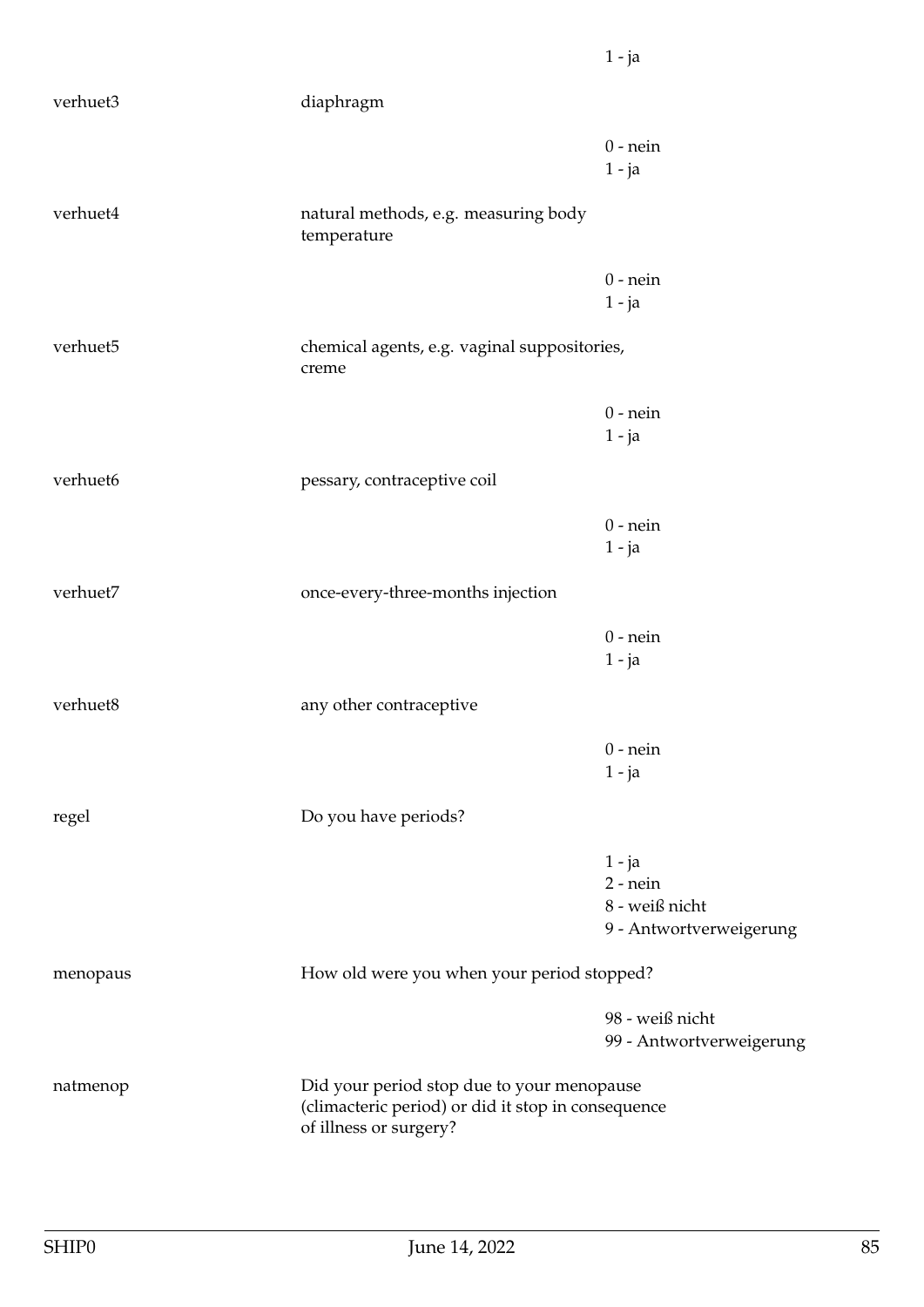1 - ja

| | | |
|---|---|---|
| verhuet3 | diaphragm | |
| | | 0 - nein<br>1 - ja |
| verhuet4 | natural methods, e.g. measuring body temperature | |
| | | 0 - nein<br>1 - ja |
| verhuet5 | chemical agents, e.g. vaginal suppositories, creme | |
| | | 0 - nein<br>1 - ja |
| verhuet6 | pessary, contraceptive coil | |
| | | 0 - nein<br>1 - ja |
| verhuet7 | once-every-three-months injection | |
| | | 0 - nein<br>1 - ja |
| verhuet8 | any other contraceptive | |
| | | 0 - nein<br>1 - ja |
| regel | Do you have periods? | |
| | | 1 - ja<br>2 - nein<br>8 - weiß nicht<br>9 - Antwortverweigerung |
| menopaus | How old were you when your period stopped? | |
| | | 98 - weiß nicht<br>99 - Antwortverweigerung |
| natmenop | Did your period stop due to your menopause (climacteric period) or did it stop in consequence of illness or surgery? | |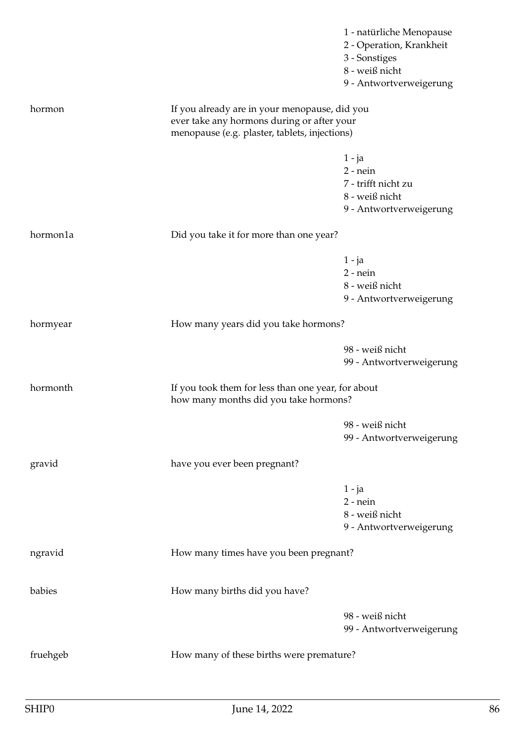| | | |
|---|---|---|
| | | 1 - natürliche Menopause<br>2 - Operation, Krankheit<br>3 - Sonstiges<br>8 - weiß nicht<br>9 - Antwortverweigerung |
| hormon | If you already are in your menopause, did you ever take any hormons during or after your menopause (e.g. plaster, tablets, injections) | |
| | | 1 - ja<br>2 - nein<br>7 - trifft nicht zu<br>8 - weiß nicht<br>9 - Antwortverweigerung |
| hormon1a | Did you take it for more than one year? | |
| | | 1 - ja<br>2 - nein<br>8 - weiß nicht<br>9 - Antwortverweigerung |
| hormyear | How many years did you take hormons? | |
| | | 98 - weiß nicht<br>99 - Antwortverweigerung |
| hormonth | If you took them for less than one year, for about how many months did you take hormons? | |
| | | 98 - weiß nicht<br>99 - Antwortverweigerung |
| gravid | have you ever been pregnant? | |
| | | 1 - ja<br>2 - nein<br>8 - weiß nicht<br>9 - Antwortverweigerung |
| ngravid | How many times have you been pregnant? | |
| babies | How many births did you have? | |
| | | 98 - weiß nicht<br>99 - Antwortverweigerung |
| fruehgeb | How many of these births were premature? | |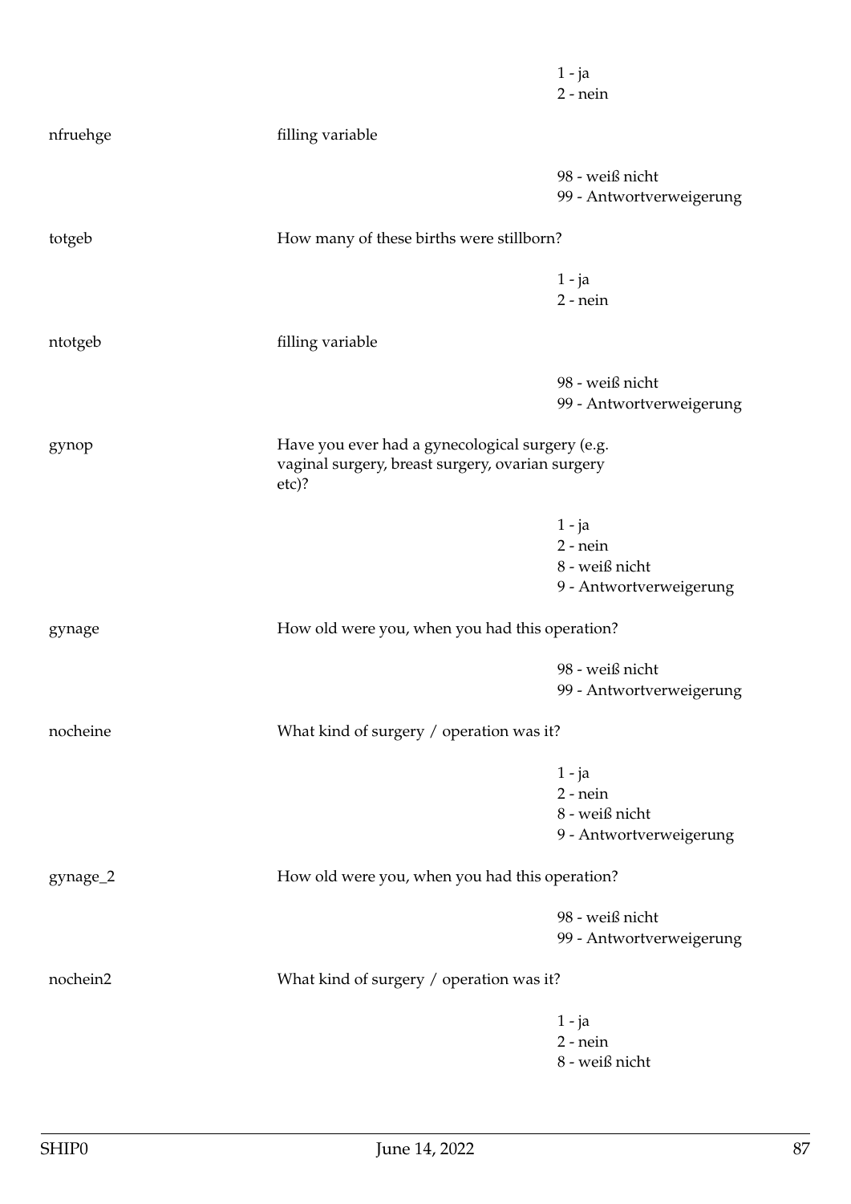|  |  |  |
|---|---|---|
|  |  | 1 - ja<br>2 - nein |
| nfruehge | filling variable |  |
|  |  | 98 - weiß nicht<br>99 - Antwortverweigerung |
| totgeb | How many of these births were stillborn? |  |
|  |  | 1 - ja<br>2 - nein |
| ntotgeb | filling variable |  |
|  |  | 98 - weiß nicht<br>99 - Antwortverweigerung |
| gynop | Have you ever had a gynecological surgery (e.g. vaginal surgery, breast surgery, ovarian surgery etc)? |  |
|  |  | 1 - ja<br>2 - nein<br>8 - weiß nicht<br>9 - Antwortverweigerung |
| gynage | How old were you, when you had this operation? |  |
|  |  | 98 - weiß nicht<br>99 - Antwortverweigerung |
| nocheine | What kind of surgery / operation was it? |  |
|  |  | 1 - ja<br>2 - nein<br>8 - weiß nicht<br>9 - Antwortverweigerung |
| gynage_2 | How old were you, when you had this operation? |  |
|  |  | 98 - weiß nicht<br>99 - Antwortverweigerung |
| nochein2 | What kind of surgery / operation was it? |  |
|  |  | 1 - ja<br>2 - nein<br>8 - weiß nicht |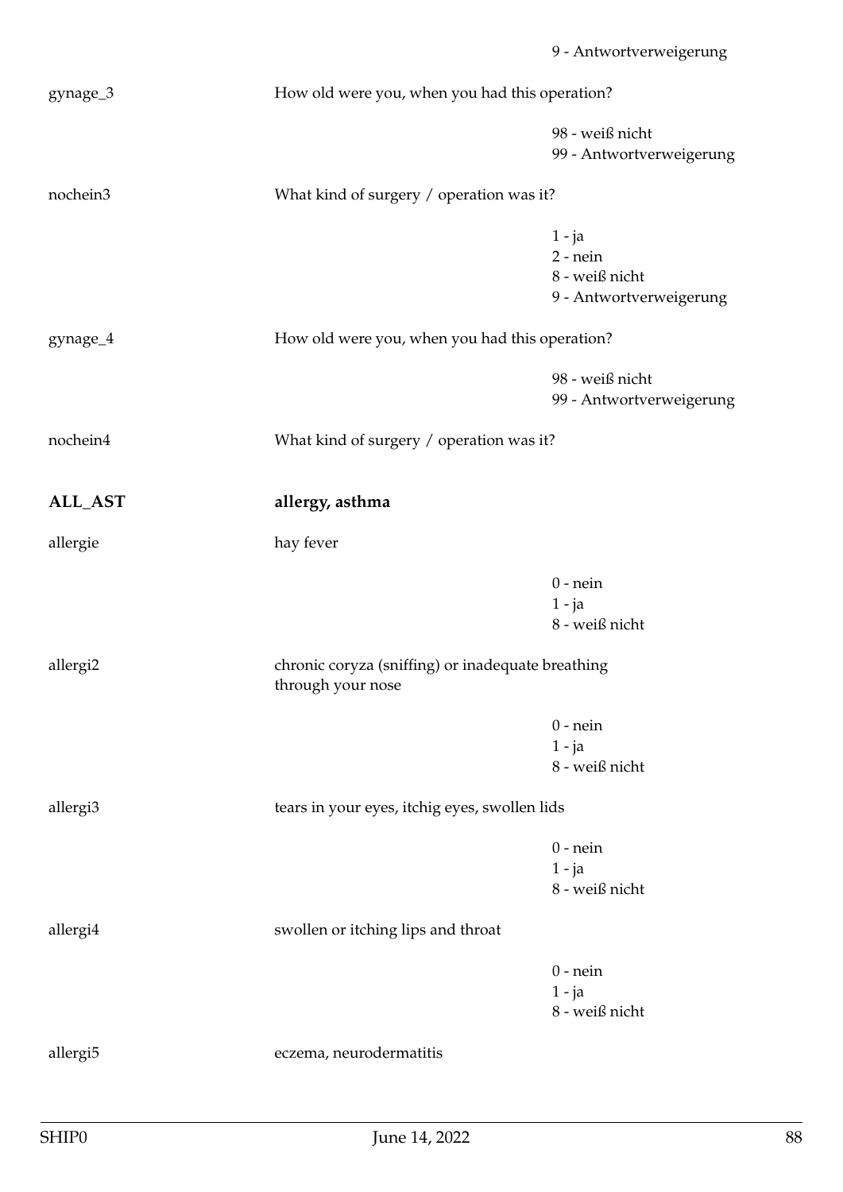9 - Antwortverweigerung

gynage_3 — How old were you, when you had this operation?

98 - weiß nicht
99 - Antwortverweigerung

nochein3 — What kind of surgery / operation was it?

1 - ja
2 - nein
8 - weiß nicht
9 - Antwortverweigerung

gynage_4 — How old were you, when you had this operation?

98 - weiß nicht
99 - Antwortverweigerung

nochein4 — What kind of surgery / operation was it?

## ALL_AST — allergy, asthma

allergie — hay fever

0 - nein
1 - ja
8 - weiß nicht

allergi2 — chronic coryza (sniffing) or inadequate breathing through your nose

0 - nein
1 - ja
8 - weiß nicht

allergi3 — tears in your eyes, itchig eyes, swollen lids

0 - nein
1 - ja
8 - weiß nicht

allergi4 — swollen or itching lips and throat

0 - nein
1 - ja
8 - weiß nicht

allergi5 — eczema, neurodermatitis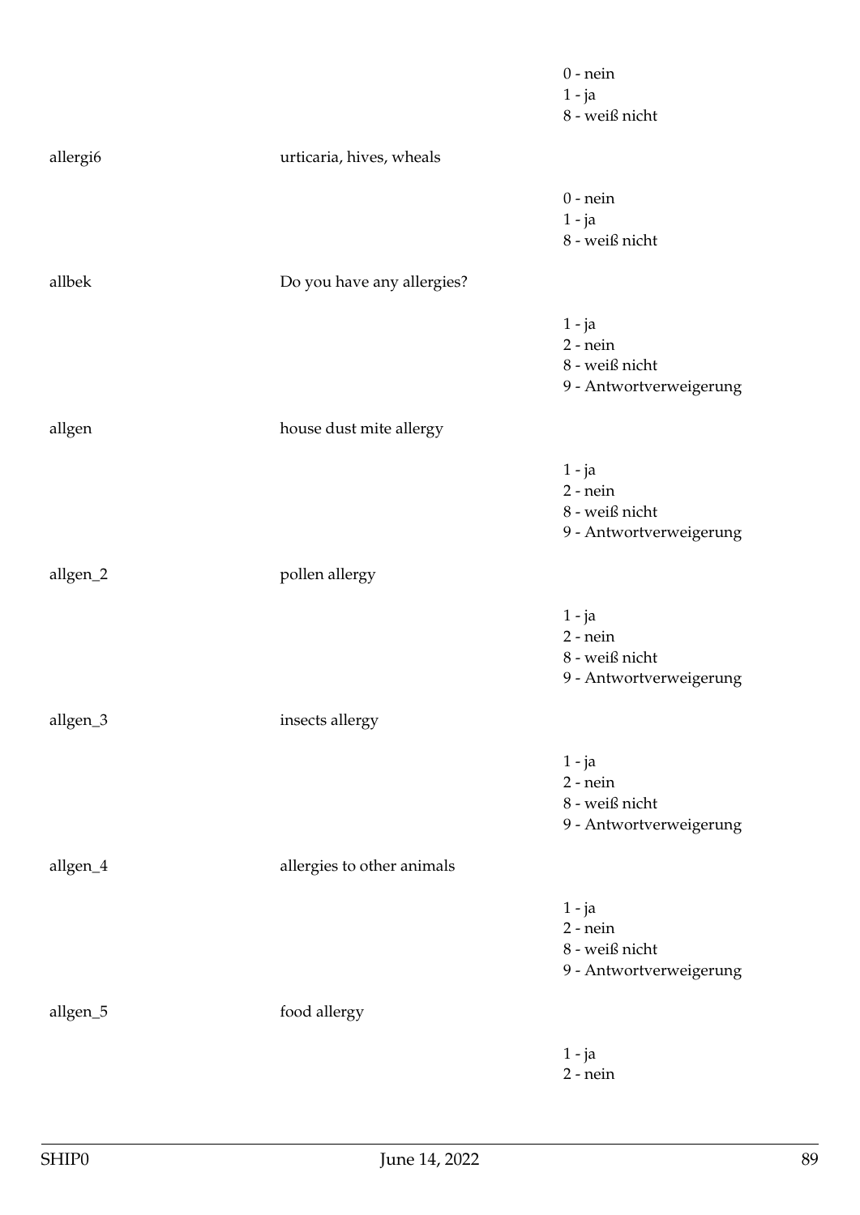0 - nein
1 - ja
8 - weiß nicht

| | | |
|---|---|---|
| allergi6 | urticaria, hives, wheals | |
| | | 0 - nein<br>1 - ja<br>8 - weiß nicht |
| allbek | Do you have any allergies? | |
| | | 1 - ja<br>2 - nein<br>8 - weiß nicht<br>9 - Antwortverweigerung |
| allgen | house dust mite allergy | |
| | | 1 - ja<br>2 - nein<br>8 - weiß nicht<br>9 - Antwortverweigerung |
| allgen_2 | pollen allergy | |
| | | 1 - ja<br>2 - nein<br>8 - weiß nicht<br>9 - Antwortverweigerung |
| allgen_3 | insects allergy | |
| | | 1 - ja<br>2 - nein<br>8 - weiß nicht<br>9 - Antwortverweigerung |
| allgen_4 | allergies to other animals | |
| | | 1 - ja<br>2 - nein<br>8 - weiß nicht<br>9 - Antwortverweigerung |
| allgen_5 | food allergy | |
| | | 1 - ja<br>2 - nein |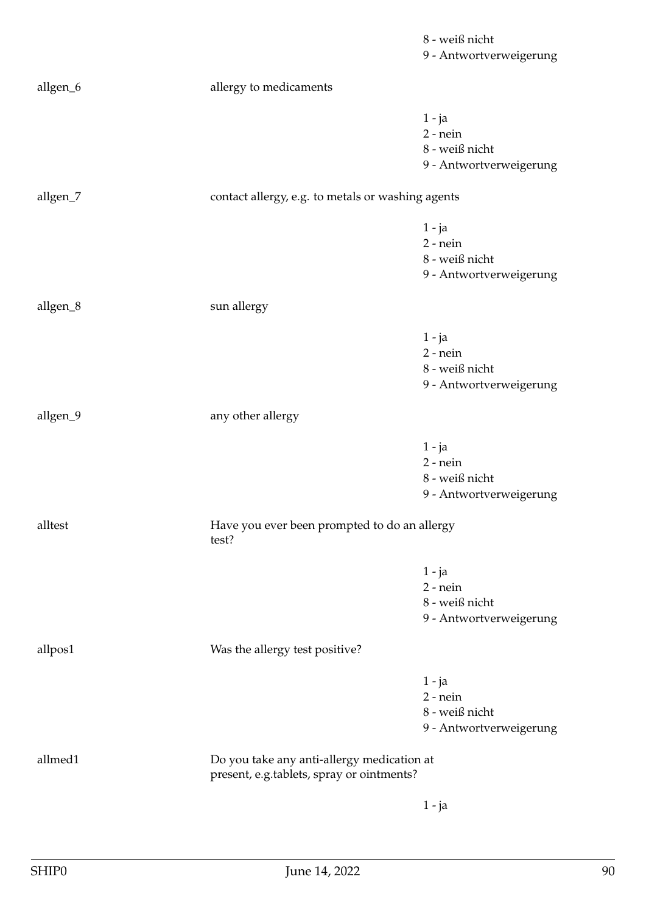8 - weiß nicht
9 - Antwortverweigerung

| | | |
|---|---|---|
| allgen_6 | allergy to medicaments | |
| | | 1 - ja<br>2 - nein<br>8 - weiß nicht<br>9 - Antwortverweigerung |
| allgen_7 | contact allergy, e.g. to metals or washing agents | |
| | | 1 - ja<br>2 - nein<br>8 - weiß nicht<br>9 - Antwortverweigerung |
| allgen_8 | sun allergy | |
| | | 1 - ja<br>2 - nein<br>8 - weiß nicht<br>9 - Antwortverweigerung |
| allgen_9 | any other allergy | |
| | | 1 - ja<br>2 - nein<br>8 - weiß nicht<br>9 - Antwortverweigerung |
| alltest | Have you ever been prompted to do an allergy test? | |
| | | 1 - ja<br>2 - nein<br>8 - weiß nicht<br>9 - Antwortverweigerung |
| allpos1 | Was the allergy test positive? | |
| | | 1 - ja<br>2 - nein<br>8 - weiß nicht<br>9 - Antwortverweigerung |
| allmed1 | Do you take any anti-allergy medication at present, e.g.tablets, spray or ointments? | |
| | | 1 - ja |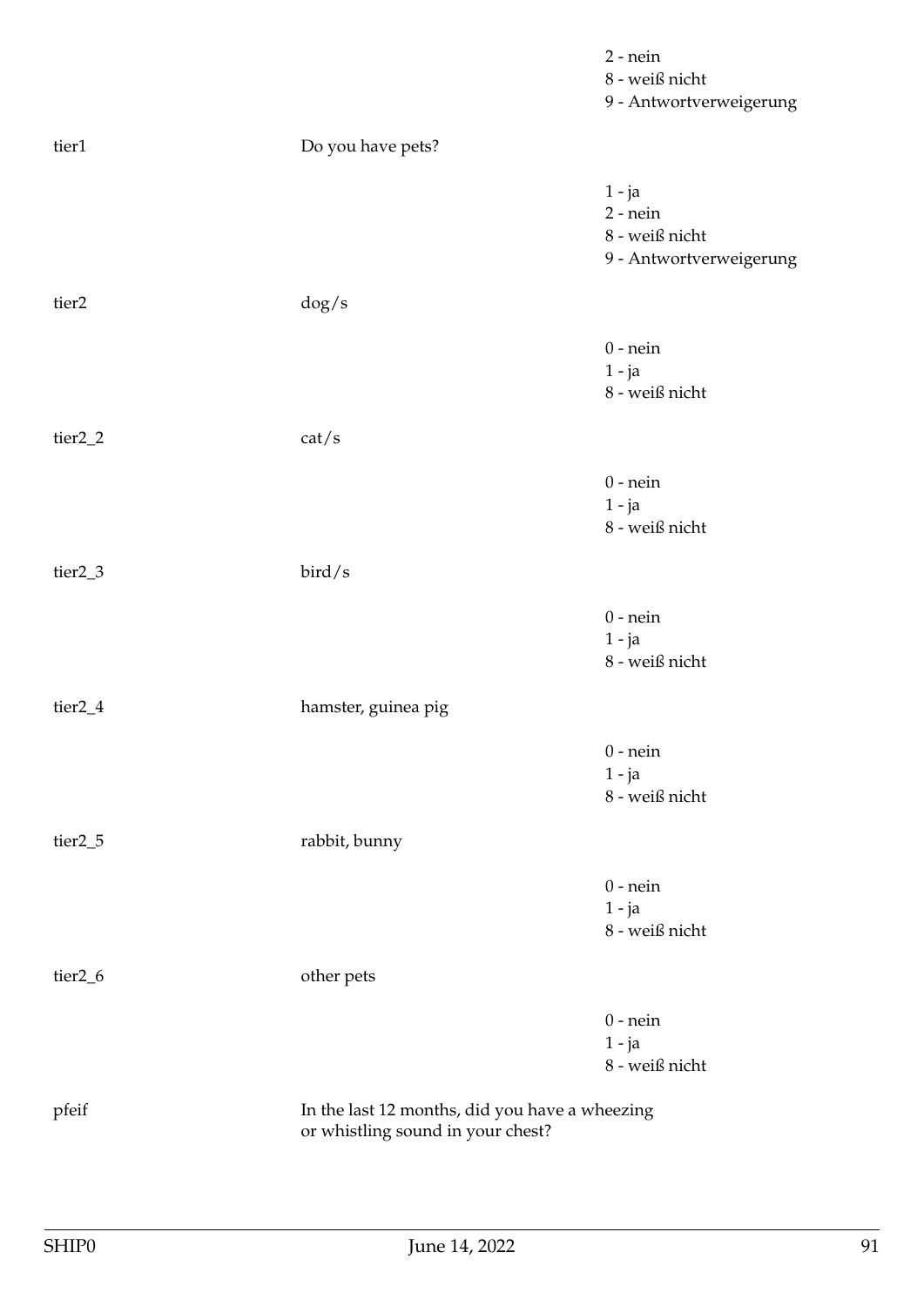2 - nein
8 - weiß nicht
9 - Antwortverweigerung

| | | |
|---|---|---|
| tier1 | Do you have pets? | |
| | | 1 - ja<br>2 - nein<br>8 - weiß nicht<br>9 - Antwortverweigerung |
| tier2 | dog/s | |
| | | 0 - nein<br>1 - ja<br>8 - weiß nicht |
| tier2_2 | cat/s | |
| | | 0 - nein<br>1 - ja<br>8 - weiß nicht |
| tier2_3 | bird/s | |
| | | 0 - nein<br>1 - ja<br>8 - weiß nicht |
| tier2_4 | hamster, guinea pig | |
| | | 0 - nein<br>1 - ja<br>8 - weiß nicht |
| tier2_5 | rabbit, bunny | |
| | | 0 - nein<br>1 - ja<br>8 - weiß nicht |
| tier2_6 | other pets | |
| | | 0 - nein<br>1 - ja<br>8 - weiß nicht |
| pfeif | In the last 12 months, did you have a wheezing or whistling sound in your chest? | |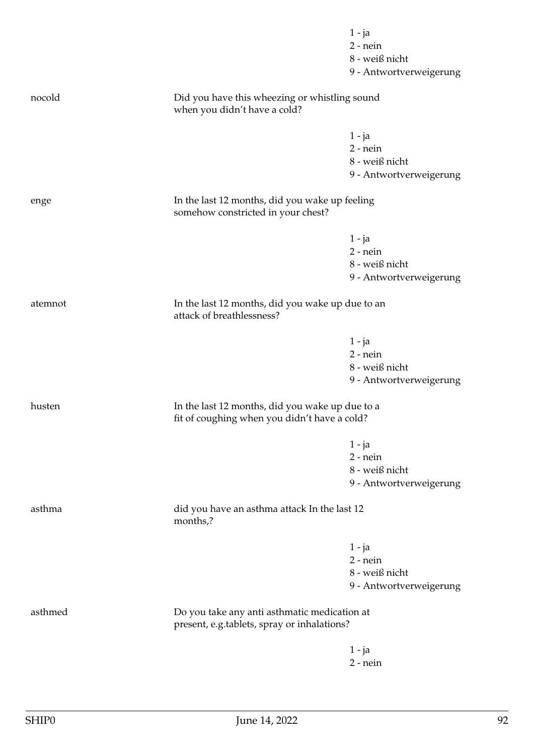1 - ja
2 - nein
8 - weiß nicht
9 - Antwortverweigerung

| | | |
|---|---|---|
| nocold | Did you have this wheezing or whistling sound when you didn't have a cold? | |
| | | 1 - ja<br>2 - nein<br>8 - weiß nicht<br>9 - Antwortverweigerung |
| enge | In the last 12 months, did you wake up feeling somehow constricted in your chest? | |
| | | 1 - ja<br>2 - nein<br>8 - weiß nicht<br>9 - Antwortverweigerung |
| atemnot | In the last 12 months, did you wake up due to an attack of breathlessness? | |
| | | 1 - ja<br>2 - nein<br>8 - weiß nicht<br>9 - Antwortverweigerung |
| husten | In the last 12 months, did you wake up due to a fit of coughing when you didn't have a cold? | |
| | | 1 - ja<br>2 - nein<br>8 - weiß nicht<br>9 - Antwortverweigerung |
| asthma | did you have an asthma attack In the last 12 months,? | |
| | | 1 - ja<br>2 - nein<br>8 - weiß nicht<br>9 - Antwortverweigerung |
| asthmed | Do you take any anti asthmatic medication at present, e.g.tablets, spray or inhalations? | |
| | | 1 - ja<br>2 - nein |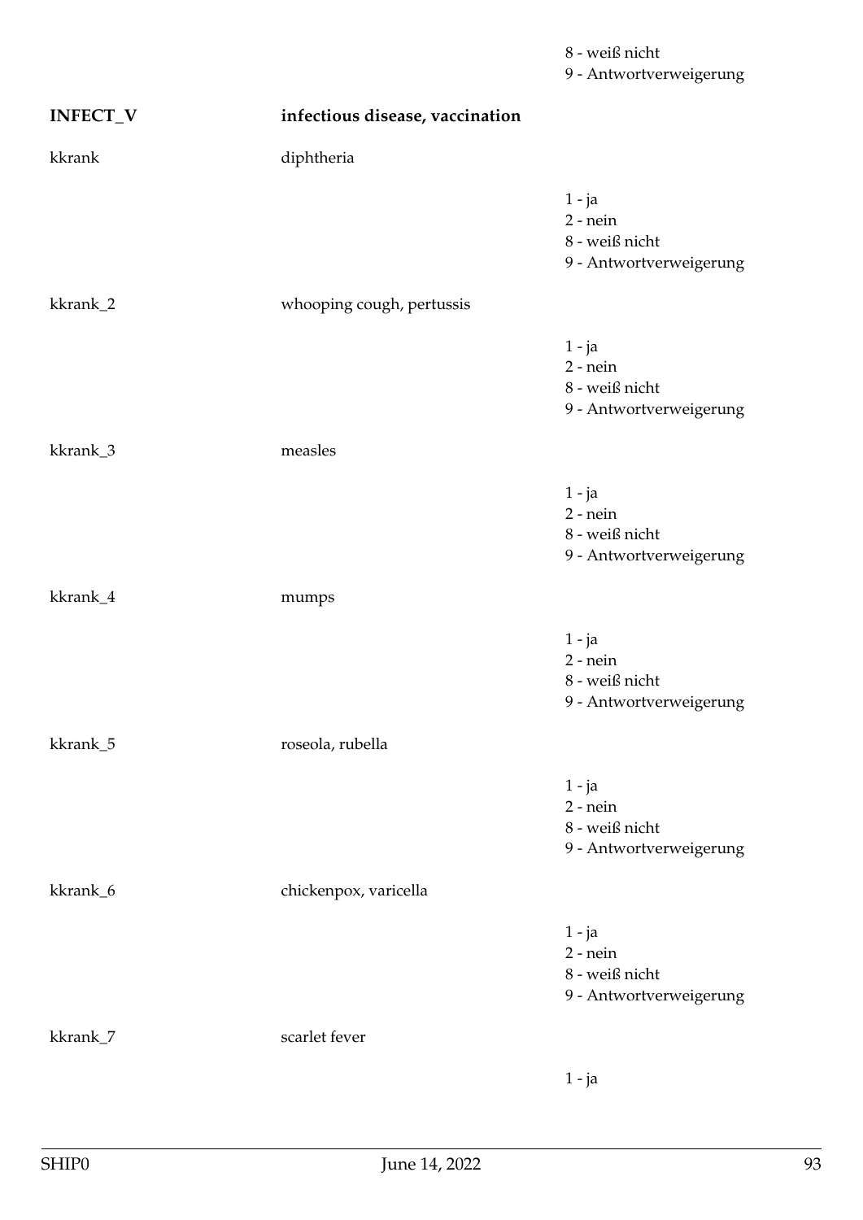8 - weiß nicht
9 - Antwortverweigerung

| | | |
|---|---|---|
| **INFECT_V** | **infectious disease, vaccination** | |
| kkrank | diphtheria | |
| | | 1 - ja<br>2 - nein<br>8 - weiß nicht<br>9 - Antwortverweigerung |
| kkrank_2 | whooping cough, pertussis | |
| | | 1 - ja<br>2 - nein<br>8 - weiß nicht<br>9 - Antwortverweigerung |
| kkrank_3 | measles | |
| | | 1 - ja<br>2 - nein<br>8 - weiß nicht<br>9 - Antwortverweigerung |
| kkrank_4 | mumps | |
| | | 1 - ja<br>2 - nein<br>8 - weiß nicht<br>9 - Antwortverweigerung |
| kkrank_5 | roseola, rubella | |
| | | 1 - ja<br>2 - nein<br>8 - weiß nicht<br>9 - Antwortverweigerung |
| kkrank_6 | chickenpox, varicella | |
| | | 1 - ja<br>2 - nein<br>8 - weiß nicht<br>9 - Antwortverweigerung |
| kkrank_7 | scarlet fever | |
| | | 1 - ja |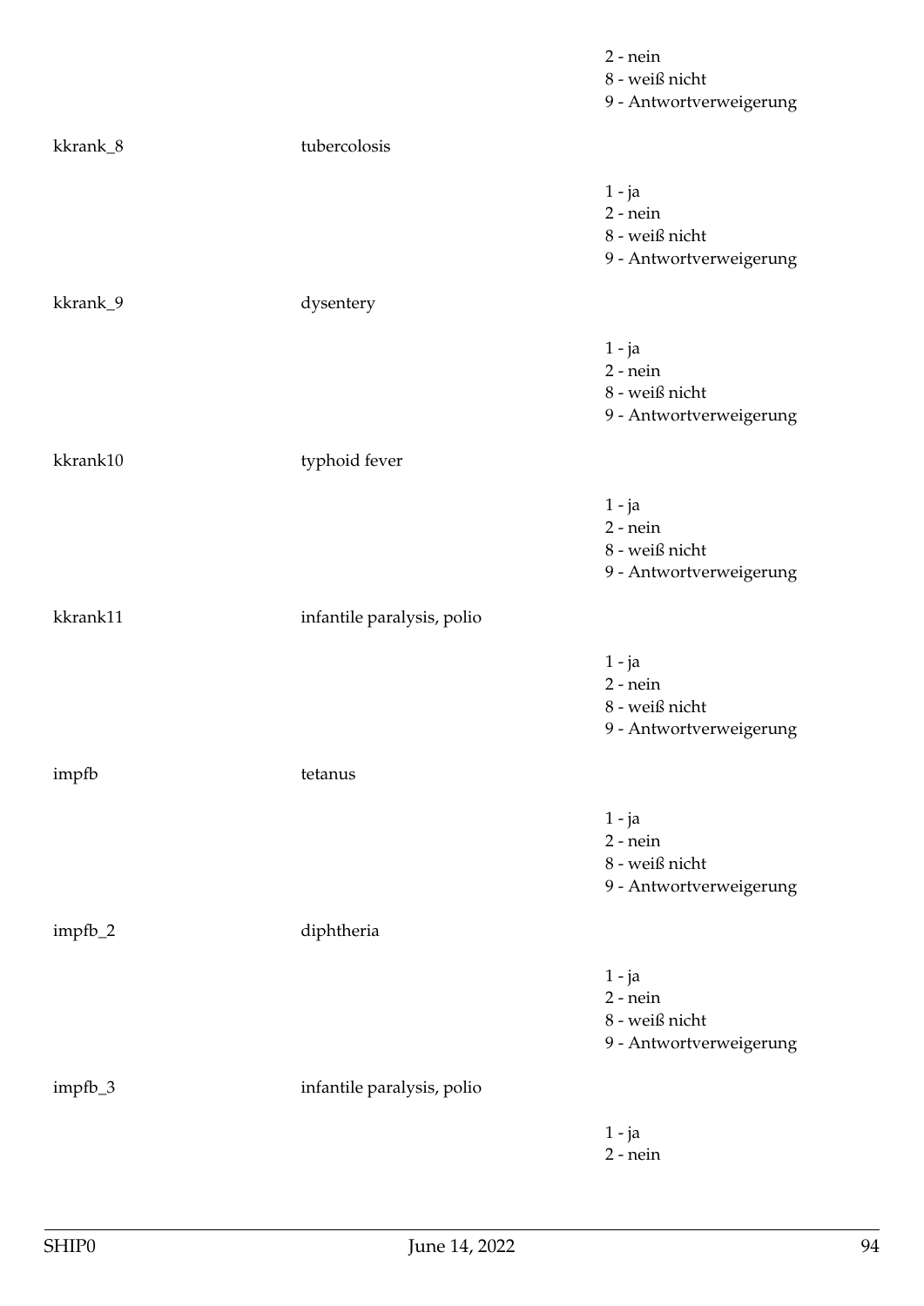2 - nein
8 - weiß nicht
9 - Antwortverweigerung

kkrank_8 tubercolosis

1 - ja
2 - nein
8 - weiß nicht
9 - Antwortverweigerung

kkrank_9 dysentery

1 - ja
2 - nein
8 - weiß nicht
9 - Antwortverweigerung

kkrank10 typhoid fever

1 - ja
2 - nein
8 - weiß nicht
9 - Antwortverweigerung

kkrank11 infantile paralysis, polio

1 - ja
2 - nein
8 - weiß nicht
9 - Antwortverweigerung

impfb tetanus

1 - ja
2 - nein
8 - weiß nicht
9 - Antwortverweigerung

impfb_2 diphtheria

1 - ja
2 - nein
8 - weiß nicht
9 - Antwortverweigerung

impfb_3 infantile paralysis, polio

1 - ja
2 - nein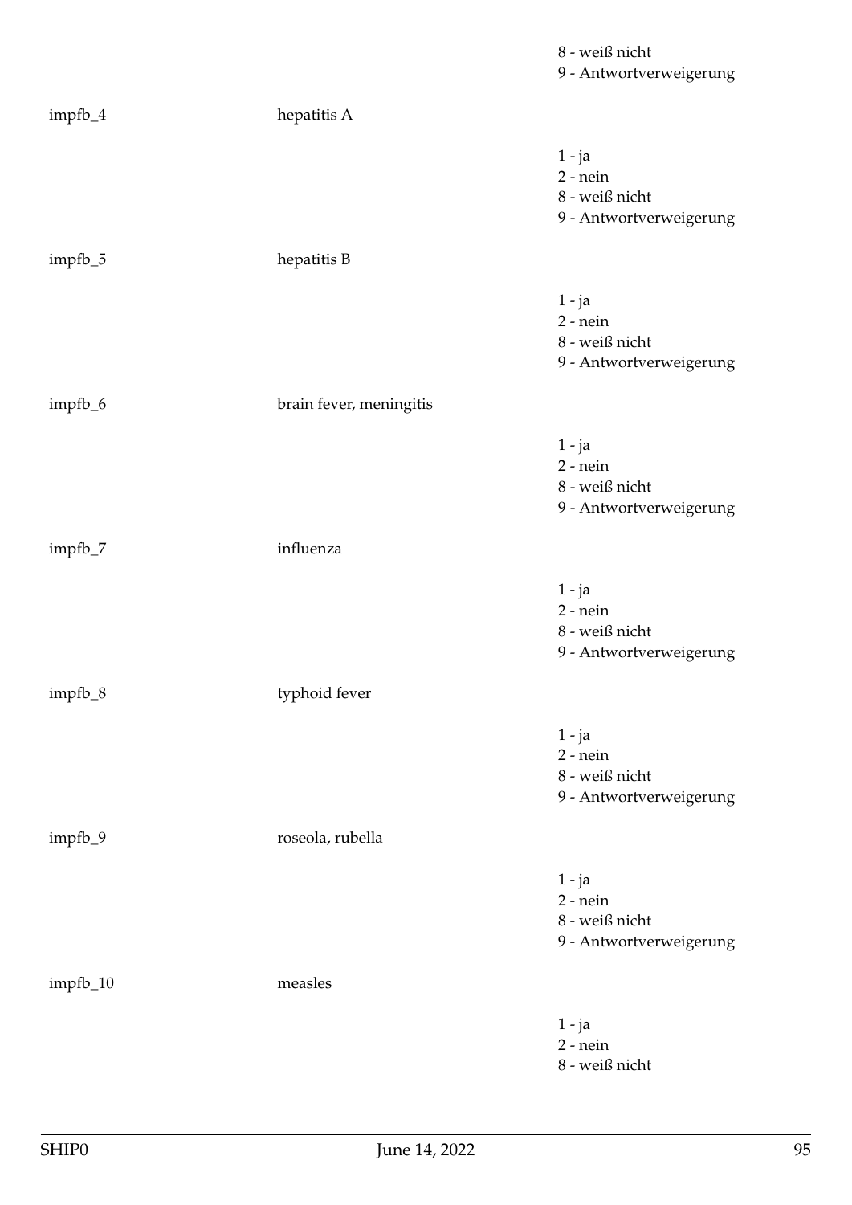8 - weiß nicht
9 - Antwortverweigerung

impfb_4 hepatitis A

1 - ja
2 - nein
8 - weiß nicht
9 - Antwortverweigerung

impfb_5 hepatitis B

1 - ja
2 - nein
8 - weiß nicht
9 - Antwortverweigerung

impfb_6 brain fever, meningitis

1 - ja
2 - nein
8 - weiß nicht
9 - Antwortverweigerung

impfb_7 influenza

1 - ja
2 - nein
8 - weiß nicht
9 - Antwortverweigerung

impfb_8 typhoid fever

1 - ja
2 - nein
8 - weiß nicht
9 - Antwortverweigerung

impfb_9 roseola, rubella

1 - ja
2 - nein
8 - weiß nicht
9 - Antwortverweigerung

impfb_10 measles

1 - ja
2 - nein
8 - weiß nicht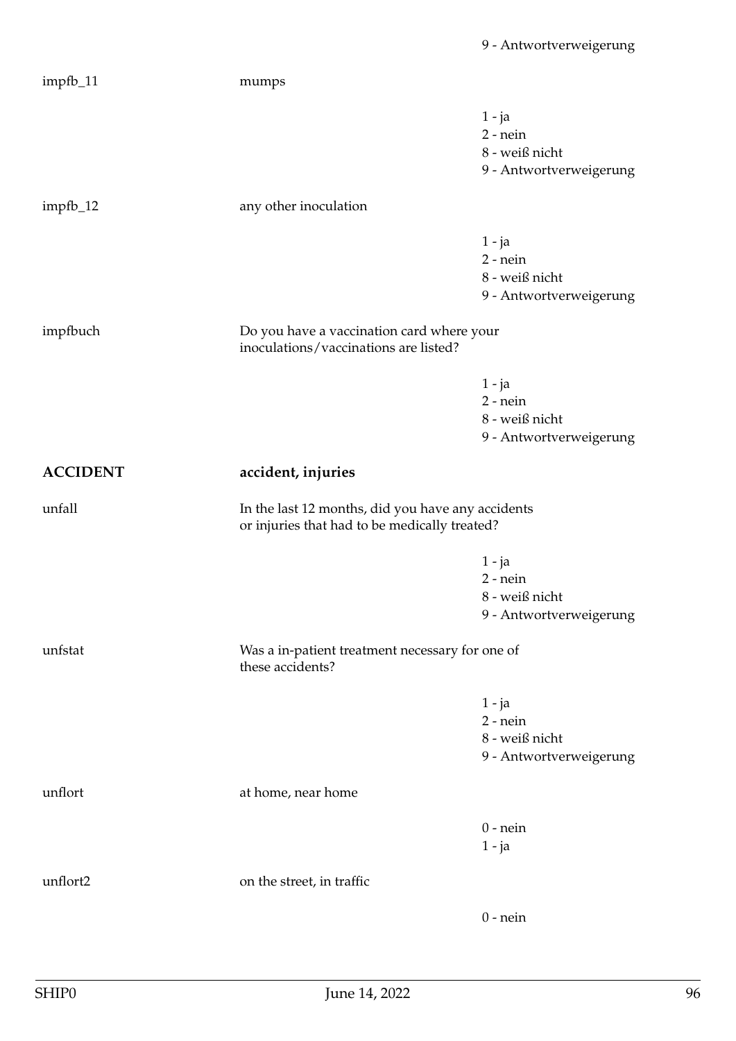9 - Antwortverweigerung

impfb_11 mumps

1 - ja
2 - nein
8 - weiß nicht
9 - Antwortverweigerung

impfb_12 any other inoculation

1 - ja
2 - nein
8 - weiß nicht
9 - Antwortverweigerung

impfbuch Do you have a vaccination card where your inoculations/vaccinations are listed?

1 - ja
2 - nein
8 - weiß nicht
9 - Antwortverweigerung

## ACCIDENT accident, injuries

unfall In the last 12 months, did you have any accidents or injuries that had to be medically treated?

1 - ja
2 - nein
8 - weiß nicht
9 - Antwortverweigerung

unfstat Was a in-patient treatment necessary for one of these accidents?

1 - ja
2 - nein
8 - weiß nicht
9 - Antwortverweigerung

unflort at home, near home

0 - nein
1 - ja

unflort2 on the street, in traffic

0 - nein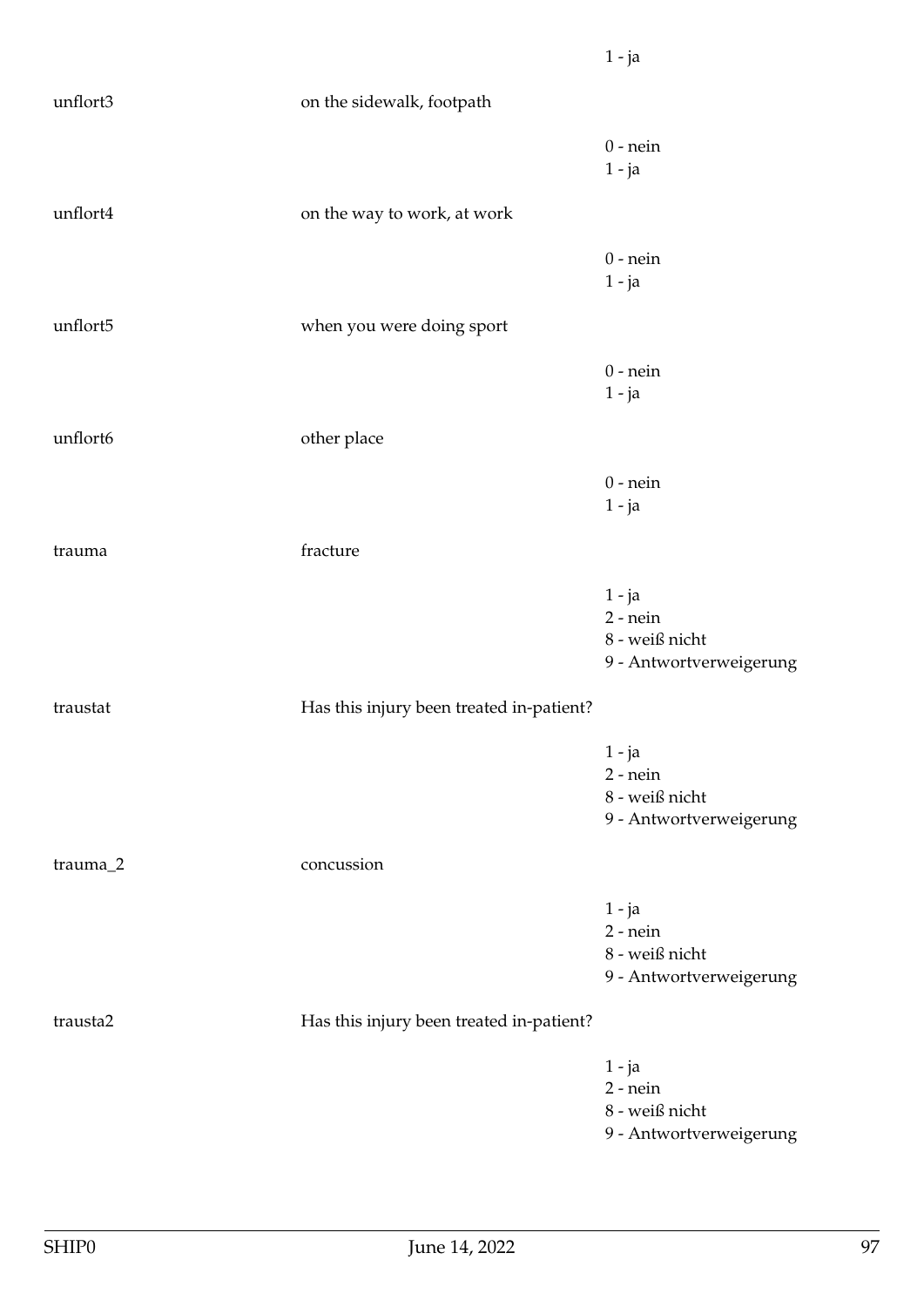| | | |
|---|---|---|
| | | 1 - ja |
| unflort3 | on the sidewalk, footpath | |
| | | 0 - nein<br>1 - ja |
| unflort4 | on the way to work, at work | |
| | | 0 - nein<br>1 - ja |
| unflort5 | when you were doing sport | |
| | | 0 - nein<br>1 - ja |
| unflort6 | other place | |
| | | 0 - nein<br>1 - ja |
| trauma | fracture | |
| | | 1 - ja<br>2 - nein<br>8 - weiß nicht<br>9 - Antwortverweigerung |
| traustat | Has this injury been treated in-patient? | |
| | | 1 - ja<br>2 - nein<br>8 - weiß nicht<br>9 - Antwortverweigerung |
| trauma_2 | concussion | |
| | | 1 - ja<br>2 - nein<br>8 - weiß nicht<br>9 - Antwortverweigerung |
| trausta2 | Has this injury been treated in-patient? | |
| | | 1 - ja<br>2 - nein<br>8 - weiß nicht<br>9 - Antwortverweigerung |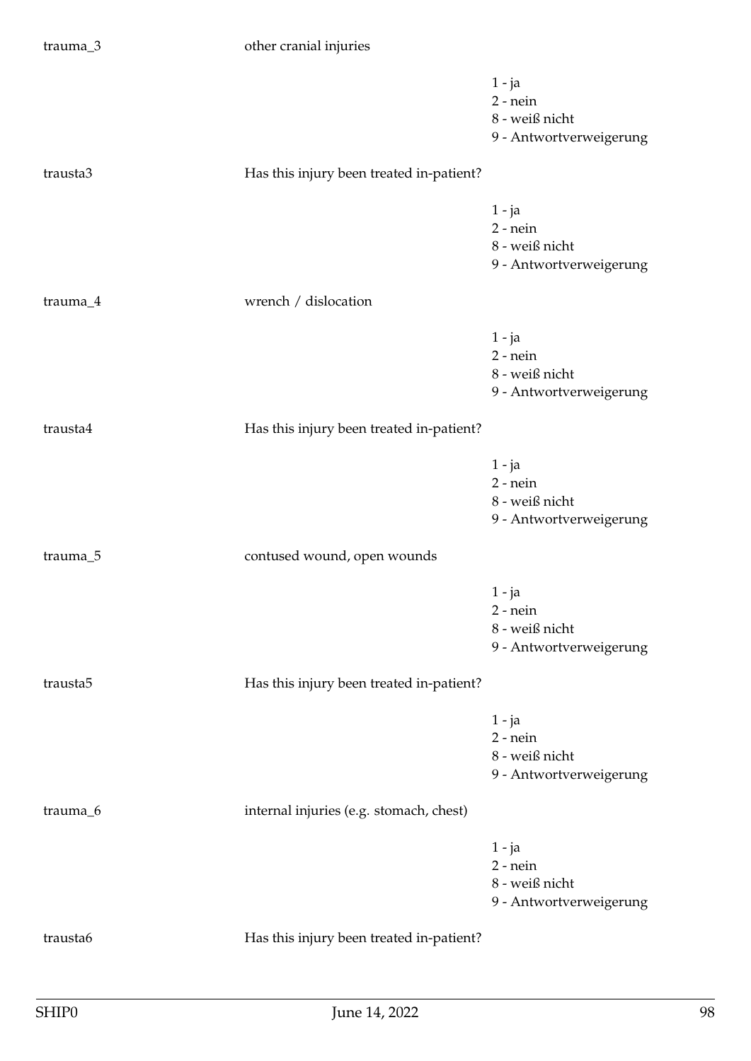trauma_3 other cranial injuries

1 - ja
2 - nein
8 - weiß nicht
9 - Antwortverweigerung

trausta3 Has this injury been treated in-patient?

1 - ja
2 - nein
8 - weiß nicht
9 - Antwortverweigerung

trauma_4 wrench / dislocation

1 - ja
2 - nein
8 - weiß nicht
9 - Antwortverweigerung

trausta4 Has this injury been treated in-patient?

1 - ja
2 - nein
8 - weiß nicht
9 - Antwortverweigerung

trauma_5 contused wound, open wounds

1 - ja
2 - nein
8 - weiß nicht
9 - Antwortverweigerung

trausta5 Has this injury been treated in-patient?

1 - ja
2 - nein
8 - weiß nicht
9 - Antwortverweigerung

trauma_6 internal injuries (e.g. stomach, chest)

1 - ja
2 - nein
8 - weiß nicht
9 - Antwortverweigerung

trausta6 Has this injury been treated in-patient?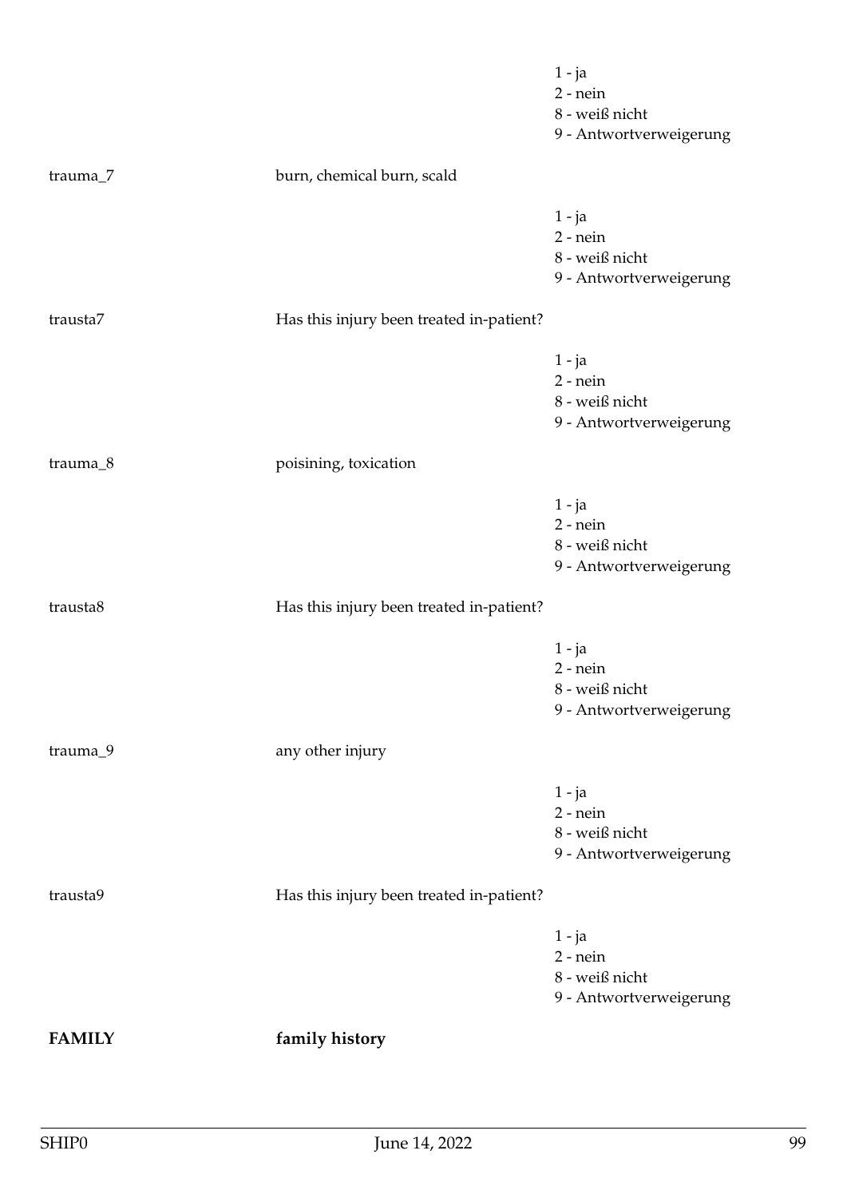| | | |
|---|---|---|
| | | 1 - ja<br>2 - nein<br>8 - weiß nicht<br>9 - Antwortverweigerung |
| trauma_7 | burn, chemical burn, scald | |
| | | 1 - ja<br>2 - nein<br>8 - weiß nicht<br>9 - Antwortverweigerung |
| trausta7 | Has this injury been treated in-patient? | |
| | | 1 - ja<br>2 - nein<br>8 - weiß nicht<br>9 - Antwortverweigerung |
| trauma_8 | poisining, toxication | |
| | | 1 - ja<br>2 - nein<br>8 - weiß nicht<br>9 - Antwortverweigerung |
| trausta8 | Has this injury been treated in-patient? | |
| | | 1 - ja<br>2 - nein<br>8 - weiß nicht<br>9 - Antwortverweigerung |
| trauma_9 | any other injury | |
| | | 1 - ja<br>2 - nein<br>8 - weiß nicht<br>9 - Antwortverweigerung |
| trausta9 | Has this injury been treated in-patient? | |
| | | 1 - ja<br>2 - nein<br>8 - weiß nicht<br>9 - Antwortverweigerung |

**FAMILY** **family history**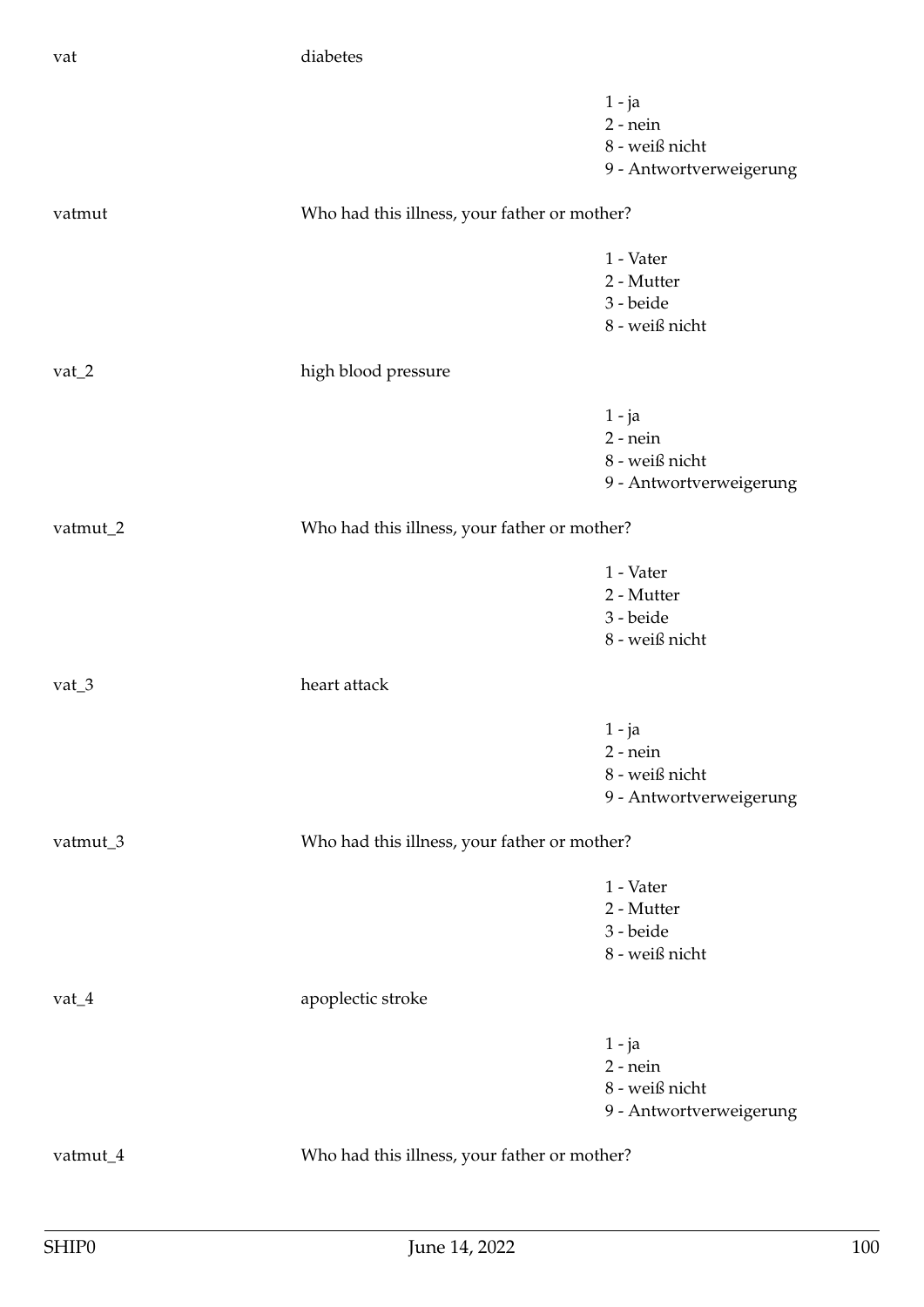vat diabetes

1 - ja
2 - nein
8 - weiß nicht
9 - Antwortverweigerung

vatmut Who had this illness, your father or mother?

1 - Vater
2 - Mutter
3 - beide
8 - weiß nicht

vat_2 high blood pressure

1 - ja
2 - nein
8 - weiß nicht
9 - Antwortverweigerung

vatmut_2 Who had this illness, your father or mother?

1 - Vater
2 - Mutter
3 - beide
8 - weiß nicht

vat_3 heart attack

1 - ja
2 - nein
8 - weiß nicht
9 - Antwortverweigerung

vatmut_3 Who had this illness, your father or mother?

1 - Vater
2 - Mutter
3 - beide
8 - weiß nicht

vat_4 apoplectic stroke

1 - ja
2 - nein
8 - weiß nicht
9 - Antwortverweigerung

vatmut_4 Who had this illness, your father or mother?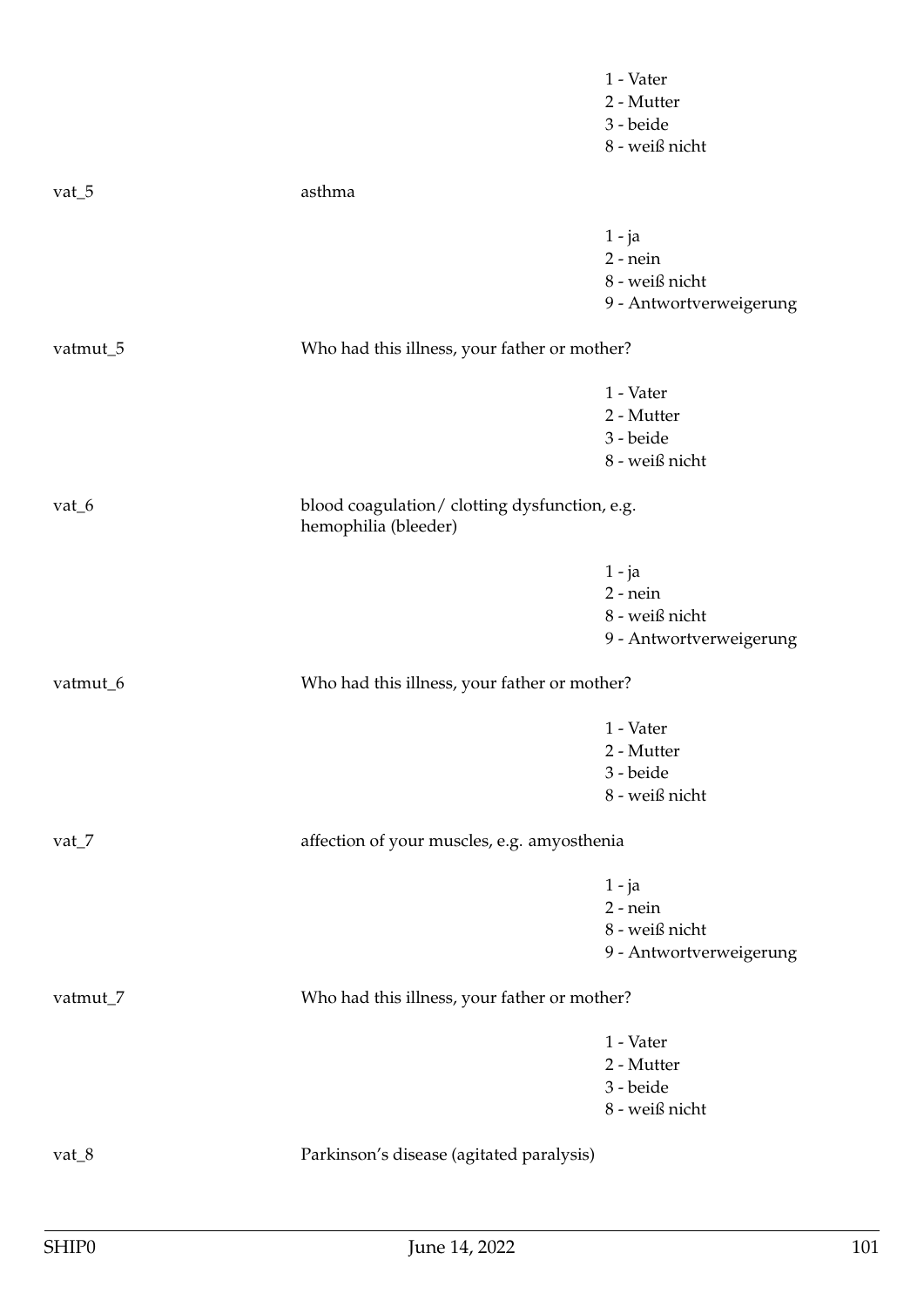1 - Vater
2 - Mutter
3 - beide
8 - weiß nicht

vat_5 asthma

1 - ja
2 - nein
8 - weiß nicht
9 - Antwortverweigerung

vatmut_5 Who had this illness, your father or mother?

1 - Vater
2 - Mutter
3 - beide
8 - weiß nicht

vat_6 blood coagulation/ clotting dysfunction, e.g. hemophilia (bleeder)

1 - ja
2 - nein
8 - weiß nicht
9 - Antwortverweigerung

vatmut_6 Who had this illness, your father or mother?

1 - Vater
2 - Mutter
3 - beide
8 - weiß nicht

vat_7 affection of your muscles, e.g. amyosthenia

1 - ja
2 - nein
8 - weiß nicht
9 - Antwortverweigerung

vatmut_7 Who had this illness, your father or mother?

1 - Vater
2 - Mutter
3 - beide
8 - weiß nicht

vat_8 Parkinson's disease (agitated paralysis)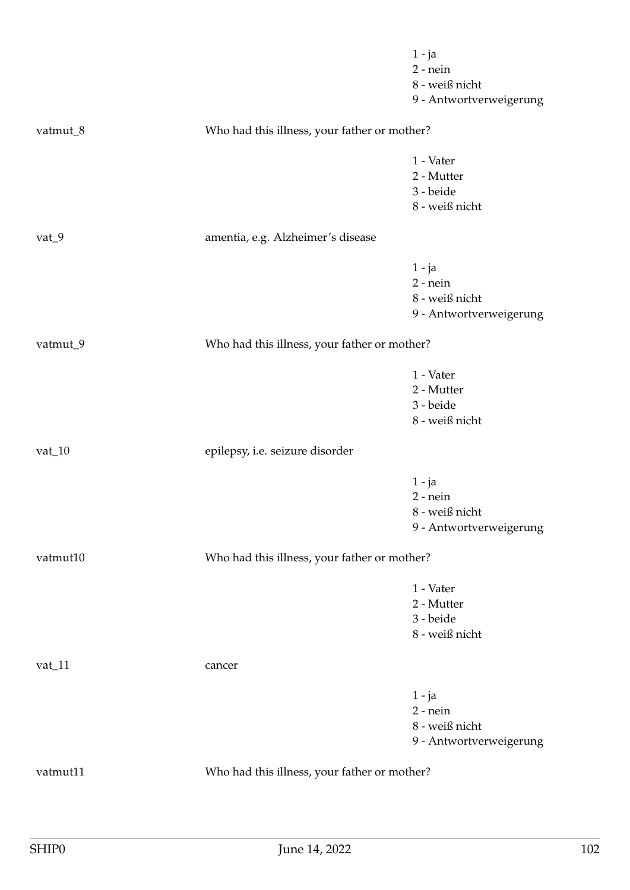1 - ja
2 - nein
8 - weiß nicht
9 - Antwortverweigerung

vatmut_8 Who had this illness, your father or mother?

1 - Vater
2 - Mutter
3 - beide
8 - weiß nicht

vat_9 amentia, e.g. Alzheimer's disease

1 - ja
2 - nein
8 - weiß nicht
9 - Antwortverweigerung

vatmut_9 Who had this illness, your father or mother?

1 - Vater
2 - Mutter
3 - beide
8 - weiß nicht

vat_10 epilepsy, i.e. seizure disorder

1 - ja
2 - nein
8 - weiß nicht
9 - Antwortverweigerung

vatmut10 Who had this illness, your father or mother?

1 - Vater
2 - Mutter
3 - beide
8 - weiß nicht

vat_11 cancer

1 - ja
2 - nein
8 - weiß nicht
9 - Antwortverweigerung

vatmut11 Who had this illness, your father or mother?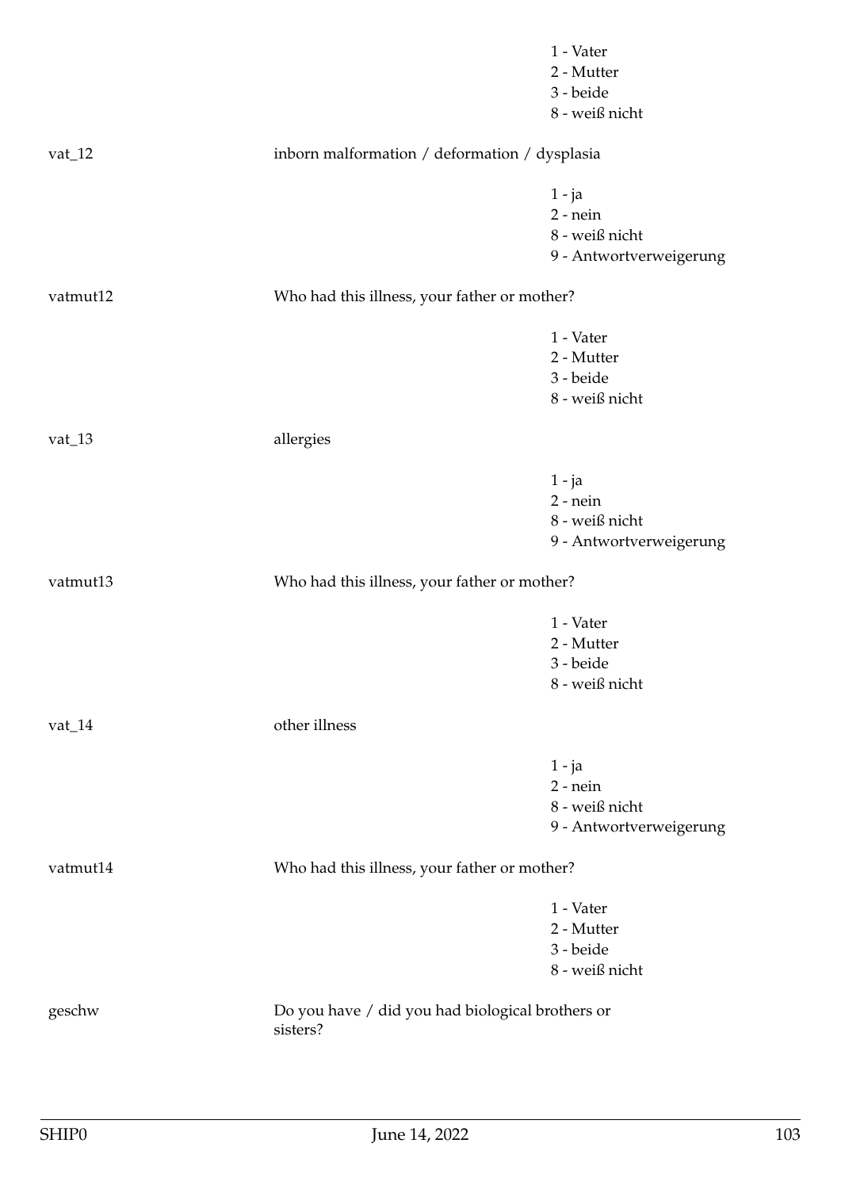1 - Vater
2 - Mutter
3 - beide
8 - weiß nicht

vat_12 inborn malformation / deformation / dysplasia

1 - ja
2 - nein
8 - weiß nicht
9 - Antwortverweigerung

vatmut12 Who had this illness, your father or mother?

1 - Vater
2 - Mutter
3 - beide
8 - weiß nicht

vat_13 allergies

1 - ja
2 - nein
8 - weiß nicht
9 - Antwortverweigerung

vatmut13 Who had this illness, your father or mother?

1 - Vater
2 - Mutter
3 - beide
8 - weiß nicht

vat_14 other illness

1 - ja
2 - nein
8 - weiß nicht
9 - Antwortverweigerung

vatmut14 Who had this illness, your father or mother?

1 - Vater
2 - Mutter
3 - beide
8 - weiß nicht

geschw Do you have / did you had biological brothers or sisters?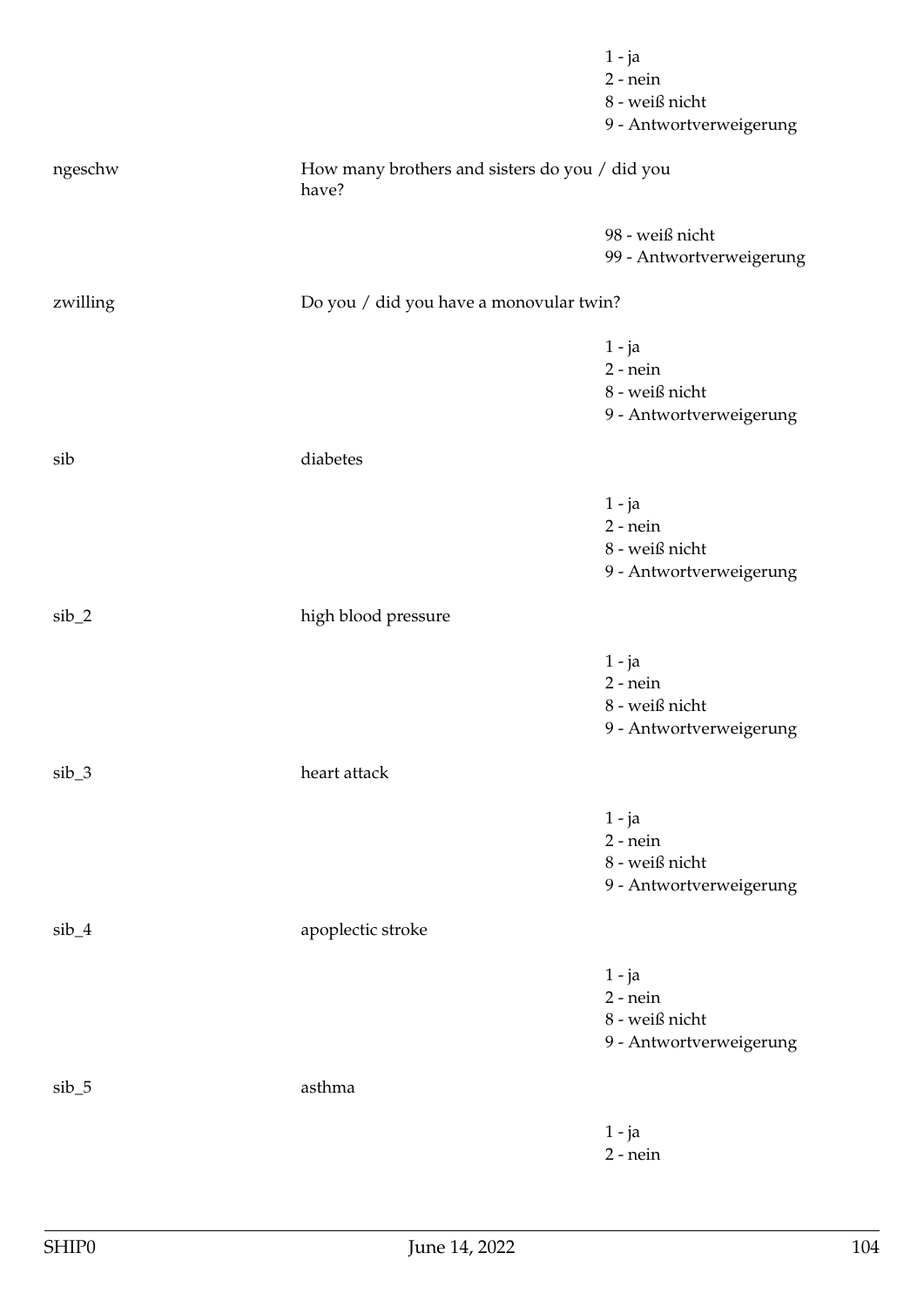1 - ja
2 - nein
8 - weiß nicht
9 - Antwortverweigerung

ngeschw — How many brothers and sisters do you / did you have?

98 - weiß nicht
99 - Antwortverweigerung

zwilling — Do you / did you have a monovular twin?

1 - ja
2 - nein
8 - weiß nicht
9 - Antwortverweigerung

sib — diabetes

1 - ja
2 - nein
8 - weiß nicht
9 - Antwortverweigerung

sib_2 — high blood pressure

1 - ja
2 - nein
8 - weiß nicht
9 - Antwortverweigerung

sib_3 — heart attack

1 - ja
2 - nein
8 - weiß nicht
9 - Antwortverweigerung

sib_4 — apoplectic stroke

1 - ja
2 - nein
8 - weiß nicht
9 - Antwortverweigerung

sib_5 — asthma

1 - ja
2 - nein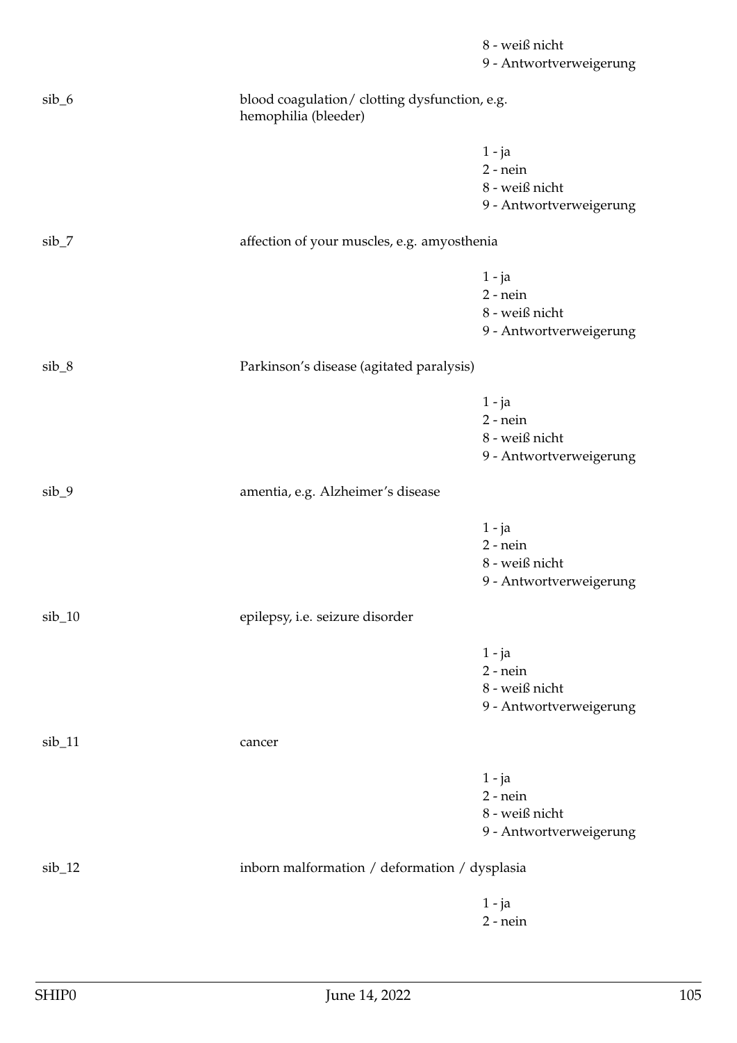8 - weiß nicht
9 - Antwortverweigerung

sib_6 blood coagulation/ clotting dysfunction, e.g. hemophilia (bleeder)

1 - ja
2 - nein
8 - weiß nicht
9 - Antwortverweigerung

sib_7 affection of your muscles, e.g. amyosthenia

1 - ja
2 - nein
8 - weiß nicht
9 - Antwortverweigerung

sib_8 Parkinson's disease (agitated paralysis)

1 - ja
2 - nein
8 - weiß nicht
9 - Antwortverweigerung

sib_9 amentia, e.g. Alzheimer's disease

1 - ja
2 - nein
8 - weiß nicht
9 - Antwortverweigerung

sib_10 epilepsy, i.e. seizure disorder

1 - ja
2 - nein
8 - weiß nicht
9 - Antwortverweigerung

sib_11 cancer

1 - ja
2 - nein
8 - weiß nicht
9 - Antwortverweigerung

sib_12 inborn malformation / deformation / dysplasia

1 - ja
2 - nein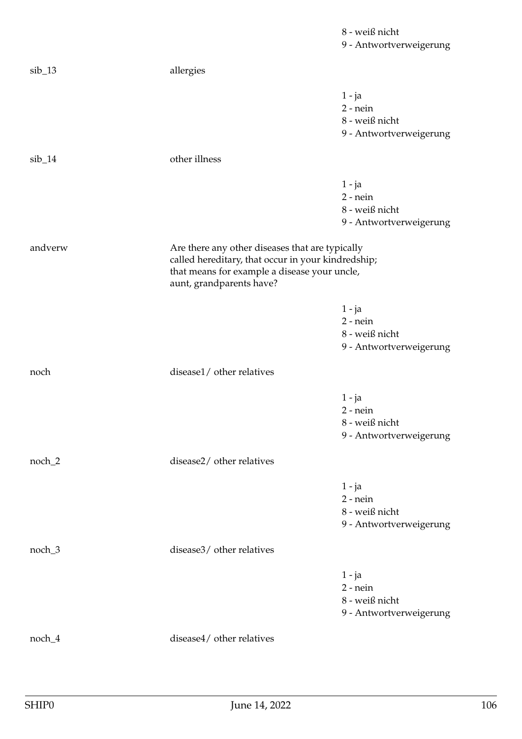8 - weiß nicht
9 - Antwortverweigerung

sib_13 allergies

1 - ja
2 - nein
8 - weiß nicht
9 - Antwortverweigerung

sib_14 other illness

1 - ja
2 - nein
8 - weiß nicht
9 - Antwortverweigerung

andverw Are there any other diseases that are typically called hereditary, that occur in your kindredship; that means for example a disease your uncle, aunt, grandparents have?

1 - ja
2 - nein
8 - weiß nicht
9 - Antwortverweigerung

noch disease1/ other relatives

1 - ja
2 - nein
8 - weiß nicht
9 - Antwortverweigerung

noch_2 disease2/ other relatives

1 - ja
2 - nein
8 - weiß nicht
9 - Antwortverweigerung

noch_3 disease3/ other relatives

1 - ja
2 - nein
8 - weiß nicht
9 - Antwortverweigerung

noch_4 disease4/ other relatives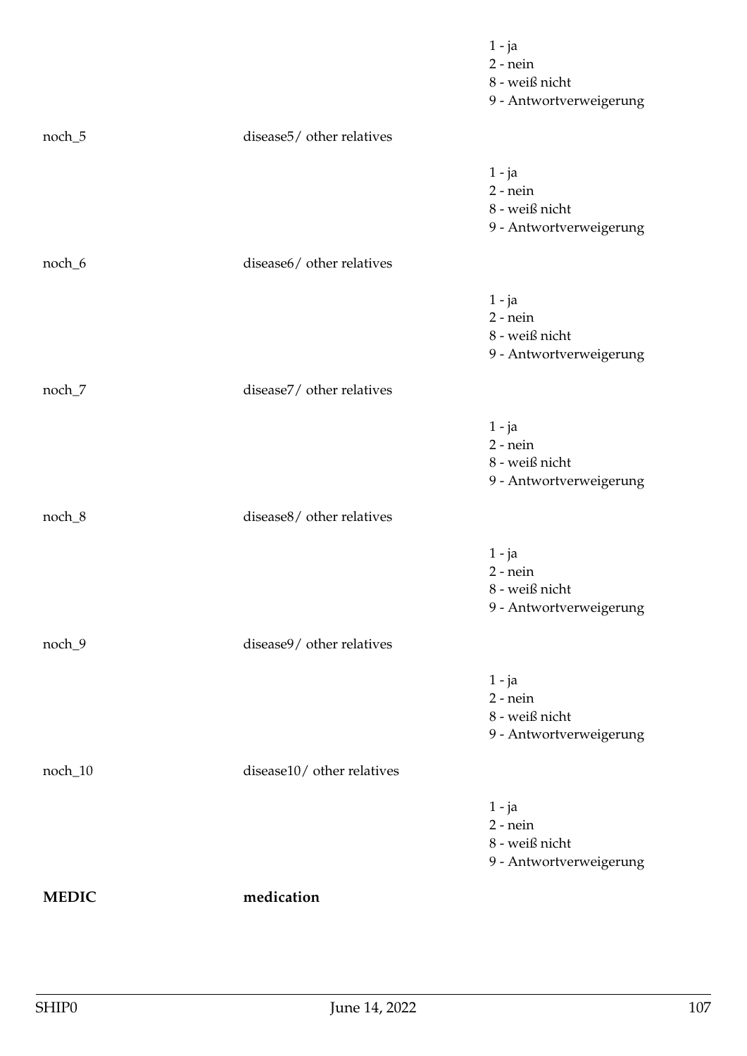| | | |
|---|---|---|
| | | 1 - ja<br>2 - nein<br>8 - weiß nicht<br>9 - Antwortverweigerung |
| noch_5 | disease5/ other relatives | |
| | | 1 - ja<br>2 - nein<br>8 - weiß nicht<br>9 - Antwortverweigerung |
| noch_6 | disease6/ other relatives | |
| | | 1 - ja<br>2 - nein<br>8 - weiß nicht<br>9 - Antwortverweigerung |
| noch_7 | disease7/ other relatives | |
| | | 1 - ja<br>2 - nein<br>8 - weiß nicht<br>9 - Antwortverweigerung |
| noch_8 | disease8/ other relatives | |
| | | 1 - ja<br>2 - nein<br>8 - weiß nicht<br>9 - Antwortverweigerung |
| noch_9 | disease9/ other relatives | |
| | | 1 - ja<br>2 - nein<br>8 - weiß nicht<br>9 - Antwortverweigerung |
| noch_10 | disease10/ other relatives | |
| | | 1 - ja<br>2 - nein<br>8 - weiß nicht<br>9 - Antwortverweigerung |
| **MEDIC** | **medication** | |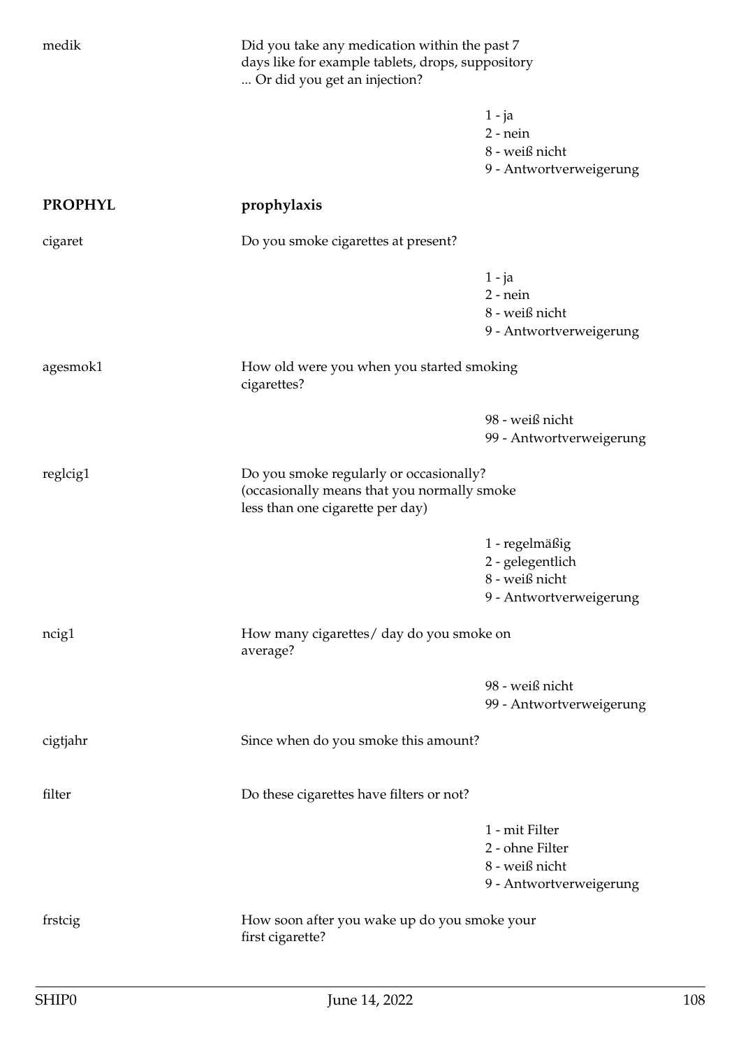medik | Did you take any medication within the past 7 days like for example tablets, drops, suppository ... Or did you get an injection?

1 - ja
2 - nein
8 - weiß nicht
9 - Antwortverweigerung

## PROPHYL prophylaxis

cigaret | Do you smoke cigarettes at present?

1 - ja
2 - nein
8 - weiß nicht
9 - Antwortverweigerung

agesmok1 | How old were you when you started smoking cigarettes?

98 - weiß nicht
99 - Antwortverweigerung

reglcig1 | Do you smoke regularly or occasionally? (occasionally means that you normally smoke less than one cigarette per day)

1 - regelmäßig
2 - gelegentlich
8 - weiß nicht
9 - Antwortverweigerung

ncig1 | How many cigarettes/ day do you smoke on average?

98 - weiß nicht
99 - Antwortverweigerung

cigtjahr | Since when do you smoke this amount?

filter | Do these cigarettes have filters or not?

1 - mit Filter
2 - ohne Filter
8 - weiß nicht
9 - Antwortverweigerung

frstcig | How soon after you wake up do you smoke your first cigarette?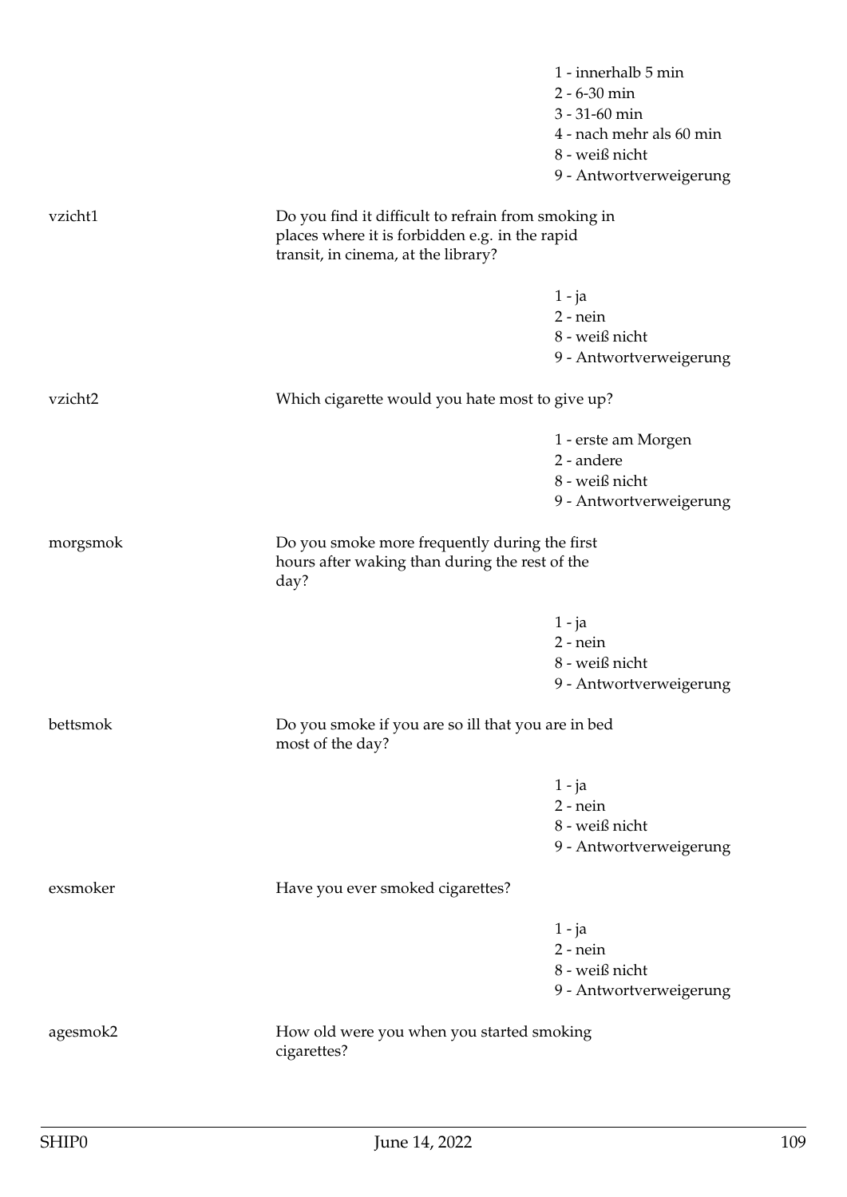1 - innerhalb 5 min
2 - 6-30 min
3 - 31-60 min
4 - nach mehr als 60 min
8 - weiß nicht
9 - Antwortverweigerung

**vzicht1** Do you find it difficult to refrain from smoking in places where it is forbidden e.g. in the rapid transit, in cinema, at the library?

1 - ja
2 - nein
8 - weiß nicht
9 - Antwortverweigerung

**vzicht2** Which cigarette would you hate most to give up?

1 - erste am Morgen
2 - andere
8 - weiß nicht
9 - Antwortverweigerung

**morgsmok** Do you smoke more frequently during the first hours after waking than during the rest of the day?

1 - ja
2 - nein
8 - weiß nicht
9 - Antwortverweigerung

**bettsmok** Do you smoke if you are so ill that you are in bed most of the day?

1 - ja
2 - nein
8 - weiß nicht
9 - Antwortverweigerung

**exsmoker** Have you ever smoked cigarettes?

1 - ja
2 - nein
8 - weiß nicht
9 - Antwortverweigerung

**agesmok2** How old were you when you started smoking cigarettes?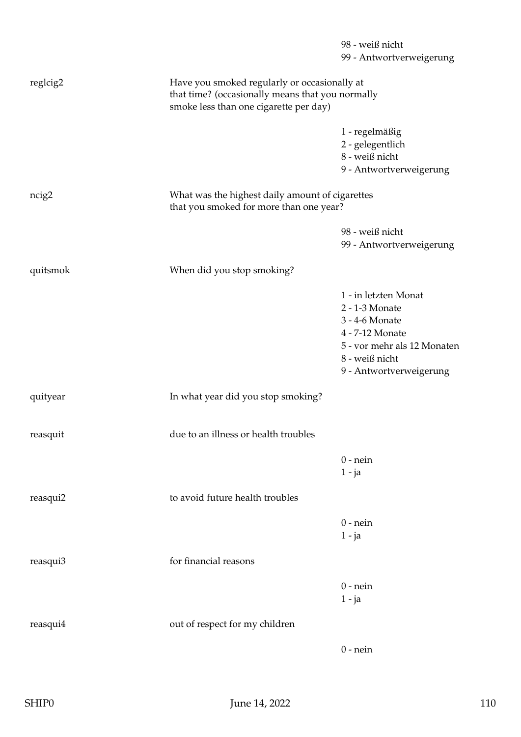98 - weiß nicht
99 - Antwortverweigerung

| Variable | Question | Values |
|---|---|---|
| reglcig2 | Have you smoked regularly or occasionally at that time? (occasionally means that you normally smoke less than one cigarette per day) | 1 - regelmäßig<br>2 - gelegentlich<br>8 - weiß nicht<br>9 - Antwortverweigerung |
| ncig2 | What was the highest daily amount of cigarettes that you smoked for more than one year? | 98 - weiß nicht<br>99 - Antwortverweigerung |
| quitsmok | When did you stop smoking? | 1 - in letzten Monat<br>2 - 1-3 Monate<br>3 - 4-6 Monate<br>4 - 7-12 Monate<br>5 - vor mehr als 12 Monaten<br>8 - weiß nicht<br>9 - Antwortverweigerung |
| quityear | In what year did you stop smoking? | |
| reasquit | due to an illness or health troubles | 0 - nein<br>1 - ja |
| reasqui2 | to avoid future health troubles | 0 - nein<br>1 - ja |
| reasqui3 | for financial reasons | 0 - nein<br>1 - ja |
| reasqui4 | out of respect for my children | 0 - nein |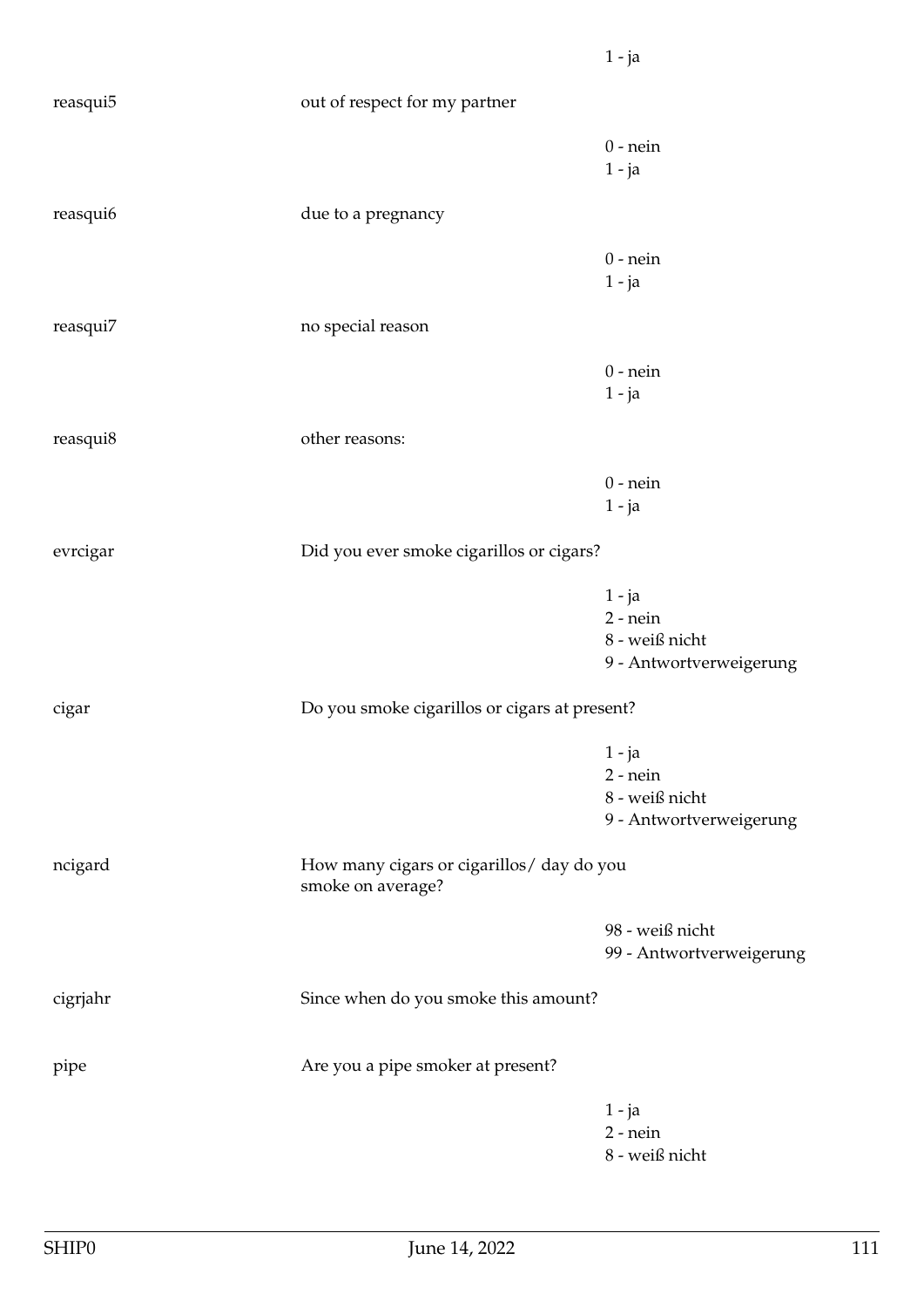1 - ja

reasqui5 out of respect for my partner

0 - nein
1 - ja

reasqui6 due to a pregnancy

0 - nein
1 - ja

reasqui7 no special reason

0 - nein
1 - ja

reasqui8 other reasons:

0 - nein
1 - ja

evrcigar Did you ever smoke cigarillos or cigars?

1 - ja
2 - nein
8 - weiß nicht
9 - Antwortverweigerung

cigar Do you smoke cigarillos or cigars at present?

1 - ja
2 - nein
8 - weiß nicht
9 - Antwortverweigerung

ncigard How many cigars or cigarillos/ day do you smoke on average?

98 - weiß nicht
99 - Antwortverweigerung

cigrjahr Since when do you smoke this amount?

pipe Are you a pipe smoker at present?

1 - ja
2 - nein
8 - weiß nicht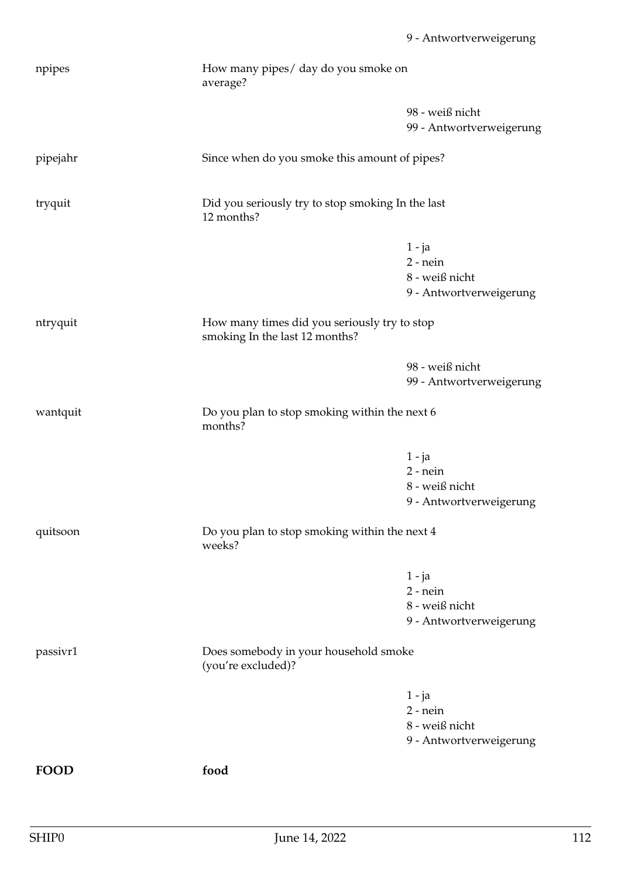| | | |
|---|---|---|
| | | 9 - Antwortverweigerung |
| npipes | How many pipes/ day do you smoke on average? | |
| | | 98 - weiß nicht<br>99 - Antwortverweigerung |
| pipejahr | Since when do you smoke this amount of pipes? | |
| tryquit | Did you seriously try to stop smoking In the last 12 months? | |
| | | 1 - ja<br>2 - nein<br>8 - weiß nicht<br>9 - Antwortverweigerung |
| ntryquit | How many times did you seriously try to stop smoking In the last 12 months? | |
| | | 98 - weiß nicht<br>99 - Antwortverweigerung |
| wantquit | Do you plan to stop smoking within the next 6 months? | |
| | | 1 - ja<br>2 - nein<br>8 - weiß nicht<br>9 - Antwortverweigerung |
| quitsoon | Do you plan to stop smoking within the next 4 weeks? | |
| | | 1 - ja<br>2 - nein<br>8 - weiß nicht<br>9 - Antwortverweigerung |
| passivr1 | Does somebody in your household smoke (you're excluded)? | |
| | | 1 - ja<br>2 - nein<br>8 - weiß nicht<br>9 - Antwortverweigerung |
| **FOOD** | **food** | |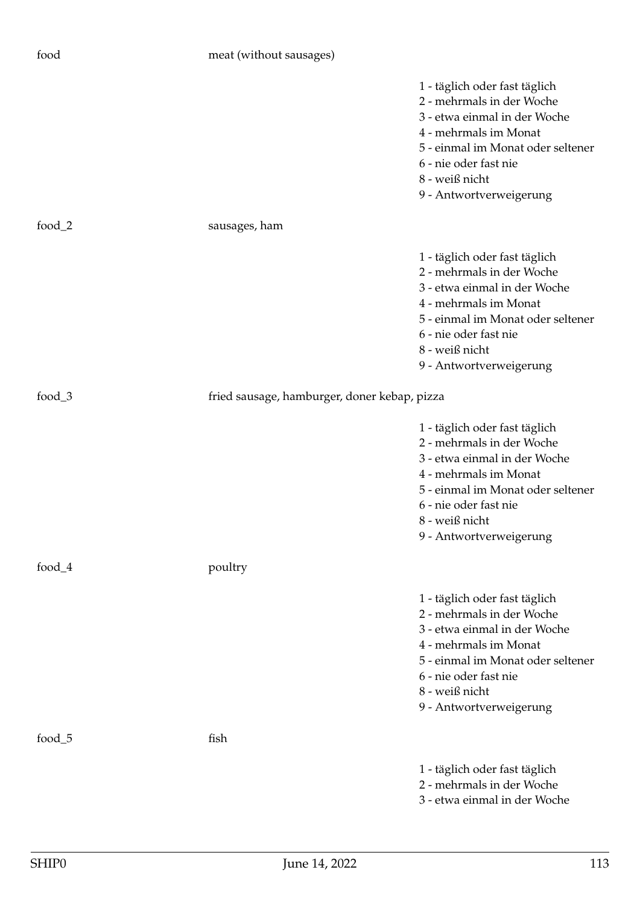food meat (without sausages)

1 - täglich oder fast täglich
2 - mehrmals in der Woche
3 - etwa einmal in der Woche
4 - mehrmals im Monat
5 - einmal im Monat oder seltener
6 - nie oder fast nie
8 - weiß nicht
9 - Antwortverweigerung

food_2 sausages, ham

1 - täglich oder fast täglich
2 - mehrmals in der Woche
3 - etwa einmal in der Woche
4 - mehrmals im Monat
5 - einmal im Monat oder seltener
6 - nie oder fast nie
8 - weiß nicht
9 - Antwortverweigerung

food_3 fried sausage, hamburger, doner kebap, pizza

1 - täglich oder fast täglich
2 - mehrmals in der Woche
3 - etwa einmal in der Woche
4 - mehrmals im Monat
5 - einmal im Monat oder seltener
6 - nie oder fast nie
8 - weiß nicht
9 - Antwortverweigerung

food_4 poultry

1 - täglich oder fast täglich
2 - mehrmals in der Woche
3 - etwa einmal in der Woche
4 - mehrmals im Monat
5 - einmal im Monat oder seltener
6 - nie oder fast nie
8 - weiß nicht
9 - Antwortverweigerung

food_5 fish

1 - täglich oder fast täglich
2 - mehrmals in der Woche
3 - etwa einmal in der Woche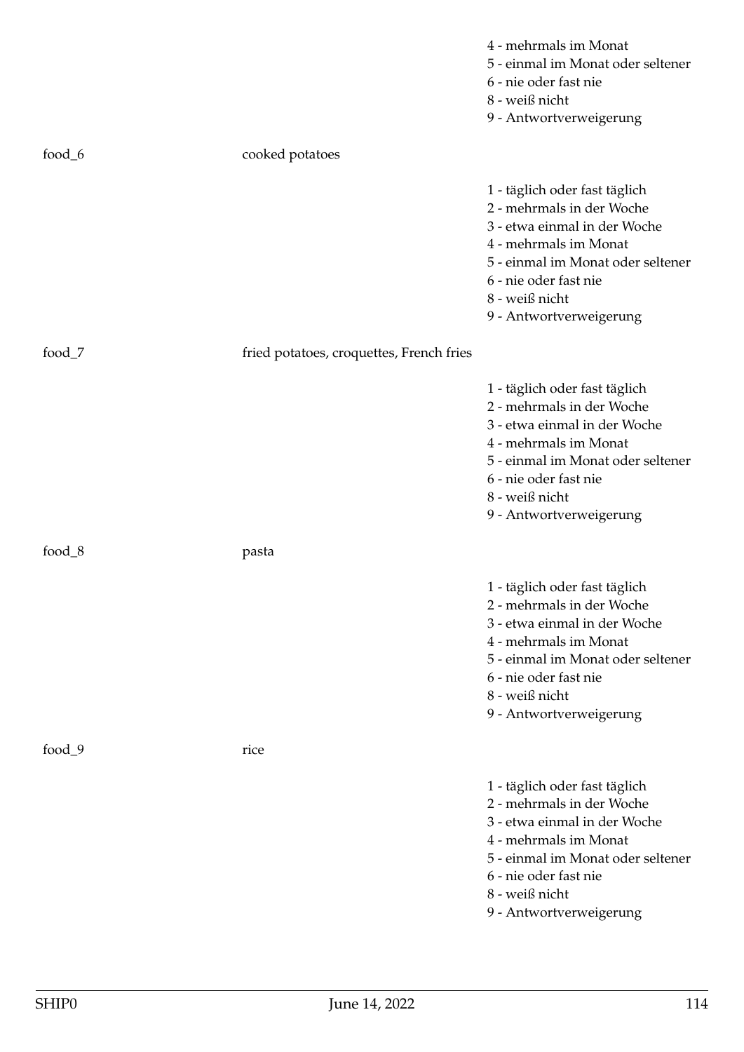4 - mehrmals im Monat
5 - einmal im Monat oder seltener
6 - nie oder fast nie
8 - weiß nicht
9 - Antwortverweigerung

food_6 cooked potatoes

1 - täglich oder fast täglich
2 - mehrmals in der Woche
3 - etwa einmal in der Woche
4 - mehrmals im Monat
5 - einmal im Monat oder seltener
6 - nie oder fast nie
8 - weiß nicht
9 - Antwortverweigerung

food_7 fried potatoes, croquettes, French fries

1 - täglich oder fast täglich
2 - mehrmals in der Woche
3 - etwa einmal in der Woche
4 - mehrmals im Monat
5 - einmal im Monat oder seltener
6 - nie oder fast nie
8 - weiß nicht
9 - Antwortverweigerung

food_8 pasta

1 - täglich oder fast täglich
2 - mehrmals in der Woche
3 - etwa einmal in der Woche
4 - mehrmals im Monat
5 - einmal im Monat oder seltener
6 - nie oder fast nie
8 - weiß nicht
9 - Antwortverweigerung

food_9 rice

1 - täglich oder fast täglich
2 - mehrmals in der Woche
3 - etwa einmal in der Woche
4 - mehrmals im Monat
5 - einmal im Monat oder seltener
6 - nie oder fast nie
8 - weiß nicht
9 - Antwortverweigerung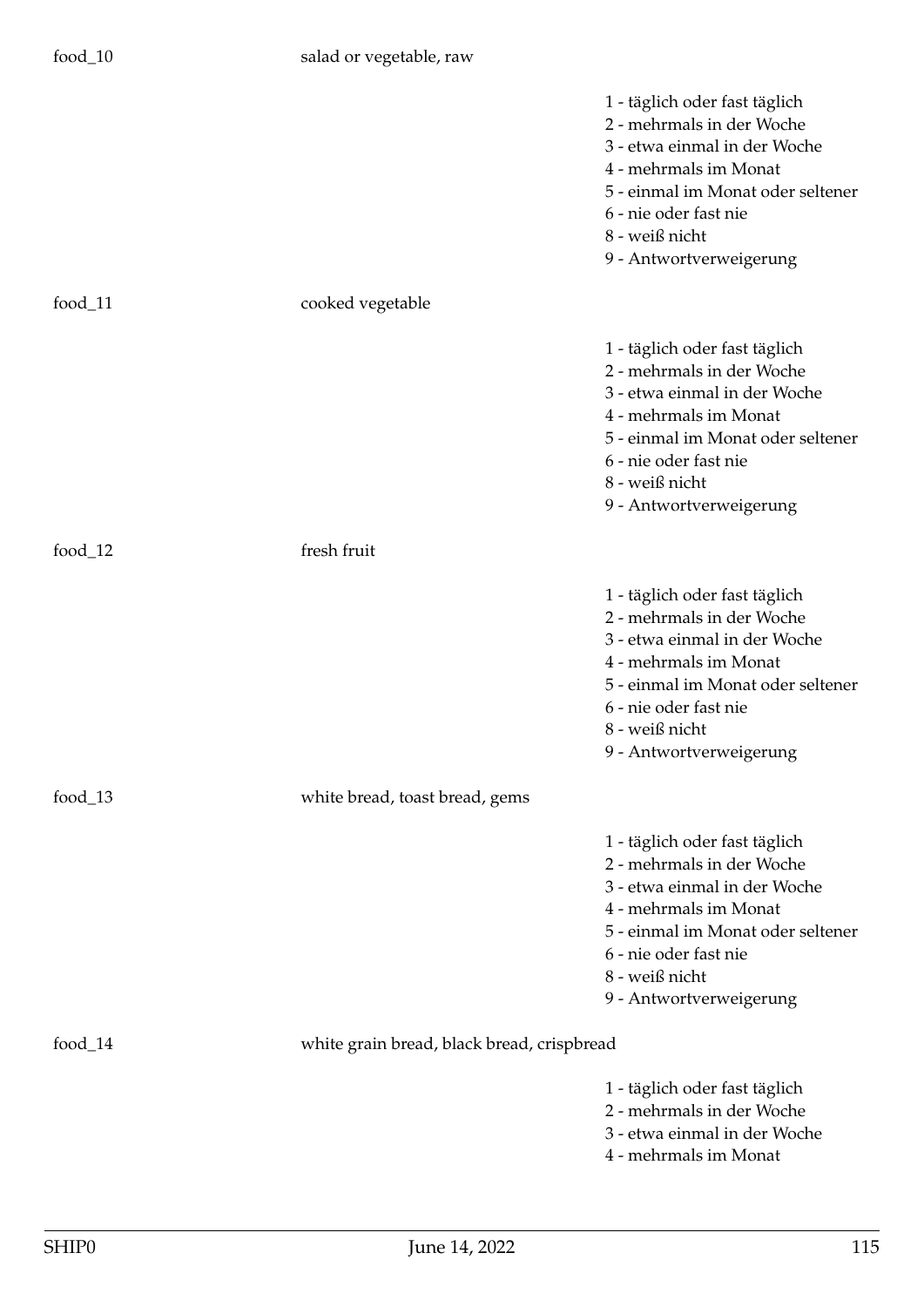food_10 salad or vegetable, raw

1 - täglich oder fast täglich
2 - mehrmals in der Woche
3 - etwa einmal in der Woche
4 - mehrmals im Monat
5 - einmal im Monat oder seltener
6 - nie oder fast nie
8 - weiß nicht
9 - Antwortverweigerung

food_11 cooked vegetable

1 - täglich oder fast täglich
2 - mehrmals in der Woche
3 - etwa einmal in der Woche
4 - mehrmals im Monat
5 - einmal im Monat oder seltener
6 - nie oder fast nie
8 - weiß nicht
9 - Antwortverweigerung

food_12 fresh fruit

1 - täglich oder fast täglich
2 - mehrmals in der Woche
3 - etwa einmal in der Woche
4 - mehrmals im Monat
5 - einmal im Monat oder seltener
6 - nie oder fast nie
8 - weiß nicht
9 - Antwortverweigerung

food_13 white bread, toast bread, gems

1 - täglich oder fast täglich
2 - mehrmals in der Woche
3 - etwa einmal in der Woche
4 - mehrmals im Monat
5 - einmal im Monat oder seltener
6 - nie oder fast nie
8 - weiß nicht
9 - Antwortverweigerung

food_14 white grain bread, black bread, crispbread

1 - täglich oder fast täglich
2 - mehrmals in der Woche
3 - etwa einmal in der Woche
4 - mehrmals im Monat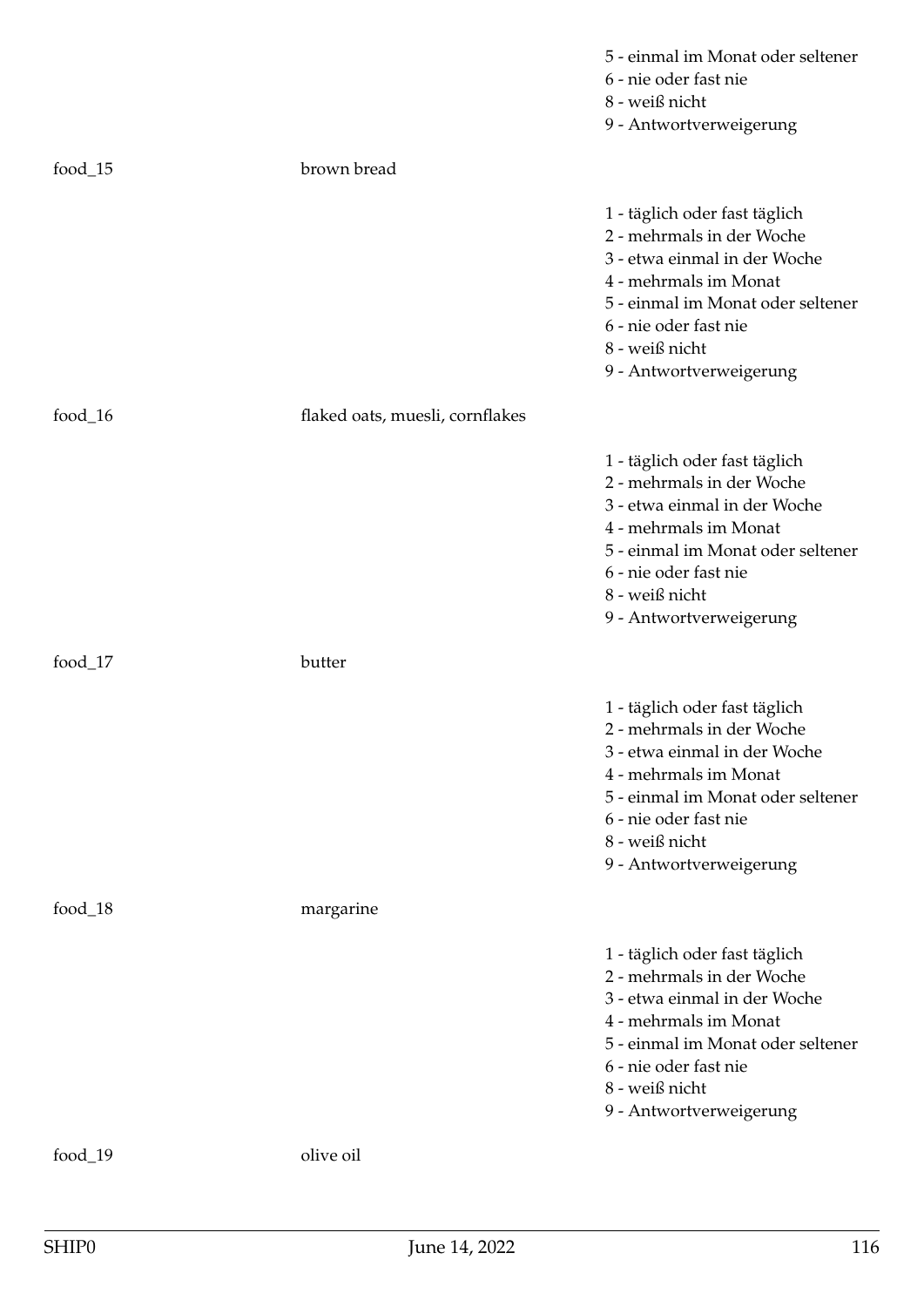| | | |
|---|---|---|
| | | 5 - einmal im Monat oder seltener<br>6 - nie oder fast nie<br>8 - weiß nicht<br>9 - Antwortverweigerung |
| food_15 | brown bread | |
| | | 1 - täglich oder fast täglich<br>2 - mehrmals in der Woche<br>3 - etwa einmal in der Woche<br>4 - mehrmals im Monat<br>5 - einmal im Monat oder seltener<br>6 - nie oder fast nie<br>8 - weiß nicht<br>9 - Antwortverweigerung |
| food_16 | flaked oats, muesli, cornflakes | |
| | | 1 - täglich oder fast täglich<br>2 - mehrmals in der Woche<br>3 - etwa einmal in der Woche<br>4 - mehrmals im Monat<br>5 - einmal im Monat oder seltener<br>6 - nie oder fast nie<br>8 - weiß nicht<br>9 - Antwortverweigerung |
| food_17 | butter | |
| | | 1 - täglich oder fast täglich<br>2 - mehrmals in der Woche<br>3 - etwa einmal in der Woche<br>4 - mehrmals im Monat<br>5 - einmal im Monat oder seltener<br>6 - nie oder fast nie<br>8 - weiß nicht<br>9 - Antwortverweigerung |
| food_18 | margarine | |
| | | 1 - täglich oder fast täglich<br>2 - mehrmals in der Woche<br>3 - etwa einmal in der Woche<br>4 - mehrmals im Monat<br>5 - einmal im Monat oder seltener<br>6 - nie oder fast nie<br>8 - weiß nicht<br>9 - Antwortverweigerung |
| food_19 | olive oil | |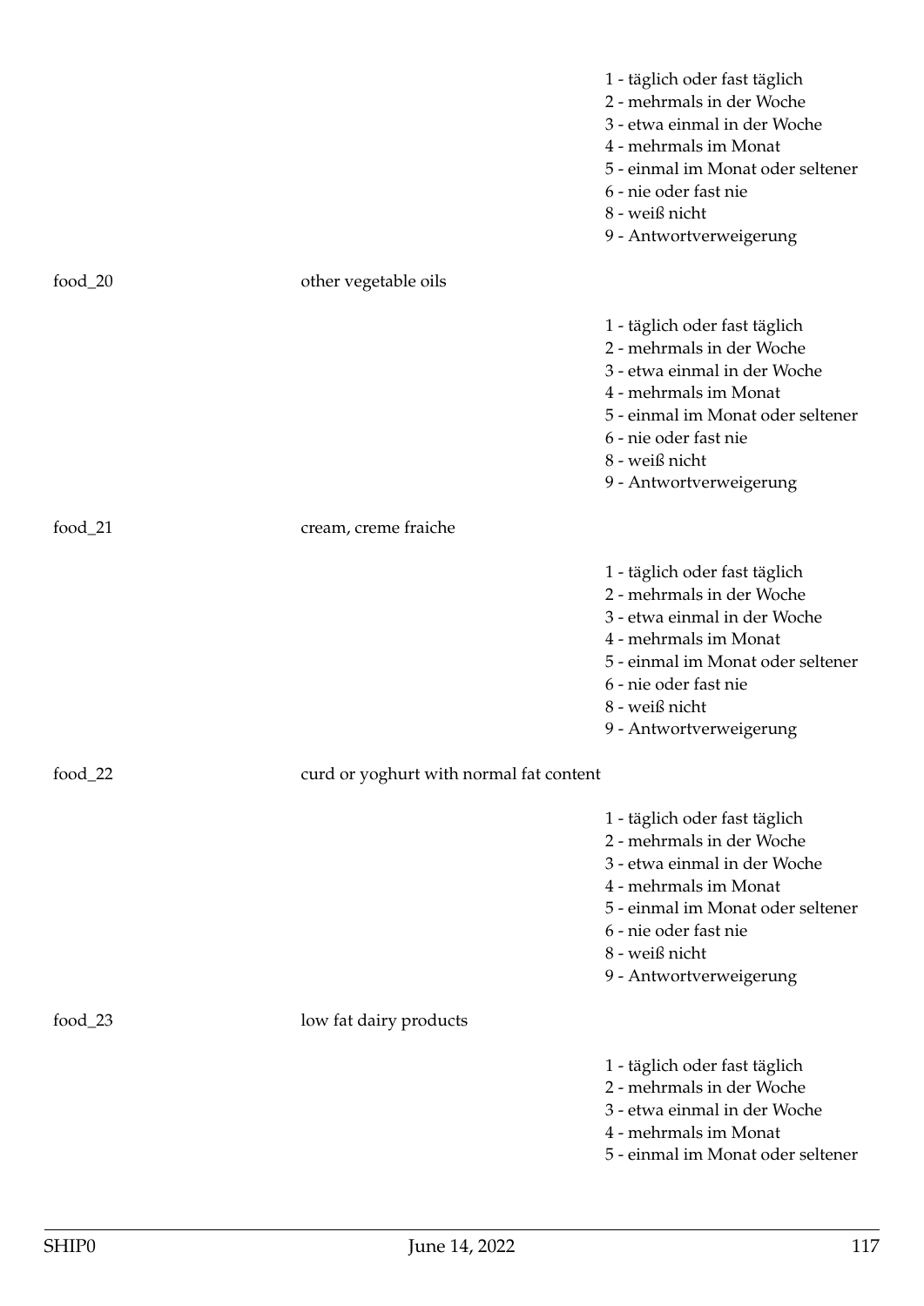| | | |
|---|---|---|
| | | 1 - täglich oder fast täglich<br>2 - mehrmals in der Woche<br>3 - etwa einmal in der Woche<br>4 - mehrmals im Monat<br>5 - einmal im Monat oder seltener<br>6 - nie oder fast nie<br>8 - weiß nicht<br>9 - Antwortverweigerung |
| food_20 | other vegetable oils | |
| | | 1 - täglich oder fast täglich<br>2 - mehrmals in der Woche<br>3 - etwa einmal in der Woche<br>4 - mehrmals im Monat<br>5 - einmal im Monat oder seltener<br>6 - nie oder fast nie<br>8 - weiß nicht<br>9 - Antwortverweigerung |
| food_21 | cream, creme fraiche | |
| | | 1 - täglich oder fast täglich<br>2 - mehrmals in der Woche<br>3 - etwa einmal in der Woche<br>4 - mehrmals im Monat<br>5 - einmal im Monat oder seltener<br>6 - nie oder fast nie<br>8 - weiß nicht<br>9 - Antwortverweigerung |
| food_22 | curd or yoghurt with normal fat content | |
| | | 1 - täglich oder fast täglich<br>2 - mehrmals in der Woche<br>3 - etwa einmal in der Woche<br>4 - mehrmals im Monat<br>5 - einmal im Monat oder seltener<br>6 - nie oder fast nie<br>8 - weiß nicht<br>9 - Antwortverweigerung |
| food_23 | low fat dairy products | |
| | | 1 - täglich oder fast täglich<br>2 - mehrmals in der Woche<br>3 - etwa einmal in der Woche<br>4 - mehrmals im Monat<br>5 - einmal im Monat oder seltener |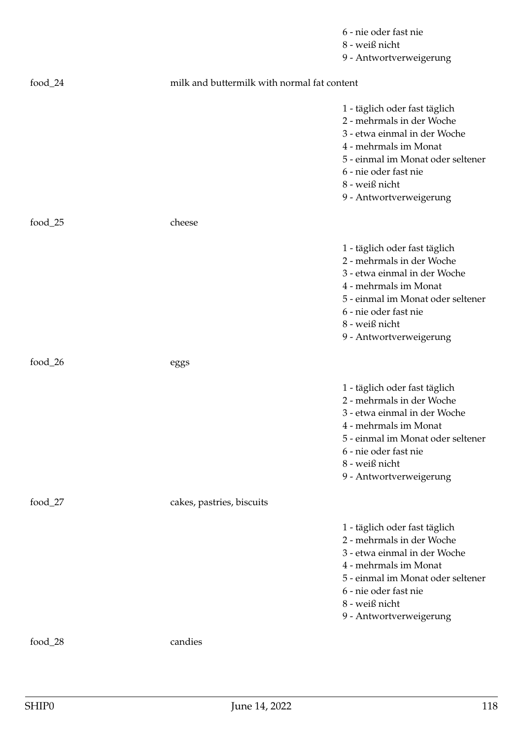6 - nie oder fast nie
8 - weiß nicht
9 - Antwortverweigerung

food_24 milk and buttermilk with normal fat content

1 - täglich oder fast täglich
2 - mehrmals in der Woche
3 - etwa einmal in der Woche
4 - mehrmals im Monat
5 - einmal im Monat oder seltener
6 - nie oder fast nie
8 - weiß nicht
9 - Antwortverweigerung

food_25 cheese

1 - täglich oder fast täglich
2 - mehrmals in der Woche
3 - etwa einmal in der Woche
4 - mehrmals im Monat
5 - einmal im Monat oder seltener
6 - nie oder fast nie
8 - weiß nicht
9 - Antwortverweigerung

food_26 eggs

1 - täglich oder fast täglich
2 - mehrmals in der Woche
3 - etwa einmal in der Woche
4 - mehrmals im Monat
5 - einmal im Monat oder seltener
6 - nie oder fast nie
8 - weiß nicht
9 - Antwortverweigerung

food_27 cakes, pastries, biscuits

1 - täglich oder fast täglich
2 - mehrmals in der Woche
3 - etwa einmal in der Woche
4 - mehrmals im Monat
5 - einmal im Monat oder seltener
6 - nie oder fast nie
8 - weiß nicht
9 - Antwortverweigerung

food_28 candies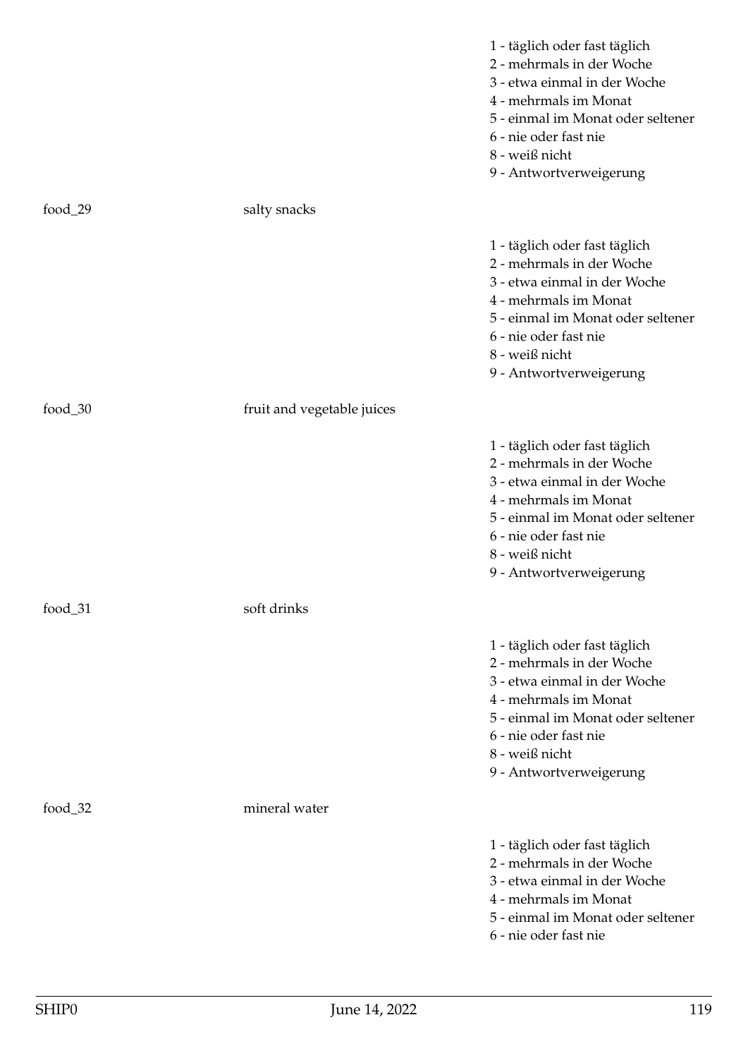| | | |
|---|---|---|
| | | 1 - täglich oder fast täglich<br>2 - mehrmals in der Woche<br>3 - etwa einmal in der Woche<br>4 - mehrmals im Monat<br>5 - einmal im Monat oder seltener<br>6 - nie oder fast nie<br>8 - weiß nicht<br>9 - Antwortverweigerung |
| food_29 | salty snacks | |
| | | 1 - täglich oder fast täglich<br>2 - mehrmals in der Woche<br>3 - etwa einmal in der Woche<br>4 - mehrmals im Monat<br>5 - einmal im Monat oder seltener<br>6 - nie oder fast nie<br>8 - weiß nicht<br>9 - Antwortverweigerung |
| food_30 | fruit and vegetable juices | |
| | | 1 - täglich oder fast täglich<br>2 - mehrmals in der Woche<br>3 - etwa einmal in der Woche<br>4 - mehrmals im Monat<br>5 - einmal im Monat oder seltener<br>6 - nie oder fast nie<br>8 - weiß nicht<br>9 - Antwortverweigerung |
| food_31 | soft drinks | |
| | | 1 - täglich oder fast täglich<br>2 - mehrmals in der Woche<br>3 - etwa einmal in der Woche<br>4 - mehrmals im Monat<br>5 - einmal im Monat oder seltener<br>6 - nie oder fast nie<br>8 - weiß nicht<br>9 - Antwortverweigerung |
| food_32 | mineral water | |
| | | 1 - täglich oder fast täglich<br>2 - mehrmals in der Woche<br>3 - etwa einmal in der Woche<br>4 - mehrmals im Monat<br>5 - einmal im Monat oder seltener<br>6 - nie oder fast nie |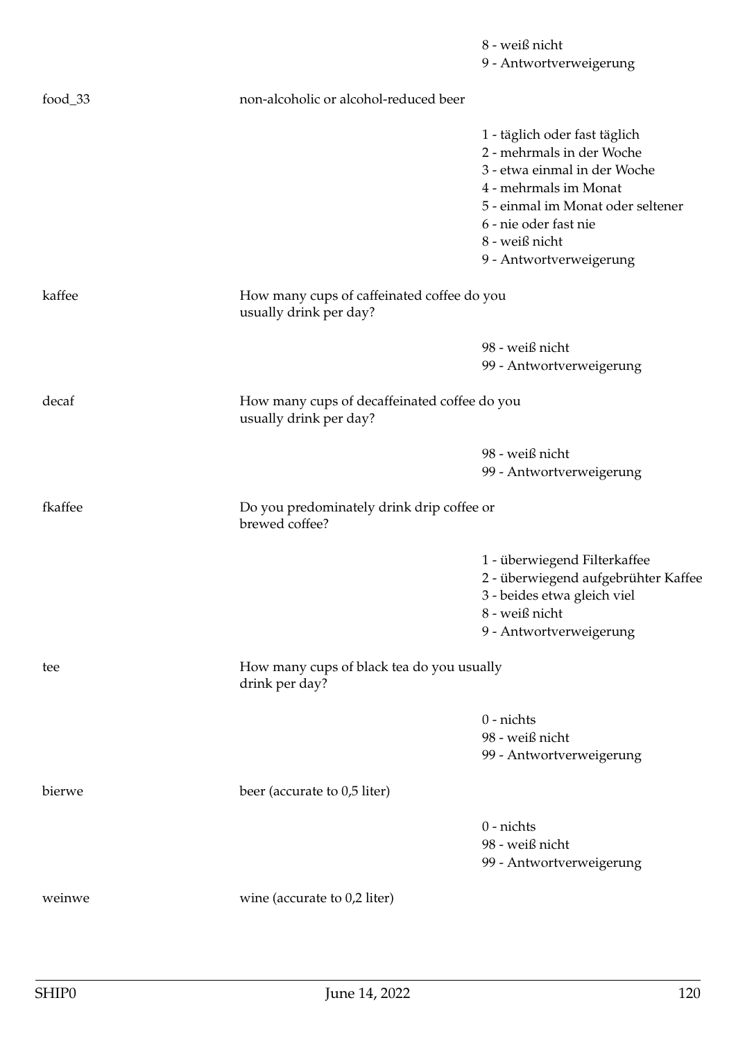8 - weiß nicht
9 - Antwortverweigerung

food_33 — non-alcoholic or alcohol-reduced beer

1 - täglich oder fast täglich
2 - mehrmals in der Woche
3 - etwa einmal in der Woche
4 - mehrmals im Monat
5 - einmal im Monat oder seltener
6 - nie oder fast nie
8 - weiß nicht
9 - Antwortverweigerung

kaffee — How many cups of caffeinated coffee do you usually drink per day?

98 - weiß nicht
99 - Antwortverweigerung

decaf — How many cups of decaffeinated coffee do you usually drink per day?

98 - weiß nicht
99 - Antwortverweigerung

fkaffee — Do you predominately drink drip coffee or brewed coffee?

1 - überwiegend Filterkaffee
2 - überwiegend aufgebrühter Kaffee
3 - beides etwa gleich viel
8 - weiß nicht
9 - Antwortverweigerung

tee — How many cups of black tea do you usually drink per day?

0 - nichts
98 - weiß nicht
99 - Antwortverweigerung

bierwe — beer (accurate to 0,5 liter)

0 - nichts
98 - weiß nicht
99 - Antwortverweigerung

weinwe — wine (accurate to 0,2 liter)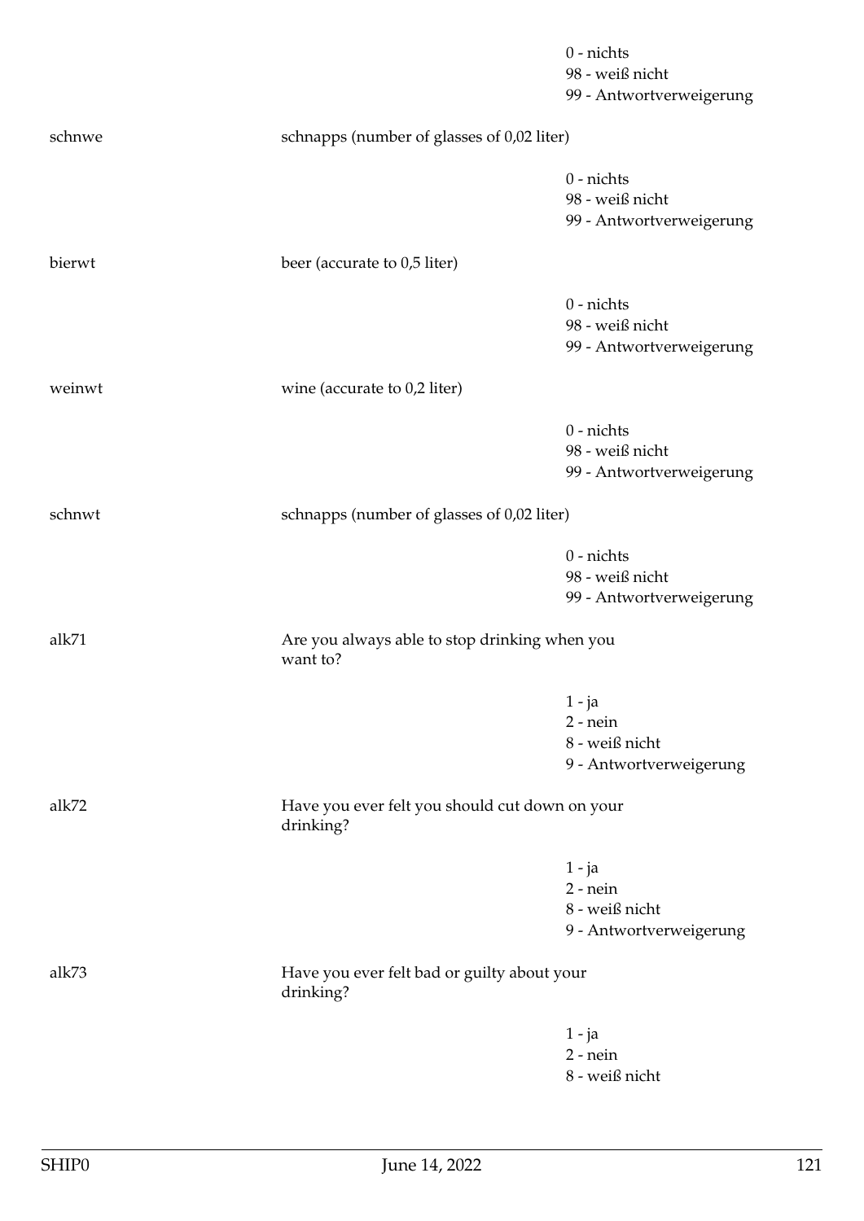| | | |
|---|---|---|
| | | 0 - nichts<br>98 - weiß nicht<br>99 - Antwortverweigerung |
| schnwe | schnapps (number of glasses of 0,02 liter) | |
| | | 0 - nichts<br>98 - weiß nicht<br>99 - Antwortverweigerung |
| bierwt | beer (accurate to 0,5 liter) | |
| | | 0 - nichts<br>98 - weiß nicht<br>99 - Antwortverweigerung |
| weinwt | wine (accurate to 0,2 liter) | |
| | | 0 - nichts<br>98 - weiß nicht<br>99 - Antwortverweigerung |
| schnwt | schnapps (number of glasses of 0,02 liter) | |
| | | 0 - nichts<br>98 - weiß nicht<br>99 - Antwortverweigerung |
| alk71 | Are you always able to stop drinking when you want to? | |
| | | 1 - ja<br>2 - nein<br>8 - weiß nicht<br>9 - Antwortverweigerung |
| alk72 | Have you ever felt you should cut down on your drinking? | |
| | | 1 - ja<br>2 - nein<br>8 - weiß nicht<br>9 - Antwortverweigerung |
| alk73 | Have you ever felt bad or guilty about your drinking? | |
| | | 1 - ja<br>2 - nein<br>8 - weiß nicht |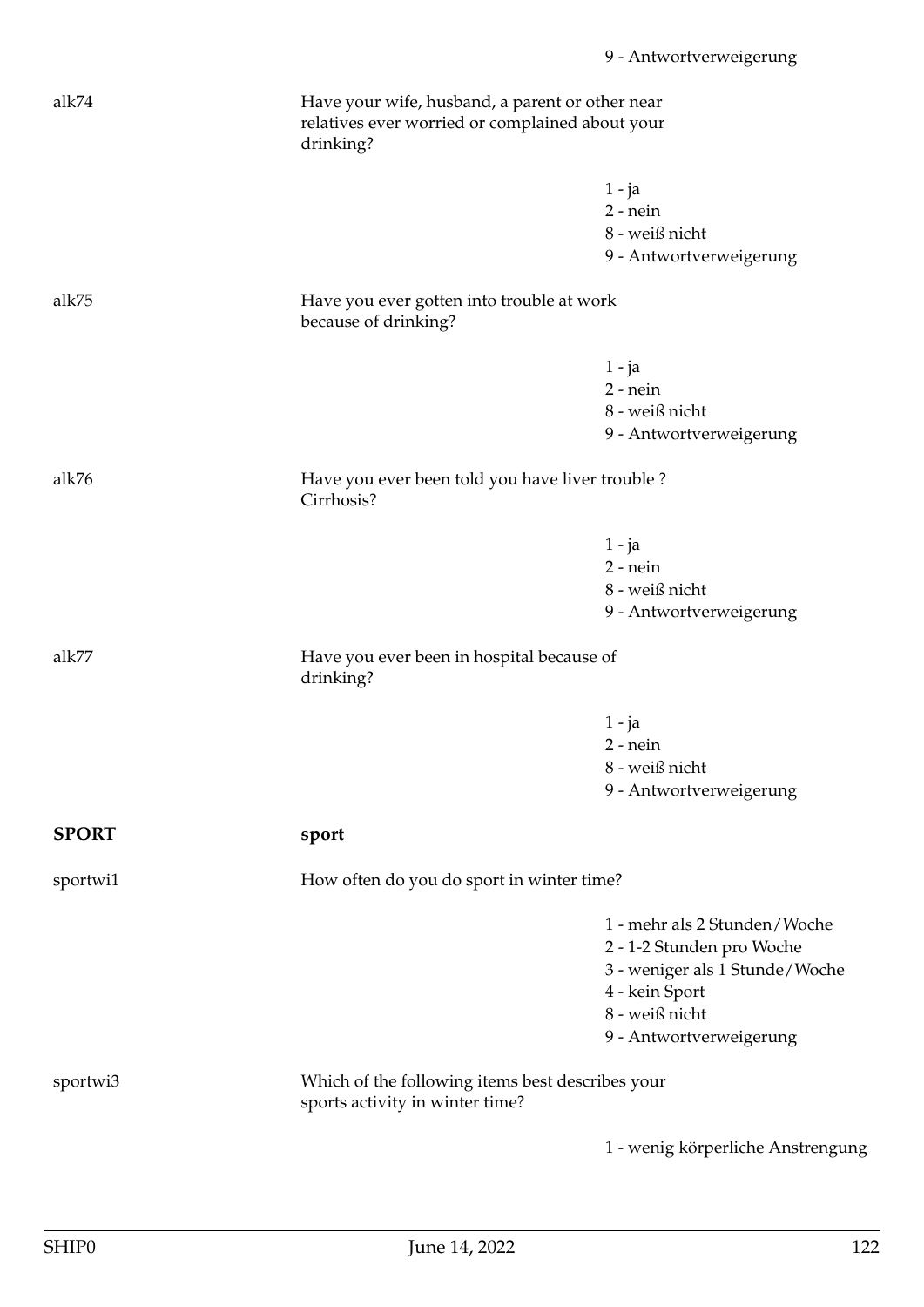9 - Antwortverweigerung

alk74 | Have your wife, husband, a parent or other near relatives ever worried or complained about your drinking?

1 - ja
2 - nein
8 - weiß nicht
9 - Antwortverweigerung

alk75 | Have you ever gotten into trouble at work because of drinking?

1 - ja
2 - nein
8 - weiß nicht
9 - Antwortverweigerung

alk76 | Have you ever been told you have liver trouble ? Cirrhosis?

1 - ja
2 - nein
8 - weiß nicht
9 - Antwortverweigerung

alk77 | Have you ever been in hospital because of drinking?

1 - ja
2 - nein
8 - weiß nicht
9 - Antwortverweigerung

## SPORT — sport

sportwi1 | How often do you do sport in winter time?

1 - mehr als 2 Stunden/Woche
2 - 1-2 Stunden pro Woche
3 - weniger als 1 Stunde/Woche
4 - kein Sport
8 - weiß nicht
9 - Antwortverweigerung

sportwi3 | Which of the following items best describes your sports activity in winter time?

1 - wenig körperliche Anstrengung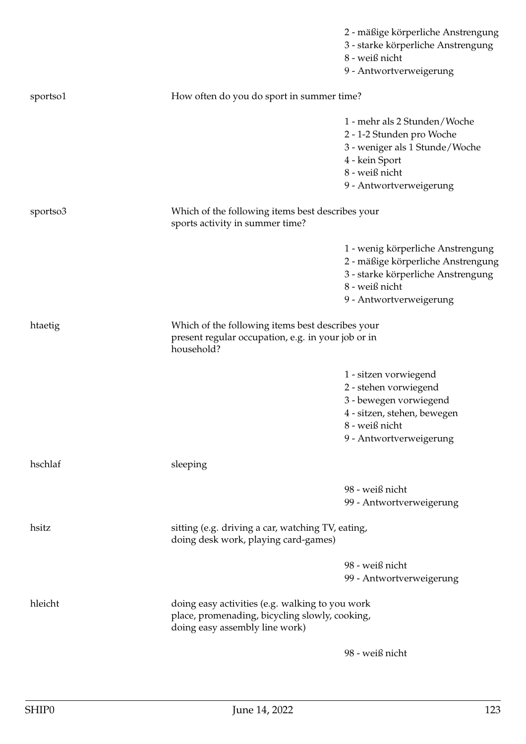2 - mäßige körperliche Anstrengung
3 - starke körperliche Anstrengung
8 - weiß nicht
9 - Antwortverweigerung

**sportso1** How often do you do sport in summer time?

1 - mehr als 2 Stunden/Woche
2 - 1-2 Stunden pro Woche
3 - weniger als 1 Stunde/Woche
4 - kein Sport
8 - weiß nicht
9 - Antwortverweigerung

**sportso3** Which of the following items best describes your sports activity in summer time?

1 - wenig körperliche Anstrengung
2 - mäßige körperliche Anstrengung
3 - starke körperliche Anstrengung
8 - weiß nicht
9 - Antwortverweigerung

**htaetig** Which of the following items best describes your present regular occupation, e.g. in your job or in household?

1 - sitzen vorwiegend
2 - stehen vorwiegend
3 - bewegen vorwiegend
4 - sitzen, stehen, bewegen
8 - weiß nicht
9 - Antwortverweigerung

**hschlaf** sleeping

98 - weiß nicht
99 - Antwortverweigerung

**hsitz** sitting (e.g. driving a car, watching TV, eating, doing desk work, playing card-games)

98 - weiß nicht
99 - Antwortverweigerung

**hleicht** doing easy activities (e.g. walking to you work place, promenading, bicycling slowly, cooking, doing easy assembly line work)

98 - weiß nicht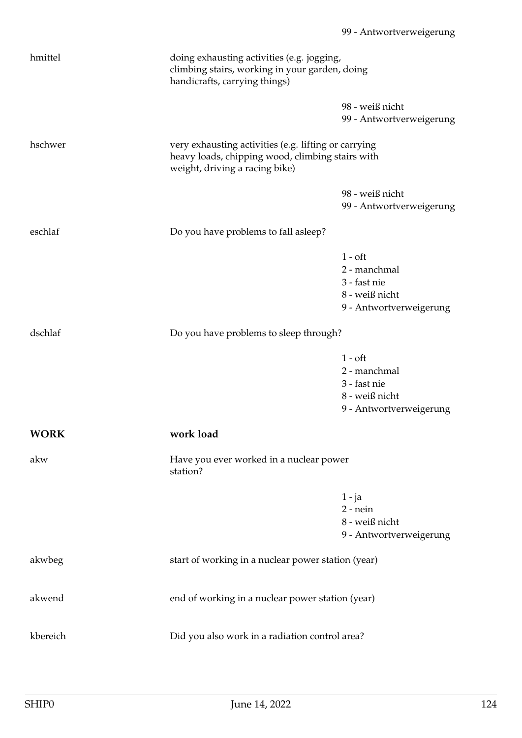99 - Antwortverweigerung

| | | |
|---|---|---|
| hmittel | doing exhausting activities (e.g. jogging, climbing stairs, working in your garden, doing handicrafts, carrying things) | |
| | | 98 - weiß nicht<br>99 - Antwortverweigerung |
| hschwer | very exhausting activities (e.g. lifting or carrying heavy loads, chipping wood, climbing stairs with weight, driving a racing bike) | |
| | | 98 - weiß nicht<br>99 - Antwortverweigerung |
| eschlaf | Do you have problems to fall asleep? | |
| | | 1 - oft<br>2 - manchmal<br>3 - fast nie<br>8 - weiß nicht<br>9 - Antwortverweigerung |
| dschlaf | Do you have problems to sleep through? | |
| | | 1 - oft<br>2 - manchmal<br>3 - fast nie<br>8 - weiß nicht<br>9 - Antwortverweigerung |

## WORK — work load

| | | |
|---|---|---|
| akw | Have you ever worked in a nuclear power station? | |
| | | 1 - ja<br>2 - nein<br>8 - weiß nicht<br>9 - Antwortverweigerung |
| akwbeg | start of working in a nuclear power station (year) | |
| akwend | end of working in a nuclear power station (year) | |
| kbereich | Did you also work in a radiation control area? | |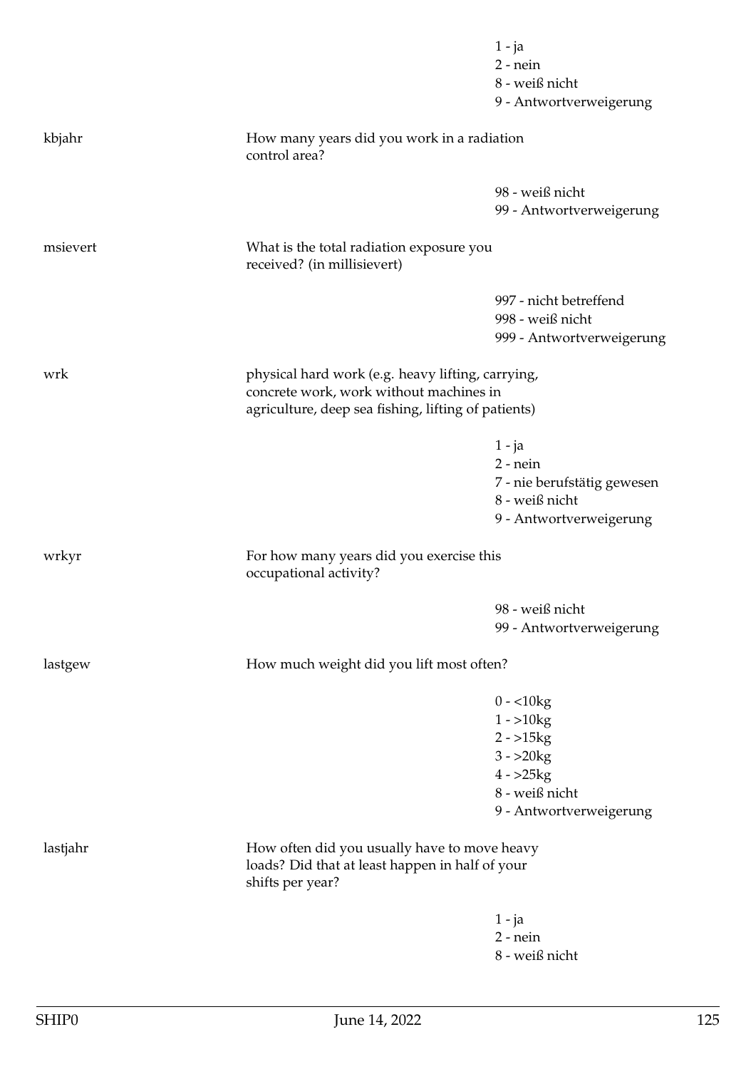| | | |
|---|---|---|
| | | 1 - ja<br>2 - nein<br>8 - weiß nicht<br>9 - Antwortverweigerung |
| kbjahr | How many years did you work in a radiation control area? | |
| | | 98 - weiß nicht<br>99 - Antwortverweigerung |
| msievert | What is the total radiation exposure you received? (in millisievert) | |
| | | 997 - nicht betreffend<br>998 - weiß nicht<br>999 - Antwortverweigerung |
| wrk | physical hard work (e.g. heavy lifting, carrying, concrete work, work without machines in agriculture, deep sea fishing, lifting of patients) | |
| | | 1 - ja<br>2 - nein<br>7 - nie berufstätig gewesen<br>8 - weiß nicht<br>9 - Antwortverweigerung |
| wrkyr | For how many years did you exercise this occupational activity? | |
| | | 98 - weiß nicht<br>99 - Antwortverweigerung |
| lastgew | How much weight did you lift most often? | |
| | | 0 - <10kg<br>1 - >10kg<br>2 - >15kg<br>3 - >20kg<br>4 - >25kg<br>8 - weiß nicht<br>9 - Antwortverweigerung |
| lastjahr | How often did you usually have to move heavy loads? Did that at least happen in half of your shifts per year? | |
| | | 1 - ja<br>2 - nein<br>8 - weiß nicht |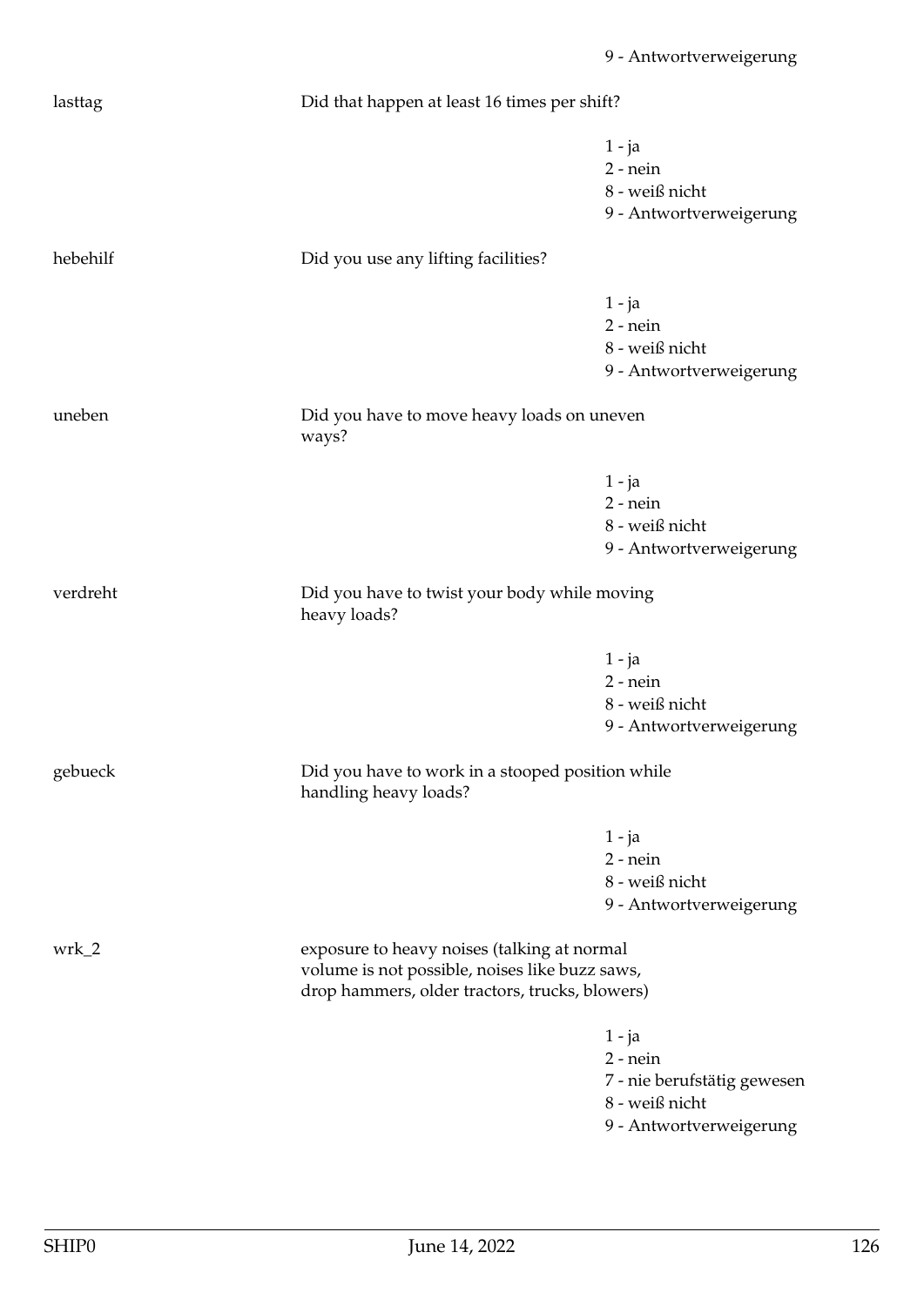9 - Antwortverweigerung

lasttag | Did that happen at least 16 times per shift?

1 - ja
2 - nein
8 - weiß nicht
9 - Antwortverweigerung

hebehilf | Did you use any lifting facilities?

1 - ja
2 - nein
8 - weiß nicht
9 - Antwortverweigerung

uneben | Did you have to move heavy loads on uneven ways?

1 - ja
2 - nein
8 - weiß nicht
9 - Antwortverweigerung

verdreht | Did you have to twist your body while moving heavy loads?

1 - ja
2 - nein
8 - weiß nicht
9 - Antwortverweigerung

gebueck | Did you have to work in a stooped position while handling heavy loads?

1 - ja
2 - nein
8 - weiß nicht
9 - Antwortverweigerung

wrk_2 | exposure to heavy noises (talking at normal volume is not possible, noises like buzz saws, drop hammers, older tractors, trucks, blowers)

1 - ja
2 - nein
7 - nie berufstätig gewesen
8 - weiß nicht
9 - Antwortverweigerung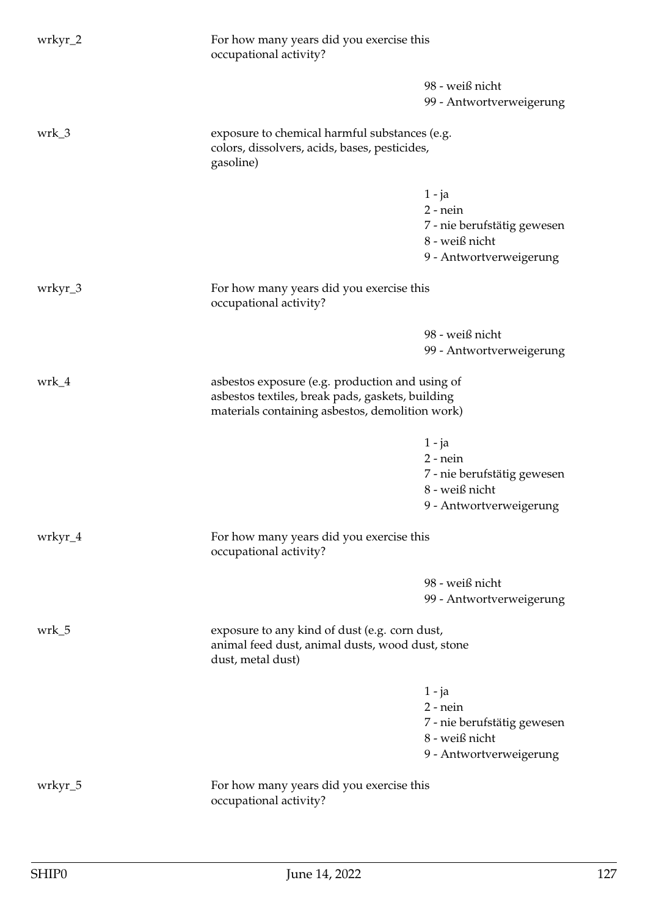| | | |
|---|---|---|
| wrkyr_2 | For how many years did you exercise this occupational activity? | |
| | | 98 - weiß nicht<br>99 - Antwortverweigerung |
| wrk_3 | exposure to chemical harmful substances (e.g. colors, dissolvers, acids, bases, pesticides, gasoline) | |
| | | 1 - ja<br>2 - nein<br>7 - nie berufstätig gewesen<br>8 - weiß nicht<br>9 - Antwortverweigerung |
| wrkyr_3 | For how many years did you exercise this occupational activity? | |
| | | 98 - weiß nicht<br>99 - Antwortverweigerung |
| wrk_4 | asbestos exposure (e.g. production and using of asbestos textiles, break pads, gaskets, building materials containing asbestos, demolition work) | |
| | | 1 - ja<br>2 - nein<br>7 - nie berufstätig gewesen<br>8 - weiß nicht<br>9 - Antwortverweigerung |
| wrkyr_4 | For how many years did you exercise this occupational activity? | |
| | | 98 - weiß nicht<br>99 - Antwortverweigerung |
| wrk_5 | exposure to any kind of dust (e.g. corn dust, animal feed dust, animal dusts, wood dust, stone dust, metal dust) | |
| | | 1 - ja<br>2 - nein<br>7 - nie berufstätig gewesen<br>8 - weiß nicht<br>9 - Antwortverweigerung |
| wrkyr_5 | For how many years did you exercise this occupational activity? | |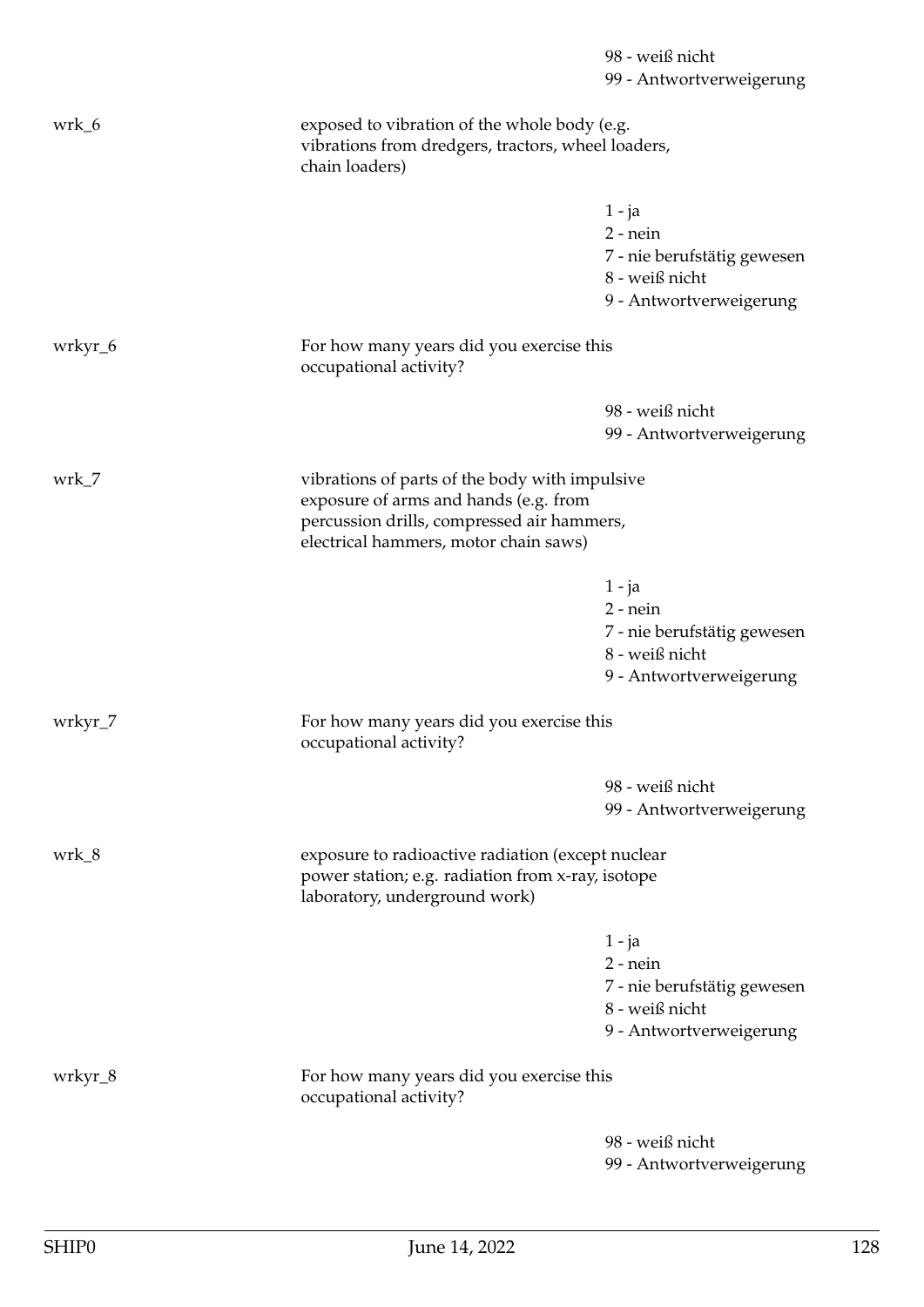98 - weiß nicht
99 - Antwortverweigerung

wrk_6 exposed to vibration of the whole body (e.g. vibrations from dredgers, tractors, wheel loaders, chain loaders)

1 - ja
2 - nein
7 - nie berufstätig gewesen
8 - weiß nicht
9 - Antwortverweigerung

wrkyr_6 For how many years did you exercise this occupational activity?

98 - weiß nicht
99 - Antwortverweigerung

wrk_7 vibrations of parts of the body with impulsive exposure of arms and hands (e.g. from percussion drills, compressed air hammers, electrical hammers, motor chain saws)

1 - ja
2 - nein
7 - nie berufstätig gewesen
8 - weiß nicht
9 - Antwortverweigerung

wrkyr_7 For how many years did you exercise this occupational activity?

98 - weiß nicht
99 - Antwortverweigerung

wrk_8 exposure to radioactive radiation (except nuclear power station; e.g. radiation from x-ray, isotope laboratory, underground work)

1 - ja
2 - nein
7 - nie berufstätig gewesen
8 - weiß nicht
9 - Antwortverweigerung

wrkyr_8 For how many years did you exercise this occupational activity?

98 - weiß nicht
99 - Antwortverweigerung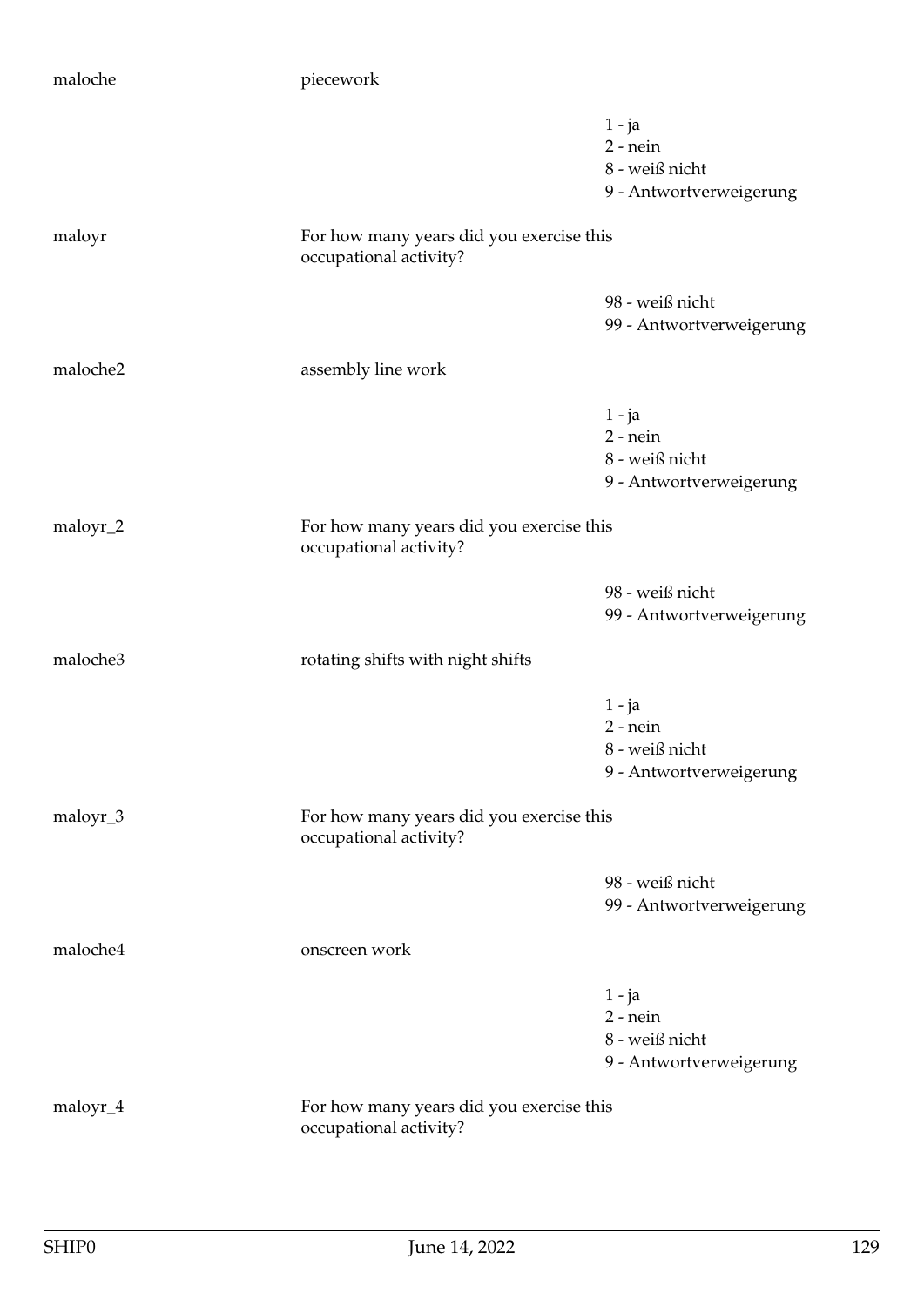maloche piecework

1 - ja
2 - nein
8 - weiß nicht
9 - Antwortverweigerung

maloyr For how many years did you exercise this occupational activity?

98 - weiß nicht
99 - Antwortverweigerung

maloche2 assembly line work

1 - ja
2 - nein
8 - weiß nicht
9 - Antwortverweigerung

maloyr_2 For how many years did you exercise this occupational activity?

98 - weiß nicht
99 - Antwortverweigerung

maloche3 rotating shifts with night shifts

1 - ja
2 - nein
8 - weiß nicht
9 - Antwortverweigerung

maloyr_3 For how many years did you exercise this occupational activity?

98 - weiß nicht
99 - Antwortverweigerung

maloche4 onscreen work

1 - ja
2 - nein
8 - weiß nicht
9 - Antwortverweigerung

maloyr_4 For how many years did you exercise this occupational activity?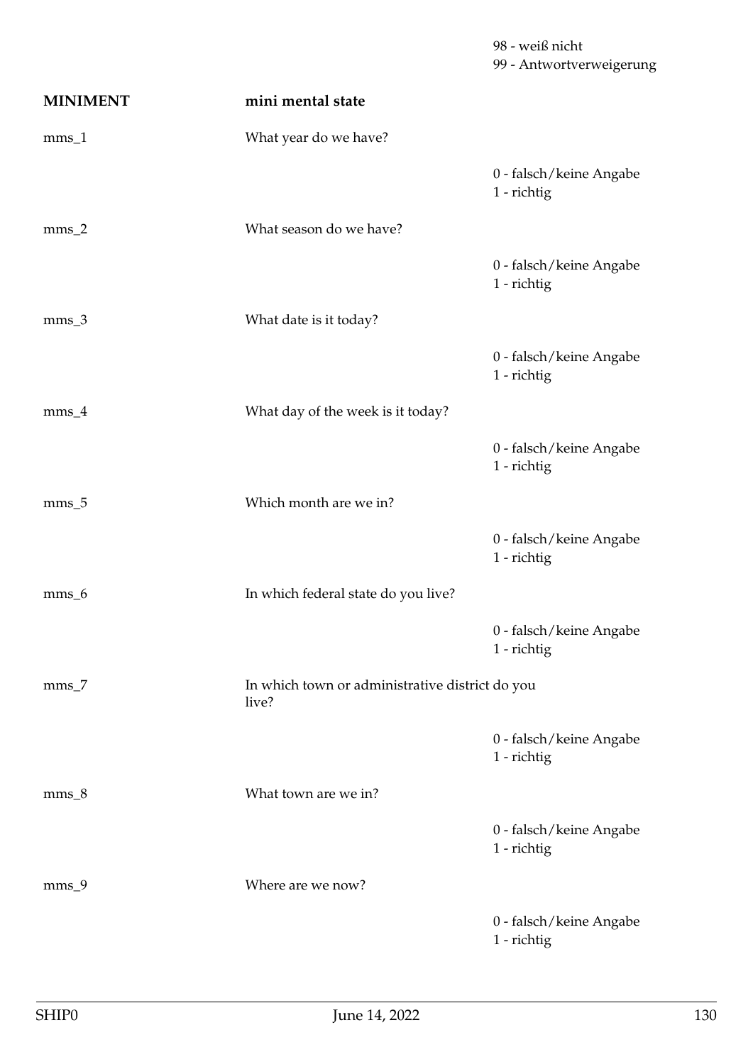98 - weiß nicht
99 - Antwortverweigerung

**MINIMENT** **mini mental state**

mms_1 What year do we have?

0 - falsch/keine Angabe
1 - richtig

mms_2 What season do we have?

0 - falsch/keine Angabe
1 - richtig

mms_3 What date is it today?

0 - falsch/keine Angabe
1 - richtig

mms_4 What day of the week is it today?

0 - falsch/keine Angabe
1 - richtig

mms_5 Which month are we in?

0 - falsch/keine Angabe
1 - richtig

mms_6 In which federal state do you live?

0 - falsch/keine Angabe
1 - richtig

mms_7 In which town or administrative district do you live?

0 - falsch/keine Angabe
1 - richtig

mms_8 What town are we in?

0 - falsch/keine Angabe
1 - richtig

mms_9 Where are we now?

0 - falsch/keine Angabe
1 - richtig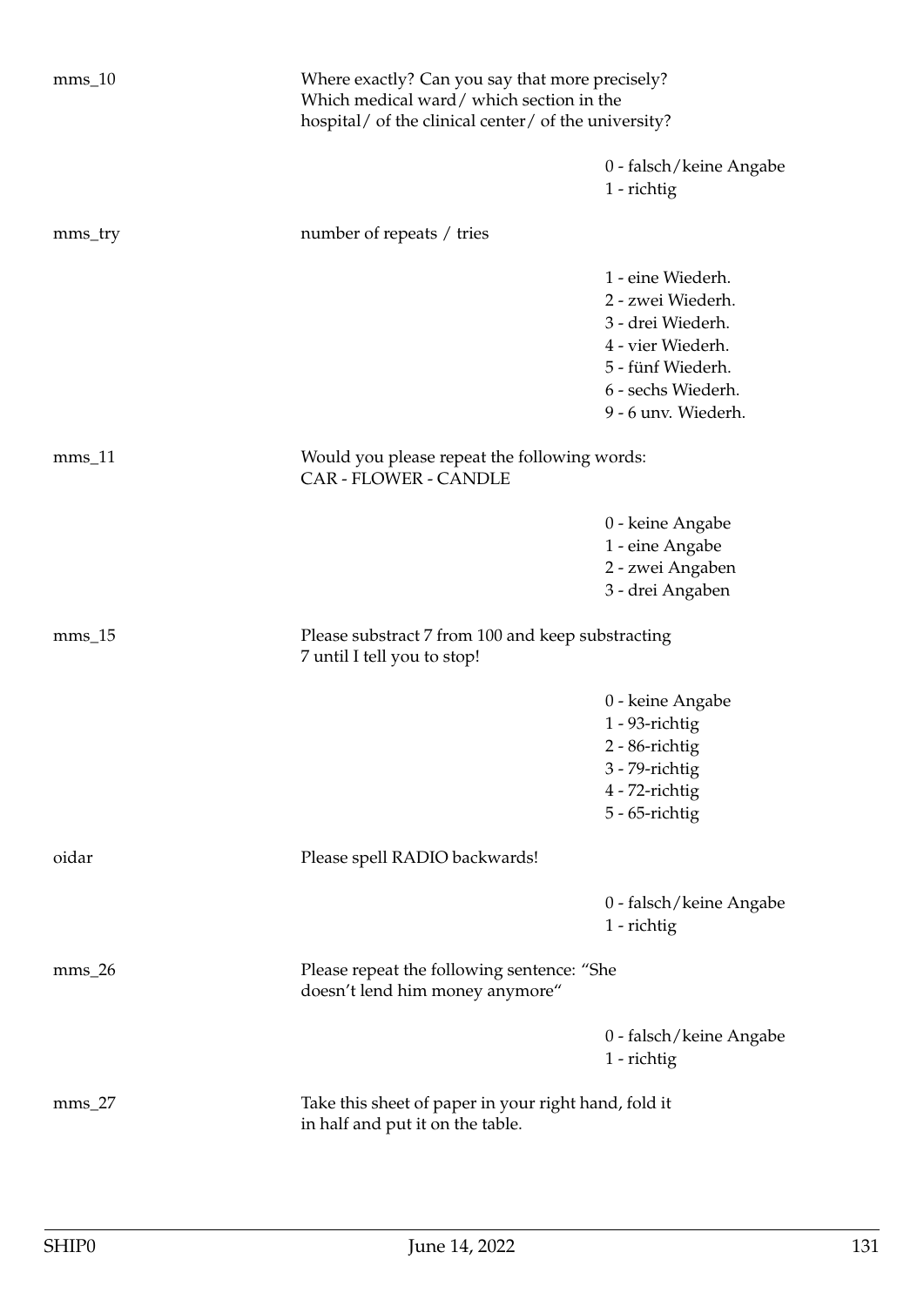| | | |
|---|---|---|
| mms_10 | Where exactly? Can you say that more precisely? Which medical ward/ which section in the hospital/ of the clinical center/ of the university? | |
| | | 0 - falsch/keine Angabe |
| | | 1 - richtig |
| mms_try | number of repeats / tries | |
| | | 1 - eine Wiederh. |
| | | 2 - zwei Wiederh. |
| | | 3 - drei Wiederh. |
| | | 4 - vier Wiederh. |
| | | 5 - fünf Wiederh. |
| | | 6 - sechs Wiederh. |
| | | 9 - 6 unv. Wiederh. |
| mms_11 | Would you please repeat the following words: CAR - FLOWER - CANDLE | |
| | | 0 - keine Angabe |
| | | 1 - eine Angabe |
| | | 2 - zwei Angaben |
| | | 3 - drei Angaben |
| mms_15 | Please substract 7 from 100 and keep substracting 7 until I tell you to stop! | |
| | | 0 - keine Angabe |
| | | 1 - 93-richtig |
| | | 2 - 86-richtig |
| | | 3 - 79-richtig |
| | | 4 - 72-richtig |
| | | 5 - 65-richtig |
| oidar | Please spell RADIO backwards! | |
| | | 0 - falsch/keine Angabe |
| | | 1 - richtig |
| mms_26 | Please repeat the following sentence: "She doesn't lend him money anymore" | |
| | | 0 - falsch/keine Angabe |
| | | 1 - richtig |
| mms_27 | Take this sheet of paper in your right hand, fold it in half and put it on the table. | |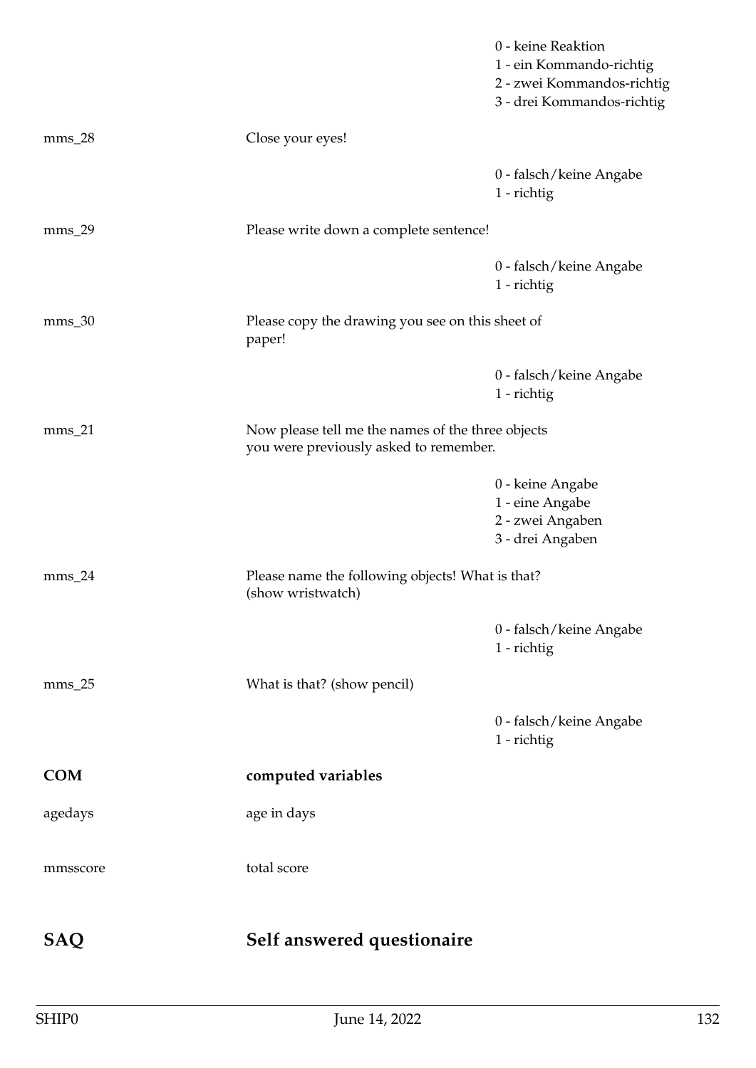0 - keine Reaktion
1 - ein Kommando-richtig
2 - zwei Kommandos-richtig
3 - drei Kommandos-richtig

mms_28 Close your eyes!

0 - falsch/keine Angabe
1 - richtig

mms_29 Please write down a complete sentence!

0 - falsch/keine Angabe
1 - richtig

mms_30 Please copy the drawing you see on this sheet of paper!

0 - falsch/keine Angabe
1 - richtig

mms_21 Now please tell me the names of the three objects you were previously asked to remember.

0 - keine Angabe
1 - eine Angabe
2 - zwei Angaben
3 - drei Angaben

mms_24 Please name the following objects! What is that? (show wristwatch)

0 - falsch/keine Angabe
1 - richtig

mms_25 What is that? (show pencil)

0 - falsch/keine Angabe
1 - richtig

**COM** **computed variables**

agedays age in days

mmsscore total score

# SAQ Self answered questionaire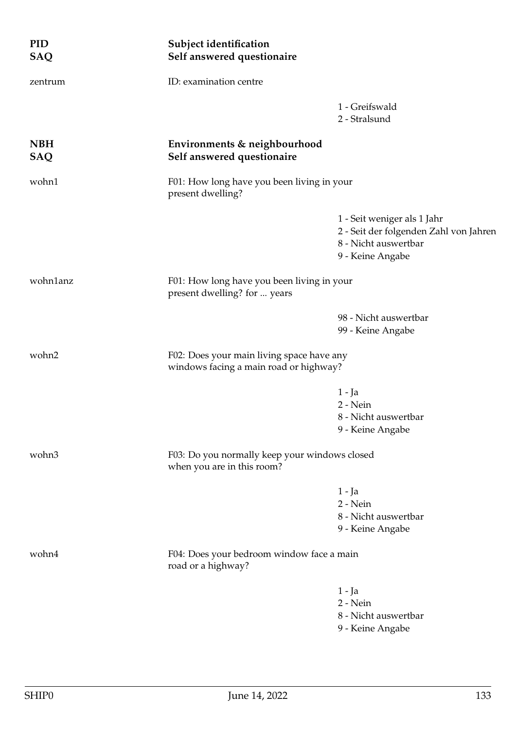**PID** **Subject identification**
**SAQ** **Self answered questionaire**

zentrum — ID: examination centre

- 1 - Greifswald
- 2 - Stralsund

**NBH** **Environments & neighbourhood**
**SAQ** **Self answered questionaire**

wohn1 — F01: How long have you been living in your present dwelling?

- 1 - Seit weniger als 1 Jahr
- 2 - Seit der folgenden Zahl von Jahren
- 8 - Nicht auswertbar
- 9 - Keine Angabe

wohn1anz — F01: How long have you been living in your present dwelling? for ... years

- 98 - Nicht auswertbar
- 99 - Keine Angabe

wohn2 — F02: Does your main living space have any windows facing a main road or highway?

- 1 - Ja
- 2 - Nein
- 8 - Nicht auswertbar
- 9 - Keine Angabe

wohn3 — F03: Do you normally keep your windows closed when you are in this room?

- 1 - Ja
- 2 - Nein
- 8 - Nicht auswertbar
- 9 - Keine Angabe

wohn4 — F04: Does your bedroom window face a main road or a highway?

- 1 - Ja
- 2 - Nein
- 8 - Nicht auswertbar
- 9 - Keine Angabe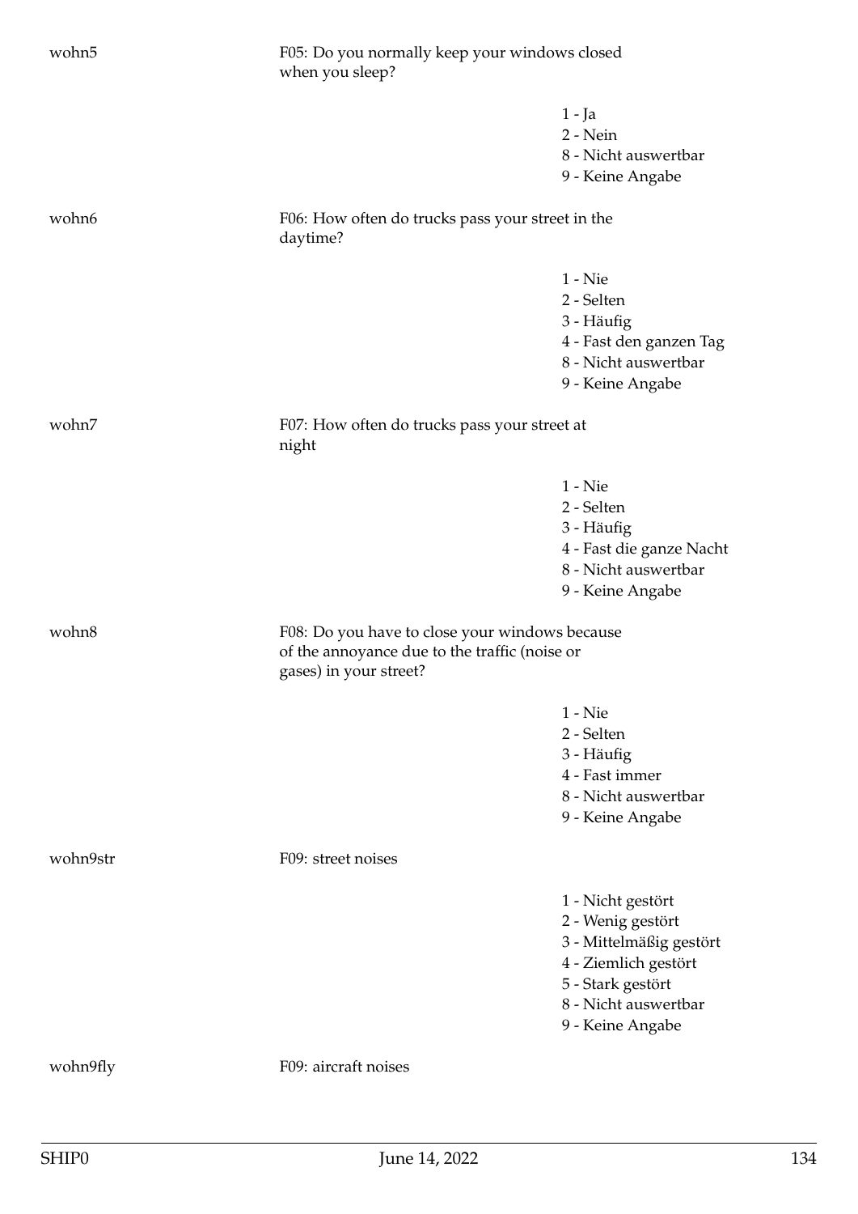wohn5 F05: Do you normally keep your windows closed when you sleep?

- 1 - Ja
- 2 - Nein
- 8 - Nicht auswertbar
- 9 - Keine Angabe

wohn6 F06: How often do trucks pass your street in the daytime?

- 1 - Nie
- 2 - Selten
- 3 - Häufig
- 4 - Fast den ganzen Tag
- 8 - Nicht auswertbar
- 9 - Keine Angabe

wohn7 F07: How often do trucks pass your street at night

- 1 - Nie
- 2 - Selten
- 3 - Häufig
- 4 - Fast die ganze Nacht
- 8 - Nicht auswertbar
- 9 - Keine Angabe

wohn8 F08: Do you have to close your windows because of the annoyance due to the traffic (noise or gases) in your street?

- 1 - Nie
- 2 - Selten
- 3 - Häufig
- 4 - Fast immer
- 8 - Nicht auswertbar
- 9 - Keine Angabe

wohn9str F09: street noises

- 1 - Nicht gestört
- 2 - Wenig gestört
- 3 - Mittelmäßig gestört
- 4 - Ziemlich gestört
- 5 - Stark gestört
- 8 - Nicht auswertbar
- 9 - Keine Angabe

wohn9fly F09: aircraft noises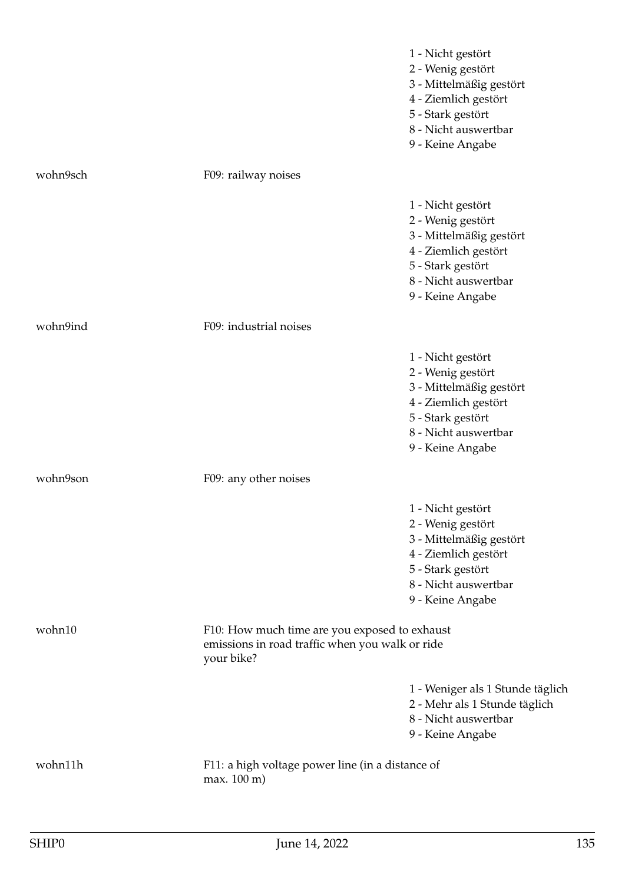| | | |
|---|---|---|
| | | 1 - Nicht gestört<br>2 - Wenig gestört<br>3 - Mittelmäßig gestört<br>4 - Ziemlich gestört<br>5 - Stark gestört<br>8 - Nicht auswertbar<br>9 - Keine Angabe |
| wohn9sch | F09: railway noises | |
| | | 1 - Nicht gestört<br>2 - Wenig gestört<br>3 - Mittelmäßig gestört<br>4 - Ziemlich gestört<br>5 - Stark gestört<br>8 - Nicht auswertbar<br>9 - Keine Angabe |
| wohn9ind | F09: industrial noises | |
| | | 1 - Nicht gestört<br>2 - Wenig gestört<br>3 - Mittelmäßig gestört<br>4 - Ziemlich gestört<br>5 - Stark gestört<br>8 - Nicht auswertbar<br>9 - Keine Angabe |
| wohn9son | F09: any other noises | |
| | | 1 - Nicht gestört<br>2 - Wenig gestört<br>3 - Mittelmäßig gestört<br>4 - Ziemlich gestört<br>5 - Stark gestört<br>8 - Nicht auswertbar<br>9 - Keine Angabe |
| wohn10 | F10: How much time are you exposed to exhaust emissions in road traffic when you walk or ride your bike? | |
| | | 1 - Weniger als 1 Stunde täglich<br>2 - Mehr als 1 Stunde täglich<br>8 - Nicht auswertbar<br>9 - Keine Angabe |
| wohn11h | F11: a high voltage power line (in a distance of max. 100 m) | |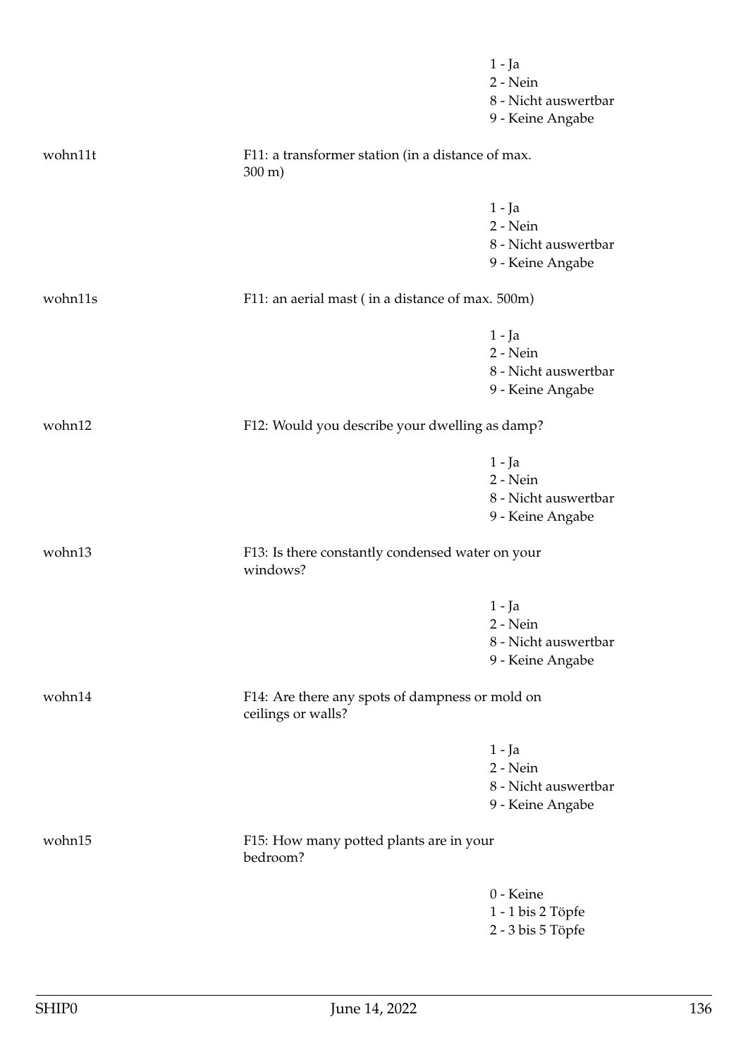1 - Ja
2 - Nein
8 - Nicht auswertbar
9 - Keine Angabe

wohn11t F11: a transformer station (in a distance of max. 300 m)

1 - Ja
2 - Nein
8 - Nicht auswertbar
9 - Keine Angabe

wohn11s F11: an aerial mast ( in a distance of max. 500m)

1 - Ja
2 - Nein
8 - Nicht auswertbar
9 - Keine Angabe

wohn12 F12: Would you describe your dwelling as damp?

1 - Ja
2 - Nein
8 - Nicht auswertbar
9 - Keine Angabe

wohn13 F13: Is there constantly condensed water on your windows?

1 - Ja
2 - Nein
8 - Nicht auswertbar
9 - Keine Angabe

wohn14 F14: Are there any spots of dampness or mold on ceilings or walls?

1 - Ja
2 - Nein
8 - Nicht auswertbar
9 - Keine Angabe

wohn15 F15: How many potted plants are in your bedroom?

0 - Keine
1 - 1 bis 2 Töpfe
2 - 3 bis 5 Töpfe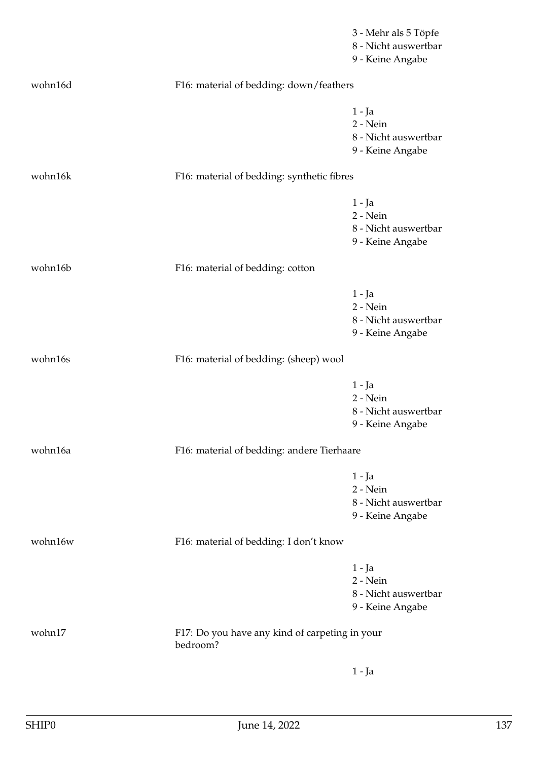3 - Mehr als 5 Töpfe
8 - Nicht auswertbar
9 - Keine Angabe

| | | |
|---|---|---|
| wohn16d | F16: material of bedding: down/feathers | |
| | | 1 - Ja<br>2 - Nein<br>8 - Nicht auswertbar<br>9 - Keine Angabe |
| wohn16k | F16: material of bedding: synthetic fibres | |
| | | 1 - Ja<br>2 - Nein<br>8 - Nicht auswertbar<br>9 - Keine Angabe |
| wohn16b | F16: material of bedding: cotton | |
| | | 1 - Ja<br>2 - Nein<br>8 - Nicht auswertbar<br>9 - Keine Angabe |
| wohn16s | F16: material of bedding: (sheep) wool | |
| | | 1 - Ja<br>2 - Nein<br>8 - Nicht auswertbar<br>9 - Keine Angabe |
| wohn16a | F16: material of bedding: andere Tierhaare | |
| | | 1 - Ja<br>2 - Nein<br>8 - Nicht auswertbar<br>9 - Keine Angabe |
| wohn16w | F16: material of bedding: I don't know | |
| | | 1 - Ja<br>2 - Nein<br>8 - Nicht auswertbar<br>9 - Keine Angabe |
| wohn17 | F17: Do you have any kind of carpeting in your bedroom? | |
| | | 1 - Ja |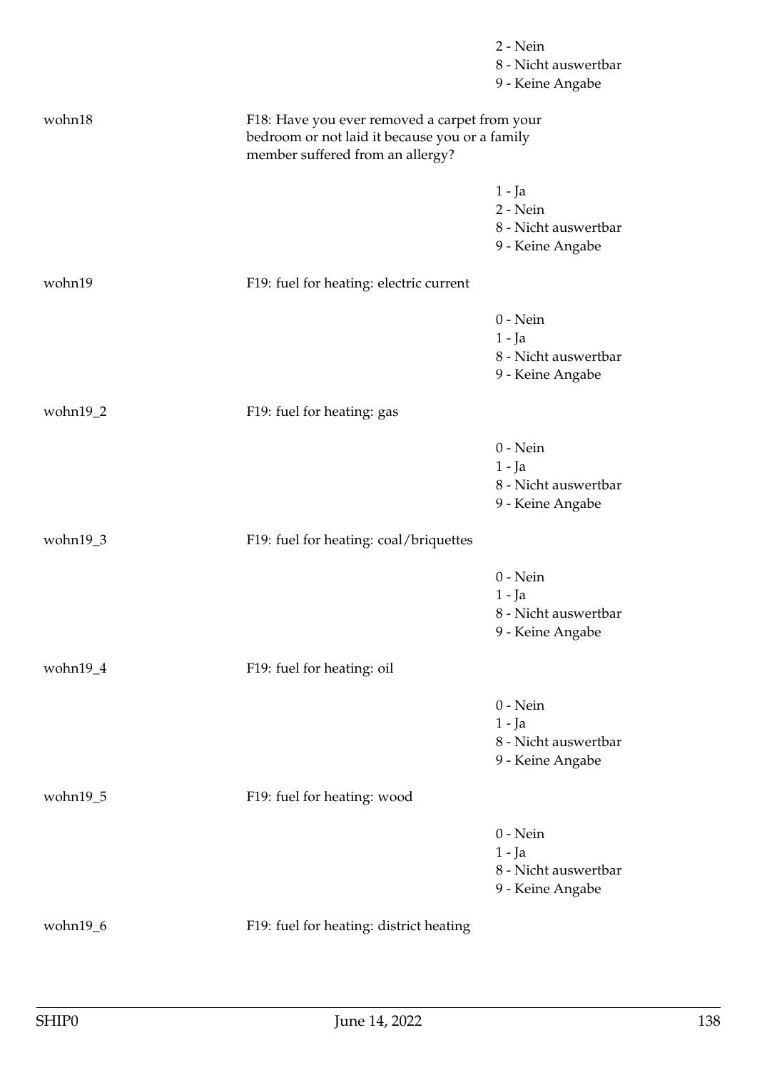| | | |
|---|---|---|
| | | 2 - Nein<br>8 - Nicht auswertbar<br>9 - Keine Angabe |
| wohn18 | F18: Have you ever removed a carpet from your bedroom or not laid it because you or a family member suffered from an allergy? | |
| | | 1 - Ja<br>2 - Nein<br>8 - Nicht auswertbar<br>9 - Keine Angabe |
| wohn19 | F19: fuel for heating: electric current | |
| | | 0 - Nein<br>1 - Ja<br>8 - Nicht auswertbar<br>9 - Keine Angabe |
| wohn19_2 | F19: fuel for heating: gas | |
| | | 0 - Nein<br>1 - Ja<br>8 - Nicht auswertbar<br>9 - Keine Angabe |
| wohn19_3 | F19: fuel for heating: coal/briquettes | |
| | | 0 - Nein<br>1 - Ja<br>8 - Nicht auswertbar<br>9 - Keine Angabe |
| wohn19_4 | F19: fuel for heating: oil | |
| | | 0 - Nein<br>1 - Ja<br>8 - Nicht auswertbar<br>9 - Keine Angabe |
| wohn19_5 | F19: fuel for heating: wood | |
| | | 0 - Nein<br>1 - Ja<br>8 - Nicht auswertbar<br>9 - Keine Angabe |
| wohn19_6 | F19: fuel for heating: district heating | |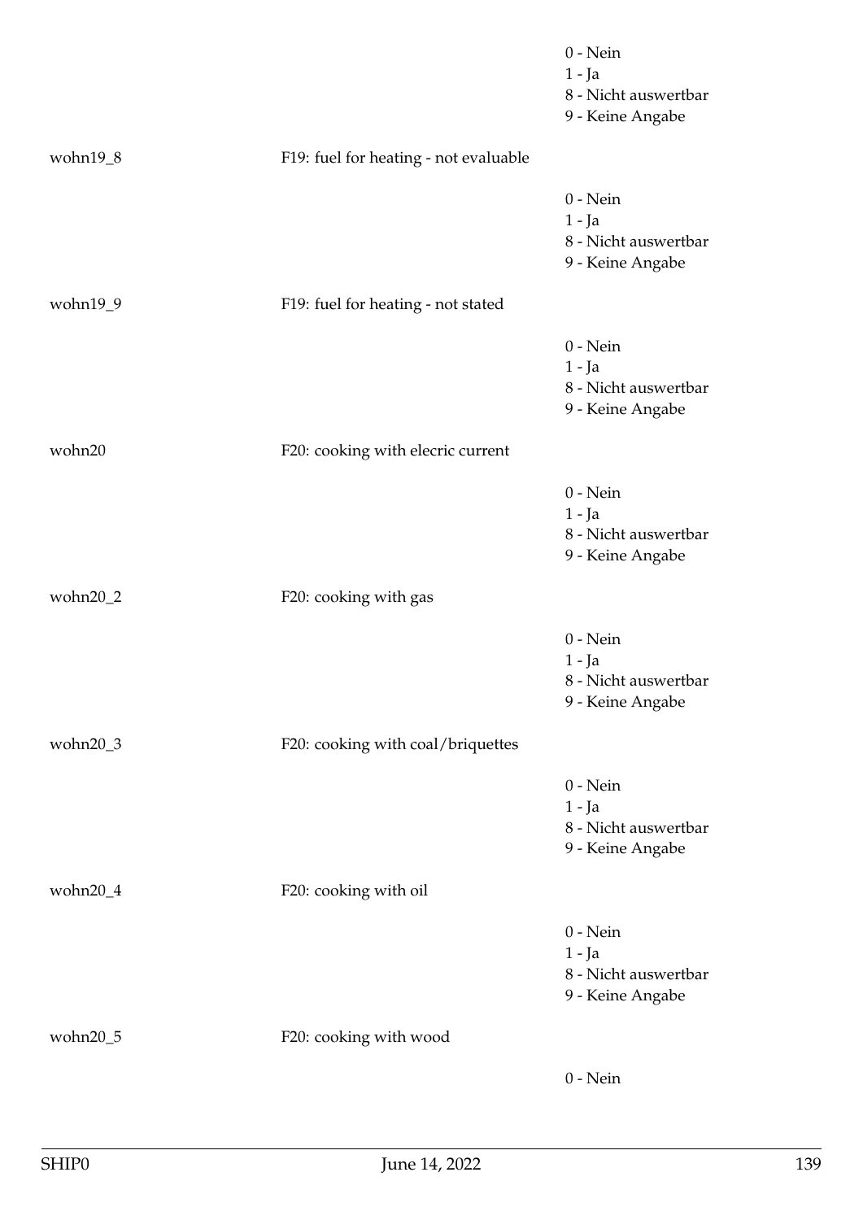0 - Nein
1 - Ja
8 - Nicht auswertbar
9 - Keine Angabe

| | | |
|---|---|---|
| wohn19_8 | F19: fuel for heating - not evaluable | |
| | | 0 - Nein<br>1 - Ja<br>8 - Nicht auswertbar<br>9 - Keine Angabe |
| wohn19_9 | F19: fuel for heating - not stated | |
| | | 0 - Nein<br>1 - Ja<br>8 - Nicht auswertbar<br>9 - Keine Angabe |
| wohn20 | F20: cooking with elecric current | |
| | | 0 - Nein<br>1 - Ja<br>8 - Nicht auswertbar<br>9 - Keine Angabe |
| wohn20_2 | F20: cooking with gas | |
| | | 0 - Nein<br>1 - Ja<br>8 - Nicht auswertbar<br>9 - Keine Angabe |
| wohn20_3 | F20: cooking with coal/briquettes | |
| | | 0 - Nein<br>1 - Ja<br>8 - Nicht auswertbar<br>9 - Keine Angabe |
| wohn20_4 | F20: cooking with oil | |
| | | 0 - Nein<br>1 - Ja<br>8 - Nicht auswertbar<br>9 - Keine Angabe |
| wohn20_5 | F20: cooking with wood | |
| | | 0 - Nein |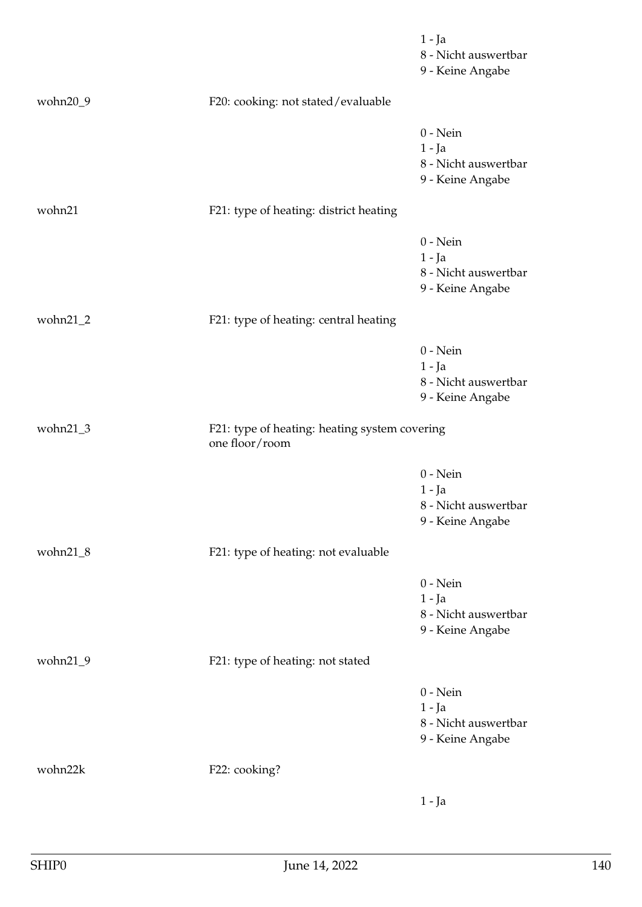1 - Ja
8 - Nicht auswertbar
9 - Keine Angabe

| | | |
|---|---|---|
| wohn20_9 | F20: cooking: not stated/evaluable | |
| | | 0 - Nein<br>1 - Ja<br>8 - Nicht auswertbar<br>9 - Keine Angabe |
| wohn21 | F21: type of heating: district heating | |
| | | 0 - Nein<br>1 - Ja<br>8 - Nicht auswertbar<br>9 - Keine Angabe |
| wohn21_2 | F21: type of heating: central heating | |
| | | 0 - Nein<br>1 - Ja<br>8 - Nicht auswertbar<br>9 - Keine Angabe |
| wohn21_3 | F21: type of heating: heating system covering one floor/room | |
| | | 0 - Nein<br>1 - Ja<br>8 - Nicht auswertbar<br>9 - Keine Angabe |
| wohn21_8 | F21: type of heating: not evaluable | |
| | | 0 - Nein<br>1 - Ja<br>8 - Nicht auswertbar<br>9 - Keine Angabe |
| wohn21_9 | F21: type of heating: not stated | |
| | | 0 - Nein<br>1 - Ja<br>8 - Nicht auswertbar<br>9 - Keine Angabe |
| wohn22k | F22: cooking? | |
| | | 1 - Ja |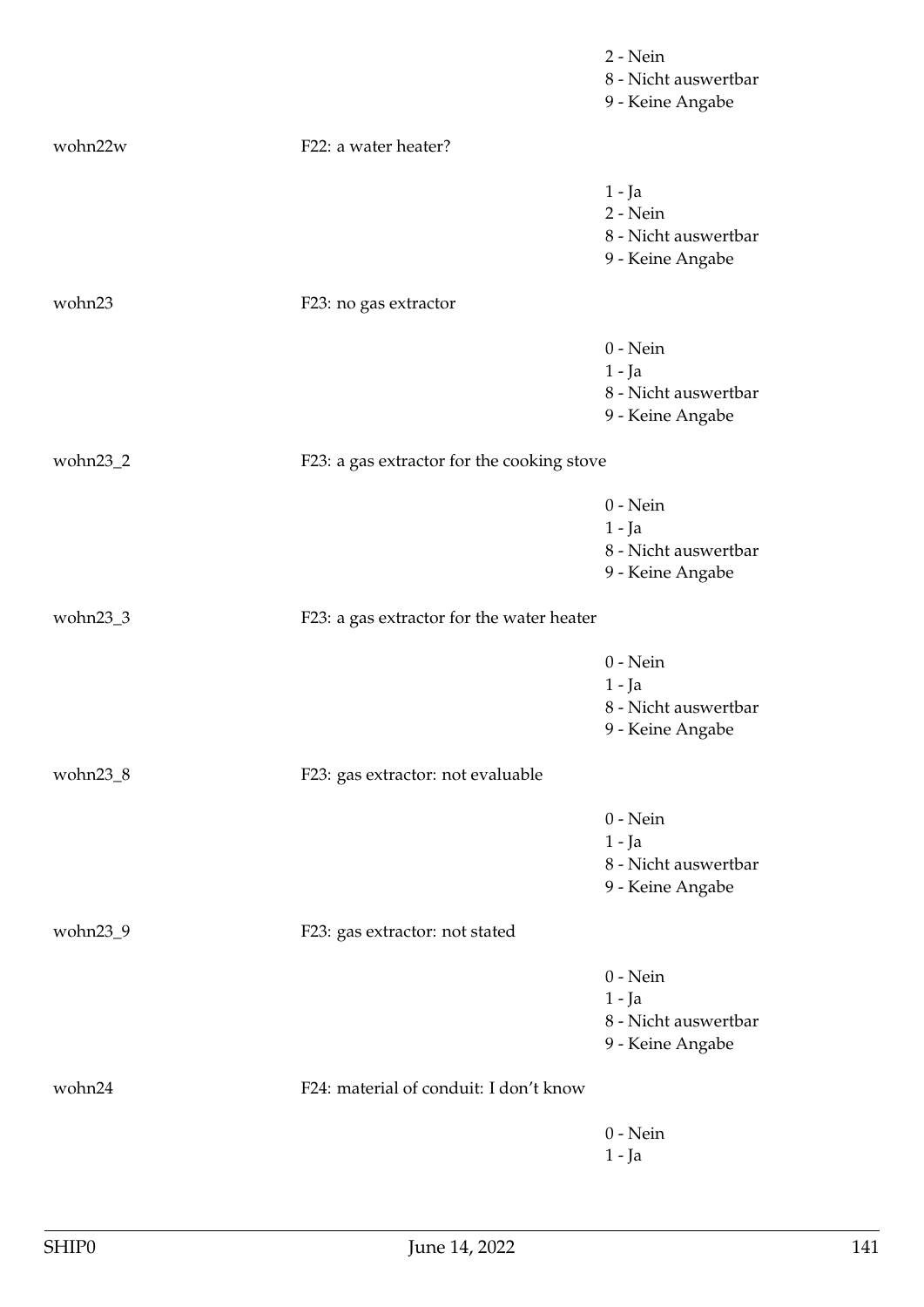2 - Nein
8 - Nicht auswertbar
9 - Keine Angabe

wohn22w F22: a water heater?

1 - Ja
2 - Nein
8 - Nicht auswertbar
9 - Keine Angabe

wohn23 F23: no gas extractor

0 - Nein
1 - Ja
8 - Nicht auswertbar
9 - Keine Angabe

wohn23_2 F23: a gas extractor for the cooking stove

0 - Nein
1 - Ja
8 - Nicht auswertbar
9 - Keine Angabe

wohn23_3 F23: a gas extractor for the water heater

0 - Nein
1 - Ja
8 - Nicht auswertbar
9 - Keine Angabe

wohn23_8 F23: gas extractor: not evaluable

0 - Nein
1 - Ja
8 - Nicht auswertbar
9 - Keine Angabe

wohn23_9 F23: gas extractor: not stated

0 - Nein
1 - Ja
8 - Nicht auswertbar
9 - Keine Angabe

wohn24 F24: material of conduit: I don't know

0 - Nein
1 - Ja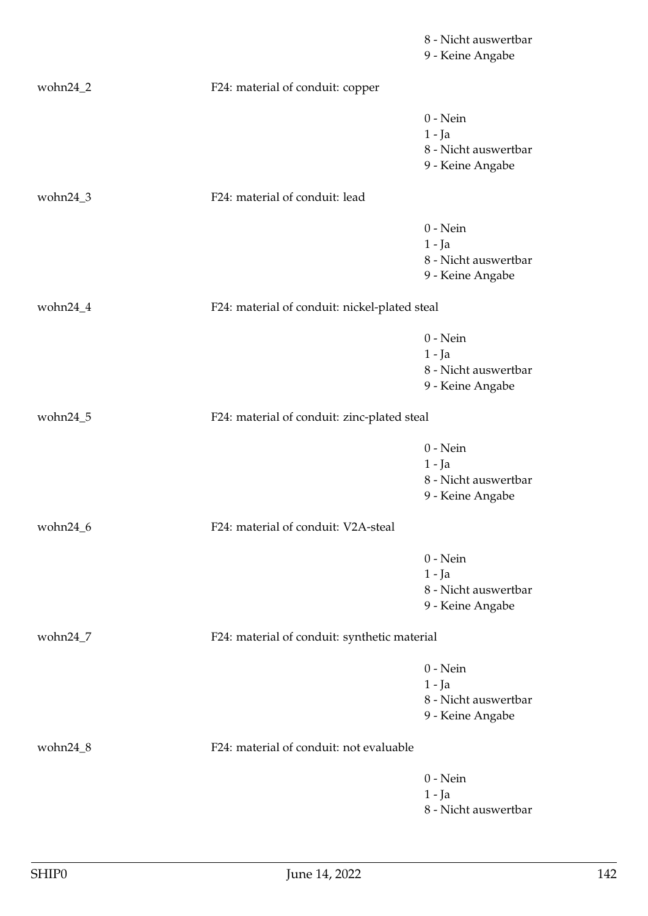8 - Nicht auswertbar
9 - Keine Angabe

wohn24_2 F24: material of conduit: copper

0 - Nein
1 - Ja
8 - Nicht auswertbar
9 - Keine Angabe

wohn24_3 F24: material of conduit: lead

0 - Nein
1 - Ja
8 - Nicht auswertbar
9 - Keine Angabe

wohn24_4 F24: material of conduit: nickel-plated steal

0 - Nein
1 - Ja
8 - Nicht auswertbar
9 - Keine Angabe

wohn24_5 F24: material of conduit: zinc-plated steal

0 - Nein
1 - Ja
8 - Nicht auswertbar
9 - Keine Angabe

wohn24_6 F24: material of conduit: V2A-steal

0 - Nein
1 - Ja
8 - Nicht auswertbar
9 - Keine Angabe

wohn24_7 F24: material of conduit: synthetic material

0 - Nein
1 - Ja
8 - Nicht auswertbar
9 - Keine Angabe

wohn24_8 F24: material of conduit: not evaluable

0 - Nein
1 - Ja
8 - Nicht auswertbar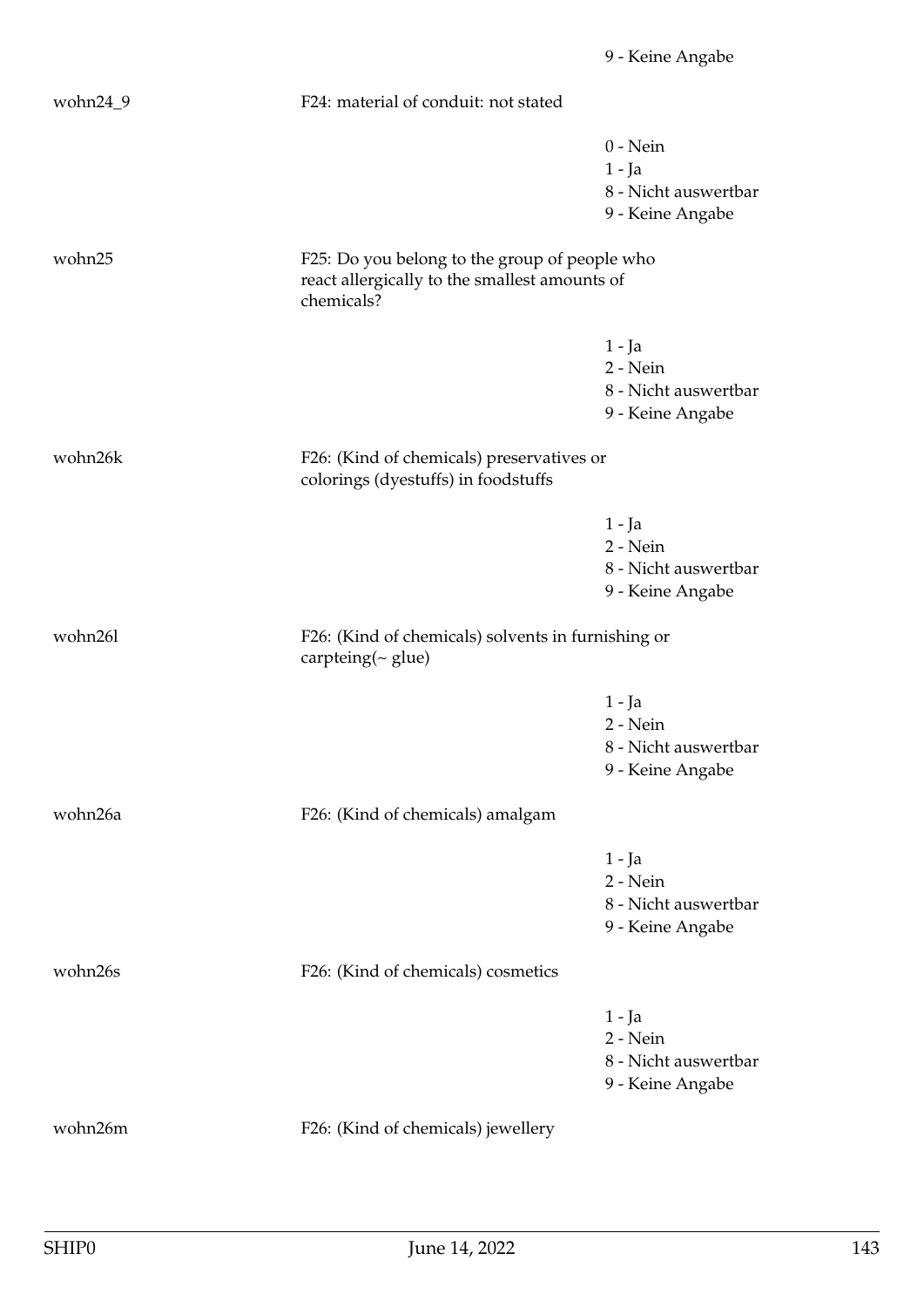9 - Keine Angabe

wohn24_9 F24: material of conduit: not stated

0 - Nein
1 - Ja
8 - Nicht auswertbar
9 - Keine Angabe

wohn25 F25: Do you belong to the group of people who react allergically to the smallest amounts of chemicals?

1 - Ja
2 - Nein
8 - Nicht auswertbar
9 - Keine Angabe

wohn26k F26: (Kind of chemicals) preservatives or colorings (dyestuffs) in foodstuffs

1 - Ja
2 - Nein
8 - Nicht auswertbar
9 - Keine Angabe

wohn26l F26: (Kind of chemicals) solvents in furnishing or carpteing(~ glue)

1 - Ja
2 - Nein
8 - Nicht auswertbar
9 - Keine Angabe

wohn26a F26: (Kind of chemicals) amalgam

1 - Ja
2 - Nein
8 - Nicht auswertbar
9 - Keine Angabe

wohn26s F26: (Kind of chemicals) cosmetics

1 - Ja
2 - Nein
8 - Nicht auswertbar
9 - Keine Angabe

wohn26m F26: (Kind of chemicals) jewellery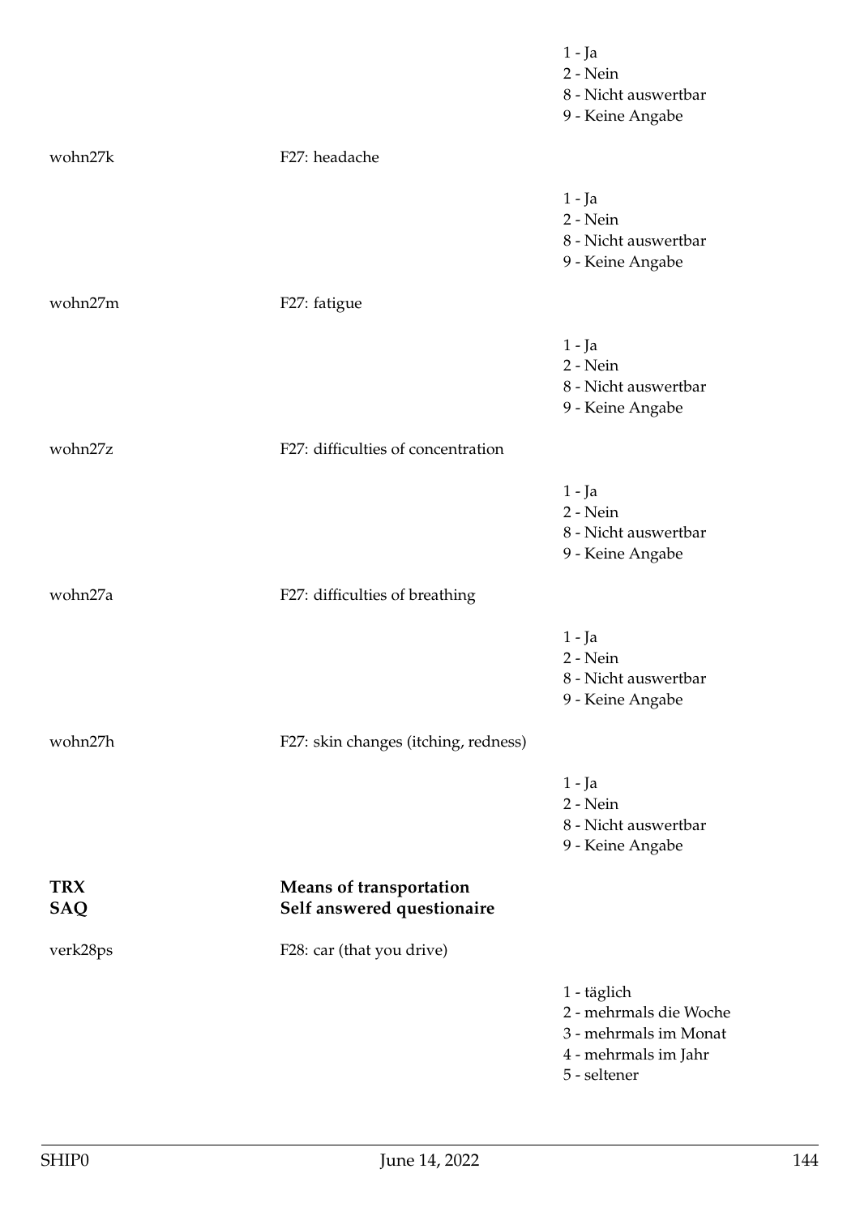1 - Ja
2 - Nein
8 - Nicht auswertbar
9 - Keine Angabe

wohn27k F27: headache

1 - Ja
2 - Nein
8 - Nicht auswertbar
9 - Keine Angabe

wohn27m F27: fatigue

1 - Ja
2 - Nein
8 - Nicht auswertbar
9 - Keine Angabe

wohn27z F27: difficulties of concentration

1 - Ja
2 - Nein
8 - Nicht auswertbar
9 - Keine Angabe

wohn27a F27: difficulties of breathing

1 - Ja
2 - Nein
8 - Nicht auswertbar
9 - Keine Angabe

wohn27h F27: skin changes (itching, redness)

1 - Ja
2 - Nein
8 - Nicht auswertbar
9 - Keine Angabe

**TRX** **Means of transportation**
**SAQ** **Self answered questionaire**

verk28ps F28: car (that you drive)

1 - täglich
2 - mehrmals die Woche
3 - mehrmals im Monat
4 - mehrmals im Jahr
5 - seltener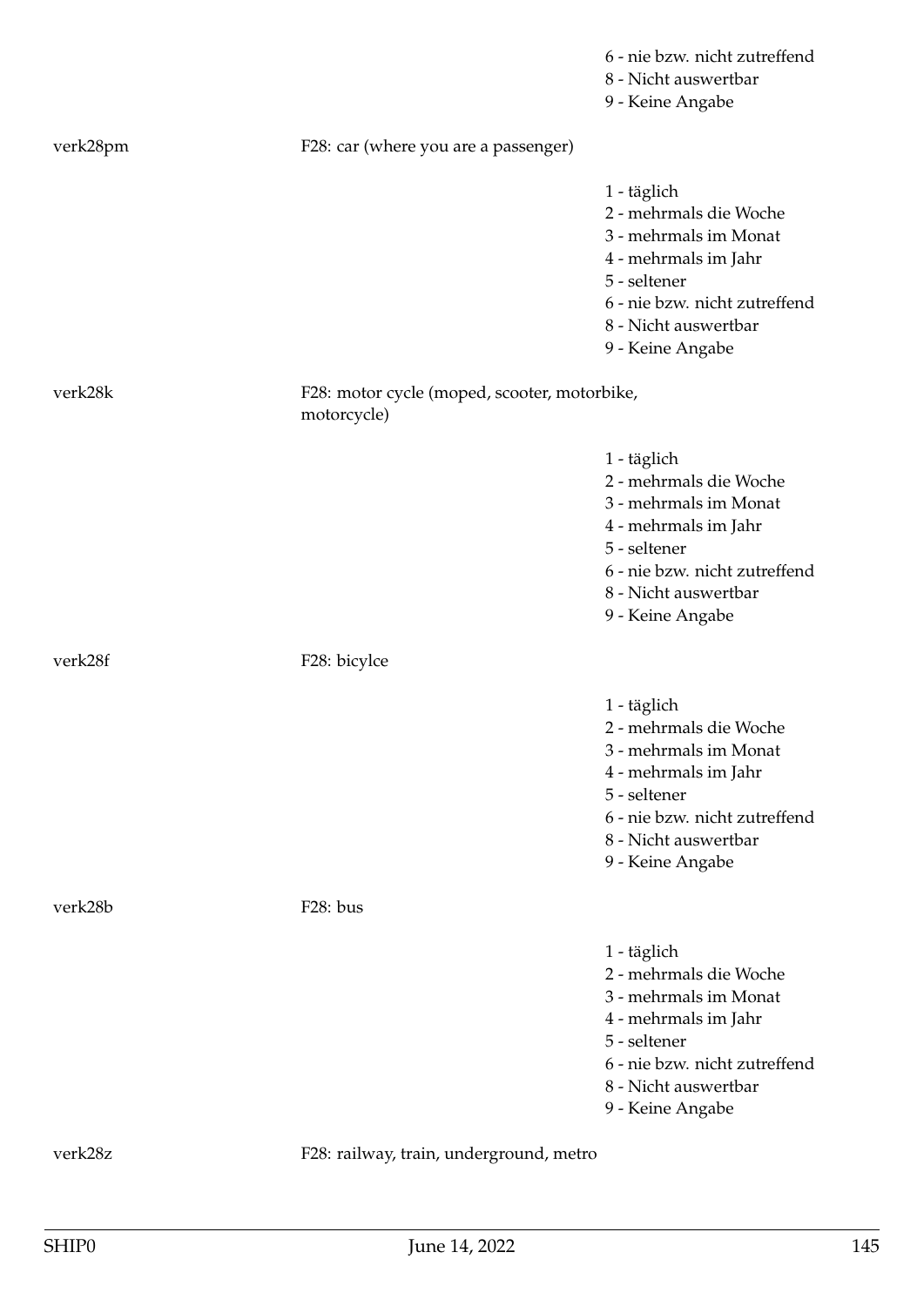6 - nie bzw. nicht zutreffend
8 - Nicht auswertbar
9 - Keine Angabe

verk28pm F28: car (where you are a passenger)

1 - täglich
2 - mehrmals die Woche
3 - mehrmals im Monat
4 - mehrmals im Jahr
5 - seltener
6 - nie bzw. nicht zutreffend
8 - Nicht auswertbar
9 - Keine Angabe

verk28k F28: motor cycle (moped, scooter, motorbike, motorcycle)

1 - täglich
2 - mehrmals die Woche
3 - mehrmals im Monat
4 - mehrmals im Jahr
5 - seltener
6 - nie bzw. nicht zutreffend
8 - Nicht auswertbar
9 - Keine Angabe

verk28f F28: bicylce

1 - täglich
2 - mehrmals die Woche
3 - mehrmals im Monat
4 - mehrmals im Jahr
5 - seltener
6 - nie bzw. nicht zutreffend
8 - Nicht auswertbar
9 - Keine Angabe

verk28b F28: bus

1 - täglich
2 - mehrmals die Woche
3 - mehrmals im Monat
4 - mehrmals im Jahr
5 - seltener
6 - nie bzw. nicht zutreffend
8 - Nicht auswertbar
9 - Keine Angabe

verk28z F28: railway, train, underground, metro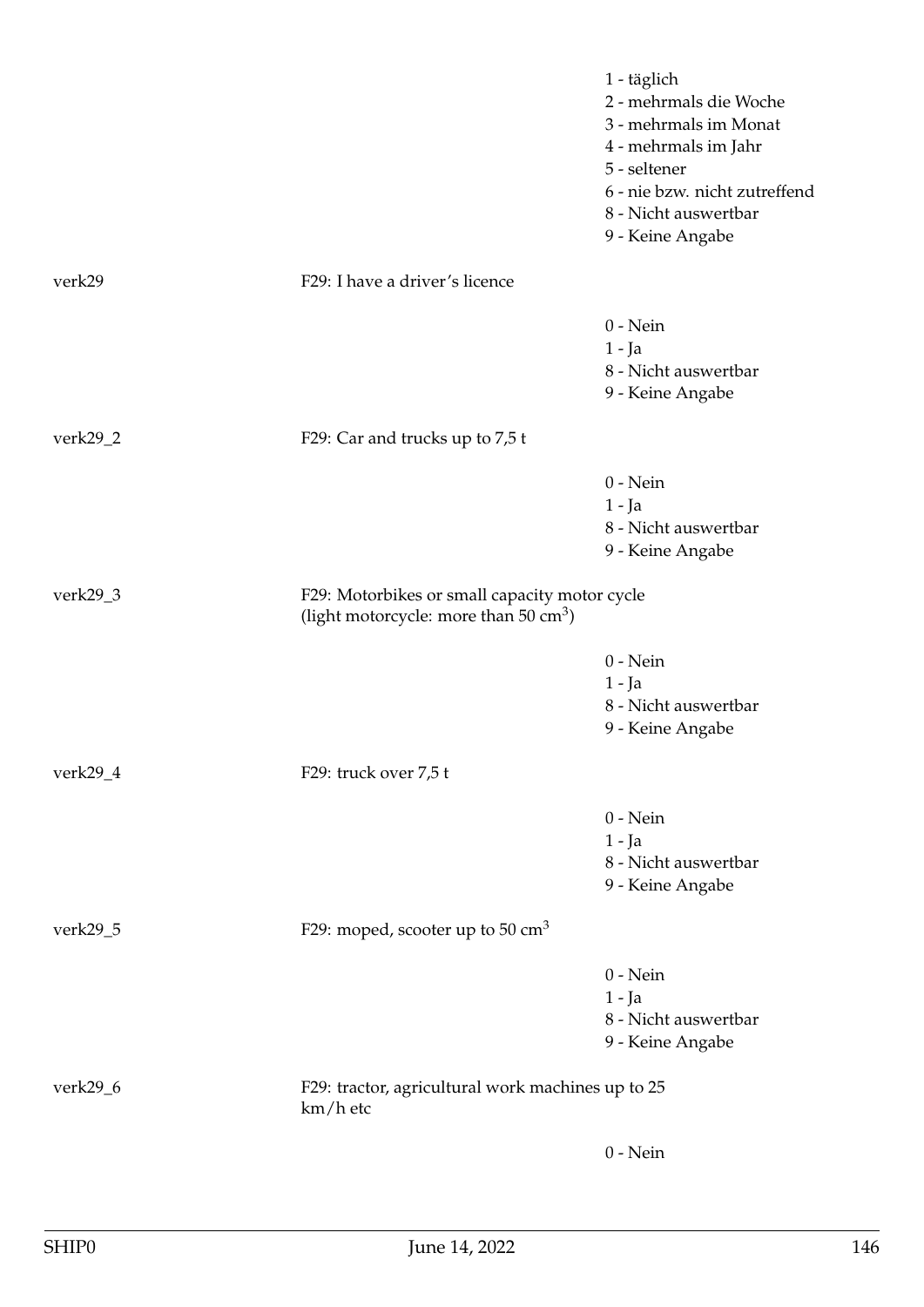1 - täglich
2 - mehrmals die Woche
3 - mehrmals im Monat
4 - mehrmals im Jahr
5 - seltener
6 - nie bzw. nicht zutreffend
8 - Nicht auswertbar
9 - Keine Angabe

verk29 F29: I have a driver's licence

0 - Nein
1 - Ja
8 - Nicht auswertbar
9 - Keine Angabe

verk29_2 F29: Car and trucks up to 7,5 t

0 - Nein
1 - Ja
8 - Nicht auswertbar
9 - Keine Angabe

verk29_3 F29: Motorbikes or small capacity motor cycle (light motorcycle: more than 50 $cm^3$)

0 - Nein
1 - Ja
8 - Nicht auswertbar
9 - Keine Angabe

verk29_4 F29: truck over 7,5 t

0 - Nein
1 - Ja
8 - Nicht auswertbar
9 - Keine Angabe

verk29_5 F29: moped, scooter up to 50 $cm^3$

0 - Nein
1 - Ja
8 - Nicht auswertbar
9 - Keine Angabe

verk29_6 F29: tractor, agricultural work machines up to 25 km/h etc

0 - Nein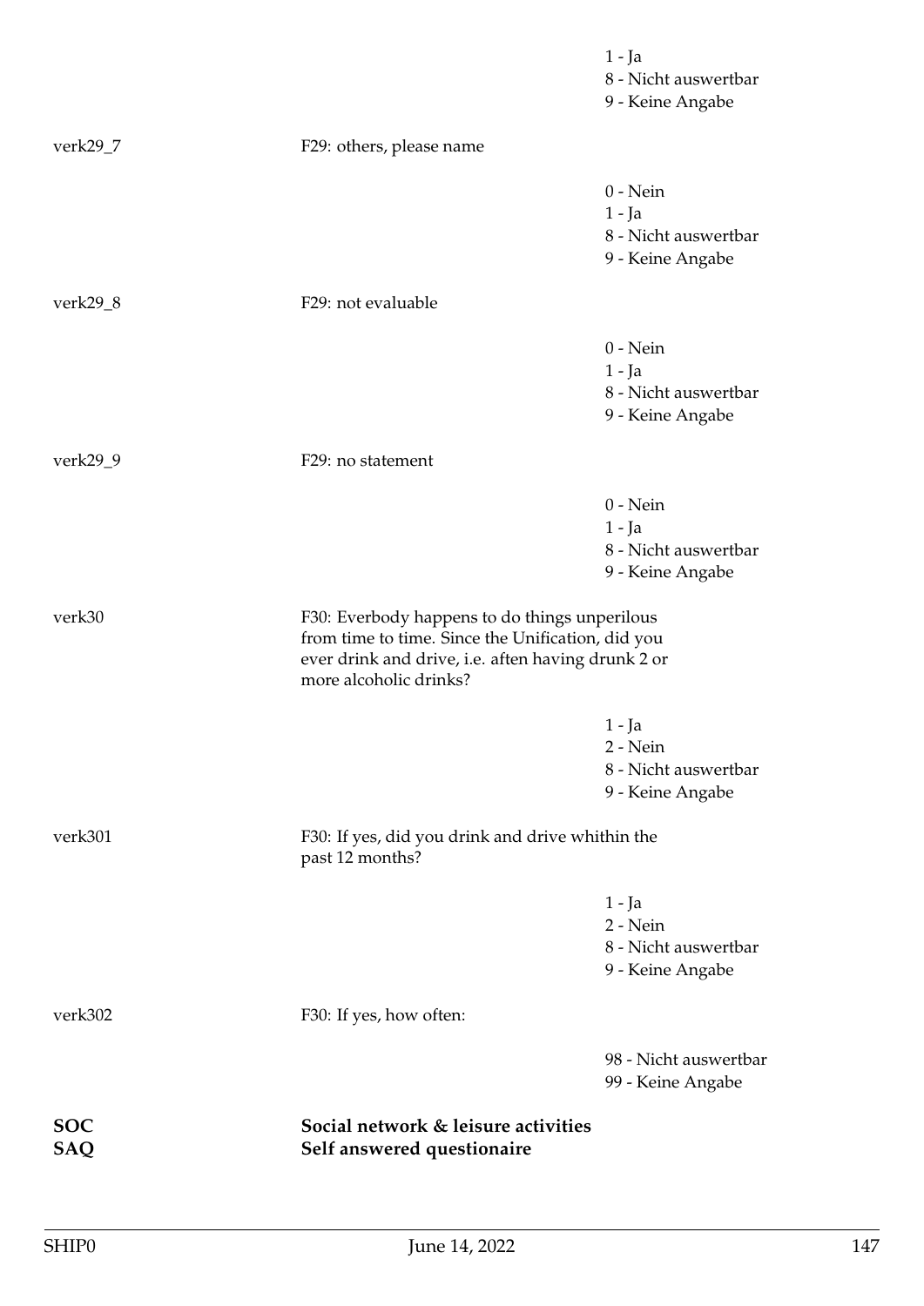1 - Ja
8 - Nicht auswertbar
9 - Keine Angabe

verk29_7 F29: others, please name

0 - Nein
1 - Ja
8 - Nicht auswertbar
9 - Keine Angabe

verk29_8 F29: not evaluable

0 - Nein
1 - Ja
8 - Nicht auswertbar
9 - Keine Angabe

verk29_9 F29: no statement

0 - Nein
1 - Ja
8 - Nicht auswertbar
9 - Keine Angabe

verk30 F30: Everbody happens to do things unperilous from time to time. Since the Unification, did you ever drink and drive, i.e. aften having drunk 2 or more alcoholic drinks?

1 - Ja
2 - Nein
8 - Nicht auswertbar
9 - Keine Angabe

verk301 F30: If yes, did you drink and drive whithin the past 12 months?

1 - Ja
2 - Nein
8 - Nicht auswertbar
9 - Keine Angabe

verk302 F30: If yes, how often:

98 - Nicht auswertbar
99 - Keine Angabe

**SOC** **Social network & leisure activities**
**SAQ** **Self answered questionaire**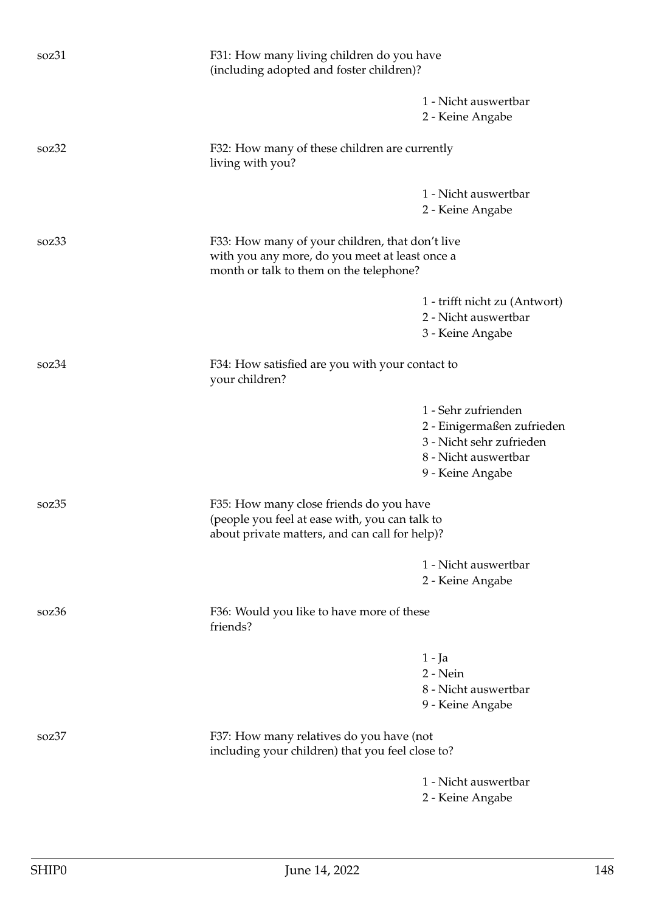soz31

F31: How many living children do you have (including adopted and foster children)?

1 - Nicht auswertbar
2 - Keine Angabe

soz32

F32: How many of these children are currently living with you?

1 - Nicht auswertbar
2 - Keine Angabe

soz33

F33: How many of your children, that don't live with you any more, do you meet at least once a month or talk to them on the telephone?

1 - trifft nicht zu (Antwort)
2 - Nicht auswertbar
3 - Keine Angabe

soz34

F34: How satisfied are you with your contact to your children?

1 - Sehr zufrienden
2 - Einigermaßen zufrieden
3 - Nicht sehr zufrieden
8 - Nicht auswertbar
9 - Keine Angabe

soz35

F35: How many close friends do you have (people you feel at ease with, you can talk to about private matters, and can call for help)?

1 - Nicht auswertbar
2 - Keine Angabe

soz36

F36: Would you like to have more of these friends?

1 - Ja
2 - Nein
8 - Nicht auswertbar
9 - Keine Angabe

soz37

F37: How many relatives do you have (not including your children) that you feel close to?

1 - Nicht auswertbar
2 - Keine Angabe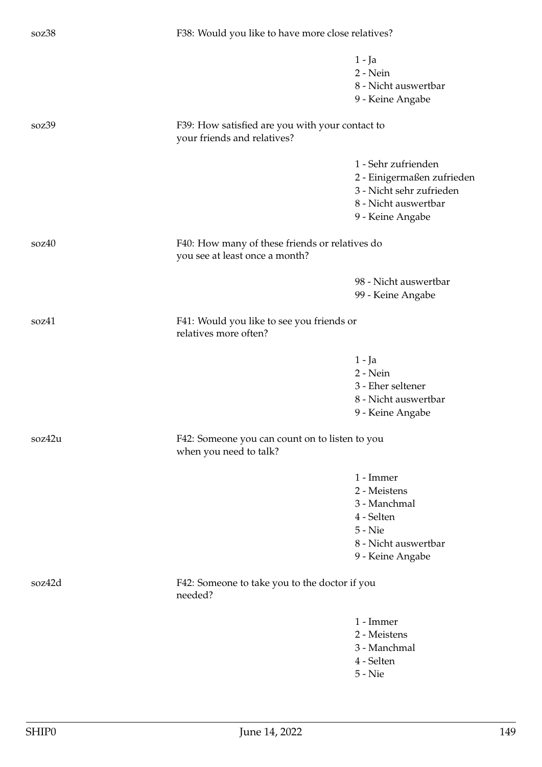| | | |
|---|---|---|
| soz38 | F38: Would you like to have more close relatives? | |
| | | 1 - Ja<br>2 - Nein<br>8 - Nicht auswertbar<br>9 - Keine Angabe |
| soz39 | F39: How satisfied are you with your contact to your friends and relatives? | |
| | | 1 - Sehr zufrienden<br>2 - Einigermaßen zufrieden<br>3 - Nicht sehr zufrieden<br>8 - Nicht auswertbar<br>9 - Keine Angabe |
| soz40 | F40: How many of these friends or relatives do you see at least once a month? | |
| | | 98 - Nicht auswertbar<br>99 - Keine Angabe |
| soz41 | F41: Would you like to see you friends or relatives more often? | |
| | | 1 - Ja<br>2 - Nein<br>3 - Eher seltener<br>8 - Nicht auswertbar<br>9 - Keine Angabe |
| soz42u | F42: Someone you can count on to listen to you when you need to talk? | |
| | | 1 - Immer<br>2 - Meistens<br>3 - Manchmal<br>4 - Selten<br>5 - Nie<br>8 - Nicht auswertbar<br>9 - Keine Angabe |
| soz42d | F42: Someone to take you to the doctor if you needed? | |
| | | 1 - Immer<br>2 - Meistens<br>3 - Manchmal<br>4 - Selten<br>5 - Nie |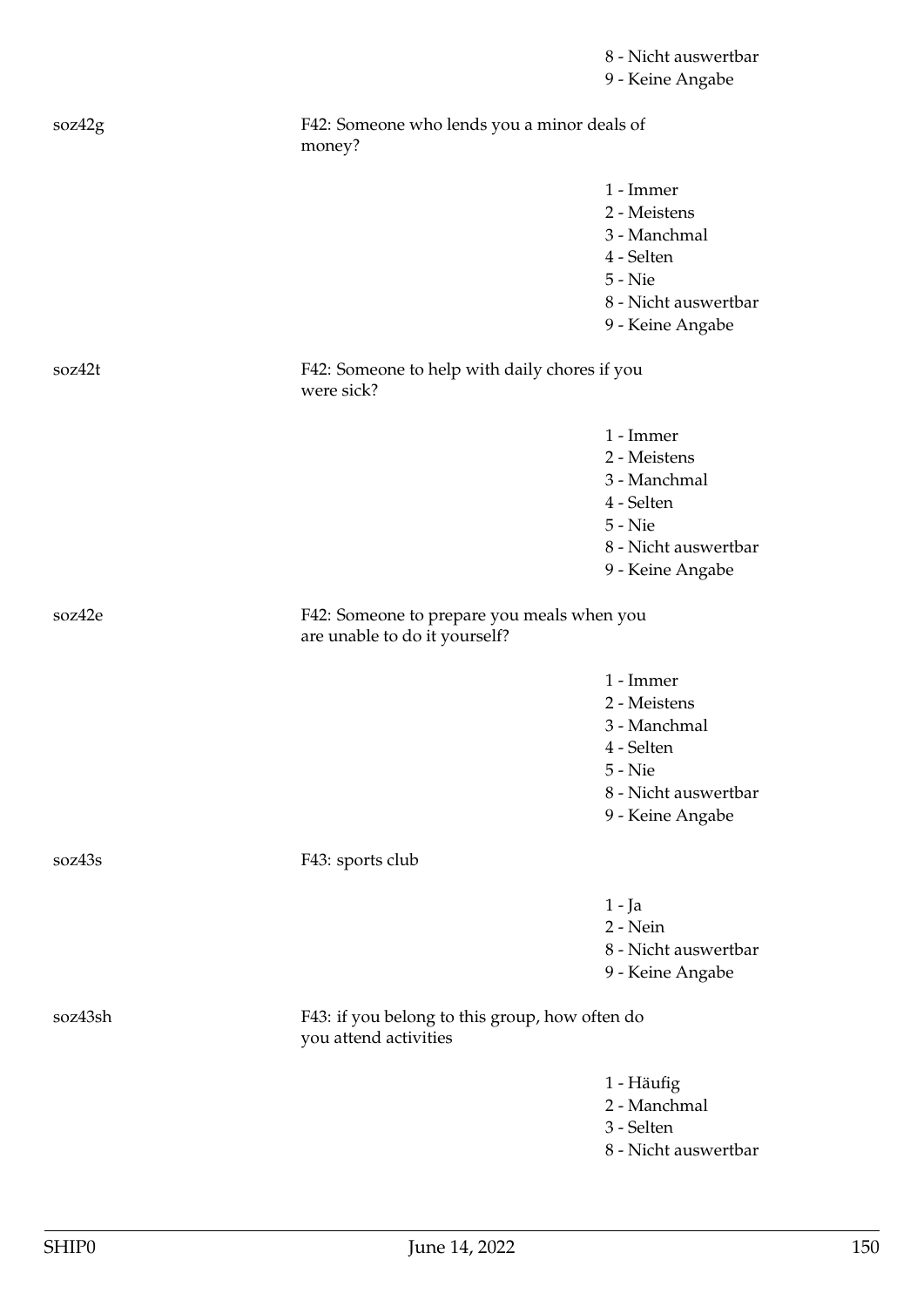8 - Nicht auswertbar
9 - Keine Angabe

| Variable | Label | Values |
|---|---|---|
| soz42g | F42: Someone who lends you a minor deals of money? | 1 - Immer<br>2 - Meistens<br>3 - Manchmal<br>4 - Selten<br>5 - Nie<br>8 - Nicht auswertbar<br>9 - Keine Angabe |
| soz42t | F42: Someone to help with daily chores if you were sick? | 1 - Immer<br>2 - Meistens<br>3 - Manchmal<br>4 - Selten<br>5 - Nie<br>8 - Nicht auswertbar<br>9 - Keine Angabe |
| soz42e | F42: Someone to prepare you meals when you are unable to do it yourself? | 1 - Immer<br>2 - Meistens<br>3 - Manchmal<br>4 - Selten<br>5 - Nie<br>8 - Nicht auswertbar<br>9 - Keine Angabe |
| soz43s | F43: sports club | 1 - Ja<br>2 - Nein<br>8 - Nicht auswertbar<br>9 - Keine Angabe |
| soz43sh | F43: if you belong to this group, how often do you attend activities | 1 - Häufig<br>2 - Manchmal<br>3 - Selten<br>8 - Nicht auswertbar |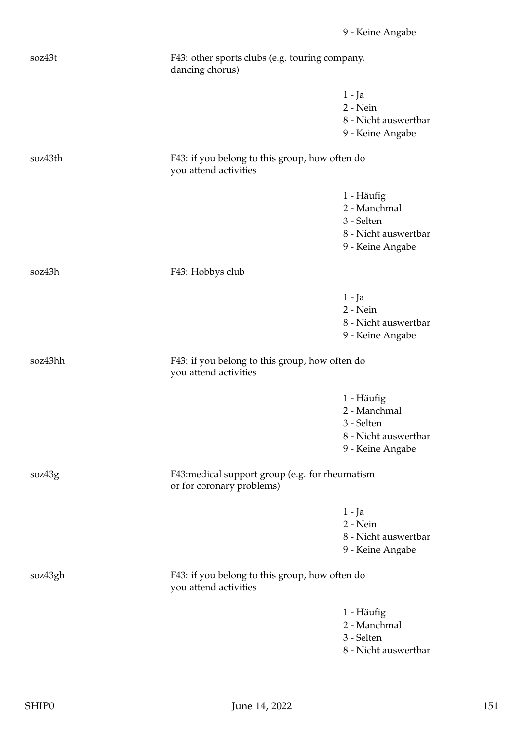9 - Keine Angabe

soz43t

F43: other sports clubs (e.g. touring company, dancing chorus)

1 - Ja
2 - Nein
8 - Nicht auswertbar
9 - Keine Angabe

soz43th

F43: if you belong to this group, how often do you attend activities

1 - Häufig
2 - Manchmal
3 - Selten
8 - Nicht auswertbar
9 - Keine Angabe

soz43h

F43: Hobbys club

1 - Ja
2 - Nein
8 - Nicht auswertbar
9 - Keine Angabe

soz43hh

F43: if you belong to this group, how often do you attend activities

1 - Häufig
2 - Manchmal
3 - Selten
8 - Nicht auswertbar
9 - Keine Angabe

soz43g

F43:medical support group (e.g. for rheumatism or for coronary problems)

1 - Ja
2 - Nein
8 - Nicht auswertbar
9 - Keine Angabe

soz43gh

F43: if you belong to this group, how often do you attend activities

1 - Häufig
2 - Manchmal
3 - Selten
8 - Nicht auswertbar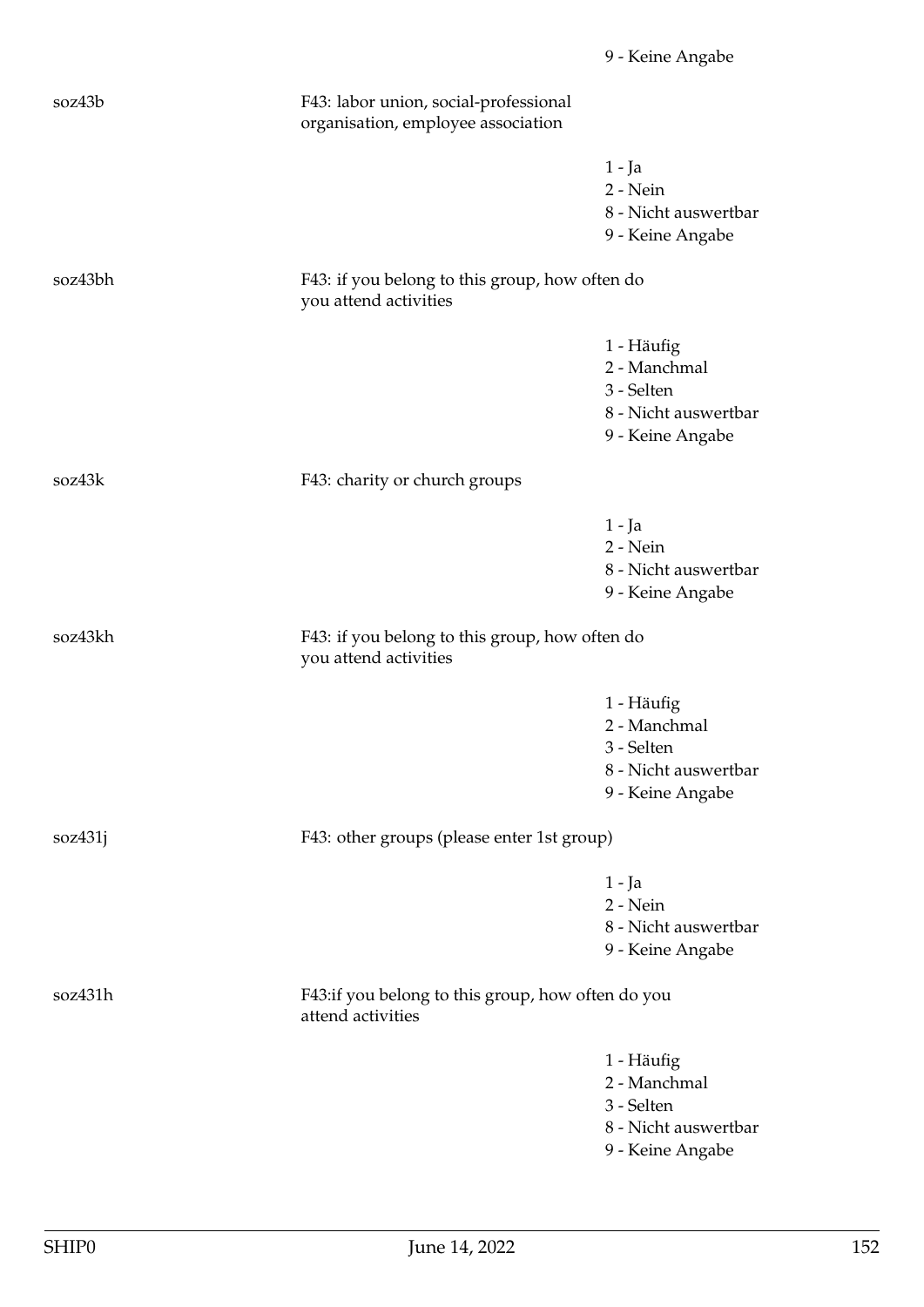9 - Keine Angabe

soz43b

F43: labor union, social-professional organisation, employee association

1 - Ja
2 - Nein
8 - Nicht auswertbar
9 - Keine Angabe

soz43bh

F43: if you belong to this group, how often do you attend activities

1 - Häufig
2 - Manchmal
3 - Selten
8 - Nicht auswertbar
9 - Keine Angabe

soz43k

F43: charity or church groups

1 - Ja
2 - Nein
8 - Nicht auswertbar
9 - Keine Angabe

soz43kh

F43: if you belong to this group, how often do you attend activities

1 - Häufig
2 - Manchmal
3 - Selten
8 - Nicht auswertbar
9 - Keine Angabe

soz431j

F43: other groups (please enter 1st group)

1 - Ja
2 - Nein
8 - Nicht auswertbar
9 - Keine Angabe

soz431h

F43:if you belong to this group, how often do you attend activities

1 - Häufig
2 - Manchmal
3 - Selten
8 - Nicht auswertbar
9 - Keine Angabe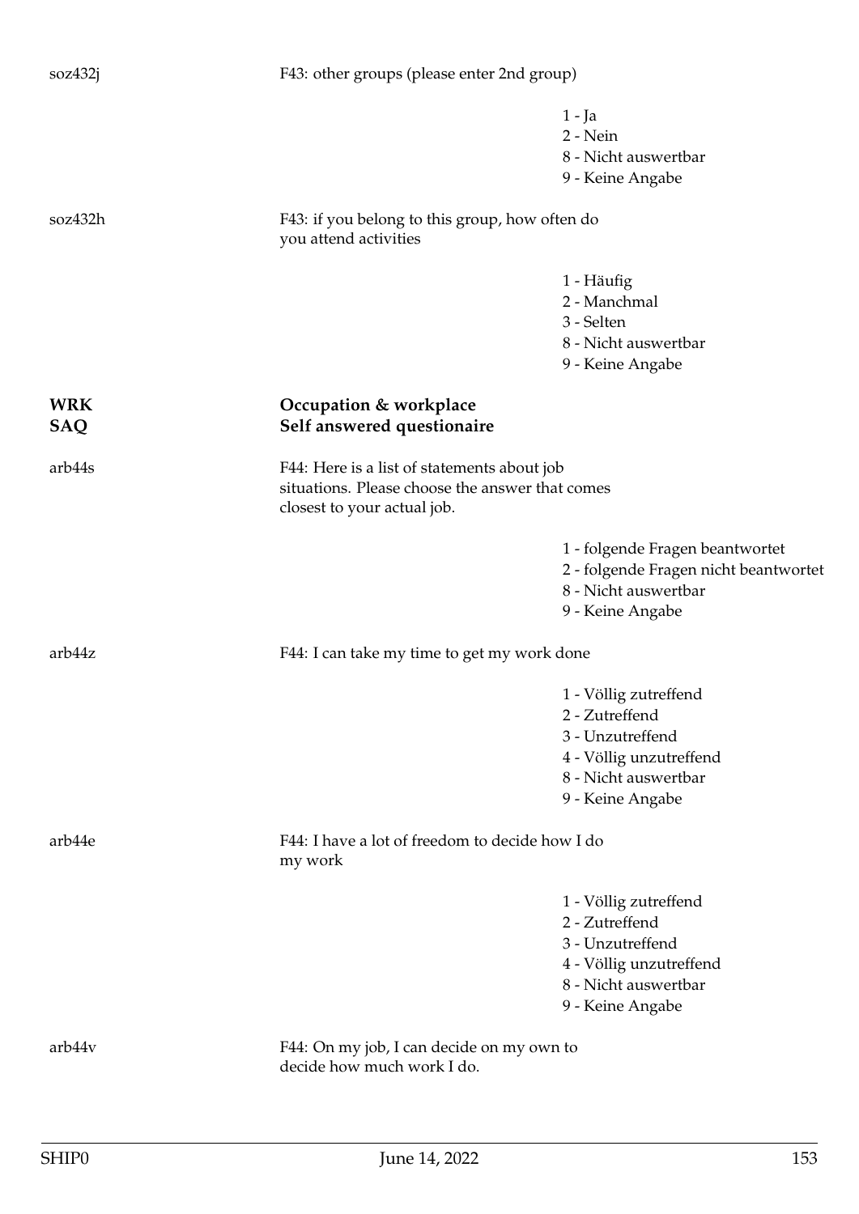soz432j

F43: other groups (please enter 2nd group)

- 1 - Ja
- 2 - Nein
- 8 - Nicht auswertbar
- 9 - Keine Angabe

soz432h

F43: if you belong to this group, how often do you attend activities

- 1 - Häufig
- 2 - Manchmal
- 3 - Selten
- 8 - Nicht auswertbar
- 9 - Keine Angabe

## WRK — Occupation & workplace
## SAQ — Self answered questionaire

arb44s

F44: Here is a list of statements about job situations. Please choose the answer that comes closest to your actual job.

- 1 - folgende Fragen beantwortet
- 2 - folgende Fragen nicht beantwortet
- 8 - Nicht auswertbar
- 9 - Keine Angabe

arb44z

F44: I can take my time to get my work done

- 1 - Völlig zutreffend
- 2 - Zutreffend
- 3 - Unzutreffend
- 4 - Völlig unzutreffend
- 8 - Nicht auswertbar
- 9 - Keine Angabe

arb44e

F44: I have a lot of freedom to decide how I do my work

- 1 - Völlig zutreffend
- 2 - Zutreffend
- 3 - Unzutreffend
- 4 - Völlig unzutreffend
- 8 - Nicht auswertbar
- 9 - Keine Angabe

arb44v

F44: On my job, I can decide on my own to decide how much work I do.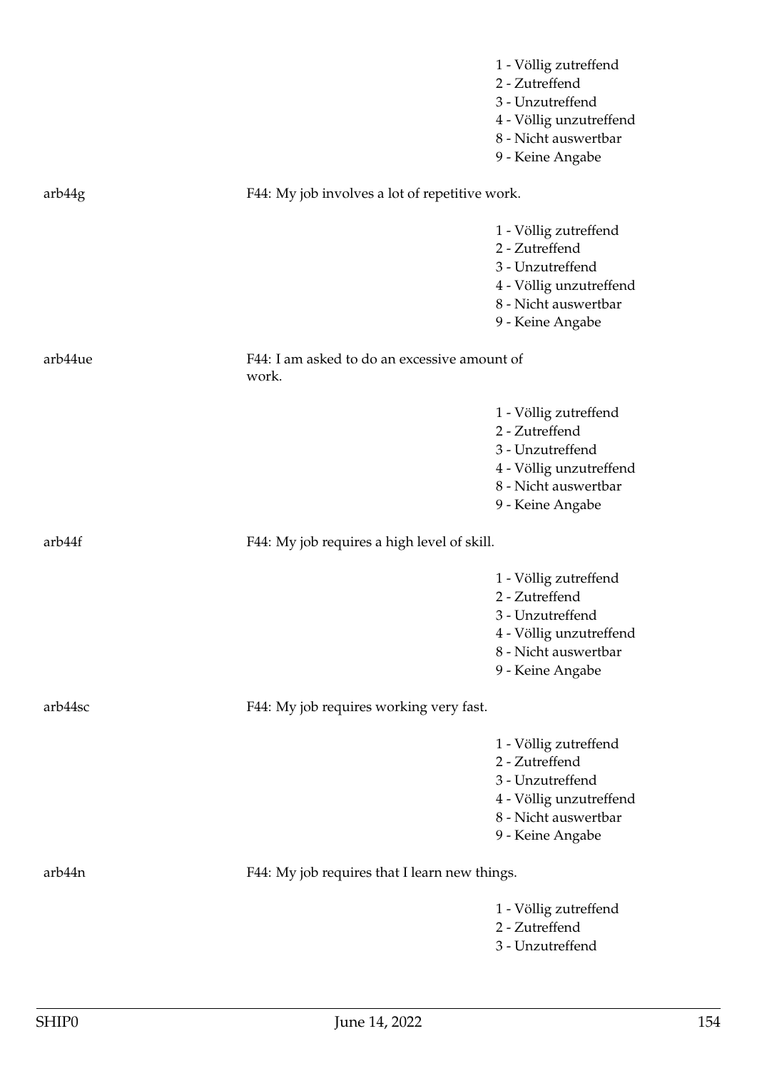1 - Völlig zutreffend
2 - Zutreffend
3 - Unzutreffend
4 - Völlig unzutreffend
8 - Nicht auswertbar
9 - Keine Angabe

arb44g F44: My job involves a lot of repetitive work.

1 - Völlig zutreffend
2 - Zutreffend
3 - Unzutreffend
4 - Völlig unzutreffend
8 - Nicht auswertbar
9 - Keine Angabe

arb44ue F44: I am asked to do an excessive amount of work.

1 - Völlig zutreffend
2 - Zutreffend
3 - Unzutreffend
4 - Völlig unzutreffend
8 - Nicht auswertbar
9 - Keine Angabe

arb44f F44: My job requires a high level of skill.

1 - Völlig zutreffend
2 - Zutreffend
3 - Unzutreffend
4 - Völlig unzutreffend
8 - Nicht auswertbar
9 - Keine Angabe

arb44sc F44: My job requires working very fast.

1 - Völlig zutreffend
2 - Zutreffend
3 - Unzutreffend
4 - Völlig unzutreffend
8 - Nicht auswertbar
9 - Keine Angabe

arb44n F44: My job requires that I learn new things.

1 - Völlig zutreffend
2 - Zutreffend
3 - Unzutreffend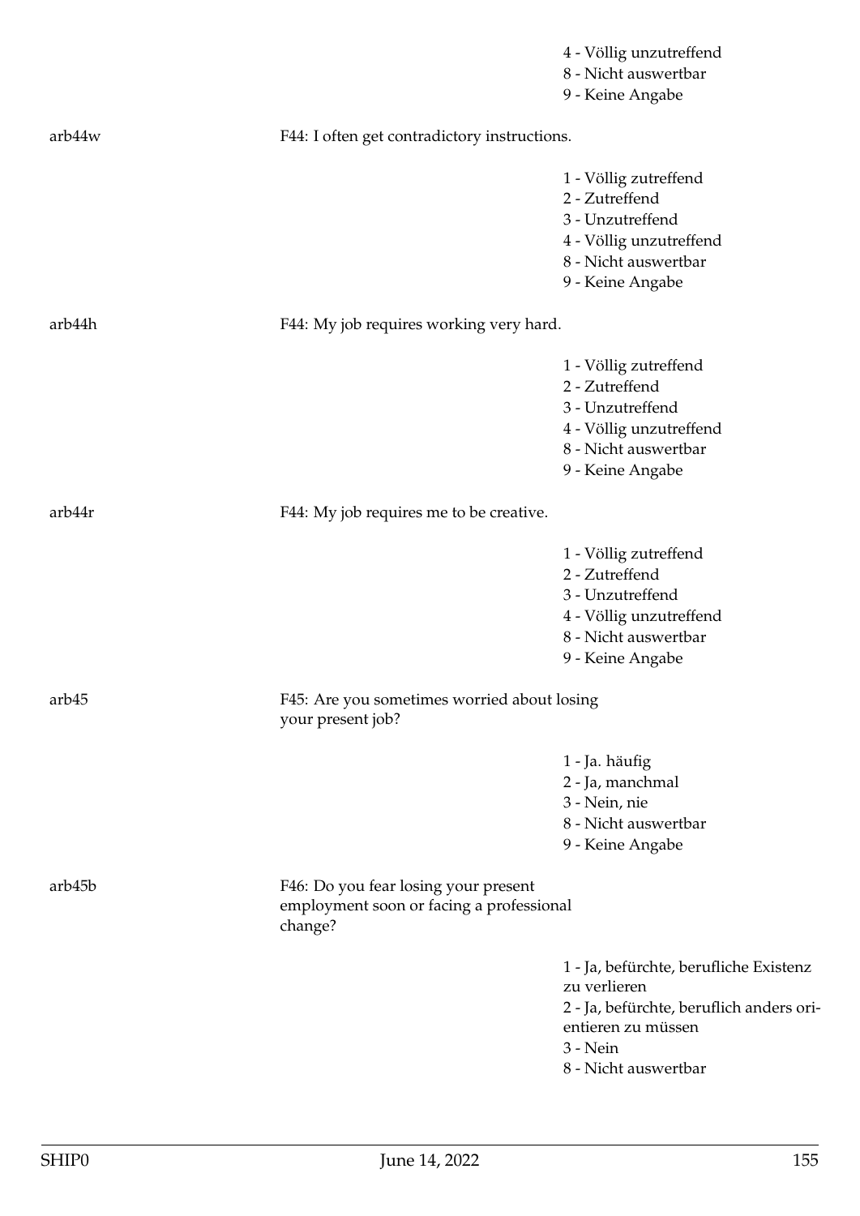4 - Völlig unzutreffend
8 - Nicht auswertbar
9 - Keine Angabe

arb44w — F44: I often get contradictory instructions.

1 - Völlig zutreffend
2 - Zutreffend
3 - Unzutreffend
4 - Völlig unzutreffend
8 - Nicht auswertbar
9 - Keine Angabe

arb44h — F44: My job requires working very hard.

1 - Völlig zutreffend
2 - Zutreffend
3 - Unzutreffend
4 - Völlig unzutreffend
8 - Nicht auswertbar
9 - Keine Angabe

arb44r — F44: My job requires me to be creative.

1 - Völlig zutreffend
2 - Zutreffend
3 - Unzutreffend
4 - Völlig unzutreffend
8 - Nicht auswertbar
9 - Keine Angabe

arb45 — F45: Are you sometimes worried about losing your present job?

1 - Ja. häufig
2 - Ja, manchmal
3 - Nein, nie
8 - Nicht auswertbar
9 - Keine Angabe

arb45b — F46: Do you fear losing your present employment soon or facing a professional change?

1 - Ja, befürchte, berufliche Existenz zu verlieren
2 - Ja, befürchte, beruflich anders orientieren zu müssen
3 - Nein
8 - Nicht auswertbar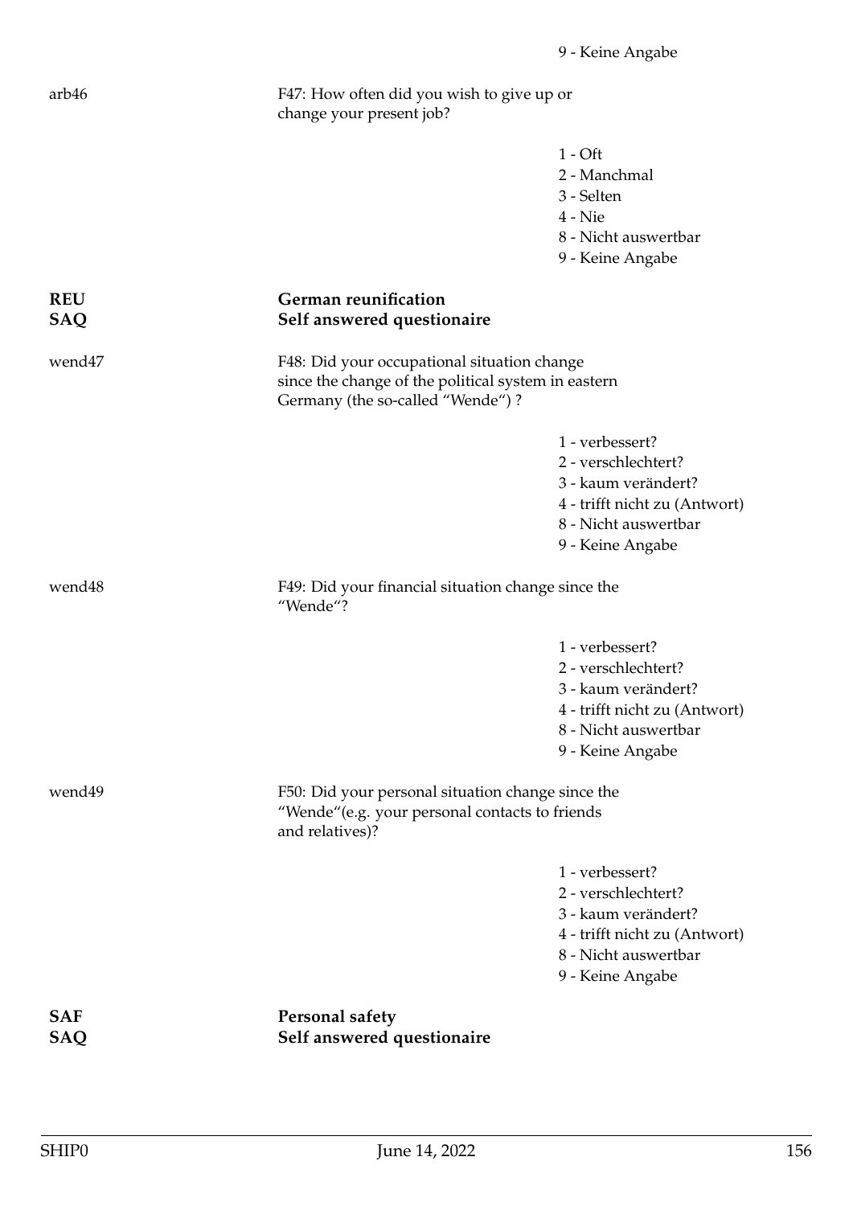9 - Keine Angabe

arb46 — F47: How often did you wish to give up or change your present job?

1 - Oft
2 - Manchmal
3 - Selten
4 - Nie
8 - Nicht auswertbar
9 - Keine Angabe

**REU** — **German reunification**
**SAQ** — **Self answered questionaire**

wend47 — F48: Did your occupational situation change since the change of the political system in eastern Germany (the so-called “Wende“) ?

1 - verbessert?
2 - verschlechtert?
3 - kaum verändert?
4 - trifft nicht zu (Antwort)
8 - Nicht auswertbar
9 - Keine Angabe

wend48 — F49: Did your financial situation change since the “Wende“?

1 - verbessert?
2 - verschlechtert?
3 - kaum verändert?
4 - trifft nicht zu (Antwort)
8 - Nicht auswertbar
9 - Keine Angabe

wend49 — F50: Did your personal situation change since the “Wende“(e.g. your personal contacts to friends and relatives)?

1 - verbessert?
2 - verschlechtert?
3 - kaum verändert?
4 - trifft nicht zu (Antwort)
8 - Nicht auswertbar
9 - Keine Angabe

**SAF** — **Personal safety**
**SAQ** — **Self answered questionaire**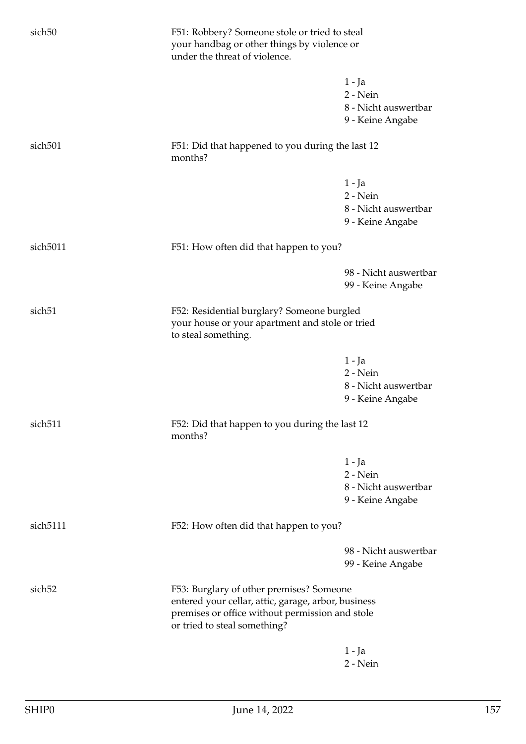sich50 F51: Robbery? Someone stole or tried to steal your handbag or other things by violence or under the threat of violence.

- 1 - Ja
- 2 - Nein
- 8 - Nicht auswertbar
- 9 - Keine Angabe

sich501 F51: Did that happened to you during the last 12 months?

- 1 - Ja
- 2 - Nein
- 8 - Nicht auswertbar
- 9 - Keine Angabe

sich5011 F51: How often did that happen to you?

- 98 - Nicht auswertbar
- 99 - Keine Angabe

sich51 F52: Residential burglary? Someone burgled your house or your apartment and stole or tried to steal something.

- 1 - Ja
- 2 - Nein
- 8 - Nicht auswertbar
- 9 - Keine Angabe

sich511 F52: Did that happen to you during the last 12 months?

- 1 - Ja
- 2 - Nein
- 8 - Nicht auswertbar
- 9 - Keine Angabe

sich5111 F52: How often did that happen to you?

- 98 - Nicht auswertbar
- 99 - Keine Angabe

sich52 F53: Burglary of other premises? Someone entered your cellar, attic, garage, arbor, business premises or office without permission and stole or tried to steal something?

- 1 - Ja
- 2 - Nein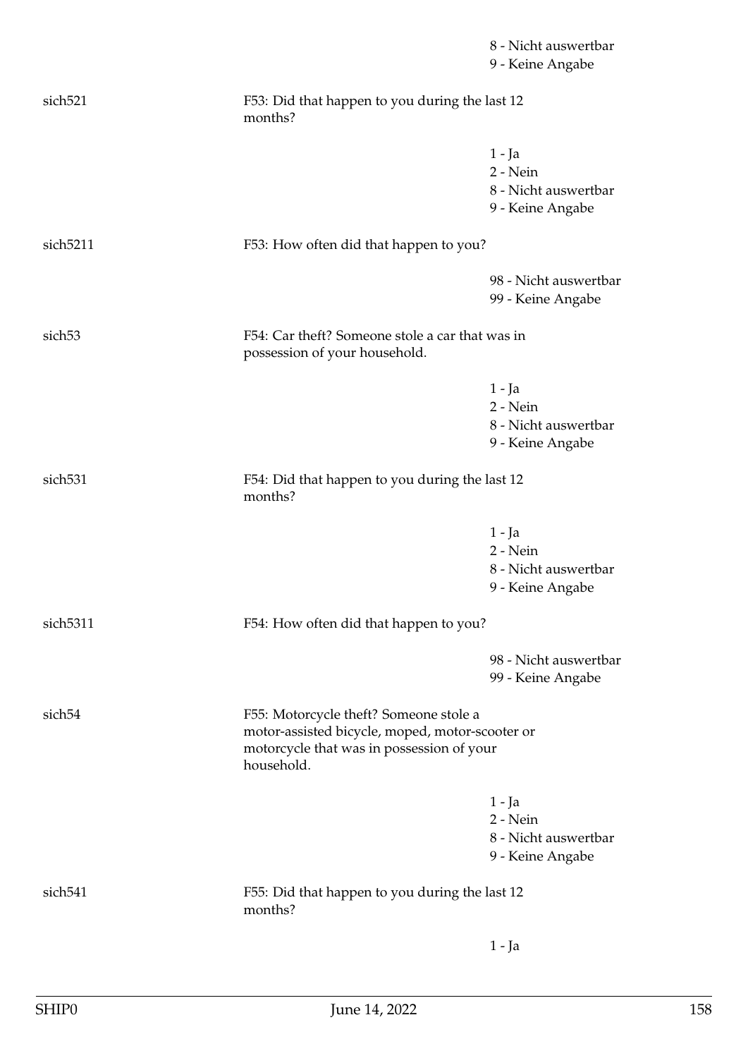8 - Nicht auswertbar
9 - Keine Angabe

| | | |
|---|---|---|
| sich521 | F53: Did that happen to you during the last 12 months? | |
| | | 1 - Ja<br>2 - Nein<br>8 - Nicht auswertbar<br>9 - Keine Angabe |
| sich5211 | F53: How often did that happen to you? | |
| | | 98 - Nicht auswertbar<br>99 - Keine Angabe |
| sich53 | F54: Car theft? Someone stole a car that was in possession of your household. | |
| | | 1 - Ja<br>2 - Nein<br>8 - Nicht auswertbar<br>9 - Keine Angabe |
| sich531 | F54: Did that happen to you during the last 12 months? | |
| | | 1 - Ja<br>2 - Nein<br>8 - Nicht auswertbar<br>9 - Keine Angabe |
| sich5311 | F54: How often did that happen to you? | |
| | | 98 - Nicht auswertbar<br>99 - Keine Angabe |
| sich54 | F55: Motorcycle theft? Someone stole a motor-assisted bicycle, moped, motor-scooter or motorcycle that was in possession of your household. | |
| | | 1 - Ja<br>2 - Nein<br>8 - Nicht auswertbar<br>9 - Keine Angabe |
| sich541 | F55: Did that happen to you during the last 12 months? | |
| | | 1 - Ja |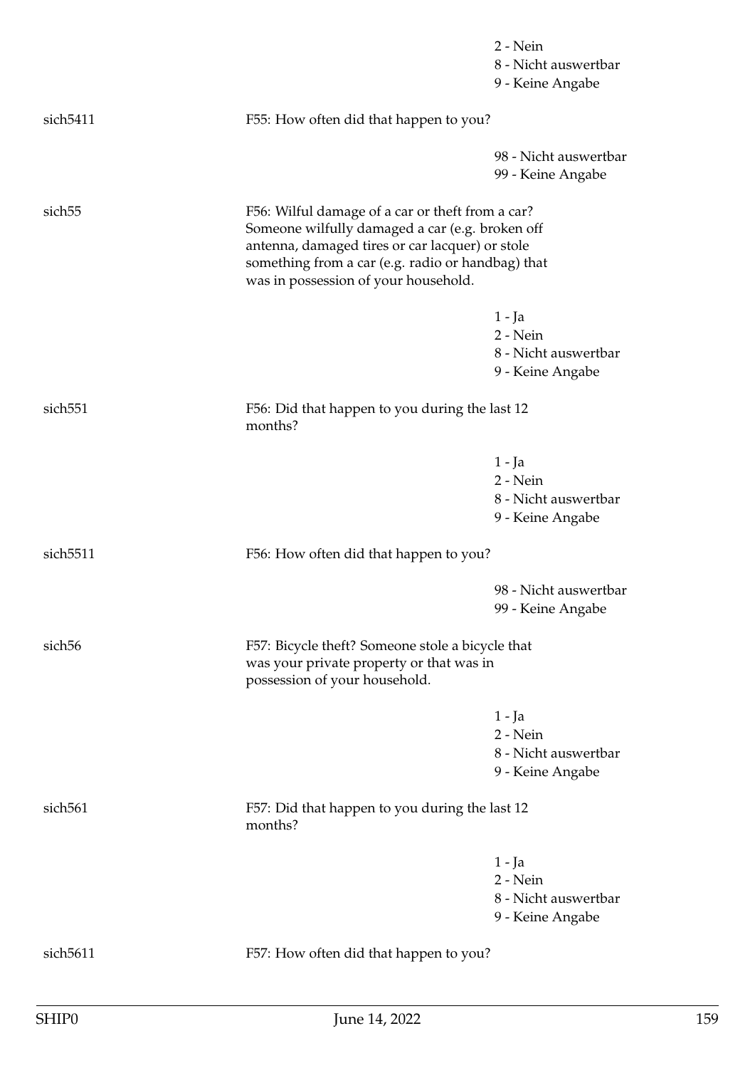2 - Nein
8 - Nicht auswertbar
9 - Keine Angabe

**sich5411** F55: How often did that happen to you?

98 - Nicht auswertbar
99 - Keine Angabe

**sich55** F56: Wilful damage of a car or theft from a car? Someone wilfully damaged a car (e.g. broken off antenna, damaged tires or car lacquer) or stole something from a car (e.g. radio or handbag) that was in possession of your household.

1 - Ja
2 - Nein
8 - Nicht auswertbar
9 - Keine Angabe

**sich551** F56: Did that happen to you during the last 12 months?

1 - Ja
2 - Nein
8 - Nicht auswertbar
9 - Keine Angabe

**sich5511** F56: How often did that happen to you?

98 - Nicht auswertbar
99 - Keine Angabe

**sich56** F57: Bicycle theft? Someone stole a bicycle that was your private property or that was in possession of your household.

1 - Ja
2 - Nein
8 - Nicht auswertbar
9 - Keine Angabe

**sich561** F57: Did that happen to you during the last 12 months?

1 - Ja
2 - Nein
8 - Nicht auswertbar
9 - Keine Angabe

**sich5611** F57: How often did that happen to you?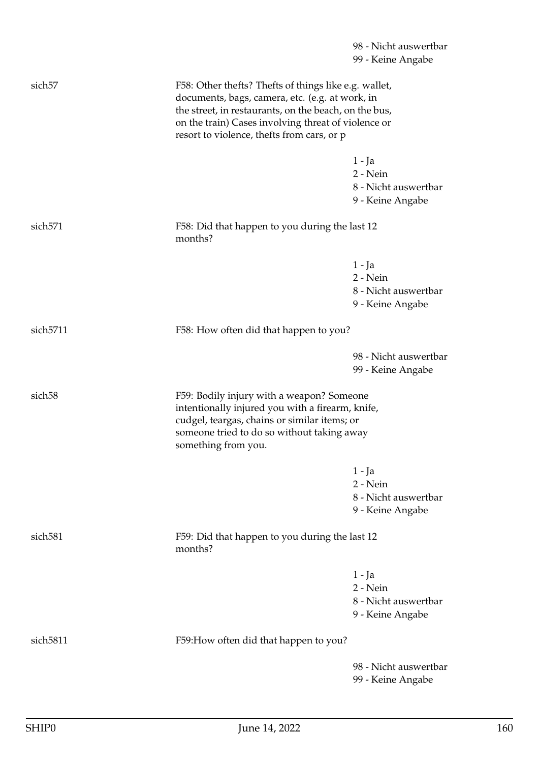98 - Nicht auswertbar
99 - Keine Angabe

sich57

F58: Other thefts? Thefts of things like e.g. wallet, documents, bags, camera, etc. (e.g. at work, in the street, in restaurants, on the beach, on the bus, on the train) Cases involving threat of violence or resort to violence, thefts from cars, or p

1 - Ja
2 - Nein
8 - Nicht auswertbar
9 - Keine Angabe

sich571

F58: Did that happen to you during the last 12 months?

1 - Ja
2 - Nein
8 - Nicht auswertbar
9 - Keine Angabe

sich5711

F58: How often did that happen to you?

98 - Nicht auswertbar
99 - Keine Angabe

sich58

F59: Bodily injury with a weapon? Someone intentionally injured you with a firearm, knife, cudgel, teargas, chains or similar items; or someone tried to do so without taking away something from you.

1 - Ja
2 - Nein
8 - Nicht auswertbar
9 - Keine Angabe

sich581

F59: Did that happen to you during the last 12 months?

1 - Ja
2 - Nein
8 - Nicht auswertbar
9 - Keine Angabe

sich5811

F59:How often did that happen to you?

98 - Nicht auswertbar
99 - Keine Angabe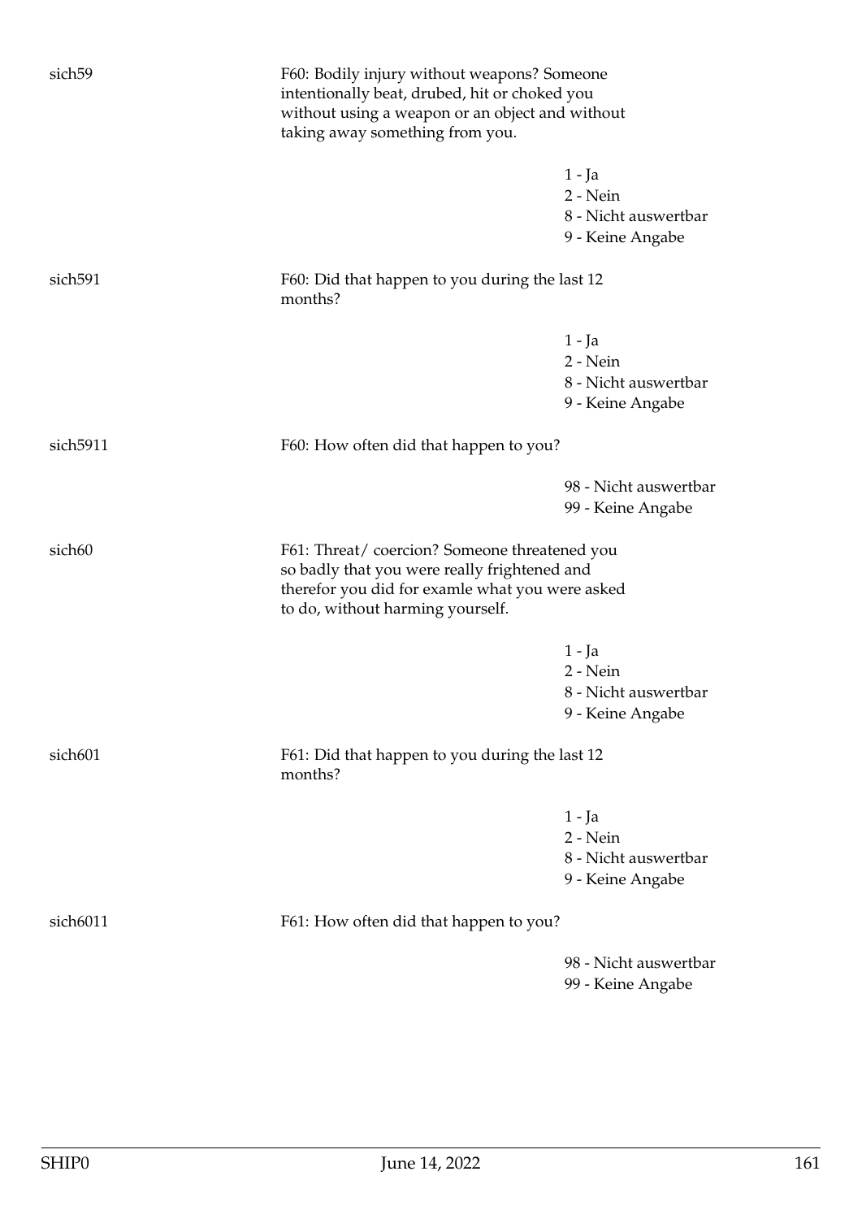| | | |
|---|---|---|
| sich59 | F60: Bodily injury without weapons? Someone intentionally beat, drubed, hit or choked you without using a weapon or an object and without taking away something from you. | |
| | | 1 - Ja<br>2 - Nein<br>8 - Nicht auswertbar<br>9 - Keine Angabe |
| sich591 | F60: Did that happen to you during the last 12 months? | |
| | | 1 - Ja<br>2 - Nein<br>8 - Nicht auswertbar<br>9 - Keine Angabe |
| sich5911 | F60: How often did that happen to you? | |
| | | 98 - Nicht auswertbar<br>99 - Keine Angabe |
| sich60 | F61: Threat/ coercion? Someone threatened you so badly that you were really frightened and therefor you did for examle what you were asked to do, without harming yourself. | |
| | | 1 - Ja<br>2 - Nein<br>8 - Nicht auswertbar<br>9 - Keine Angabe |
| sich601 | F61: Did that happen to you during the last 12 months? | |
| | | 1 - Ja<br>2 - Nein<br>8 - Nicht auswertbar<br>9 - Keine Angabe |
| sich6011 | F61: How often did that happen to you? | |
| | | 98 - Nicht auswertbar<br>99 - Keine Angabe |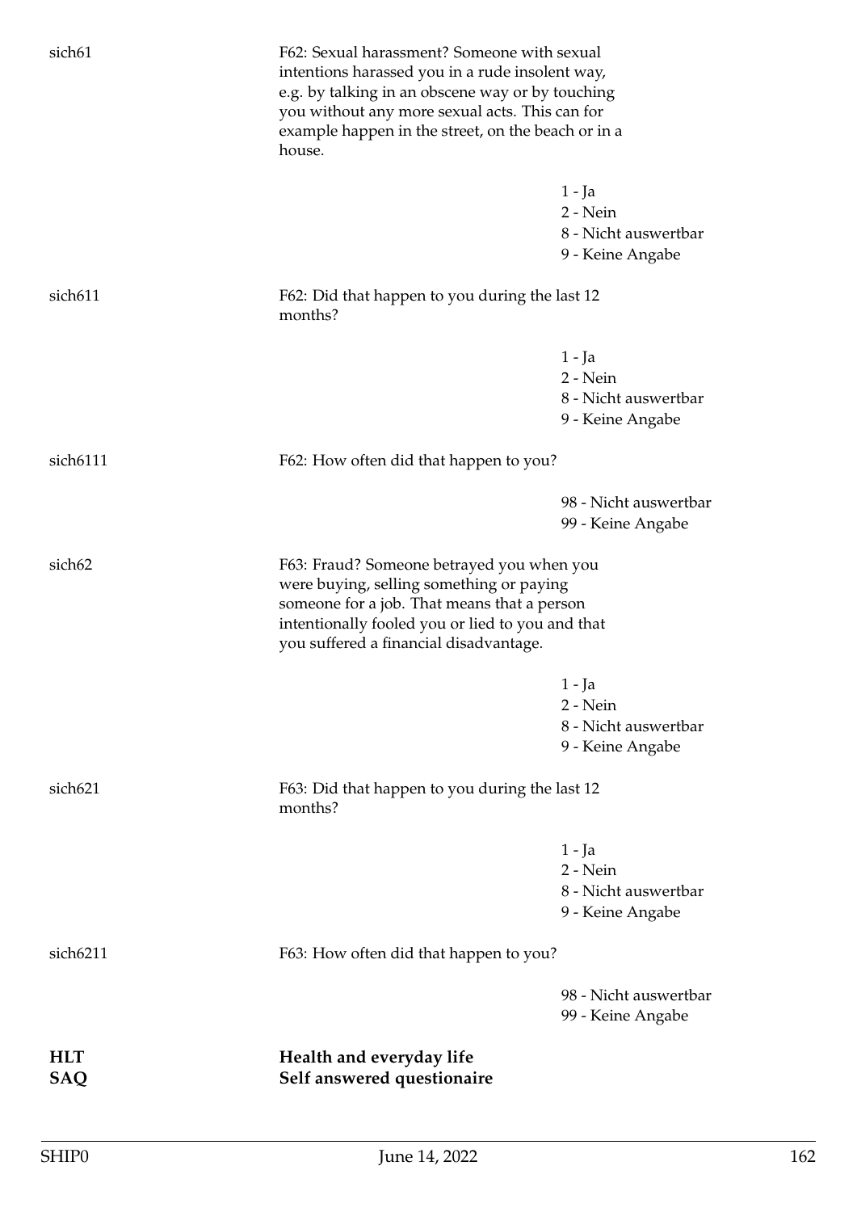sich61

F62: Sexual harassment? Someone with sexual intentions harassed you in a rude insolent way, e.g. by talking in an obscene way or by touching you without any more sexual acts. This can for example happen in the street, on the beach or in a house.

1 - Ja
2 - Nein
8 - Nicht auswertbar
9 - Keine Angabe

sich611

F62: Did that happen to you during the last 12 months?

1 - Ja
2 - Nein
8 - Nicht auswertbar
9 - Keine Angabe

sich6111

F62: How often did that happen to you?

98 - Nicht auswertbar
99 - Keine Angabe

sich62

F63: Fraud? Someone betrayed you when you were buying, selling something or paying someone for a job. That means that a person intentionally fooled you or lied to you and that you suffered a financial disadvantage.

1 - Ja
2 - Nein
8 - Nicht auswertbar
9 - Keine Angabe

sich621

F63: Did that happen to you during the last 12 months?

1 - Ja
2 - Nein
8 - Nicht auswertbar
9 - Keine Angabe

sich6211

F63: How often did that happen to you?

98 - Nicht auswertbar
99 - Keine Angabe

**HLT** **Health and everyday life**
**SAQ** **Self answered questionaire**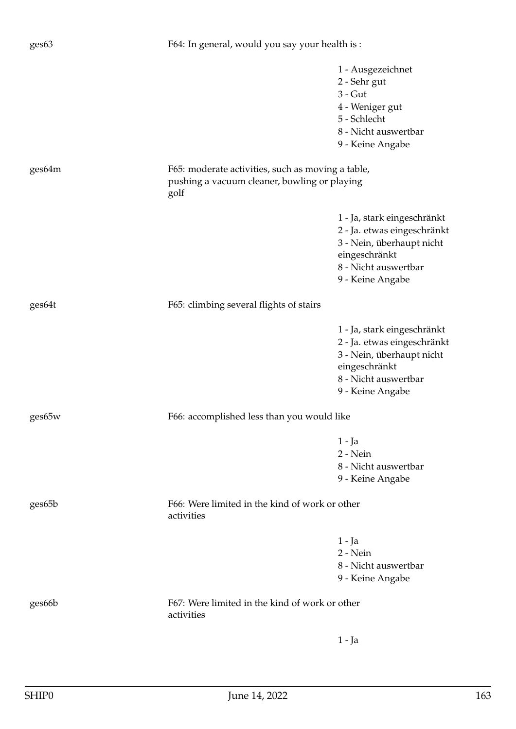| Variable | Label | Values |
|---|---|---|
| ges63 | F64: In general, would you say your health is : | 1 - Ausgezeichnet<br>2 - Sehr gut<br>3 - Gut<br>4 - Weniger gut<br>5 - Schlecht<br>8 - Nicht auswertbar<br>9 - Keine Angabe |
| ges64m | F65: moderate activities, such as moving a table, pushing a vacuum cleaner, bowling or playing golf | 1 - Ja, stark eingeschränkt<br>2 - Ja. etwas eingeschränkt<br>3 - Nein, überhaupt nicht eingeschränkt<br>8 - Nicht auswertbar<br>9 - Keine Angabe |
| ges64t | F65: climbing several flights of stairs | 1 - Ja, stark eingeschränkt<br>2 - Ja. etwas eingeschränkt<br>3 - Nein, überhaupt nicht eingeschränkt<br>8 - Nicht auswertbar<br>9 - Keine Angabe |
| ges65w | F66: accomplished less than you would like | 1 - Ja<br>2 - Nein<br>8 - Nicht auswertbar<br>9 - Keine Angabe |
| ges65b | F66: Were limited in the kind of work or other activities | 1 - Ja<br>2 - Nein<br>8 - Nicht auswertbar<br>9 - Keine Angabe |
| ges66b | F67: Were limited in the kind of work or other activities | 1 - Ja |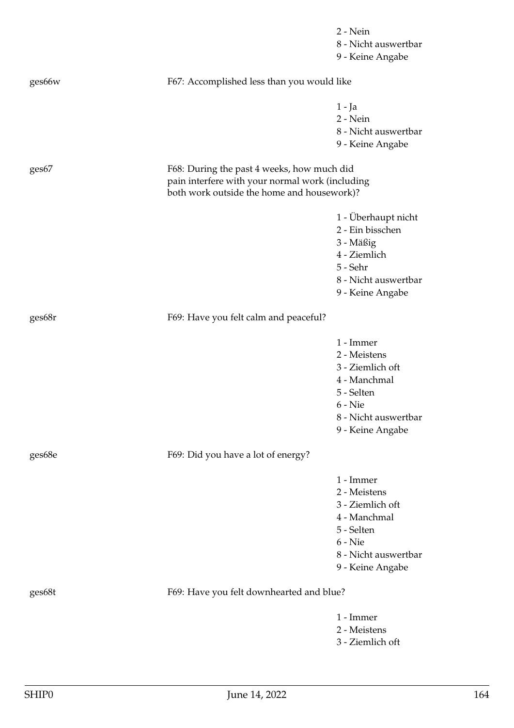2 - Nein
8 - Nicht auswertbar
9 - Keine Angabe

ges66w — F67: Accomplished less than you would like

1 - Ja
2 - Nein
8 - Nicht auswertbar
9 - Keine Angabe

ges67 — F68: During the past 4 weeks, how much did pain interfere with your normal work (including both work outside the home and housework)?

1 - Überhaupt nicht
2 - Ein bisschen
3 - Mäßig
4 - Ziemlich
5 - Sehr
8 - Nicht auswertbar
9 - Keine Angabe

ges68r — F69: Have you felt calm and peaceful?

1 - Immer
2 - Meistens
3 - Ziemlich oft
4 - Manchmal
5 - Selten
6 - Nie
8 - Nicht auswertbar
9 - Keine Angabe

ges68e — F69: Did you have a lot of energy?

1 - Immer
2 - Meistens
3 - Ziemlich oft
4 - Manchmal
5 - Selten
6 - Nie
8 - Nicht auswertbar
9 - Keine Angabe

ges68t — F69: Have you felt downhearted and blue?

1 - Immer
2 - Meistens
3 - Ziemlich oft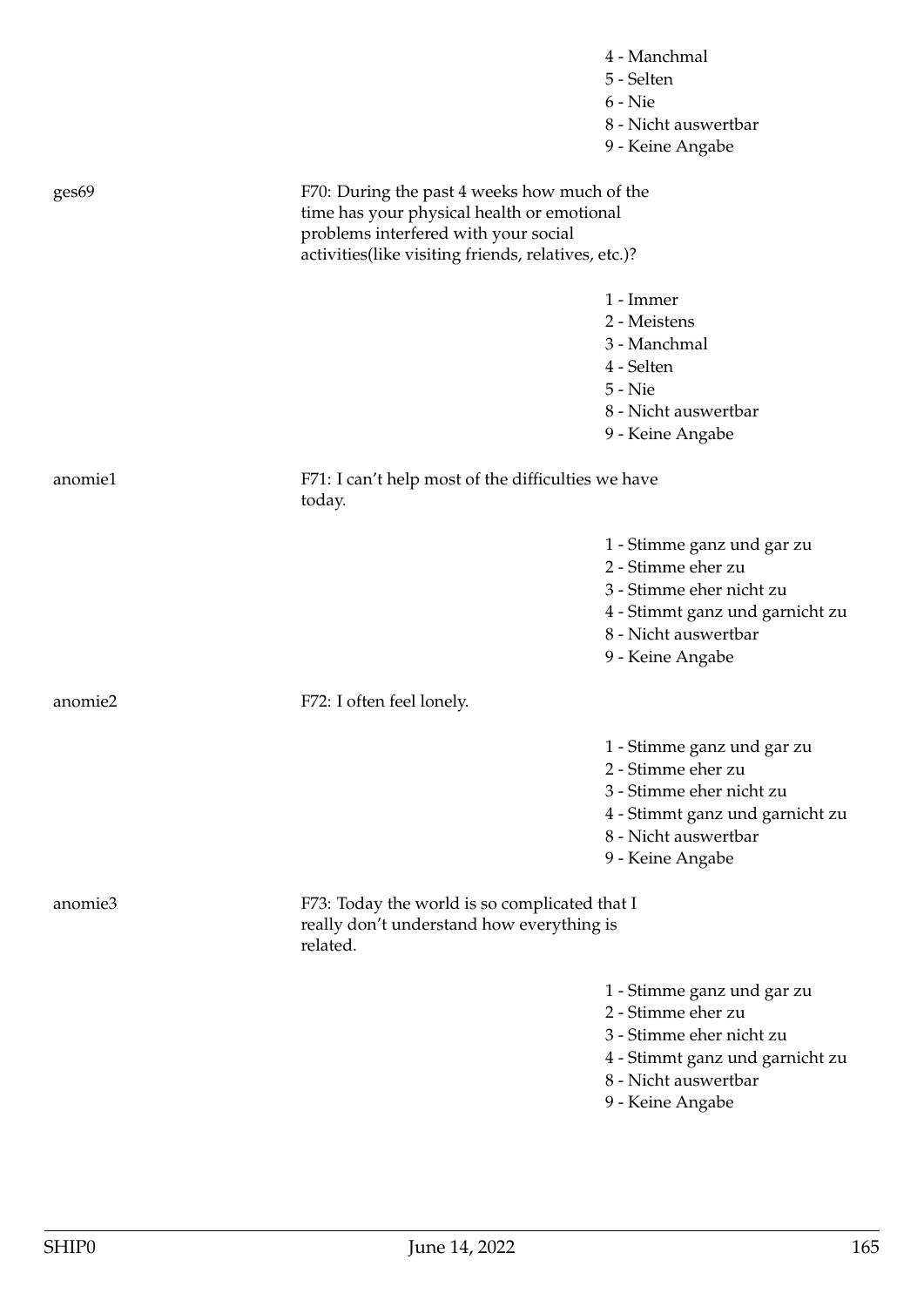4 - Manchmal
5 - Selten
6 - Nie
8 - Nicht auswertbar
9 - Keine Angabe

ges69

F70: During the past 4 weeks how much of the time has your physical health or emotional problems interfered with your social activities(like visiting friends, relatives, etc.)?

1 - Immer
2 - Meistens
3 - Manchmal
4 - Selten
5 - Nie
8 - Nicht auswertbar
9 - Keine Angabe

anomie1

F71: I can't help most of the difficulties we have today.

1 - Stimme ganz und gar zu
2 - Stimme eher zu
3 - Stimme eher nicht zu
4 - Stimmt ganz und garnicht zu
8 - Nicht auswertbar
9 - Keine Angabe

anomie2

F72: I often feel lonely.

1 - Stimme ganz und gar zu
2 - Stimme eher zu
3 - Stimme eher nicht zu
4 - Stimmt ganz und garnicht zu
8 - Nicht auswertbar
9 - Keine Angabe

anomie3

F73: Today the world is so complicated that I really don't understand how everything is related.

1 - Stimme ganz und gar zu
2 - Stimme eher zu
3 - Stimme eher nicht zu
4 - Stimmt ganz und garnicht zu
8 - Nicht auswertbar
9 - Keine Angabe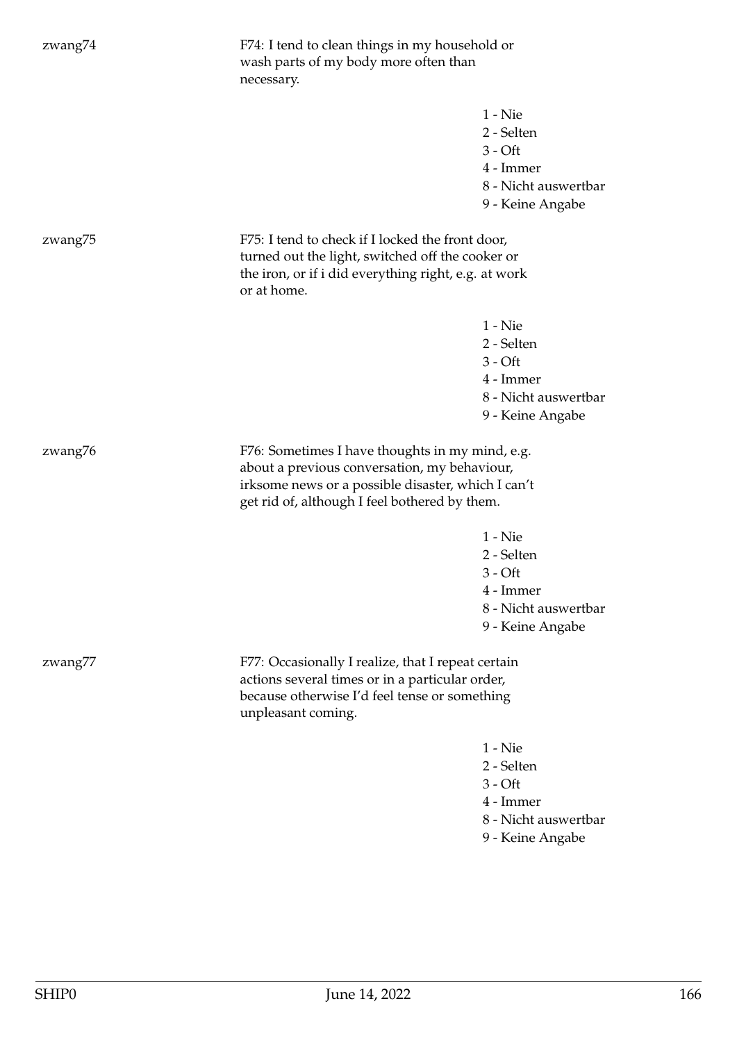zwang74

F74: I tend to clean things in my household or wash parts of my body more often than necessary.

1 - Nie
2 - Selten
3 - Oft
4 - Immer
8 - Nicht auswertbar
9 - Keine Angabe

zwang75

F75: I tend to check if I locked the front door, turned out the light, switched off the cooker or the iron, or if i did everything right, e.g. at work or at home.

1 - Nie
2 - Selten
3 - Oft
4 - Immer
8 - Nicht auswertbar
9 - Keine Angabe

zwang76

F76: Sometimes I have thoughts in my mind, e.g. about a previous conversation, my behaviour, irksome news or a possible disaster, which I can't get rid of, although I feel bothered by them.

1 - Nie
2 - Selten
3 - Oft
4 - Immer
8 - Nicht auswertbar
9 - Keine Angabe

zwang77

F77: Occasionally I realize, that I repeat certain actions several times or in a particular order, because otherwise I'd feel tense or something unpleasant coming.

1 - Nie
2 - Selten
3 - Oft
4 - Immer
8 - Nicht auswertbar
9 - Keine Angabe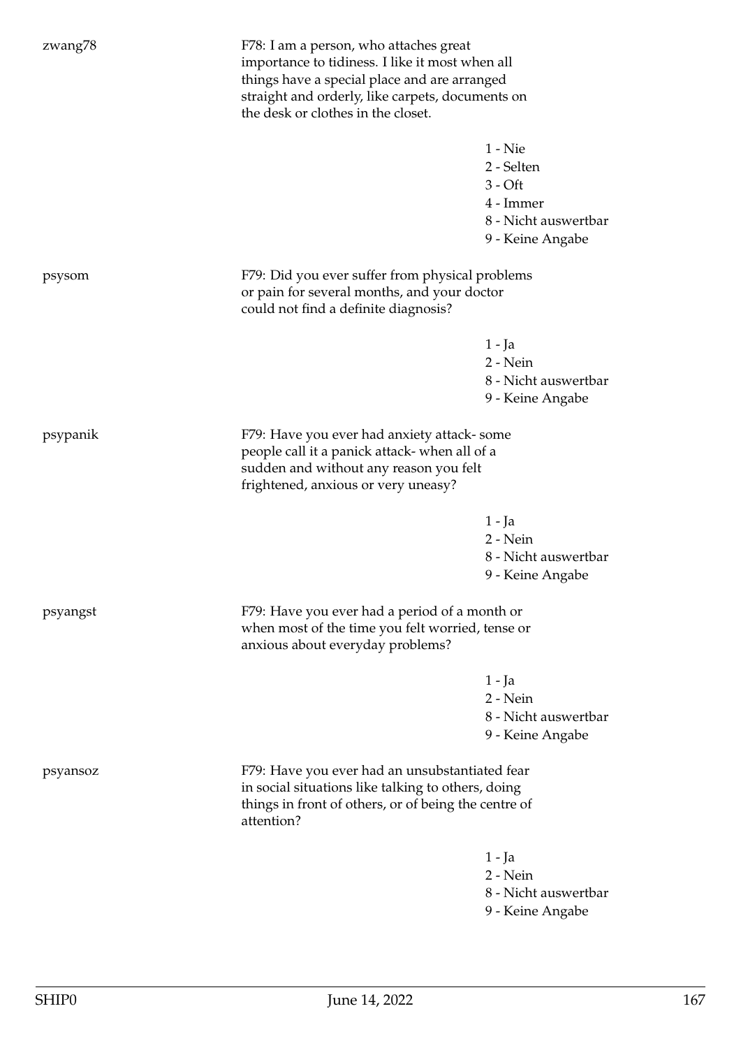zwang78

F78: I am a person, who attaches great importance to tidiness. I like it most when all things have a special place and are arranged straight and orderly, like carpets, documents on the desk or clothes in the closet.

1 - Nie
2 - Selten
3 - Oft
4 - Immer
8 - Nicht auswertbar
9 - Keine Angabe

psysom

F79: Did you ever suffer from physical problems or pain for several months, and your doctor could not find a definite diagnosis?

1 - Ja
2 - Nein
8 - Nicht auswertbar
9 - Keine Angabe

psypanik

F79: Have you ever had anxiety attack- some people call it a panick attack- when all of a sudden and without any reason you felt frightened, anxious or very uneasy?

1 - Ja
2 - Nein
8 - Nicht auswertbar
9 - Keine Angabe

psyangst

F79: Have you ever had a period of a month or when most of the time you felt worried, tense or anxious about everyday problems?

1 - Ja
2 - Nein
8 - Nicht auswertbar
9 - Keine Angabe

psyansoz

F79: Have you ever had an unsubstantiated fear in social situations like talking to others, doing things in front of others, or of being the centre of attention?

1 - Ja
2 - Nein
8 - Nicht auswertbar
9 - Keine Angabe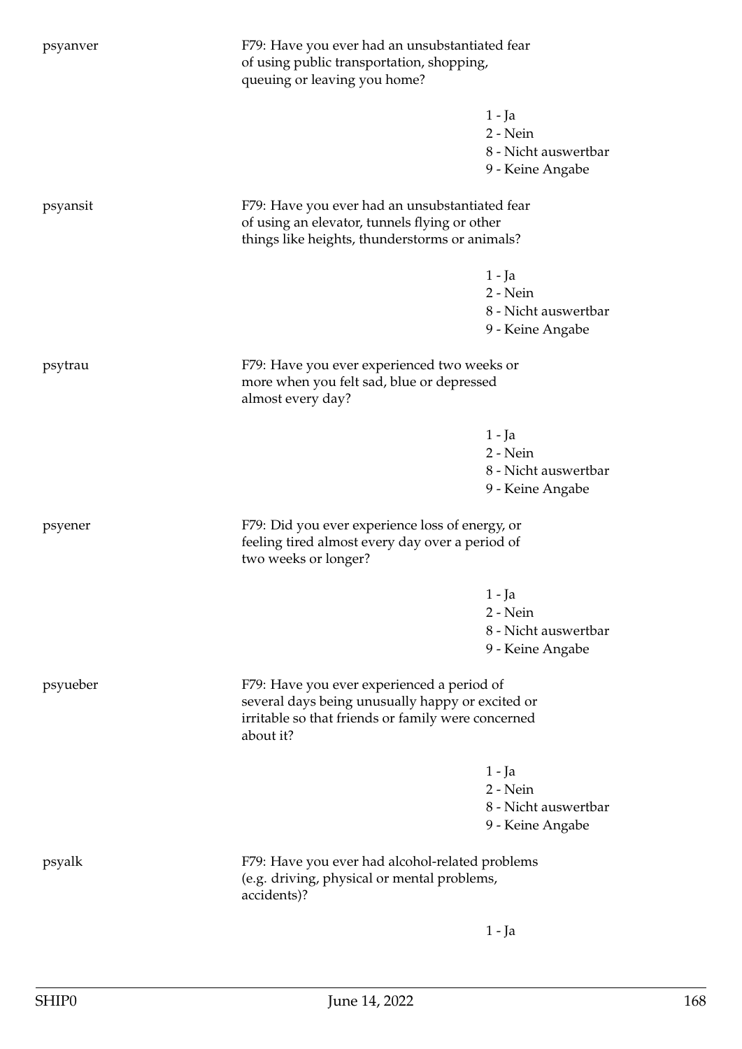psyanver

F79: Have you ever had an unsubstantiated fear of using public transportation, shopping, queuing or leaving you home?

1 - Ja
2 - Nein
8 - Nicht auswertbar
9 - Keine Angabe

psyansit

F79: Have you ever had an unsubstantiated fear of using an elevator, tunnels flying or other things like heights, thunderstorms or animals?

1 - Ja
2 - Nein
8 - Nicht auswertbar
9 - Keine Angabe

psytrau

F79: Have you ever experienced two weeks or more when you felt sad, blue or depressed almost every day?

1 - Ja
2 - Nein
8 - Nicht auswertbar
9 - Keine Angabe

psyener

F79: Did you ever experience loss of energy, or feeling tired almost every day over a period of two weeks or longer?

1 - Ja
2 - Nein
8 - Nicht auswertbar
9 - Keine Angabe

psyueber

F79: Have you ever experienced a period of several days being unusually happy or excited or irritable so that friends or family were concerned about it?

1 - Ja
2 - Nein
8 - Nicht auswertbar
9 - Keine Angabe

psyalk

F79: Have you ever had alcohol-related problems (e.g. driving, physical or mental problems, accidents)?

1 - Ja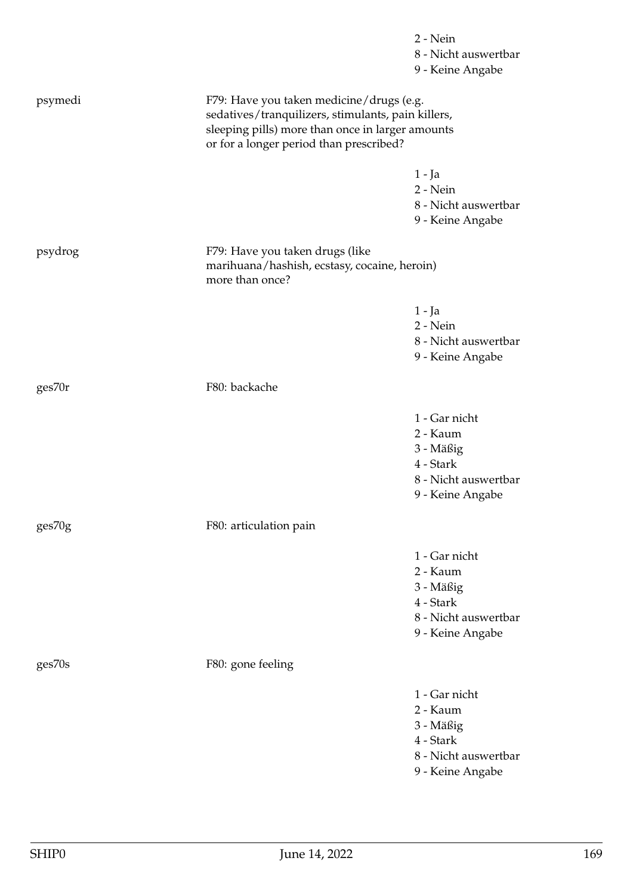2 - Nein
8 - Nicht auswertbar
9 - Keine Angabe

psymedi — F79: Have you taken medicine/drugs (e.g. sedatives/tranquilizers, stimulants, pain killers, sleeping pills) more than once in larger amounts or for a longer period than prescribed?

1 - Ja
2 - Nein
8 - Nicht auswertbar
9 - Keine Angabe

psydrog — F79: Have you taken drugs (like marihuana/hashish, ecstasy, cocaine, heroin) more than once?

1 - Ja
2 - Nein
8 - Nicht auswertbar
9 - Keine Angabe

ges70r — F80: backache

1 - Gar nicht
2 - Kaum
3 - Mäßig
4 - Stark
8 - Nicht auswertbar
9 - Keine Angabe

ges70g — F80: articulation pain

1 - Gar nicht
2 - Kaum
3 - Mäßig
4 - Stark
8 - Nicht auswertbar
9 - Keine Angabe

ges70s — F80: gone feeling

1 - Gar nicht
2 - Kaum
3 - Mäßig
4 - Stark
8 - Nicht auswertbar
9 - Keine Angabe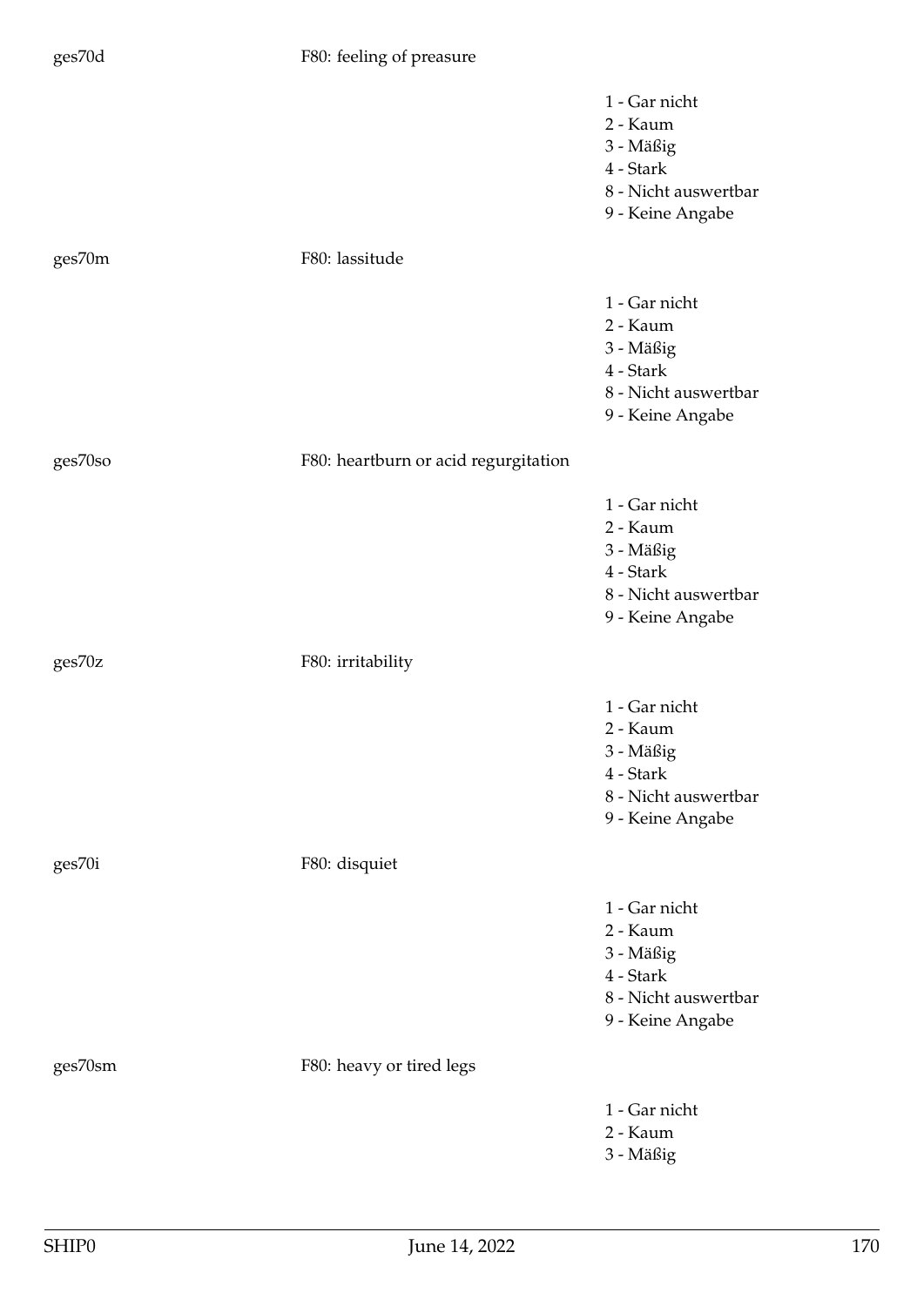ges70d F80: feeling of preasure

- 1 - Gar nicht
- 2 - Kaum
- 3 - Mäßig
- 4 - Stark
- 8 - Nicht auswertbar
- 9 - Keine Angabe

ges70m F80: lassitude

- 1 - Gar nicht
- 2 - Kaum
- 3 - Mäßig
- 4 - Stark
- 8 - Nicht auswertbar
- 9 - Keine Angabe

ges70so F80: heartburn or acid regurgitation

- 1 - Gar nicht
- 2 - Kaum
- 3 - Mäßig
- 4 - Stark
- 8 - Nicht auswertbar
- 9 - Keine Angabe

ges70z F80: irritability

- 1 - Gar nicht
- 2 - Kaum
- 3 - Mäßig
- 4 - Stark
- 8 - Nicht auswertbar
- 9 - Keine Angabe

ges70i F80: disquiet

- 1 - Gar nicht
- 2 - Kaum
- 3 - Mäßig
- 4 - Stark
- 8 - Nicht auswertbar
- 9 - Keine Angabe

ges70sm F80: heavy or tired legs

- 1 - Gar nicht
- 2 - Kaum
- 3 - Mäßig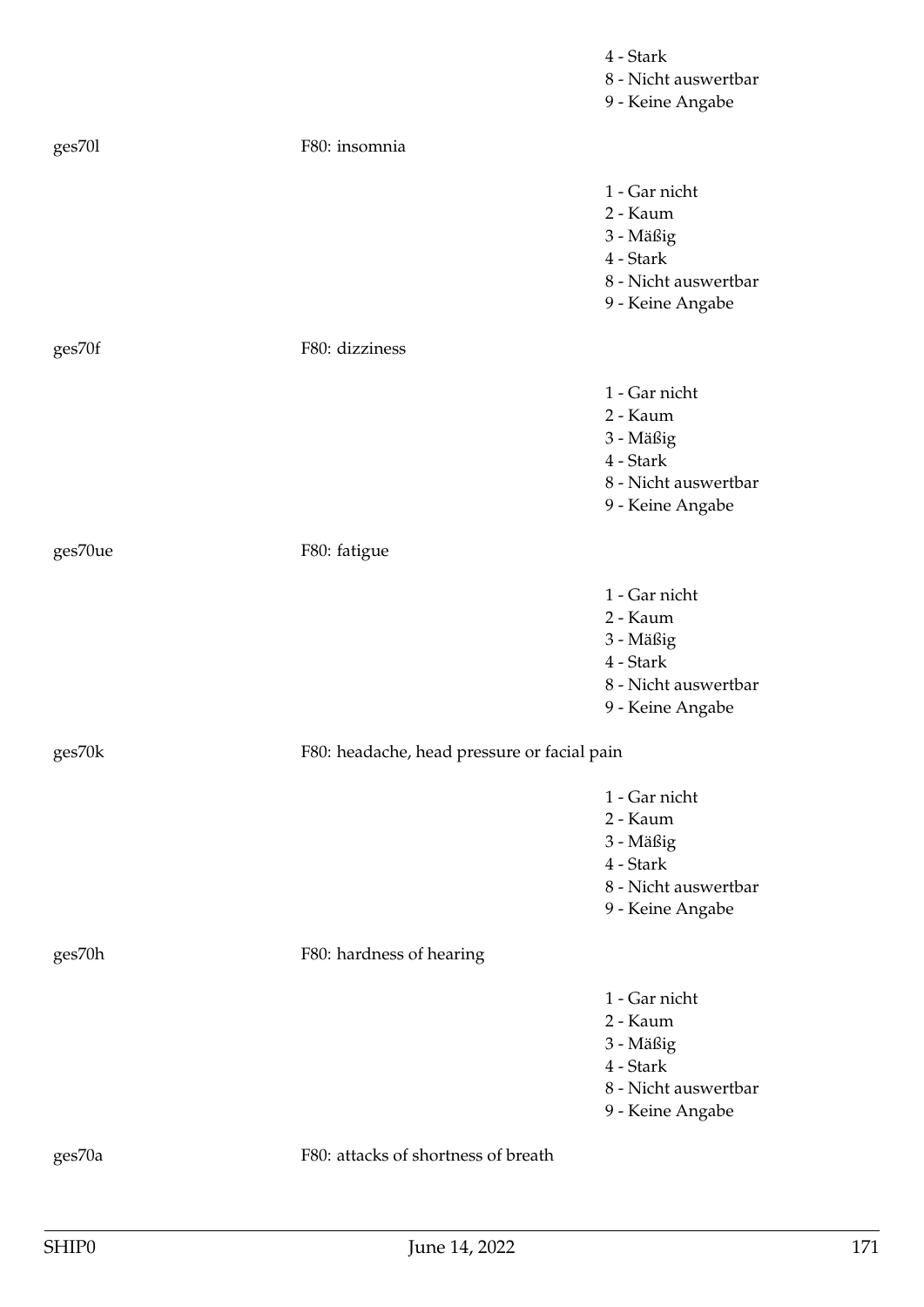4 - Stark
8 - Nicht auswertbar
9 - Keine Angabe

ges70l F80: insomnia

1 - Gar nicht
2 - Kaum
3 - Mäßig
4 - Stark
8 - Nicht auswertbar
9 - Keine Angabe

ges70f F80: dizziness

1 - Gar nicht
2 - Kaum
3 - Mäßig
4 - Stark
8 - Nicht auswertbar
9 - Keine Angabe

ges70ue F80: fatigue

1 - Gar nicht
2 - Kaum
3 - Mäßig
4 - Stark
8 - Nicht auswertbar
9 - Keine Angabe

ges70k F80: headache, head pressure or facial pain

1 - Gar nicht
2 - Kaum
3 - Mäßig
4 - Stark
8 - Nicht auswertbar
9 - Keine Angabe

ges70h F80: hardness of hearing

1 - Gar nicht
2 - Kaum
3 - Mäßig
4 - Stark
8 - Nicht auswertbar
9 - Keine Angabe

ges70a F80: attacks of shortness of breath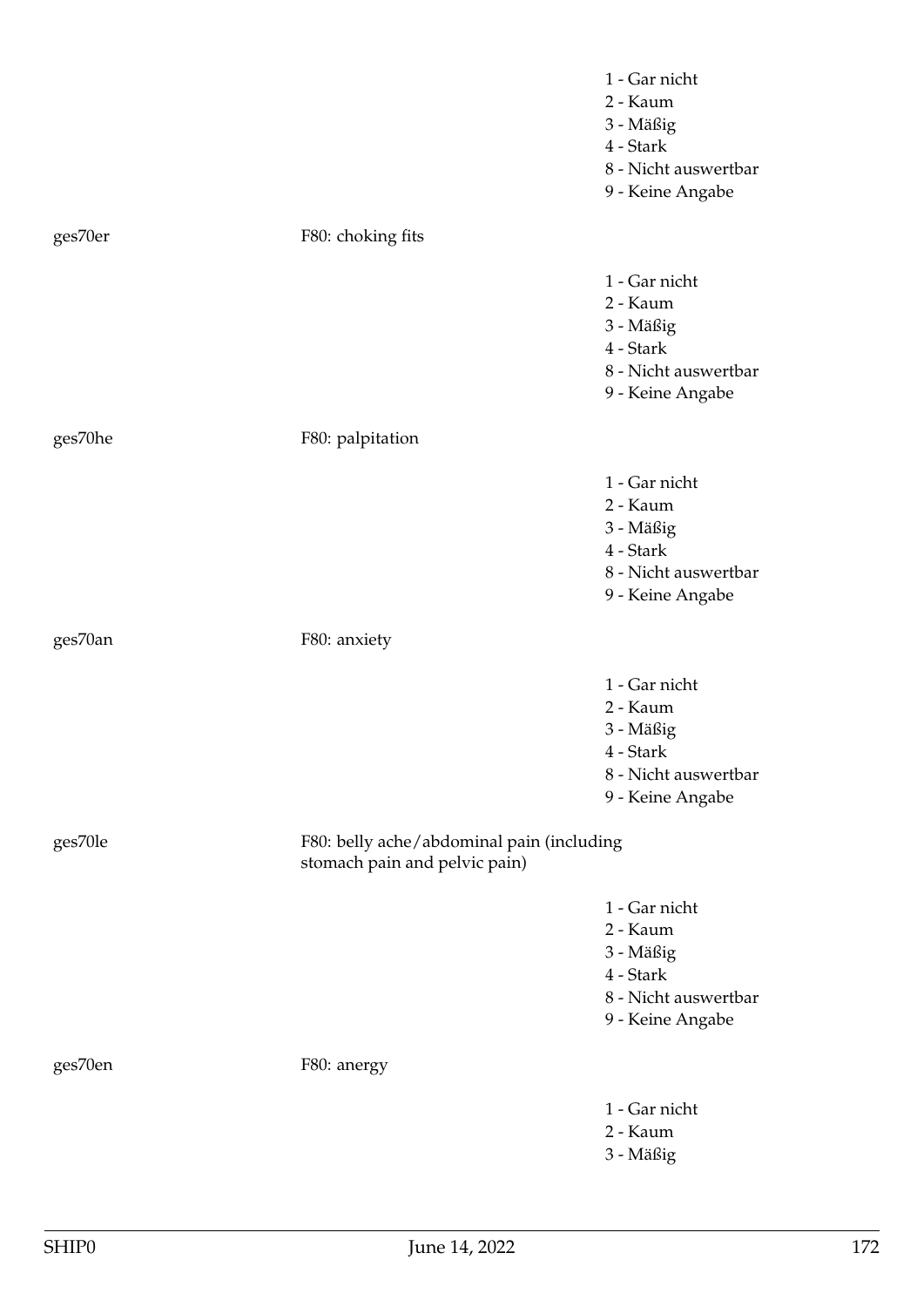1 - Gar nicht
2 - Kaum
3 - Mäßig
4 - Stark
8 - Nicht auswertbar
9 - Keine Angabe

ges70er F80: choking fits

1 - Gar nicht
2 - Kaum
3 - Mäßig
4 - Stark
8 - Nicht auswertbar
9 - Keine Angabe

ges70he F80: palpitation

1 - Gar nicht
2 - Kaum
3 - Mäßig
4 - Stark
8 - Nicht auswertbar
9 - Keine Angabe

ges70an F80: anxiety

1 - Gar nicht
2 - Kaum
3 - Mäßig
4 - Stark
8 - Nicht auswertbar
9 - Keine Angabe

ges70le F80: belly ache/abdominal pain (including stomach pain and pelvic pain)

1 - Gar nicht
2 - Kaum
3 - Mäßig
4 - Stark
8 - Nicht auswertbar
9 - Keine Angabe

ges70en F80: anergy

1 - Gar nicht
2 - Kaum
3 - Mäßig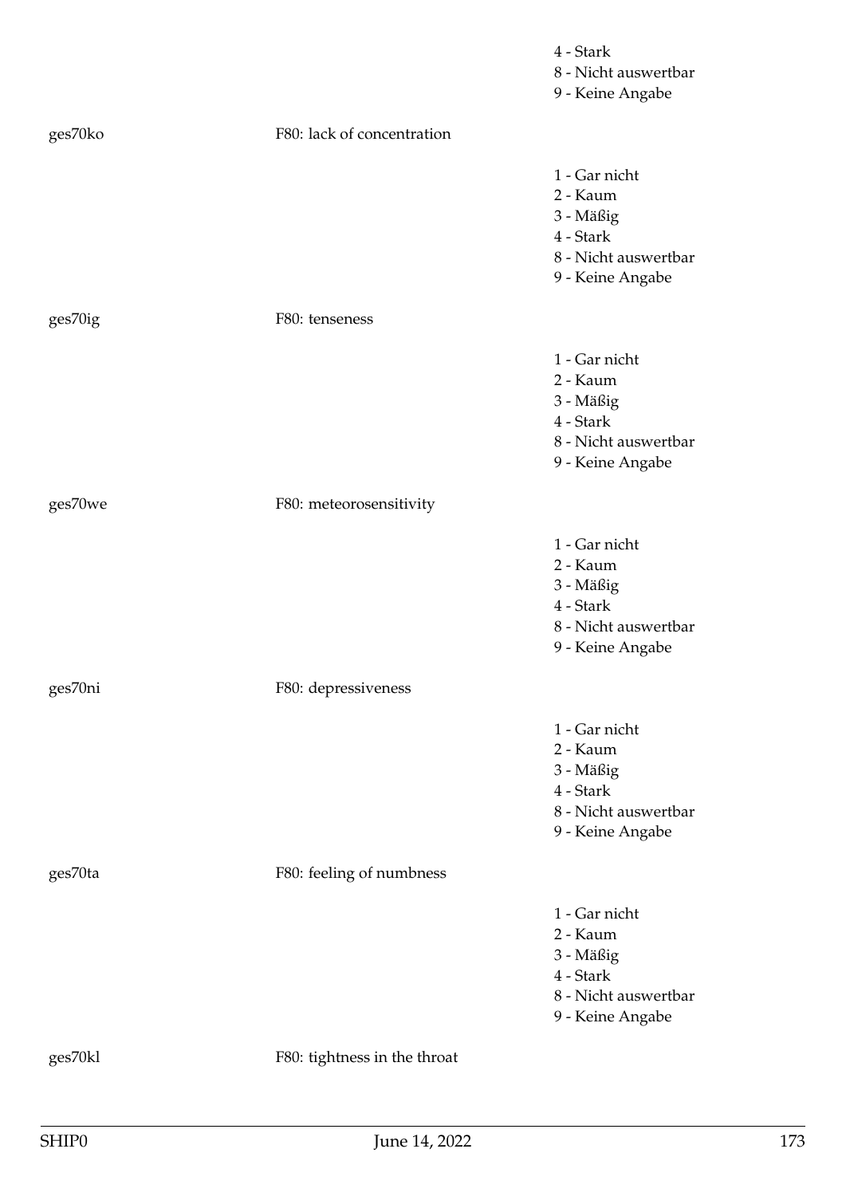4 - Stark
8 - Nicht auswertbar
9 - Keine Angabe

ges70ko F80: lack of concentration

1 - Gar nicht
2 - Kaum
3 - Mäßig
4 - Stark
8 - Nicht auswertbar
9 - Keine Angabe

ges70ig F80: tenseness

1 - Gar nicht
2 - Kaum
3 - Mäßig
4 - Stark
8 - Nicht auswertbar
9 - Keine Angabe

ges70we F80: meteorosensitivity

1 - Gar nicht
2 - Kaum
3 - Mäßig
4 - Stark
8 - Nicht auswertbar
9 - Keine Angabe

ges70ni F80: depressiveness

1 - Gar nicht
2 - Kaum
3 - Mäßig
4 - Stark
8 - Nicht auswertbar
9 - Keine Angabe

ges70ta F80: feeling of numbness

1 - Gar nicht
2 - Kaum
3 - Mäßig
4 - Stark
8 - Nicht auswertbar
9 - Keine Angabe

ges70kl F80: tightness in the throat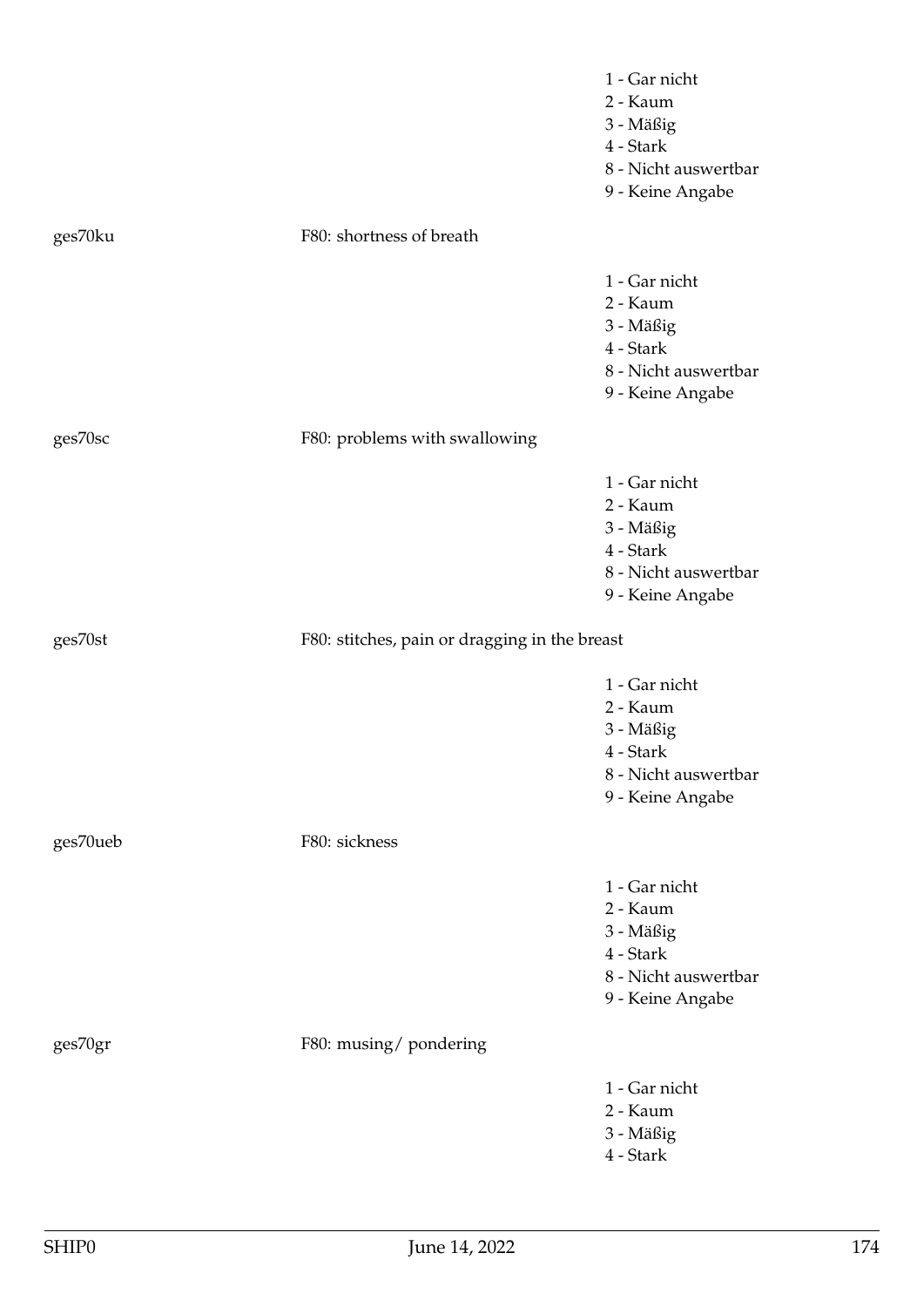1 - Gar nicht
2 - Kaum
3 - Mäßig
4 - Stark
8 - Nicht auswertbar
9 - Keine Angabe

ges70ku F80: shortness of breath

1 - Gar nicht
2 - Kaum
3 - Mäßig
4 - Stark
8 - Nicht auswertbar
9 - Keine Angabe

ges70sc F80: problems with swallowing

1 - Gar nicht
2 - Kaum
3 - Mäßig
4 - Stark
8 - Nicht auswertbar
9 - Keine Angabe

ges70st F80: stitches, pain or dragging in the breast

1 - Gar nicht
2 - Kaum
3 - Mäßig
4 - Stark
8 - Nicht auswertbar
9 - Keine Angabe

ges70ueb F80: sickness

1 - Gar nicht
2 - Kaum
3 - Mäßig
4 - Stark
8 - Nicht auswertbar
9 - Keine Angabe

ges70gr F80: musing/ pondering

1 - Gar nicht
2 - Kaum
3 - Mäßig
4 - Stark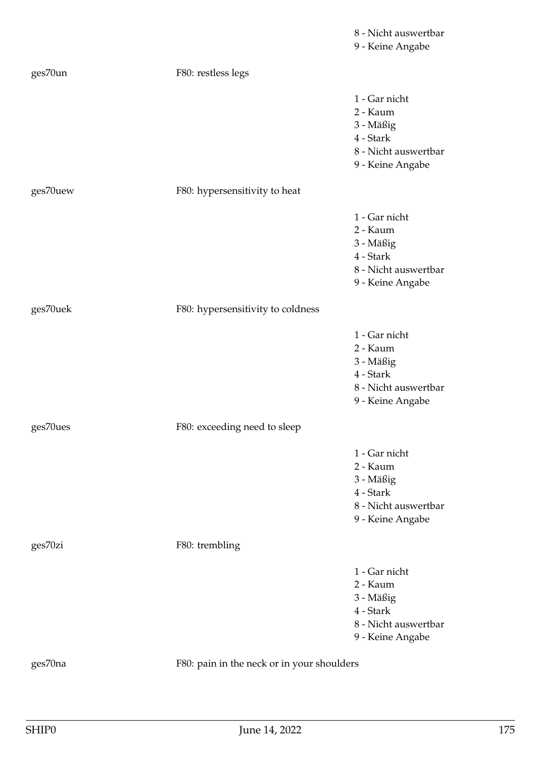8 - Nicht auswertbar
9 - Keine Angabe

ges70un F80: restless legs

1 - Gar nicht
2 - Kaum
3 - Mäßig
4 - Stark
8 - Nicht auswertbar
9 - Keine Angabe

ges70uew F80: hypersensitivity to heat

1 - Gar nicht
2 - Kaum
3 - Mäßig
4 - Stark
8 - Nicht auswertbar
9 - Keine Angabe

ges70uek F80: hypersensitivity to coldness

1 - Gar nicht
2 - Kaum
3 - Mäßig
4 - Stark
8 - Nicht auswertbar
9 - Keine Angabe

ges70ues F80: exceeding need to sleep

1 - Gar nicht
2 - Kaum
3 - Mäßig
4 - Stark
8 - Nicht auswertbar
9 - Keine Angabe

ges70zi F80: trembling

1 - Gar nicht
2 - Kaum
3 - Mäßig
4 - Stark
8 - Nicht auswertbar
9 - Keine Angabe

ges70na F80: pain in the neck or in your shoulders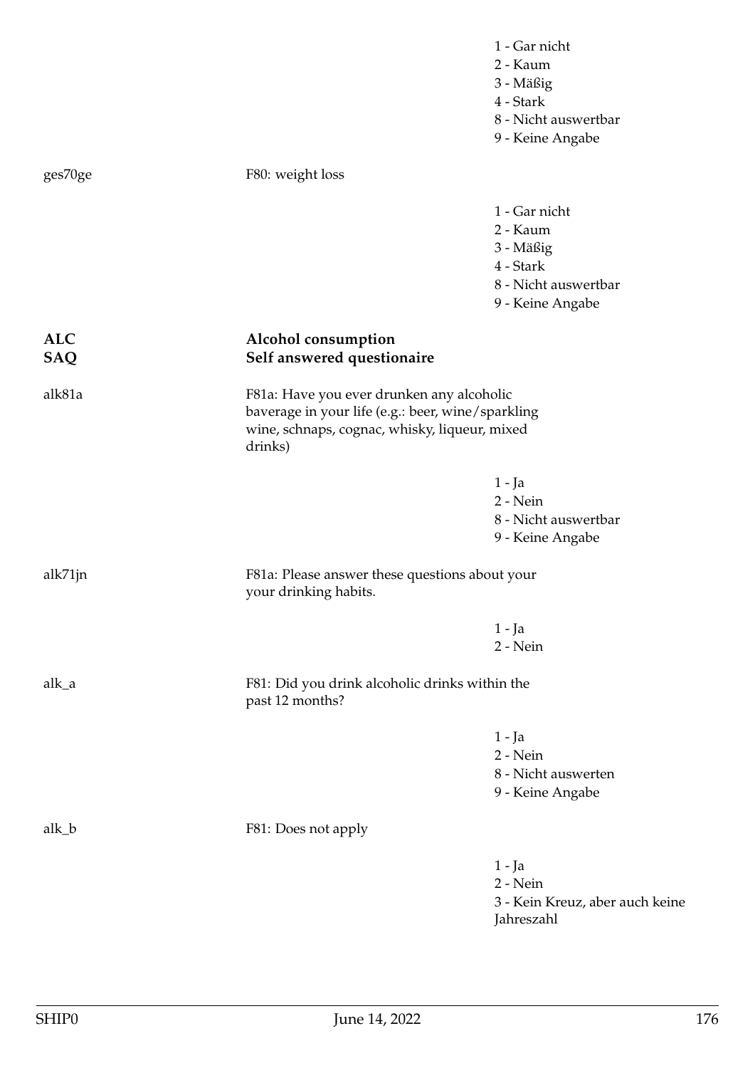1 - Gar nicht
2 - Kaum
3 - Mäßig
4 - Stark
8 - Nicht auswertbar
9 - Keine Angabe

ges70ge F80: weight loss

1 - Gar nicht
2 - Kaum
3 - Mäßig
4 - Stark
8 - Nicht auswertbar
9 - Keine Angabe

## ALC Alcohol consumption
## SAQ Self answered questionaire

alk81a F81a: Have you ever drunken any alcoholic baverage in your life (e.g.: beer, wine/sparkling wine, schnaps, cognac, whisky, liqueur, mixed drinks)

1 - Ja
2 - Nein
8 - Nicht auswertbar
9 - Keine Angabe

alk71jn F81a: Please answer these questions about your your drinking habits.

1 - Ja
2 - Nein

alk_a F81: Did you drink alcoholic drinks within the past 12 months?

1 - Ja
2 - Nein
8 - Nicht auswerten
9 - Keine Angabe

alk_b F81: Does not apply

1 - Ja
2 - Nein
3 - Kein Kreuz, aber auch keine Jahreszahl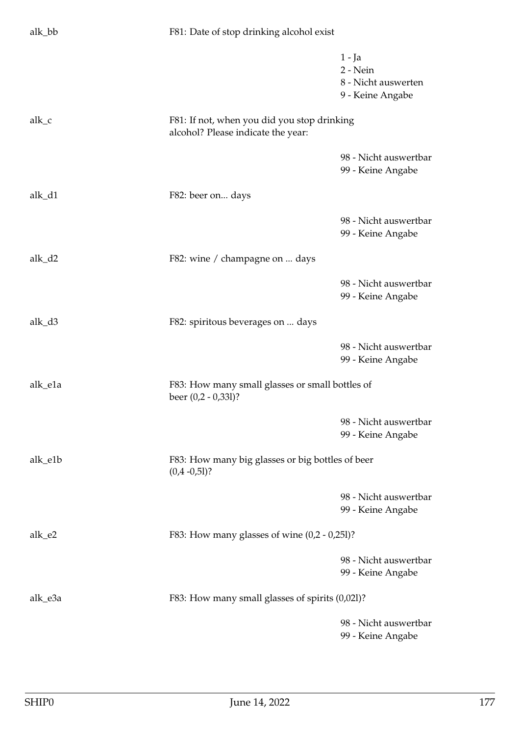alk_bb F81: Date of stop drinking alcohol exist

1 - Ja
2 - Nein
8 - Nicht auswerten
9 - Keine Angabe

alk_c F81: If not, when you did you stop drinking alcohol? Please indicate the year:

98 - Nicht auswertbar
99 - Keine Angabe

alk_d1 F82: beer on... days

98 - Nicht auswertbar
99 - Keine Angabe

alk_d2 F82: wine / champagne on ... days

98 - Nicht auswertbar
99 - Keine Angabe

alk_d3 F82: spiritous beverages on ... days

98 - Nicht auswertbar
99 - Keine Angabe

alk_e1a F83: How many small glasses or small bottles of beer (0,2 - 0,33l)?

98 - Nicht auswertbar
99 - Keine Angabe

alk_e1b F83: How many big glasses or big bottles of beer (0,4 -0,5l)?

98 - Nicht auswertbar
99 - Keine Angabe

alk_e2 F83: How many glasses of wine (0,2 - 0,25l)?

98 - Nicht auswertbar
99 - Keine Angabe

alk_e3a F83: How many small glasses of spirits (0,02l)?

98 - Nicht auswertbar
99 - Keine Angabe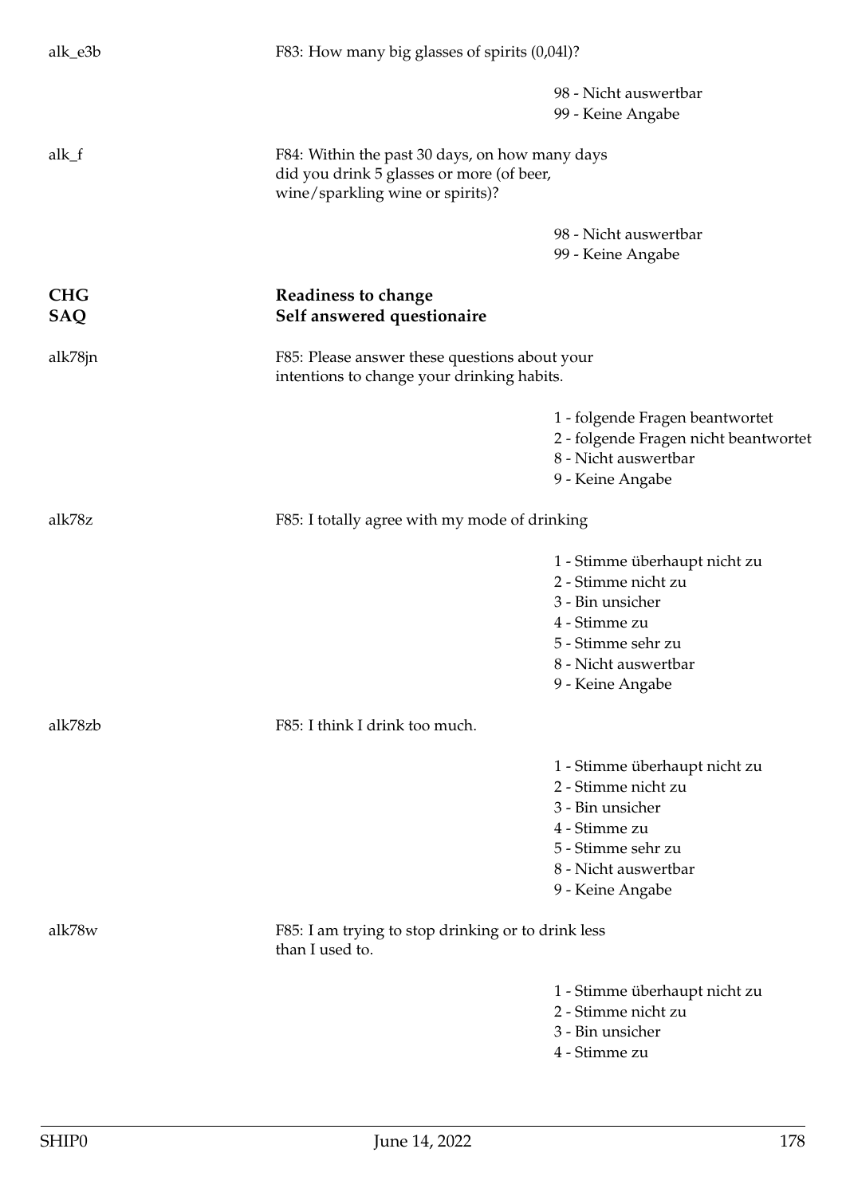alk_e3b

F83: How many big glasses of spirits (0,04l)?

- 98 - Nicht auswertbar
- 99 - Keine Angabe

alk_f

F84: Within the past 30 days, on how many days did you drink 5 glasses or more (of beer, wine/sparkling wine or spirits)?

- 98 - Nicht auswertbar
- 99 - Keine Angabe

## CHG SAQ — Readiness to change — Self answered questionaire

alk78jn

F85: Please answer these questions about your intentions to change your drinking habits.

- 1 - folgende Fragen beantwortet
- 2 - folgende Fragen nicht beantwortet
- 8 - Nicht auswertbar
- 9 - Keine Angabe

alk78z

F85: I totally agree with my mode of drinking

- 1 - Stimme überhaupt nicht zu
- 2 - Stimme nicht zu
- 3 - Bin unsicher
- 4 - Stimme zu
- 5 - Stimme sehr zu
- 8 - Nicht auswertbar
- 9 - Keine Angabe

alk78zb

F85: I think I drink too much.

- 1 - Stimme überhaupt nicht zu
- 2 - Stimme nicht zu
- 3 - Bin unsicher
- 4 - Stimme zu
- 5 - Stimme sehr zu
- 8 - Nicht auswertbar
- 9 - Keine Angabe

alk78w

F85: I am trying to stop drinking or to drink less than I used to.

- 1 - Stimme überhaupt nicht zu
- 2 - Stimme nicht zu
- 3 - Bin unsicher
- 4 - Stimme zu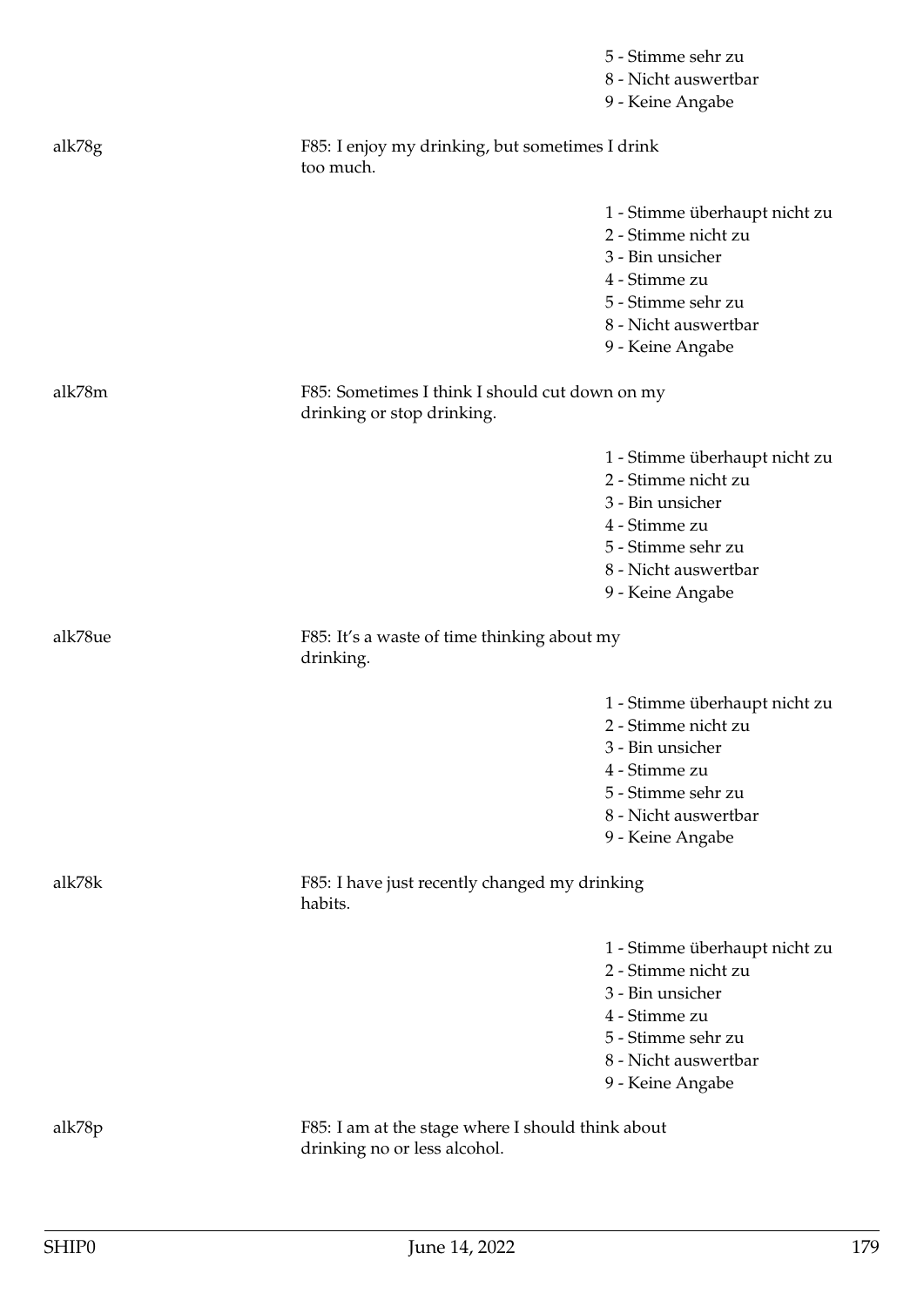5 - Stimme sehr zu
8 - Nicht auswertbar
9 - Keine Angabe

alk78g

F85: I enjoy my drinking, but sometimes I drink too much.

1 - Stimme überhaupt nicht zu
2 - Stimme nicht zu
3 - Bin unsicher
4 - Stimme zu
5 - Stimme sehr zu
8 - Nicht auswertbar
9 - Keine Angabe

alk78m

F85: Sometimes I think I should cut down on my drinking or stop drinking.

1 - Stimme überhaupt nicht zu
2 - Stimme nicht zu
3 - Bin unsicher
4 - Stimme zu
5 - Stimme sehr zu
8 - Nicht auswertbar
9 - Keine Angabe

alk78ue

F85: It's a waste of time thinking about my drinking.

1 - Stimme überhaupt nicht zu
2 - Stimme nicht zu
3 - Bin unsicher
4 - Stimme zu
5 - Stimme sehr zu
8 - Nicht auswertbar
9 - Keine Angabe

alk78k

F85: I have just recently changed my drinking habits.

1 - Stimme überhaupt nicht zu
2 - Stimme nicht zu
3 - Bin unsicher
4 - Stimme zu
5 - Stimme sehr zu
8 - Nicht auswertbar
9 - Keine Angabe

alk78p

F85: I am at the stage where I should think about drinking no or less alcohol.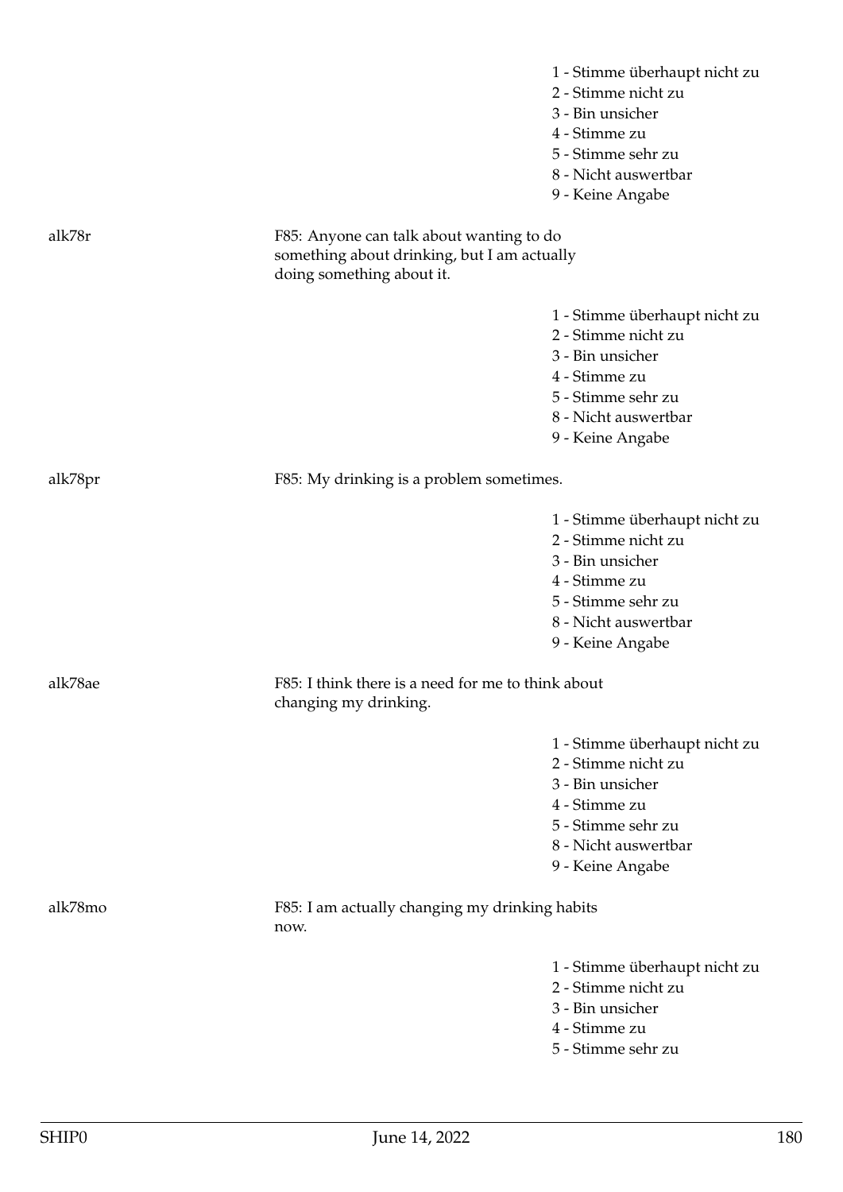1 - Stimme überhaupt nicht zu
2 - Stimme nicht zu
3 - Bin unsicher
4 - Stimme zu
5 - Stimme sehr zu
8 - Nicht auswertbar
9 - Keine Angabe

alk78r

F85: Anyone can talk about wanting to do something about drinking, but I am actually doing something about it.

1 - Stimme überhaupt nicht zu
2 - Stimme nicht zu
3 - Bin unsicher
4 - Stimme zu
5 - Stimme sehr zu
8 - Nicht auswertbar
9 - Keine Angabe

alk78pr

F85: My drinking is a problem sometimes.

1 - Stimme überhaupt nicht zu
2 - Stimme nicht zu
3 - Bin unsicher
4 - Stimme zu
5 - Stimme sehr zu
8 - Nicht auswertbar
9 - Keine Angabe

alk78ae

F85: I think there is a need for me to think about changing my drinking.

1 - Stimme überhaupt nicht zu
2 - Stimme nicht zu
3 - Bin unsicher
4 - Stimme zu
5 - Stimme sehr zu
8 - Nicht auswertbar
9 - Keine Angabe

alk78mo

F85: I am actually changing my drinking habits now.

1 - Stimme überhaupt nicht zu
2 - Stimme nicht zu
3 - Bin unsicher
4 - Stimme zu
5 - Stimme sehr zu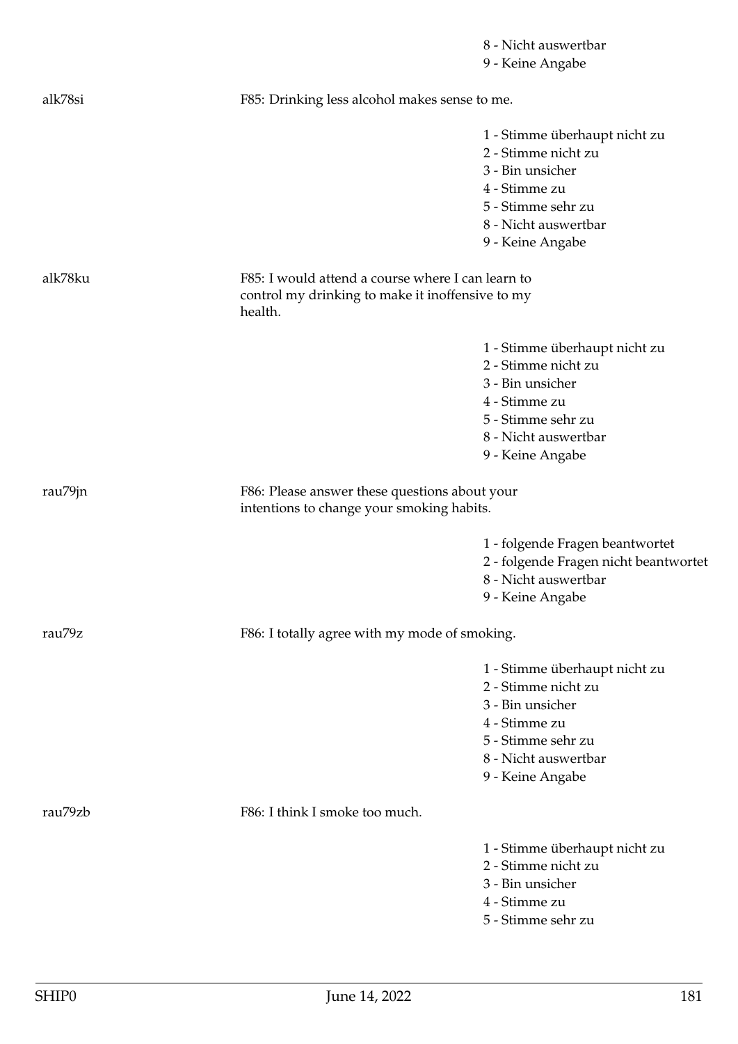8 - Nicht auswertbar
9 - Keine Angabe

alk78si

F85: Drinking less alcohol makes sense to me.

1 - Stimme überhaupt nicht zu
2 - Stimme nicht zu
3 - Bin unsicher
4 - Stimme zu
5 - Stimme sehr zu
8 - Nicht auswertbar
9 - Keine Angabe

alk78ku

F85: I would attend a course where I can learn to control my drinking to make it inoffensive to my health.

1 - Stimme überhaupt nicht zu
2 - Stimme nicht zu
3 - Bin unsicher
4 - Stimme zu
5 - Stimme sehr zu
8 - Nicht auswertbar
9 - Keine Angabe

rau79jn

F86: Please answer these questions about your intentions to change your smoking habits.

1 - folgende Fragen beantwortet
2 - folgende Fragen nicht beantwortet
8 - Nicht auswertbar
9 - Keine Angabe

rau79z

F86: I totally agree with my mode of smoking.

1 - Stimme überhaupt nicht zu
2 - Stimme nicht zu
3 - Bin unsicher
4 - Stimme zu
5 - Stimme sehr zu
8 - Nicht auswertbar
9 - Keine Angabe

rau79zb

F86: I think I smoke too much.

1 - Stimme überhaupt nicht zu
2 - Stimme nicht zu
3 - Bin unsicher
4 - Stimme zu
5 - Stimme sehr zu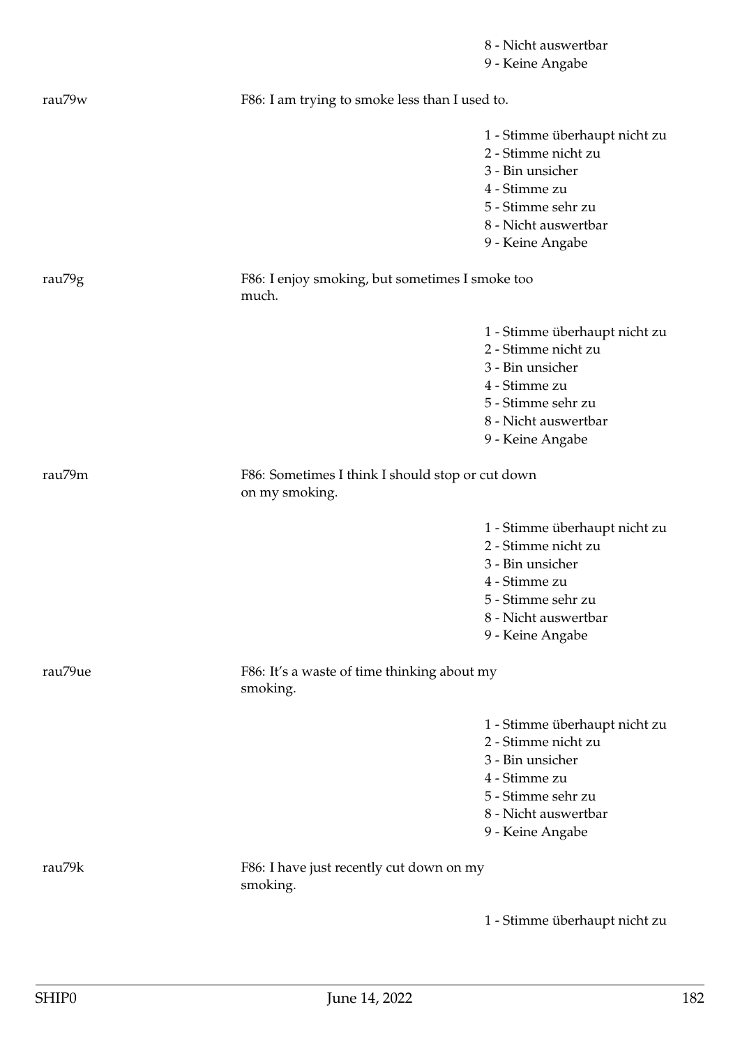8 - Nicht auswertbar
9 - Keine Angabe

| | | |
|---|---|---|
| rau79w | F86: I am trying to smoke less than I used to. | |
| | | 1 - Stimme überhaupt nicht zu<br>2 - Stimme nicht zu<br>3 - Bin unsicher<br>4 - Stimme zu<br>5 - Stimme sehr zu<br>8 - Nicht auswertbar<br>9 - Keine Angabe |
| rau79g | F86: I enjoy smoking, but sometimes I smoke too much. | |
| | | 1 - Stimme überhaupt nicht zu<br>2 - Stimme nicht zu<br>3 - Bin unsicher<br>4 - Stimme zu<br>5 - Stimme sehr zu<br>8 - Nicht auswertbar<br>9 - Keine Angabe |
| rau79m | F86: Sometimes I think I should stop or cut down on my smoking. | |
| | | 1 - Stimme überhaupt nicht zu<br>2 - Stimme nicht zu<br>3 - Bin unsicher<br>4 - Stimme zu<br>5 - Stimme sehr zu<br>8 - Nicht auswertbar<br>9 - Keine Angabe |
| rau79ue | F86: It's a waste of time thinking about my smoking. | |
| | | 1 - Stimme überhaupt nicht zu<br>2 - Stimme nicht zu<br>3 - Bin unsicher<br>4 - Stimme zu<br>5 - Stimme sehr zu<br>8 - Nicht auswertbar<br>9 - Keine Angabe |
| rau79k | F86: I have just recently cut down on my smoking. | |
| | | 1 - Stimme überhaupt nicht zu |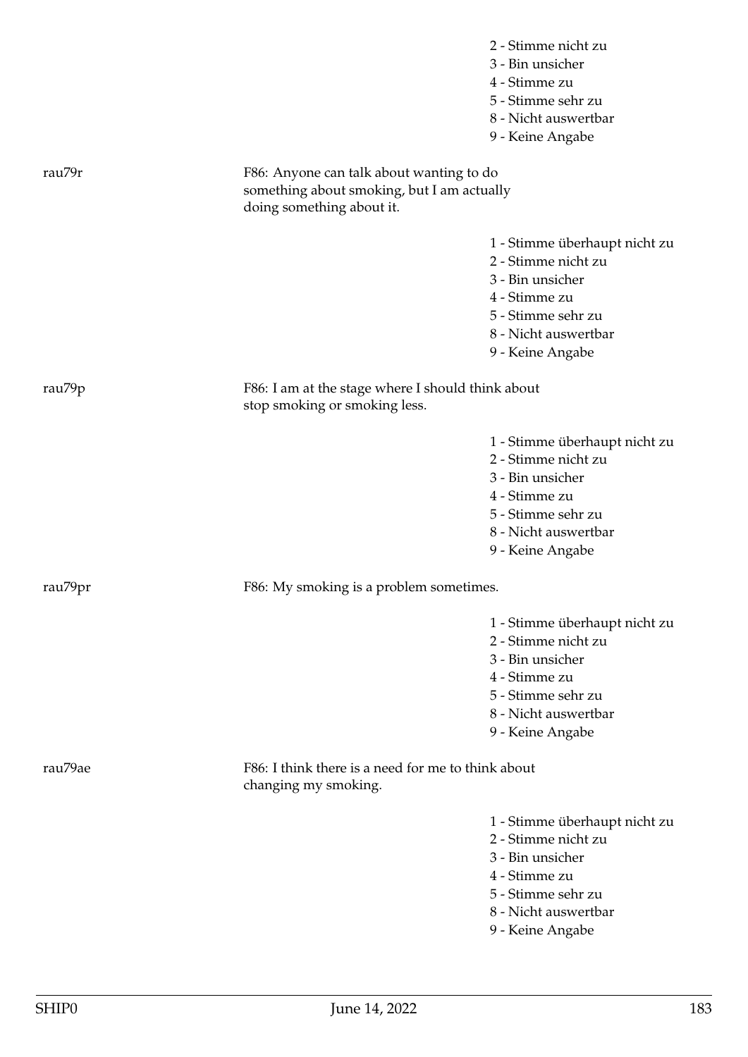2 - Stimme nicht zu
3 - Bin unsicher
4 - Stimme zu
5 - Stimme sehr zu
8 - Nicht auswertbar
9 - Keine Angabe

rau79r

F86: Anyone can talk about wanting to do something about smoking, but I am actually doing something about it.

1 - Stimme überhaupt nicht zu
2 - Stimme nicht zu
3 - Bin unsicher
4 - Stimme zu
5 - Stimme sehr zu
8 - Nicht auswertbar
9 - Keine Angabe

rau79p

F86: I am at the stage where I should think about stop smoking or smoking less.

1 - Stimme überhaupt nicht zu
2 - Stimme nicht zu
3 - Bin unsicher
4 - Stimme zu
5 - Stimme sehr zu
8 - Nicht auswertbar
9 - Keine Angabe

rau79pr

F86: My smoking is a problem sometimes.

1 - Stimme überhaupt nicht zu
2 - Stimme nicht zu
3 - Bin unsicher
4 - Stimme zu
5 - Stimme sehr zu
8 - Nicht auswertbar
9 - Keine Angabe

rau79ae

F86: I think there is a need for me to think about changing my smoking.

1 - Stimme überhaupt nicht zu
2 - Stimme nicht zu
3 - Bin unsicher
4 - Stimme zu
5 - Stimme sehr zu
8 - Nicht auswertbar
9 - Keine Angabe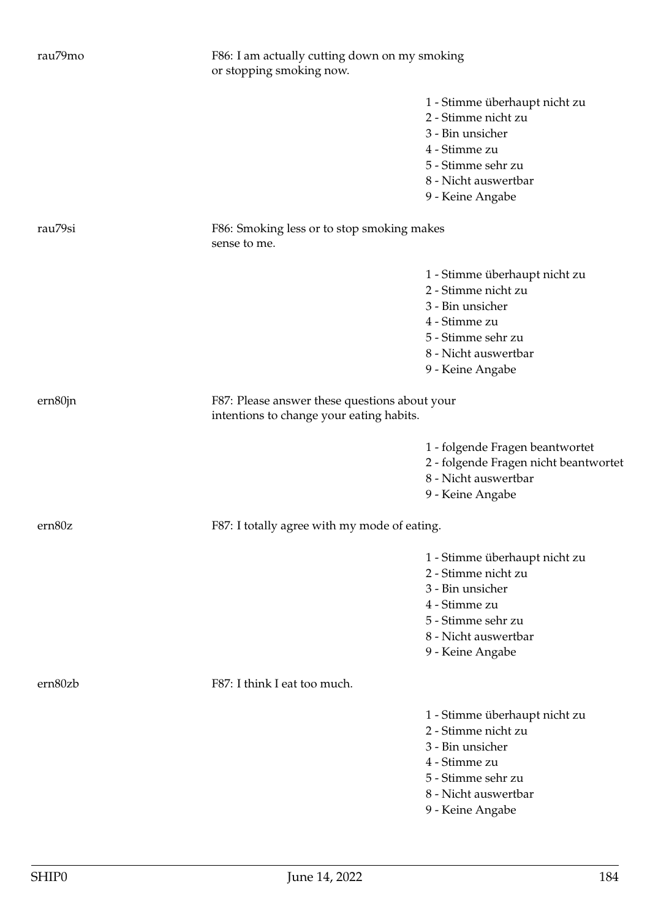rau79mo

F86: I am actually cutting down on my smoking or stopping smoking now.

- 1 - Stimme überhaupt nicht zu
- 2 - Stimme nicht zu
- 3 - Bin unsicher
- 4 - Stimme zu
- 5 - Stimme sehr zu
- 8 - Nicht auswertbar
- 9 - Keine Angabe

rau79si

F86: Smoking less or to stop smoking makes sense to me.

- 1 - Stimme überhaupt nicht zu
- 2 - Stimme nicht zu
- 3 - Bin unsicher
- 4 - Stimme zu
- 5 - Stimme sehr zu
- 8 - Nicht auswertbar
- 9 - Keine Angabe

ern80jn

F87: Please answer these questions about your intentions to change your eating habits.

- 1 - folgende Fragen beantwortet
- 2 - folgende Fragen nicht beantwortet
- 8 - Nicht auswertbar
- 9 - Keine Angabe

ern80z

F87: I totally agree with my mode of eating.

- 1 - Stimme überhaupt nicht zu
- 2 - Stimme nicht zu
- 3 - Bin unsicher
- 4 - Stimme zu
- 5 - Stimme sehr zu
- 8 - Nicht auswertbar
- 9 - Keine Angabe

ern80zb

F87: I think I eat too much.

- 1 - Stimme überhaupt nicht zu
- 2 - Stimme nicht zu
- 3 - Bin unsicher
- 4 - Stimme zu
- 5 - Stimme sehr zu
- 8 - Nicht auswertbar
- 9 - Keine Angabe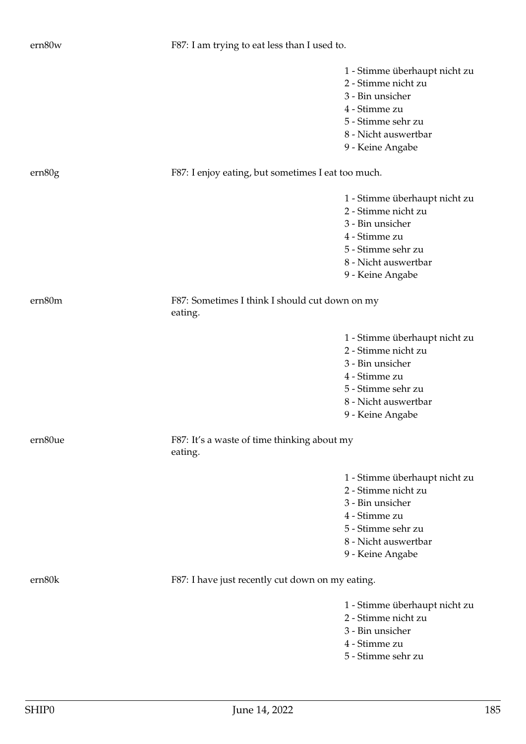ern80w

F87: I am trying to eat less than I used to.

1 - Stimme überhaupt nicht zu
2 - Stimme nicht zu
3 - Bin unsicher
4 - Stimme zu
5 - Stimme sehr zu
8 - Nicht auswertbar
9 - Keine Angabe

ern80g

F87: I enjoy eating, but sometimes I eat too much.

1 - Stimme überhaupt nicht zu
2 - Stimme nicht zu
3 - Bin unsicher
4 - Stimme zu
5 - Stimme sehr zu
8 - Nicht auswertbar
9 - Keine Angabe

ern80m

F87: Sometimes I think I should cut down on my eating.

1 - Stimme überhaupt nicht zu
2 - Stimme nicht zu
3 - Bin unsicher
4 - Stimme zu
5 - Stimme sehr zu
8 - Nicht auswertbar
9 - Keine Angabe

ern80ue

F87: It's a waste of time thinking about my eating.

1 - Stimme überhaupt nicht zu
2 - Stimme nicht zu
3 - Bin unsicher
4 - Stimme zu
5 - Stimme sehr zu
8 - Nicht auswertbar
9 - Keine Angabe

ern80k

F87: I have just recently cut down on my eating.

1 - Stimme überhaupt nicht zu
2 - Stimme nicht zu
3 - Bin unsicher
4 - Stimme zu
5 - Stimme sehr zu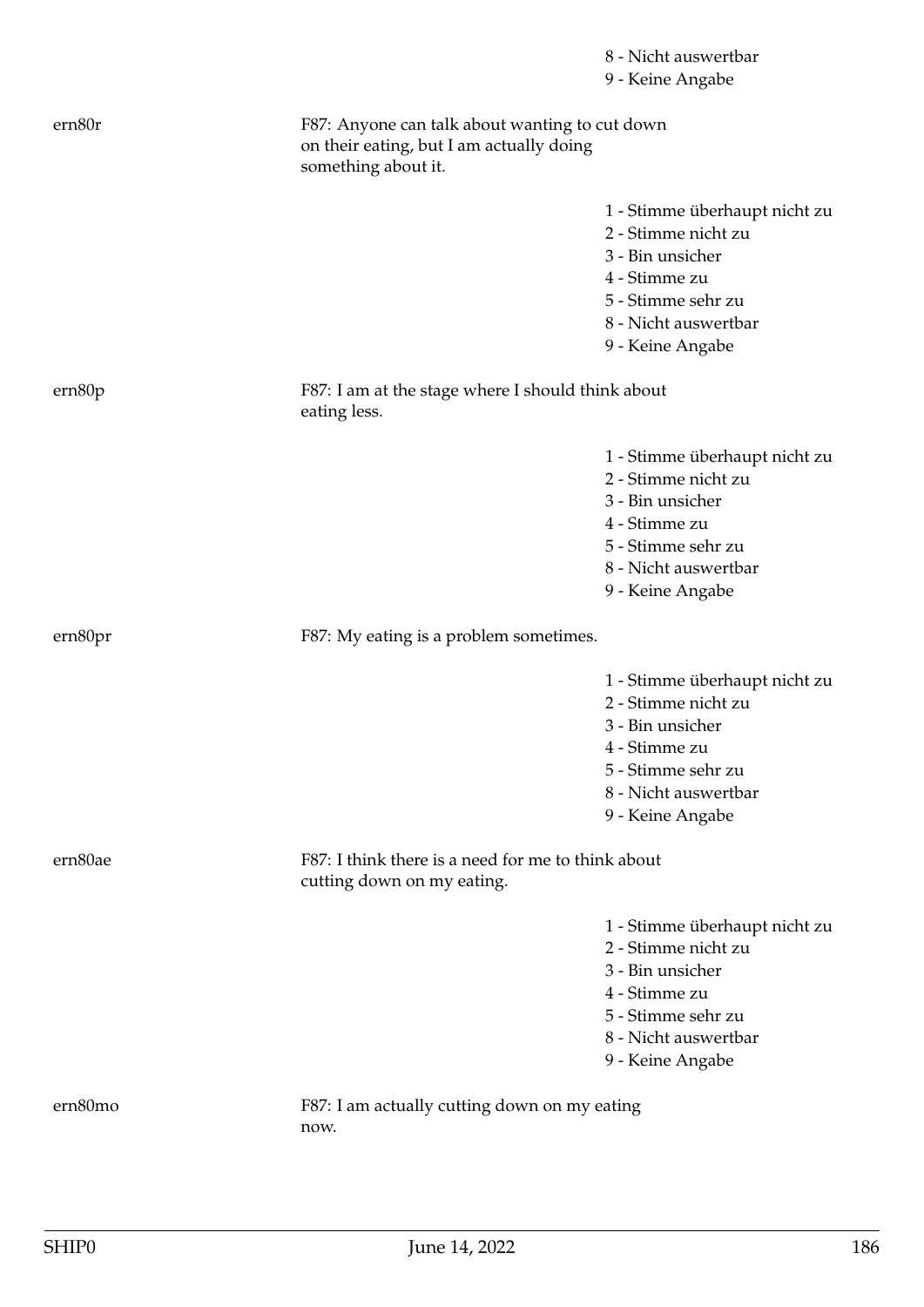8 - Nicht auswertbar
9 - Keine Angabe

ern80r

F87: Anyone can talk about wanting to cut down on their eating, but I am actually doing something about it.

1 - Stimme überhaupt nicht zu
2 - Stimme nicht zu
3 - Bin unsicher
4 - Stimme zu
5 - Stimme sehr zu
8 - Nicht auswertbar
9 - Keine Angabe

ern80p

F87: I am at the stage where I should think about eating less.

1 - Stimme überhaupt nicht zu
2 - Stimme nicht zu
3 - Bin unsicher
4 - Stimme zu
5 - Stimme sehr zu
8 - Nicht auswertbar
9 - Keine Angabe

ern80pr

F87: My eating is a problem sometimes.

1 - Stimme überhaupt nicht zu
2 - Stimme nicht zu
3 - Bin unsicher
4 - Stimme zu
5 - Stimme sehr zu
8 - Nicht auswertbar
9 - Keine Angabe

ern80ae

F87: I think there is a need for me to think about cutting down on my eating.

1 - Stimme überhaupt nicht zu
2 - Stimme nicht zu
3 - Bin unsicher
4 - Stimme zu
5 - Stimme sehr zu
8 - Nicht auswertbar
9 - Keine Angabe

ern80mo

F87: I am actually cutting down on my eating now.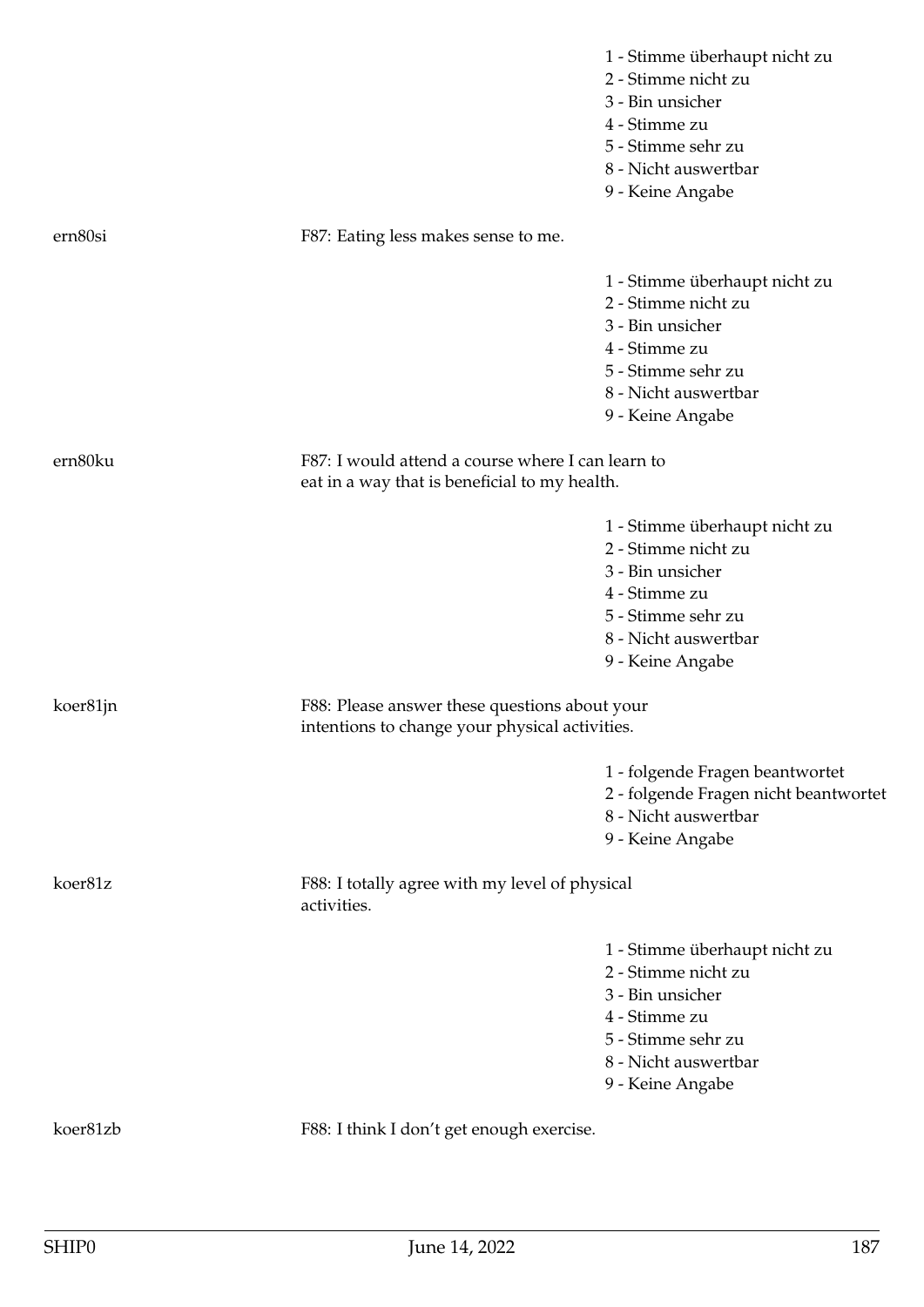1 - Stimme überhaupt nicht zu
2 - Stimme nicht zu
3 - Bin unsicher
4 - Stimme zu
5 - Stimme sehr zu
8 - Nicht auswertbar
9 - Keine Angabe

ern80si F87: Eating less makes sense to me.

1 - Stimme überhaupt nicht zu
2 - Stimme nicht zu
3 - Bin unsicher
4 - Stimme zu
5 - Stimme sehr zu
8 - Nicht auswertbar
9 - Keine Angabe

ern80ku F87: I would attend a course where I can learn to eat in a way that is beneficial to my health.

1 - Stimme überhaupt nicht zu
2 - Stimme nicht zu
3 - Bin unsicher
4 - Stimme zu
5 - Stimme sehr zu
8 - Nicht auswertbar
9 - Keine Angabe

koer81jn F88: Please answer these questions about your intentions to change your physical activities.

1 - folgende Fragen beantwortet
2 - folgende Fragen nicht beantwortet
8 - Nicht auswertbar
9 - Keine Angabe

koer81z F88: I totally agree with my level of physical activities.

1 - Stimme überhaupt nicht zu
2 - Stimme nicht zu
3 - Bin unsicher
4 - Stimme zu
5 - Stimme sehr zu
8 - Nicht auswertbar
9 - Keine Angabe

koer81zb F88: I think I don't get enough exercise.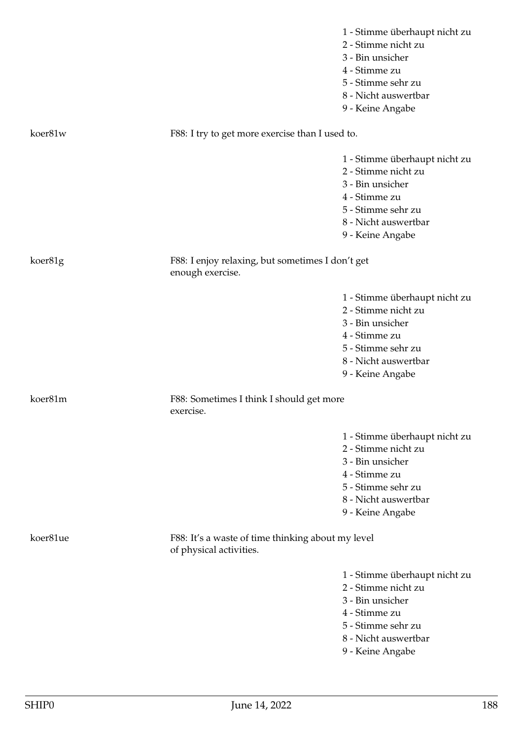1 - Stimme überhaupt nicht zu
2 - Stimme nicht zu
3 - Bin unsicher
4 - Stimme zu
5 - Stimme sehr zu
8 - Nicht auswertbar
9 - Keine Angabe

koer81w

F88: I try to get more exercise than I used to.

1 - Stimme überhaupt nicht zu
2 - Stimme nicht zu
3 - Bin unsicher
4 - Stimme zu
5 - Stimme sehr zu
8 - Nicht auswertbar
9 - Keine Angabe

koer81g

F88: I enjoy relaxing, but sometimes I don't get enough exercise.

1 - Stimme überhaupt nicht zu
2 - Stimme nicht zu
3 - Bin unsicher
4 - Stimme zu
5 - Stimme sehr zu
8 - Nicht auswertbar
9 - Keine Angabe

koer81m

F88: Sometimes I think I should get more exercise.

1 - Stimme überhaupt nicht zu
2 - Stimme nicht zu
3 - Bin unsicher
4 - Stimme zu
5 - Stimme sehr zu
8 - Nicht auswertbar
9 - Keine Angabe

koer81ue

F88: It's a waste of time thinking about my level of physical activities.

1 - Stimme überhaupt nicht zu
2 - Stimme nicht zu
3 - Bin unsicher
4 - Stimme zu
5 - Stimme sehr zu
8 - Nicht auswertbar
9 - Keine Angabe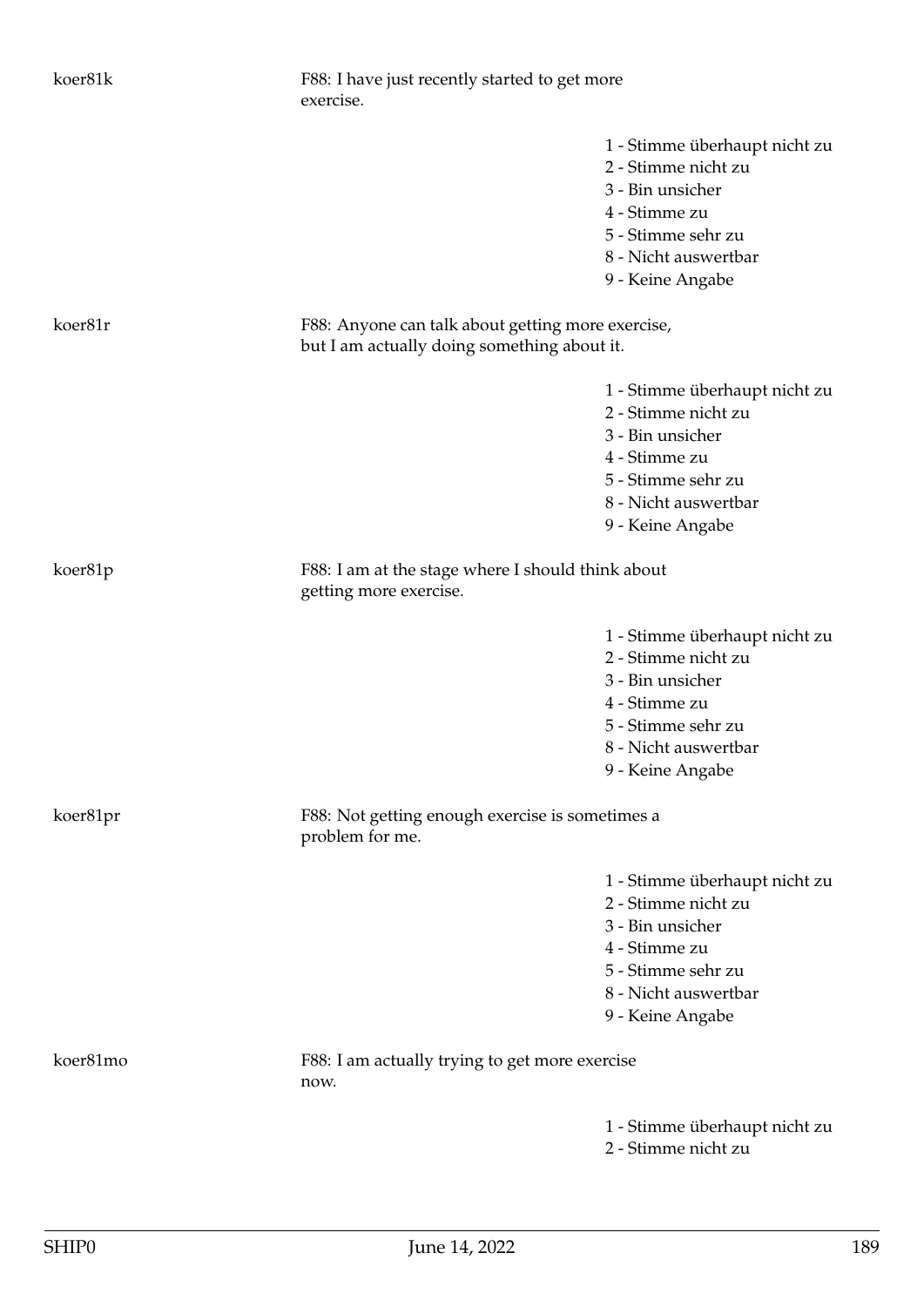koer81k

F88: I have just recently started to get more exercise.

1 - Stimme überhaupt nicht zu
2 - Stimme nicht zu
3 - Bin unsicher
4 - Stimme zu
5 - Stimme sehr zu
8 - Nicht auswertbar
9 - Keine Angabe

koer81r

F88: Anyone can talk about getting more exercise, but I am actually doing something about it.

1 - Stimme überhaupt nicht zu
2 - Stimme nicht zu
3 - Bin unsicher
4 - Stimme zu
5 - Stimme sehr zu
8 - Nicht auswertbar
9 - Keine Angabe

koer81p

F88: I am at the stage where I should think about getting more exercise.

1 - Stimme überhaupt nicht zu
2 - Stimme nicht zu
3 - Bin unsicher
4 - Stimme zu
5 - Stimme sehr zu
8 - Nicht auswertbar
9 - Keine Angabe

koer81pr

F88: Not getting enough exercise is sometimes a problem for me.

1 - Stimme überhaupt nicht zu
2 - Stimme nicht zu
3 - Bin unsicher
4 - Stimme zu
5 - Stimme sehr zu
8 - Nicht auswertbar
9 - Keine Angabe

koer81mo

F88: I am actually trying to get more exercise now.

1 - Stimme überhaupt nicht zu
2 - Stimme nicht zu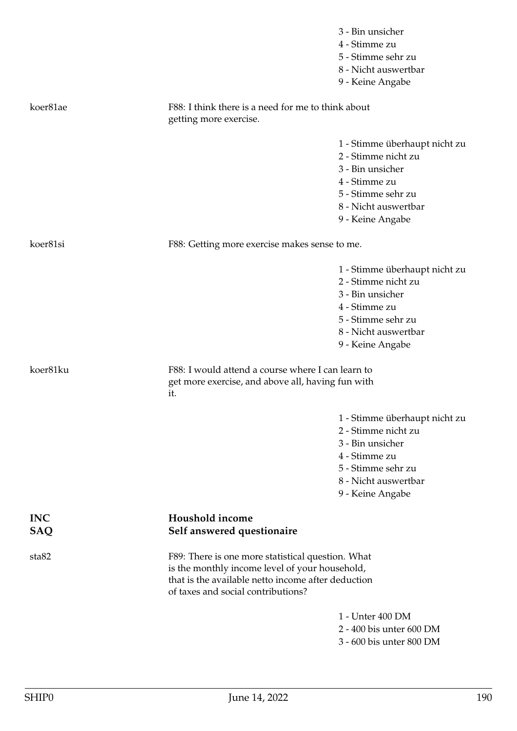3 - Bin unsicher
4 - Stimme zu
5 - Stimme sehr zu
8 - Nicht auswertbar
9 - Keine Angabe

koer81ae

F88: I think there is a need for me to think about getting more exercise.

1 - Stimme überhaupt nicht zu
2 - Stimme nicht zu
3 - Bin unsicher
4 - Stimme zu
5 - Stimme sehr zu
8 - Nicht auswertbar
9 - Keine Angabe

koer81si

F88: Getting more exercise makes sense to me.

1 - Stimme überhaupt nicht zu
2 - Stimme nicht zu
3 - Bin unsicher
4 - Stimme zu
5 - Stimme sehr zu
8 - Nicht auswertbar
9 - Keine Angabe

koer81ku

F88: I would attend a course where I can learn to get more exercise, and above all, having fun with it.

1 - Stimme überhaupt nicht zu
2 - Stimme nicht zu
3 - Bin unsicher
4 - Stimme zu
5 - Stimme sehr zu
8 - Nicht auswertbar
9 - Keine Angabe

**INC** **Houshold income**
**SAQ** **Self answered questionaire**

sta82

F89: There is one more statistical question. What is the monthly income level of your household, that is the available netto income after deduction of taxes and social contributions?

1 - Unter 400 DM
2 - 400 bis unter 600 DM
3 - 600 bis unter 800 DM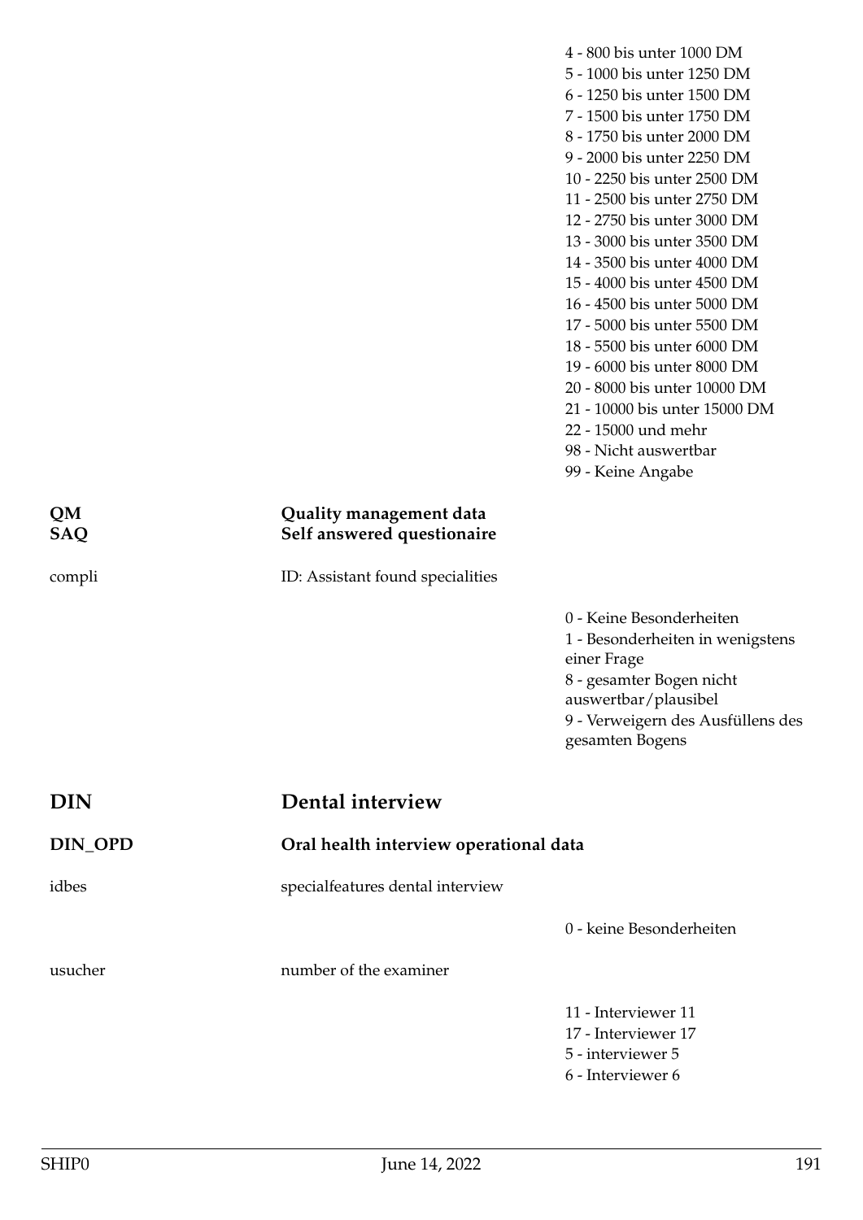4 - 800 bis unter 1000 DM
5 - 1000 bis unter 1250 DM
6 - 1250 bis unter 1500 DM
7 - 1500 bis unter 1750 DM
8 - 1750 bis unter 2000 DM
9 - 2000 bis unter 2250 DM
10 - 2250 bis unter 2500 DM
11 - 2500 bis unter 2750 DM
12 - 2750 bis unter 3000 DM
13 - 3000 bis unter 3500 DM
14 - 3500 bis unter 4000 DM
15 - 4000 bis unter 4500 DM
16 - 4500 bis unter 5000 DM
17 - 5000 bis unter 5500 DM
18 - 5500 bis unter 6000 DM
19 - 6000 bis unter 8000 DM
20 - 8000 bis unter 10000 DM
21 - 10000 bis unter 15000 DM
22 - 15000 und mehr
98 - Nicht auswertbar
99 - Keine Angabe

**QM** — **Quality management data**

**SAQ** — **Self answered questionaire**

compli — ID: Assistant found specialities

0 - Keine Besonderheiten
1 - Besonderheiten in wenigstens einer Frage
8 - gesamter Bogen nicht auswertbar/plausibel
9 - Verweigern des Ausfüllens des gesamten Bogens

# DIN — Dental interview

## DIN_OPD — Oral health interview operational data

idbes — specialfeatures dental interview

0 - keine Besonderheiten

usucher — number of the examiner

11 - Interviewer 11
17 - Interviewer 17
5 - interviewer 5
6 - Interviewer 6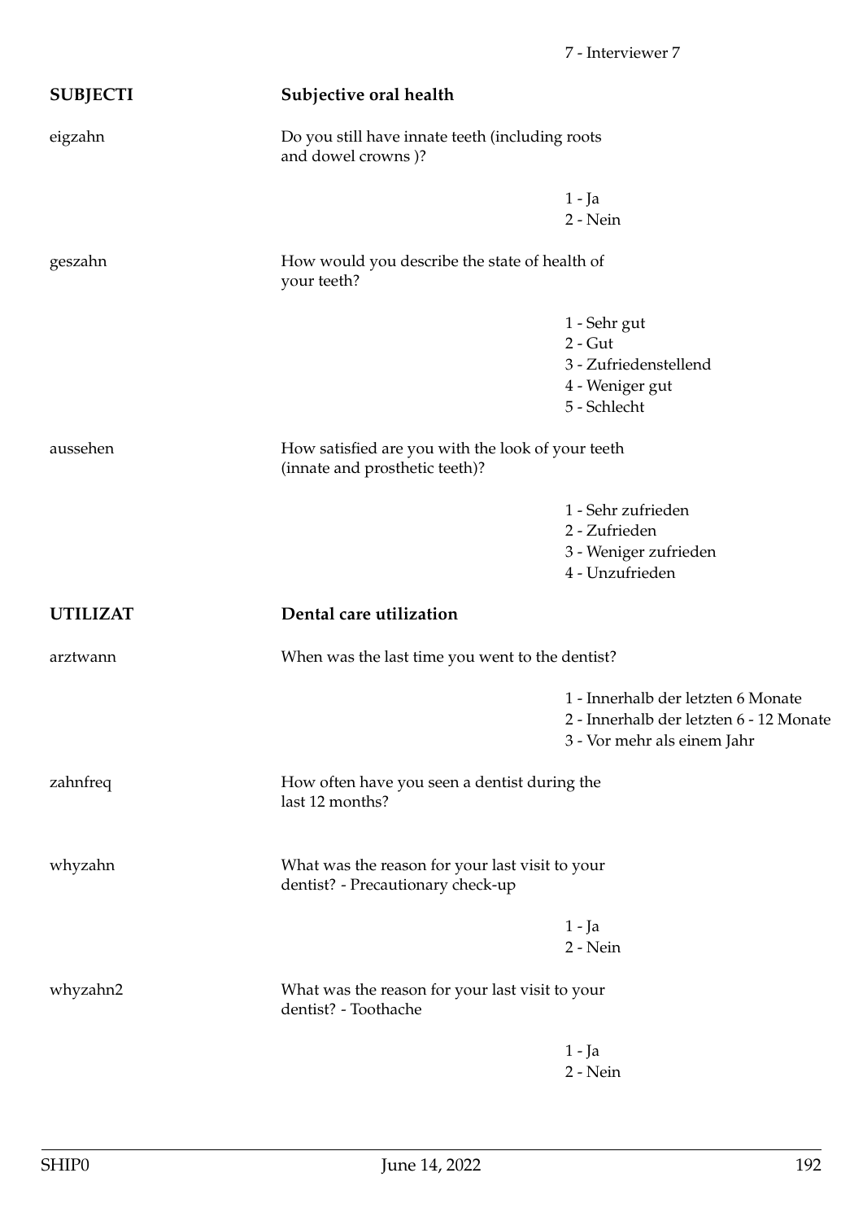7 - Interviewer 7

| | | |
|---|---|---|
| **SUBJECTI** | **Subjective oral health** | |
| eigzahn | Do you still have innate teeth (including roots and dowel crowns )? | 1 - Ja<br>2 - Nein |
| geszahn | How would you describe the state of health of your teeth? | 1 - Sehr gut<br>2 - Gut<br>3 - Zufriedenstellend<br>4 - Weniger gut<br>5 - Schlecht |
| aussehen | How satisfied are you with the look of your teeth (innate and prosthetic teeth)? | 1 - Sehr zufrieden<br>2 - Zufrieden<br>3 - Weniger zufrieden<br>4 - Unzufrieden |
| **UTILIZAT** | **Dental care utilization** | |
| arztwann | When was the last time you went to the dentist? | 1 - Innerhalb der letzten 6 Monate<br>2 - Innerhalb der letzten 6 - 12 Monate<br>3 - Vor mehr als einem Jahr |
| zahnfreq | How often have you seen a dentist during the last 12 months? | |
| whyzahn | What was the reason for your last visit to your dentist? - Precautionary check-up | 1 - Ja<br>2 - Nein |
| whyzahn2 | What was the reason for your last visit to your dentist? - Toothache | 1 - Ja<br>2 - Nein |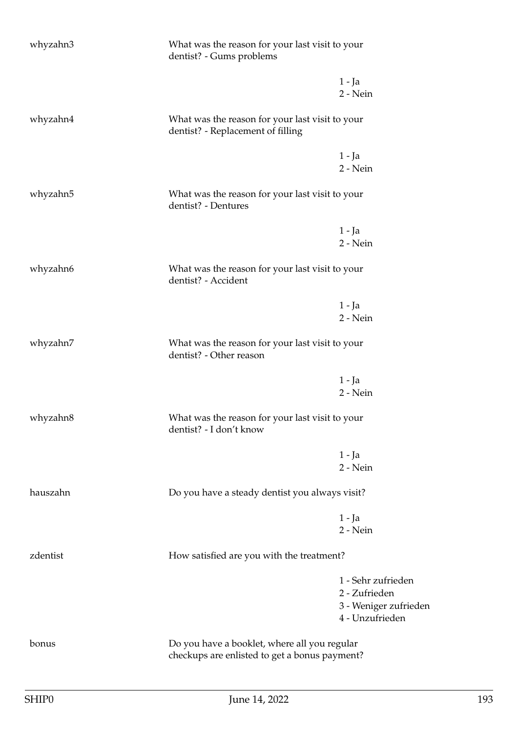| | | |
|---|---|---|
| whyzahn3 | What was the reason for your last visit to your dentist? - Gums problems | |
| | | 1 - Ja<br>2 - Nein |
| whyzahn4 | What was the reason for your last visit to your dentist? - Replacement of filling | |
| | | 1 - Ja<br>2 - Nein |
| whyzahn5 | What was the reason for your last visit to your dentist? - Dentures | |
| | | 1 - Ja<br>2 - Nein |
| whyzahn6 | What was the reason for your last visit to your dentist? - Accident | |
| | | 1 - Ja<br>2 - Nein |
| whyzahn7 | What was the reason for your last visit to your dentist? - Other reason | |
| | | 1 - Ja<br>2 - Nein |
| whyzahn8 | What was the reason for your last visit to your dentist? - I don't know | |
| | | 1 - Ja<br>2 - Nein |
| hauszahn | Do you have a steady dentist you always visit? | |
| | | 1 - Ja<br>2 - Nein |
| zdentist | How satisfied are you with the treatment? | |
| | | 1 - Sehr zufrieden<br>2 - Zufrieden<br>3 - Weniger zufrieden<br>4 - Unzufrieden |
| bonus | Do you have a booklet, where all you regular checkups are enlisted to get a bonus payment? | |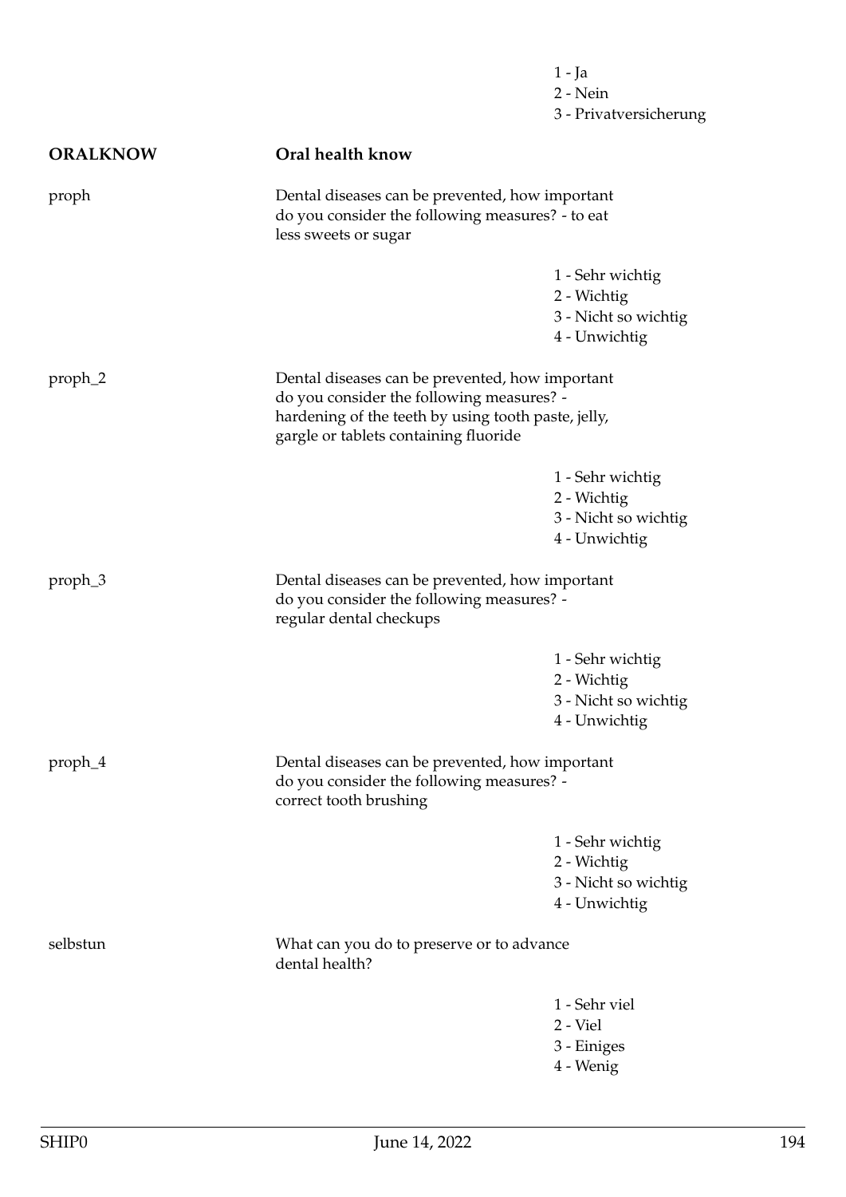1 - Ja
2 - Nein
3 - Privatversicherung

## ORALKNOW — Oral health know

**proph**

Dental diseases can be prevented, how important do you consider the following measures? - to eat less sweets or sugar

1 - Sehr wichtig
2 - Wichtig
3 - Nicht so wichtig
4 - Unwichtig

**proph_2**

Dental diseases can be prevented, how important do you consider the following measures? - hardening of the teeth by using tooth paste, jelly, gargle or tablets containing fluoride

1 - Sehr wichtig
2 - Wichtig
3 - Nicht so wichtig
4 - Unwichtig

**proph_3**

Dental diseases can be prevented, how important do you consider the following measures? - regular dental checkups

1 - Sehr wichtig
2 - Wichtig
3 - Nicht so wichtig
4 - Unwichtig

**proph_4**

Dental diseases can be prevented, how important do you consider the following measures? - correct tooth brushing

1 - Sehr wichtig
2 - Wichtig
3 - Nicht so wichtig
4 - Unwichtig

**selbstun**

What can you do to preserve or to advance dental health?

1 - Sehr viel
2 - Viel
3 - Einiges
4 - Wenig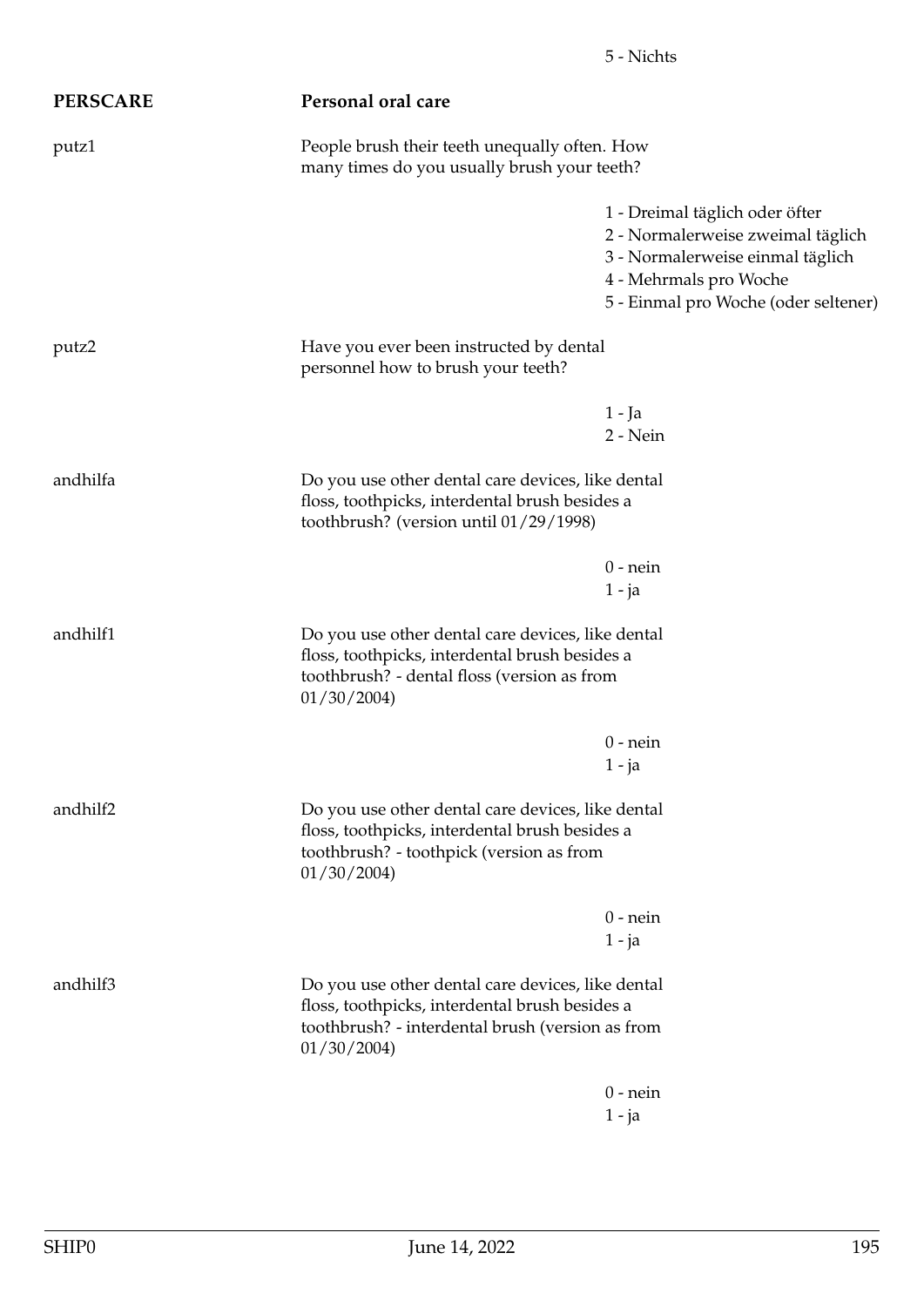5 - Nichts

**PERSCARE** **Personal oral care**

putz1

People brush their teeth unequally often. How many times do you usually brush your teeth?

1 - Dreimal täglich oder öfter
2 - Normalerweise zweimal täglich
3 - Normalerweise einmal täglich
4 - Mehrmals pro Woche
5 - Einmal pro Woche (oder seltener)

putz2

Have you ever been instructed by dental personnel how to brush your teeth?

1 - Ja
2 - Nein

andhilfa

Do you use other dental care devices, like dental floss, toothpicks, interdental brush besides a toothbrush? (version until 01/29/1998)

0 - nein
1 - ja

andhilf1

Do you use other dental care devices, like dental floss, toothpicks, interdental brush besides a toothbrush? - dental floss (version as from 01/30/2004)

0 - nein
1 - ja

andhilf2

Do you use other dental care devices, like dental floss, toothpicks, interdental brush besides a toothbrush? - toothpick (version as from 01/30/2004)

0 - nein
1 - ja

andhilf3

Do you use other dental care devices, like dental floss, toothpicks, interdental brush besides a toothbrush? - interdental brush (version as from 01/30/2004)

0 - nein
1 - ja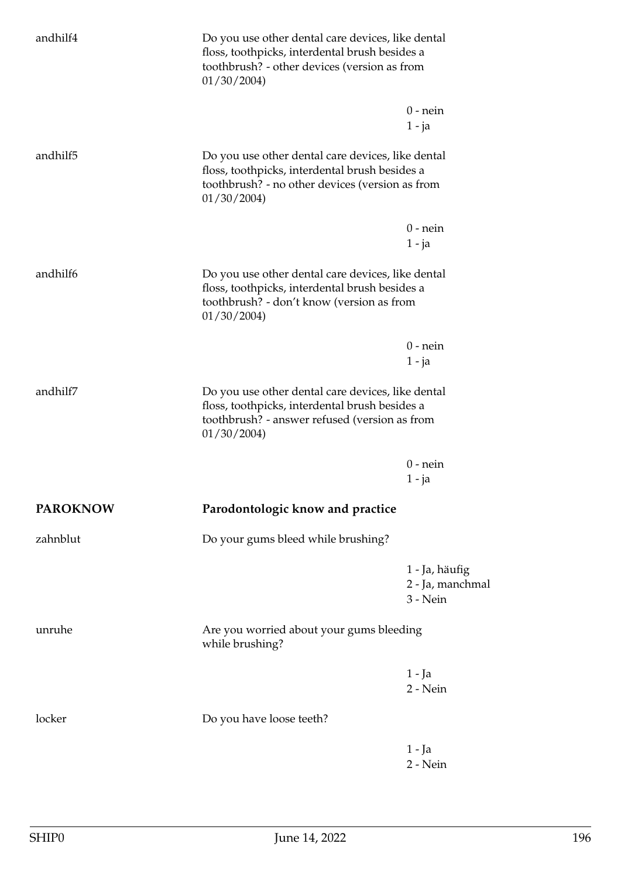andhilf4 | Do you use other dental care devices, like dental floss, toothpicks, interdental brush besides a toothbrush? - other devices (version as from 01/30/2004)

0 - nein
1 - ja

andhilf5 | Do you use other dental care devices, like dental floss, toothpicks, interdental brush besides a toothbrush? - no other devices (version as from 01/30/2004)

0 - nein
1 - ja

andhilf6 | Do you use other dental care devices, like dental floss, toothpicks, interdental brush besides a toothbrush? - don't know (version as from 01/30/2004)

0 - nein
1 - ja

andhilf7 | Do you use other dental care devices, like dental floss, toothpicks, interdental brush besides a toothbrush? - answer refused (version as from 01/30/2004)

0 - nein
1 - ja

## PAROKNOW — Parodontologic know and practice

zahnblut | Do your gums bleed while brushing?

1 - Ja, häufig
2 - Ja, manchmal
3 - Nein

unruhe | Are you worried about your gums bleeding while brushing?

1 - Ja
2 - Nein

locker | Do you have loose teeth?

1 - Ja
2 - Nein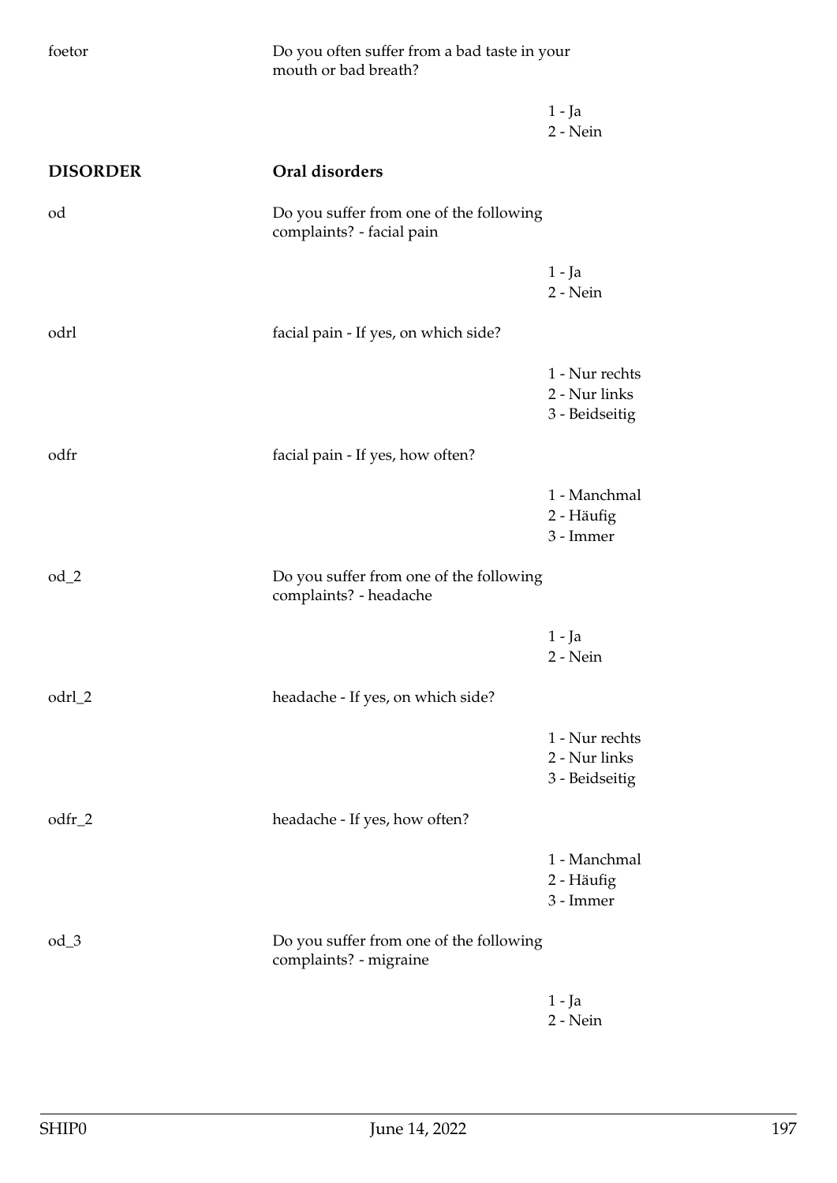foetor

Do you often suffer from a bad taste in your mouth or bad breath?

1 - Ja
2 - Nein

**DISORDER** **Oral disorders**

od

Do you suffer from one of the following complaints? - facial pain

1 - Ja
2 - Nein

odrl

facial pain - If yes, on which side?

1 - Nur rechts
2 - Nur links
3 - Beidseitig

odfr

facial pain - If yes, how often?

1 - Manchmal
2 - Häufig
3 - Immer

od_2

Do you suffer from one of the following complaints? - headache

1 - Ja
2 - Nein

odrl_2

headache - If yes, on which side?

1 - Nur rechts
2 - Nur links
3 - Beidseitig

odfr_2

headache - If yes, how often?

1 - Manchmal
2 - Häufig
3 - Immer

od_3

Do you suffer from one of the following complaints? - migraine

1 - Ja
2 - Nein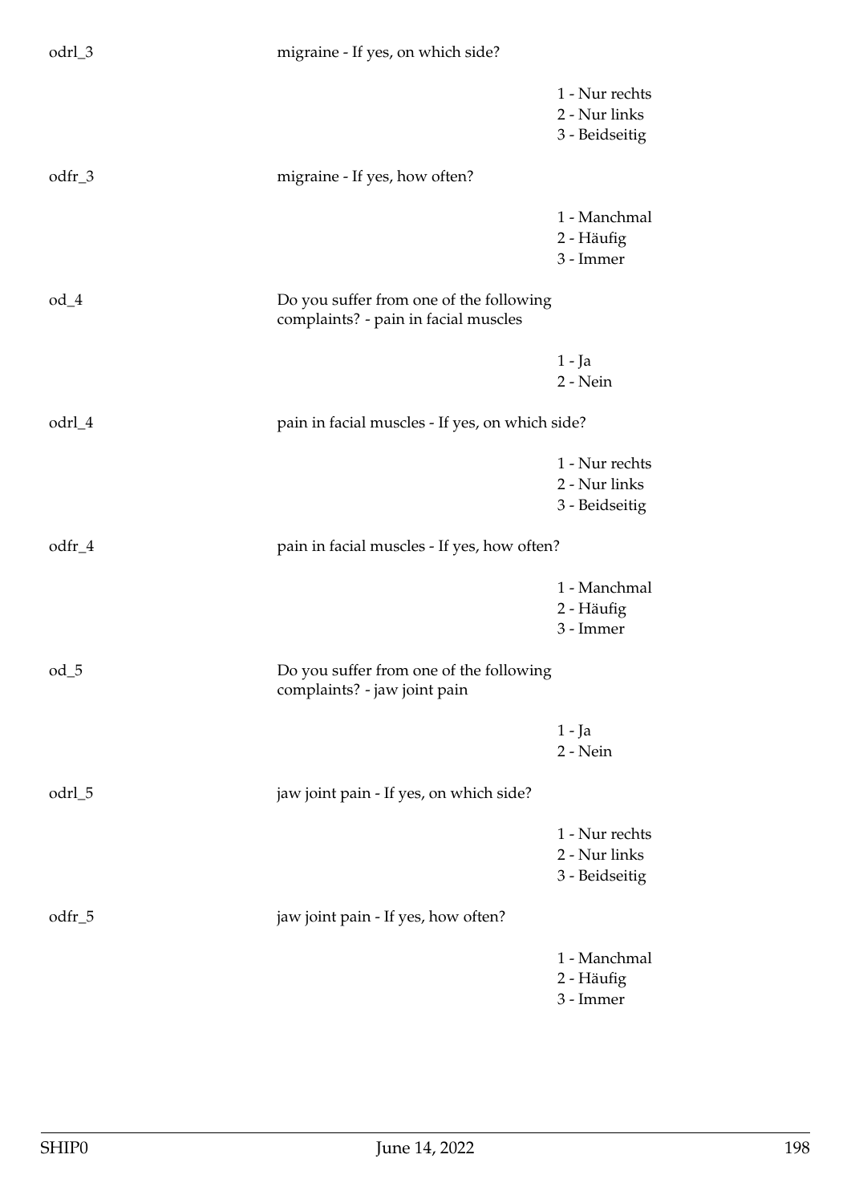odrl_3 migraine - If yes, on which side?

1 - Nur rechts
2 - Nur links
3 - Beidseitig

odfr_3 migraine - If yes, how often?

1 - Manchmal
2 - Häufig
3 - Immer

od_4 Do you suffer from one of the following complaints? - pain in facial muscles

1 - Ja
2 - Nein

odrl_4 pain in facial muscles - If yes, on which side?

1 - Nur rechts
2 - Nur links
3 - Beidseitig

odfr_4 pain in facial muscles - If yes, how often?

1 - Manchmal
2 - Häufig
3 - Immer

od_5 Do you suffer from one of the following complaints? - jaw joint pain

1 - Ja
2 - Nein

odrl_5 jaw joint pain - If yes, on which side?

1 - Nur rechts
2 - Nur links
3 - Beidseitig

odfr_5 jaw joint pain - If yes, how often?

1 - Manchmal
2 - Häufig
3 - Immer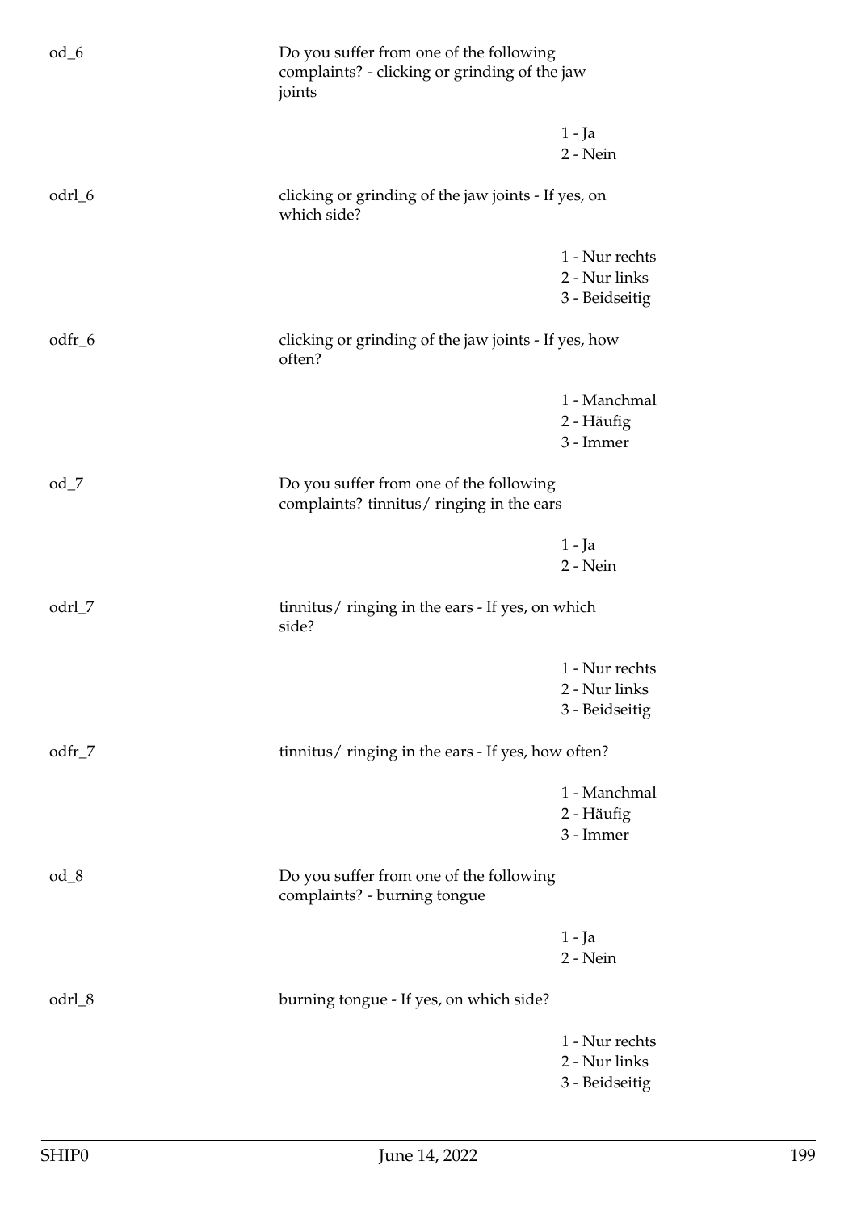od_6 Do you suffer from one of the following complaints? - clicking or grinding of the jaw joints

1 - Ja
2 - Nein

odrl_6 clicking or grinding of the jaw joints - If yes, on which side?

1 - Nur rechts
2 - Nur links
3 - Beidseitig

odfr_6 clicking or grinding of the jaw joints - If yes, how often?

1 - Manchmal
2 - Häufig
3 - Immer

od_7 Do you suffer from one of the following complaints? tinnitus/ ringing in the ears

1 - Ja
2 - Nein

odrl_7 tinnitus/ ringing in the ears - If yes, on which side?

1 - Nur rechts
2 - Nur links
3 - Beidseitig

odfr_7 tinnitus/ ringing in the ears - If yes, how often?

1 - Manchmal
2 - Häufig
3 - Immer

od_8 Do you suffer from one of the following complaints? - burning tongue

1 - Ja
2 - Nein

odrl_8 burning tongue - If yes, on which side?

1 - Nur rechts
2 - Nur links
3 - Beidseitig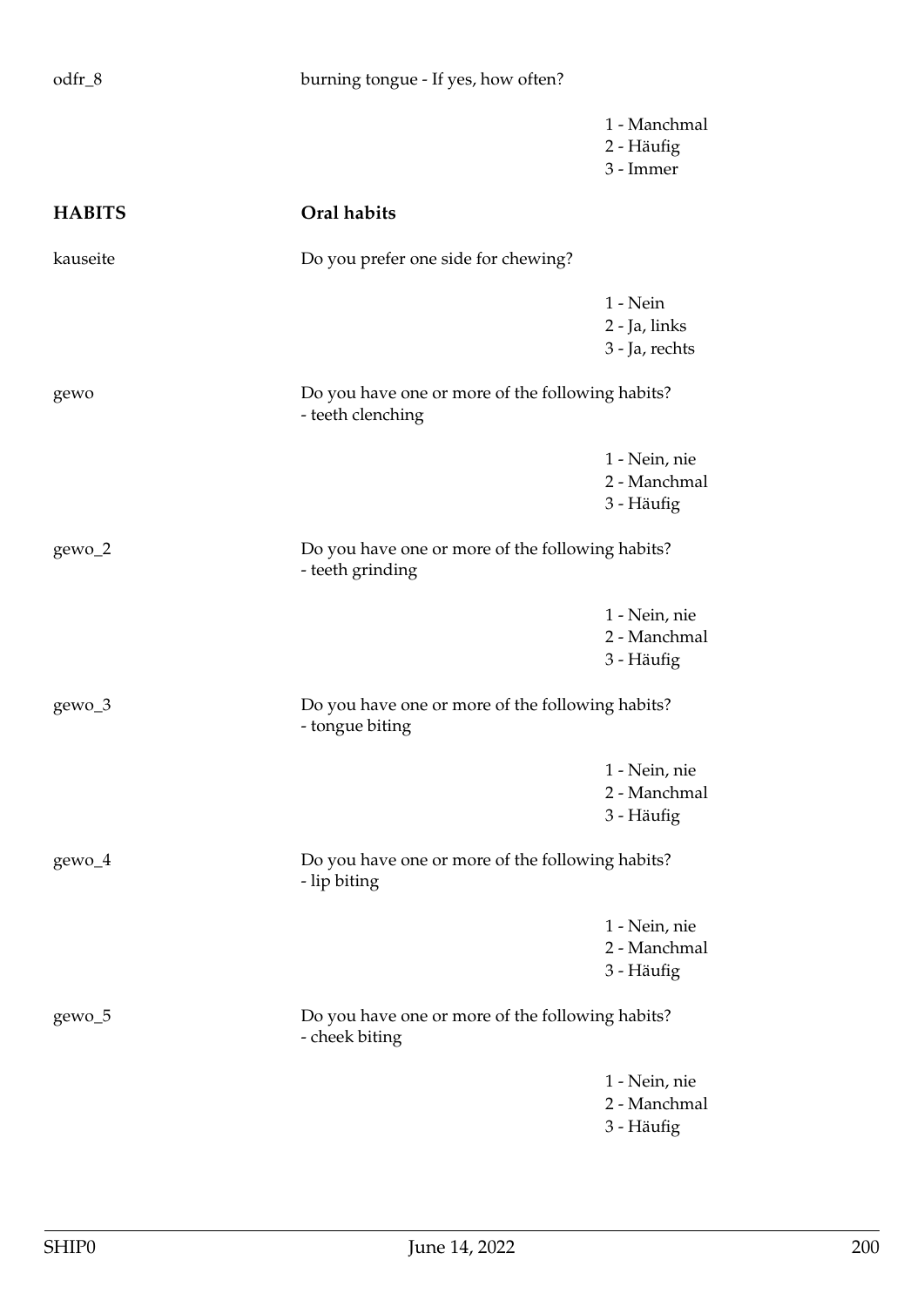| | | |
|---|---|---|
| odfr_8 | burning tongue - If yes, how often? | |
| | | 1 - Manchmal<br>2 - Häufig<br>3 - Immer |
| **HABITS** | **Oral habits** | |
| kauseite | Do you prefer one side for chewing? | |
| | | 1 - Nein<br>2 - Ja, links<br>3 - Ja, rechts |
| gewo | Do you have one or more of the following habits?<br>- teeth clenching | |
| | | 1 - Nein, nie<br>2 - Manchmal<br>3 - Häufig |
| gewo_2 | Do you have one or more of the following habits?<br>- teeth grinding | |
| | | 1 - Nein, nie<br>2 - Manchmal<br>3 - Häufig |
| gewo_3 | Do you have one or more of the following habits?<br>- tongue biting | |
| | | 1 - Nein, nie<br>2 - Manchmal<br>3 - Häufig |
| gewo_4 | Do you have one or more of the following habits?<br>- lip biting | |
| | | 1 - Nein, nie<br>2 - Manchmal<br>3 - Häufig |
| gewo_5 | Do you have one or more of the following habits?<br>- cheek biting | |
| | | 1 - Nein, nie<br>2 - Manchmal<br>3 - Häufig |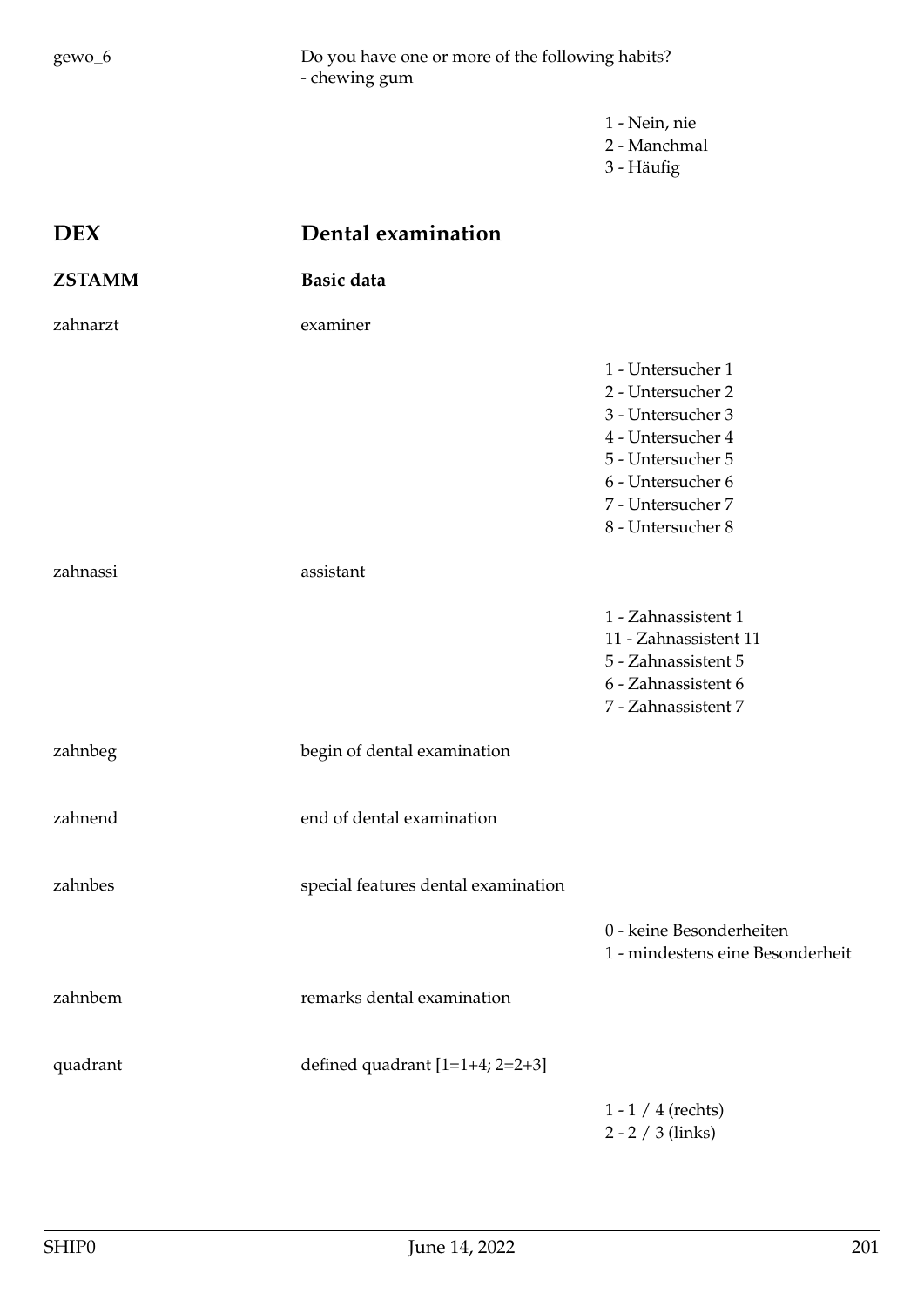gewo_6 — Do you have one or more of the following habits?
- chewing gum

1 - Nein, nie
2 - Manchmal
3 - Häufig

# DEX — Dental examination

## ZSTAMM — Basic data

zahnarzt — examiner

1 - Untersucher 1
2 - Untersucher 2
3 - Untersucher 3
4 - Untersucher 4
5 - Untersucher 5
6 - Untersucher 6
7 - Untersucher 7
8 - Untersucher 8

zahnassi — assistant

1 - Zahnassistent 1
11 - Zahnassistent 11
5 - Zahnassistent 5
6 - Zahnassistent 6
7 - Zahnassistent 7

zahnbeg — begin of dental examination

zahnend — end of dental examination

zahnbes — special features dental examination

0 - keine Besonderheiten
1 - mindestens eine Besonderheit

zahnbem — remarks dental examination

quadrant — defined quadrant [1=1+4; 2=2+3]

1 - 1 / 4 (rechts)
2 - 2 / 3 (links)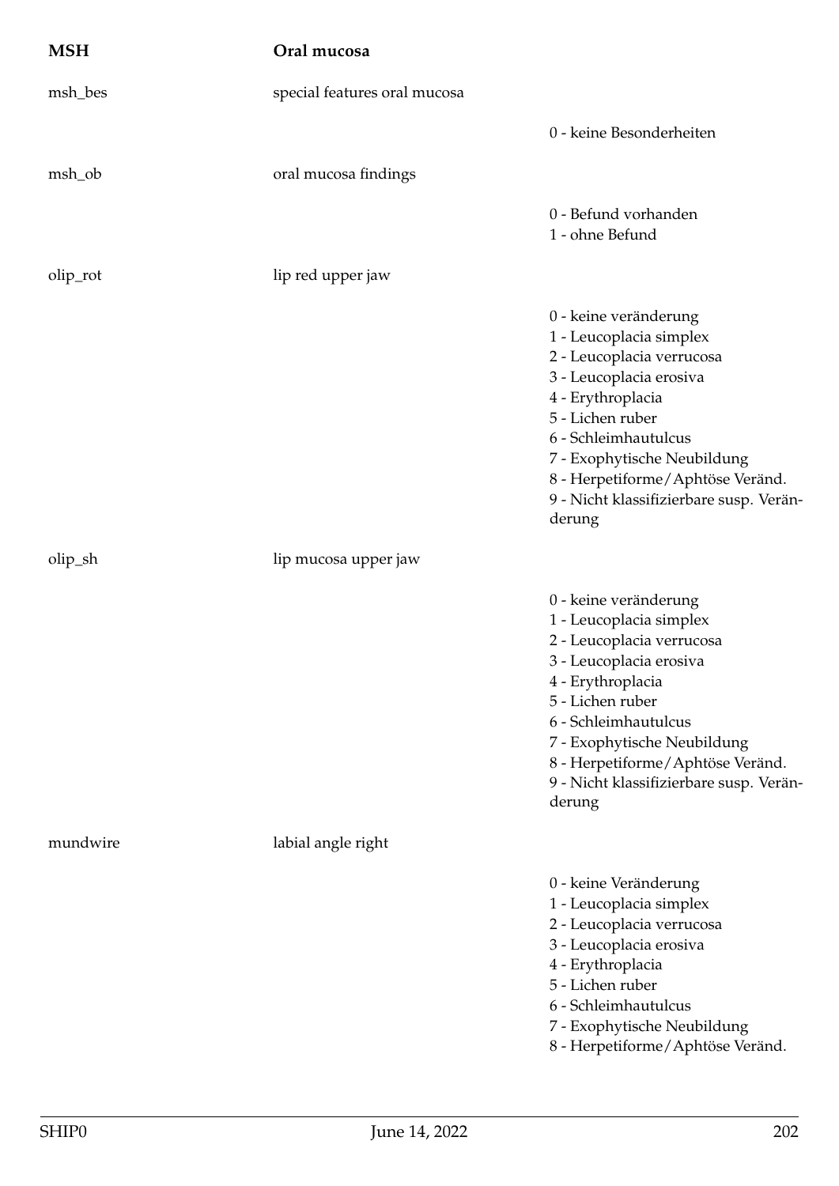| MSH | Oral mucosa | |
|---|---|---|
| msh_bes | special features oral mucosa | |
| | | 0 - keine Besonderheiten |
| msh_ob | oral mucosa findings | |
| | | 0 - Befund vorhanden<br>1 - ohne Befund |
| olip_rot | lip red upper jaw | |
| | | 0 - keine veränderung<br>1 - Leucoplacia simplex<br>2 - Leucoplacia verrucosa<br>3 - Leucoplacia erosiva<br>4 - Erythroplacia<br>5 - Lichen ruber<br>6 - Schleimhautulcus<br>7 - Exophytische Neubildung<br>8 - Herpetiforme/Aphtöse Veränd.<br>9 - Nicht klassifizierbare susp. Veränderung |
| olip_sh | lip mucosa upper jaw | |
| | | 0 - keine veränderung<br>1 - Leucoplacia simplex<br>2 - Leucoplacia verrucosa<br>3 - Leucoplacia erosiva<br>4 - Erythroplacia<br>5 - Lichen ruber<br>6 - Schleimhautulcus<br>7 - Exophytische Neubildung<br>8 - Herpetiforme/Aphtöse Veränd.<br>9 - Nicht klassifizierbare susp. Veränderung |
| mundwire | labial angle right | |
| | | 0 - keine Veränderung<br>1 - Leucoplacia simplex<br>2 - Leucoplacia verrucosa<br>3 - Leucoplacia erosiva<br>4 - Erythroplacia<br>5 - Lichen ruber<br>6 - Schleimhautulcus<br>7 - Exophytische Neubildung<br>8 - Herpetiforme/Aphtöse Veränd. |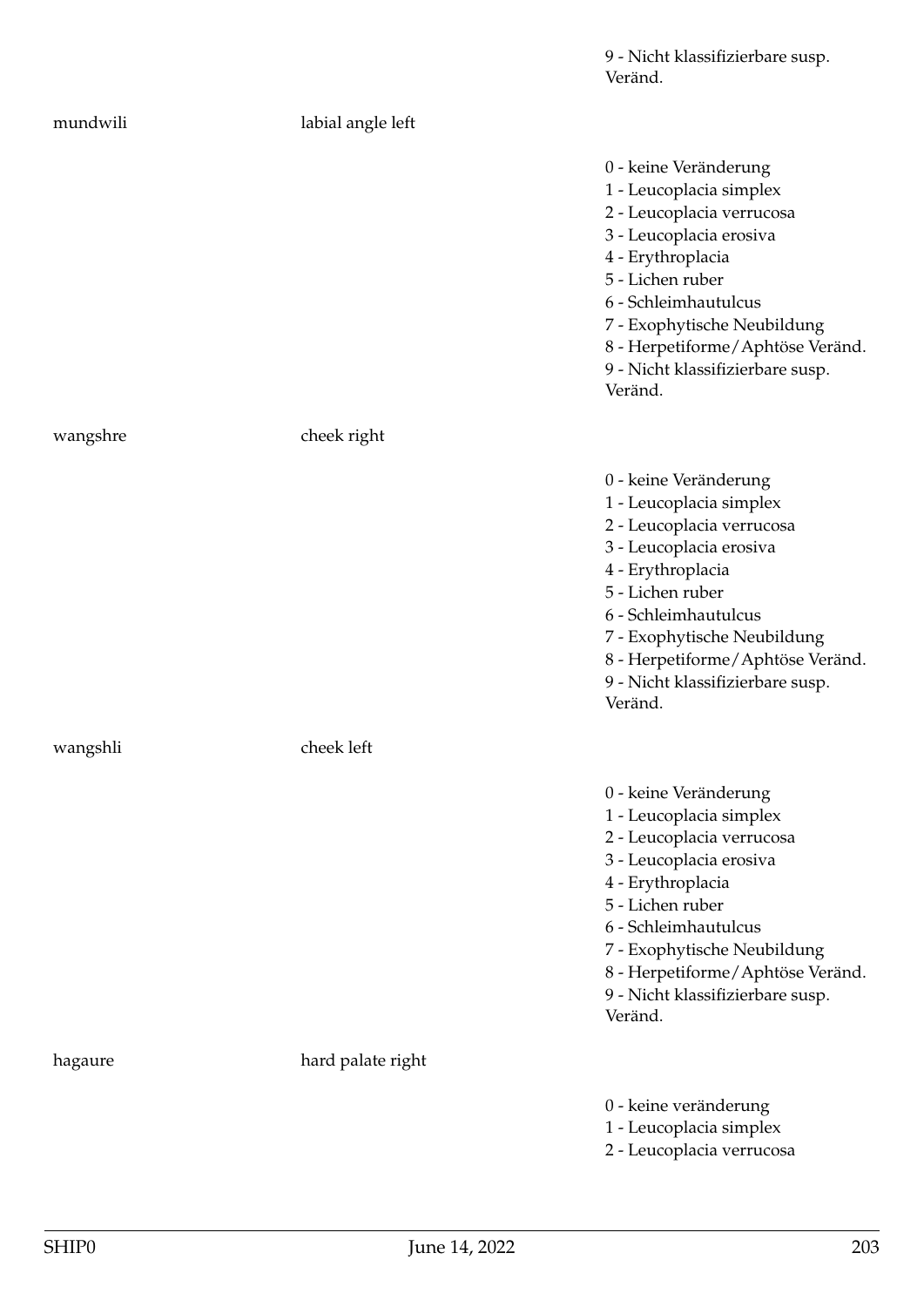9 - Nicht klassifizierbare susp. Veränd.

| | | |
|---|---|---|
| mundwili | labial angle left | |
| | | 0 - keine Veränderung<br>1 - Leucoplacia simplex<br>2 - Leucoplacia verrucosa<br>3 - Leucoplacia erosiva<br>4 - Erythroplacia<br>5 - Lichen ruber<br>6 - Schleimhautulcus<br>7 - Exophytische Neubildung<br>8 - Herpetiforme/Aphtöse Veränd.<br>9 - Nicht klassifizierbare susp. Veränd. |
| wangshre | cheek right | |
| | | 0 - keine Veränderung<br>1 - Leucoplacia simplex<br>2 - Leucoplacia verrucosa<br>3 - Leucoplacia erosiva<br>4 - Erythroplacia<br>5 - Lichen ruber<br>6 - Schleimhautulcus<br>7 - Exophytische Neubildung<br>8 - Herpetiforme/Aphtöse Veränd.<br>9 - Nicht klassifizierbare susp. Veränd. |
| wangshli | cheek left | |
| | | 0 - keine Veränderung<br>1 - Leucoplacia simplex<br>2 - Leucoplacia verrucosa<br>3 - Leucoplacia erosiva<br>4 - Erythroplacia<br>5 - Lichen ruber<br>6 - Schleimhautulcus<br>7 - Exophytische Neubildung<br>8 - Herpetiforme/Aphtöse Veränd.<br>9 - Nicht klassifizierbare susp. Veränd. |
| hagaure | hard palate right | |
| | | 0 - keine veränderung<br>1 - Leucoplacia simplex<br>2 - Leucoplacia verrucosa |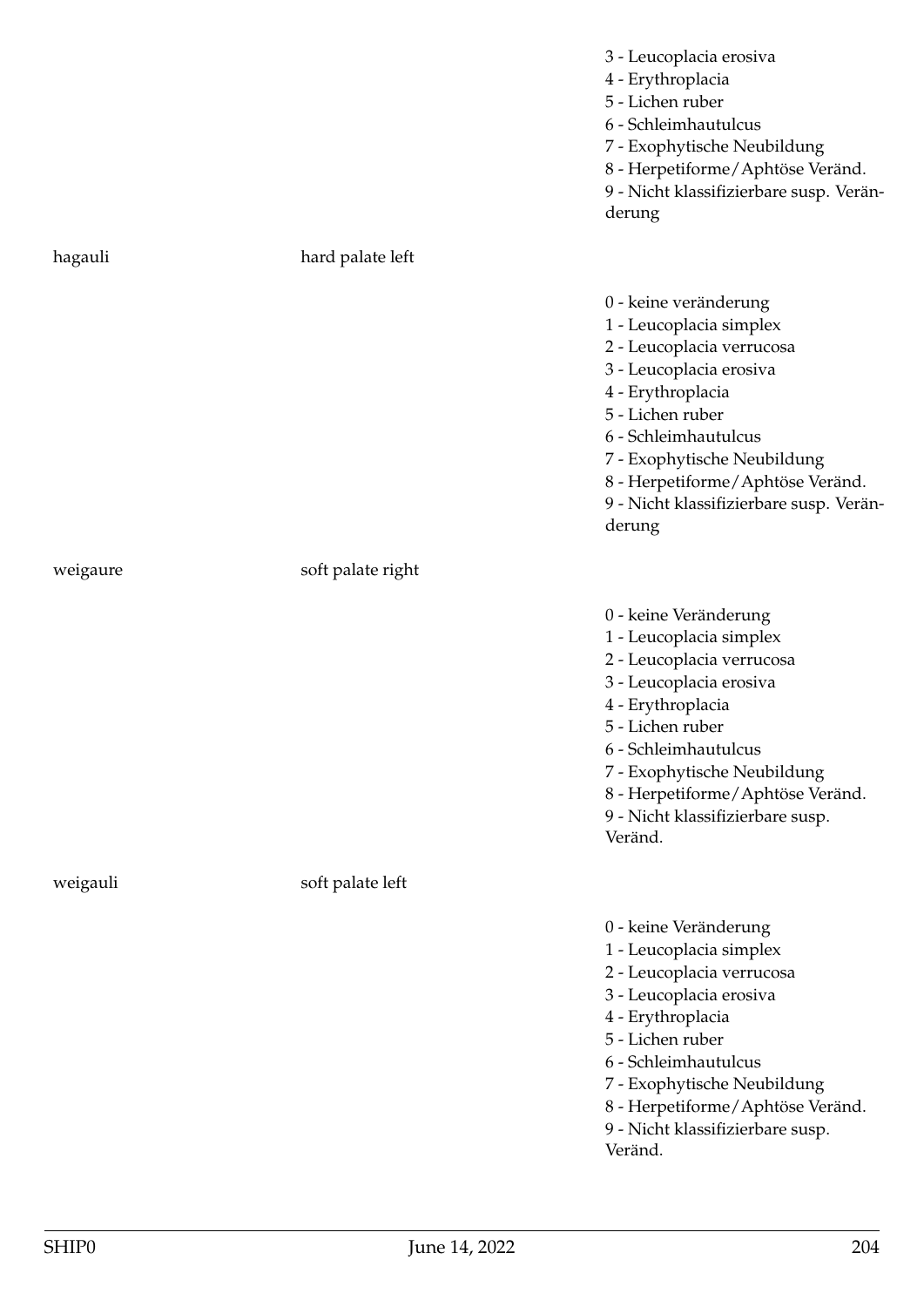| | | |
|---|---|---|
| | | 3 - Leucoplacia erosiva<br>4 - Erythroplacia<br>5 - Lichen ruber<br>6 - Schleimhautulcus<br>7 - Exophytische Neubildung<br>8 - Herpetiforme/Aphtöse Veränd.<br>9 - Nicht klassifizierbare susp. Veränderung |
| hagauli | hard palate left | |
| | | 0 - keine veränderung<br>1 - Leucoplacia simplex<br>2 - Leucoplacia verrucosa<br>3 - Leucoplacia erosiva<br>4 - Erythroplacia<br>5 - Lichen ruber<br>6 - Schleimhautulcus<br>7 - Exophytische Neubildung<br>8 - Herpetiforme/Aphtöse Veränd.<br>9 - Nicht klassifizierbare susp. Veränderung |
| weigaure | soft palate right | |
| | | 0 - keine Veränderung<br>1 - Leucoplacia simplex<br>2 - Leucoplacia verrucosa<br>3 - Leucoplacia erosiva<br>4 - Erythroplacia<br>5 - Lichen ruber<br>6 - Schleimhautulcus<br>7 - Exophytische Neubildung<br>8 - Herpetiforme/Aphtöse Veränd.<br>9 - Nicht klassifizierbare susp. Veränd. |
| weigauli | soft palate left | |
| | | 0 - keine Veränderung<br>1 - Leucoplacia simplex<br>2 - Leucoplacia verrucosa<br>3 - Leucoplacia erosiva<br>4 - Erythroplacia<br>5 - Lichen ruber<br>6 - Schleimhautulcus<br>7 - Exophytische Neubildung<br>8 - Herpetiforme/Aphtöse Veränd.<br>9 - Nicht klassifizierbare susp. Veränd. |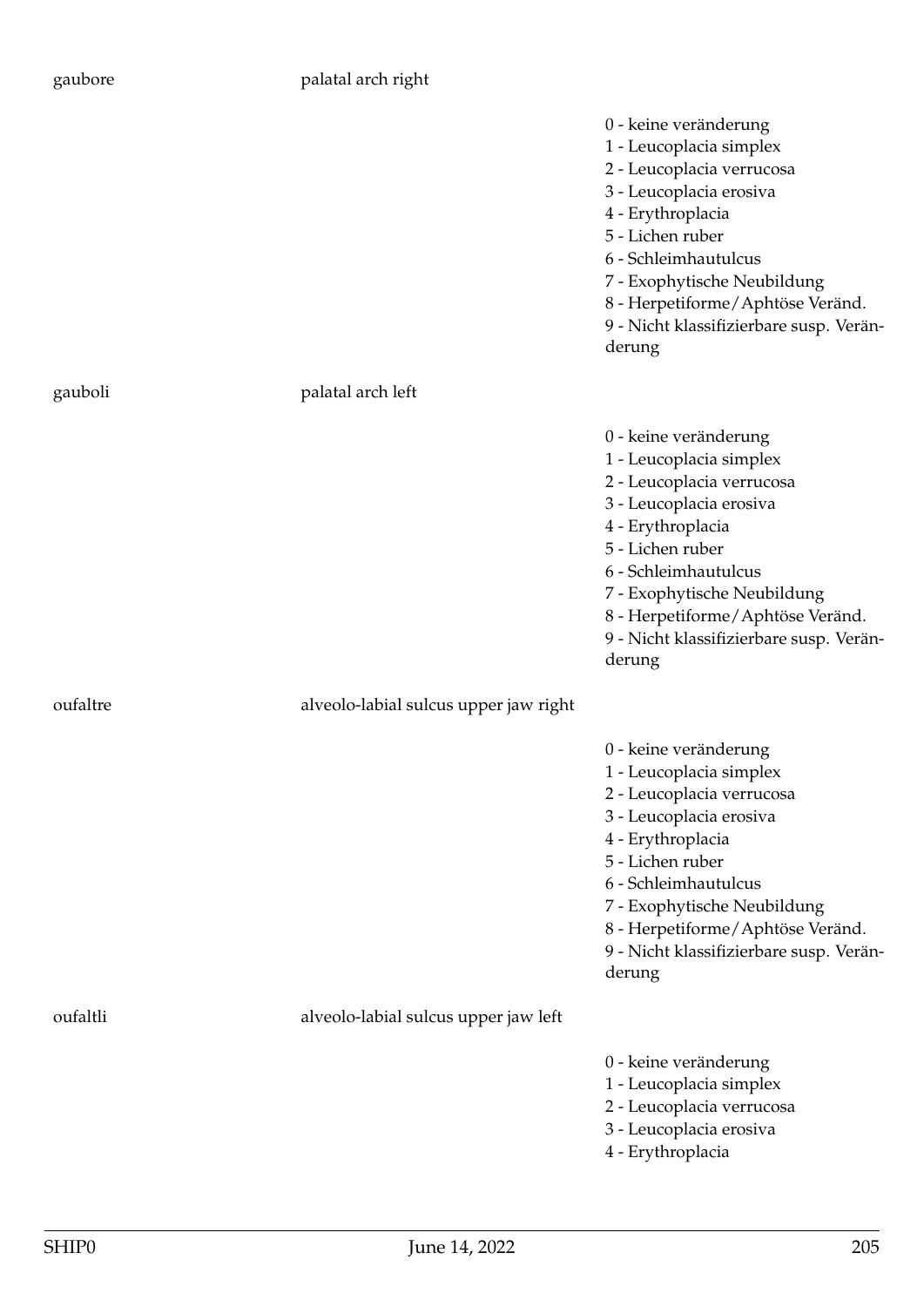gaubore palatal arch right

0 - keine veränderung
1 - Leucoplacia simplex
2 - Leucoplacia verrucosa
3 - Leucoplacia erosiva
4 - Erythroplacia
5 - Lichen ruber
6 - Schleimhautulcus
7 - Exophytische Neubildung
8 - Herpetiforme/Aphtöse Veränd.
9 - Nicht klassifizierbare susp. Veränderung

gauboli palatal arch left

0 - keine veränderung
1 - Leucoplacia simplex
2 - Leucoplacia verrucosa
3 - Leucoplacia erosiva
4 - Erythroplacia
5 - Lichen ruber
6 - Schleimhautulcus
7 - Exophytische Neubildung
8 - Herpetiforme/Aphtöse Veränd.
9 - Nicht klassifizierbare susp. Veränderung

oufaltre alveolo-labial sulcus upper jaw right

0 - keine veränderung
1 - Leucoplacia simplex
2 - Leucoplacia verrucosa
3 - Leucoplacia erosiva
4 - Erythroplacia
5 - Lichen ruber
6 - Schleimhautulcus
7 - Exophytische Neubildung
8 - Herpetiforme/Aphtöse Veränd.
9 - Nicht klassifizierbare susp. Veränderung

oufaltli alveolo-labial sulcus upper jaw left

0 - keine veränderung
1 - Leucoplacia simplex
2 - Leucoplacia verrucosa
3 - Leucoplacia erosiva
4 - Erythroplacia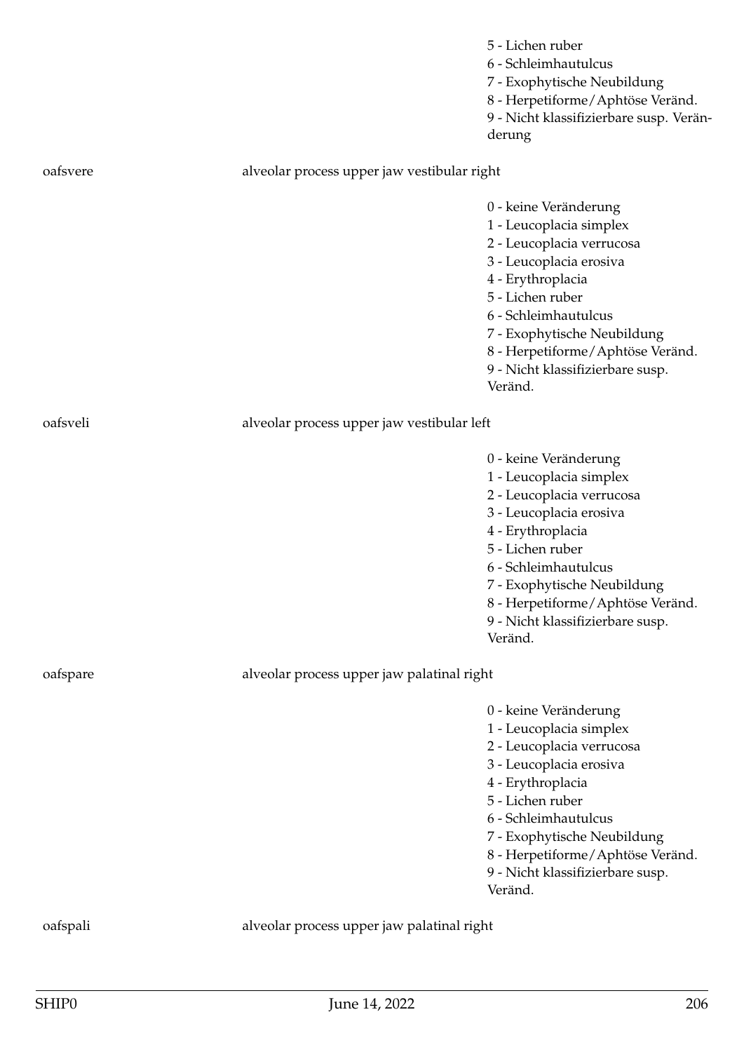5 - Lichen ruber
6 - Schleimhautulcus
7 - Exophytische Neubildung
8 - Herpetiforme/Aphtöse Veränd.
9 - Nicht klassifizierbare susp. Veränderung

oafsvere alveolar process upper jaw vestibular right

0 - keine Veränderung
1 - Leucoplacia simplex
2 - Leucoplacia verrucosa
3 - Leucoplacia erosiva
4 - Erythroplacia
5 - Lichen ruber
6 - Schleimhautulcus
7 - Exophytische Neubildung
8 - Herpetiforme/Aphtöse Veränd.
9 - Nicht klassifizierbare susp. Veränd.

oafsveli alveolar process upper jaw vestibular left

0 - keine Veränderung
1 - Leucoplacia simplex
2 - Leucoplacia verrucosa
3 - Leucoplacia erosiva
4 - Erythroplacia
5 - Lichen ruber
6 - Schleimhautulcus
7 - Exophytische Neubildung
8 - Herpetiforme/Aphtöse Veränd.
9 - Nicht klassifizierbare susp. Veränd.

oafspare alveolar process upper jaw palatinal right

0 - keine Veränderung
1 - Leucoplacia simplex
2 - Leucoplacia verrucosa
3 - Leucoplacia erosiva
4 - Erythroplacia
5 - Lichen ruber
6 - Schleimhautulcus
7 - Exophytische Neubildung
8 - Herpetiforme/Aphtöse Veränd.
9 - Nicht klassifizierbare susp. Veränd.

oafspali alveolar process upper jaw palatinal right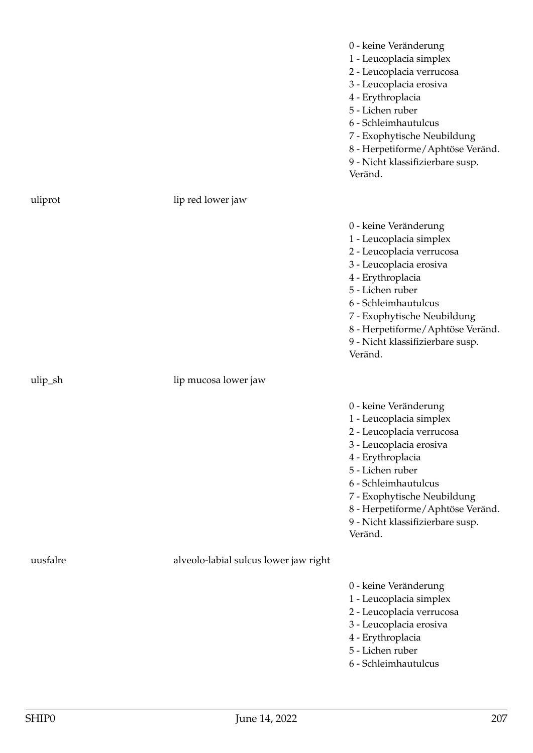0 - keine Veränderung
1 - Leucoplacia simplex
2 - Leucoplacia verrucosa
3 - Leucoplacia erosiva
4 - Erythroplacia
5 - Lichen ruber
6 - Schleimhautulcus
7 - Exophytische Neubildung
8 - Herpetiforme/Aphtöse Veränd.
9 - Nicht klassifizierbare susp. Veränd.

| | | |
|---|---|---|
| uliprot | lip red lower jaw | |
| | | 0 - keine Veränderung<br>1 - Leucoplacia simplex<br>2 - Leucoplacia verrucosa<br>3 - Leucoplacia erosiva<br>4 - Erythroplacia<br>5 - Lichen ruber<br>6 - Schleimhautulcus<br>7 - Exophytische Neubildung<br>8 - Herpetiforme/Aphtöse Veränd.<br>9 - Nicht klassifizierbare susp. Veränd. |
| ulip_sh | lip mucosa lower jaw | |
| | | 0 - keine Veränderung<br>1 - Leucoplacia simplex<br>2 - Leucoplacia verrucosa<br>3 - Leucoplacia erosiva<br>4 - Erythroplacia<br>5 - Lichen ruber<br>6 - Schleimhautulcus<br>7 - Exophytische Neubildung<br>8 - Herpetiforme/Aphtöse Veränd.<br>9 - Nicht klassifizierbare susp. Veränd. |
| uusfalre | alveolo-labial sulcus lower jaw right | |
| | | 0 - keine Veränderung<br>1 - Leucoplacia simplex<br>2 - Leucoplacia verrucosa<br>3 - Leucoplacia erosiva<br>4 - Erythroplacia<br>5 - Lichen ruber<br>6 - Schleimhautulcus |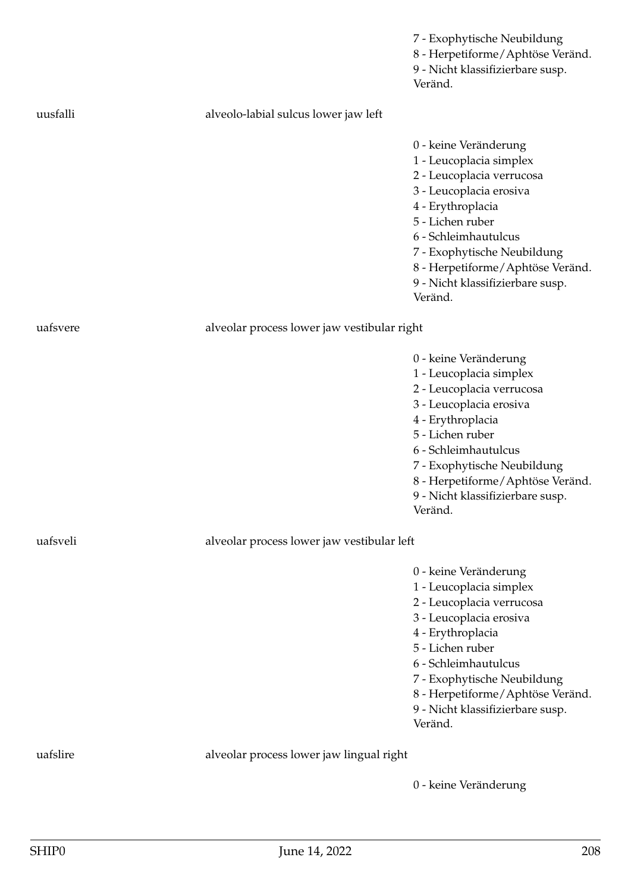7 - Exophytische Neubildung
8 - Herpetiforme/Aphtöse Veränd.
9 - Nicht klassifizierbare susp. Veränd.

uusfalli — alveolo-labial sulcus lower jaw left

0 - keine Veränderung
1 - Leucoplacia simplex
2 - Leucoplacia verrucosa
3 - Leucoplacia erosiva
4 - Erythroplacia
5 - Lichen ruber
6 - Schleimhautulcus
7 - Exophytische Neubildung
8 - Herpetiforme/Aphtöse Veränd.
9 - Nicht klassifizierbare susp. Veränd.

uafsvere — alveolar process lower jaw vestibular right

0 - keine Veränderung
1 - Leucoplacia simplex
2 - Leucoplacia verrucosa
3 - Leucoplacia erosiva
4 - Erythroplacia
5 - Lichen ruber
6 - Schleimhautulcus
7 - Exophytische Neubildung
8 - Herpetiforme/Aphtöse Veränd.
9 - Nicht klassifizierbare susp. Veränd.

uafsveli — alveolar process lower jaw vestibular left

0 - keine Veränderung
1 - Leucoplacia simplex
2 - Leucoplacia verrucosa
3 - Leucoplacia erosiva
4 - Erythroplacia
5 - Lichen ruber
6 - Schleimhautulcus
7 - Exophytische Neubildung
8 - Herpetiforme/Aphtöse Veränd.
9 - Nicht klassifizierbare susp. Veränd.

uafslire — alveolar process lower jaw lingual right

0 - keine Veränderung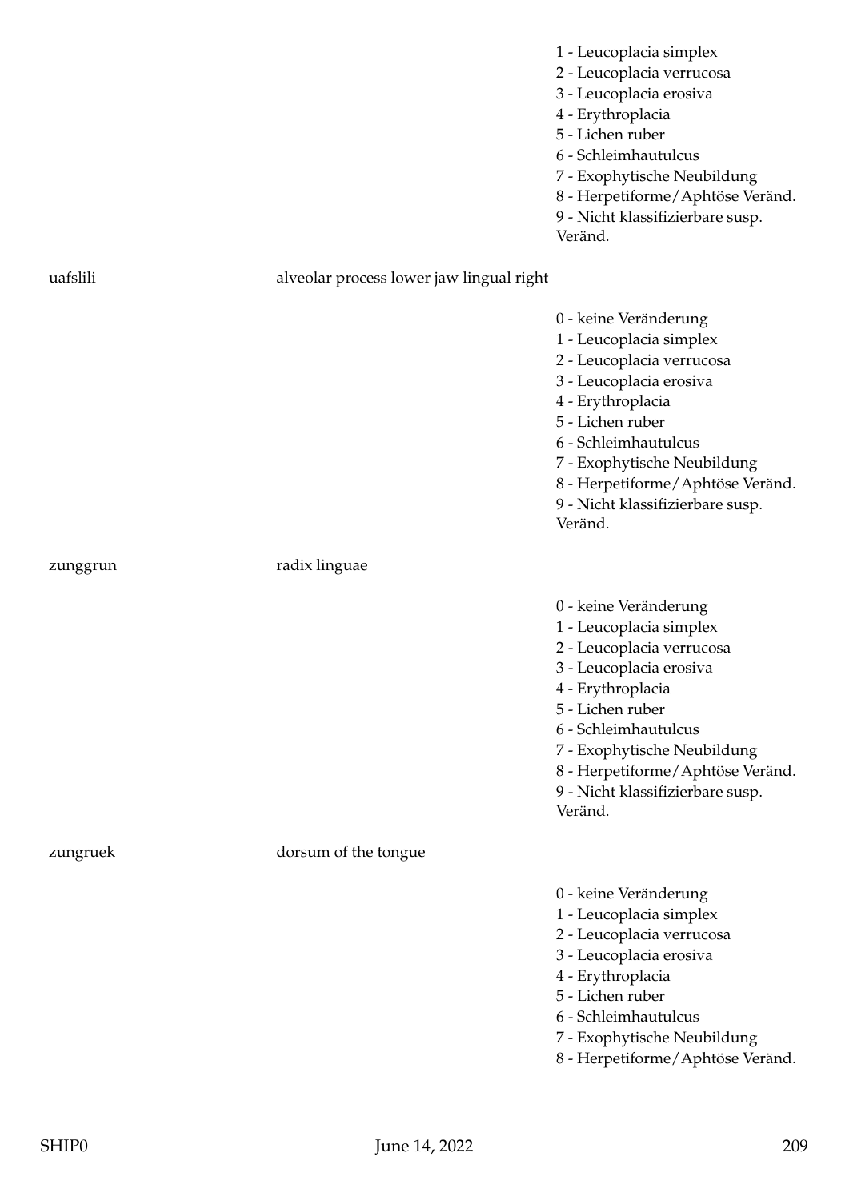1 - Leucoplacia simplex
2 - Leucoplacia verrucosa
3 - Leucoplacia erosiva
4 - Erythroplacia
5 - Lichen ruber
6 - Schleimhautulcus
7 - Exophytische Neubildung
8 - Herpetiforme/Aphtöse Veränd.
9 - Nicht klassifizierbare susp. Veränd.

uafslili — alveolar process lower jaw lingual right

0 - keine Veränderung
1 - Leucoplacia simplex
2 - Leucoplacia verrucosa
3 - Leucoplacia erosiva
4 - Erythroplacia
5 - Lichen ruber
6 - Schleimhautulcus
7 - Exophytische Neubildung
8 - Herpetiforme/Aphtöse Veränd.
9 - Nicht klassifizierbare susp. Veränd.

zunggrun — radix linguae

0 - keine Veränderung
1 - Leucoplacia simplex
2 - Leucoplacia verrucosa
3 - Leucoplacia erosiva
4 - Erythroplacia
5 - Lichen ruber
6 - Schleimhautulcus
7 - Exophytische Neubildung
8 - Herpetiforme/Aphtöse Veränd.
9 - Nicht klassifizierbare susp. Veränd.

zungruek — dorsum of the tongue

0 - keine Veränderung
1 - Leucoplacia simplex
2 - Leucoplacia verrucosa
3 - Leucoplacia erosiva
4 - Erythroplacia
5 - Lichen ruber
6 - Schleimhautulcus
7 - Exophytische Neubildung
8 - Herpetiforme/Aphtöse Veränd.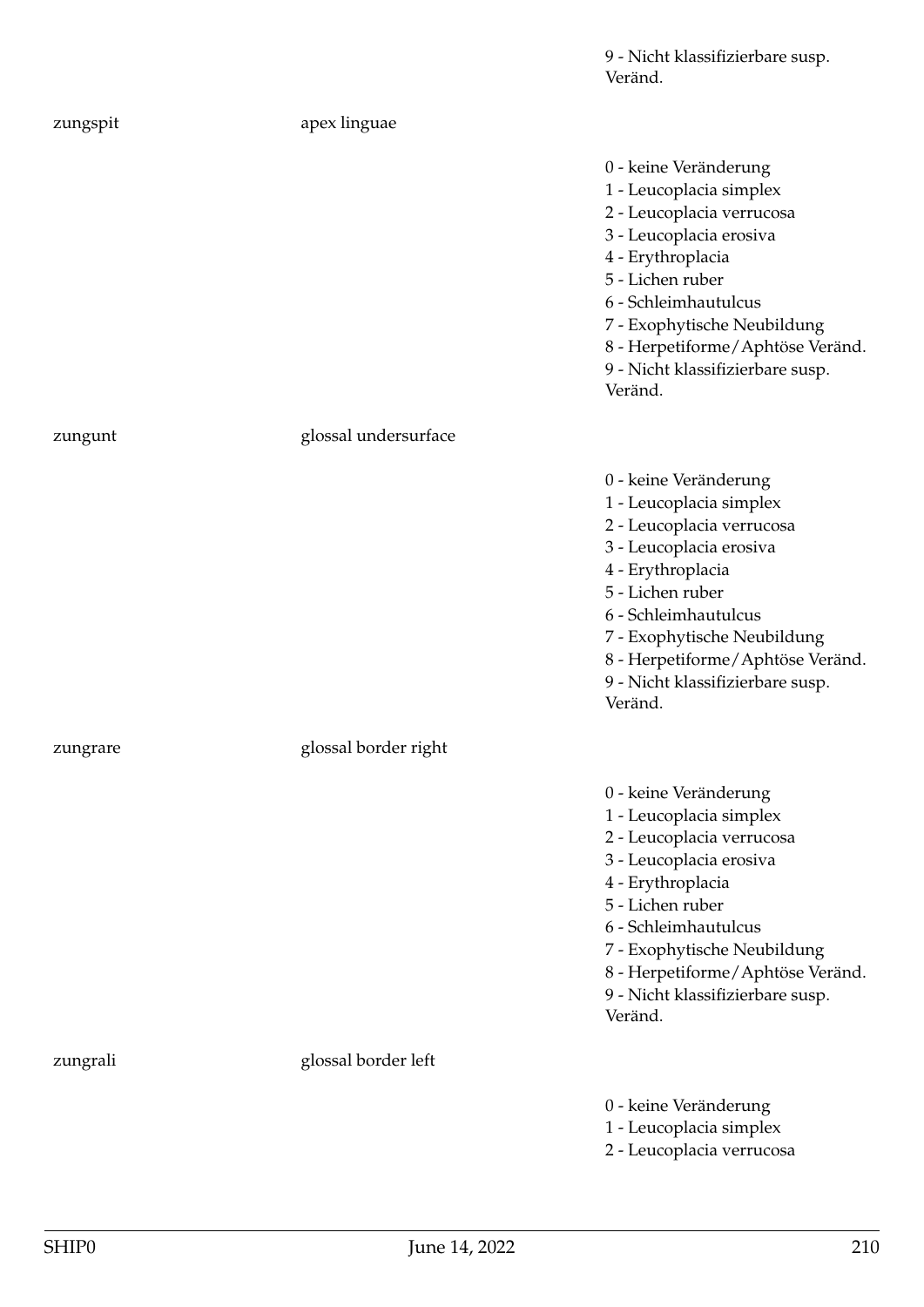9 - Nicht klassifizierbare susp. Veränd.

| | | |
|---|---|---|
| zungspit | apex linguae | |
| | | 0 - keine Veränderung<br>1 - Leucoplacia simplex<br>2 - Leucoplacia verrucosa<br>3 - Leucoplacia erosiva<br>4 - Erythroplacia<br>5 - Lichen ruber<br>6 - Schleimhautulcus<br>7 - Exophytische Neubildung<br>8 - Herpetiforme/Aphtöse Veränd.<br>9 - Nicht klassifizierbare susp. Veränd. |
| zungunt | glossal undersurface | |
| | | 0 - keine Veränderung<br>1 - Leucoplacia simplex<br>2 - Leucoplacia verrucosa<br>3 - Leucoplacia erosiva<br>4 - Erythroplacia<br>5 - Lichen ruber<br>6 - Schleimhautulcus<br>7 - Exophytische Neubildung<br>8 - Herpetiforme/Aphtöse Veränd.<br>9 - Nicht klassifizierbare susp. Veränd. |
| zungrare | glossal border right | |
| | | 0 - keine Veränderung<br>1 - Leucoplacia simplex<br>2 - Leucoplacia verrucosa<br>3 - Leucoplacia erosiva<br>4 - Erythroplacia<br>5 - Lichen ruber<br>6 - Schleimhautulcus<br>7 - Exophytische Neubildung<br>8 - Herpetiforme/Aphtöse Veränd.<br>9 - Nicht klassifizierbare susp. Veränd. |
| zungrali | glossal border left | |
| | | 0 - keine Veränderung<br>1 - Leucoplacia simplex<br>2 - Leucoplacia verrucosa |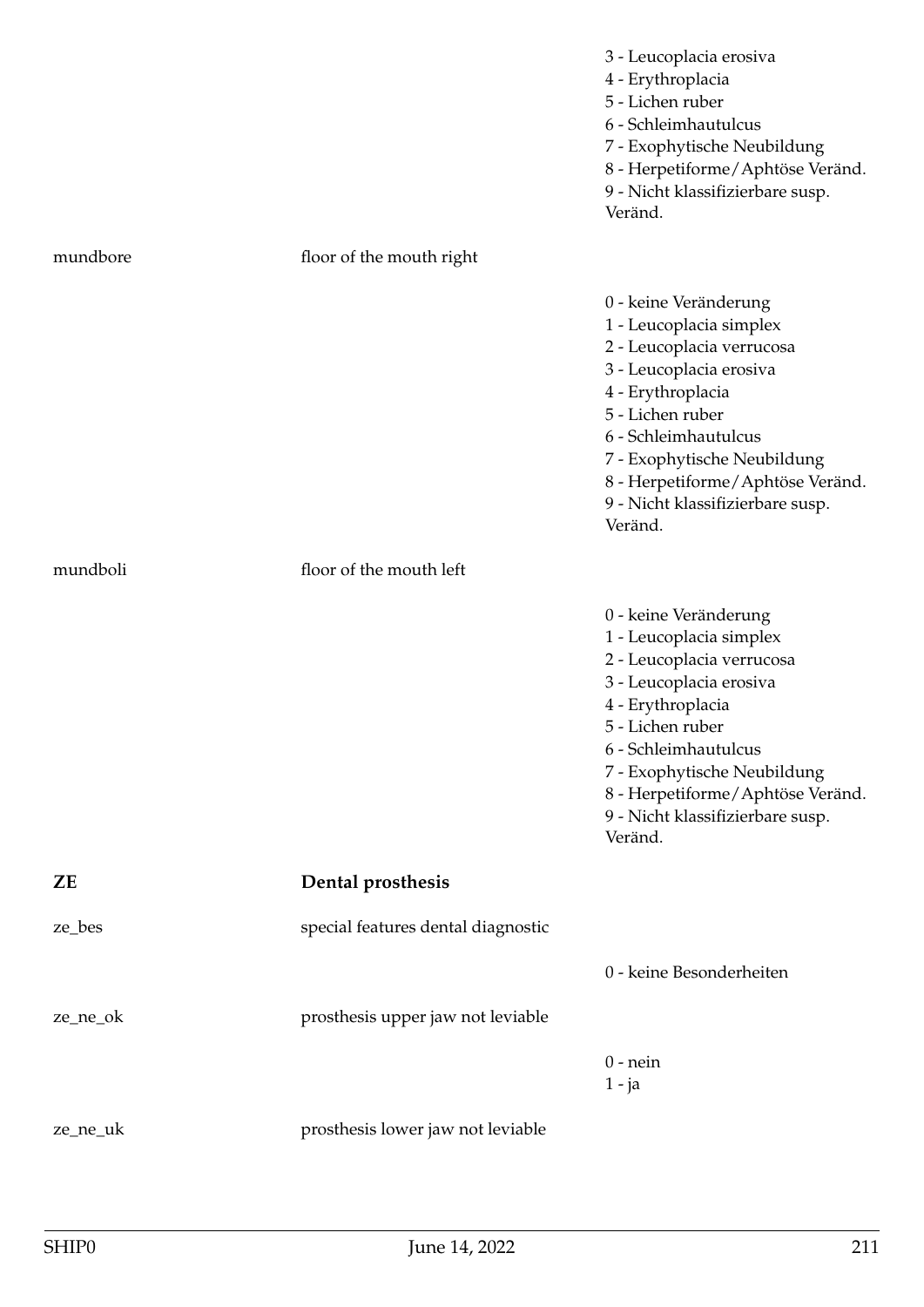| | | |
|---|---|---|
| | | 3 - Leucoplacia erosiva<br>4 - Erythroplacia<br>5 - Lichen ruber<br>6 - Schleimhautulcus<br>7 - Exophytische Neubildung<br>8 - Herpetiforme/Aphtöse Veränd.<br>9 - Nicht klassifizierbare susp. Veränd. |
| mundbore | floor of the mouth right | |
| | | 0 - keine Veränderung<br>1 - Leucoplacia simplex<br>2 - Leucoplacia verrucosa<br>3 - Leucoplacia erosiva<br>4 - Erythroplacia<br>5 - Lichen ruber<br>6 - Schleimhautulcus<br>7 - Exophytische Neubildung<br>8 - Herpetiforme/Aphtöse Veränd.<br>9 - Nicht klassifizierbare susp. Veränd. |
| mundboli | floor of the mouth left | |
| | | 0 - keine Veränderung<br>1 - Leucoplacia simplex<br>2 - Leucoplacia verrucosa<br>3 - Leucoplacia erosiva<br>4 - Erythroplacia<br>5 - Lichen ruber<br>6 - Schleimhautulcus<br>7 - Exophytische Neubildung<br>8 - Herpetiforme/Aphtöse Veränd.<br>9 - Nicht klassifizierbare susp. Veränd. |
| **ZE** | **Dental prosthesis** | |
| ze_bes | special features dental diagnostic | |
| | | 0 - keine Besonderheiten |
| ze_ne_ok | prosthesis upper jaw not leviable | |
| | | 0 - nein<br>1 - ja |
| ze_ne_uk | prosthesis lower jaw not leviable | |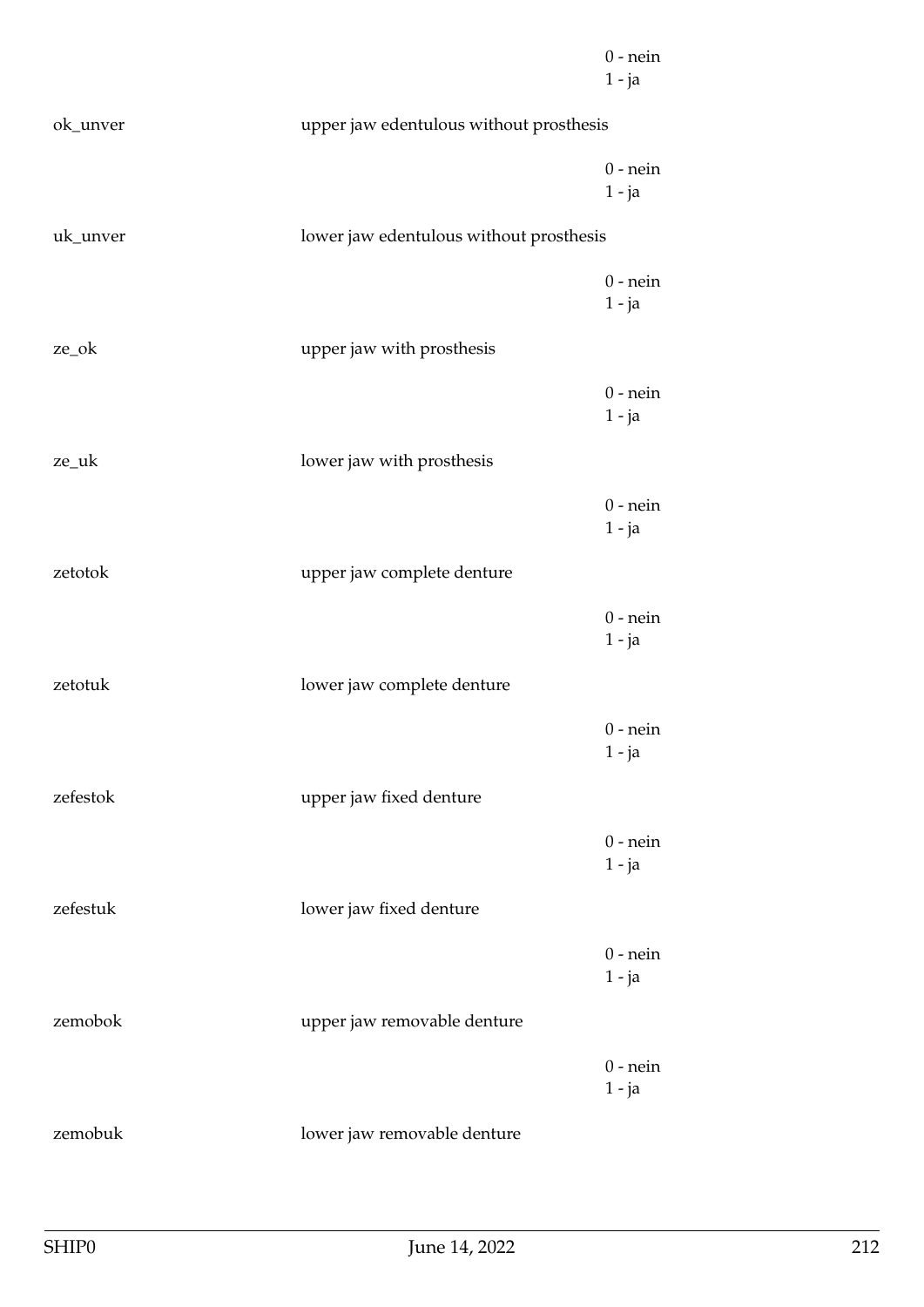0 - nein
1 - ja

ok_unver upper jaw edentulous without prosthesis

0 - nein
1 - ja

uk_unver lower jaw edentulous without prosthesis

0 - nein
1 - ja

ze_ok upper jaw with prosthesis

0 - nein
1 - ja

ze_uk lower jaw with prosthesis

0 - nein
1 - ja

zetotok upper jaw complete denture

0 - nein
1 - ja

zetotuk lower jaw complete denture

0 - nein
1 - ja

zefestok upper jaw fixed denture

0 - nein
1 - ja

zefestuk lower jaw fixed denture

0 - nein
1 - ja

zemobok upper jaw removable denture

0 - nein
1 - ja

zemobuk lower jaw removable denture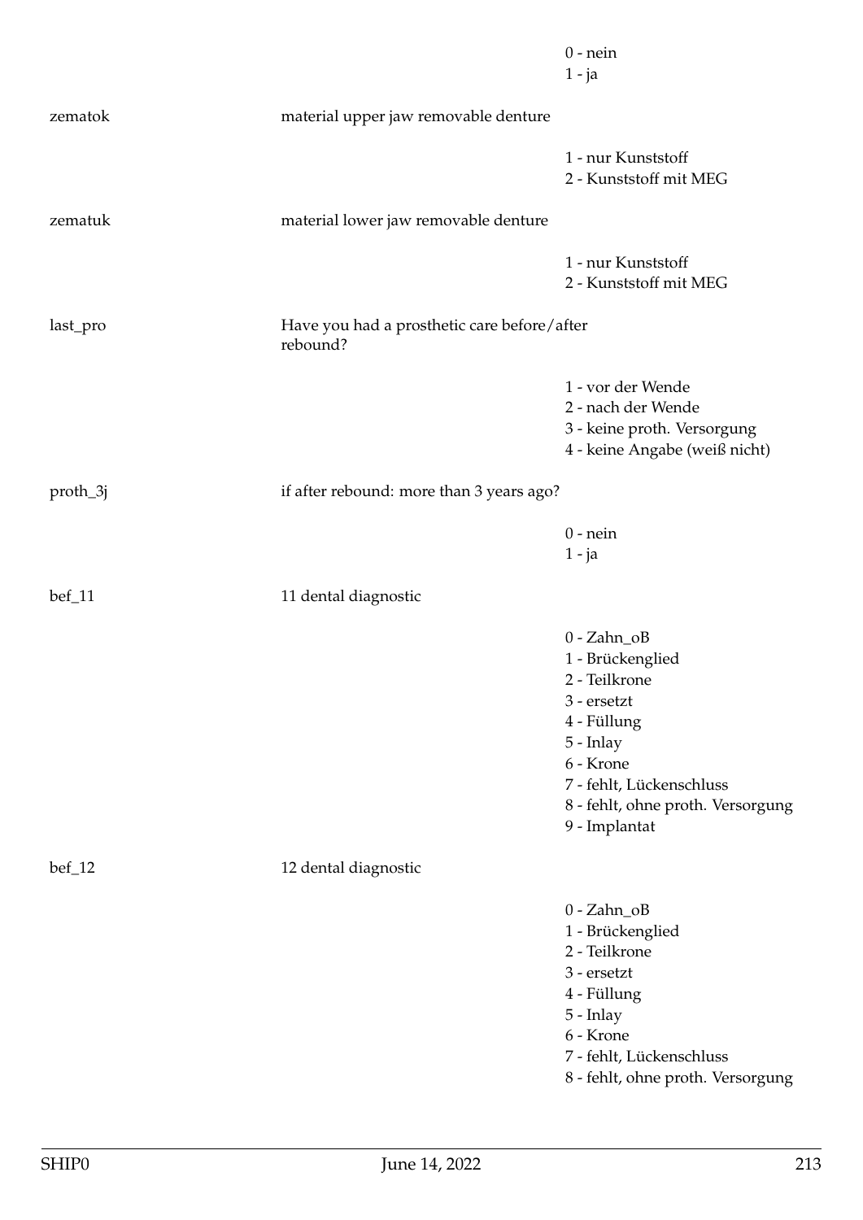| | | |
|---|---|---|
| | | 0 - nein<br>1 - ja |
| zematok | material upper jaw removable denture | |
| | | 1 - nur Kunststoff<br>2 - Kunststoff mit MEG |
| zematuk | material lower jaw removable denture | |
| | | 1 - nur Kunststoff<br>2 - Kunststoff mit MEG |
| last_pro | Have you had a prosthetic care before/after rebound? | |
| | | 1 - vor der Wende<br>2 - nach der Wende<br>3 - keine proth. Versorgung<br>4 - keine Angabe (weiß nicht) |
| proth_3j | if after rebound: more than 3 years ago? | |
| | | 0 - nein<br>1 - ja |
| bef_11 | 11 dental diagnostic | |
| | | 0 - Zahn_oB<br>1 - Brückenglied<br>2 - Teilkrone<br>3 - ersetzt<br>4 - Füllung<br>5 - Inlay<br>6 - Krone<br>7 - fehlt, Lückenschluss<br>8 - fehlt, ohne proth. Versorgung<br>9 - Implantat |
| bef_12 | 12 dental diagnostic | |
| | | 0 - Zahn_oB<br>1 - Brückenglied<br>2 - Teilkrone<br>3 - ersetzt<br>4 - Füllung<br>5 - Inlay<br>6 - Krone<br>7 - fehlt, Lückenschluss<br>8 - fehlt, ohne proth. Versorgung |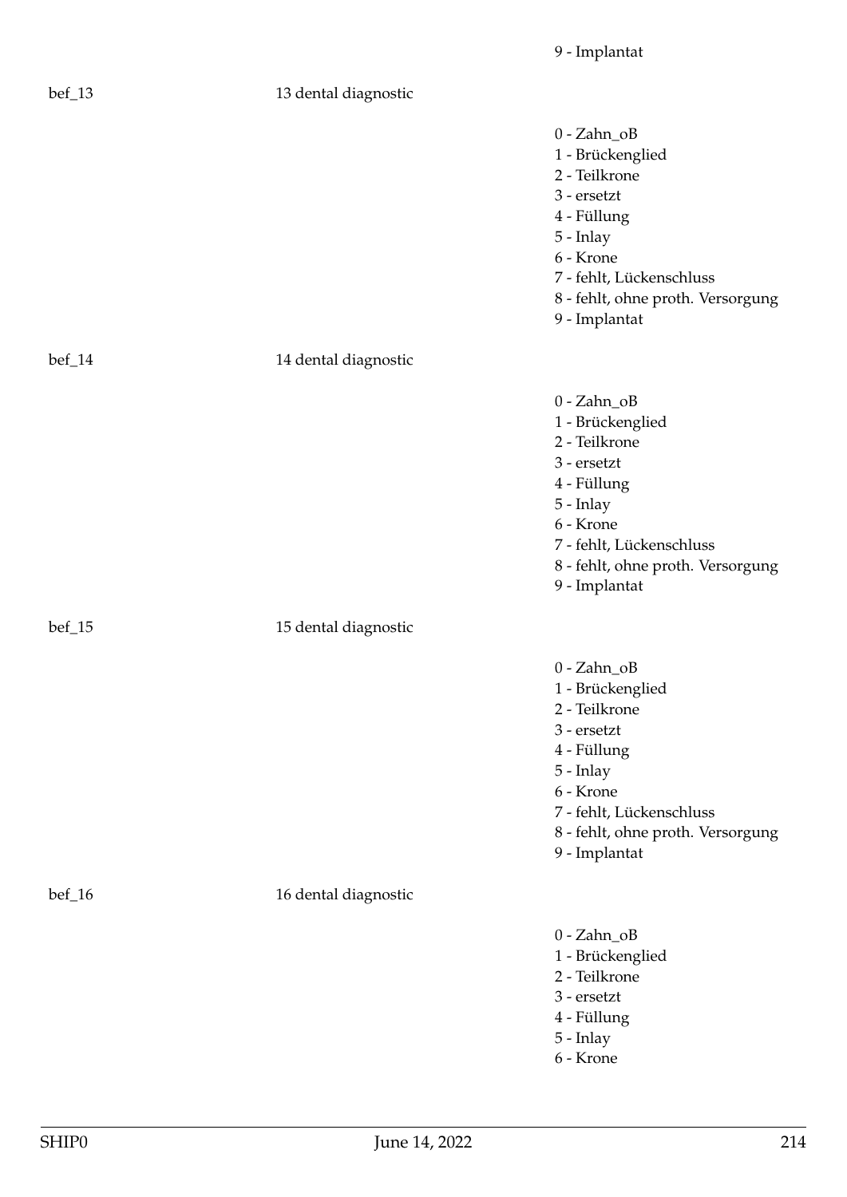9 - Implantat

bef_13 — 13 dental diagnostic

0 - Zahn_oB
1 - Brückenglied
2 - Teilkrone
3 - ersetzt
4 - Füllung
5 - Inlay
6 - Krone
7 - fehlt, Lückenschluss
8 - fehlt, ohne proth. Versorgung
9 - Implantat

bef_14 — 14 dental diagnostic

0 - Zahn_oB
1 - Brückenglied
2 - Teilkrone
3 - ersetzt
4 - Füllung
5 - Inlay
6 - Krone
7 - fehlt, Lückenschluss
8 - fehlt, ohne proth. Versorgung
9 - Implantat

bef_15 — 15 dental diagnostic

0 - Zahn_oB
1 - Brückenglied
2 - Teilkrone
3 - ersetzt
4 - Füllung
5 - Inlay
6 - Krone
7 - fehlt, Lückenschluss
8 - fehlt, ohne proth. Versorgung
9 - Implantat

bef_16 — 16 dental diagnostic

0 - Zahn_oB
1 - Brückenglied
2 - Teilkrone
3 - ersetzt
4 - Füllung
5 - Inlay
6 - Krone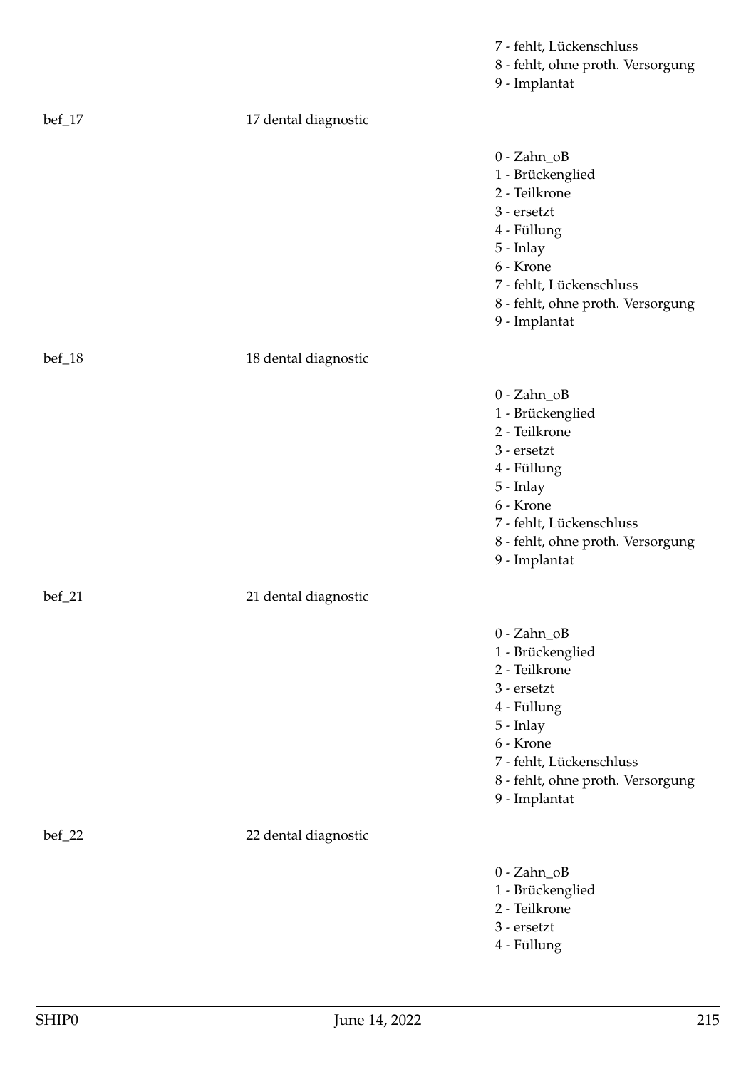| | | |
|---|---|---|
| | | 7 - fehlt, Lückenschluss<br>8 - fehlt, ohne proth. Versorgung<br>9 - Implantat |
| bef_17 | 17 dental diagnostic | |
| | | 0 - Zahn_oB<br>1 - Brückenglied<br>2 - Teilkrone<br>3 - ersetzt<br>4 - Füllung<br>5 - Inlay<br>6 - Krone<br>7 - fehlt, Lückenschluss<br>8 - fehlt, ohne proth. Versorgung<br>9 - Implantat |
| bef_18 | 18 dental diagnostic | |
| | | 0 - Zahn_oB<br>1 - Brückenglied<br>2 - Teilkrone<br>3 - ersetzt<br>4 - Füllung<br>5 - Inlay<br>6 - Krone<br>7 - fehlt, Lückenschluss<br>8 - fehlt, ohne proth. Versorgung<br>9 - Implantat |
| bef_21 | 21 dental diagnostic | |
| | | 0 - Zahn_oB<br>1 - Brückenglied<br>2 - Teilkrone<br>3 - ersetzt<br>4 - Füllung<br>5 - Inlay<br>6 - Krone<br>7 - fehlt, Lückenschluss<br>8 - fehlt, ohne proth. Versorgung<br>9 - Implantat |
| bef_22 | 22 dental diagnostic | |
| | | 0 - Zahn_oB<br>1 - Brückenglied<br>2 - Teilkrone<br>3 - ersetzt<br>4 - Füllung |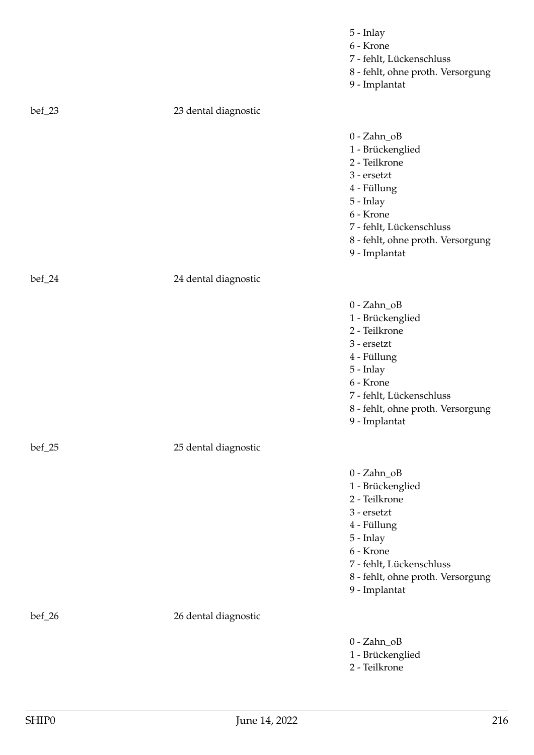5 - Inlay
6 - Krone
7 - fehlt, Lückenschluss
8 - fehlt, ohne proth. Versorgung
9 - Implantat

bef_23 23 dental diagnostic

0 - Zahn_oB
1 - Brückenglied
2 - Teilkrone
3 - ersetzt
4 - Füllung
5 - Inlay
6 - Krone
7 - fehlt, Lückenschluss
8 - fehlt, ohne proth. Versorgung
9 - Implantat

bef_24 24 dental diagnostic

0 - Zahn_oB
1 - Brückenglied
2 - Teilkrone
3 - ersetzt
4 - Füllung
5 - Inlay
6 - Krone
7 - fehlt, Lückenschluss
8 - fehlt, ohne proth. Versorgung
9 - Implantat

bef_25 25 dental diagnostic

0 - Zahn_oB
1 - Brückenglied
2 - Teilkrone
3 - ersetzt
4 - Füllung
5 - Inlay
6 - Krone
7 - fehlt, Lückenschluss
8 - fehlt, ohne proth. Versorgung
9 - Implantat

bef_26 26 dental diagnostic

0 - Zahn_oB
1 - Brückenglied
2 - Teilkrone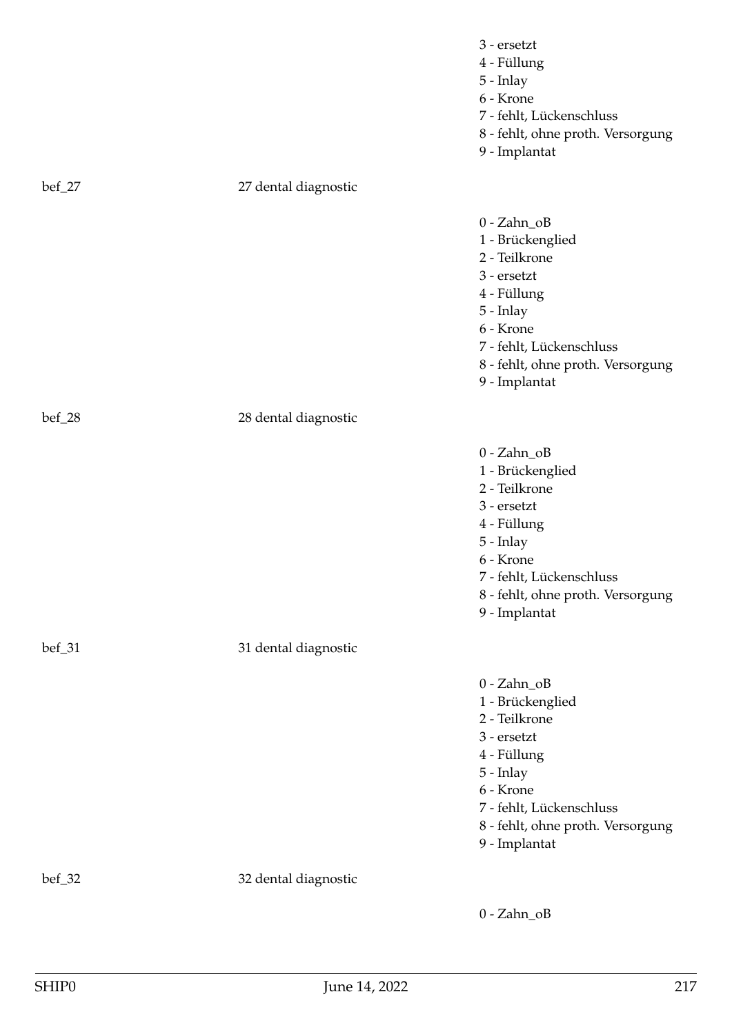3 - ersetzt
4 - Füllung
5 - Inlay
6 - Krone
7 - fehlt, Lückenschluss
8 - fehlt, ohne proth. Versorgung
9 - Implantat

bef_27 27 dental diagnostic

0 - Zahn_oB
1 - Brückenglied
2 - Teilkrone
3 - ersetzt
4 - Füllung
5 - Inlay
6 - Krone
7 - fehlt, Lückenschluss
8 - fehlt, ohne proth. Versorgung
9 - Implantat

bef_28 28 dental diagnostic

0 - Zahn_oB
1 - Brückenglied
2 - Teilkrone
3 - ersetzt
4 - Füllung
5 - Inlay
6 - Krone
7 - fehlt, Lückenschluss
8 - fehlt, ohne proth. Versorgung
9 - Implantat

bef_31 31 dental diagnostic

0 - Zahn_oB
1 - Brückenglied
2 - Teilkrone
3 - ersetzt
4 - Füllung
5 - Inlay
6 - Krone
7 - fehlt, Lückenschluss
8 - fehlt, ohne proth. Versorgung
9 - Implantat

bef_32 32 dental diagnostic

0 - Zahn_oB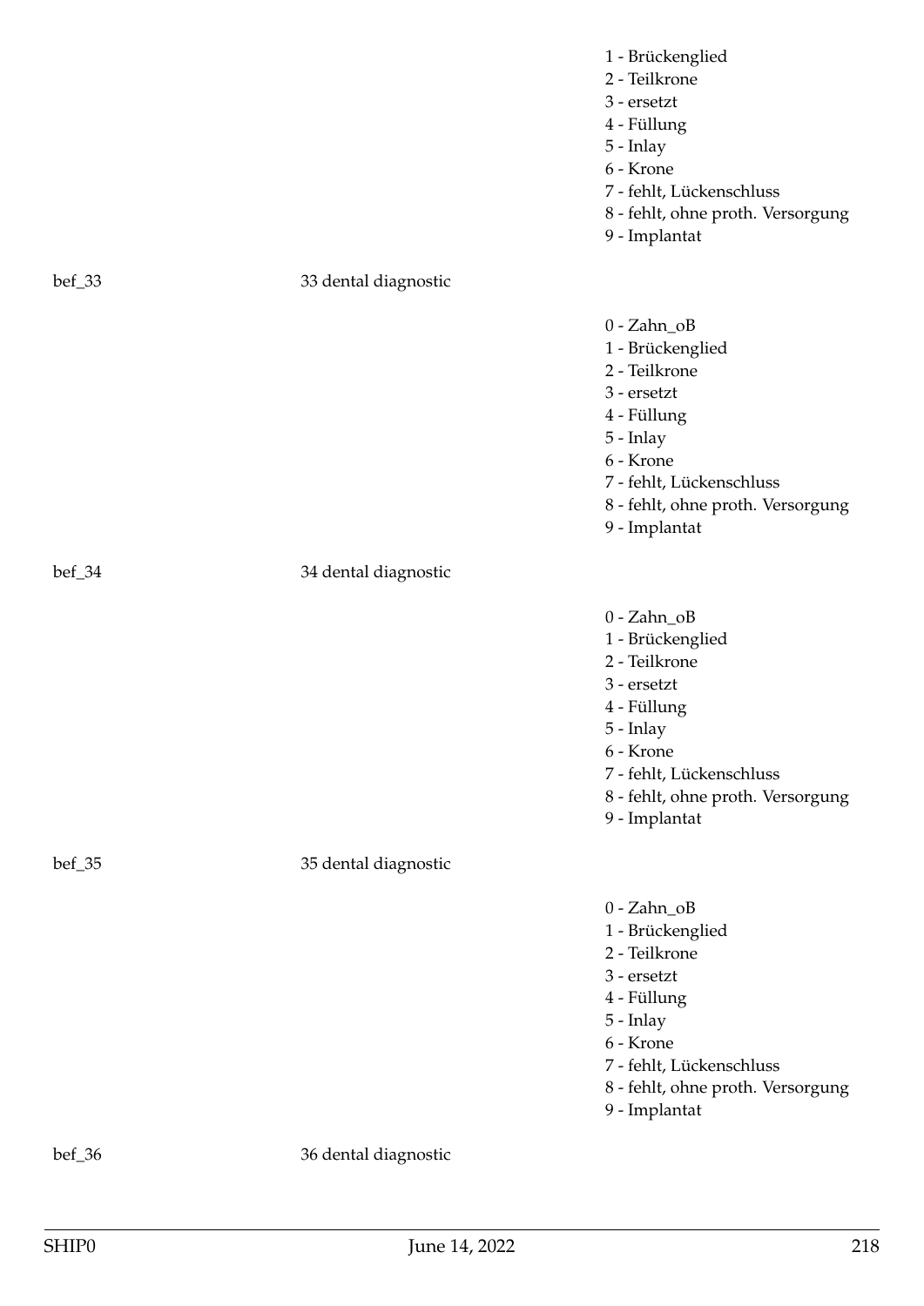1 - Brückenglied
2 - Teilkrone
3 - ersetzt
4 - Füllung
5 - Inlay
6 - Krone
7 - fehlt, Lückenschluss
8 - fehlt, ohne proth. Versorgung
9 - Implantat

bef_33 33 dental diagnostic

0 - Zahn_oB
1 - Brückenglied
2 - Teilkrone
3 - ersetzt
4 - Füllung
5 - Inlay
6 - Krone
7 - fehlt, Lückenschluss
8 - fehlt, ohne proth. Versorgung
9 - Implantat

bef_34 34 dental diagnostic

0 - Zahn_oB
1 - Brückenglied
2 - Teilkrone
3 - ersetzt
4 - Füllung
5 - Inlay
6 - Krone
7 - fehlt, Lückenschluss
8 - fehlt, ohne proth. Versorgung
9 - Implantat

bef_35 35 dental diagnostic

0 - Zahn_oB
1 - Brückenglied
2 - Teilkrone
3 - ersetzt
4 - Füllung
5 - Inlay
6 - Krone
7 - fehlt, Lückenschluss
8 - fehlt, ohne proth. Versorgung
9 - Implantat

bef_36 36 dental diagnostic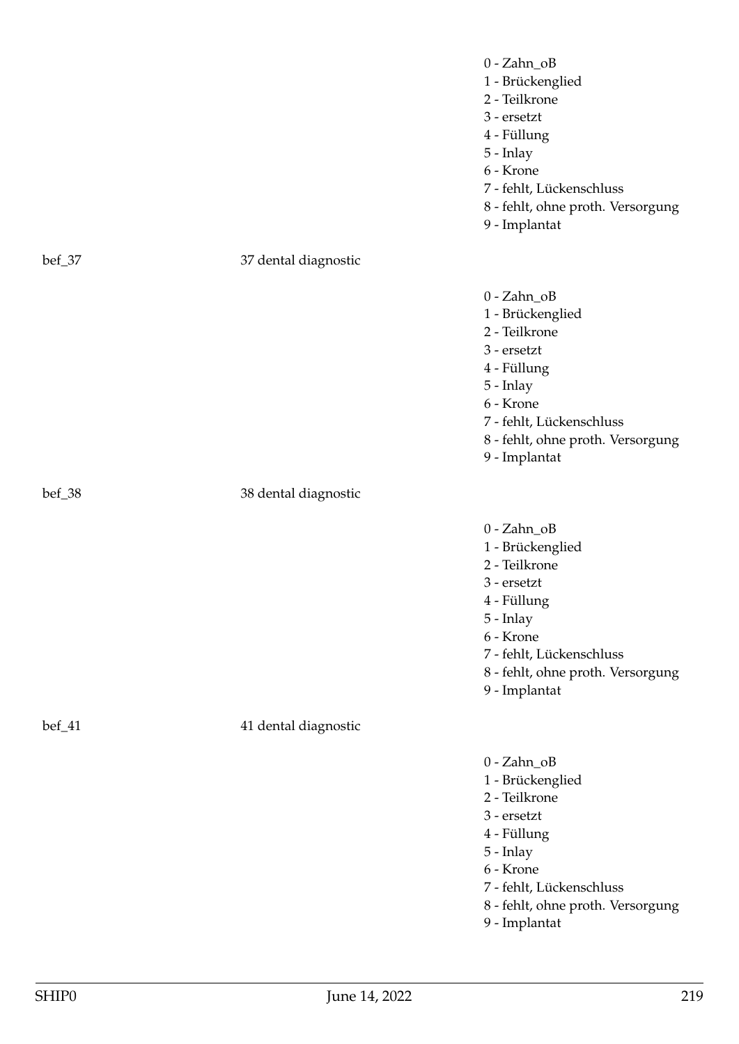0 - Zahn_oB
1 - Brückenglied
2 - Teilkrone
3 - ersetzt
4 - Füllung
5 - Inlay
6 - Krone
7 - fehlt, Lückenschluss
8 - fehlt, ohne proth. Versorgung
9 - Implantat

bef_37 | 37 dental diagnostic

0 - Zahn_oB
1 - Brückenglied
2 - Teilkrone
3 - ersetzt
4 - Füllung
5 - Inlay
6 - Krone
7 - fehlt, Lückenschluss
8 - fehlt, ohne proth. Versorgung
9 - Implantat

bef_38 | 38 dental diagnostic

0 - Zahn_oB
1 - Brückenglied
2 - Teilkrone
3 - ersetzt
4 - Füllung
5 - Inlay
6 - Krone
7 - fehlt, Lückenschluss
8 - fehlt, ohne proth. Versorgung
9 - Implantat

bef_41 | 41 dental diagnostic

0 - Zahn_oB
1 - Brückenglied
2 - Teilkrone
3 - ersetzt
4 - Füllung
5 - Inlay
6 - Krone
7 - fehlt, Lückenschluss
8 - fehlt, ohne proth. Versorgung
9 - Implantat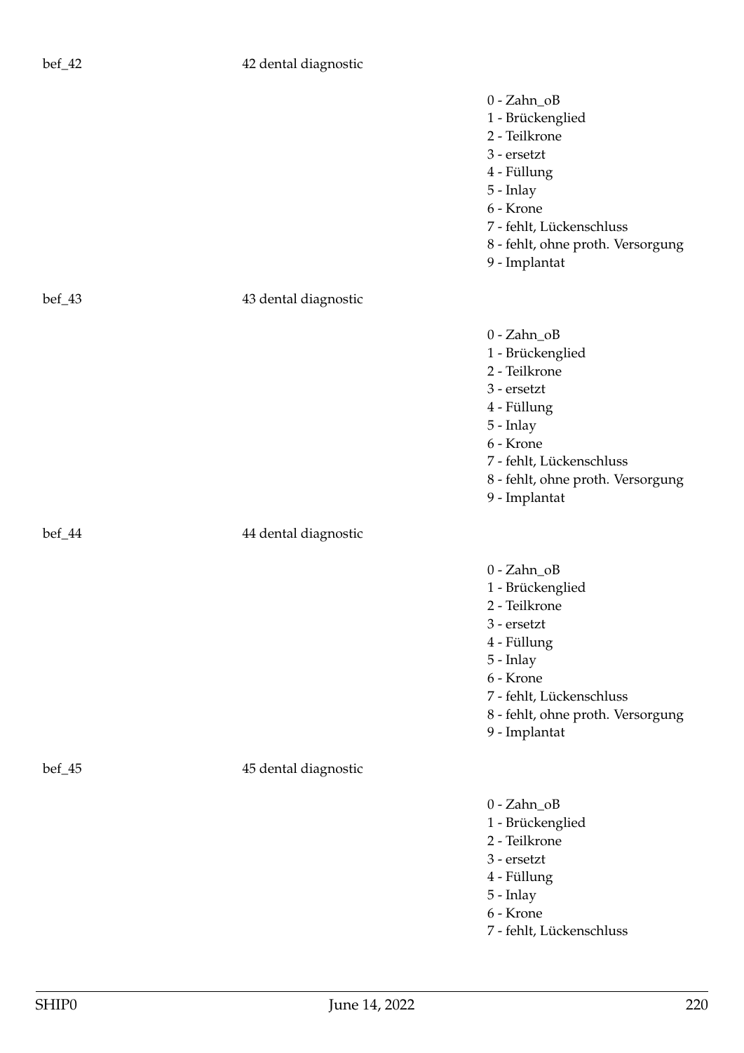bef_42 42 dental diagnostic

- 0 - Zahn_oB
- 1 - Brückenglied
- 2 - Teilkrone
- 3 - ersetzt
- 4 - Füllung
- 5 - Inlay
- 6 - Krone
- 7 - fehlt, Lückenschluss
- 8 - fehlt, ohne proth. Versorgung
- 9 - Implantat

bef_43 43 dental diagnostic

- 0 - Zahn_oB
- 1 - Brückenglied
- 2 - Teilkrone
- 3 - ersetzt
- 4 - Füllung
- 5 - Inlay
- 6 - Krone
- 7 - fehlt, Lückenschluss
- 8 - fehlt, ohne proth. Versorgung
- 9 - Implantat

bef_44 44 dental diagnostic

- 0 - Zahn_oB
- 1 - Brückenglied
- 2 - Teilkrone
- 3 - ersetzt
- 4 - Füllung
- 5 - Inlay
- 6 - Krone
- 7 - fehlt, Lückenschluss
- 8 - fehlt, ohne proth. Versorgung
- 9 - Implantat

bef_45 45 dental diagnostic

- 0 - Zahn_oB
- 1 - Brückenglied
- 2 - Teilkrone
- 3 - ersetzt
- 4 - Füllung
- 5 - Inlay
- 6 - Krone
- 7 - fehlt, Lückenschluss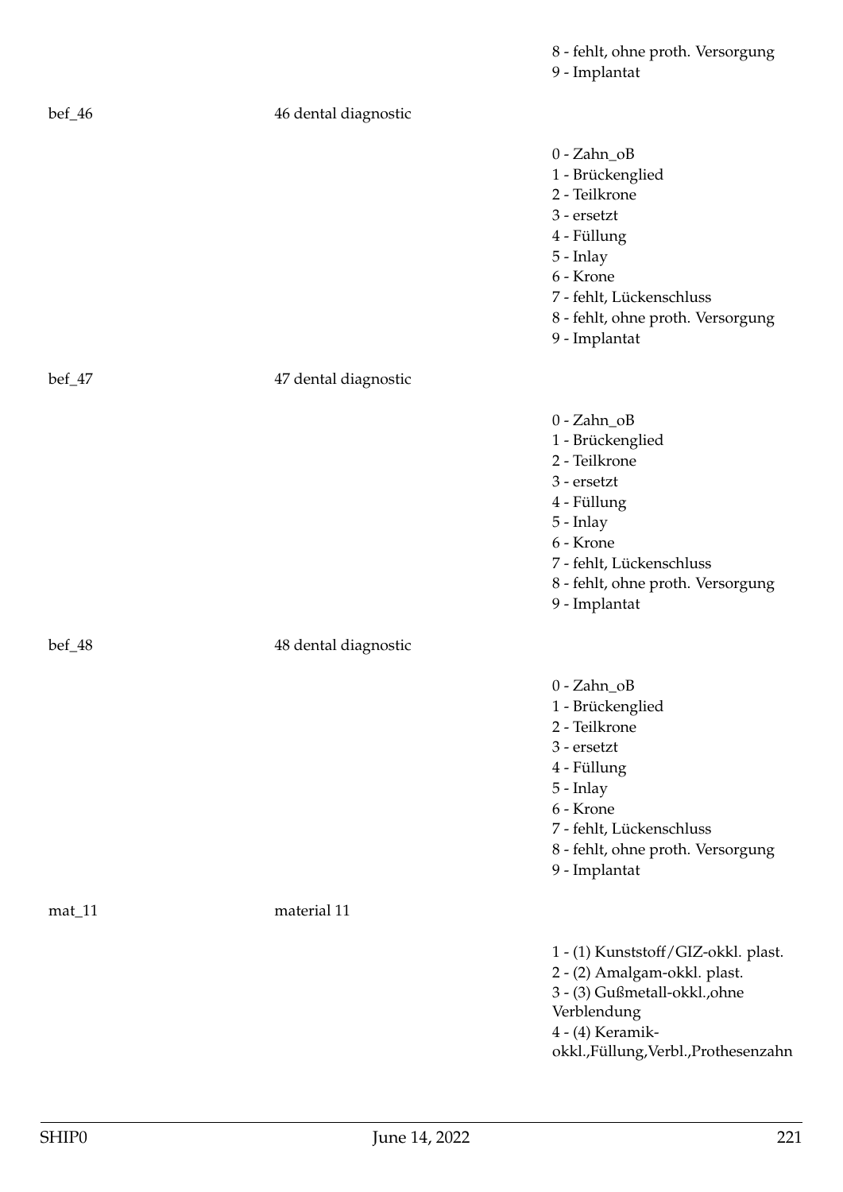8 - fehlt, ohne proth. Versorgung
9 - Implantat

bef_46 46 dental diagnostic

0 - Zahn_oB
1 - Brückenglied
2 - Teilkrone
3 - ersetzt
4 - Füllung
5 - Inlay
6 - Krone
7 - fehlt, Lückenschluss
8 - fehlt, ohne proth. Versorgung
9 - Implantat

bef_47 47 dental diagnostic

0 - Zahn_oB
1 - Brückenglied
2 - Teilkrone
3 - ersetzt
4 - Füllung
5 - Inlay
6 - Krone
7 - fehlt, Lückenschluss
8 - fehlt, ohne proth. Versorgung
9 - Implantat

bef_48 48 dental diagnostic

0 - Zahn_oB
1 - Brückenglied
2 - Teilkrone
3 - ersetzt
4 - Füllung
5 - Inlay
6 - Krone
7 - fehlt, Lückenschluss
8 - fehlt, ohne proth. Versorgung
9 - Implantat

mat_11 material 11

1 - (1) Kunststoff/GIZ-okkl. plast.
2 - (2) Amalgam-okkl. plast.
3 - (3) Gußmetall-okkl.,ohne Verblendung
4 - (4) Keramik-okkl.,Füllung,Verbl.,Prothesenzahn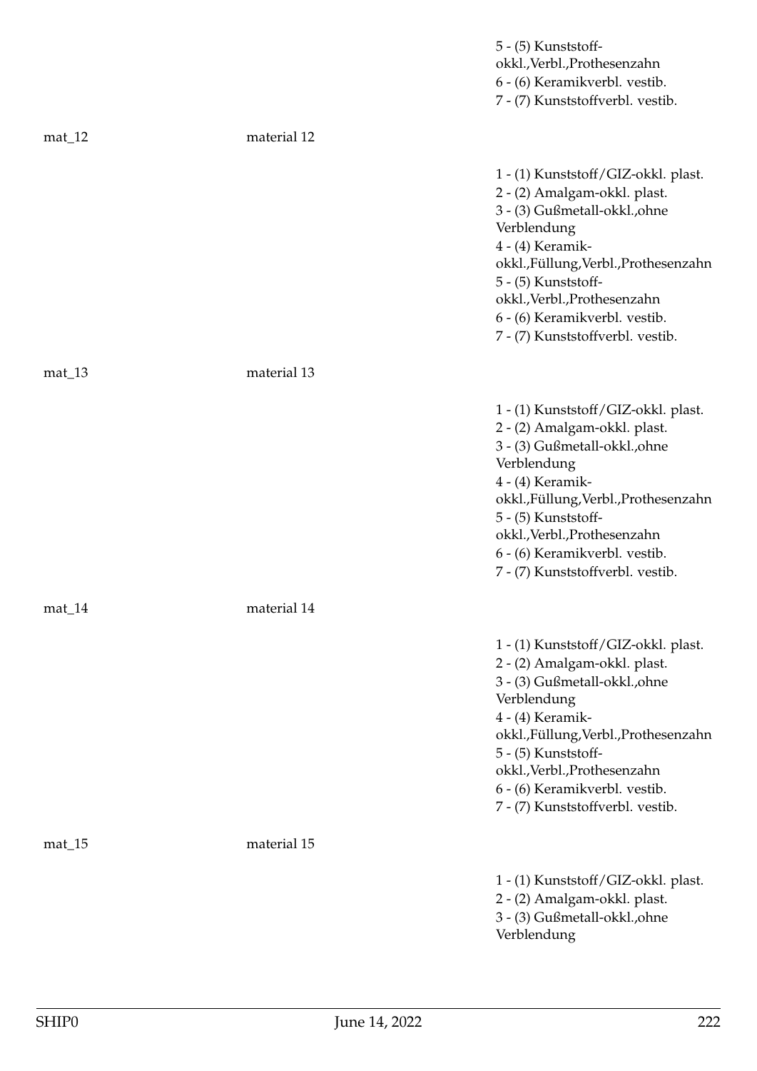| | | |
|---|---|---|
| | | 5 - (5) Kunststoff-okkl.,Verbl.,Prothesenzahn<br>6 - (6) Keramikverbl. vestib.<br>7 - (7) Kunststoffverbl. vestib. |
| mat_12 | material 12 | |
| | | 1 - (1) Kunststoff/GIZ-okkl. plast.<br>2 - (2) Amalgam-okkl. plast.<br>3 - (3) Gußmetall-okkl.,ohne Verblendung<br>4 - (4) Keramik-okkl.,Füllung,Verbl.,Prothesenzahn<br>5 - (5) Kunststoff-okkl.,Verbl.,Prothesenzahn<br>6 - (6) Keramikverbl. vestib.<br>7 - (7) Kunststoffverbl. vestib. |
| mat_13 | material 13 | |
| | | 1 - (1) Kunststoff/GIZ-okkl. plast.<br>2 - (2) Amalgam-okkl. plast.<br>3 - (3) Gußmetall-okkl.,ohne Verblendung<br>4 - (4) Keramik-okkl.,Füllung,Verbl.,Prothesenzahn<br>5 - (5) Kunststoff-okkl.,Verbl.,Prothesenzahn<br>6 - (6) Keramikverbl. vestib.<br>7 - (7) Kunststoffverbl. vestib. |
| mat_14 | material 14 | |
| | | 1 - (1) Kunststoff/GIZ-okkl. plast.<br>2 - (2) Amalgam-okkl. plast.<br>3 - (3) Gußmetall-okkl.,ohne Verblendung<br>4 - (4) Keramik-okkl.,Füllung,Verbl.,Prothesenzahn<br>5 - (5) Kunststoff-okkl.,Verbl.,Prothesenzahn<br>6 - (6) Keramikverbl. vestib.<br>7 - (7) Kunststoffverbl. vestib. |
| mat_15 | material 15 | |
| | | 1 - (1) Kunststoff/GIZ-okkl. plast.<br>2 - (2) Amalgam-okkl. plast.<br>3 - (3) Gußmetall-okkl.,ohne Verblendung |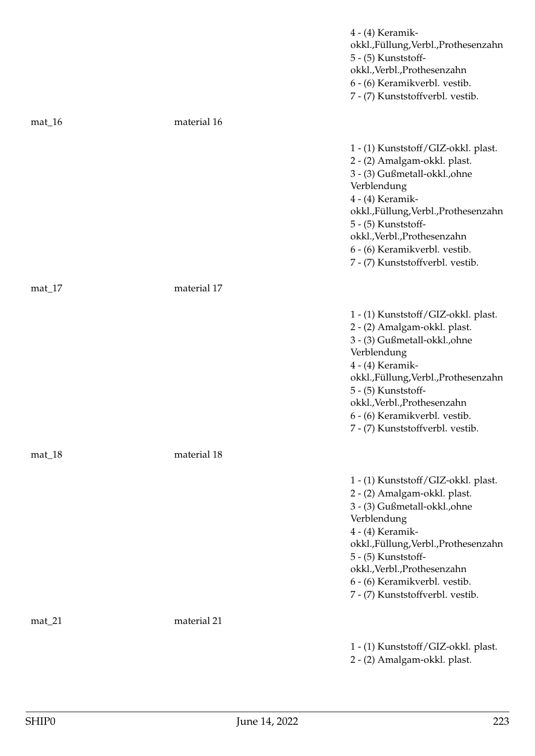4 - (4) Keramik-okkl.,Füllung,Verbl.,Prothesenzahn
5 - (5) Kunststoff-okkl.,Verbl.,Prothesenzahn
6 - (6) Keramikverbl. vestib.
7 - (7) Kunststoffverbl. vestib.

| | | |
|---|---|---|
| mat_16 | material 16 | |
| | | 1 - (1) Kunststoff/GIZ-okkl. plast.<br>2 - (2) Amalgam-okkl. plast.<br>3 - (3) Gußmetall-okkl.,ohne Verblendung<br>4 - (4) Keramik-okkl.,Füllung,Verbl.,Prothesenzahn<br>5 - (5) Kunststoff-okkl.,Verbl.,Prothesenzahn<br>6 - (6) Keramikverbl. vestib.<br>7 - (7) Kunststoffverbl. vestib. |
| mat_17 | material 17 | |
| | | 1 - (1) Kunststoff/GIZ-okkl. plast.<br>2 - (2) Amalgam-okkl. plast.<br>3 - (3) Gußmetall-okkl.,ohne Verblendung<br>4 - (4) Keramik-okkl.,Füllung,Verbl.,Prothesenzahn<br>5 - (5) Kunststoff-okkl.,Verbl.,Prothesenzahn<br>6 - (6) Keramikverbl. vestib.<br>7 - (7) Kunststoffverbl. vestib. |
| mat_18 | material 18 | |
| | | 1 - (1) Kunststoff/GIZ-okkl. plast.<br>2 - (2) Amalgam-okkl. plast.<br>3 - (3) Gußmetall-okkl.,ohne Verblendung<br>4 - (4) Keramik-okkl.,Füllung,Verbl.,Prothesenzahn<br>5 - (5) Kunststoff-okkl.,Verbl.,Prothesenzahn<br>6 - (6) Keramikverbl. vestib.<br>7 - (7) Kunststoffverbl. vestib. |
| mat_21 | material 21 | |
| | | 1 - (1) Kunststoff/GIZ-okkl. plast.<br>2 - (2) Amalgam-okkl. plast. |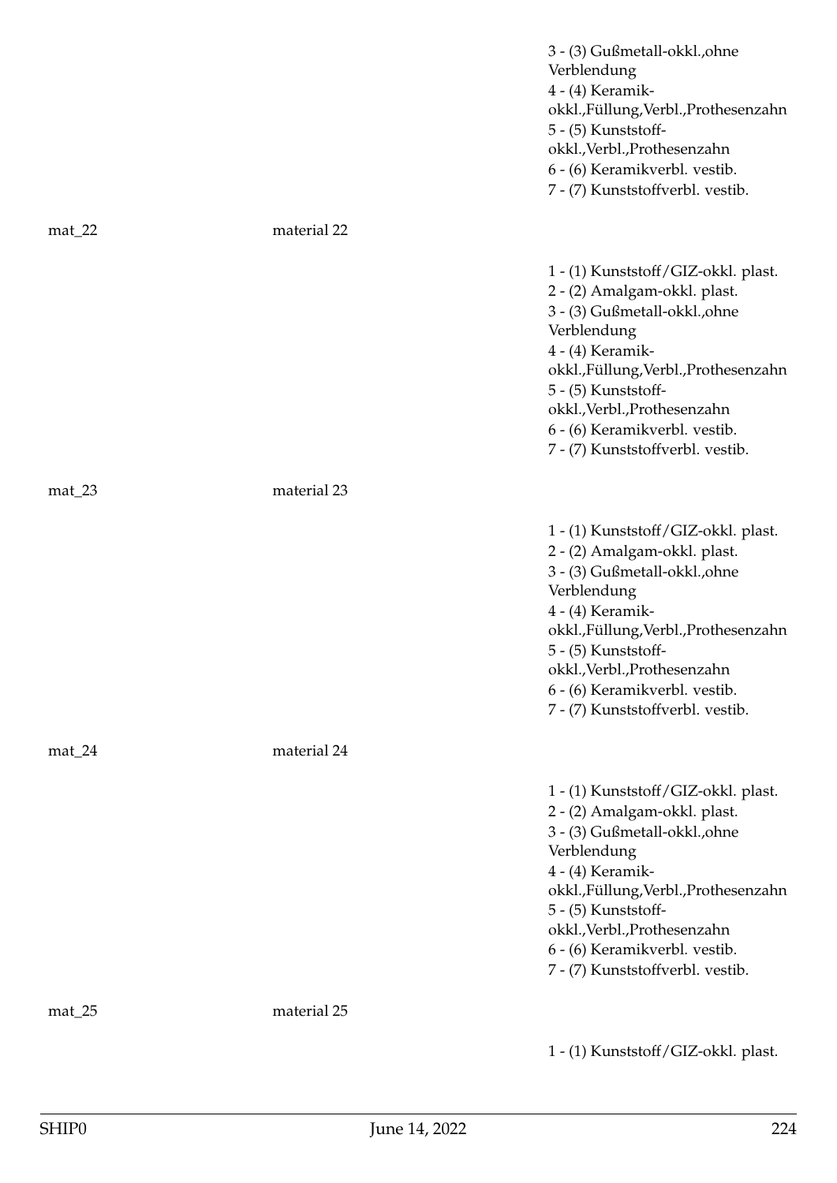3 - (3) Gußmetall-okkl.,ohne Verblendung
4 - (4) Keramik-okkl.,Füllung,Verbl.,Prothesenzahn
5 - (5) Kunststoff-okkl.,Verbl.,Prothesenzahn
6 - (6) Keramikverbl. vestib.
7 - (7) Kunststoffverbl. vestib.

mat_22 material 22

1 - (1) Kunststoff/GIZ-okkl. plast.
2 - (2) Amalgam-okkl. plast.
3 - (3) Gußmetall-okkl.,ohne Verblendung
4 - (4) Keramik-okkl.,Füllung,Verbl.,Prothesenzahn
5 - (5) Kunststoff-okkl.,Verbl.,Prothesenzahn
6 - (6) Keramikverbl. vestib.
7 - (7) Kunststoffverbl. vestib.

mat_23 material 23

1 - (1) Kunststoff/GIZ-okkl. plast.
2 - (2) Amalgam-okkl. plast.
3 - (3) Gußmetall-okkl.,ohne Verblendung
4 - (4) Keramik-okkl.,Füllung,Verbl.,Prothesenzahn
5 - (5) Kunststoff-okkl.,Verbl.,Prothesenzahn
6 - (6) Keramikverbl. vestib.
7 - (7) Kunststoffverbl. vestib.

mat_24 material 24

1 - (1) Kunststoff/GIZ-okkl. plast.
2 - (2) Amalgam-okkl. plast.
3 - (3) Gußmetall-okkl.,ohne Verblendung
4 - (4) Keramik-okkl.,Füllung,Verbl.,Prothesenzahn
5 - (5) Kunststoff-okkl.,Verbl.,Prothesenzahn
6 - (6) Keramikverbl. vestib.
7 - (7) Kunststoffverbl. vestib.

mat_25 material 25

1 - (1) Kunststoff/GIZ-okkl. plast.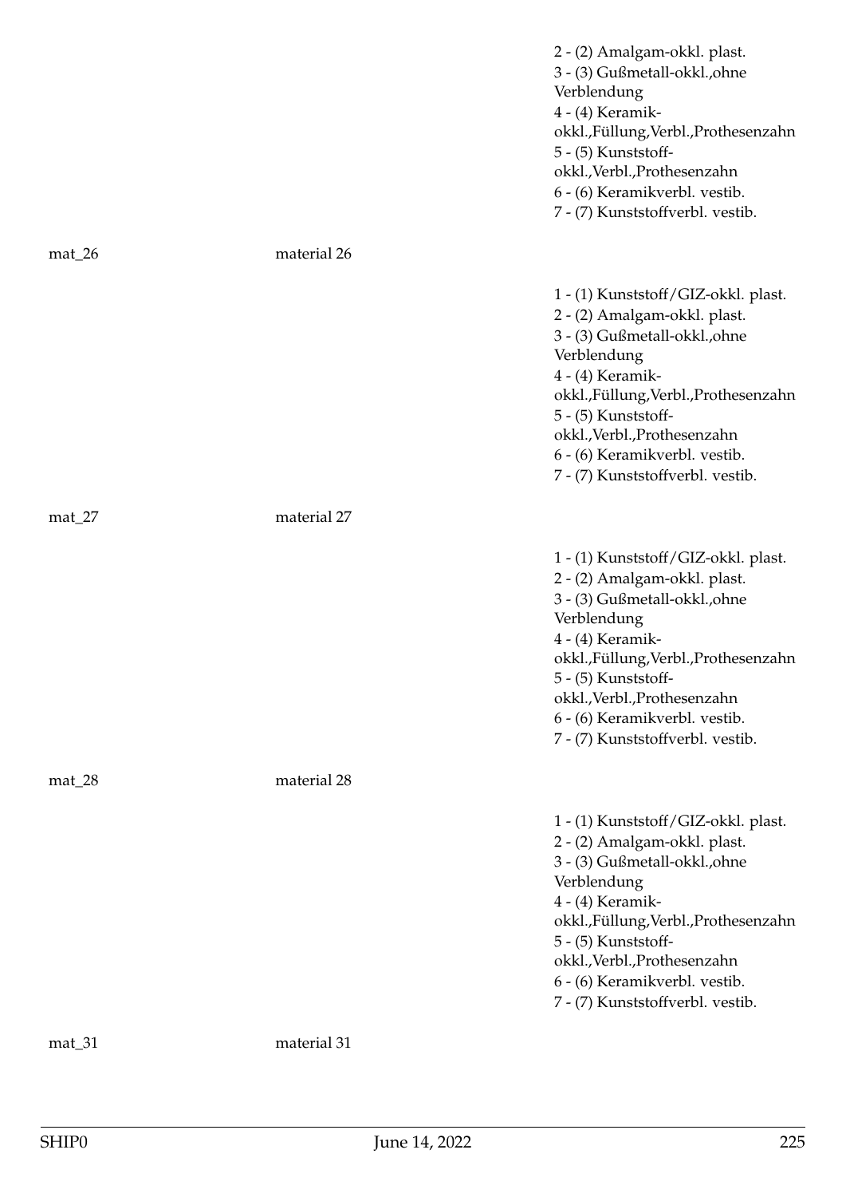2 - (2) Amalgam-okkl. plast.
3 - (3) Gußmetall-okkl.,ohne Verblendung
4 - (4) Keramik-okkl.,Füllung,Verbl.,Prothesenzahn
5 - (5) Kunststoff-okkl.,Verbl.,Prothesenzahn
6 - (6) Keramikverbl. vestib.
7 - (7) Kunststoffverbl. vestib.

mat_26 material 26

1 - (1) Kunststoff/GIZ-okkl. plast.
2 - (2) Amalgam-okkl. plast.
3 - (3) Gußmetall-okkl.,ohne Verblendung
4 - (4) Keramik-okkl.,Füllung,Verbl.,Prothesenzahn
5 - (5) Kunststoff-okkl.,Verbl.,Prothesenzahn
6 - (6) Keramikverbl. vestib.
7 - (7) Kunststoffverbl. vestib.

mat_27 material 27

1 - (1) Kunststoff/GIZ-okkl. plast.
2 - (2) Amalgam-okkl. plast.
3 - (3) Gußmetall-okkl.,ohne Verblendung
4 - (4) Keramik-okkl.,Füllung,Verbl.,Prothesenzahn
5 - (5) Kunststoff-okkl.,Verbl.,Prothesenzahn
6 - (6) Keramikverbl. vestib.
7 - (7) Kunststoffverbl. vestib.

mat_28 material 28

1 - (1) Kunststoff/GIZ-okkl. plast.
2 - (2) Amalgam-okkl. plast.
3 - (3) Gußmetall-okkl.,ohne Verblendung
4 - (4) Keramik-okkl.,Füllung,Verbl.,Prothesenzahn
5 - (5) Kunststoff-okkl.,Verbl.,Prothesenzahn
6 - (6) Keramikverbl. vestib.
7 - (7) Kunststoffverbl. vestib.

mat_31 material 31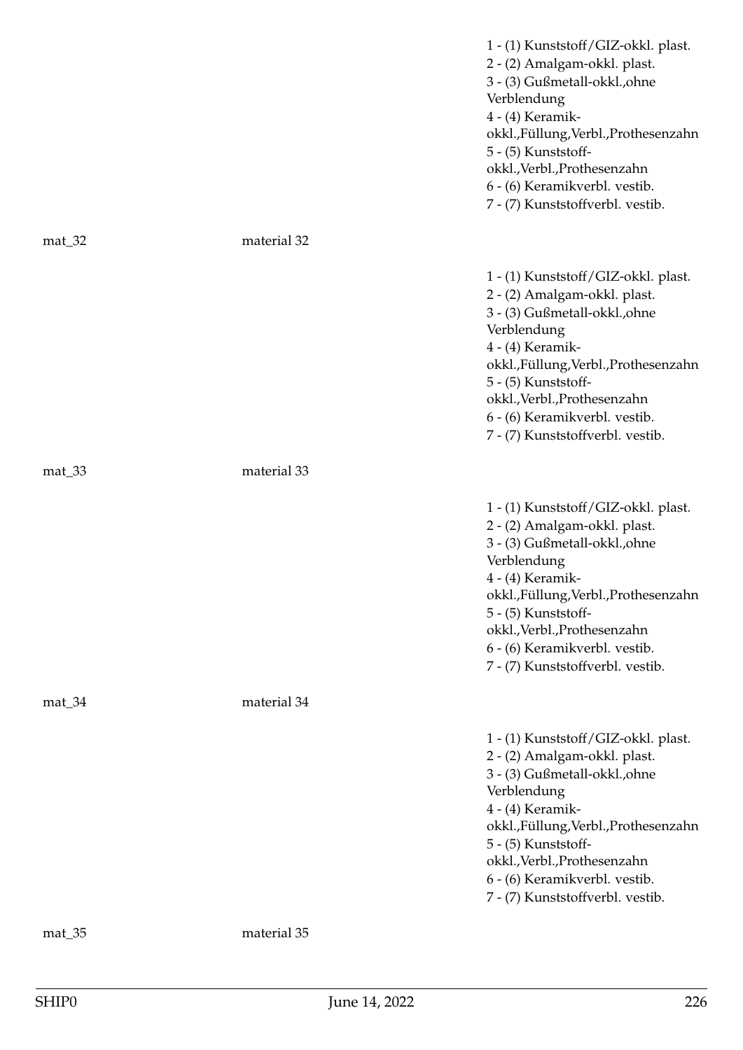| | | |
|---|---|---|
| | | 1 - (1) Kunststoff/GIZ-okkl. plast.<br>2 - (2) Amalgam-okkl. plast.<br>3 - (3) Gußmetall-okkl.,ohne Verblendung<br>4 - (4) Keramik-okkl.,Füllung,Verbl.,Prothesenzahn<br>5 - (5) Kunststoff-okkl.,Verbl.,Prothesenzahn<br>6 - (6) Keramikverbl. vestib.<br>7 - (7) Kunststoffverbl. vestib. |
| mat_32 | material 32 | |
| | | 1 - (1) Kunststoff/GIZ-okkl. plast.<br>2 - (2) Amalgam-okkl. plast.<br>3 - (3) Gußmetall-okkl.,ohne Verblendung<br>4 - (4) Keramik-okkl.,Füllung,Verbl.,Prothesenzahn<br>5 - (5) Kunststoff-okkl.,Verbl.,Prothesenzahn<br>6 - (6) Keramikverbl. vestib.<br>7 - (7) Kunststoffverbl. vestib. |
| mat_33 | material 33 | |
| | | 1 - (1) Kunststoff/GIZ-okkl. plast.<br>2 - (2) Amalgam-okkl. plast.<br>3 - (3) Gußmetall-okkl.,ohne Verblendung<br>4 - (4) Keramik-okkl.,Füllung,Verbl.,Prothesenzahn<br>5 - (5) Kunststoff-okkl.,Verbl.,Prothesenzahn<br>6 - (6) Keramikverbl. vestib.<br>7 - (7) Kunststoffverbl. vestib. |
| mat_34 | material 34 | |
| | | 1 - (1) Kunststoff/GIZ-okkl. plast.<br>2 - (2) Amalgam-okkl. plast.<br>3 - (3) Gußmetall-okkl.,ohne Verblendung<br>4 - (4) Keramik-okkl.,Füllung,Verbl.,Prothesenzahn<br>5 - (5) Kunststoff-okkl.,Verbl.,Prothesenzahn<br>6 - (6) Keramikverbl. vestib.<br>7 - (7) Kunststoffverbl. vestib. |
| mat_35 | material 35 | |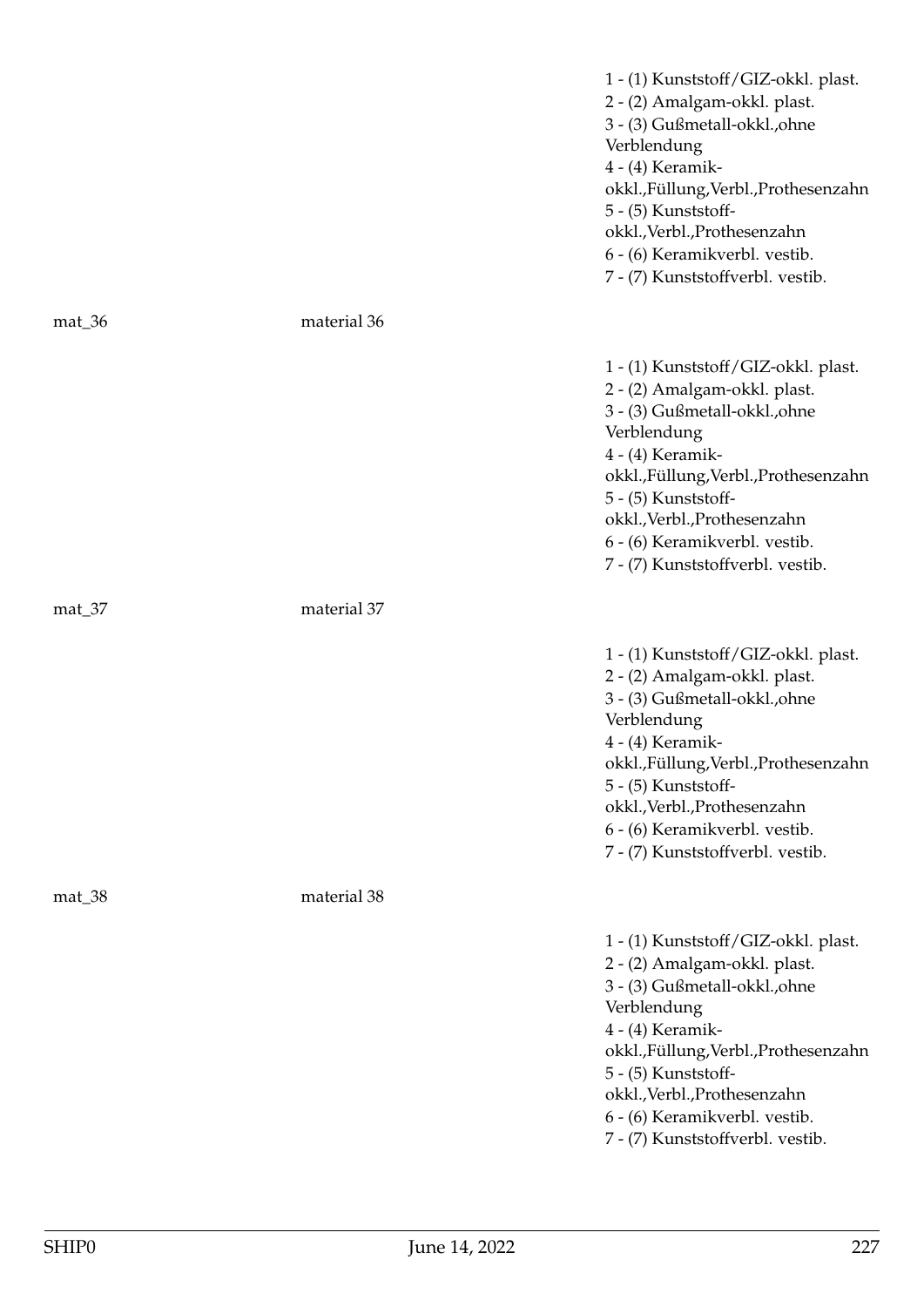| | | |
|---|---|---|
| | | 1 - (1) Kunststoff/GIZ-okkl. plast.<br>2 - (2) Amalgam-okkl. plast.<br>3 - (3) Gußmetall-okkl.,ohne Verblendung<br>4 - (4) Keramik-okkl.,Füllung,Verbl.,Prothesenzahn<br>5 - (5) Kunststoff-okkl.,Verbl.,Prothesenzahn<br>6 - (6) Keramikverbl. vestib.<br>7 - (7) Kunststoffverbl. vestib. |
| mat_36 | material 36 | |
| | | 1 - (1) Kunststoff/GIZ-okkl. plast.<br>2 - (2) Amalgam-okkl. plast.<br>3 - (3) Gußmetall-okkl.,ohne Verblendung<br>4 - (4) Keramik-okkl.,Füllung,Verbl.,Prothesenzahn<br>5 - (5) Kunststoff-okkl.,Verbl.,Prothesenzahn<br>6 - (6) Keramikverbl. vestib.<br>7 - (7) Kunststoffverbl. vestib. |
| mat_37 | material 37 | |
| | | 1 - (1) Kunststoff/GIZ-okkl. plast.<br>2 - (2) Amalgam-okkl. plast.<br>3 - (3) Gußmetall-okkl.,ohne Verblendung<br>4 - (4) Keramik-okkl.,Füllung,Verbl.,Prothesenzahn<br>5 - (5) Kunststoff-okkl.,Verbl.,Prothesenzahn<br>6 - (6) Keramikverbl. vestib.<br>7 - (7) Kunststoffverbl. vestib. |
| mat_38 | material 38 | |
| | | 1 - (1) Kunststoff/GIZ-okkl. plast.<br>2 - (2) Amalgam-okkl. plast.<br>3 - (3) Gußmetall-okkl.,ohne Verblendung<br>4 - (4) Keramik-okkl.,Füllung,Verbl.,Prothesenzahn<br>5 - (5) Kunststoff-okkl.,Verbl.,Prothesenzahn<br>6 - (6) Keramikverbl. vestib.<br>7 - (7) Kunststoffverbl. vestib. |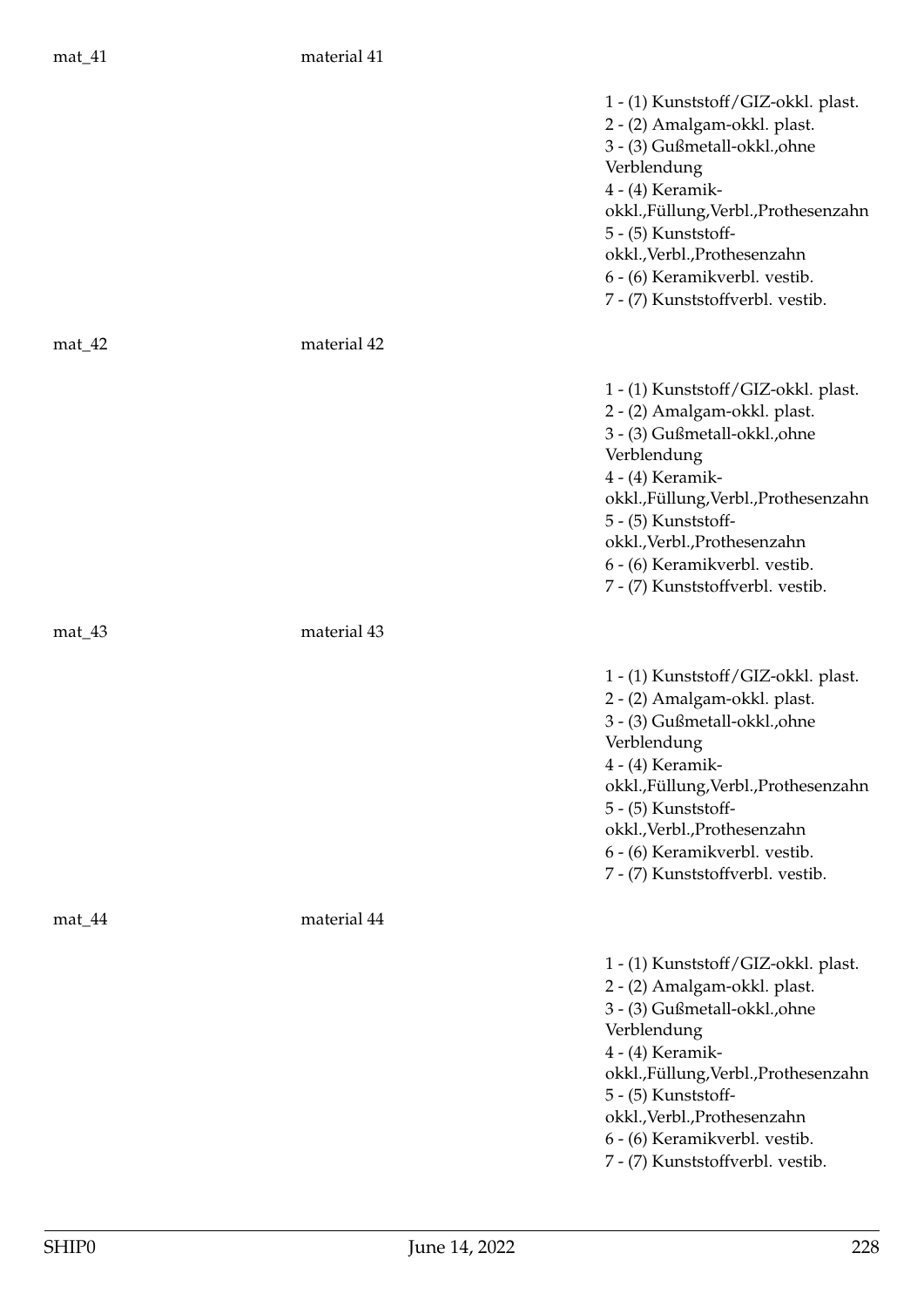mat_41 material 41

1 - (1) Kunststoff/GIZ-okkl. plast.
2 - (2) Amalgam-okkl. plast.
3 - (3) Gußmetall-okkl.,ohne Verblendung
4 - (4) Keramik-okkl.,Füllung,Verbl.,Prothesenzahn
5 - (5) Kunststoff-okkl.,Verbl.,Prothesenzahn
6 - (6) Keramikverbl. vestib.
7 - (7) Kunststoffverbl. vestib.

mat_42 material 42

1 - (1) Kunststoff/GIZ-okkl. plast.
2 - (2) Amalgam-okkl. plast.
3 - (3) Gußmetall-okkl.,ohne Verblendung
4 - (4) Keramik-okkl.,Füllung,Verbl.,Prothesenzahn
5 - (5) Kunststoff-okkl.,Verbl.,Prothesenzahn
6 - (6) Keramikverbl. vestib.
7 - (7) Kunststoffverbl. vestib.

mat_43 material 43

1 - (1) Kunststoff/GIZ-okkl. plast.
2 - (2) Amalgam-okkl. plast.
3 - (3) Gußmetall-okkl.,ohne Verblendung
4 - (4) Keramik-okkl.,Füllung,Verbl.,Prothesenzahn
5 - (5) Kunststoff-okkl.,Verbl.,Prothesenzahn
6 - (6) Keramikverbl. vestib.
7 - (7) Kunststoffverbl. vestib.

mat_44 material 44

1 - (1) Kunststoff/GIZ-okkl. plast.
2 - (2) Amalgam-okkl. plast.
3 - (3) Gußmetall-okkl.,ohne Verblendung
4 - (4) Keramik-okkl.,Füllung,Verbl.,Prothesenzahn
5 - (5) Kunststoff-okkl.,Verbl.,Prothesenzahn
6 - (6) Keramikverbl. vestib.
7 - (7) Kunststoffverbl. vestib.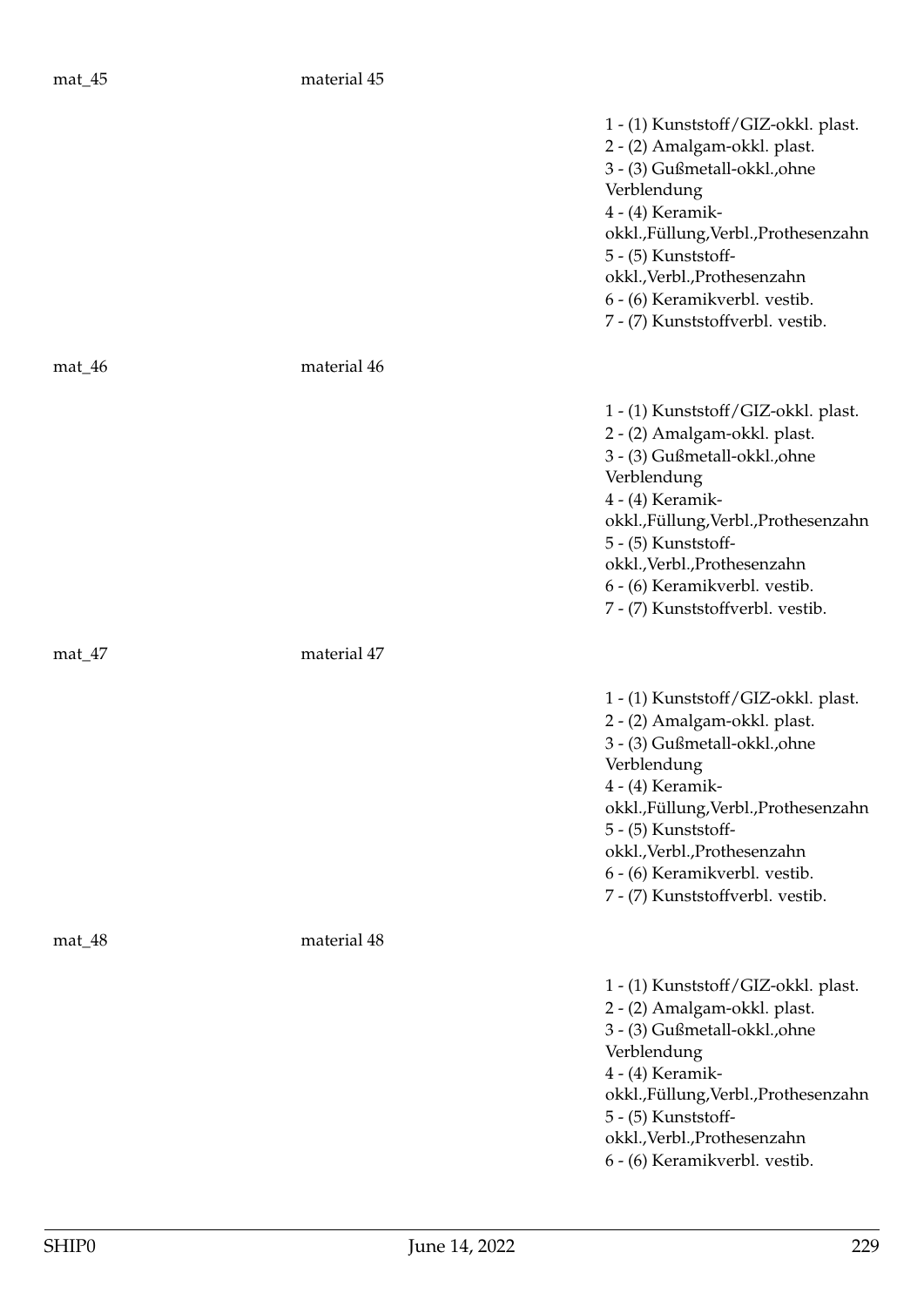mat_45 material 45

1 - (1) Kunststoff/GIZ-okkl. plast.
2 - (2) Amalgam-okkl. plast.
3 - (3) Gußmetall-okkl.,ohne Verblendung
4 - (4) Keramik-okkl.,Füllung,Verbl.,Prothesenzahn
5 - (5) Kunststoff-okkl.,Verbl.,Prothesenzahn
6 - (6) Keramikverbl. vestib.
7 - (7) Kunststoffverbl. vestib.

mat_46 material 46

1 - (1) Kunststoff/GIZ-okkl. plast.
2 - (2) Amalgam-okkl. plast.
3 - (3) Gußmetall-okkl.,ohne Verblendung
4 - (4) Keramik-okkl.,Füllung,Verbl.,Prothesenzahn
5 - (5) Kunststoff-okkl.,Verbl.,Prothesenzahn
6 - (6) Keramikverbl. vestib.
7 - (7) Kunststoffverbl. vestib.

mat_47 material 47

1 - (1) Kunststoff/GIZ-okkl. plast.
2 - (2) Amalgam-okkl. plast.
3 - (3) Gußmetall-okkl.,ohne Verblendung
4 - (4) Keramik-okkl.,Füllung,Verbl.,Prothesenzahn
5 - (5) Kunststoff-okkl.,Verbl.,Prothesenzahn
6 - (6) Keramikverbl. vestib.
7 - (7) Kunststoffverbl. vestib.

mat_48 material 48

1 - (1) Kunststoff/GIZ-okkl. plast.
2 - (2) Amalgam-okkl. plast.
3 - (3) Gußmetall-okkl.,ohne Verblendung
4 - (4) Keramik-okkl.,Füllung,Verbl.,Prothesenzahn
5 - (5) Kunststoff-okkl.,Verbl.,Prothesenzahn
6 - (6) Keramikverbl. vestib.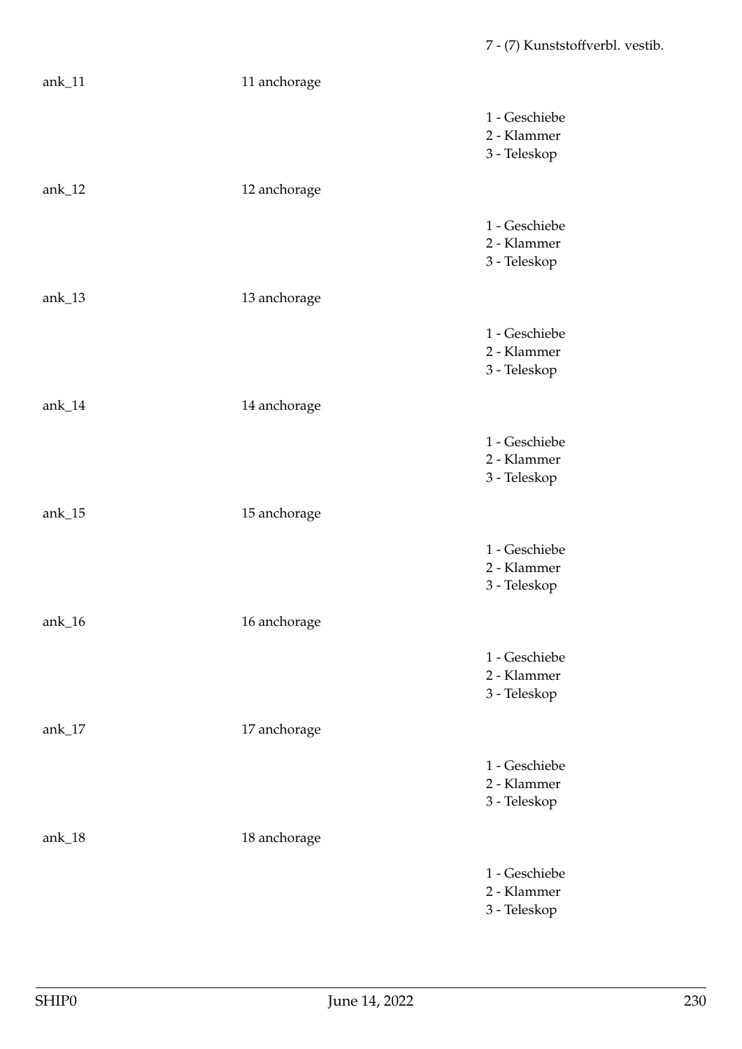| | | 7 - (7) Kunststoffverbl. vestib. |
|---|---|---|
| ank_11 | 11 anchorage | |
| | | 1 - Geschiebe<br>2 - Klammer<br>3 - Teleskop |
| ank_12 | 12 anchorage | |
| | | 1 - Geschiebe<br>2 - Klammer<br>3 - Teleskop |
| ank_13 | 13 anchorage | |
| | | 1 - Geschiebe<br>2 - Klammer<br>3 - Teleskop |
| ank_14 | 14 anchorage | |
| | | 1 - Geschiebe<br>2 - Klammer<br>3 - Teleskop |
| ank_15 | 15 anchorage | |
| | | 1 - Geschiebe<br>2 - Klammer<br>3 - Teleskop |
| ank_16 | 16 anchorage | |
| | | 1 - Geschiebe<br>2 - Klammer<br>3 - Teleskop |
| ank_17 | 17 anchorage | |
| | | 1 - Geschiebe<br>2 - Klammer<br>3 - Teleskop |
| ank_18 | 18 anchorage | |
| | | 1 - Geschiebe<br>2 - Klammer<br>3 - Teleskop |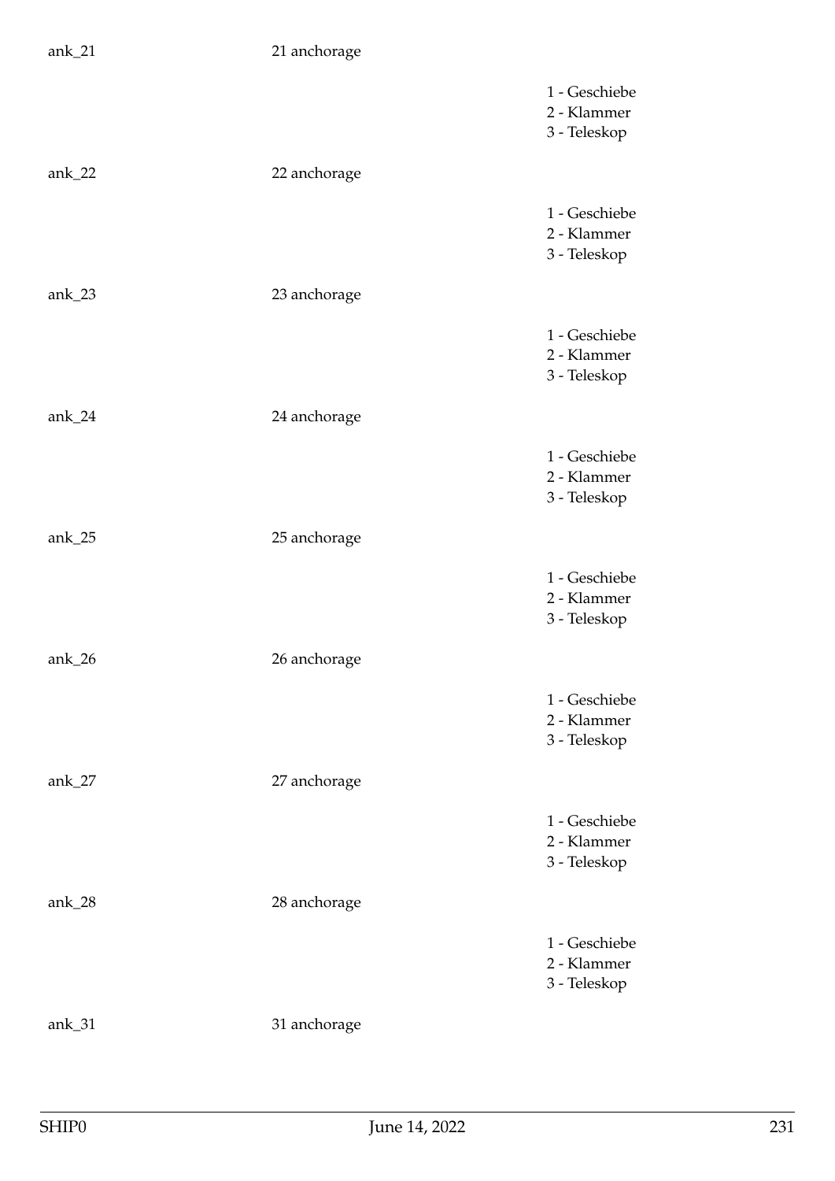ank_21 21 anchorage

1 - Geschiebe
2 - Klammer
3 - Teleskop

ank_22 22 anchorage

1 - Geschiebe
2 - Klammer
3 - Teleskop

ank_23 23 anchorage

1 - Geschiebe
2 - Klammer
3 - Teleskop

ank_24 24 anchorage

1 - Geschiebe
2 - Klammer
3 - Teleskop

ank_25 25 anchorage

1 - Geschiebe
2 - Klammer
3 - Teleskop

ank_26 26 anchorage

1 - Geschiebe
2 - Klammer
3 - Teleskop

ank_27 27 anchorage

1 - Geschiebe
2 - Klammer
3 - Teleskop

ank_28 28 anchorage

1 - Geschiebe
2 - Klammer
3 - Teleskop

ank_31 31 anchorage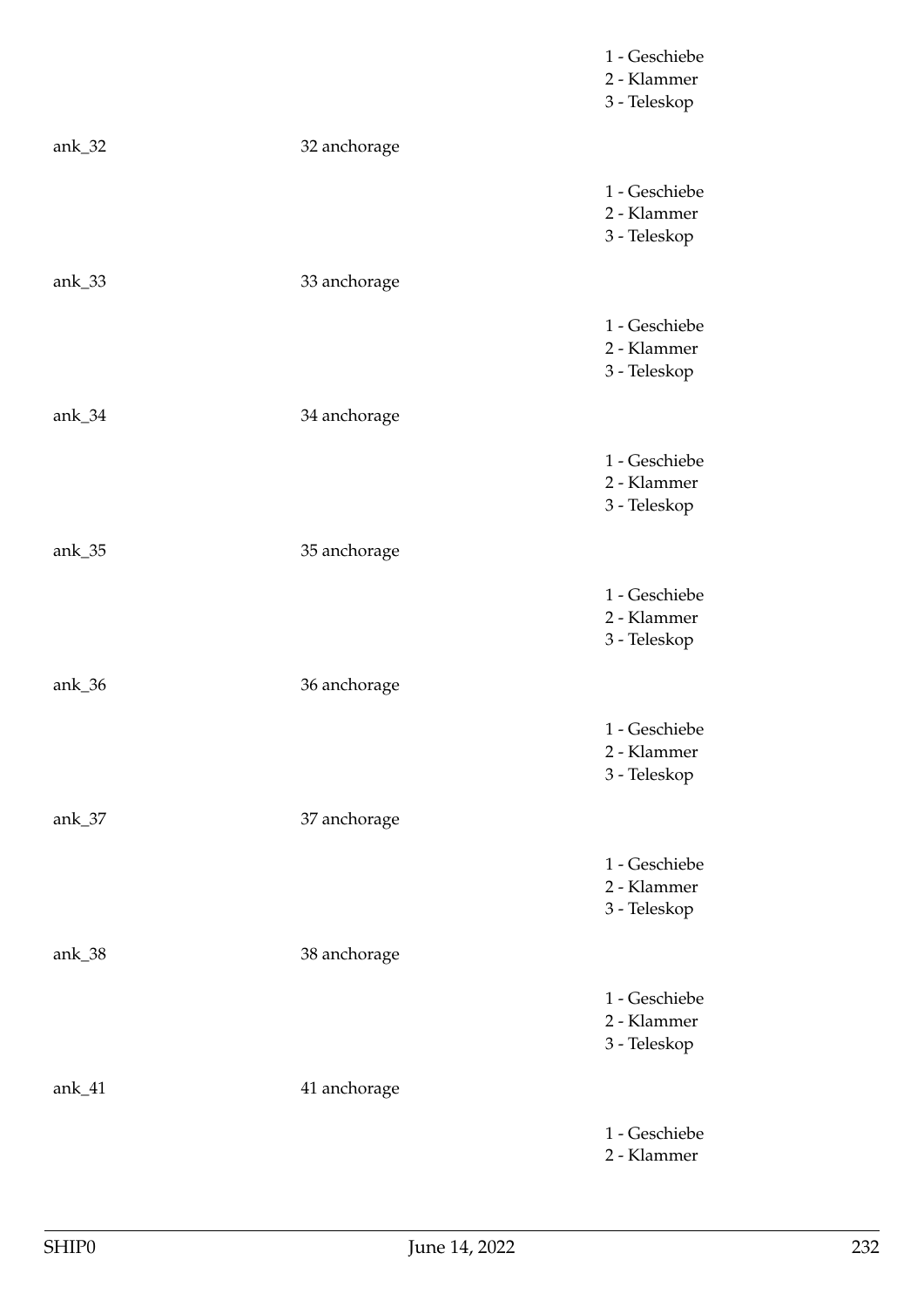| | | |
|---|---|---|
| | | 1 - Geschiebe<br>2 - Klammer<br>3 - Teleskop |
| ank_32 | 32 anchorage | |
| | | 1 - Geschiebe<br>2 - Klammer<br>3 - Teleskop |
| ank_33 | 33 anchorage | |
| | | 1 - Geschiebe<br>2 - Klammer<br>3 - Teleskop |
| ank_34 | 34 anchorage | |
| | | 1 - Geschiebe<br>2 - Klammer<br>3 - Teleskop |
| ank_35 | 35 anchorage | |
| | | 1 - Geschiebe<br>2 - Klammer<br>3 - Teleskop |
| ank_36 | 36 anchorage | |
| | | 1 - Geschiebe<br>2 - Klammer<br>3 - Teleskop |
| ank_37 | 37 anchorage | |
| | | 1 - Geschiebe<br>2 - Klammer<br>3 - Teleskop |
| ank_38 | 38 anchorage | |
| | | 1 - Geschiebe<br>2 - Klammer<br>3 - Teleskop |
| ank_41 | 41 anchorage | |
| | | 1 - Geschiebe<br>2 - Klammer |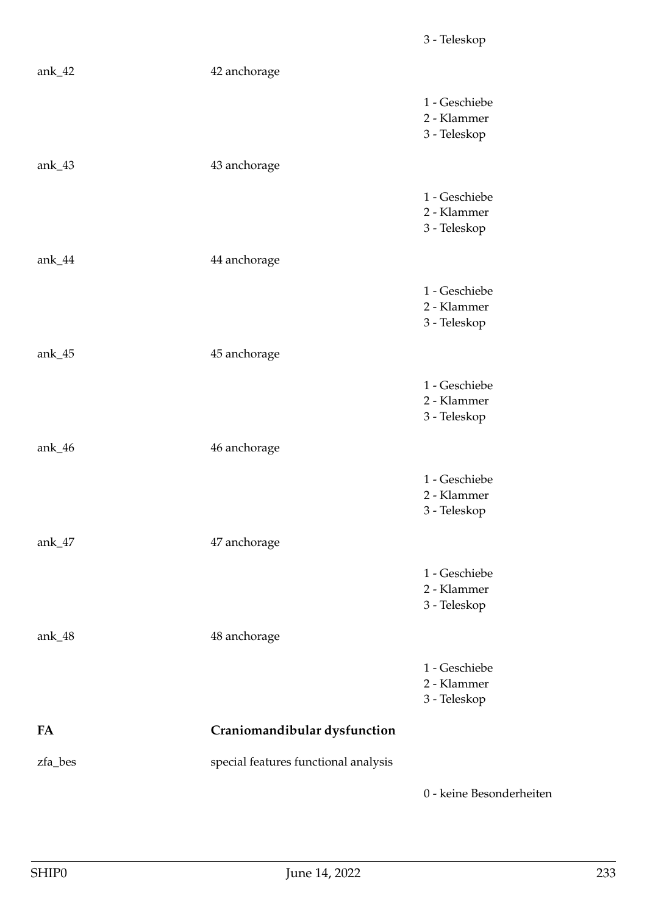3 - Teleskop

ank_42 | 42 anchorage

1 - Geschiebe
2 - Klammer
3 - Teleskop

ank_43 | 43 anchorage

1 - Geschiebe
2 - Klammer
3 - Teleskop

ank_44 | 44 anchorage

1 - Geschiebe
2 - Klammer
3 - Teleskop

ank_45 | 45 anchorage

1 - Geschiebe
2 - Klammer
3 - Teleskop

ank_46 | 46 anchorage

1 - Geschiebe
2 - Klammer
3 - Teleskop

ank_47 | 47 anchorage

1 - Geschiebe
2 - Klammer
3 - Teleskop

ank_48 | 48 anchorage

1 - Geschiebe
2 - Klammer
3 - Teleskop

**FA** | **Craniomandibular dysfunction**

zfa_bes | special features functional analysis

0 - keine Besonderheiten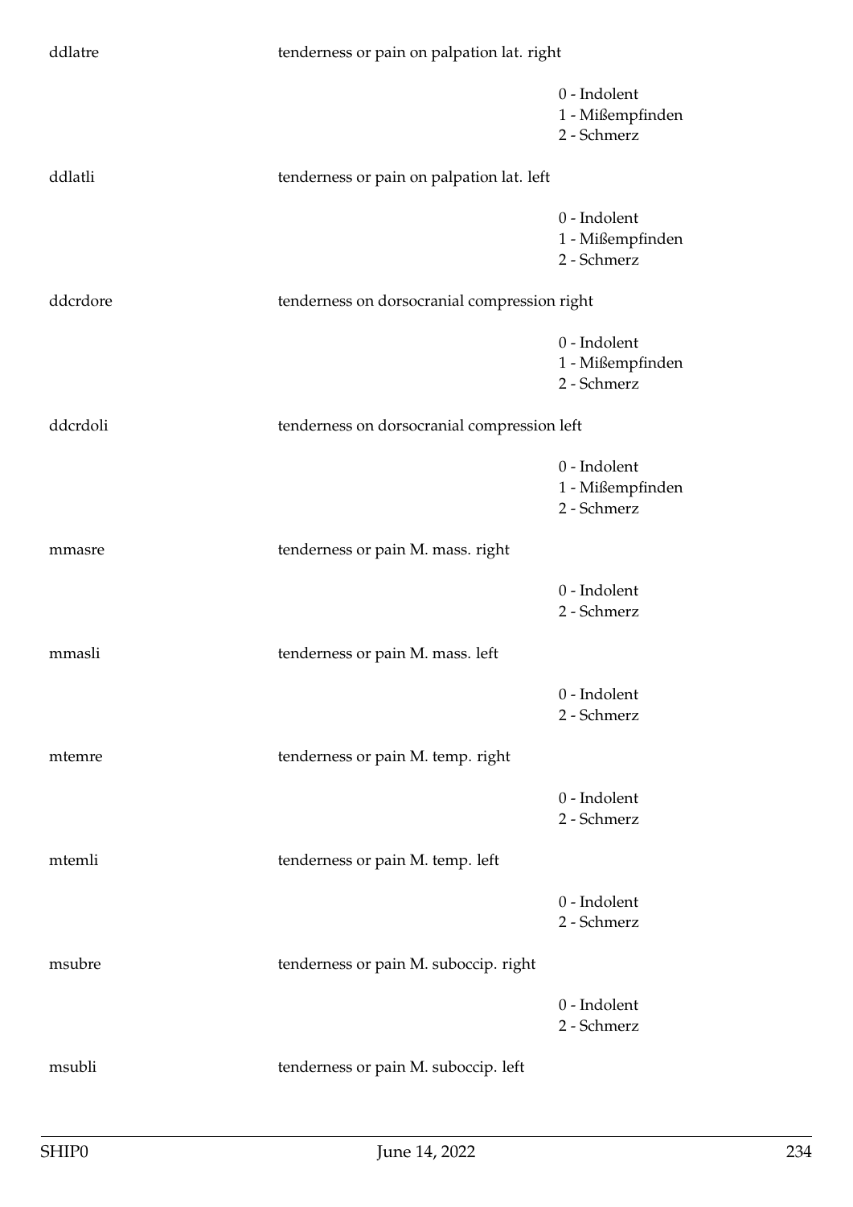ddlatre tenderness or pain on palpation lat. right

0 - Indolent
1 - Mißempfinden
2 - Schmerz

ddlatli tenderness or pain on palpation lat. left

0 - Indolent
1 - Mißempfinden
2 - Schmerz

ddcrdore tenderness on dorsocranial compression right

0 - Indolent
1 - Mißempfinden
2 - Schmerz

ddcrdoli tenderness on dorsocranial compression left

0 - Indolent
1 - Mißempfinden
2 - Schmerz

mmasre tenderness or pain M. mass. right

0 - Indolent
2 - Schmerz

mmasli tenderness or pain M. mass. left

0 - Indolent
2 - Schmerz

mtemre tenderness or pain M. temp. right

0 - Indolent
2 - Schmerz

mtemli tenderness or pain M. temp. left

0 - Indolent
2 - Schmerz

msubre tenderness or pain M. suboccip. right

0 - Indolent
2 - Schmerz

msubli tenderness or pain M. suboccip. left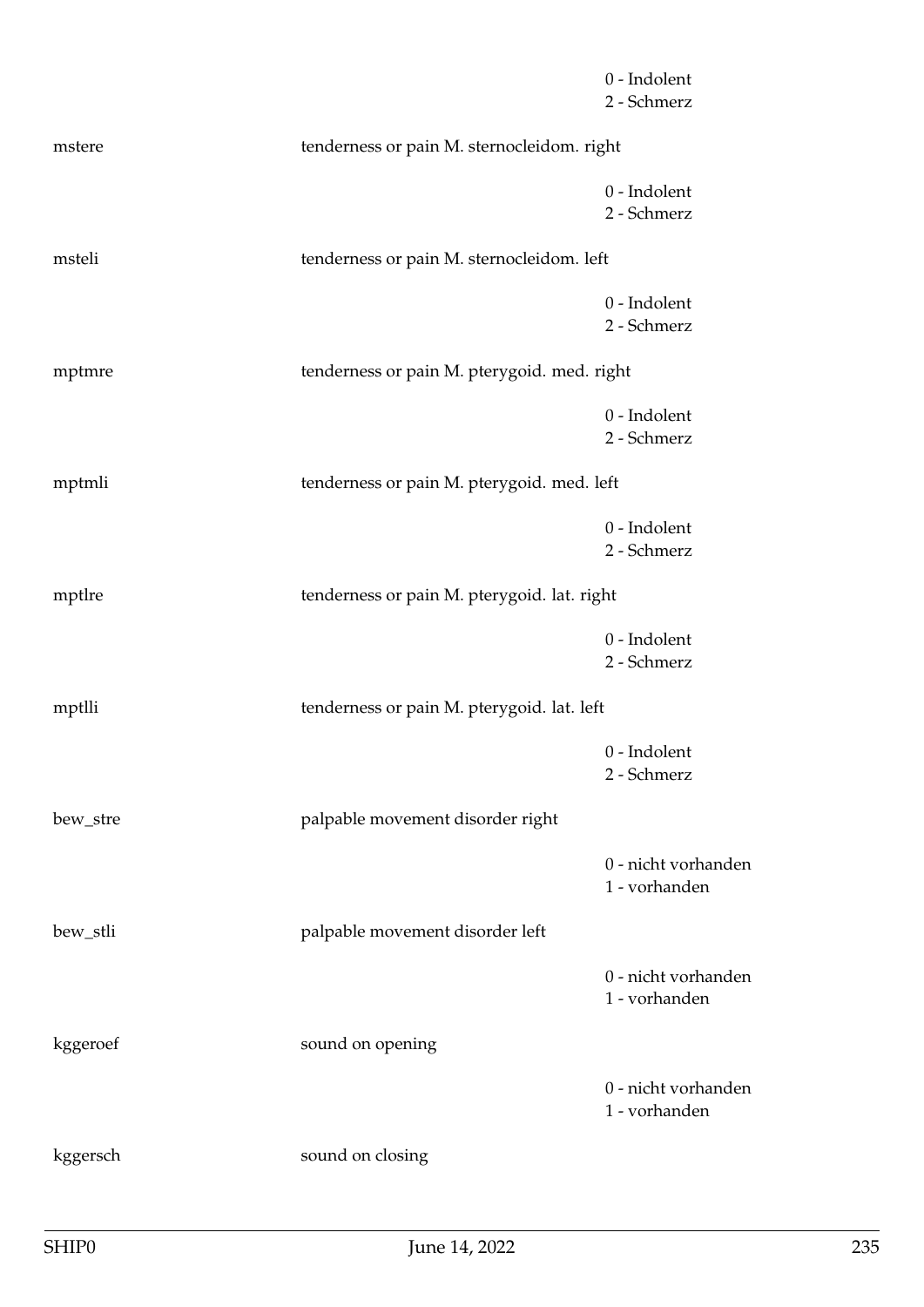0 - Indolent
2 - Schmerz

mstere tenderness or pain M. sternocleidom. right

0 - Indolent
2 - Schmerz

msteli tenderness or pain M. sternocleidom. left

0 - Indolent
2 - Schmerz

mptmre tenderness or pain M. pterygoid. med. right

0 - Indolent
2 - Schmerz

mptmli tenderness or pain M. pterygoid. med. left

0 - Indolent
2 - Schmerz

mptlre tenderness or pain M. pterygoid. lat. right

0 - Indolent
2 - Schmerz

mptlli tenderness or pain M. pterygoid. lat. left

0 - Indolent
2 - Schmerz

bew_stre palpable movement disorder right

0 - nicht vorhanden
1 - vorhanden

bew_stli palpable movement disorder left

0 - nicht vorhanden
1 - vorhanden

kggeroef sound on opening

0 - nicht vorhanden
1 - vorhanden

kggersch sound on closing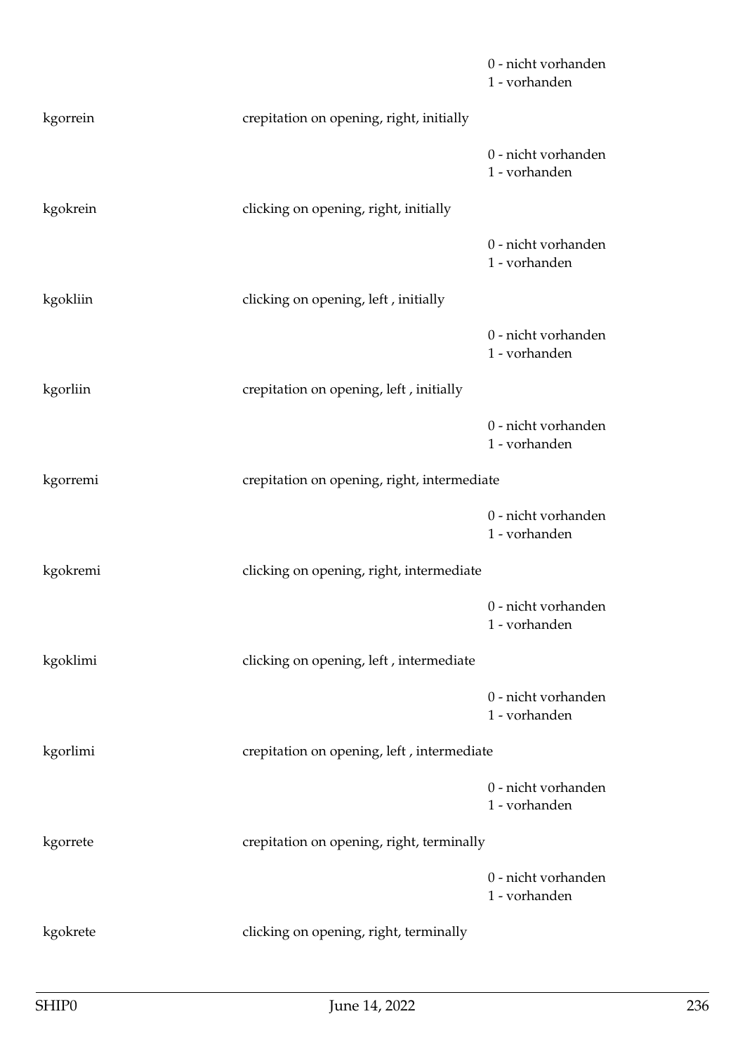0 - nicht vorhanden
1 - vorhanden

kgorrein crepitation on opening, right, initially

0 - nicht vorhanden
1 - vorhanden

kgokrein clicking on opening, right, initially

0 - nicht vorhanden
1 - vorhanden

kgokliin clicking on opening, left , initially

0 - nicht vorhanden
1 - vorhanden

kgorliin crepitation on opening, left , initially

0 - nicht vorhanden
1 - vorhanden

kgorremi crepitation on opening, right, intermediate

0 - nicht vorhanden
1 - vorhanden

kgokremi clicking on opening, right, intermediate

0 - nicht vorhanden
1 - vorhanden

kgoklimi clicking on opening, left , intermediate

0 - nicht vorhanden
1 - vorhanden

kgorlimi crepitation on opening, left , intermediate

0 - nicht vorhanden
1 - vorhanden

kgorrete crepitation on opening, right, terminally

0 - nicht vorhanden
1 - vorhanden

kgokrete clicking on opening, right, terminally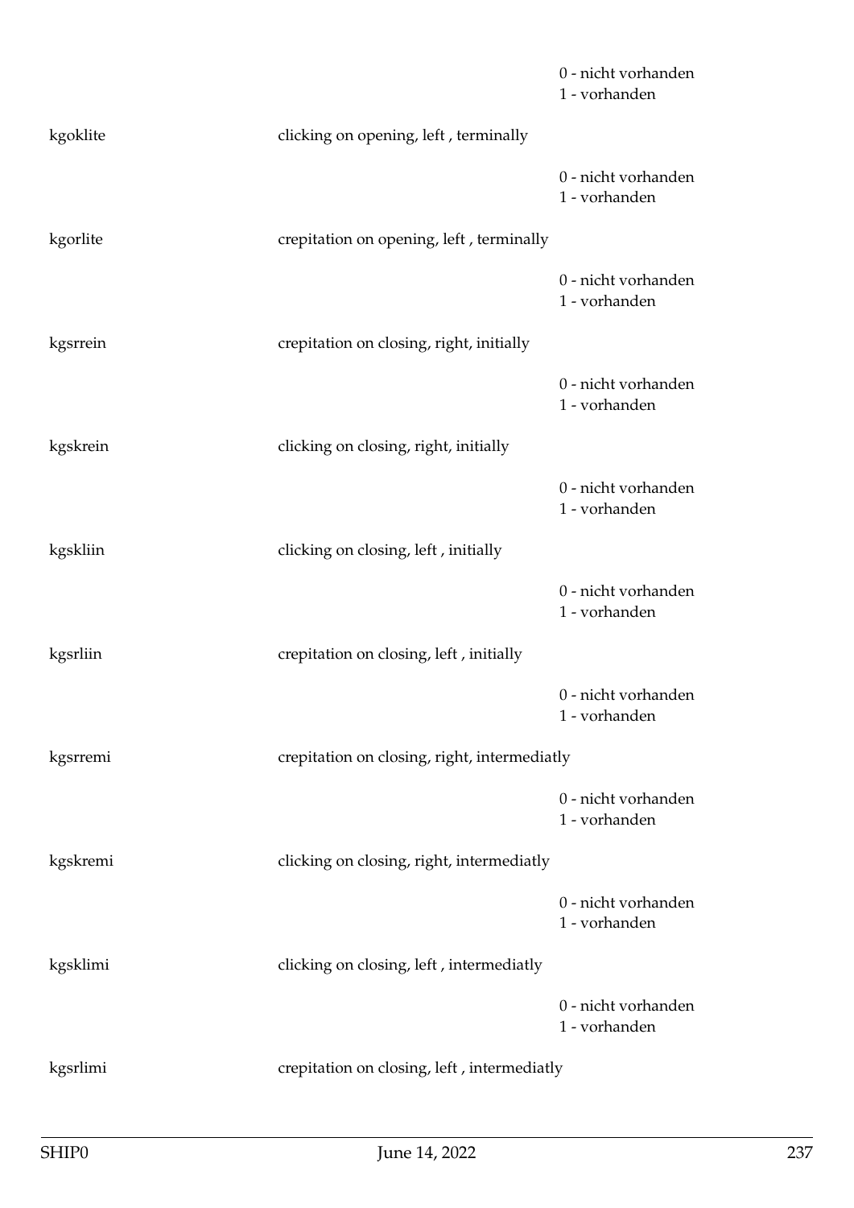0 - nicht vorhanden
1 - vorhanden

kgoklite clicking on opening, left , terminally

0 - nicht vorhanden
1 - vorhanden

kgorlite crepitation on opening, left , terminally

0 - nicht vorhanden
1 - vorhanden

kgsrrein crepitation on closing, right, initially

0 - nicht vorhanden
1 - vorhanden

kgskrein clicking on closing, right, initially

0 - nicht vorhanden
1 - vorhanden

kgskliin clicking on closing, left , initially

0 - nicht vorhanden
1 - vorhanden

kgsrliin crepitation on closing, left , initially

0 - nicht vorhanden
1 - vorhanden

kgsrremi crepitation on closing, right, intermediatly

0 - nicht vorhanden
1 - vorhanden

kgskremi clicking on closing, right, intermediatly

0 - nicht vorhanden
1 - vorhanden

kgsklimi clicking on closing, left , intermediatly

0 - nicht vorhanden
1 - vorhanden

kgsrlimi crepitation on closing, left , intermediatly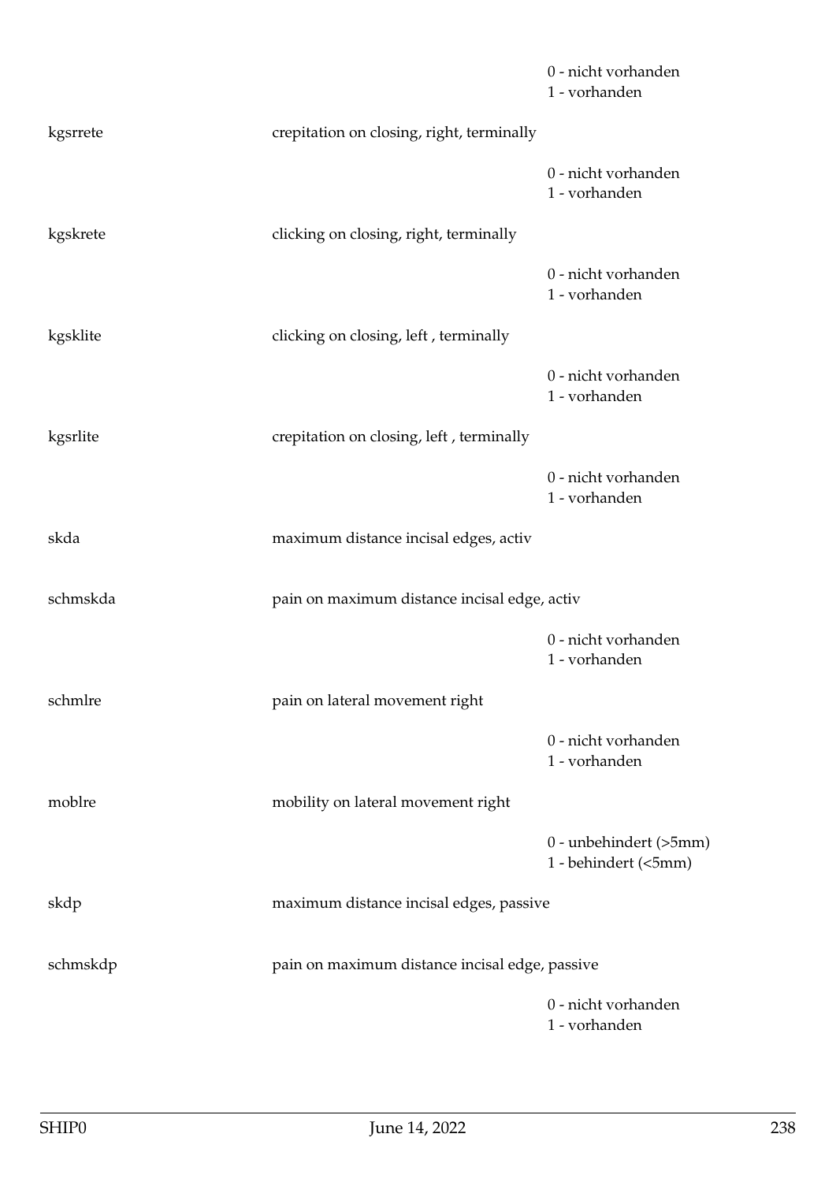0 - nicht vorhanden
1 - vorhanden

kgsrrete crepitation on closing, right, terminally

0 - nicht vorhanden
1 - vorhanden

kgskrete clicking on closing, right, terminally

0 - nicht vorhanden
1 - vorhanden

kgsklite clicking on closing, left , terminally

0 - nicht vorhanden
1 - vorhanden

kgsrlite crepitation on closing, left , terminally

0 - nicht vorhanden
1 - vorhanden

skda maximum distance incisal edges, activ

schmskda pain on maximum distance incisal edge, activ

0 - nicht vorhanden
1 - vorhanden

schmlre pain on lateral movement right

0 - nicht vorhanden
1 - vorhanden

moblre mobility on lateral movement right

0 - unbehindert (>5mm)
1 - behindert (<5mm)

skdp maximum distance incisal edges, passive

schmskdp pain on maximum distance incisal edge, passive

0 - nicht vorhanden
1 - vorhanden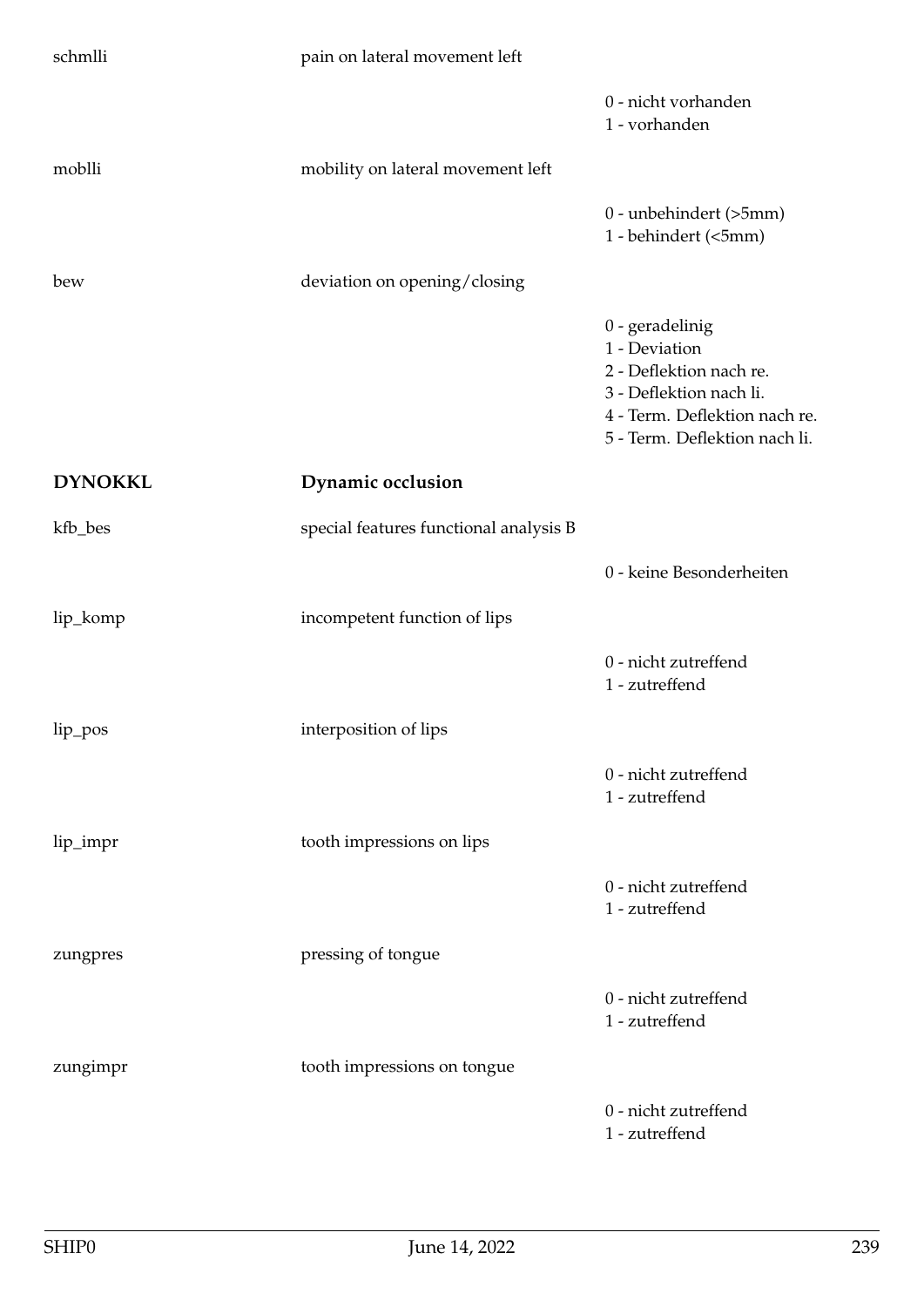schmlli | pain on lateral movement left

0 - nicht vorhanden
1 - vorhanden

moblli | mobility on lateral movement left

0 - unbehindert (>5mm)
1 - behindert (<5mm)

bew | deviation on opening/closing

0 - geradelinig
1 - Deviation
2 - Deflektion nach re.
3 - Deflektion nach li.
4 - Term. Deflektion nach re.
5 - Term. Deflektion nach li.

## DYNOKKL — Dynamic occlusion

kfb_bes | special features functional analysis B

0 - keine Besonderheiten

lip_komp | incompetent function of lips

0 - nicht zutreffend
1 - zutreffend

lip_pos | interposition of lips

0 - nicht zutreffend
1 - zutreffend

lip_impr | tooth impressions on lips

0 - nicht zutreffend
1 - zutreffend

zungpres | pressing of tongue

0 - nicht zutreffend
1 - zutreffend

zungimpr | tooth impressions on tongue

0 - nicht zutreffend
1 - zutreffend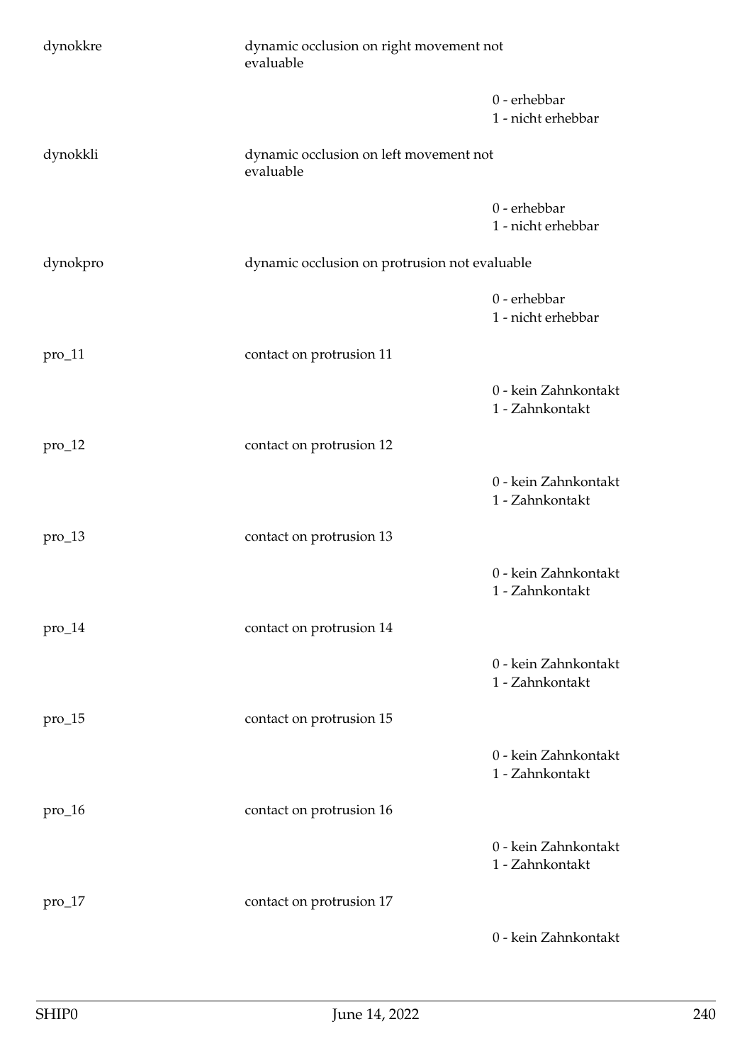dynokkre dynamic occlusion on right movement not evaluable

0 - erhebbar
1 - nicht erhebbar

dynokkli dynamic occlusion on left movement not evaluable

0 - erhebbar
1 - nicht erhebbar

dynokpro dynamic occlusion on protrusion not evaluable

0 - erhebbar
1 - nicht erhebbar

pro_11 contact on protrusion 11

0 - kein Zahnkontakt
1 - Zahnkontakt

pro_12 contact on protrusion 12

0 - kein Zahnkontakt
1 - Zahnkontakt

pro_13 contact on protrusion 13

0 - kein Zahnkontakt
1 - Zahnkontakt

pro_14 contact on protrusion 14

0 - kein Zahnkontakt
1 - Zahnkontakt

pro_15 contact on protrusion 15

0 - kein Zahnkontakt
1 - Zahnkontakt

pro_16 contact on protrusion 16

0 - kein Zahnkontakt
1 - Zahnkontakt

pro_17 contact on protrusion 17

0 - kein Zahnkontakt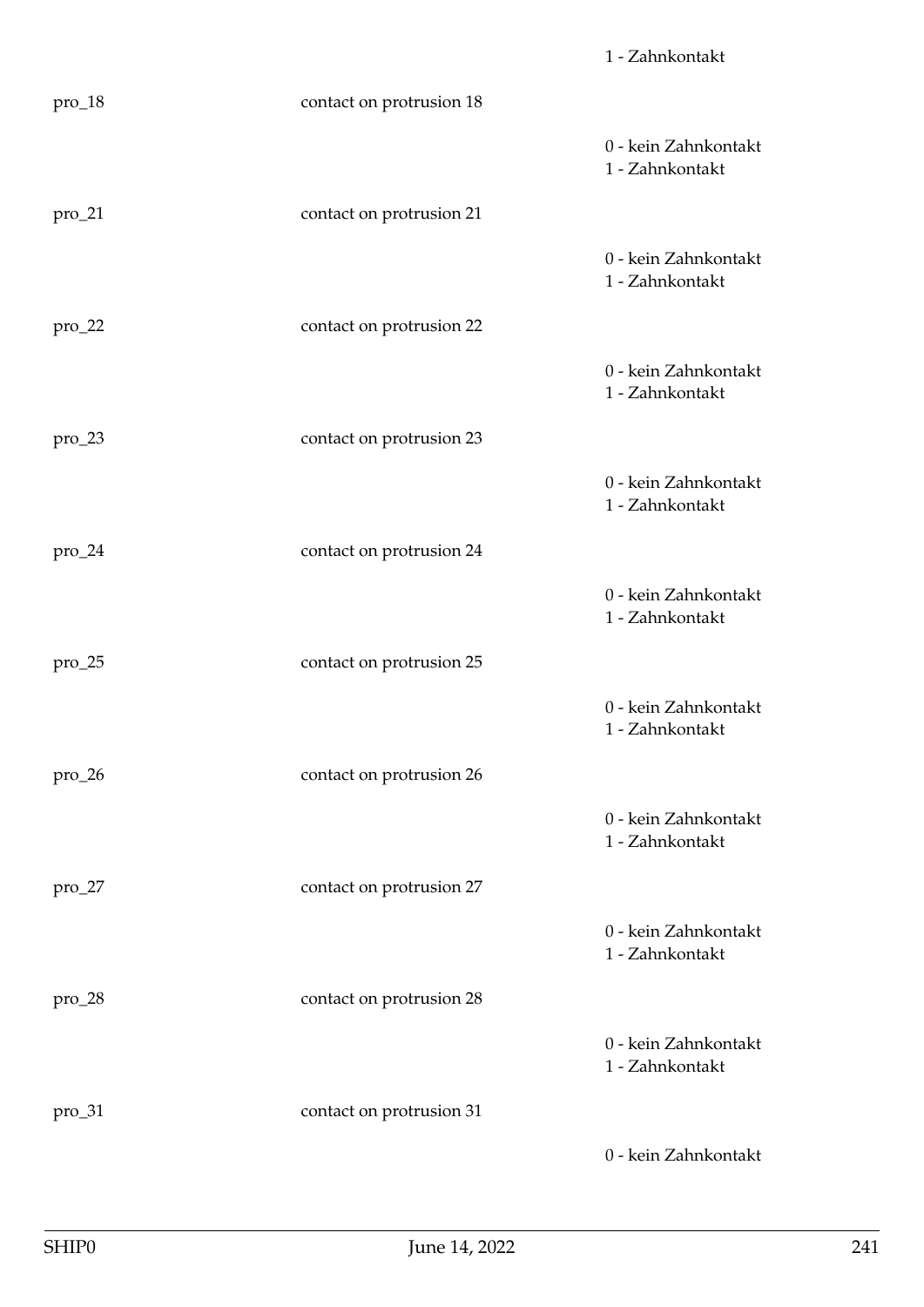1 - Zahnkontakt

| | | |
|---|---|---|
| pro_18 | contact on protrusion 18 | |
| | | 0 - kein Zahnkontakt<br>1 - Zahnkontakt |
| pro_21 | contact on protrusion 21 | |
| | | 0 - kein Zahnkontakt<br>1 - Zahnkontakt |
| pro_22 | contact on protrusion 22 | |
| | | 0 - kein Zahnkontakt<br>1 - Zahnkontakt |
| pro_23 | contact on protrusion 23 | |
| | | 0 - kein Zahnkontakt<br>1 - Zahnkontakt |
| pro_24 | contact on protrusion 24 | |
| | | 0 - kein Zahnkontakt<br>1 - Zahnkontakt |
| pro_25 | contact on protrusion 25 | |
| | | 0 - kein Zahnkontakt<br>1 - Zahnkontakt |
| pro_26 | contact on protrusion 26 | |
| | | 0 - kein Zahnkontakt<br>1 - Zahnkontakt |
| pro_27 | contact on protrusion 27 | |
| | | 0 - kein Zahnkontakt<br>1 - Zahnkontakt |
| pro_28 | contact on protrusion 28 | |
| | | 0 - kein Zahnkontakt<br>1 - Zahnkontakt |
| pro_31 | contact on protrusion 31 | |
| | | 0 - kein Zahnkontakt |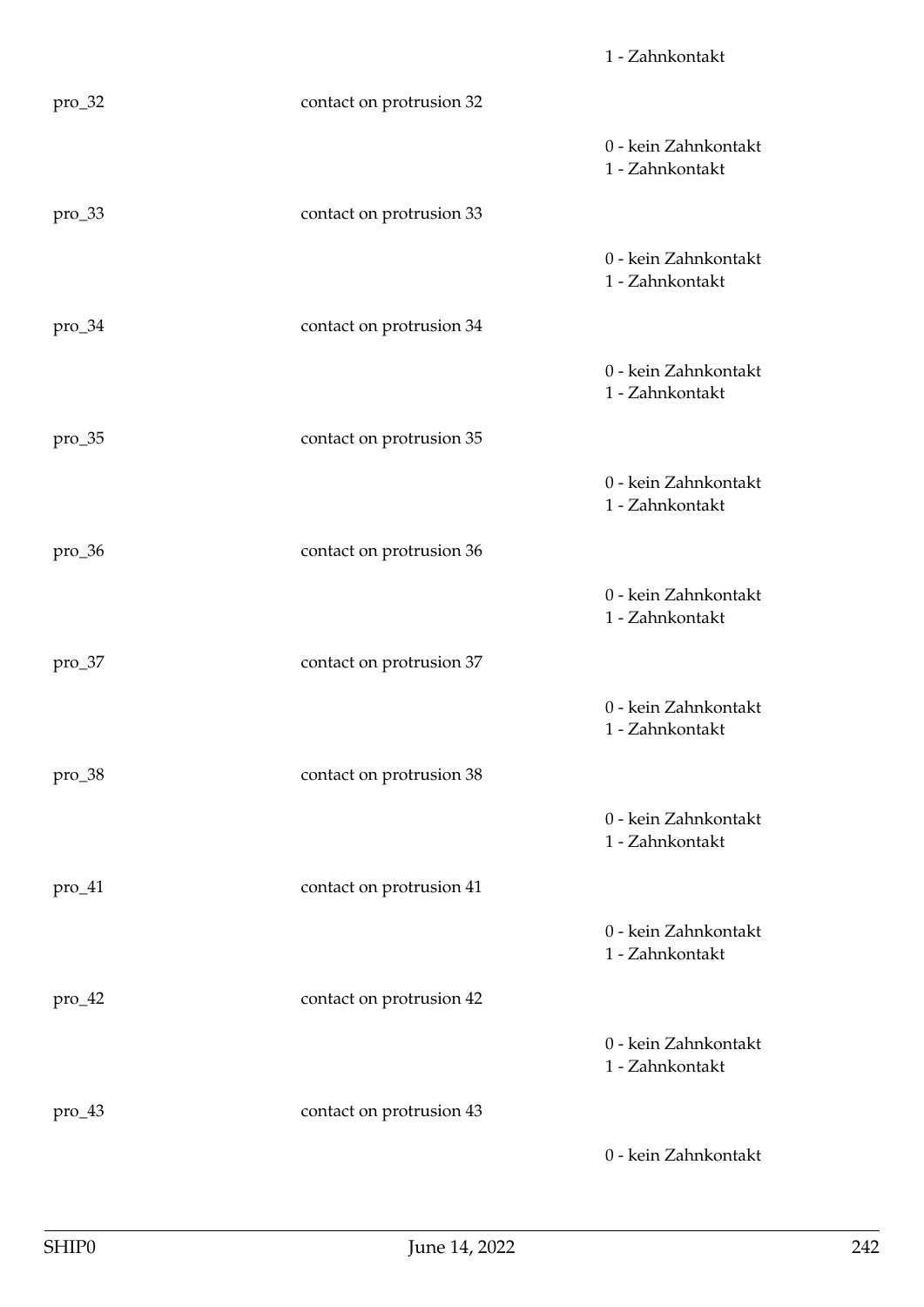1 - Zahnkontakt

| | | |
|---|---|---|
| pro_32 | contact on protrusion 32 | |
| | | 0 - kein Zahnkontakt<br>1 - Zahnkontakt |
| pro_33 | contact on protrusion 33 | |
| | | 0 - kein Zahnkontakt<br>1 - Zahnkontakt |
| pro_34 | contact on protrusion 34 | |
| | | 0 - kein Zahnkontakt<br>1 - Zahnkontakt |
| pro_35 | contact on protrusion 35 | |
| | | 0 - kein Zahnkontakt<br>1 - Zahnkontakt |
| pro_36 | contact on protrusion 36 | |
| | | 0 - kein Zahnkontakt<br>1 - Zahnkontakt |
| pro_37 | contact on protrusion 37 | |
| | | 0 - kein Zahnkontakt<br>1 - Zahnkontakt |
| pro_38 | contact on protrusion 38 | |
| | | 0 - kein Zahnkontakt<br>1 - Zahnkontakt |
| pro_41 | contact on protrusion 41 | |
| | | 0 - kein Zahnkontakt<br>1 - Zahnkontakt |
| pro_42 | contact on protrusion 42 | |
| | | 0 - kein Zahnkontakt<br>1 - Zahnkontakt |
| pro_43 | contact on protrusion 43 | |
| | | 0 - kein Zahnkontakt |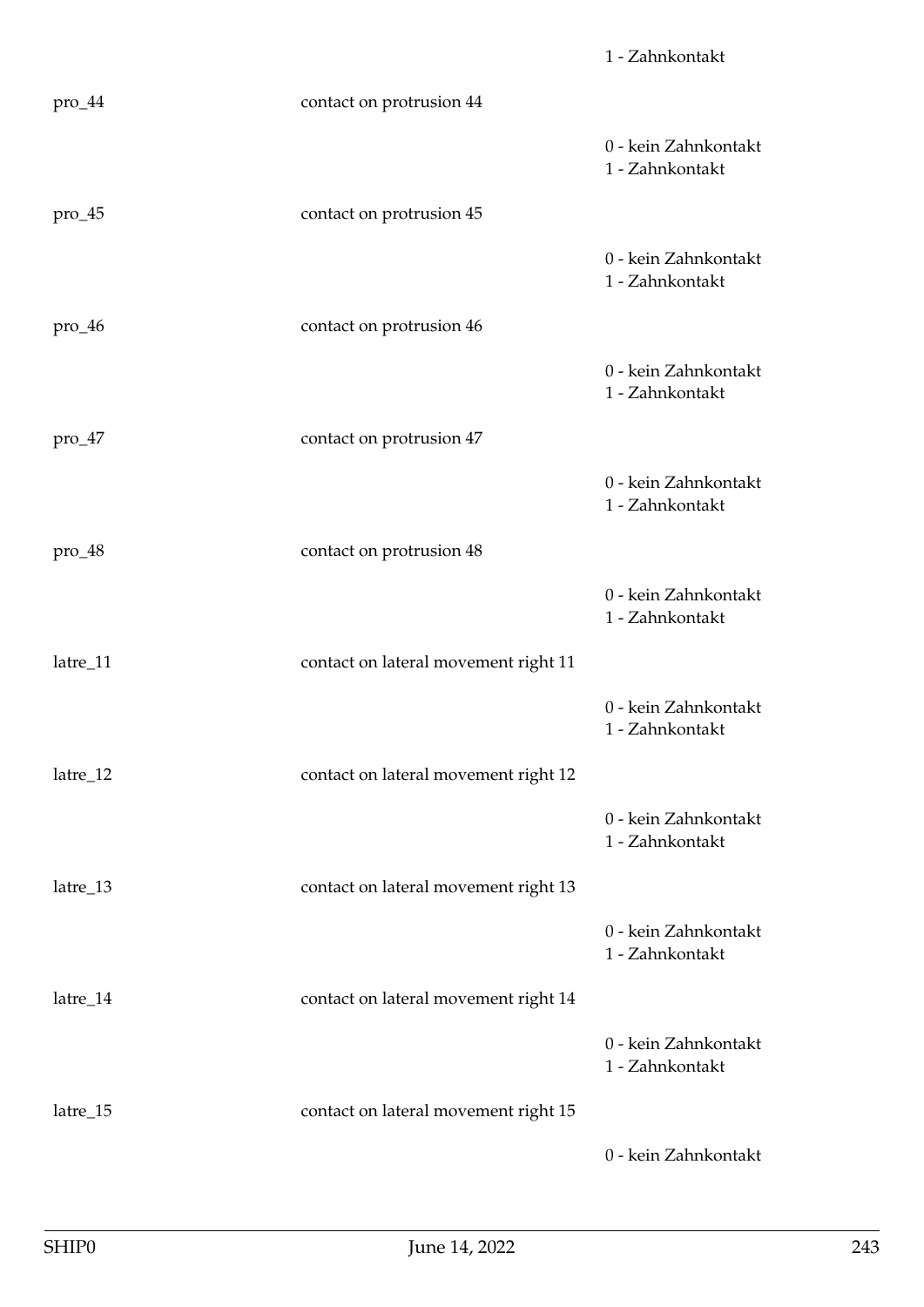1 - Zahnkontakt

| | | |
|---|---|---|
| pro_44 | contact on protrusion 44 | |
| | | 0 - kein Zahnkontakt<br>1 - Zahnkontakt |
| pro_45 | contact on protrusion 45 | |
| | | 0 - kein Zahnkontakt<br>1 - Zahnkontakt |
| pro_46 | contact on protrusion 46 | |
| | | 0 - kein Zahnkontakt<br>1 - Zahnkontakt |
| pro_47 | contact on protrusion 47 | |
| | | 0 - kein Zahnkontakt<br>1 - Zahnkontakt |
| pro_48 | contact on protrusion 48 | |
| | | 0 - kein Zahnkontakt<br>1 - Zahnkontakt |
| latre_11 | contact on lateral movement right 11 | |
| | | 0 - kein Zahnkontakt<br>1 - Zahnkontakt |
| latre_12 | contact on lateral movement right 12 | |
| | | 0 - kein Zahnkontakt<br>1 - Zahnkontakt |
| latre_13 | contact on lateral movement right 13 | |
| | | 0 - kein Zahnkontakt<br>1 - Zahnkontakt |
| latre_14 | contact on lateral movement right 14 | |
| | | 0 - kein Zahnkontakt<br>1 - Zahnkontakt |
| latre_15 | contact on lateral movement right 15 | |
| | | 0 - kein Zahnkontakt |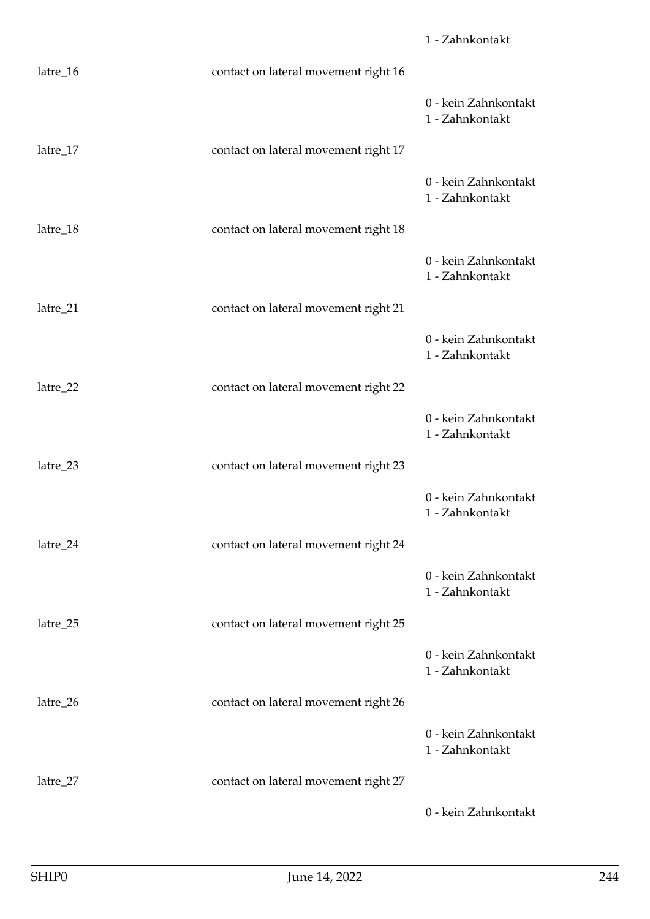1 - Zahnkontakt

latre_16 contact on lateral movement right 16

0 - kein Zahnkontakt
1 - Zahnkontakt

latre_17 contact on lateral movement right 17

0 - kein Zahnkontakt
1 - Zahnkontakt

latre_18 contact on lateral movement right 18

0 - kein Zahnkontakt
1 - Zahnkontakt

latre_21 contact on lateral movement right 21

0 - kein Zahnkontakt
1 - Zahnkontakt

latre_22 contact on lateral movement right 22

0 - kein Zahnkontakt
1 - Zahnkontakt

latre_23 contact on lateral movement right 23

0 - kein Zahnkontakt
1 - Zahnkontakt

latre_24 contact on lateral movement right 24

0 - kein Zahnkontakt
1 - Zahnkontakt

latre_25 contact on lateral movement right 25

0 - kein Zahnkontakt
1 - Zahnkontakt

latre_26 contact on lateral movement right 26

0 - kein Zahnkontakt
1 - Zahnkontakt

latre_27 contact on lateral movement right 27

0 - kein Zahnkontakt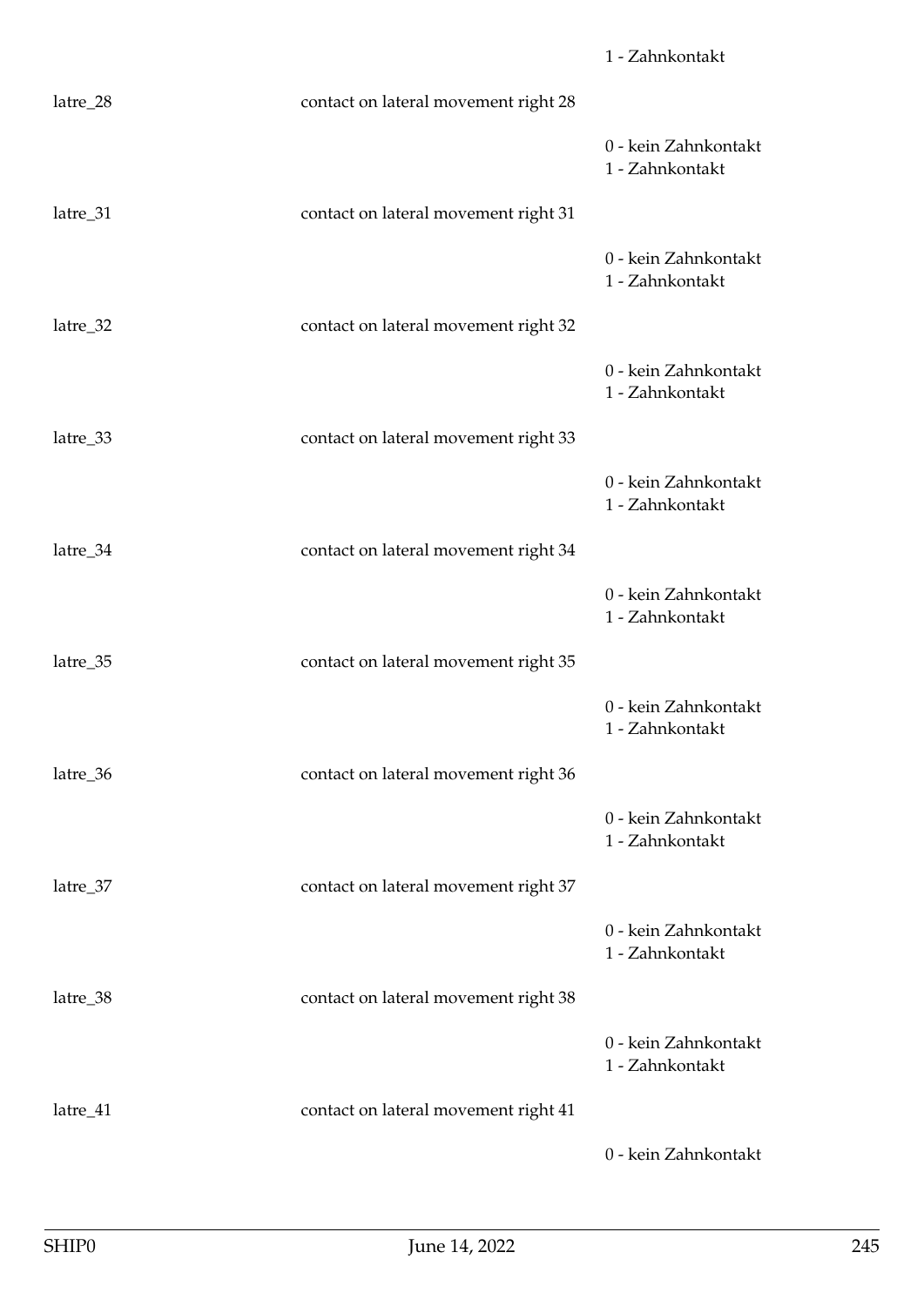1 - Zahnkontakt

| | | |
|---|---|---|
| latre_28 | contact on lateral movement right 28 | |
| | | 0 - kein Zahnkontakt<br>1 - Zahnkontakt |
| latre_31 | contact on lateral movement right 31 | |
| | | 0 - kein Zahnkontakt<br>1 - Zahnkontakt |
| latre_32 | contact on lateral movement right 32 | |
| | | 0 - kein Zahnkontakt<br>1 - Zahnkontakt |
| latre_33 | contact on lateral movement right 33 | |
| | | 0 - kein Zahnkontakt<br>1 - Zahnkontakt |
| latre_34 | contact on lateral movement right 34 | |
| | | 0 - kein Zahnkontakt<br>1 - Zahnkontakt |
| latre_35 | contact on lateral movement right 35 | |
| | | 0 - kein Zahnkontakt<br>1 - Zahnkontakt |
| latre_36 | contact on lateral movement right 36 | |
| | | 0 - kein Zahnkontakt<br>1 - Zahnkontakt |
| latre_37 | contact on lateral movement right 37 | |
| | | 0 - kein Zahnkontakt<br>1 - Zahnkontakt |
| latre_38 | contact on lateral movement right 38 | |
| | | 0 - kein Zahnkontakt<br>1 - Zahnkontakt |
| latre_41 | contact on lateral movement right 41 | |
| | | 0 - kein Zahnkontakt |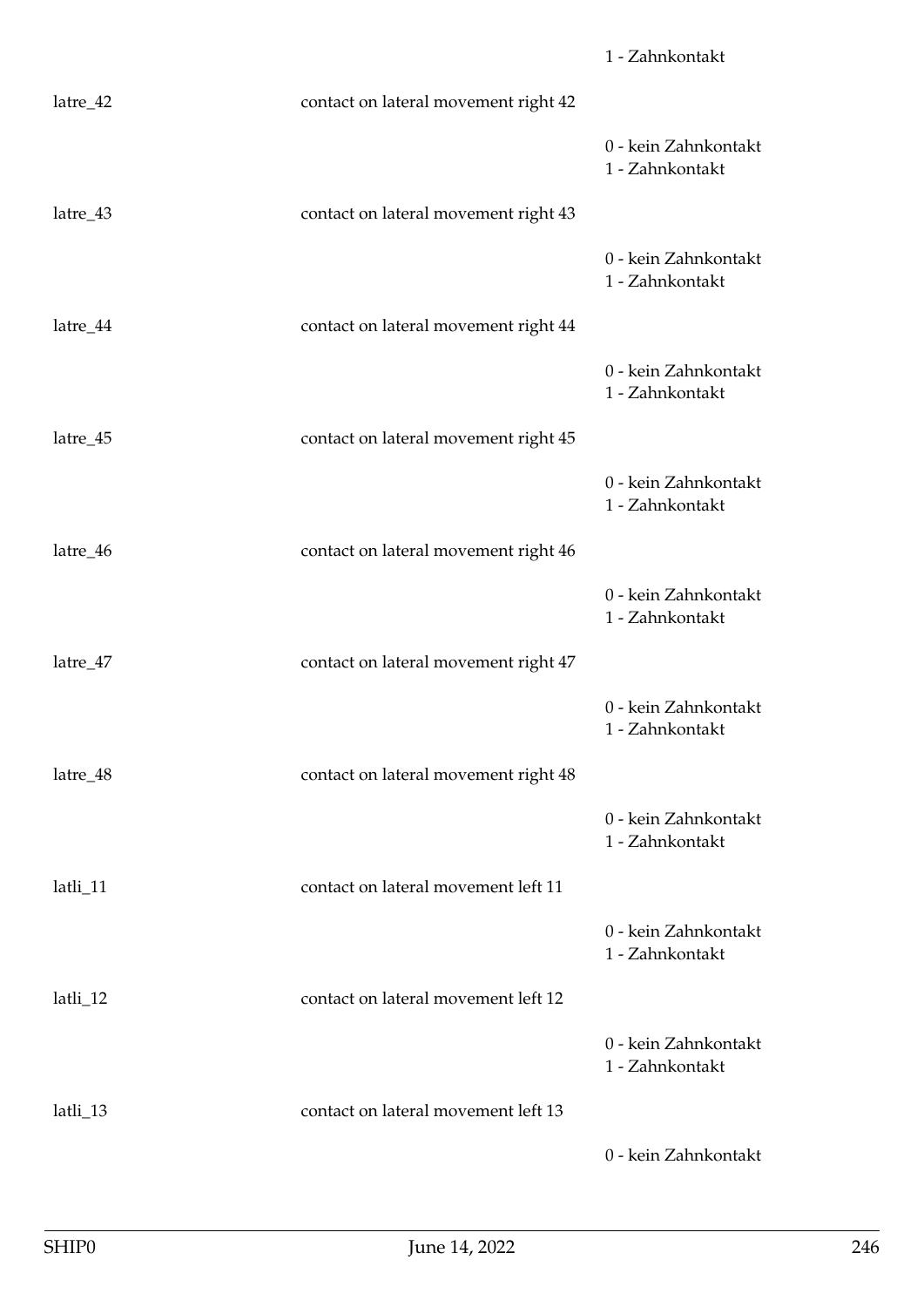1 - Zahnkontakt

latre_42 contact on lateral movement right 42

0 - kein Zahnkontakt
1 - Zahnkontakt

latre_43 contact on lateral movement right 43

0 - kein Zahnkontakt
1 - Zahnkontakt

latre_44 contact on lateral movement right 44

0 - kein Zahnkontakt
1 - Zahnkontakt

latre_45 contact on lateral movement right 45

0 - kein Zahnkontakt
1 - Zahnkontakt

latre_46 contact on lateral movement right 46

0 - kein Zahnkontakt
1 - Zahnkontakt

latre_47 contact on lateral movement right 47

0 - kein Zahnkontakt
1 - Zahnkontakt

latre_48 contact on lateral movement right 48

0 - kein Zahnkontakt
1 - Zahnkontakt

latli_11 contact on lateral movement left 11

0 - kein Zahnkontakt
1 - Zahnkontakt

latli_12 contact on lateral movement left 12

0 - kein Zahnkontakt
1 - Zahnkontakt

latli_13 contact on lateral movement left 13

0 - kein Zahnkontakt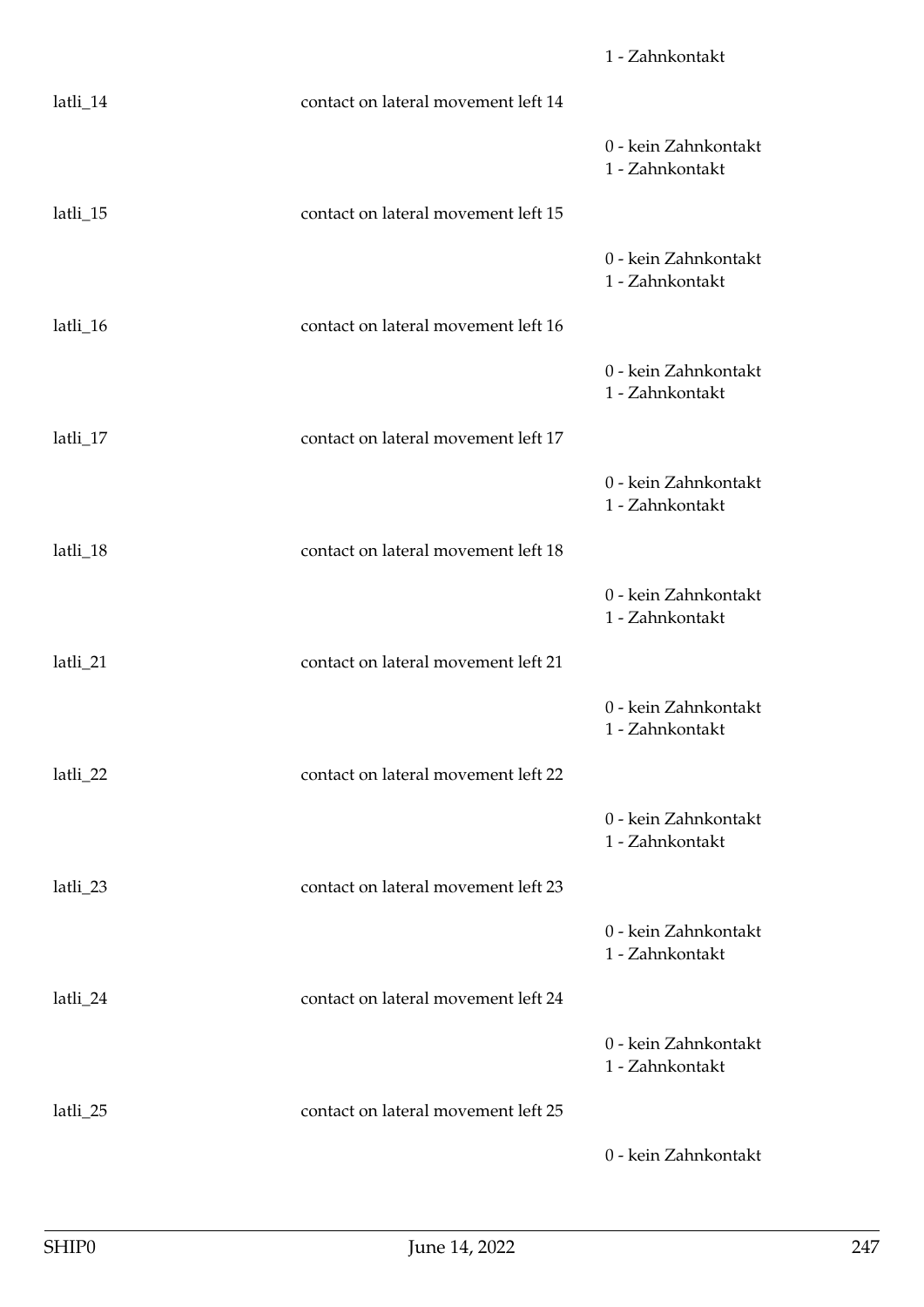1 - Zahnkontakt

latli_14 contact on lateral movement left 14

0 - kein Zahnkontakt
1 - Zahnkontakt

latli_15 contact on lateral movement left 15

0 - kein Zahnkontakt
1 - Zahnkontakt

latli_16 contact on lateral movement left 16

0 - kein Zahnkontakt
1 - Zahnkontakt

latli_17 contact on lateral movement left 17

0 - kein Zahnkontakt
1 - Zahnkontakt

latli_18 contact on lateral movement left 18

0 - kein Zahnkontakt
1 - Zahnkontakt

latli_21 contact on lateral movement left 21

0 - kein Zahnkontakt
1 - Zahnkontakt

latli_22 contact on lateral movement left 22

0 - kein Zahnkontakt
1 - Zahnkontakt

latli_23 contact on lateral movement left 23

0 - kein Zahnkontakt
1 - Zahnkontakt

latli_24 contact on lateral movement left 24

0 - kein Zahnkontakt
1 - Zahnkontakt

latli_25 contact on lateral movement left 25

0 - kein Zahnkontakt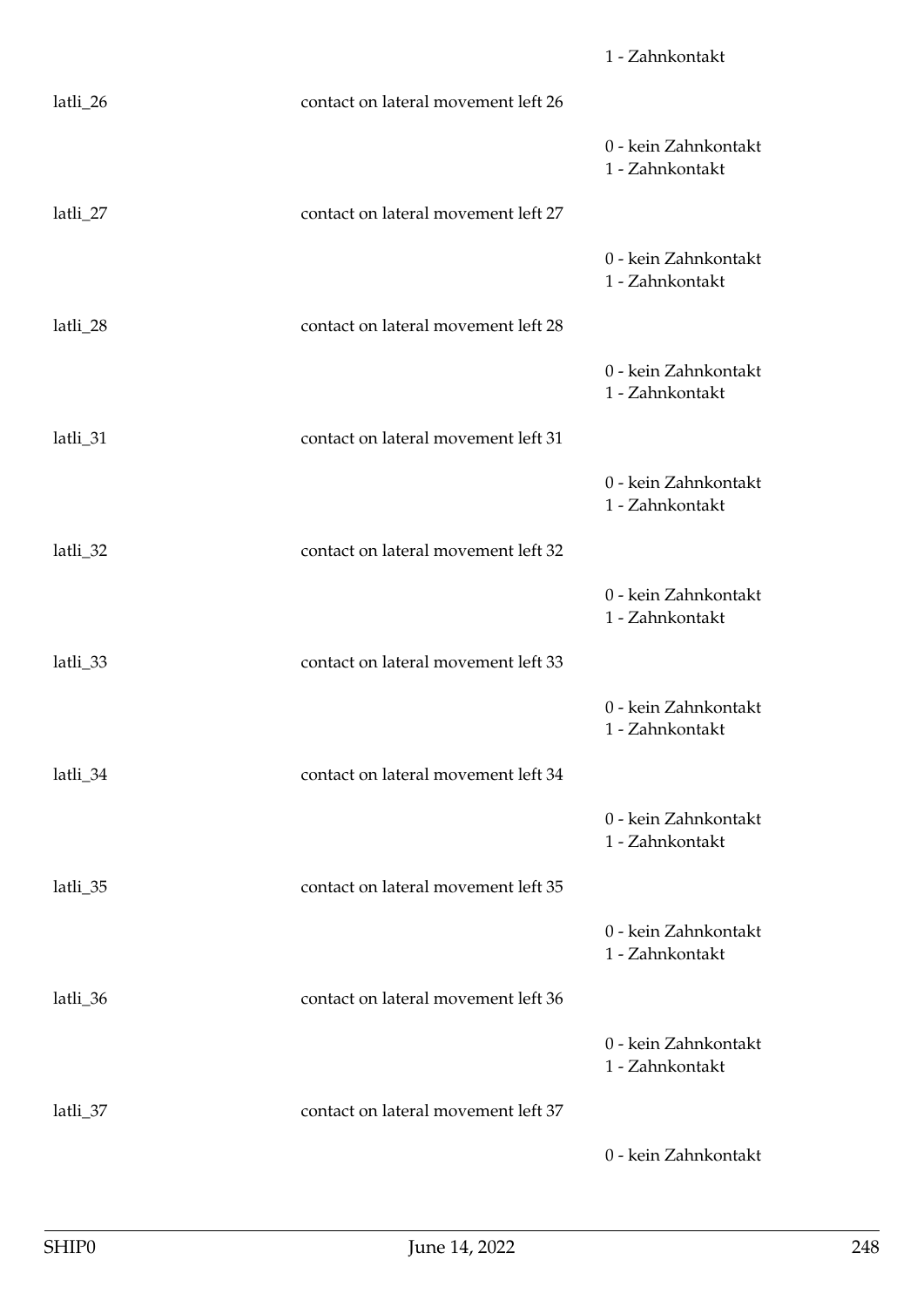1 - Zahnkontakt

latli_26 contact on lateral movement left 26

0 - kein Zahnkontakt
1 - Zahnkontakt

latli_27 contact on lateral movement left 27

0 - kein Zahnkontakt
1 - Zahnkontakt

latli_28 contact on lateral movement left 28

0 - kein Zahnkontakt
1 - Zahnkontakt

latli_31 contact on lateral movement left 31

0 - kein Zahnkontakt
1 - Zahnkontakt

latli_32 contact on lateral movement left 32

0 - kein Zahnkontakt
1 - Zahnkontakt

latli_33 contact on lateral movement left 33

0 - kein Zahnkontakt
1 - Zahnkontakt

latli_34 contact on lateral movement left 34

0 - kein Zahnkontakt
1 - Zahnkontakt

latli_35 contact on lateral movement left 35

0 - kein Zahnkontakt
1 - Zahnkontakt

latli_36 contact on lateral movement left 36

0 - kein Zahnkontakt
1 - Zahnkontakt

latli_37 contact on lateral movement left 37

0 - kein Zahnkontakt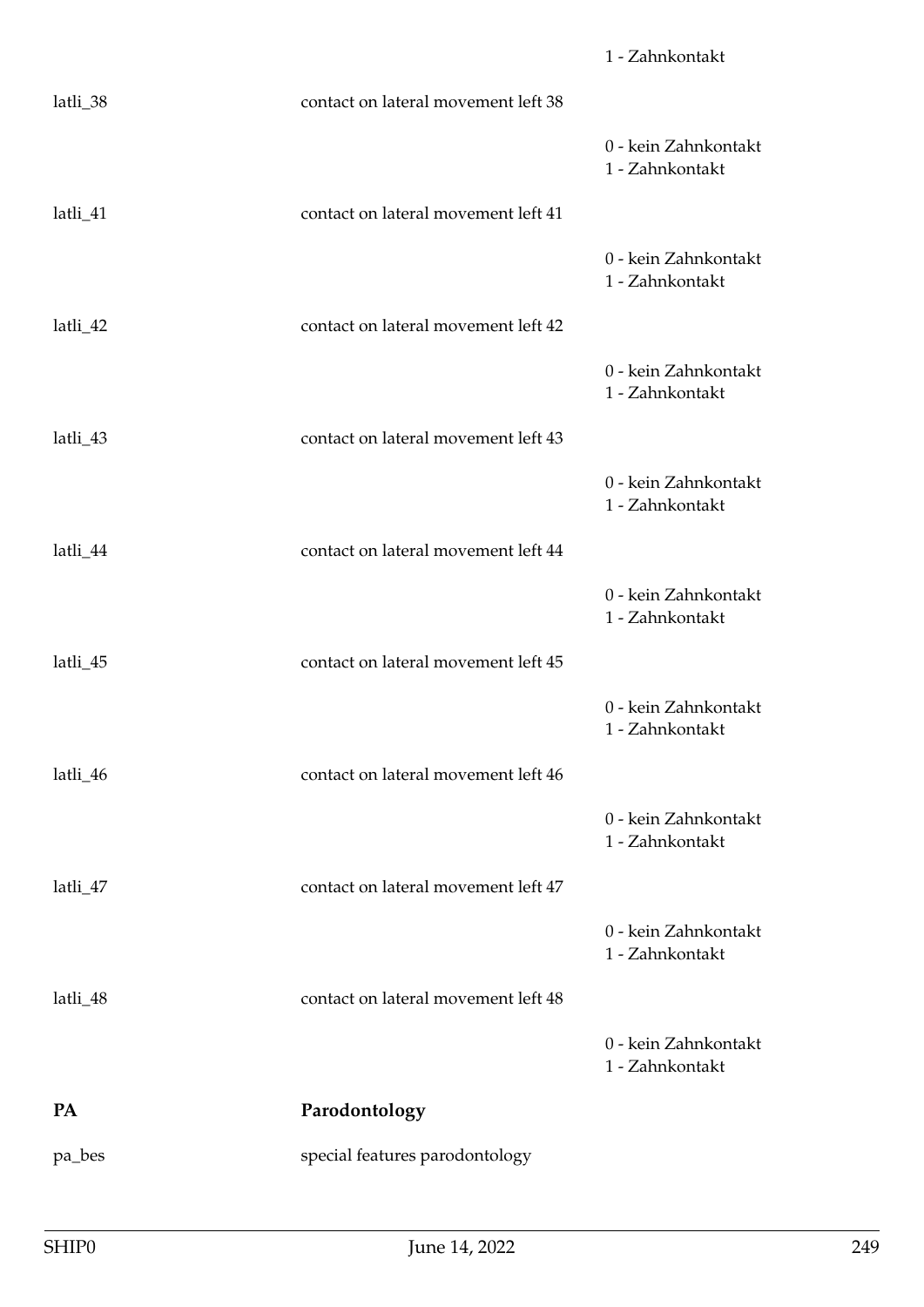1 - Zahnkontakt

latli_38 contact on lateral movement left 38

0 - kein Zahnkontakt
1 - Zahnkontakt

latli_41 contact on lateral movement left 41

0 - kein Zahnkontakt
1 - Zahnkontakt

latli_42 contact on lateral movement left 42

0 - kein Zahnkontakt
1 - Zahnkontakt

latli_43 contact on lateral movement left 43

0 - kein Zahnkontakt
1 - Zahnkontakt

latli_44 contact on lateral movement left 44

0 - kein Zahnkontakt
1 - Zahnkontakt

latli_45 contact on lateral movement left 45

0 - kein Zahnkontakt
1 - Zahnkontakt

latli_46 contact on lateral movement left 46

0 - kein Zahnkontakt
1 - Zahnkontakt

latli_47 contact on lateral movement left 47

0 - kein Zahnkontakt
1 - Zahnkontakt

latli_48 contact on lateral movement left 48

0 - kein Zahnkontakt
1 - Zahnkontakt

**PA** **Parodontology**

pa_bes special features parodontology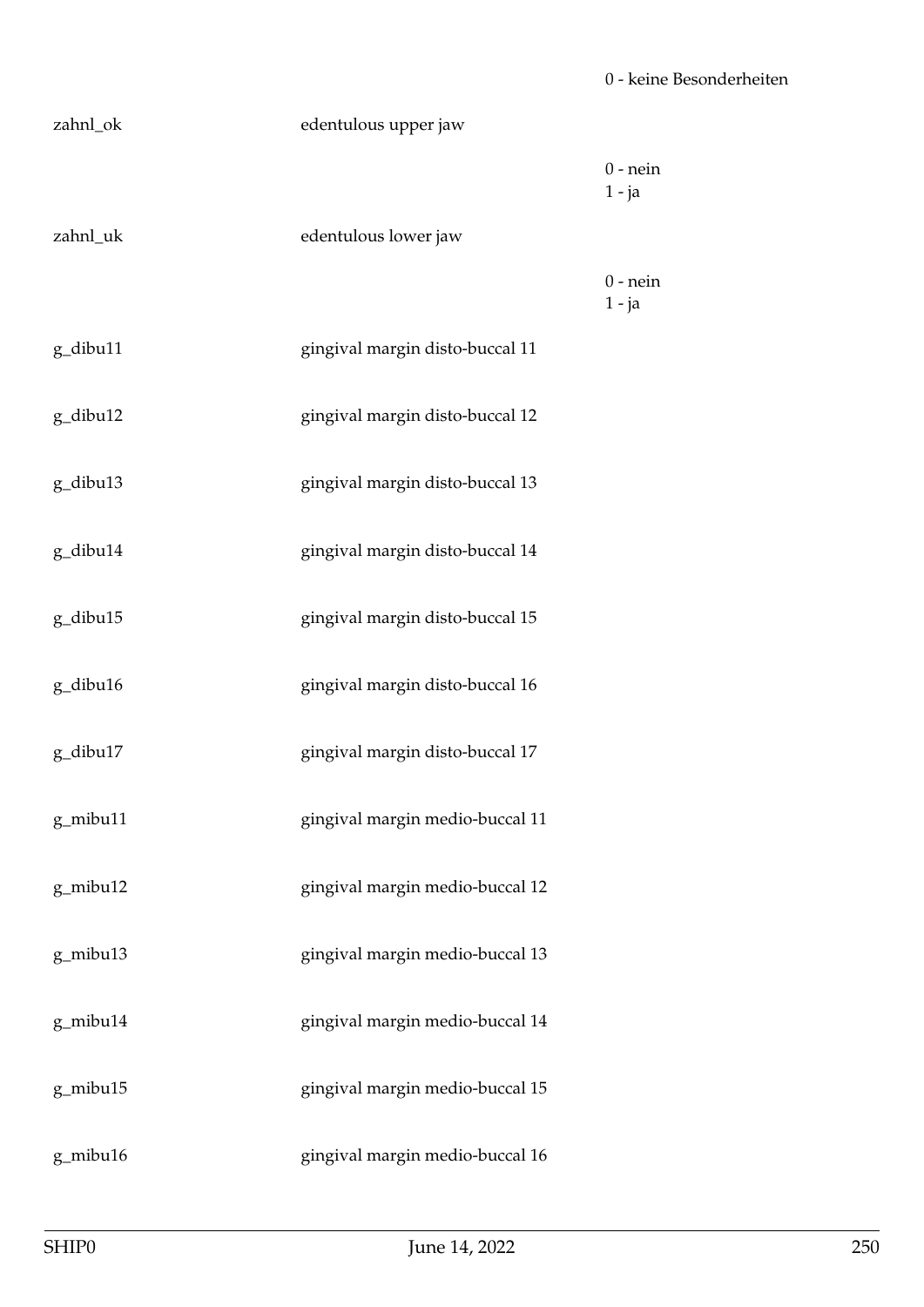| | | |
|---|---|---|
| | | 0 - keine Besonderheiten |
| zahnl_ok | edentulous upper jaw | |
| | | 0 - nein<br>1 - ja |
| zahnl_uk | edentulous lower jaw | |
| | | 0 - nein<br>1 - ja |
| g_dibu11 | gingival margin disto-buccal 11 | |
| g_dibu12 | gingival margin disto-buccal 12 | |
| g_dibu13 | gingival margin disto-buccal 13 | |
| g_dibu14 | gingival margin disto-buccal 14 | |
| g_dibu15 | gingival margin disto-buccal 15 | |
| g_dibu16 | gingival margin disto-buccal 16 | |
| g_dibu17 | gingival margin disto-buccal 17 | |
| g_mibu11 | gingival margin medio-buccal 11 | |
| g_mibu12 | gingival margin medio-buccal 12 | |
| g_mibu13 | gingival margin medio-buccal 13 | |
| g_mibu14 | gingival margin medio-buccal 14 | |
| g_mibu15 | gingival margin medio-buccal 15 | |
| g_mibu16 | gingival margin medio-buccal 16 | |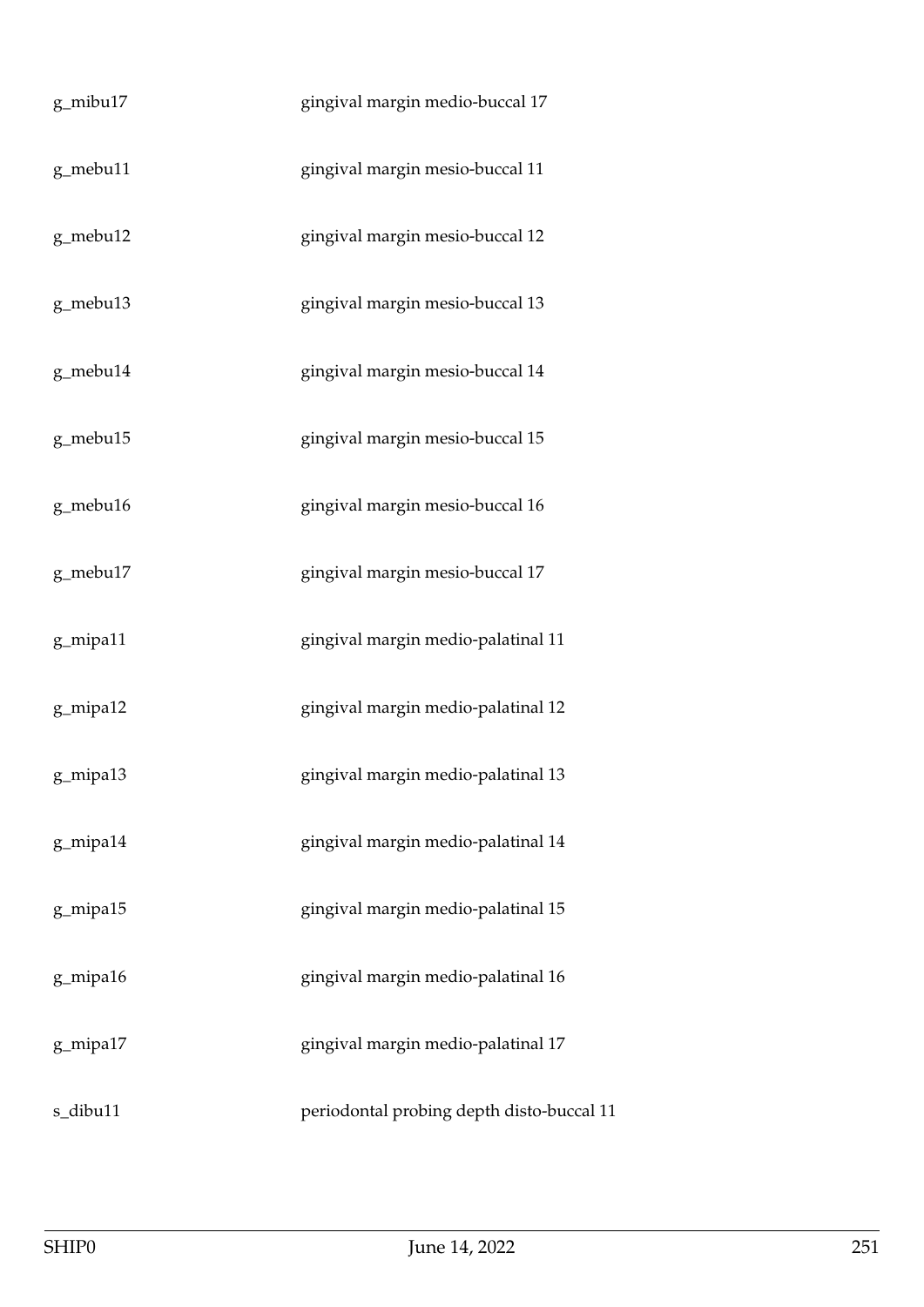| | |
|---|---|
| g_mibu17 | gingival margin medio-buccal 17 |
| g_mebu11 | gingival margin mesio-buccal 11 |
| g_mebu12 | gingival margin mesio-buccal 12 |
| g_mebu13 | gingival margin mesio-buccal 13 |
| g_mebu14 | gingival margin mesio-buccal 14 |
| g_mebu15 | gingival margin mesio-buccal 15 |
| g_mebu16 | gingival margin mesio-buccal 16 |
| g_mebu17 | gingival margin mesio-buccal 17 |
| g_mipa11 | gingival margin medio-palatinal 11 |
| g_mipa12 | gingival margin medio-palatinal 12 |
| g_mipa13 | gingival margin medio-palatinal 13 |
| g_mipa14 | gingival margin medio-palatinal 14 |
| g_mipa15 | gingival margin medio-palatinal 15 |
| g_mipa16 | gingival margin medio-palatinal 16 |
| g_mipa17 | gingival margin medio-palatinal 17 |
| s_dibu11 | periodontal probing depth disto-buccal 11 |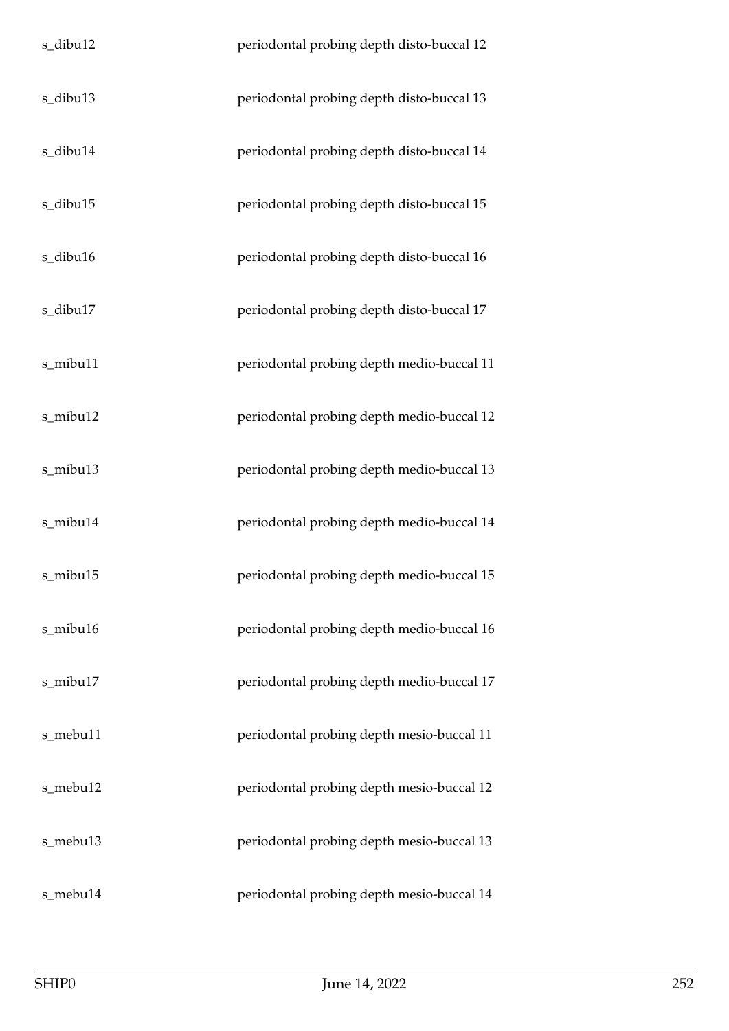| | |
|---|---|
| s_dibu12 | periodontal probing depth disto-buccal 12 |
| s_dibu13 | periodontal probing depth disto-buccal 13 |
| s_dibu14 | periodontal probing depth disto-buccal 14 |
| s_dibu15 | periodontal probing depth disto-buccal 15 |
| s_dibu16 | periodontal probing depth disto-buccal 16 |
| s_dibu17 | periodontal probing depth disto-buccal 17 |
| s_mibu11 | periodontal probing depth medio-buccal 11 |
| s_mibu12 | periodontal probing depth medio-buccal 12 |
| s_mibu13 | periodontal probing depth medio-buccal 13 |
| s_mibu14 | periodontal probing depth medio-buccal 14 |
| s_mibu15 | periodontal probing depth medio-buccal 15 |
| s_mibu16 | periodontal probing depth medio-buccal 16 |
| s_mibu17 | periodontal probing depth medio-buccal 17 |
| s_mebu11 | periodontal probing depth mesio-buccal 11 |
| s_mebu12 | periodontal probing depth mesio-buccal 12 |
| s_mebu13 | periodontal probing depth mesio-buccal 13 |
| s_mebu14 | periodontal probing depth mesio-buccal 14 |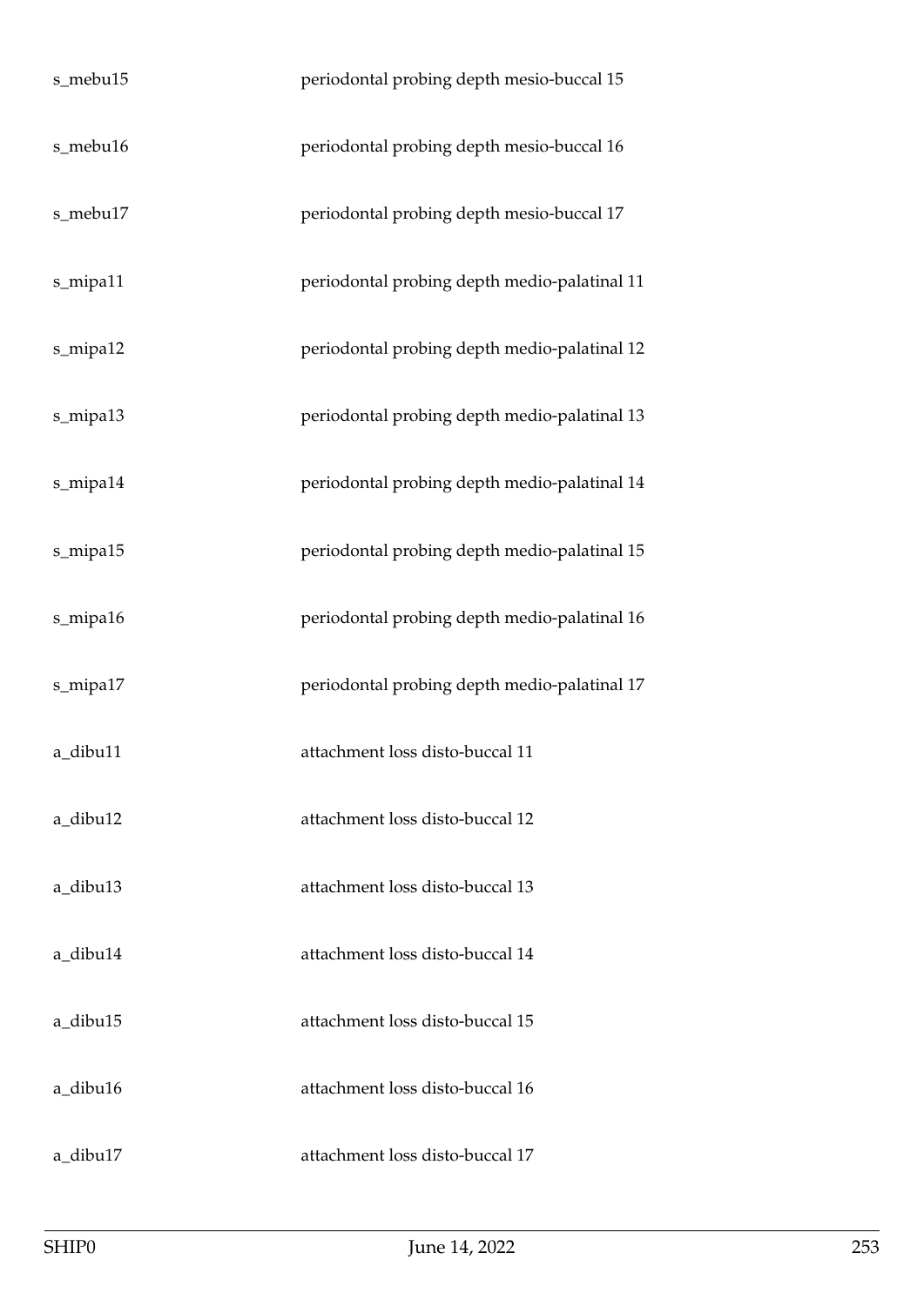| | |
|---|---|
| s_mebu15 | periodontal probing depth mesio-buccal 15 |
| s_mebu16 | periodontal probing depth mesio-buccal 16 |
| s_mebu17 | periodontal probing depth mesio-buccal 17 |
| s_mipa11 | periodontal probing depth medio-palatinal 11 |
| s_mipa12 | periodontal probing depth medio-palatinal 12 |
| s_mipa13 | periodontal probing depth medio-palatinal 13 |
| s_mipa14 | periodontal probing depth medio-palatinal 14 |
| s_mipa15 | periodontal probing depth medio-palatinal 15 |
| s_mipa16 | periodontal probing depth medio-palatinal 16 |
| s_mipa17 | periodontal probing depth medio-palatinal 17 |
| a_dibu11 | attachment loss disto-buccal 11 |
| a_dibu12 | attachment loss disto-buccal 12 |
| a_dibu13 | attachment loss disto-buccal 13 |
| a_dibu14 | attachment loss disto-buccal 14 |
| a_dibu15 | attachment loss disto-buccal 15 |
| a_dibu16 | attachment loss disto-buccal 16 |
| a_dibu17 | attachment loss disto-buccal 17 |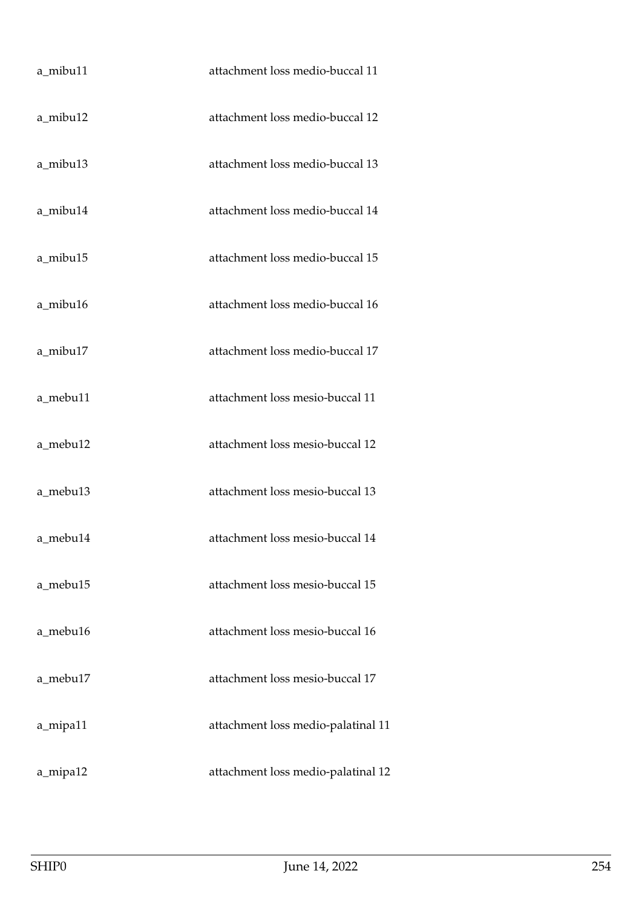| | |
|---|---|
| a_mibu11 | attachment loss medio-buccal 11 |
| a_mibu12 | attachment loss medio-buccal 12 |
| a_mibu13 | attachment loss medio-buccal 13 |
| a_mibu14 | attachment loss medio-buccal 14 |
| a_mibu15 | attachment loss medio-buccal 15 |
| a_mibu16 | attachment loss medio-buccal 16 |
| a_mibu17 | attachment loss medio-buccal 17 |
| a_mebu11 | attachment loss mesio-buccal 11 |
| a_mebu12 | attachment loss mesio-buccal 12 |
| a_mebu13 | attachment loss mesio-buccal 13 |
| a_mebu14 | attachment loss mesio-buccal 14 |
| a_mebu15 | attachment loss mesio-buccal 15 |
| a_mebu16 | attachment loss mesio-buccal 16 |
| a_mebu17 | attachment loss mesio-buccal 17 |
| a_mipa11 | attachment loss medio-palatinal 11 |
| a_mipa12 | attachment loss medio-palatinal 12 |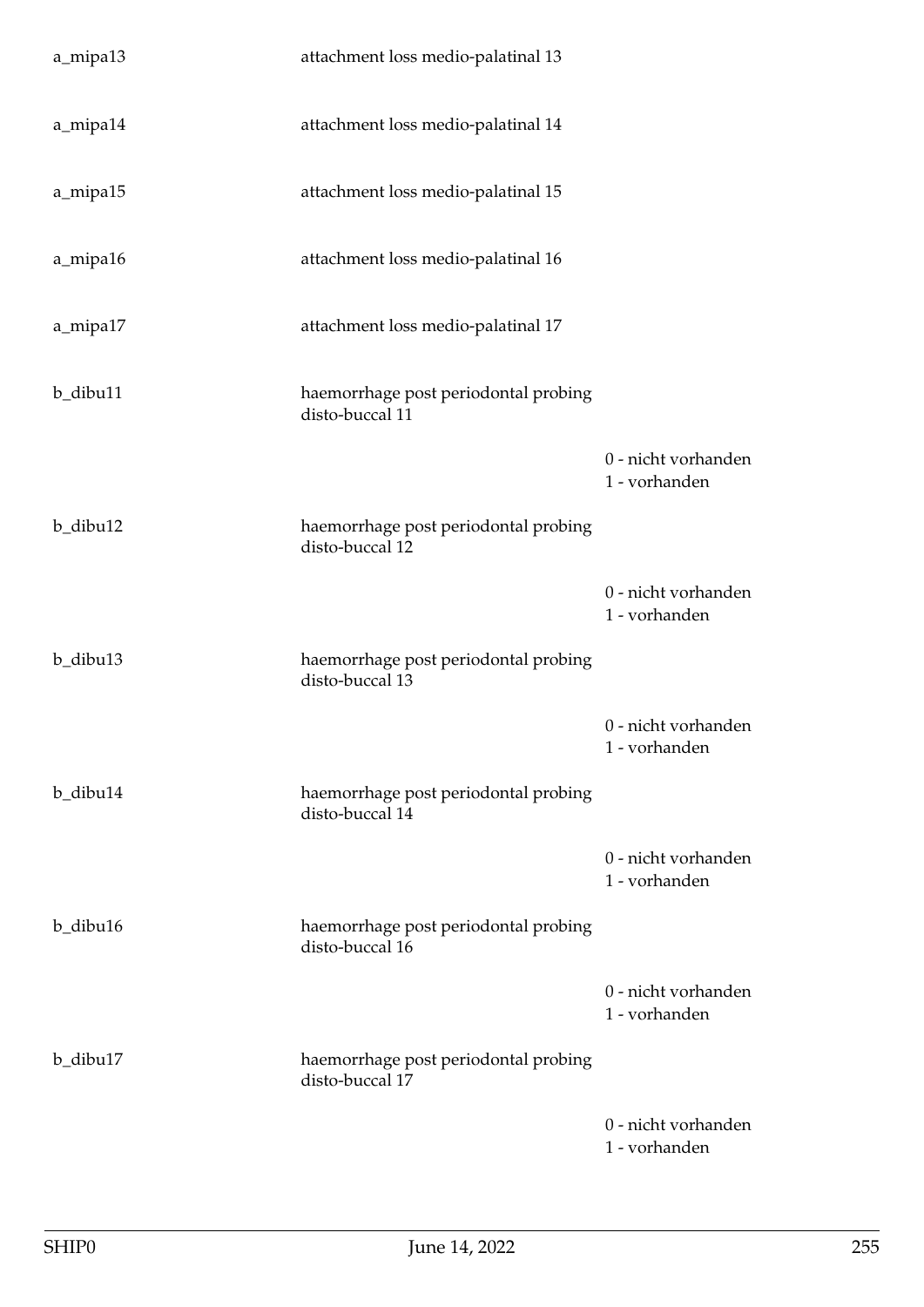| | | |
|---|---|---|
| a_mipa13 | attachment loss medio-palatinal 13 | |
| a_mipa14 | attachment loss medio-palatinal 14 | |
| a_mipa15 | attachment loss medio-palatinal 15 | |
| a_mipa16 | attachment loss medio-palatinal 16 | |
| a_mipa17 | attachment loss medio-palatinal 17 | |
| b_dibu11 | haemorrhage post periodontal probing disto-buccal 11 | |
| | | 0 - nicht vorhanden<br>1 - vorhanden |
| b_dibu12 | haemorrhage post periodontal probing disto-buccal 12 | |
| | | 0 - nicht vorhanden<br>1 - vorhanden |
| b_dibu13 | haemorrhage post periodontal probing disto-buccal 13 | |
| | | 0 - nicht vorhanden<br>1 - vorhanden |
| b_dibu14 | haemorrhage post periodontal probing disto-buccal 14 | |
| | | 0 - nicht vorhanden<br>1 - vorhanden |
| b_dibu16 | haemorrhage post periodontal probing disto-buccal 16 | |
| | | 0 - nicht vorhanden<br>1 - vorhanden |
| b_dibu17 | haemorrhage post periodontal probing disto-buccal 17 | |
| | | 0 - nicht vorhanden<br>1 - vorhanden |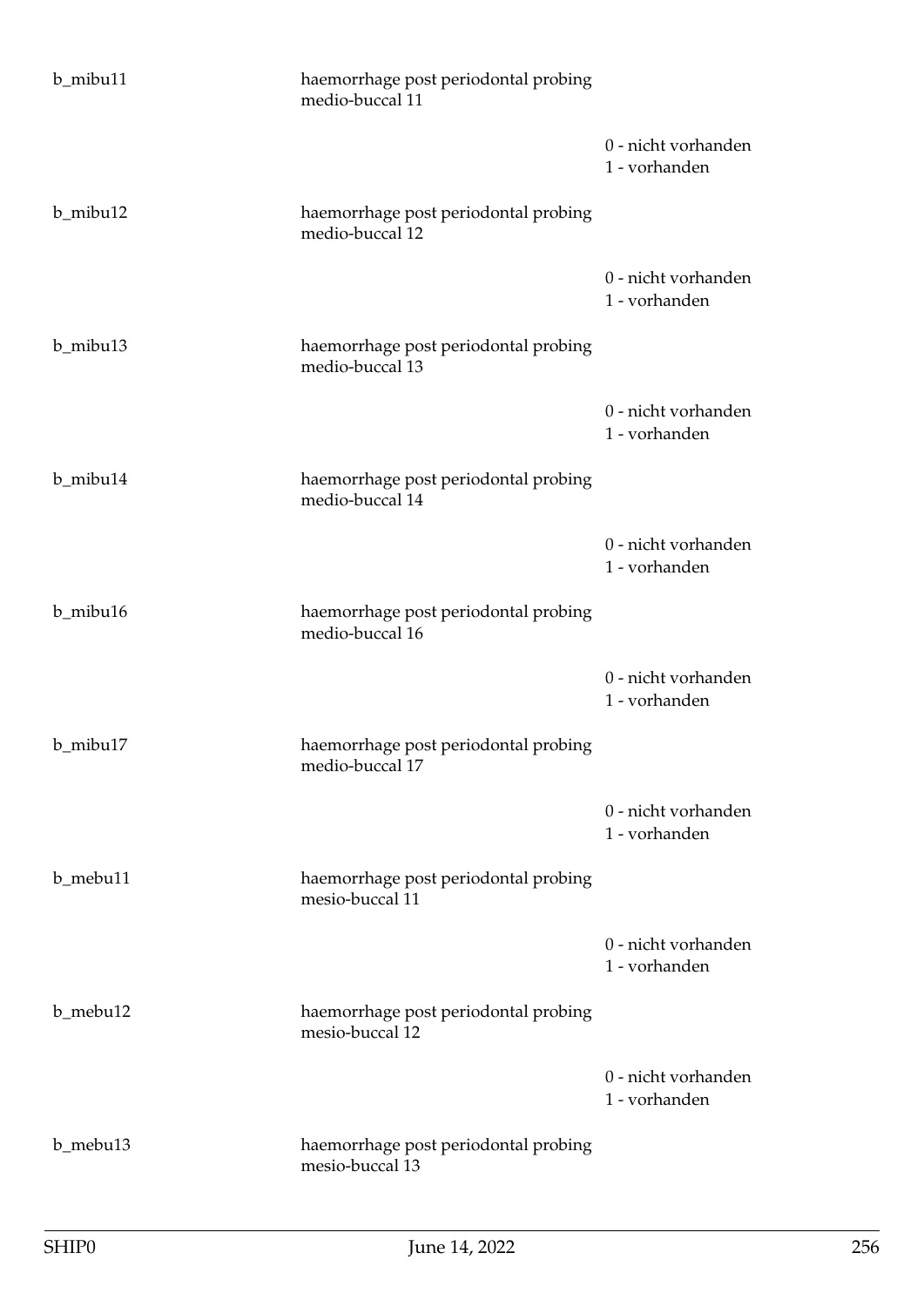| | | |
|---|---|---|
| b_mibu11 | haemorrhage post periodontal probing medio-buccal 11 | |
| | | 0 - nicht vorhanden<br>1 - vorhanden |
| b_mibu12 | haemorrhage post periodontal probing medio-buccal 12 | |
| | | 0 - nicht vorhanden<br>1 - vorhanden |
| b_mibu13 | haemorrhage post periodontal probing medio-buccal 13 | |
| | | 0 - nicht vorhanden<br>1 - vorhanden |
| b_mibu14 | haemorrhage post periodontal probing medio-buccal 14 | |
| | | 0 - nicht vorhanden<br>1 - vorhanden |
| b_mibu16 | haemorrhage post periodontal probing medio-buccal 16 | |
| | | 0 - nicht vorhanden<br>1 - vorhanden |
| b_mibu17 | haemorrhage post periodontal probing medio-buccal 17 | |
| | | 0 - nicht vorhanden<br>1 - vorhanden |
| b_mebu11 | haemorrhage post periodontal probing mesio-buccal 11 | |
| | | 0 - nicht vorhanden<br>1 - vorhanden |
| b_mebu12 | haemorrhage post periodontal probing mesio-buccal 12 | |
| | | 0 - nicht vorhanden<br>1 - vorhanden |
| b_mebu13 | haemorrhage post periodontal probing mesio-buccal 13 | |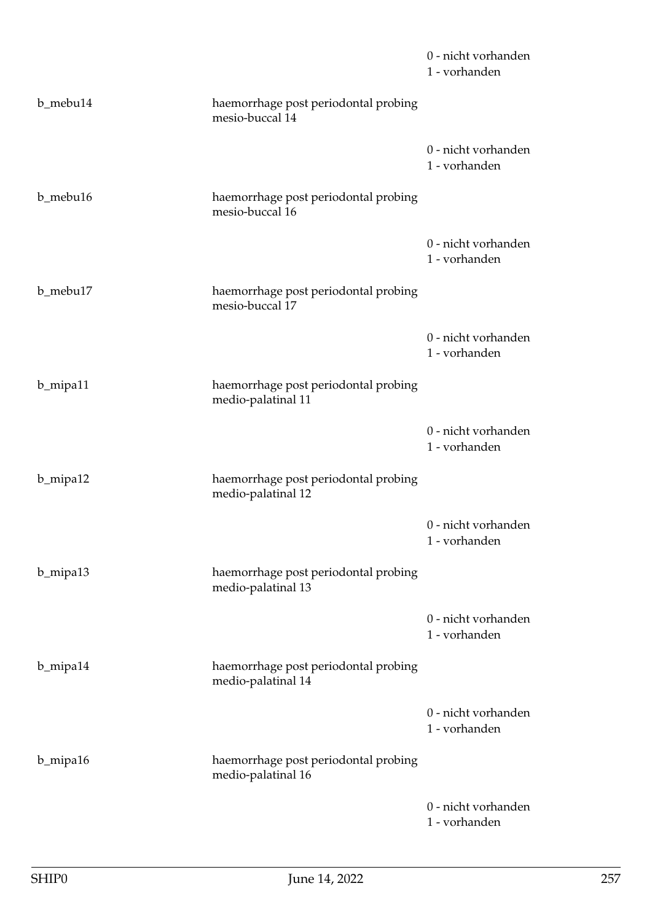| | | |
|---|---|---|
| | | 0 - nicht vorhanden<br>1 - vorhanden |
| b_mebu14 | haemorrhage post periodontal probing mesio-buccal 14 | |
| | | 0 - nicht vorhanden<br>1 - vorhanden |
| b_mebu16 | haemorrhage post periodontal probing mesio-buccal 16 | |
| | | 0 - nicht vorhanden<br>1 - vorhanden |
| b_mebu17 | haemorrhage post periodontal probing mesio-buccal 17 | |
| | | 0 - nicht vorhanden<br>1 - vorhanden |
| b_mipa11 | haemorrhage post periodontal probing medio-palatinal 11 | |
| | | 0 - nicht vorhanden<br>1 - vorhanden |
| b_mipa12 | haemorrhage post periodontal probing medio-palatinal 12 | |
| | | 0 - nicht vorhanden<br>1 - vorhanden |
| b_mipa13 | haemorrhage post periodontal probing medio-palatinal 13 | |
| | | 0 - nicht vorhanden<br>1 - vorhanden |
| b_mipa14 | haemorrhage post periodontal probing medio-palatinal 14 | |
| | | 0 - nicht vorhanden<br>1 - vorhanden |
| b_mipa16 | haemorrhage post periodontal probing medio-palatinal 16 | |
| | | 0 - nicht vorhanden<br>1 - vorhanden |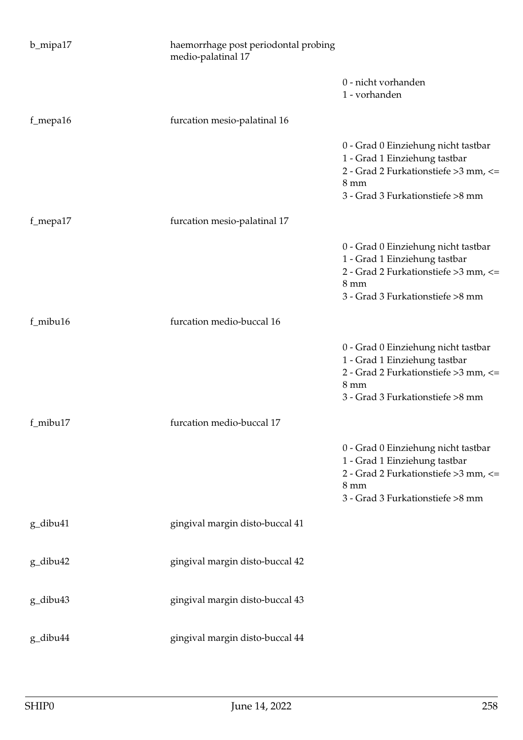| | | |
|---|---|---|
| b_mipa17 | haemorrhage post periodontal probing medio-palatinal 17 | |
| | | 0 - nicht vorhanden<br>1 - vorhanden |
| f_mepa16 | furcation mesio-palatinal 16 | |
| | | 0 - Grad 0 Einziehung nicht tastbar<br>1 - Grad 1 Einziehung tastbar<br>2 - Grad 2 Furkationstiefe >3 mm, <= 8 mm<br>3 - Grad 3 Furkationstiefe >8 mm |
| f_mepa17 | furcation mesio-palatinal 17 | |
| | | 0 - Grad 0 Einziehung nicht tastbar<br>1 - Grad 1 Einziehung tastbar<br>2 - Grad 2 Furkationstiefe >3 mm, <= 8 mm<br>3 - Grad 3 Furkationstiefe >8 mm |
| f_mibu16 | furcation medio-buccal 16 | |
| | | 0 - Grad 0 Einziehung nicht tastbar<br>1 - Grad 1 Einziehung tastbar<br>2 - Grad 2 Furkationstiefe >3 mm, <= 8 mm<br>3 - Grad 3 Furkationstiefe >8 mm |
| f_mibu17 | furcation medio-buccal 17 | |
| | | 0 - Grad 0 Einziehung nicht tastbar<br>1 - Grad 1 Einziehung tastbar<br>2 - Grad 2 Furkationstiefe >3 mm, <= 8 mm<br>3 - Grad 3 Furkationstiefe >8 mm |
| g_dibu41 | gingival margin disto-buccal 41 | |
| g_dibu42 | gingival margin disto-buccal 42 | |
| g_dibu43 | gingival margin disto-buccal 43 | |
| g_dibu44 | gingival margin disto-buccal 44 | |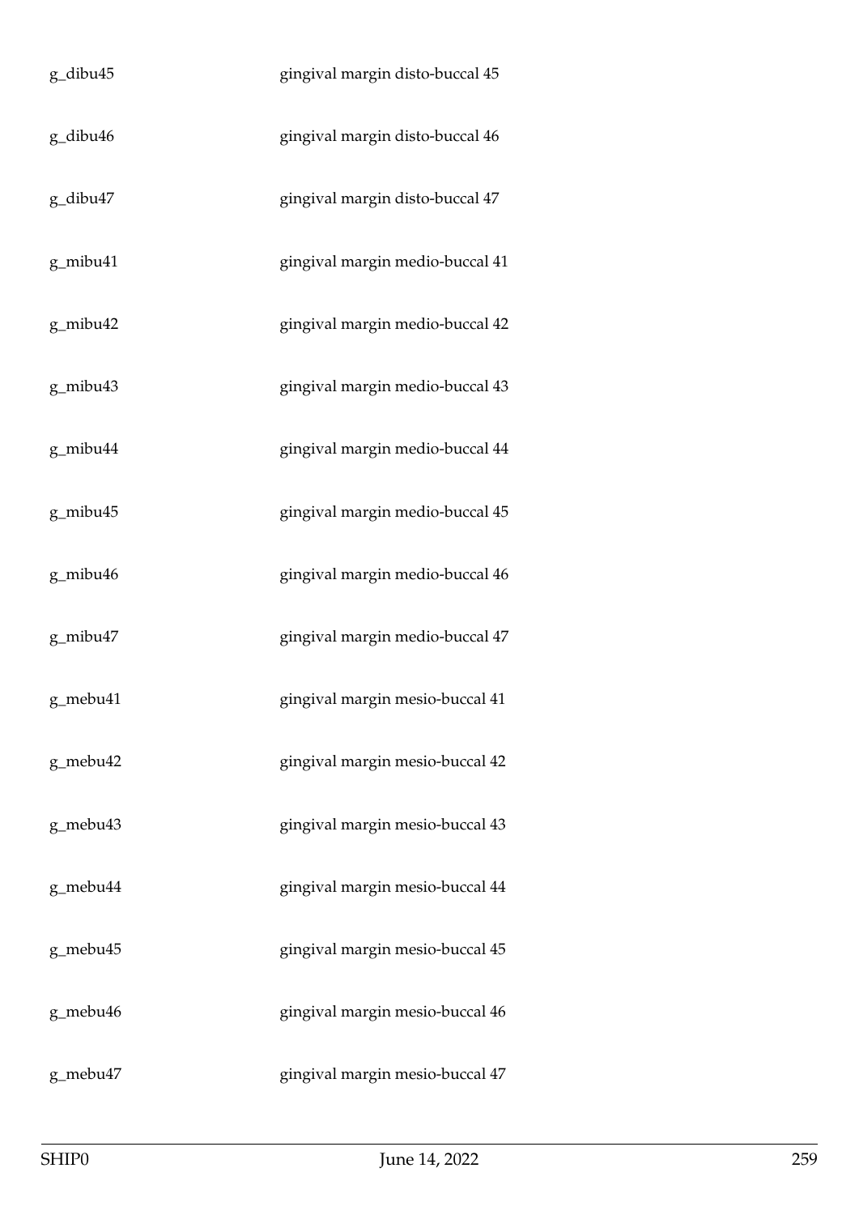| | |
|---|---|
| g_dibu45 | gingival margin disto-buccal 45 |
| g_dibu46 | gingival margin disto-buccal 46 |
| g_dibu47 | gingival margin disto-buccal 47 |
| g_mibu41 | gingival margin medio-buccal 41 |
| g_mibu42 | gingival margin medio-buccal 42 |
| g_mibu43 | gingival margin medio-buccal 43 |
| g_mibu44 | gingival margin medio-buccal 44 |
| g_mibu45 | gingival margin medio-buccal 45 |
| g_mibu46 | gingival margin medio-buccal 46 |
| g_mibu47 | gingival margin medio-buccal 47 |
| g_mebu41 | gingival margin mesio-buccal 41 |
| g_mebu42 | gingival margin mesio-buccal 42 |
| g_mebu43 | gingival margin mesio-buccal 43 |
| g_mebu44 | gingival margin mesio-buccal 44 |
| g_mebu45 | gingival margin mesio-buccal 45 |
| g_mebu46 | gingival margin mesio-buccal 46 |
| g_mebu47 | gingival margin mesio-buccal 47 |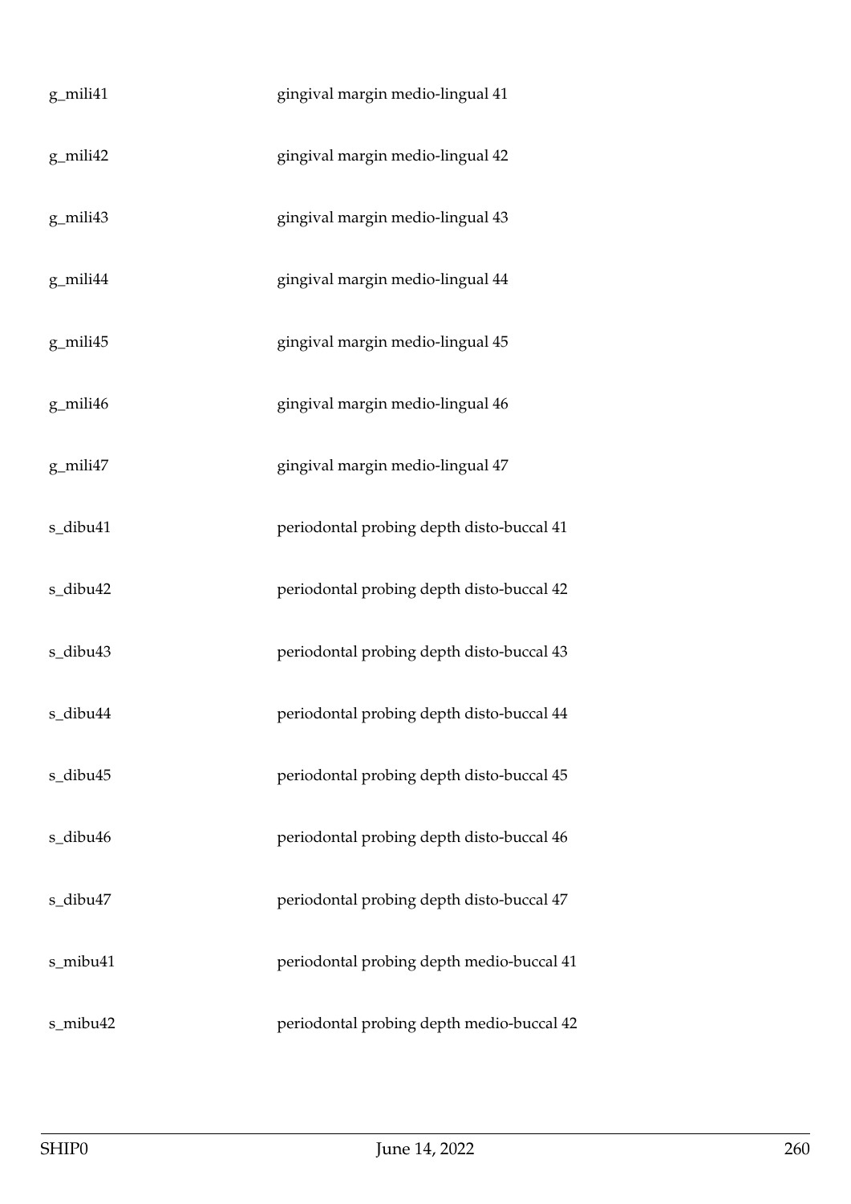| | |
|---|---|
| g_mili41 | gingival margin medio-lingual 41 |
| g_mili42 | gingival margin medio-lingual 42 |
| g_mili43 | gingival margin medio-lingual 43 |
| g_mili44 | gingival margin medio-lingual 44 |
| g_mili45 | gingival margin medio-lingual 45 |
| g_mili46 | gingival margin medio-lingual 46 |
| g_mili47 | gingival margin medio-lingual 47 |
| s_dibu41 | periodontal probing depth disto-buccal 41 |
| s_dibu42 | periodontal probing depth disto-buccal 42 |
| s_dibu43 | periodontal probing depth disto-buccal 43 |
| s_dibu44 | periodontal probing depth disto-buccal 44 |
| s_dibu45 | periodontal probing depth disto-buccal 45 |
| s_dibu46 | periodontal probing depth disto-buccal 46 |
| s_dibu47 | periodontal probing depth disto-buccal 47 |
| s_mibu41 | periodontal probing depth medio-buccal 41 |
| s_mibu42 | periodontal probing depth medio-buccal 42 |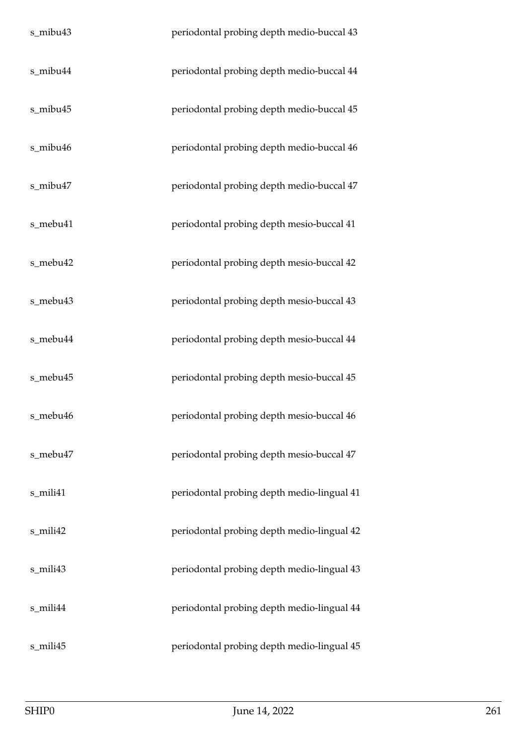| | |
|---|---|
| s_mibu43 | periodontal probing depth medio-buccal 43 |
| s_mibu44 | periodontal probing depth medio-buccal 44 |
| s_mibu45 | periodontal probing depth medio-buccal 45 |
| s_mibu46 | periodontal probing depth medio-buccal 46 |
| s_mibu47 | periodontal probing depth medio-buccal 47 |
| s_mebu41 | periodontal probing depth mesio-buccal 41 |
| s_mebu42 | periodontal probing depth mesio-buccal 42 |
| s_mebu43 | periodontal probing depth mesio-buccal 43 |
| s_mebu44 | periodontal probing depth mesio-buccal 44 |
| s_mebu45 | periodontal probing depth mesio-buccal 45 |
| s_mebu46 | periodontal probing depth mesio-buccal 46 |
| s_mebu47 | periodontal probing depth mesio-buccal 47 |
| s_mili41 | periodontal probing depth medio-lingual 41 |
| s_mili42 | periodontal probing depth medio-lingual 42 |
| s_mili43 | periodontal probing depth medio-lingual 43 |
| s_mili44 | periodontal probing depth medio-lingual 44 |
| s_mili45 | periodontal probing depth medio-lingual 45 |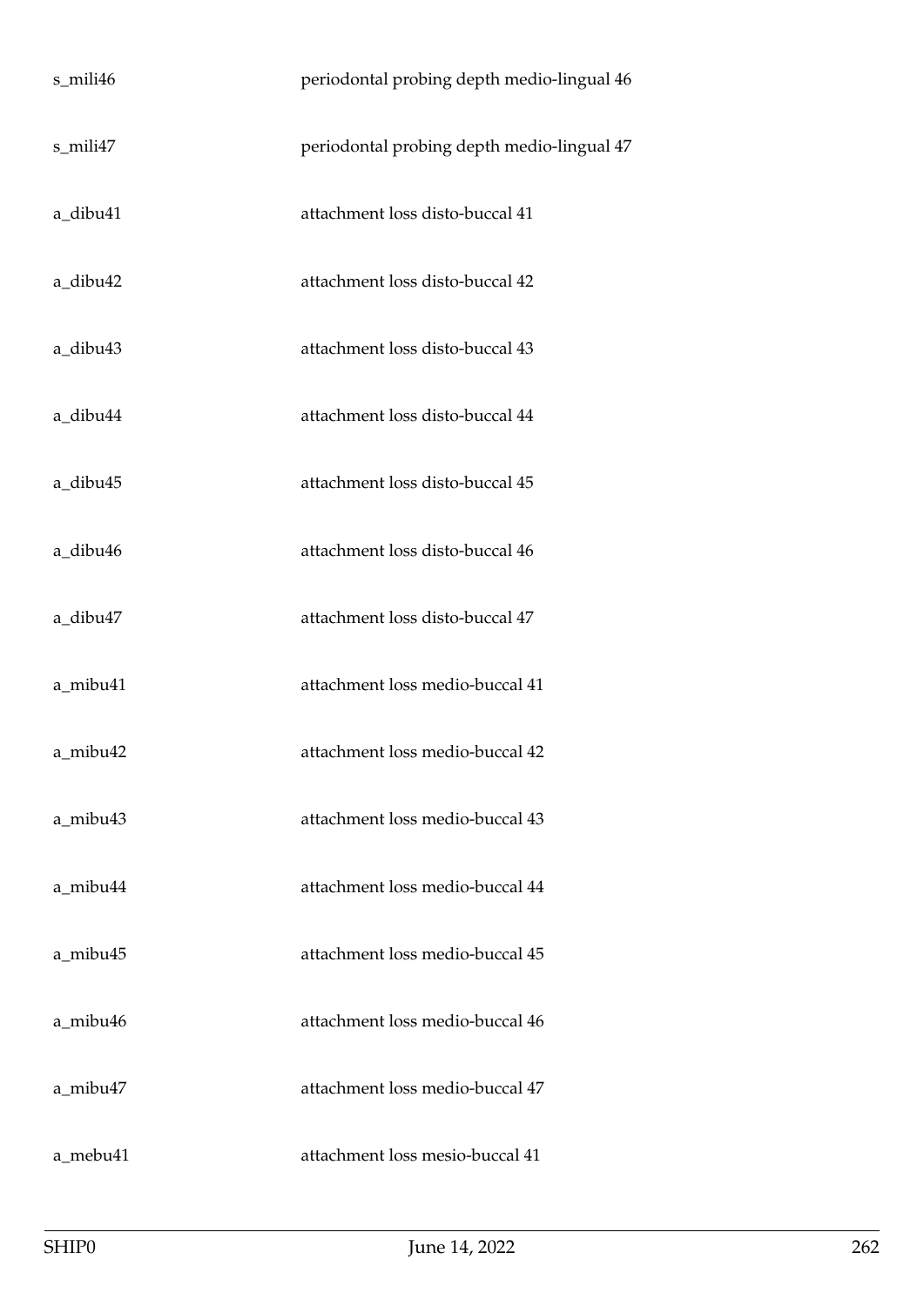| | |
|---|---|
| s_mili46 | periodontal probing depth medio-lingual 46 |
| s_mili47 | periodontal probing depth medio-lingual 47 |
| a_dibu41 | attachment loss disto-buccal 41 |
| a_dibu42 | attachment loss disto-buccal 42 |
| a_dibu43 | attachment loss disto-buccal 43 |
| a_dibu44 | attachment loss disto-buccal 44 |
| a_dibu45 | attachment loss disto-buccal 45 |
| a_dibu46 | attachment loss disto-buccal 46 |
| a_dibu47 | attachment loss disto-buccal 47 |
| a_mibu41 | attachment loss medio-buccal 41 |
| a_mibu42 | attachment loss medio-buccal 42 |
| a_mibu43 | attachment loss medio-buccal 43 |
| a_mibu44 | attachment loss medio-buccal 44 |
| a_mibu45 | attachment loss medio-buccal 45 |
| a_mibu46 | attachment loss medio-buccal 46 |
| a_mibu47 | attachment loss medio-buccal 47 |
| a_mebu41 | attachment loss mesio-buccal 41 |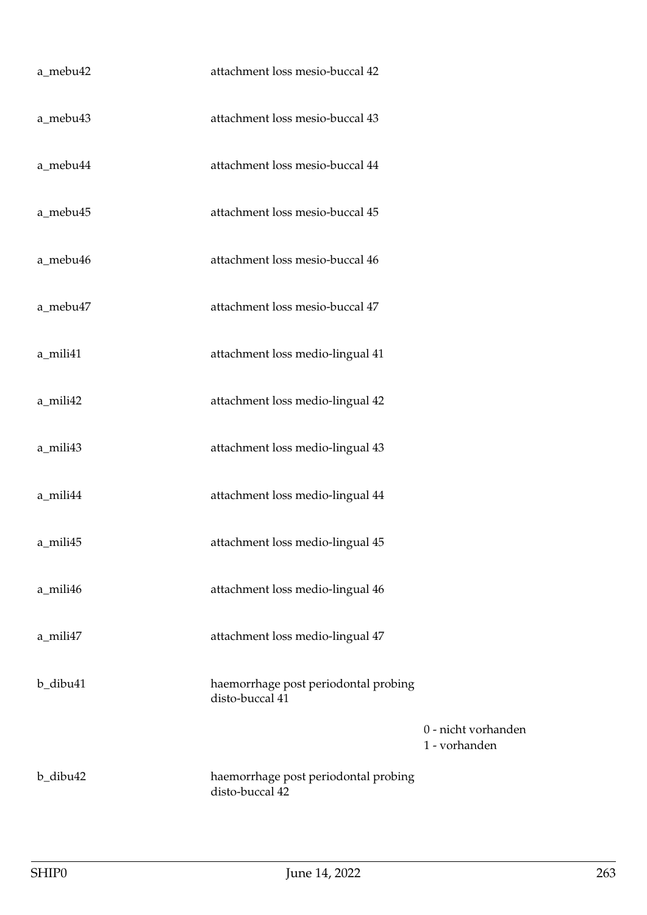| | | |
|---|---|---|
| a_mebu42 | attachment loss mesio-buccal 42 | |
| a_mebu43 | attachment loss mesio-buccal 43 | |
| a_mebu44 | attachment loss mesio-buccal 44 | |
| a_mebu45 | attachment loss mesio-buccal 45 | |
| a_mebu46 | attachment loss mesio-buccal 46 | |
| a_mebu47 | attachment loss mesio-buccal 47 | |
| a_mili41 | attachment loss medio-lingual 41 | |
| a_mili42 | attachment loss medio-lingual 42 | |
| a_mili43 | attachment loss medio-lingual 43 | |
| a_mili44 | attachment loss medio-lingual 44 | |
| a_mili45 | attachment loss medio-lingual 45 | |
| a_mili46 | attachment loss medio-lingual 46 | |
| a_mili47 | attachment loss medio-lingual 47 | |
| b_dibu41 | haemorrhage post periodontal probing disto-buccal 41 | |
| | | 0 - nicht vorhanden<br>1 - vorhanden |
| b_dibu42 | haemorrhage post periodontal probing disto-buccal 42 | |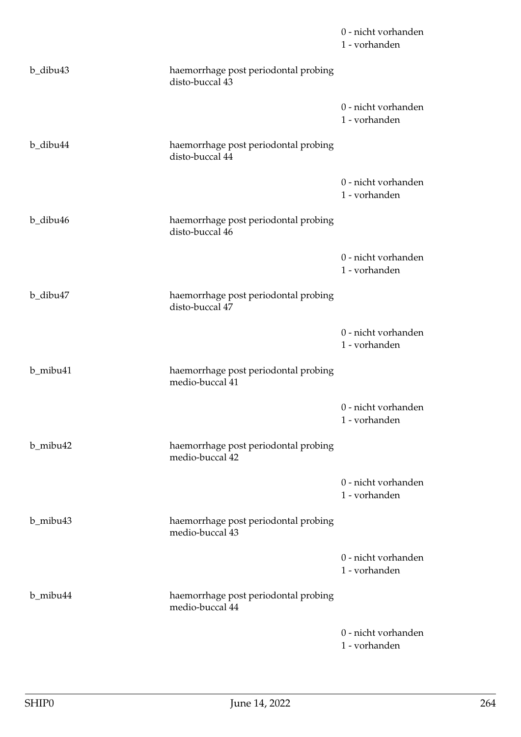| | | |
|---|---|---|
| | | 0 - nicht vorhanden<br>1 - vorhanden |
| b_dibu43 | haemorrhage post periodontal probing disto-buccal 43 | |
| | | 0 - nicht vorhanden<br>1 - vorhanden |
| b_dibu44 | haemorrhage post periodontal probing disto-buccal 44 | |
| | | 0 - nicht vorhanden<br>1 - vorhanden |
| b_dibu46 | haemorrhage post periodontal probing disto-buccal 46 | |
| | | 0 - nicht vorhanden<br>1 - vorhanden |
| b_dibu47 | haemorrhage post periodontal probing disto-buccal 47 | |
| | | 0 - nicht vorhanden<br>1 - vorhanden |
| b_mibu41 | haemorrhage post periodontal probing medio-buccal 41 | |
| | | 0 - nicht vorhanden<br>1 - vorhanden |
| b_mibu42 | haemorrhage post periodontal probing medio-buccal 42 | |
| | | 0 - nicht vorhanden<br>1 - vorhanden |
| b_mibu43 | haemorrhage post periodontal probing medio-buccal 43 | |
| | | 0 - nicht vorhanden<br>1 - vorhanden |
| b_mibu44 | haemorrhage post periodontal probing medio-buccal 44 | |
| | | 0 - nicht vorhanden<br>1 - vorhanden |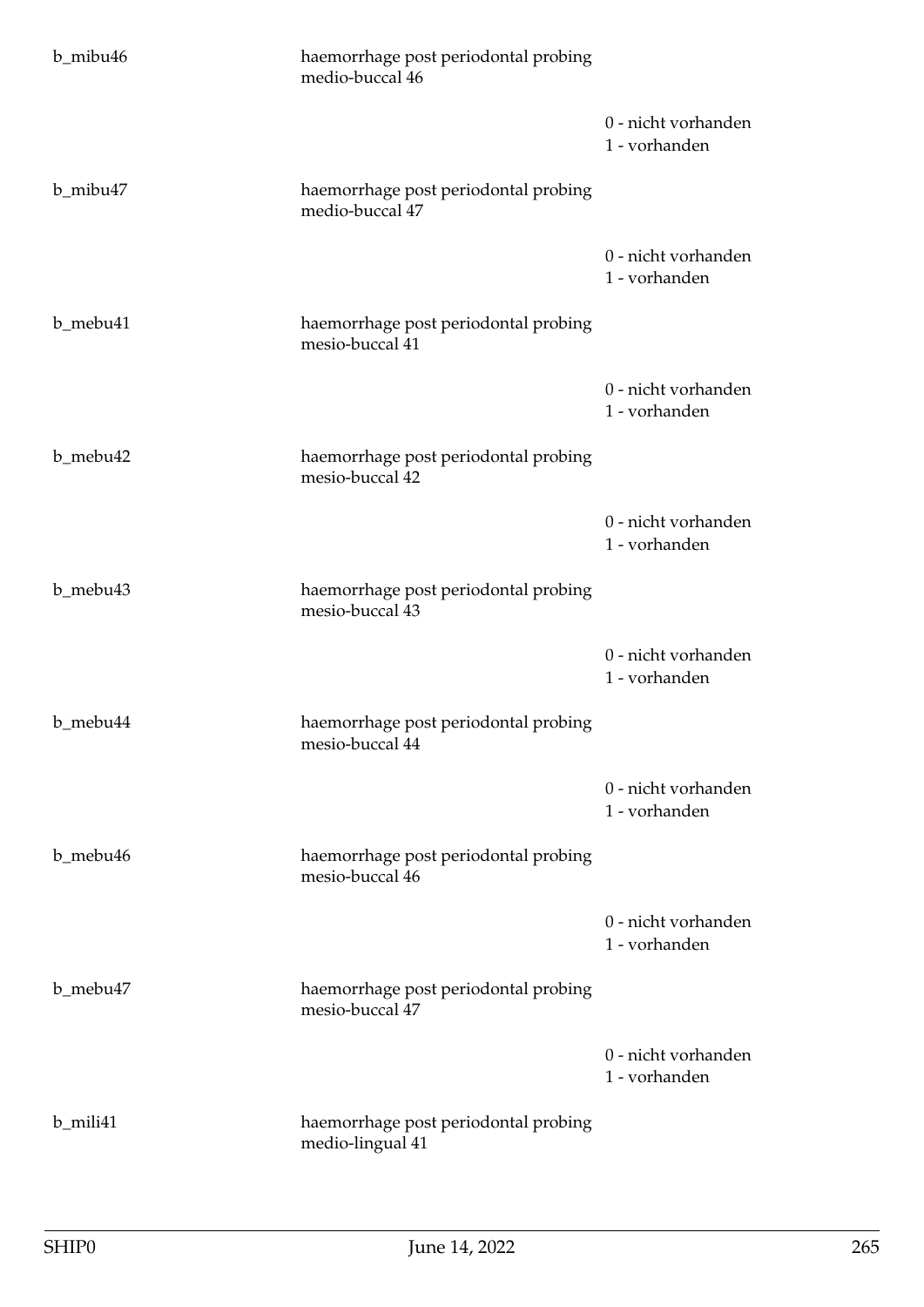| | | |
|---|---|---|
| b_mibu46 | haemorrhage post periodontal probing medio-buccal 46 | |
| | | 0 - nicht vorhanden<br>1 - vorhanden |
| b_mibu47 | haemorrhage post periodontal probing medio-buccal 47 | |
| | | 0 - nicht vorhanden<br>1 - vorhanden |
| b_mebu41 | haemorrhage post periodontal probing mesio-buccal 41 | |
| | | 0 - nicht vorhanden<br>1 - vorhanden |
| b_mebu42 | haemorrhage post periodontal probing mesio-buccal 42 | |
| | | 0 - nicht vorhanden<br>1 - vorhanden |
| b_mebu43 | haemorrhage post periodontal probing mesio-buccal 43 | |
| | | 0 - nicht vorhanden<br>1 - vorhanden |
| b_mebu44 | haemorrhage post periodontal probing mesio-buccal 44 | |
| | | 0 - nicht vorhanden<br>1 - vorhanden |
| b_mebu46 | haemorrhage post periodontal probing mesio-buccal 46 | |
| | | 0 - nicht vorhanden<br>1 - vorhanden |
| b_mebu47 | haemorrhage post periodontal probing mesio-buccal 47 | |
| | | 0 - nicht vorhanden<br>1 - vorhanden |
| b_mili41 | haemorrhage post periodontal probing medio-lingual 41 | |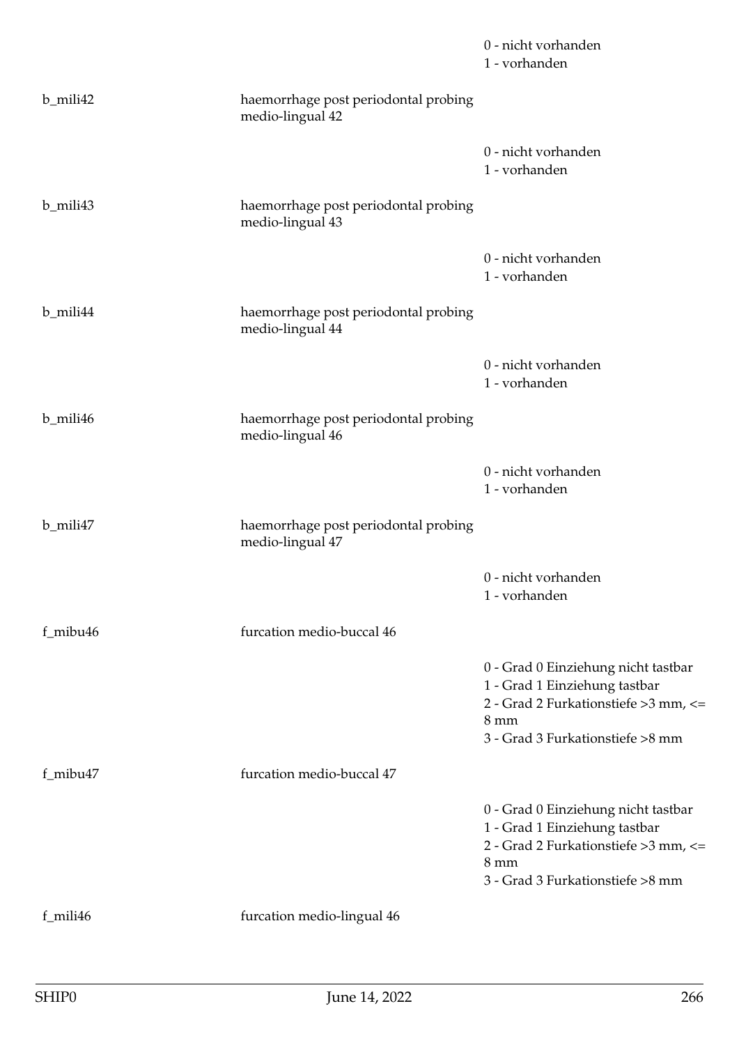| | | |
|---|---|---|
| | | 0 - nicht vorhanden<br>1 - vorhanden |
| b_mili42 | haemorrhage post periodontal probing medio-lingual 42 | |
| | | 0 - nicht vorhanden<br>1 - vorhanden |
| b_mili43 | haemorrhage post periodontal probing medio-lingual 43 | |
| | | 0 - nicht vorhanden<br>1 - vorhanden |
| b_mili44 | haemorrhage post periodontal probing medio-lingual 44 | |
| | | 0 - nicht vorhanden<br>1 - vorhanden |
| b_mili46 | haemorrhage post periodontal probing medio-lingual 46 | |
| | | 0 - nicht vorhanden<br>1 - vorhanden |
| b_mili47 | haemorrhage post periodontal probing medio-lingual 47 | |
| | | 0 - nicht vorhanden<br>1 - vorhanden |
| f_mibu46 | furcation medio-buccal 46 | |
| | | 0 - Grad 0 Einziehung nicht tastbar<br>1 - Grad 1 Einziehung tastbar<br>2 - Grad 2 Furkationstiefe >3 mm, <= 8 mm<br>3 - Grad 3 Furkationstiefe >8 mm |
| f_mibu47 | furcation medio-buccal 47 | |
| | | 0 - Grad 0 Einziehung nicht tastbar<br>1 - Grad 1 Einziehung tastbar<br>2 - Grad 2 Furkationstiefe >3 mm, <= 8 mm<br>3 - Grad 3 Furkationstiefe >8 mm |
| f_mili46 | furcation medio-lingual 46 | |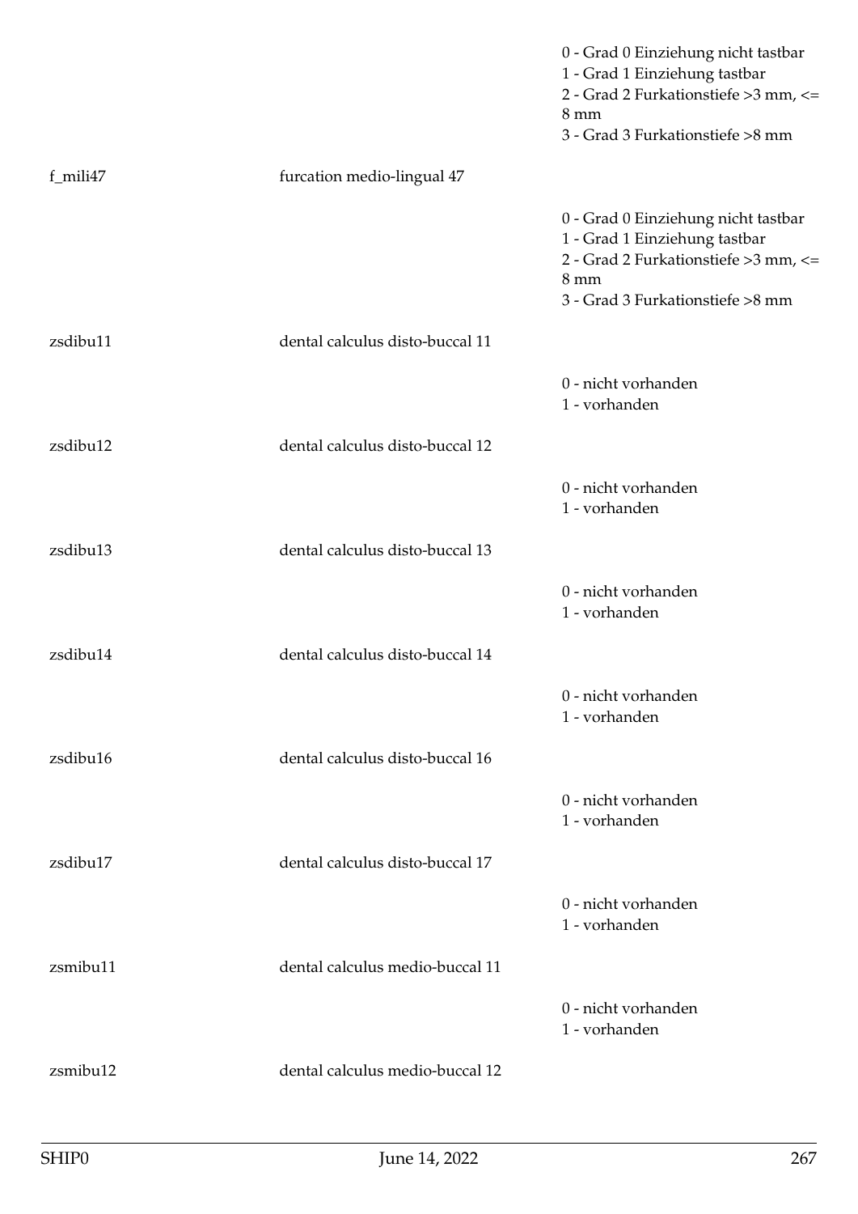| | | |
|---|---|---|
| | | 0 - Grad 0 Einziehung nicht tastbar<br>1 - Grad 1 Einziehung tastbar<br>2 - Grad 2 Furkationstiefe >3 mm, <= 8 mm<br>3 - Grad 3 Furkationstiefe >8 mm |
| f_mili47 | furcation medio-lingual 47 | |
| | | 0 - Grad 0 Einziehung nicht tastbar<br>1 - Grad 1 Einziehung tastbar<br>2 - Grad 2 Furkationstiefe >3 mm, <= 8 mm<br>3 - Grad 3 Furkationstiefe >8 mm |
| zsdibu11 | dental calculus disto-buccal 11 | |
| | | 0 - nicht vorhanden<br>1 - vorhanden |
| zsdibu12 | dental calculus disto-buccal 12 | |
| | | 0 - nicht vorhanden<br>1 - vorhanden |
| zsdibu13 | dental calculus disto-buccal 13 | |
| | | 0 - nicht vorhanden<br>1 - vorhanden |
| zsdibu14 | dental calculus disto-buccal 14 | |
| | | 0 - nicht vorhanden<br>1 - vorhanden |
| zsdibu16 | dental calculus disto-buccal 16 | |
| | | 0 - nicht vorhanden<br>1 - vorhanden |
| zsdibu17 | dental calculus disto-buccal 17 | |
| | | 0 - nicht vorhanden<br>1 - vorhanden |
| zsmibu11 | dental calculus medio-buccal 11 | |
| | | 0 - nicht vorhanden<br>1 - vorhanden |
| zsmibu12 | dental calculus medio-buccal 12 | |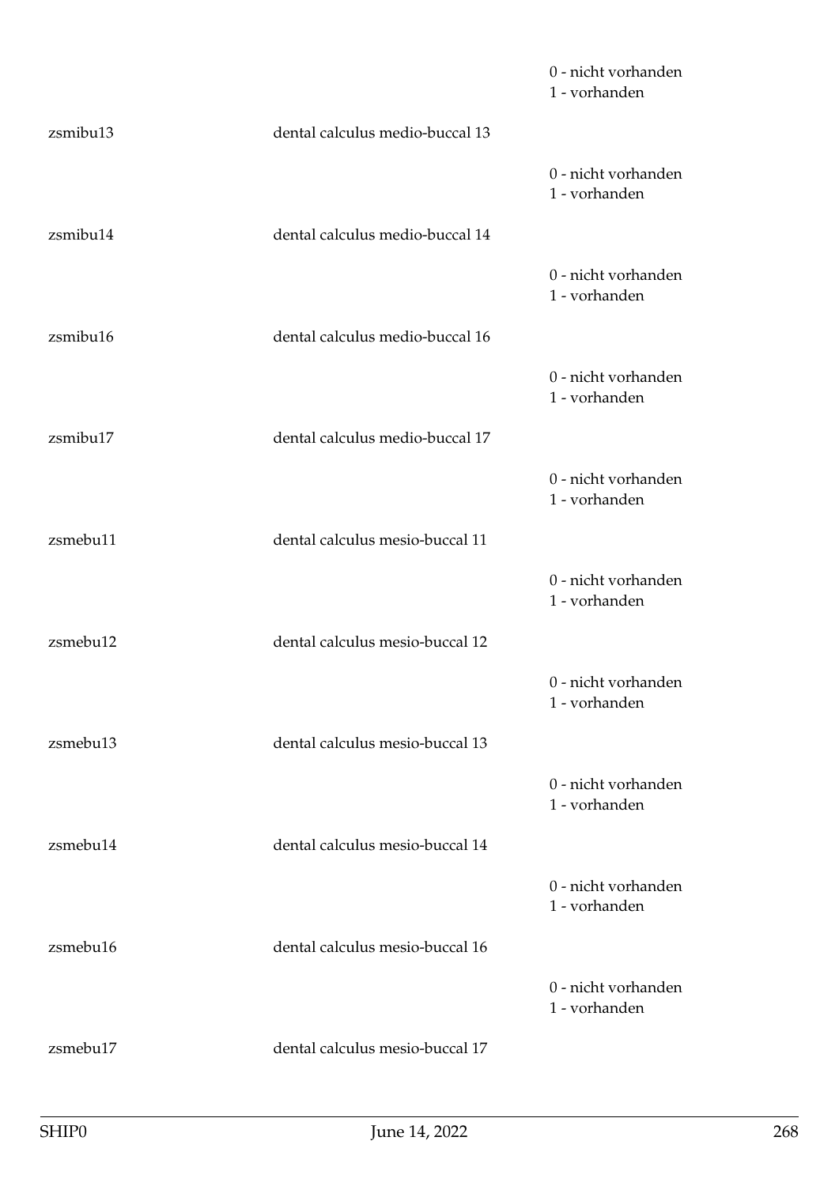0 - nicht vorhanden
1 - vorhanden

zsmibu13 dental calculus medio-buccal 13

0 - nicht vorhanden
1 - vorhanden

zsmibu14 dental calculus medio-buccal 14

0 - nicht vorhanden
1 - vorhanden

zsmibu16 dental calculus medio-buccal 16

0 - nicht vorhanden
1 - vorhanden

zsmibu17 dental calculus medio-buccal 17

0 - nicht vorhanden
1 - vorhanden

zsmebu11 dental calculus mesio-buccal 11

0 - nicht vorhanden
1 - vorhanden

zsmebu12 dental calculus mesio-buccal 12

0 - nicht vorhanden
1 - vorhanden

zsmebu13 dental calculus mesio-buccal 13

0 - nicht vorhanden
1 - vorhanden

zsmebu14 dental calculus mesio-buccal 14

0 - nicht vorhanden
1 - vorhanden

zsmebu16 dental calculus mesio-buccal 16

0 - nicht vorhanden
1 - vorhanden

zsmebu17 dental calculus mesio-buccal 17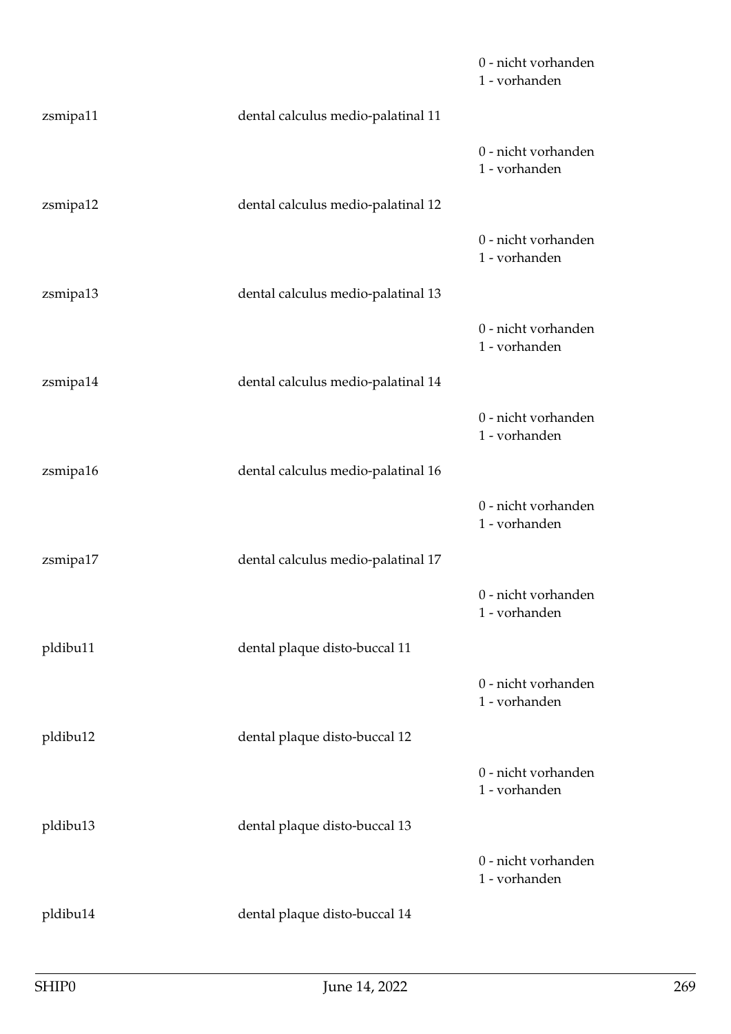0 - nicht vorhanden
1 - vorhanden

zsmipa11 dental calculus medio-palatinal 11

0 - nicht vorhanden
1 - vorhanden

zsmipa12 dental calculus medio-palatinal 12

0 - nicht vorhanden
1 - vorhanden

zsmipa13 dental calculus medio-palatinal 13

0 - nicht vorhanden
1 - vorhanden

zsmipa14 dental calculus medio-palatinal 14

0 - nicht vorhanden
1 - vorhanden

zsmipa16 dental calculus medio-palatinal 16

0 - nicht vorhanden
1 - vorhanden

zsmipa17 dental calculus medio-palatinal 17

0 - nicht vorhanden
1 - vorhanden

pldibu11 dental plaque disto-buccal 11

0 - nicht vorhanden
1 - vorhanden

pldibu12 dental plaque disto-buccal 12

0 - nicht vorhanden
1 - vorhanden

pldibu13 dental plaque disto-buccal 13

0 - nicht vorhanden
1 - vorhanden

pldibu14 dental plaque disto-buccal 14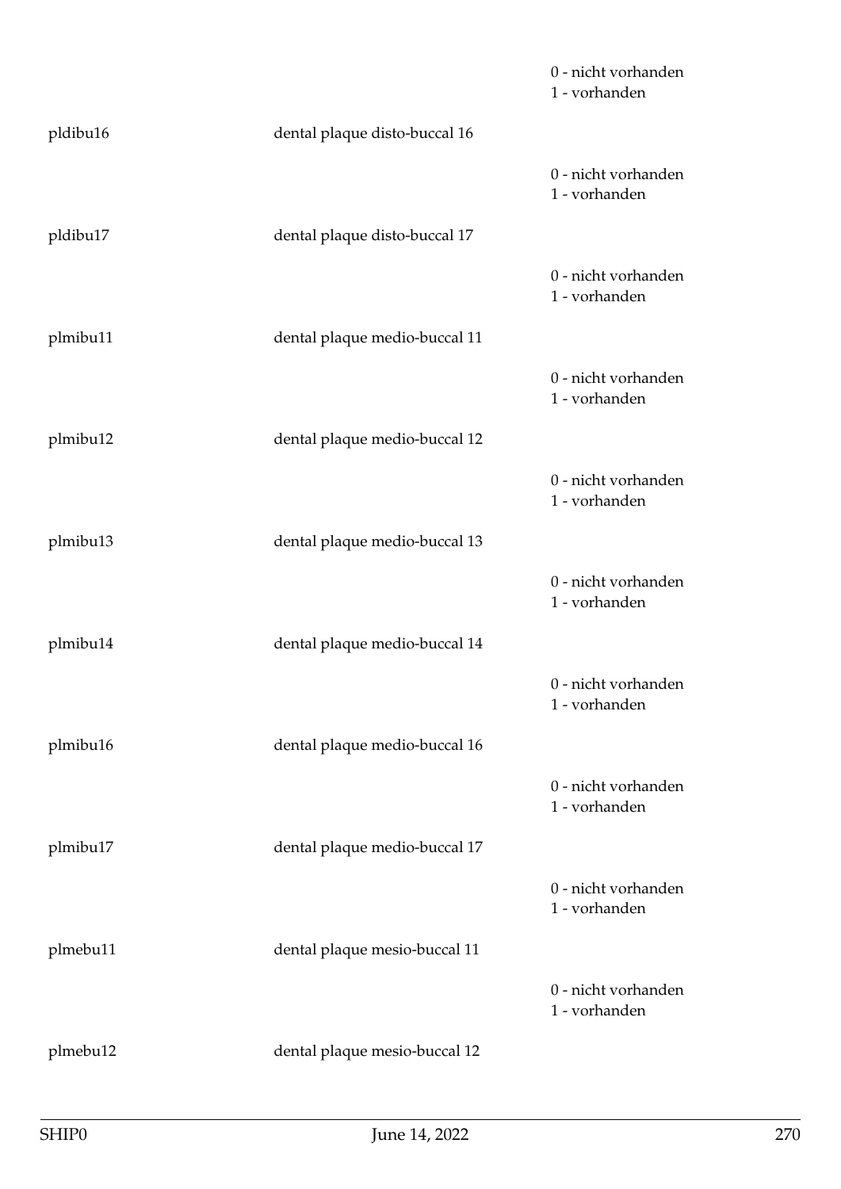0 - nicht vorhanden
1 - vorhanden

pldibu16 dental plaque disto-buccal 16

0 - nicht vorhanden
1 - vorhanden

pldibu17 dental plaque disto-buccal 17

0 - nicht vorhanden
1 - vorhanden

plmibu11 dental plaque medio-buccal 11

0 - nicht vorhanden
1 - vorhanden

plmibu12 dental plaque medio-buccal 12

0 - nicht vorhanden
1 - vorhanden

plmibu13 dental plaque medio-buccal 13

0 - nicht vorhanden
1 - vorhanden

plmibu14 dental plaque medio-buccal 14

0 - nicht vorhanden
1 - vorhanden

plmibu16 dental plaque medio-buccal 16

0 - nicht vorhanden
1 - vorhanden

plmibu17 dental plaque medio-buccal 17

0 - nicht vorhanden
1 - vorhanden

plmebu11 dental plaque mesio-buccal 11

0 - nicht vorhanden
1 - vorhanden

plmebu12 dental plaque mesio-buccal 12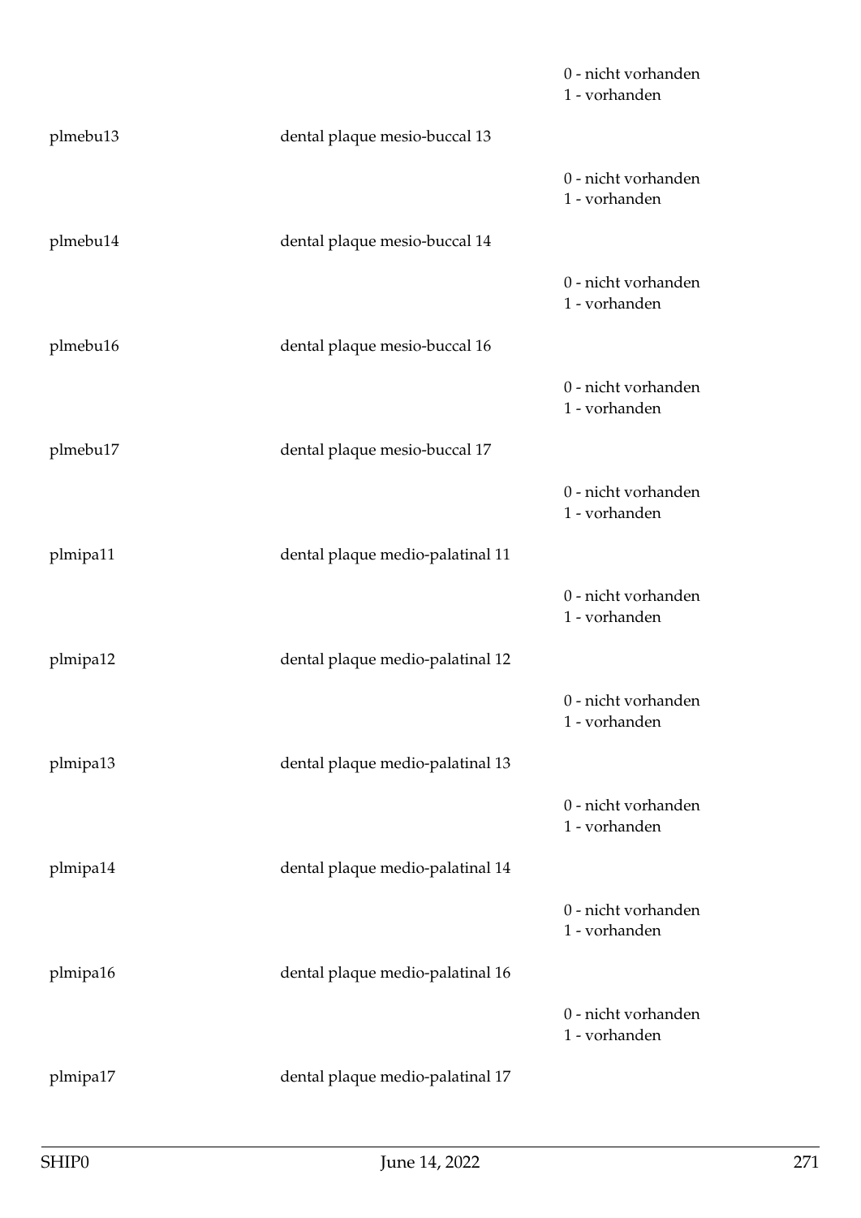0 - nicht vorhanden
1 - vorhanden

plmebu13 dental plaque mesio-buccal 13

0 - nicht vorhanden
1 - vorhanden

plmebu14 dental plaque mesio-buccal 14

0 - nicht vorhanden
1 - vorhanden

plmebu16 dental plaque mesio-buccal 16

0 - nicht vorhanden
1 - vorhanden

plmebu17 dental plaque mesio-buccal 17

0 - nicht vorhanden
1 - vorhanden

plmipa11 dental plaque medio-palatinal 11

0 - nicht vorhanden
1 - vorhanden

plmipa12 dental plaque medio-palatinal 12

0 - nicht vorhanden
1 - vorhanden

plmipa13 dental plaque medio-palatinal 13

0 - nicht vorhanden
1 - vorhanden

plmipa14 dental plaque medio-palatinal 14

0 - nicht vorhanden
1 - vorhanden

plmipa16 dental plaque medio-palatinal 16

0 - nicht vorhanden
1 - vorhanden

plmipa17 dental plaque medio-palatinal 17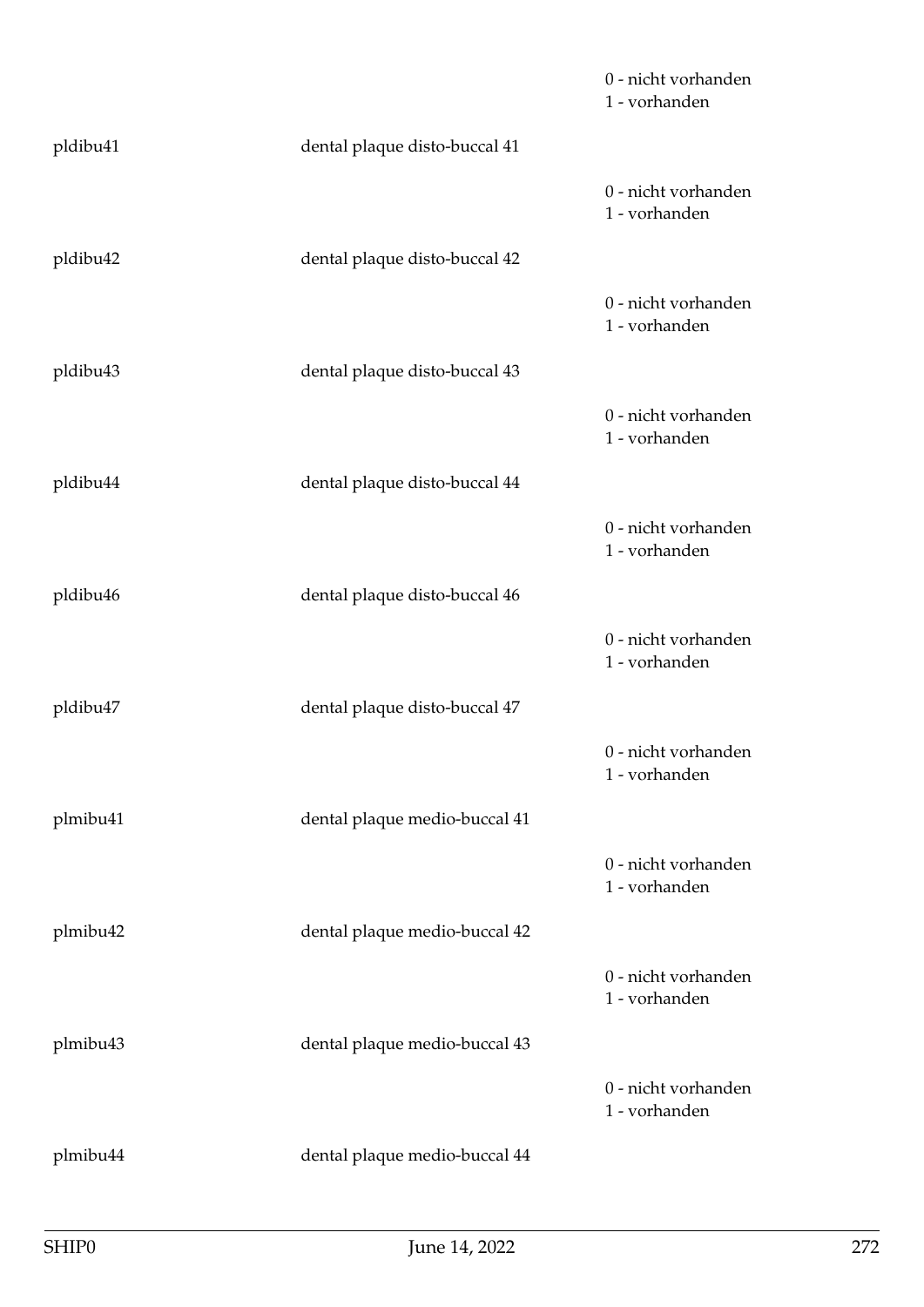0 - nicht vorhanden
1 - vorhanden

| | | |
|---|---|---|
| pldibu41 | dental plaque disto-buccal 41 | |
| | | 0 - nicht vorhanden<br>1 - vorhanden |
| pldibu42 | dental plaque disto-buccal 42 | |
| | | 0 - nicht vorhanden<br>1 - vorhanden |
| pldibu43 | dental plaque disto-buccal 43 | |
| | | 0 - nicht vorhanden<br>1 - vorhanden |
| pldibu44 | dental plaque disto-buccal 44 | |
| | | 0 - nicht vorhanden<br>1 - vorhanden |
| pldibu46 | dental plaque disto-buccal 46 | |
| | | 0 - nicht vorhanden<br>1 - vorhanden |
| pldibu47 | dental plaque disto-buccal 47 | |
| | | 0 - nicht vorhanden<br>1 - vorhanden |
| plmibu41 | dental plaque medio-buccal 41 | |
| | | 0 - nicht vorhanden<br>1 - vorhanden |
| plmibu42 | dental plaque medio-buccal 42 | |
| | | 0 - nicht vorhanden<br>1 - vorhanden |
| plmibu43 | dental plaque medio-buccal 43 | |
| | | 0 - nicht vorhanden<br>1 - vorhanden |
| plmibu44 | dental plaque medio-buccal 44 | |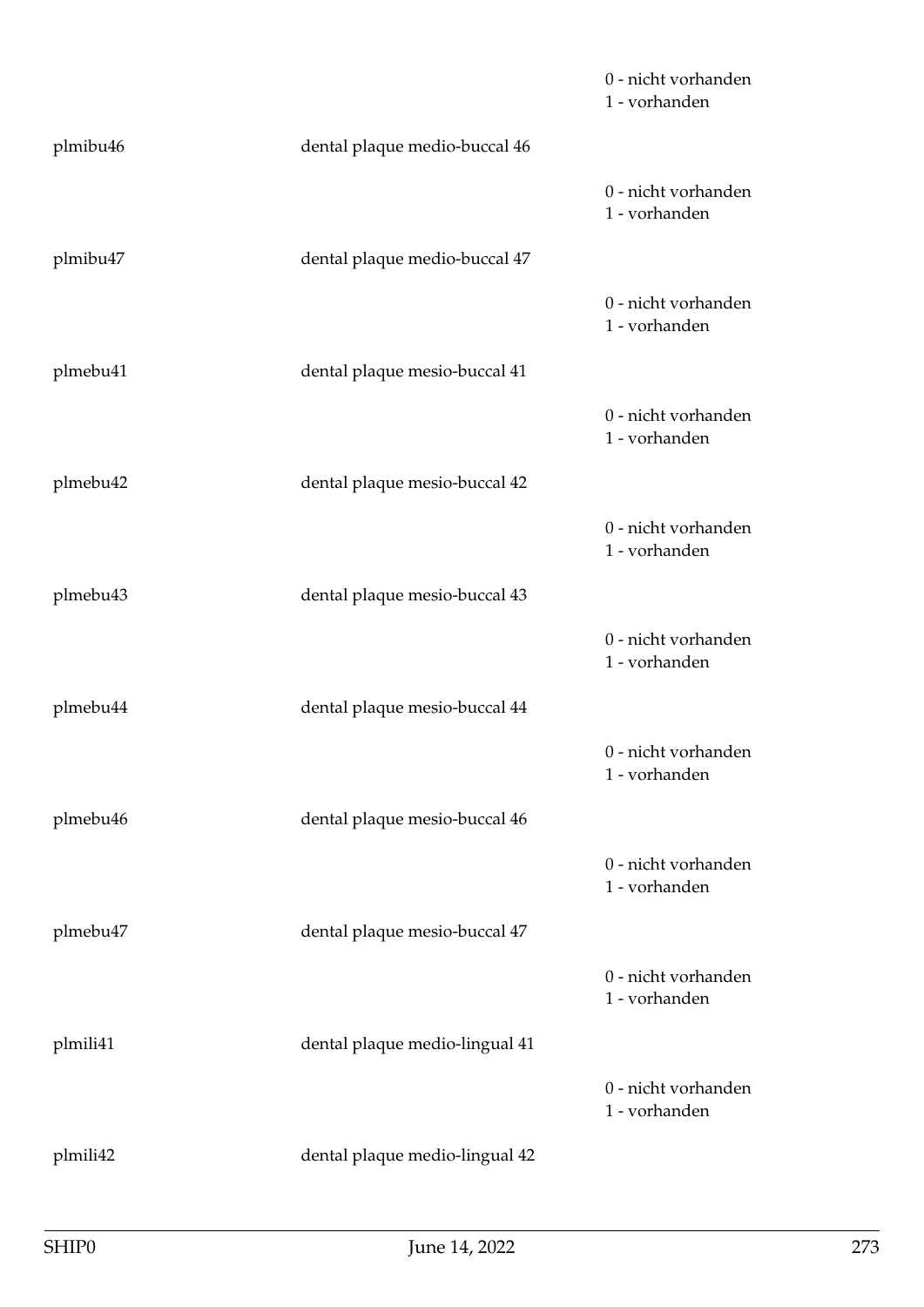| | | |
|---|---|---|
| | | 0 - nicht vorhanden<br>1 - vorhanden |
| plmibu46 | dental plaque medio-buccal 46 | |
| | | 0 - nicht vorhanden<br>1 - vorhanden |
| plmibu47 | dental plaque medio-buccal 47 | |
| | | 0 - nicht vorhanden<br>1 - vorhanden |
| plmebu41 | dental plaque mesio-buccal 41 | |
| | | 0 - nicht vorhanden<br>1 - vorhanden |
| plmebu42 | dental plaque mesio-buccal 42 | |
| | | 0 - nicht vorhanden<br>1 - vorhanden |
| plmebu43 | dental plaque mesio-buccal 43 | |
| | | 0 - nicht vorhanden<br>1 - vorhanden |
| plmebu44 | dental plaque mesio-buccal 44 | |
| | | 0 - nicht vorhanden<br>1 - vorhanden |
| plmebu46 | dental plaque mesio-buccal 46 | |
| | | 0 - nicht vorhanden<br>1 - vorhanden |
| plmebu47 | dental plaque mesio-buccal 47 | |
| | | 0 - nicht vorhanden<br>1 - vorhanden |
| plmili41 | dental plaque medio-lingual 41 | |
| | | 0 - nicht vorhanden<br>1 - vorhanden |
| plmili42 | dental plaque medio-lingual 42 | |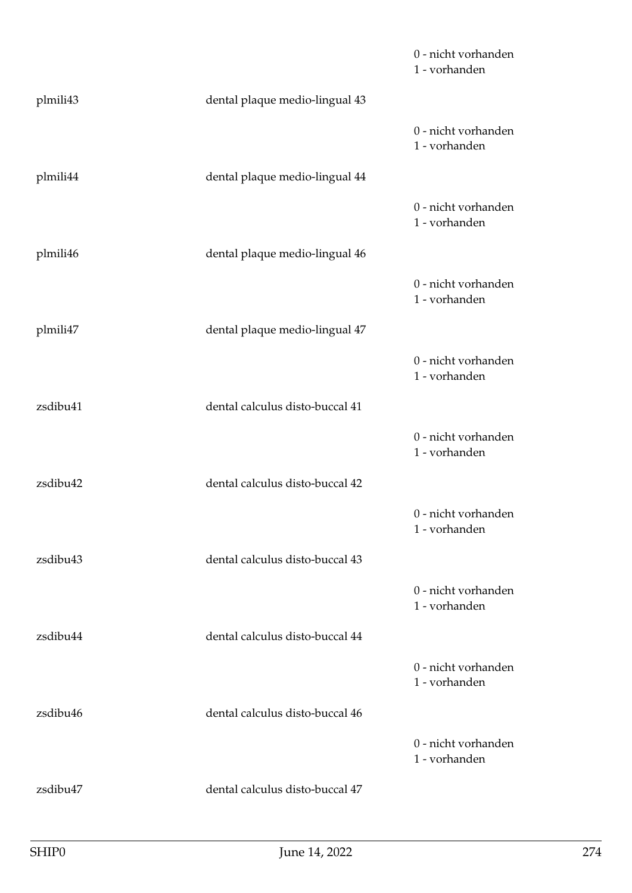| | | |
|---|---|---|
| | | 0 - nicht vorhanden<br>1 - vorhanden |
| plmili43 | dental plaque medio-lingual 43 | |
| | | 0 - nicht vorhanden<br>1 - vorhanden |
| plmili44 | dental plaque medio-lingual 44 | |
| | | 0 - nicht vorhanden<br>1 - vorhanden |
| plmili46 | dental plaque medio-lingual 46 | |
| | | 0 - nicht vorhanden<br>1 - vorhanden |
| plmili47 | dental plaque medio-lingual 47 | |
| | | 0 - nicht vorhanden<br>1 - vorhanden |
| zsdibu41 | dental calculus disto-buccal 41 | |
| | | 0 - nicht vorhanden<br>1 - vorhanden |
| zsdibu42 | dental calculus disto-buccal 42 | |
| | | 0 - nicht vorhanden<br>1 - vorhanden |
| zsdibu43 | dental calculus disto-buccal 43 | |
| | | 0 - nicht vorhanden<br>1 - vorhanden |
| zsdibu44 | dental calculus disto-buccal 44 | |
| | | 0 - nicht vorhanden<br>1 - vorhanden |
| zsdibu46 | dental calculus disto-buccal 46 | |
| | | 0 - nicht vorhanden<br>1 - vorhanden |
| zsdibu47 | dental calculus disto-buccal 47 | |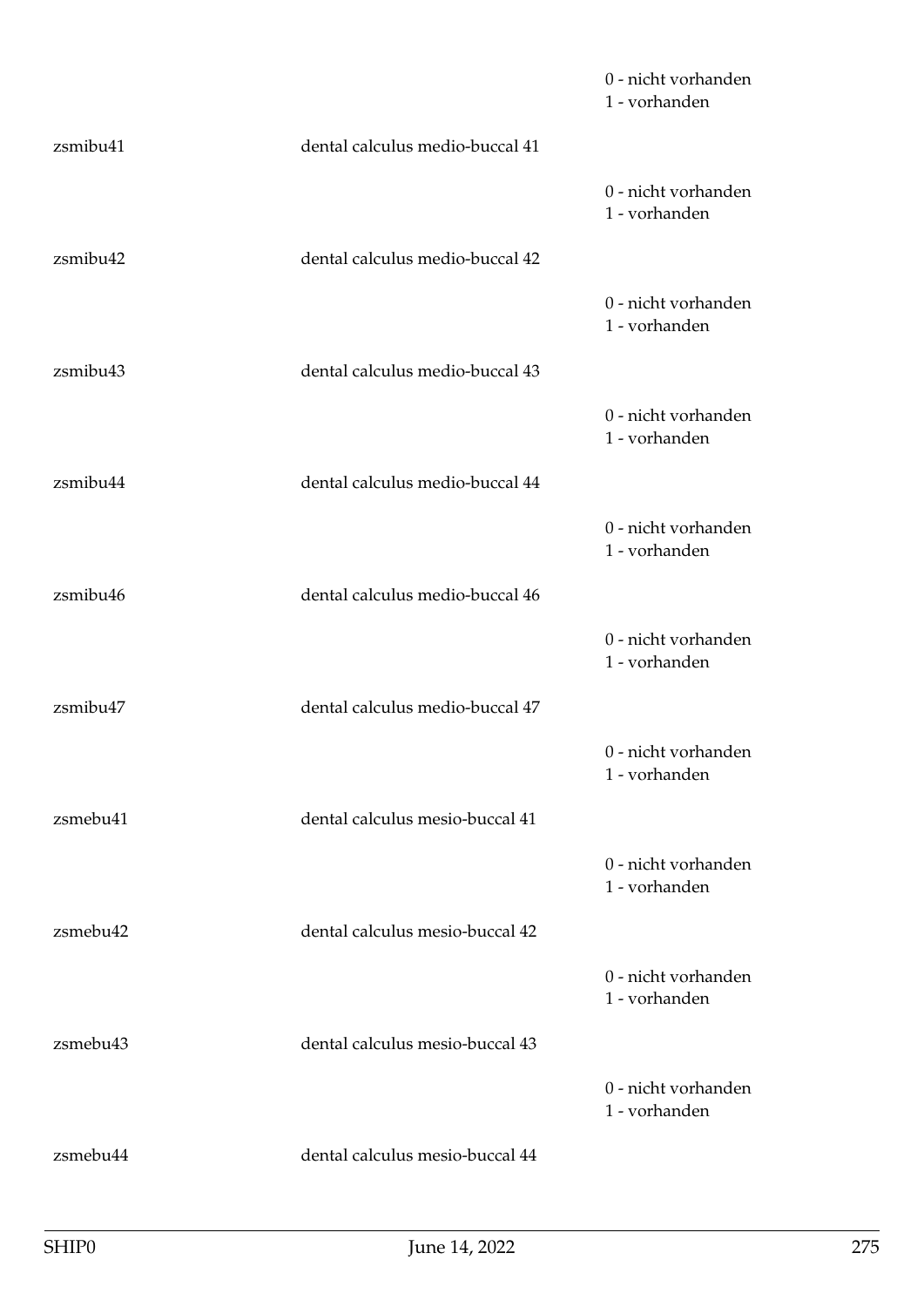|  |  |  |
|---|---|---|
|  |  | 0 - nicht vorhanden<br>1 - vorhanden |
| zsmibu41 | dental calculus medio-buccal 41 |  |
|  |  | 0 - nicht vorhanden<br>1 - vorhanden |
| zsmibu42 | dental calculus medio-buccal 42 |  |
|  |  | 0 - nicht vorhanden<br>1 - vorhanden |
| zsmibu43 | dental calculus medio-buccal 43 |  |
|  |  | 0 - nicht vorhanden<br>1 - vorhanden |
| zsmibu44 | dental calculus medio-buccal 44 |  |
|  |  | 0 - nicht vorhanden<br>1 - vorhanden |
| zsmibu46 | dental calculus medio-buccal 46 |  |
|  |  | 0 - nicht vorhanden<br>1 - vorhanden |
| zsmibu47 | dental calculus medio-buccal 47 |  |
|  |  | 0 - nicht vorhanden<br>1 - vorhanden |
| zsmebu41 | dental calculus mesio-buccal 41 |  |
|  |  | 0 - nicht vorhanden<br>1 - vorhanden |
| zsmebu42 | dental calculus mesio-buccal 42 |  |
|  |  | 0 - nicht vorhanden<br>1 - vorhanden |
| zsmebu43 | dental calculus mesio-buccal 43 |  |
|  |  | 0 - nicht vorhanden<br>1 - vorhanden |
| zsmebu44 | dental calculus mesio-buccal 44 |  |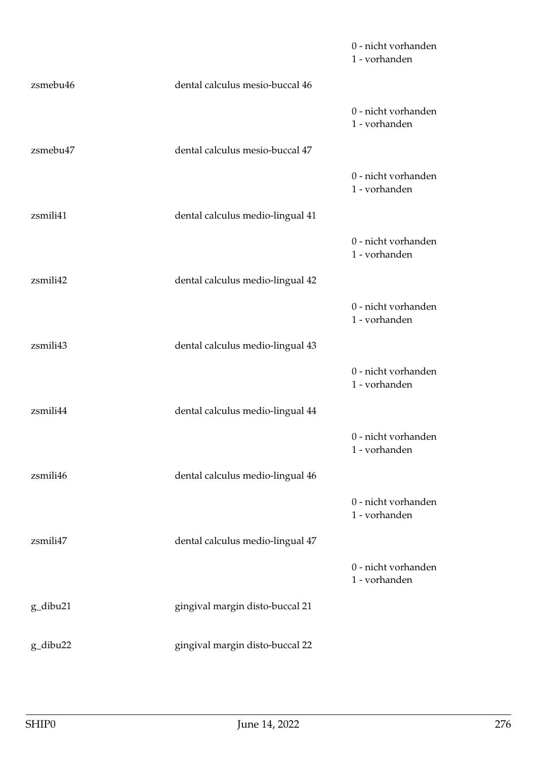| | | |
|---|---|---|
| | | 0 - nicht vorhanden<br>1 - vorhanden |
| zsmebu46 | dental calculus mesio-buccal 46 | |
| | | 0 - nicht vorhanden<br>1 - vorhanden |
| zsmebu47 | dental calculus mesio-buccal 47 | |
| | | 0 - nicht vorhanden<br>1 - vorhanden |
| zsmili41 | dental calculus medio-lingual 41 | |
| | | 0 - nicht vorhanden<br>1 - vorhanden |
| zsmili42 | dental calculus medio-lingual 42 | |
| | | 0 - nicht vorhanden<br>1 - vorhanden |
| zsmili43 | dental calculus medio-lingual 43 | |
| | | 0 - nicht vorhanden<br>1 - vorhanden |
| zsmili44 | dental calculus medio-lingual 44 | |
| | | 0 - nicht vorhanden<br>1 - vorhanden |
| zsmili46 | dental calculus medio-lingual 46 | |
| | | 0 - nicht vorhanden<br>1 - vorhanden |
| zsmili47 | dental calculus medio-lingual 47 | |
| | | 0 - nicht vorhanden<br>1 - vorhanden |
| g_dibu21 | gingival margin disto-buccal 21 | |
| g_dibu22 | gingival margin disto-buccal 22 | |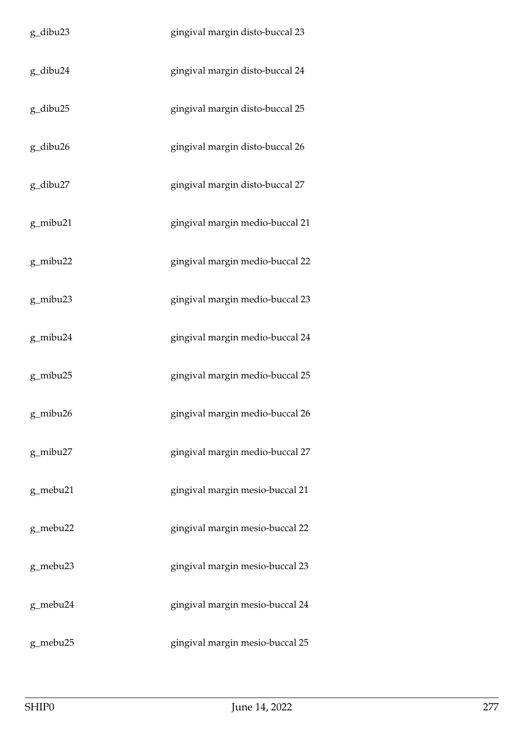| | |
|---|---|
| g_dibu23 | gingival margin disto-buccal 23 |
| g_dibu24 | gingival margin disto-buccal 24 |
| g_dibu25 | gingival margin disto-buccal 25 |
| g_dibu26 | gingival margin disto-buccal 26 |
| g_dibu27 | gingival margin disto-buccal 27 |
| g_mibu21 | gingival margin medio-buccal 21 |
| g_mibu22 | gingival margin medio-buccal 22 |
| g_mibu23 | gingival margin medio-buccal 23 |
| g_mibu24 | gingival margin medio-buccal 24 |
| g_mibu25 | gingival margin medio-buccal 25 |
| g_mibu26 | gingival margin medio-buccal 26 |
| g_mibu27 | gingival margin medio-buccal 27 |
| g_mebu21 | gingival margin mesio-buccal 21 |
| g_mebu22 | gingival margin mesio-buccal 22 |
| g_mebu23 | gingival margin mesio-buccal 23 |
| g_mebu24 | gingival margin mesio-buccal 24 |
| g_mebu25 | gingival margin mesio-buccal 25 |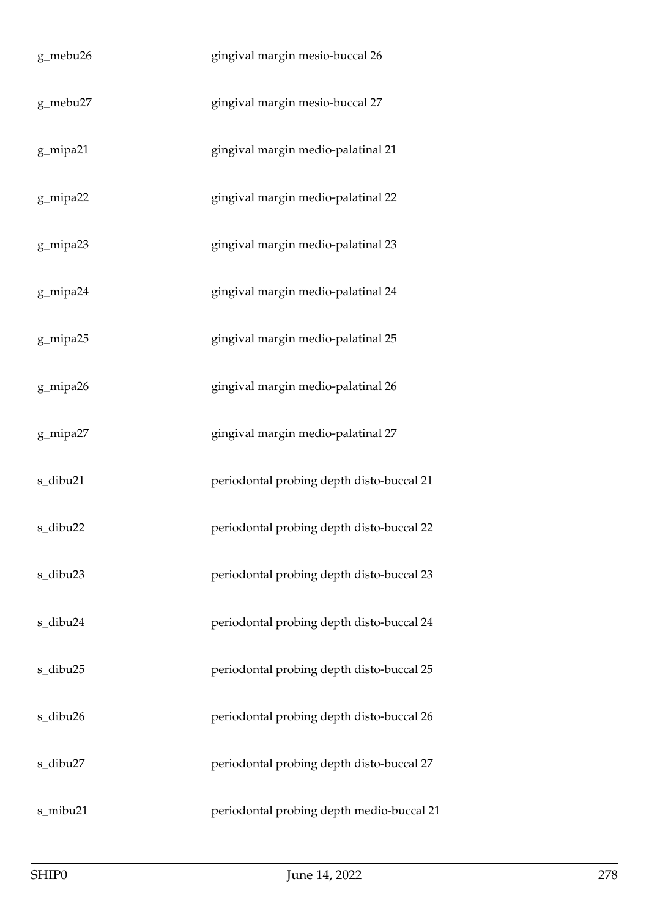| | |
|---|---|
| g_mebu26 | gingival margin mesio-buccal 26 |
| g_mebu27 | gingival margin mesio-buccal 27 |
| g_mipa21 | gingival margin medio-palatinal 21 |
| g_mipa22 | gingival margin medio-palatinal 22 |
| g_mipa23 | gingival margin medio-palatinal 23 |
| g_mipa24 | gingival margin medio-palatinal 24 |
| g_mipa25 | gingival margin medio-palatinal 25 |
| g_mipa26 | gingival margin medio-palatinal 26 |
| g_mipa27 | gingival margin medio-palatinal 27 |
| s_dibu21 | periodontal probing depth disto-buccal 21 |
| s_dibu22 | periodontal probing depth disto-buccal 22 |
| s_dibu23 | periodontal probing depth disto-buccal 23 |
| s_dibu24 | periodontal probing depth disto-buccal 24 |
| s_dibu25 | periodontal probing depth disto-buccal 25 |
| s_dibu26 | periodontal probing depth disto-buccal 26 |
| s_dibu27 | periodontal probing depth disto-buccal 27 |
| s_mibu21 | periodontal probing depth medio-buccal 21 |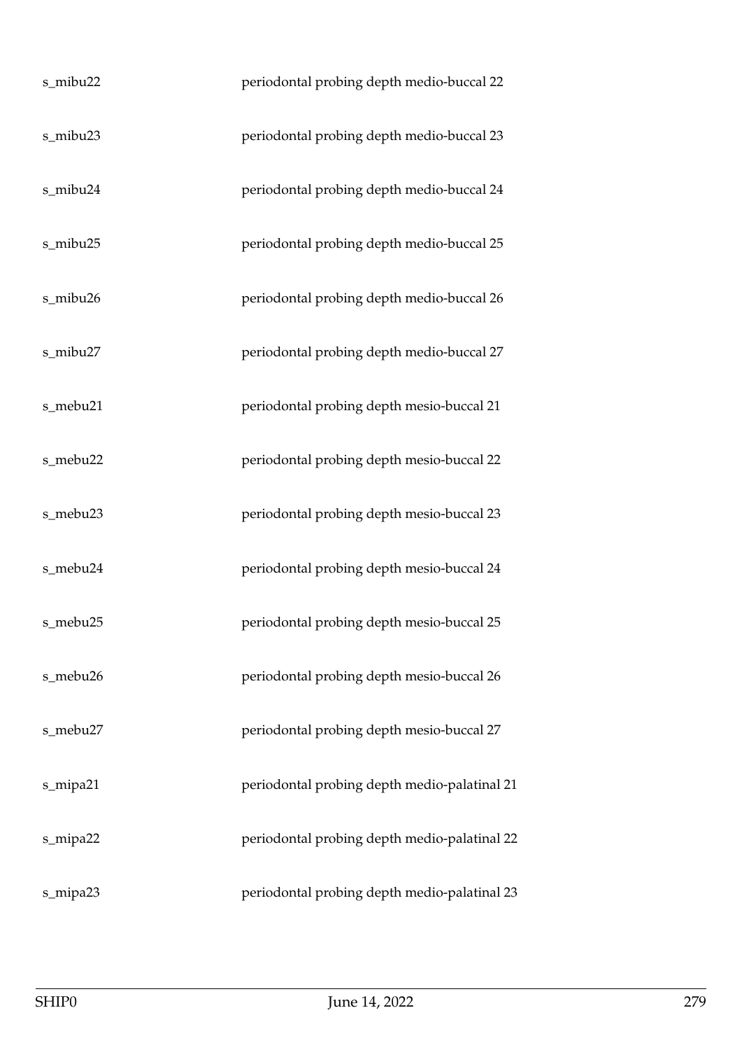| | |
|---|---|
| s_mibu22 | periodontal probing depth medio-buccal 22 |
| s_mibu23 | periodontal probing depth medio-buccal 23 |
| s_mibu24 | periodontal probing depth medio-buccal 24 |
| s_mibu25 | periodontal probing depth medio-buccal 25 |
| s_mibu26 | periodontal probing depth medio-buccal 26 |
| s_mibu27 | periodontal probing depth medio-buccal 27 |
| s_mebu21 | periodontal probing depth mesio-buccal 21 |
| s_mebu22 | periodontal probing depth mesio-buccal 22 |
| s_mebu23 | periodontal probing depth mesio-buccal 23 |
| s_mebu24 | periodontal probing depth mesio-buccal 24 |
| s_mebu25 | periodontal probing depth mesio-buccal 25 |
| s_mebu26 | periodontal probing depth mesio-buccal 26 |
| s_mebu27 | periodontal probing depth mesio-buccal 27 |
| s_mipa21 | periodontal probing depth medio-palatinal 21 |
| s_mipa22 | periodontal probing depth medio-palatinal 22 |
| s_mipa23 | periodontal probing depth medio-palatinal 23 |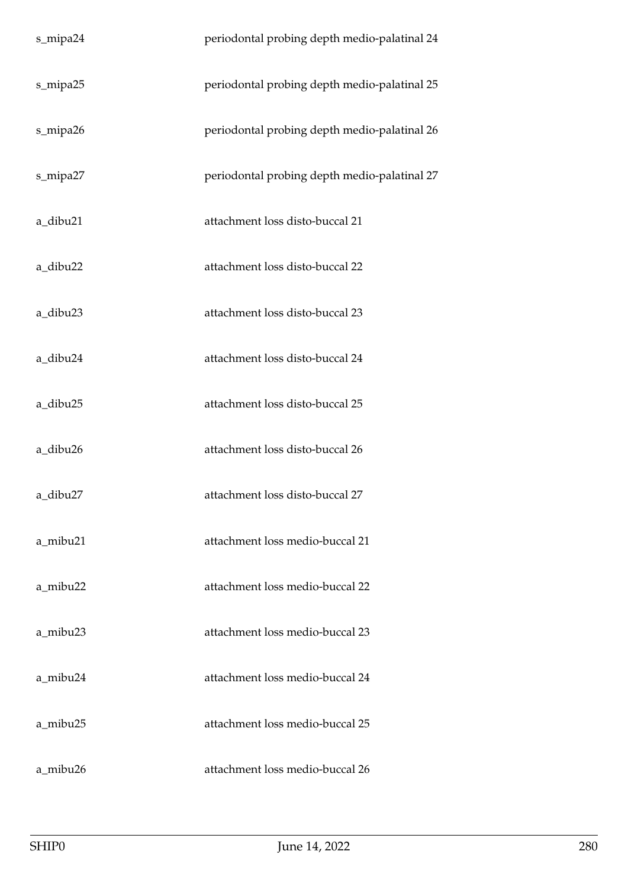| | |
|---|---|
| s_mipa24 | periodontal probing depth medio-palatinal 24 |
| s_mipa25 | periodontal probing depth medio-palatinal 25 |
| s_mipa26 | periodontal probing depth medio-palatinal 26 |
| s_mipa27 | periodontal probing depth medio-palatinal 27 |
| a_dibu21 | attachment loss disto-buccal 21 |
| a_dibu22 | attachment loss disto-buccal 22 |
| a_dibu23 | attachment loss disto-buccal 23 |
| a_dibu24 | attachment loss disto-buccal 24 |
| a_dibu25 | attachment loss disto-buccal 25 |
| a_dibu26 | attachment loss disto-buccal 26 |
| a_dibu27 | attachment loss disto-buccal 27 |
| a_mibu21 | attachment loss medio-buccal 21 |
| a_mibu22 | attachment loss medio-buccal 22 |
| a_mibu23 | attachment loss medio-buccal 23 |
| a_mibu24 | attachment loss medio-buccal 24 |
| a_mibu25 | attachment loss medio-buccal 25 |
| a_mibu26 | attachment loss medio-buccal 26 |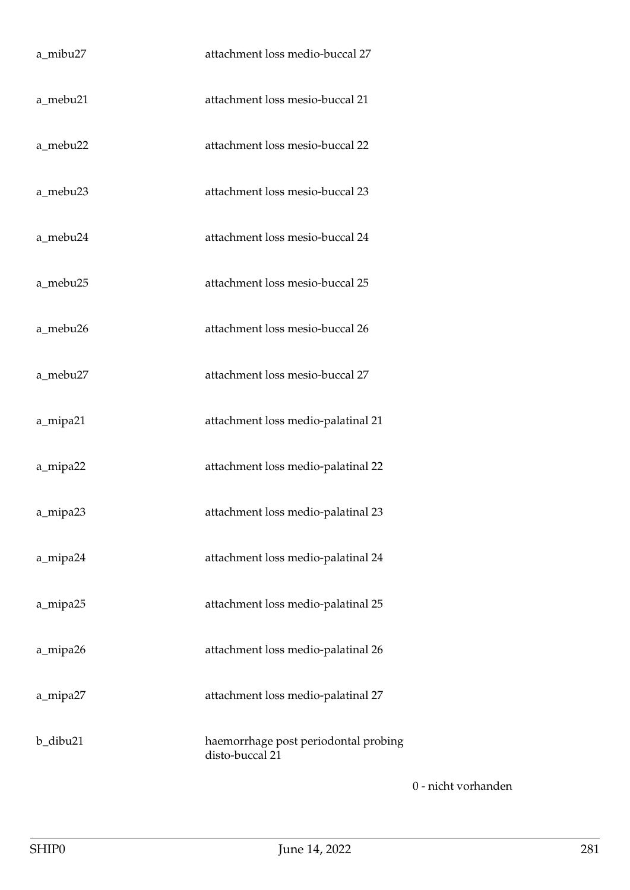| | | |
|---|---|---|
| a_mibu27 | attachment loss medio-buccal 27 | |
| a_mebu21 | attachment loss mesio-buccal 21 | |
| a_mebu22 | attachment loss mesio-buccal 22 | |
| a_mebu23 | attachment loss mesio-buccal 23 | |
| a_mebu24 | attachment loss mesio-buccal 24 | |
| a_mebu25 | attachment loss mesio-buccal 25 | |
| a_mebu26 | attachment loss mesio-buccal 26 | |
| a_mebu27 | attachment loss mesio-buccal 27 | |
| a_mipa21 | attachment loss medio-palatinal 21 | |
| a_mipa22 | attachment loss medio-palatinal 22 | |
| a_mipa23 | attachment loss medio-palatinal 23 | |
| a_mipa24 | attachment loss medio-palatinal 24 | |
| a_mipa25 | attachment loss medio-palatinal 25 | |
| a_mipa26 | attachment loss medio-palatinal 26 | |
| a_mipa27 | attachment loss medio-palatinal 27 | |
| b_dibu21 | haemorrhage post periodontal probing disto-buccal 21 | |
| | | 0 - nicht vorhanden |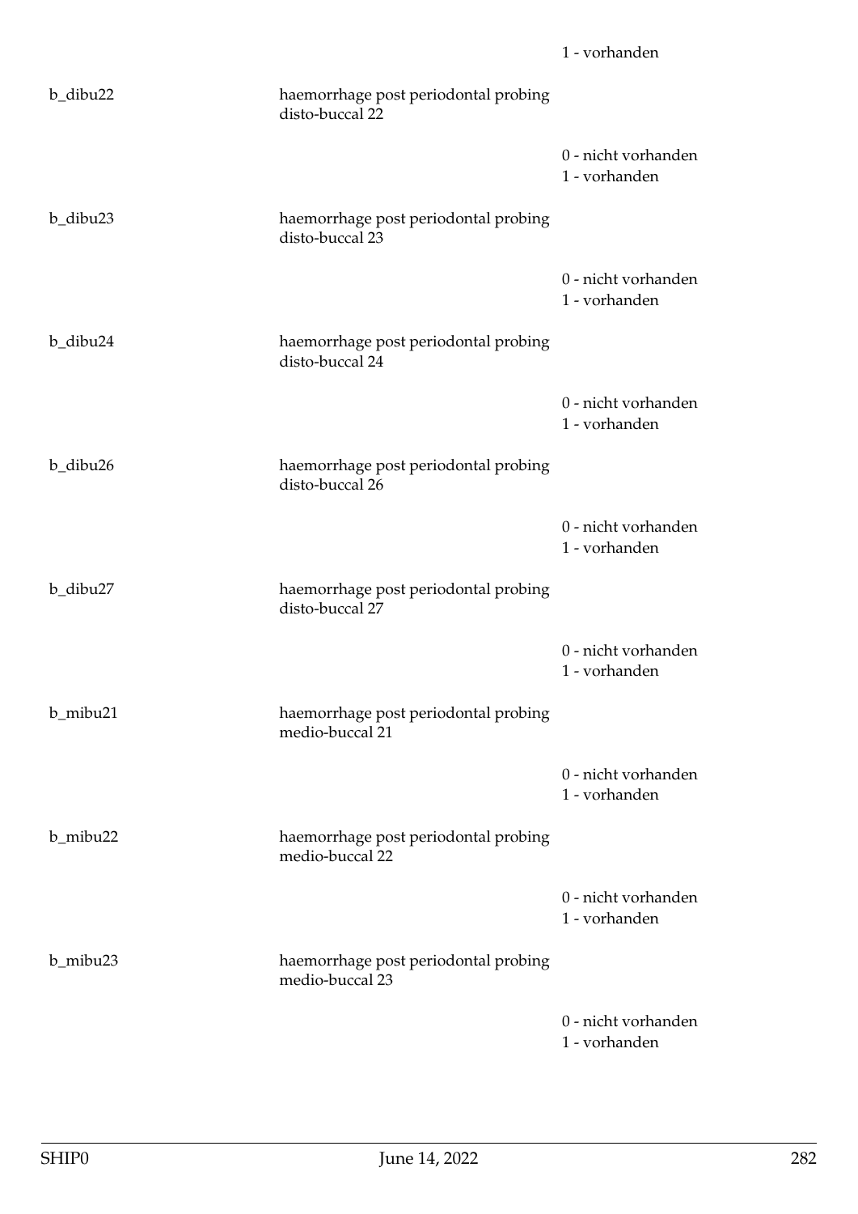1 - vorhanden

| | | |
|---|---|---|
| b_dibu22 | haemorrhage post periodontal probing disto-buccal 22 | |
| | | 0 - nicht vorhanden<br>1 - vorhanden |
| b_dibu23 | haemorrhage post periodontal probing disto-buccal 23 | |
| | | 0 - nicht vorhanden<br>1 - vorhanden |
| b_dibu24 | haemorrhage post periodontal probing disto-buccal 24 | |
| | | 0 - nicht vorhanden<br>1 - vorhanden |
| b_dibu26 | haemorrhage post periodontal probing disto-buccal 26 | |
| | | 0 - nicht vorhanden<br>1 - vorhanden |
| b_dibu27 | haemorrhage post periodontal probing disto-buccal 27 | |
| | | 0 - nicht vorhanden<br>1 - vorhanden |
| b_mibu21 | haemorrhage post periodontal probing medio-buccal 21 | |
| | | 0 - nicht vorhanden<br>1 - vorhanden |
| b_mibu22 | haemorrhage post periodontal probing medio-buccal 22 | |
| | | 0 - nicht vorhanden<br>1 - vorhanden |
| b_mibu23 | haemorrhage post periodontal probing medio-buccal 23 | |
| | | 0 - nicht vorhanden<br>1 - vorhanden |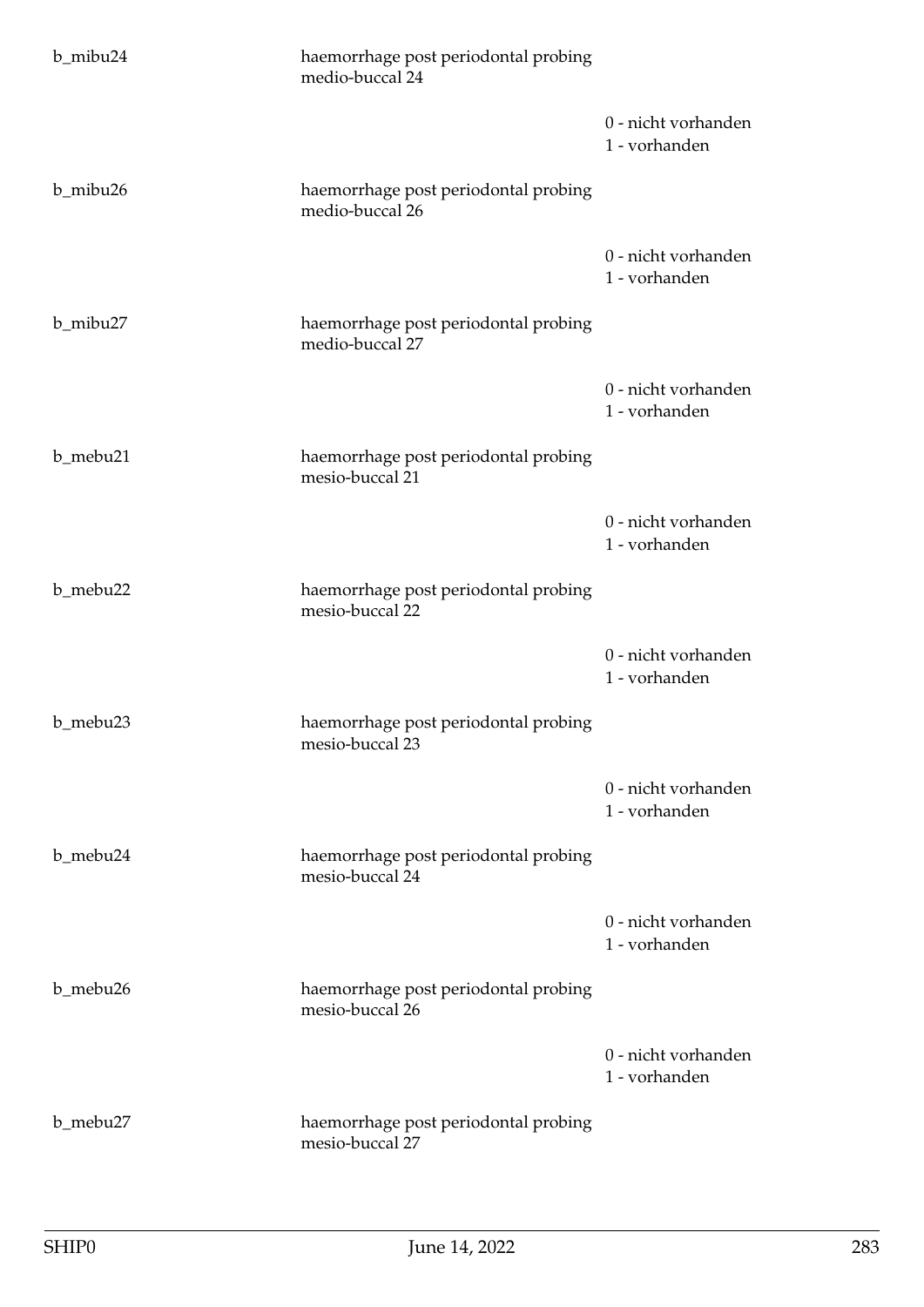| | | |
|---|---|---|
| b_mibu24 | haemorrhage post periodontal probing medio-buccal 24 | |
| | | 0 - nicht vorhanden<br>1 - vorhanden |
| b_mibu26 | haemorrhage post periodontal probing medio-buccal 26 | |
| | | 0 - nicht vorhanden<br>1 - vorhanden |
| b_mibu27 | haemorrhage post periodontal probing medio-buccal 27 | |
| | | 0 - nicht vorhanden<br>1 - vorhanden |
| b_mebu21 | haemorrhage post periodontal probing mesio-buccal 21 | |
| | | 0 - nicht vorhanden<br>1 - vorhanden |
| b_mebu22 | haemorrhage post periodontal probing mesio-buccal 22 | |
| | | 0 - nicht vorhanden<br>1 - vorhanden |
| b_mebu23 | haemorrhage post periodontal probing mesio-buccal 23 | |
| | | 0 - nicht vorhanden<br>1 - vorhanden |
| b_mebu24 | haemorrhage post periodontal probing mesio-buccal 24 | |
| | | 0 - nicht vorhanden<br>1 - vorhanden |
| b_mebu26 | haemorrhage post periodontal probing mesio-buccal 26 | |
| | | 0 - nicht vorhanden<br>1 - vorhanden |
| b_mebu27 | haemorrhage post periodontal probing mesio-buccal 27 | |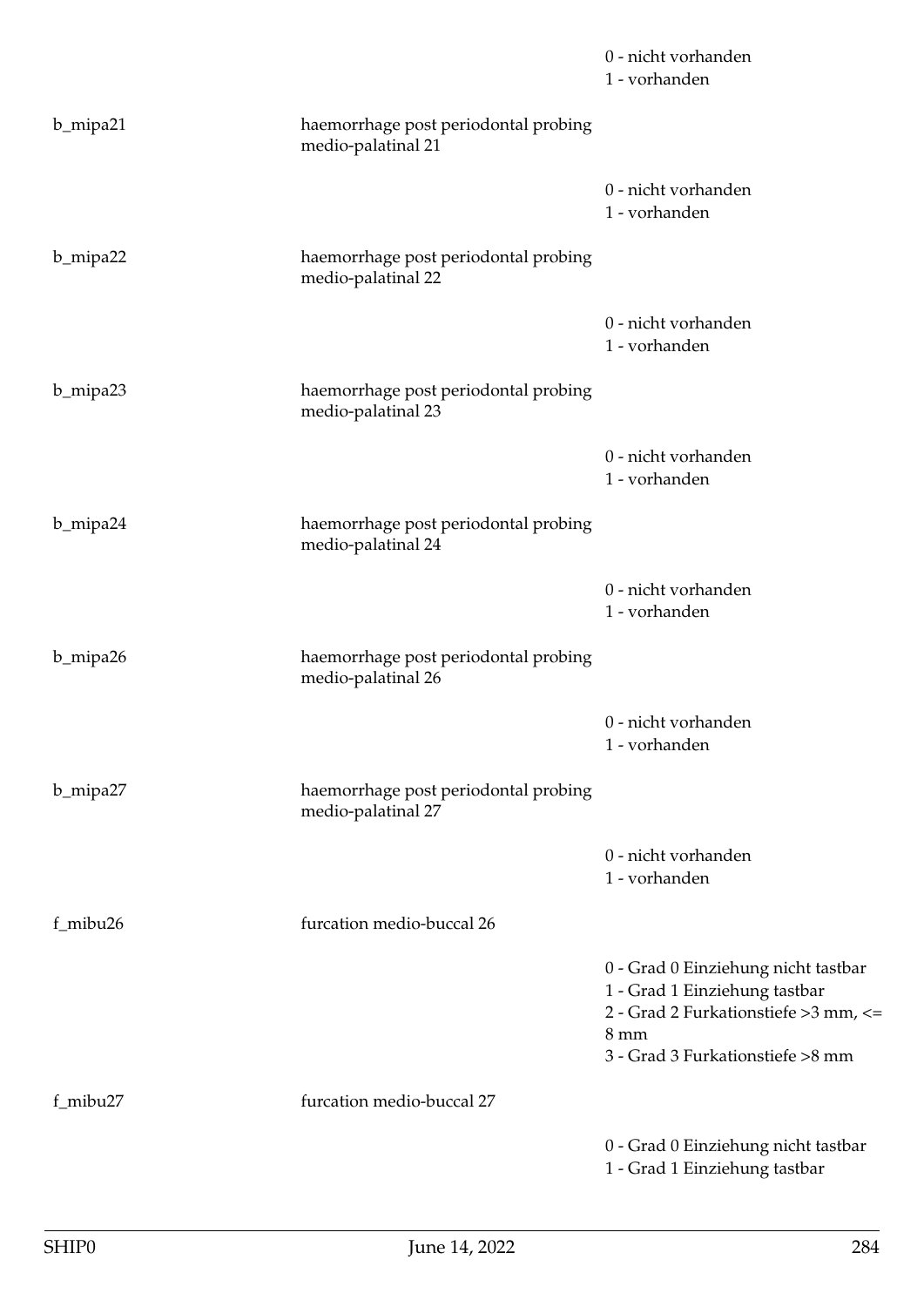| | | |
|---|---|---|
| | | 0 - nicht vorhanden<br>1 - vorhanden |
| b_mipa21 | haemorrhage post periodontal probing medio-palatinal 21 | |
| | | 0 - nicht vorhanden<br>1 - vorhanden |
| b_mipa22 | haemorrhage post periodontal probing medio-palatinal 22 | |
| | | 0 - nicht vorhanden<br>1 - vorhanden |
| b_mipa23 | haemorrhage post periodontal probing medio-palatinal 23 | |
| | | 0 - nicht vorhanden<br>1 - vorhanden |
| b_mipa24 | haemorrhage post periodontal probing medio-palatinal 24 | |
| | | 0 - nicht vorhanden<br>1 - vorhanden |
| b_mipa26 | haemorrhage post periodontal probing medio-palatinal 26 | |
| | | 0 - nicht vorhanden<br>1 - vorhanden |
| b_mipa27 | haemorrhage post periodontal probing medio-palatinal 27 | |
| | | 0 - nicht vorhanden<br>1 - vorhanden |
| f_mibu26 | furcation medio-buccal 26 | |
| | | 0 - Grad 0 Einziehung nicht tastbar<br>1 - Grad 1 Einziehung tastbar<br>2 - Grad 2 Furkationstiefe >3 mm, <= 8 mm<br>3 - Grad 3 Furkationstiefe >8 mm |
| f_mibu27 | furcation medio-buccal 27 | |
| | | 0 - Grad 0 Einziehung nicht tastbar<br>1 - Grad 1 Einziehung tastbar |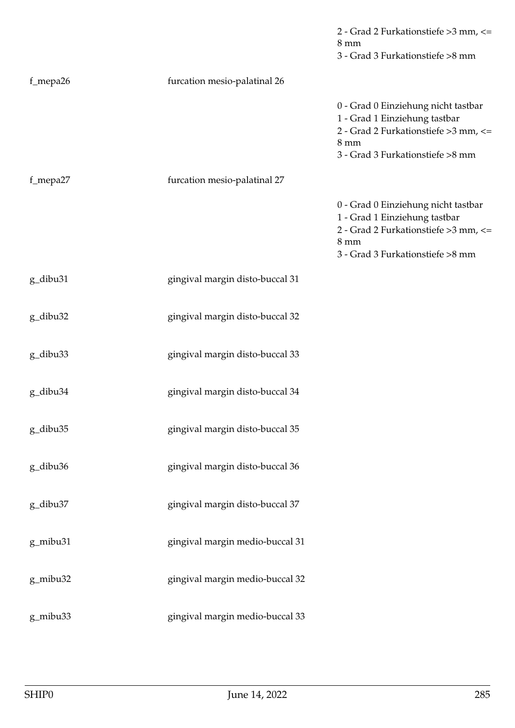| | | |
|---|---|---|
| | | 2 - Grad 2 Furkationstiefe >3 mm, <= 8 mm<br>3 - Grad 3 Furkationstiefe >8 mm |
| f_mepa26 | furcation mesio-palatinal 26 | |
| | | 0 - Grad 0 Einziehung nicht tastbar<br>1 - Grad 1 Einziehung tastbar<br>2 - Grad 2 Furkationstiefe >3 mm, <= 8 mm<br>3 - Grad 3 Furkationstiefe >8 mm |
| f_mepa27 | furcation mesio-palatinal 27 | |
| | | 0 - Grad 0 Einziehung nicht tastbar<br>1 - Grad 1 Einziehung tastbar<br>2 - Grad 2 Furkationstiefe >3 mm, <= 8 mm<br>3 - Grad 3 Furkationstiefe >8 mm |
| g_dibu31 | gingival margin disto-buccal 31 | |
| g_dibu32 | gingival margin disto-buccal 32 | |
| g_dibu33 | gingival margin disto-buccal 33 | |
| g_dibu34 | gingival margin disto-buccal 34 | |
| g_dibu35 | gingival margin disto-buccal 35 | |
| g_dibu36 | gingival margin disto-buccal 36 | |
| g_dibu37 | gingival margin disto-buccal 37 | |
| g_mibu31 | gingival margin medio-buccal 31 | |
| g_mibu32 | gingival margin medio-buccal 32 | |
| g_mibu33 | gingival margin medio-buccal 33 | |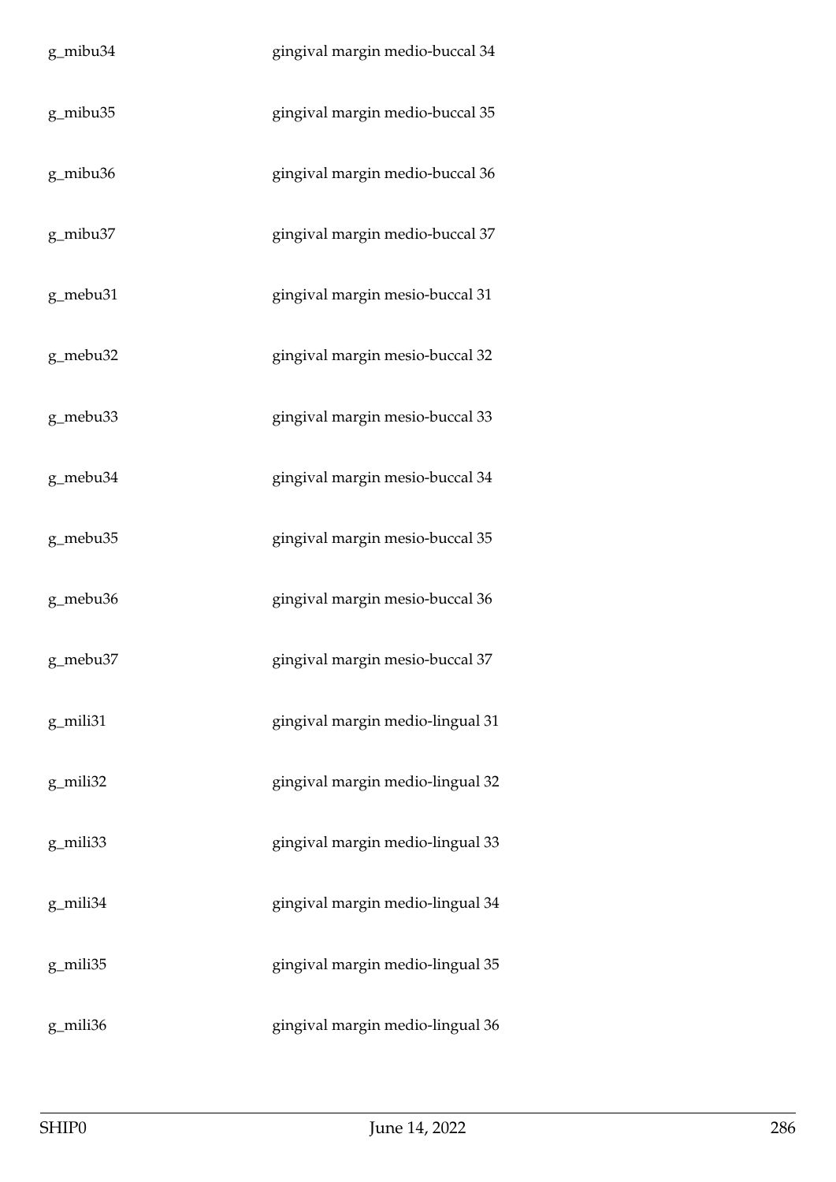| | |
|---|---|
| g_mibu34 | gingival margin medio-buccal 34 |
| g_mibu35 | gingival margin medio-buccal 35 |
| g_mibu36 | gingival margin medio-buccal 36 |
| g_mibu37 | gingival margin medio-buccal 37 |
| g_mebu31 | gingival margin mesio-buccal 31 |
| g_mebu32 | gingival margin mesio-buccal 32 |
| g_mebu33 | gingival margin mesio-buccal 33 |
| g_mebu34 | gingival margin mesio-buccal 34 |
| g_mebu35 | gingival margin mesio-buccal 35 |
| g_mebu36 | gingival margin mesio-buccal 36 |
| g_mebu37 | gingival margin mesio-buccal 37 |
| g_mili31 | gingival margin medio-lingual 31 |
| g_mili32 | gingival margin medio-lingual 32 |
| g_mili33 | gingival margin medio-lingual 33 |
| g_mili34 | gingival margin medio-lingual 34 |
| g_mili35 | gingival margin medio-lingual 35 |
| g_mili36 | gingival margin medio-lingual 36 |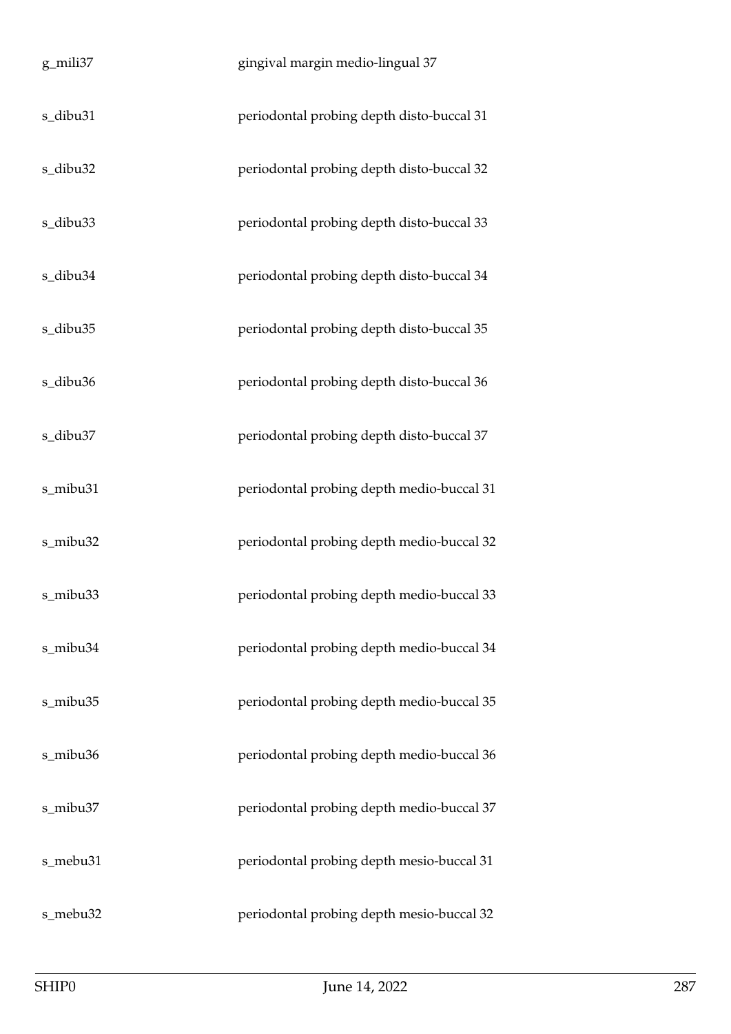| | |
|---|---|
| g_mili37 | gingival margin medio-lingual 37 |
| s_dibu31 | periodontal probing depth disto-buccal 31 |
| s_dibu32 | periodontal probing depth disto-buccal 32 |
| s_dibu33 | periodontal probing depth disto-buccal 33 |
| s_dibu34 | periodontal probing depth disto-buccal 34 |
| s_dibu35 | periodontal probing depth disto-buccal 35 |
| s_dibu36 | periodontal probing depth disto-buccal 36 |
| s_dibu37 | periodontal probing depth disto-buccal 37 |
| s_mibu31 | periodontal probing depth medio-buccal 31 |
| s_mibu32 | periodontal probing depth medio-buccal 32 |
| s_mibu33 | periodontal probing depth medio-buccal 33 |
| s_mibu34 | periodontal probing depth medio-buccal 34 |
| s_mibu35 | periodontal probing depth medio-buccal 35 |
| s_mibu36 | periodontal probing depth medio-buccal 36 |
| s_mibu37 | periodontal probing depth medio-buccal 37 |
| s_mebu31 | periodontal probing depth mesio-buccal 31 |
| s_mebu32 | periodontal probing depth mesio-buccal 32 |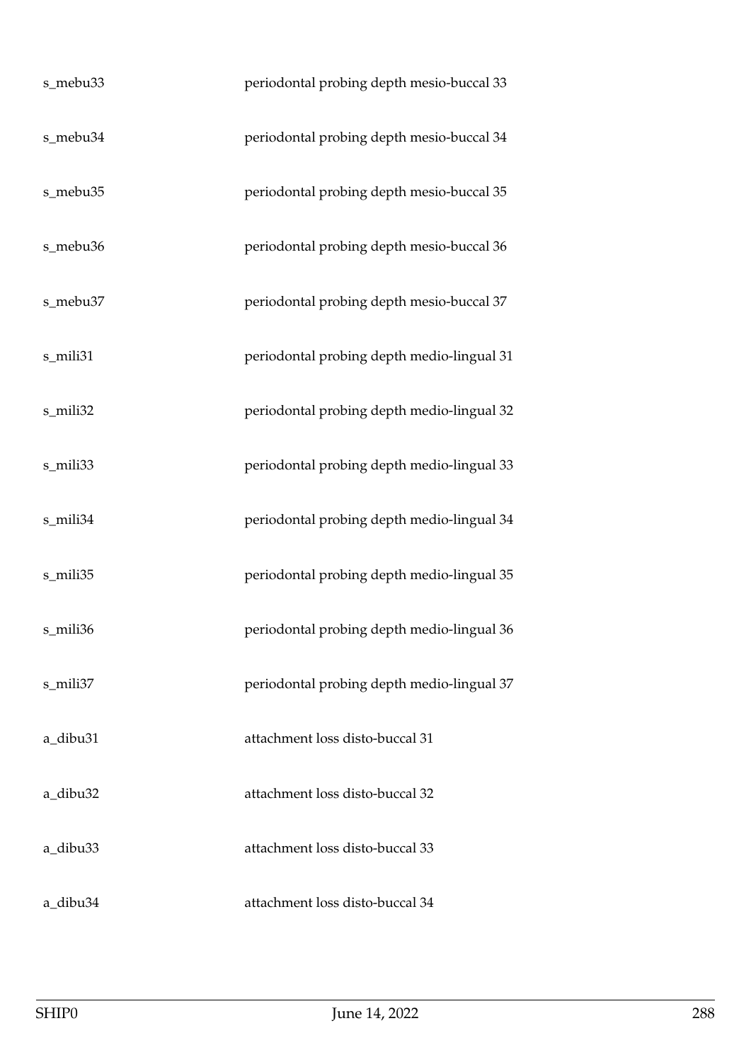| | |
|---|---|
| s_mebu33 | periodontal probing depth mesio-buccal 33 |
| s_mebu34 | periodontal probing depth mesio-buccal 34 |
| s_mebu35 | periodontal probing depth mesio-buccal 35 |
| s_mebu36 | periodontal probing depth mesio-buccal 36 |
| s_mebu37 | periodontal probing depth mesio-buccal 37 |
| s_mili31 | periodontal probing depth medio-lingual 31 |
| s_mili32 | periodontal probing depth medio-lingual 32 |
| s_mili33 | periodontal probing depth medio-lingual 33 |
| s_mili34 | periodontal probing depth medio-lingual 34 |
| s_mili35 | periodontal probing depth medio-lingual 35 |
| s_mili36 | periodontal probing depth medio-lingual 36 |
| s_mili37 | periodontal probing depth medio-lingual 37 |
| a_dibu31 | attachment loss disto-buccal 31 |
| a_dibu32 | attachment loss disto-buccal 32 |
| a_dibu33 | attachment loss disto-buccal 33 |
| a_dibu34 | attachment loss disto-buccal 34 |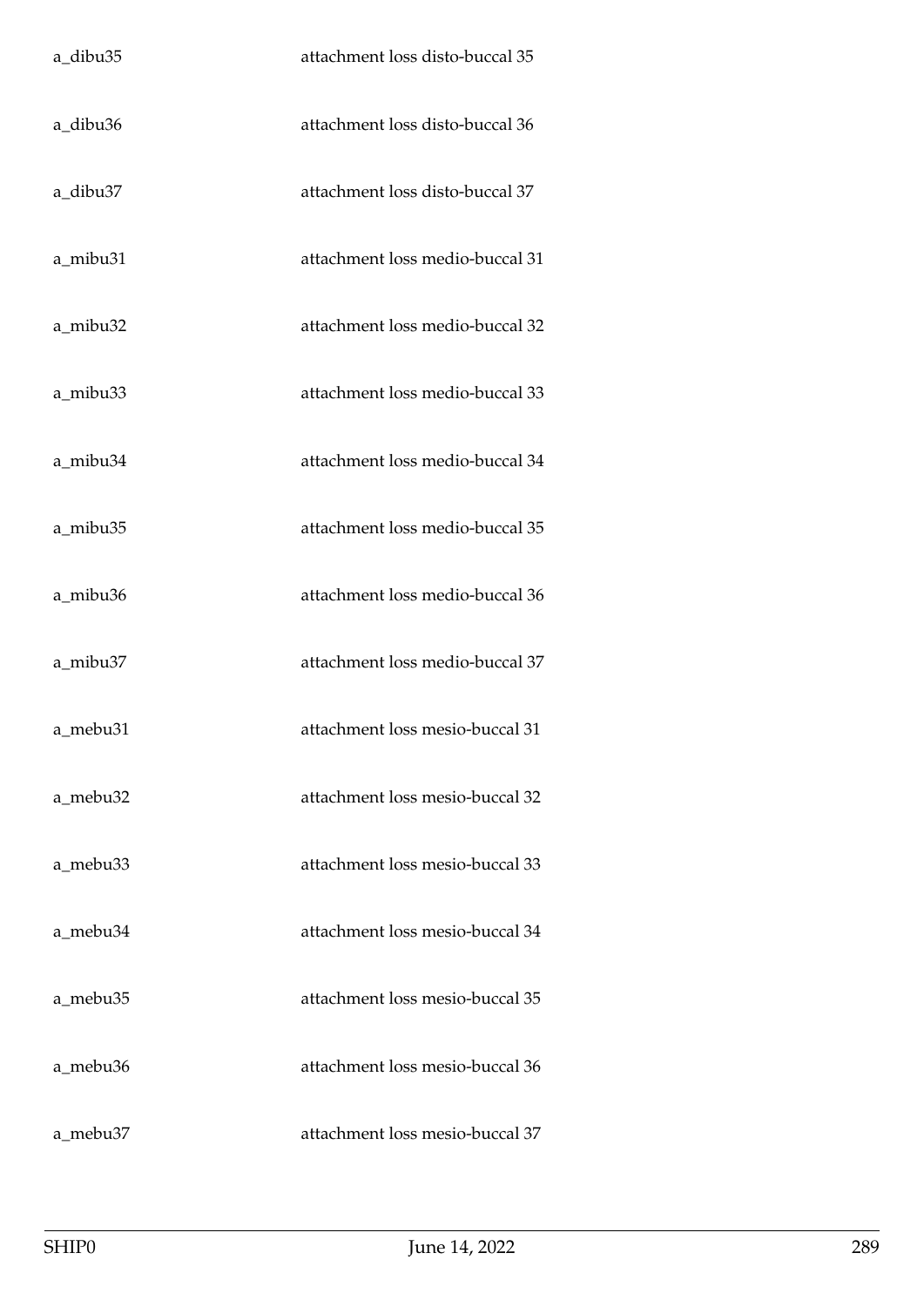| | |
|---|---|
| a_dibu35 | attachment loss disto-buccal 35 |
| a_dibu36 | attachment loss disto-buccal 36 |
| a_dibu37 | attachment loss disto-buccal 37 |
| a_mibu31 | attachment loss medio-buccal 31 |
| a_mibu32 | attachment loss medio-buccal 32 |
| a_mibu33 | attachment loss medio-buccal 33 |
| a_mibu34 | attachment loss medio-buccal 34 |
| a_mibu35 | attachment loss medio-buccal 35 |
| a_mibu36 | attachment loss medio-buccal 36 |
| a_mibu37 | attachment loss medio-buccal 37 |
| a_mebu31 | attachment loss mesio-buccal 31 |
| a_mebu32 | attachment loss mesio-buccal 32 |
| a_mebu33 | attachment loss mesio-buccal 33 |
| a_mebu34 | attachment loss mesio-buccal 34 |
| a_mebu35 | attachment loss mesio-buccal 35 |
| a_mebu36 | attachment loss mesio-buccal 36 |
| a_mebu37 | attachment loss mesio-buccal 37 |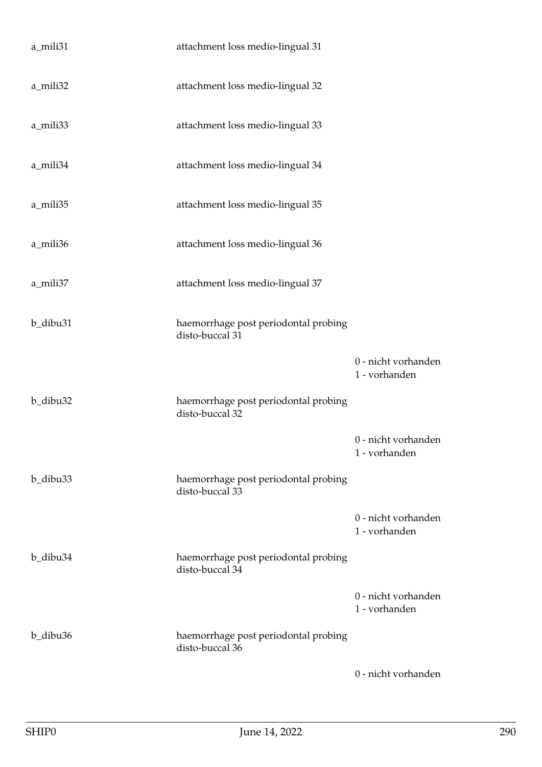a_mili31 attachment loss medio-lingual 31

a_mili32 attachment loss medio-lingual 32

a_mili33 attachment loss medio-lingual 33

a_mili34 attachment loss medio-lingual 34

a_mili35 attachment loss medio-lingual 35

a_mili36 attachment loss medio-lingual 36

a_mili37 attachment loss medio-lingual 37

b_dibu31 haemorrhage post periodontal probing disto-buccal 31

0 - nicht vorhanden
1 - vorhanden

b_dibu32 haemorrhage post periodontal probing disto-buccal 32

0 - nicht vorhanden
1 - vorhanden

b_dibu33 haemorrhage post periodontal probing disto-buccal 33

0 - nicht vorhanden
1 - vorhanden

b_dibu34 haemorrhage post periodontal probing disto-buccal 34

0 - nicht vorhanden
1 - vorhanden

b_dibu36 haemorrhage post periodontal probing disto-buccal 36

0 - nicht vorhanden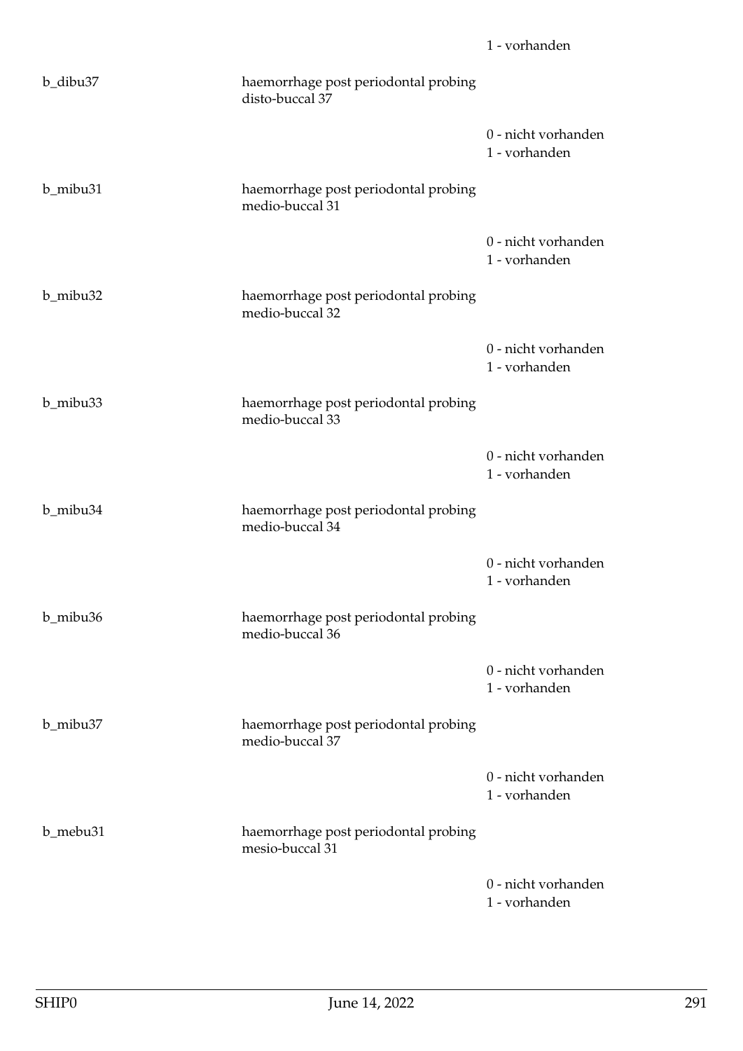1 - vorhanden

b_dibu37 haemorrhage post periodontal probing disto-buccal 37

0 - nicht vorhanden
1 - vorhanden

b_mibu31 haemorrhage post periodontal probing medio-buccal 31

0 - nicht vorhanden
1 - vorhanden

b_mibu32 haemorrhage post periodontal probing medio-buccal 32

0 - nicht vorhanden
1 - vorhanden

b_mibu33 haemorrhage post periodontal probing medio-buccal 33

0 - nicht vorhanden
1 - vorhanden

b_mibu34 haemorrhage post periodontal probing medio-buccal 34

0 - nicht vorhanden
1 - vorhanden

b_mibu36 haemorrhage post periodontal probing medio-buccal 36

0 - nicht vorhanden
1 - vorhanden

b_mibu37 haemorrhage post periodontal probing medio-buccal 37

0 - nicht vorhanden
1 - vorhanden

b_mebu31 haemorrhage post periodontal probing mesio-buccal 31

0 - nicht vorhanden
1 - vorhanden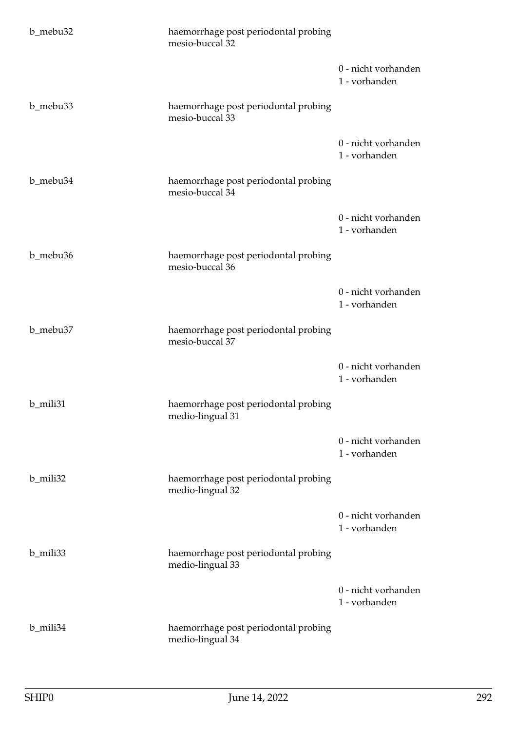| | | |
|---|---|---|
| b_mebu32 | haemorrhage post periodontal probing mesio-buccal 32 | |
| | | 0 - nicht vorhanden<br>1 - vorhanden |
| b_mebu33 | haemorrhage post periodontal probing mesio-buccal 33 | |
| | | 0 - nicht vorhanden<br>1 - vorhanden |
| b_mebu34 | haemorrhage post periodontal probing mesio-buccal 34 | |
| | | 0 - nicht vorhanden<br>1 - vorhanden |
| b_mebu36 | haemorrhage post periodontal probing mesio-buccal 36 | |
| | | 0 - nicht vorhanden<br>1 - vorhanden |
| b_mebu37 | haemorrhage post periodontal probing mesio-buccal 37 | |
| | | 0 - nicht vorhanden<br>1 - vorhanden |
| b_mili31 | haemorrhage post periodontal probing medio-lingual 31 | |
| | | 0 - nicht vorhanden<br>1 - vorhanden |
| b_mili32 | haemorrhage post periodontal probing medio-lingual 32 | |
| | | 0 - nicht vorhanden<br>1 - vorhanden |
| b_mili33 | haemorrhage post periodontal probing medio-lingual 33 | |
| | | 0 - nicht vorhanden<br>1 - vorhanden |
| b_mili34 | haemorrhage post periodontal probing medio-lingual 34 | |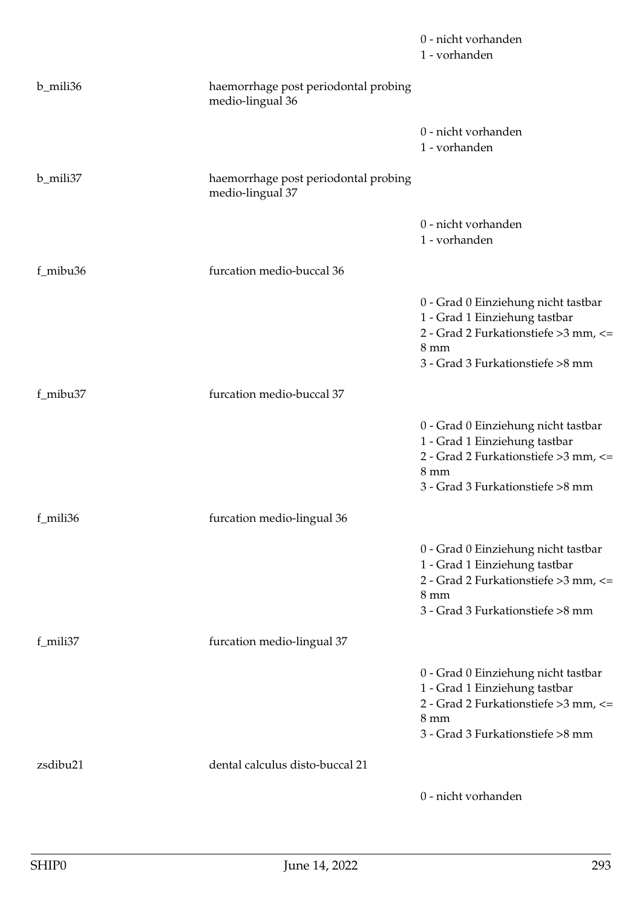| | | |
|---|---|---|
| | | 0 - nicht vorhanden<br>1 - vorhanden |
| b_mili36 | haemorrhage post periodontal probing medio-lingual 36 | |
| | | 0 - nicht vorhanden<br>1 - vorhanden |
| b_mili37 | haemorrhage post periodontal probing medio-lingual 37 | |
| | | 0 - nicht vorhanden<br>1 - vorhanden |
| f_mibu36 | furcation medio-buccal 36 | |
| | | 0 - Grad 0 Einziehung nicht tastbar<br>1 - Grad 1 Einziehung tastbar<br>2 - Grad 2 Furkationstiefe >3 mm, <= 8 mm<br>3 - Grad 3 Furkationstiefe >8 mm |
| f_mibu37 | furcation medio-buccal 37 | |
| | | 0 - Grad 0 Einziehung nicht tastbar<br>1 - Grad 1 Einziehung tastbar<br>2 - Grad 2 Furkationstiefe >3 mm, <= 8 mm<br>3 - Grad 3 Furkationstiefe >8 mm |
| f_mili36 | furcation medio-lingual 36 | |
| | | 0 - Grad 0 Einziehung nicht tastbar<br>1 - Grad 1 Einziehung tastbar<br>2 - Grad 2 Furkationstiefe >3 mm, <= 8 mm<br>3 - Grad 3 Furkationstiefe >8 mm |
| f_mili37 | furcation medio-lingual 37 | |
| | | 0 - Grad 0 Einziehung nicht tastbar<br>1 - Grad 1 Einziehung tastbar<br>2 - Grad 2 Furkationstiefe >3 mm, <= 8 mm<br>3 - Grad 3 Furkationstiefe >8 mm |
| zsdibu21 | dental calculus disto-buccal 21 | |
| | | 0 - nicht vorhanden |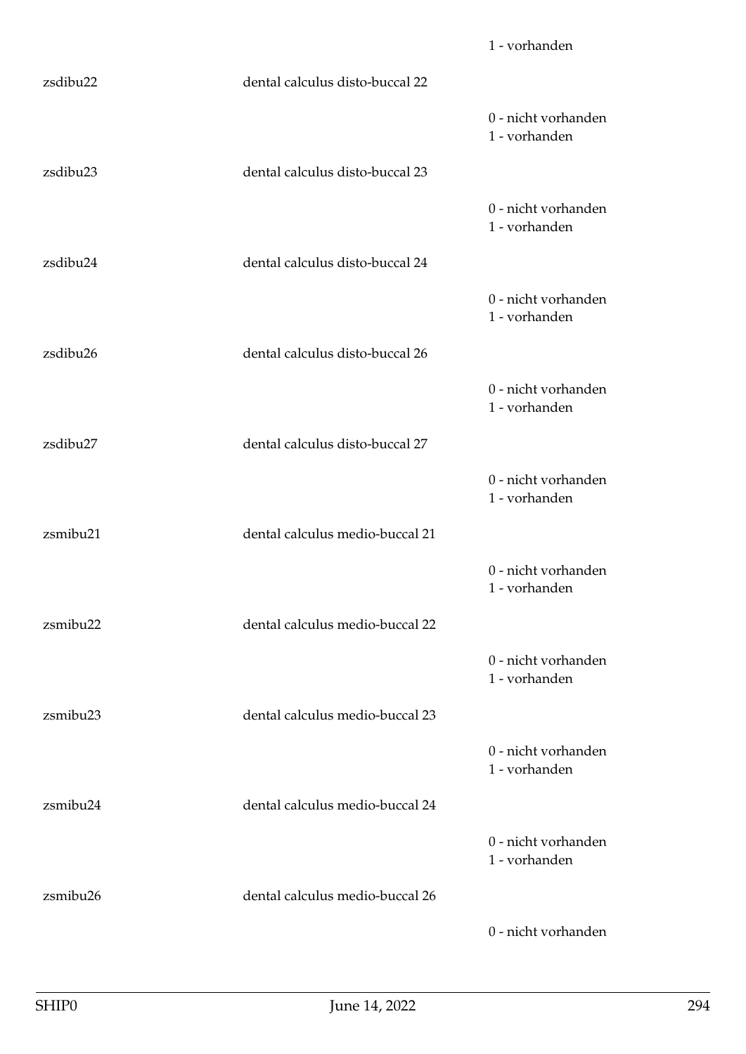1 - vorhanden

zsdibu22 dental calculus disto-buccal 22

0 - nicht vorhanden
1 - vorhanden

zsdibu23 dental calculus disto-buccal 23

0 - nicht vorhanden
1 - vorhanden

zsdibu24 dental calculus disto-buccal 24

0 - nicht vorhanden
1 - vorhanden

zsdibu26 dental calculus disto-buccal 26

0 - nicht vorhanden
1 - vorhanden

zsdibu27 dental calculus disto-buccal 27

0 - nicht vorhanden
1 - vorhanden

zsmibu21 dental calculus medio-buccal 21

0 - nicht vorhanden
1 - vorhanden

zsmibu22 dental calculus medio-buccal 22

0 - nicht vorhanden
1 - vorhanden

zsmibu23 dental calculus medio-buccal 23

0 - nicht vorhanden
1 - vorhanden

zsmibu24 dental calculus medio-buccal 24

0 - nicht vorhanden
1 - vorhanden

zsmibu26 dental calculus medio-buccal 26

0 - nicht vorhanden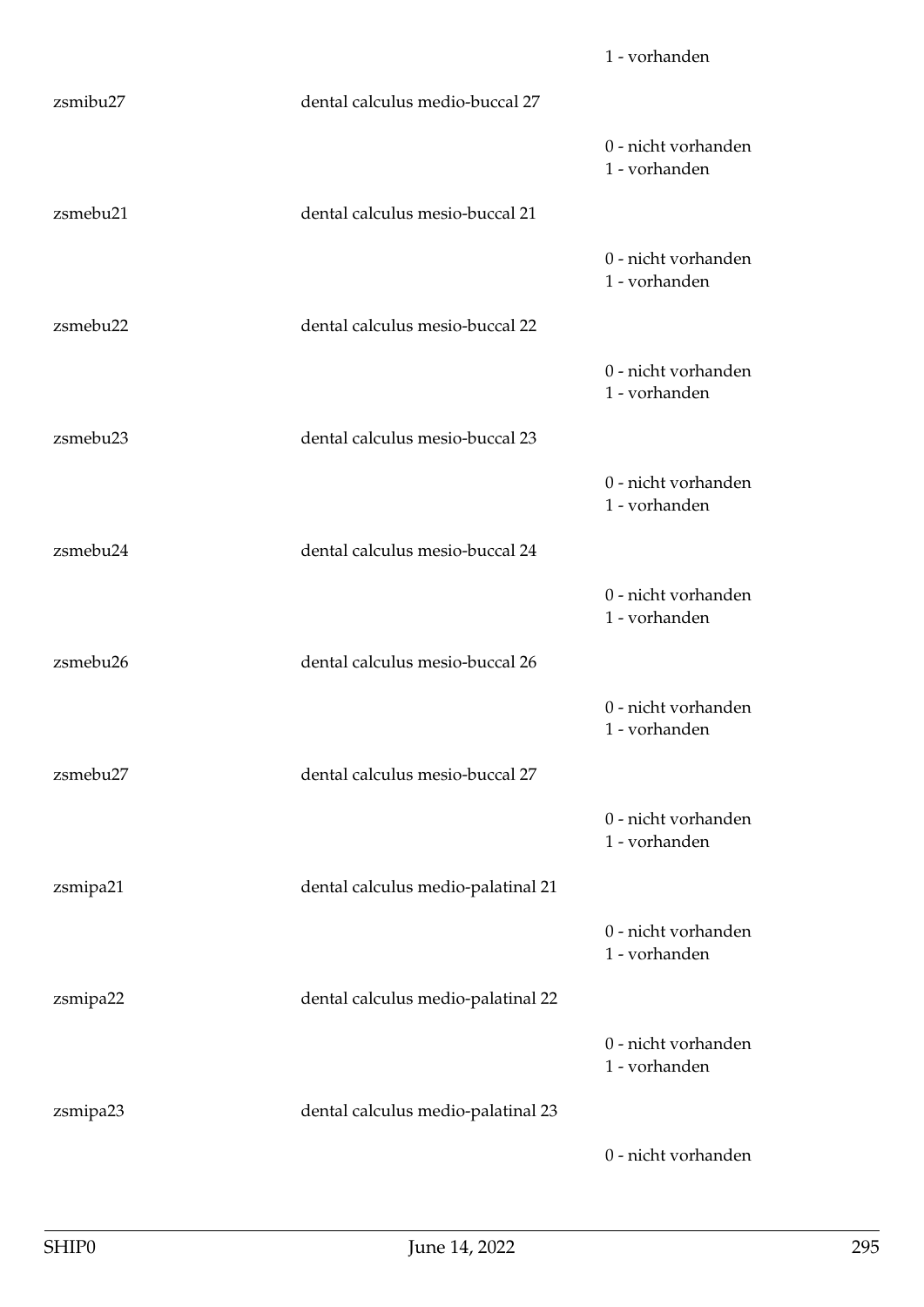1 - vorhanden

zsmibu27 dental calculus medio-buccal 27

0 - nicht vorhanden
1 - vorhanden

zsmebu21 dental calculus mesio-buccal 21

0 - nicht vorhanden
1 - vorhanden

zsmebu22 dental calculus mesio-buccal 22

0 - nicht vorhanden
1 - vorhanden

zsmebu23 dental calculus mesio-buccal 23

0 - nicht vorhanden
1 - vorhanden

zsmebu24 dental calculus mesio-buccal 24

0 - nicht vorhanden
1 - vorhanden

zsmebu26 dental calculus mesio-buccal 26

0 - nicht vorhanden
1 - vorhanden

zsmebu27 dental calculus mesio-buccal 27

0 - nicht vorhanden
1 - vorhanden

zsmipa21 dental calculus medio-palatinal 21

0 - nicht vorhanden
1 - vorhanden

zsmipa22 dental calculus medio-palatinal 22

0 - nicht vorhanden
1 - vorhanden

zsmipa23 dental calculus medio-palatinal 23

0 - nicht vorhanden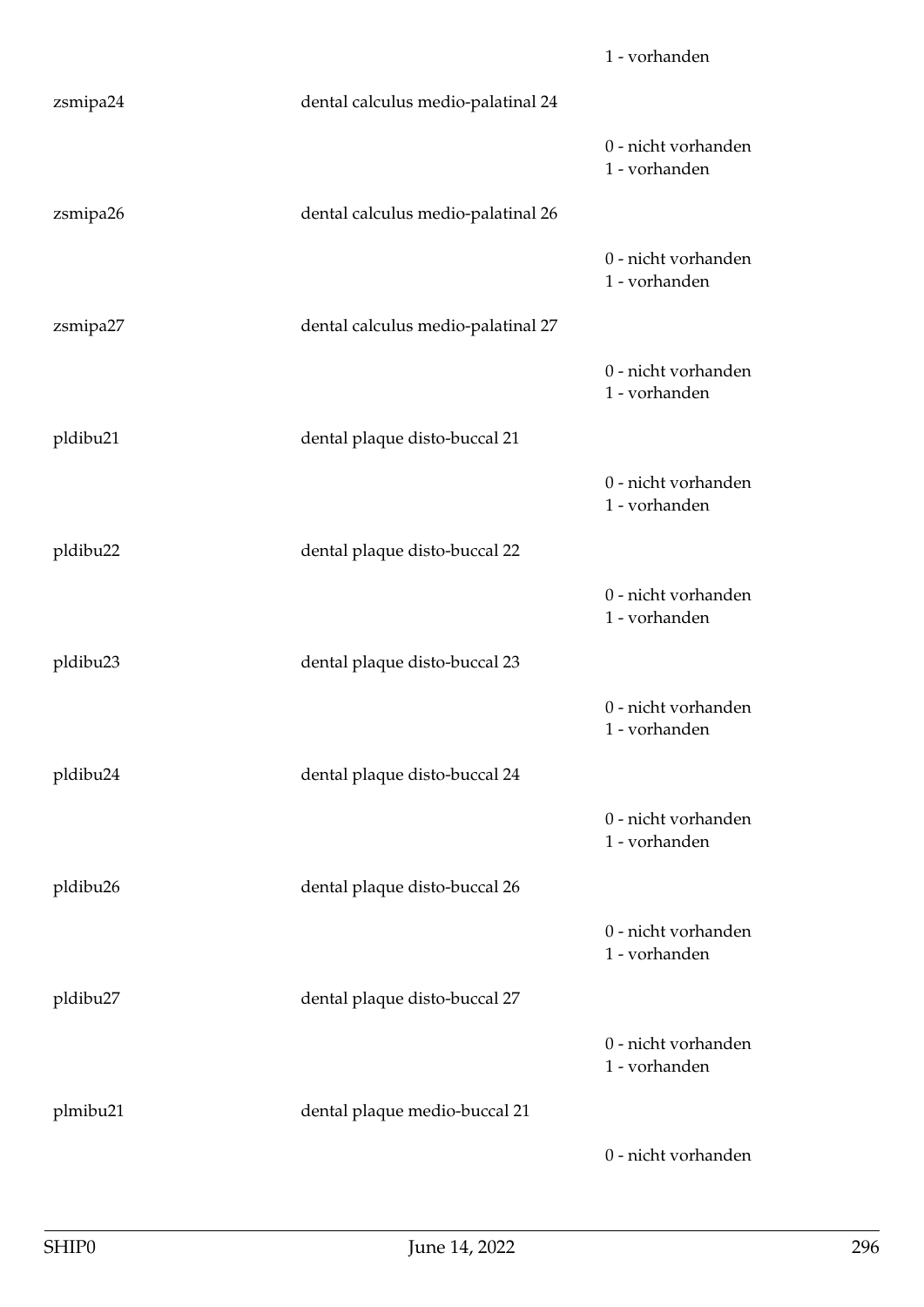1 - vorhanden

zsmipa24 dental calculus medio-palatinal 24

0 - nicht vorhanden
1 - vorhanden

zsmipa26 dental calculus medio-palatinal 26

0 - nicht vorhanden
1 - vorhanden

zsmipa27 dental calculus medio-palatinal 27

0 - nicht vorhanden
1 - vorhanden

pldibu21 dental plaque disto-buccal 21

0 - nicht vorhanden
1 - vorhanden

pldibu22 dental plaque disto-buccal 22

0 - nicht vorhanden
1 - vorhanden

pldibu23 dental plaque disto-buccal 23

0 - nicht vorhanden
1 - vorhanden

pldibu24 dental plaque disto-buccal 24

0 - nicht vorhanden
1 - vorhanden

pldibu26 dental plaque disto-buccal 26

0 - nicht vorhanden
1 - vorhanden

pldibu27 dental plaque disto-buccal 27

0 - nicht vorhanden
1 - vorhanden

plmibu21 dental plaque medio-buccal 21

0 - nicht vorhanden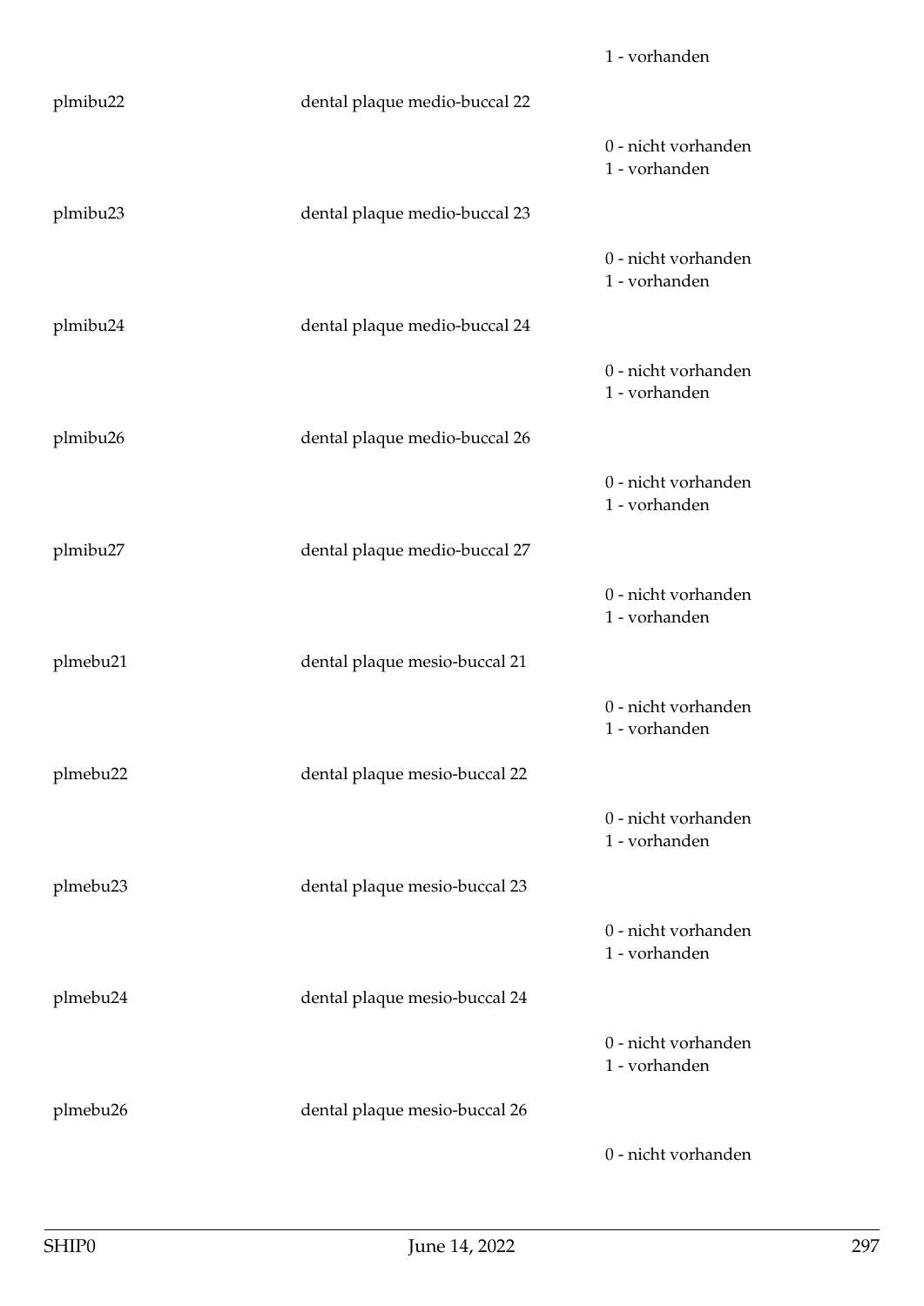1 - vorhanden

plmibu22 dental plaque medio-buccal 22

0 - nicht vorhanden
1 - vorhanden

plmibu23 dental plaque medio-buccal 23

0 - nicht vorhanden
1 - vorhanden

plmibu24 dental plaque medio-buccal 24

0 - nicht vorhanden
1 - vorhanden

plmibu26 dental plaque medio-buccal 26

0 - nicht vorhanden
1 - vorhanden

plmibu27 dental plaque medio-buccal 27

0 - nicht vorhanden
1 - vorhanden

plmebu21 dental plaque mesio-buccal 21

0 - nicht vorhanden
1 - vorhanden

plmebu22 dental plaque mesio-buccal 22

0 - nicht vorhanden
1 - vorhanden

plmebu23 dental plaque mesio-buccal 23

0 - nicht vorhanden
1 - vorhanden

plmebu24 dental plaque mesio-buccal 24

0 - nicht vorhanden
1 - vorhanden

plmebu26 dental plaque mesio-buccal 26

0 - nicht vorhanden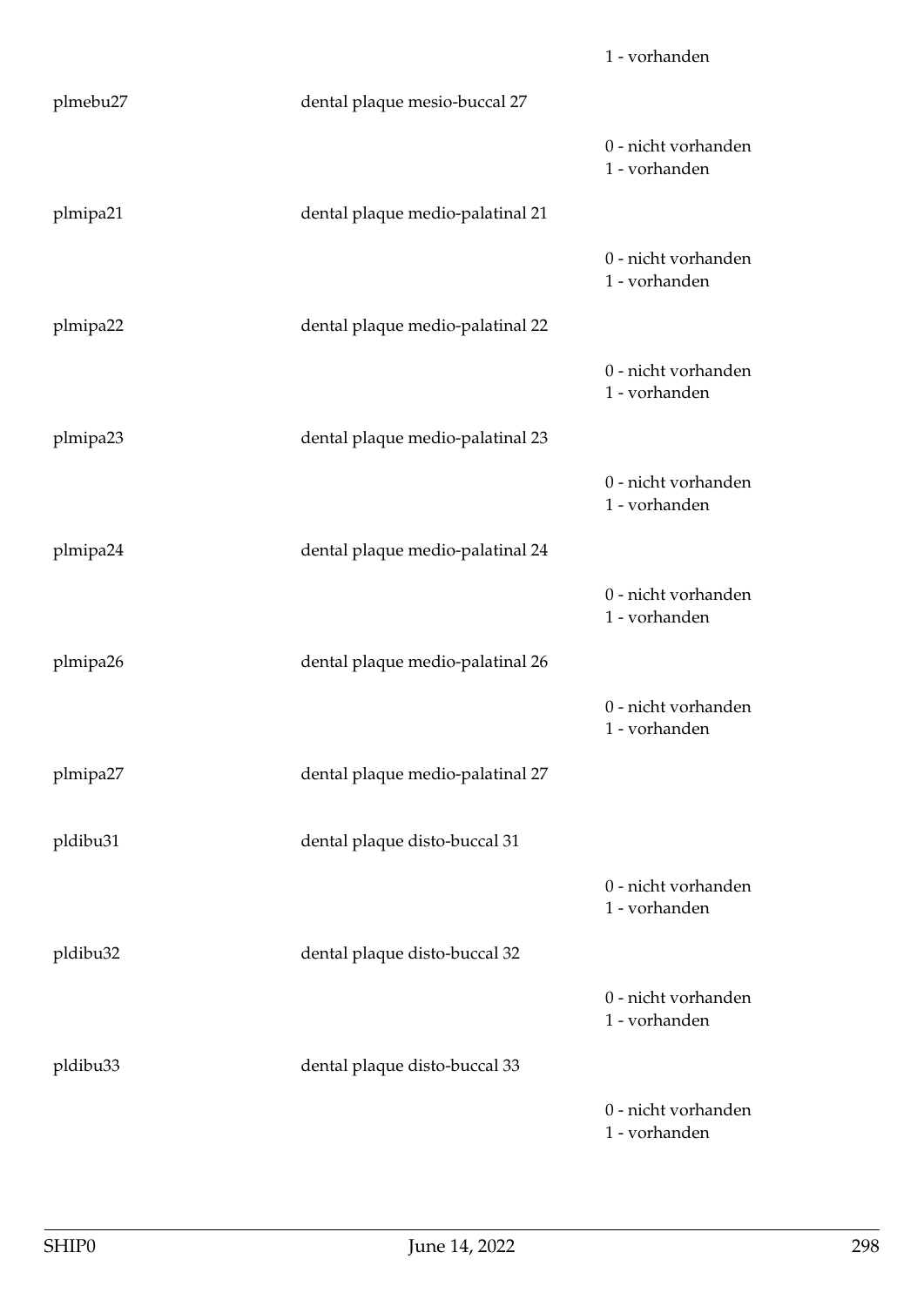1 - vorhanden

| | | |
|---|---|---|
| plmebu27 | dental plaque mesio-buccal 27 | |
| | | 0 - nicht vorhanden<br>1 - vorhanden |
| plmipa21 | dental plaque medio-palatinal 21 | |
| | | 0 - nicht vorhanden<br>1 - vorhanden |
| plmipa22 | dental plaque medio-palatinal 22 | |
| | | 0 - nicht vorhanden<br>1 - vorhanden |
| plmipa23 | dental plaque medio-palatinal 23 | |
| | | 0 - nicht vorhanden<br>1 - vorhanden |
| plmipa24 | dental plaque medio-palatinal 24 | |
| | | 0 - nicht vorhanden<br>1 - vorhanden |
| plmipa26 | dental plaque medio-palatinal 26 | |
| | | 0 - nicht vorhanden<br>1 - vorhanden |
| plmipa27 | dental plaque medio-palatinal 27 | |
| pldibu31 | dental plaque disto-buccal 31 | |
| | | 0 - nicht vorhanden<br>1 - vorhanden |
| pldibu32 | dental plaque disto-buccal 32 | |
| | | 0 - nicht vorhanden<br>1 - vorhanden |
| pldibu33 | dental plaque disto-buccal 33 | |
| | | 0 - nicht vorhanden<br>1 - vorhanden |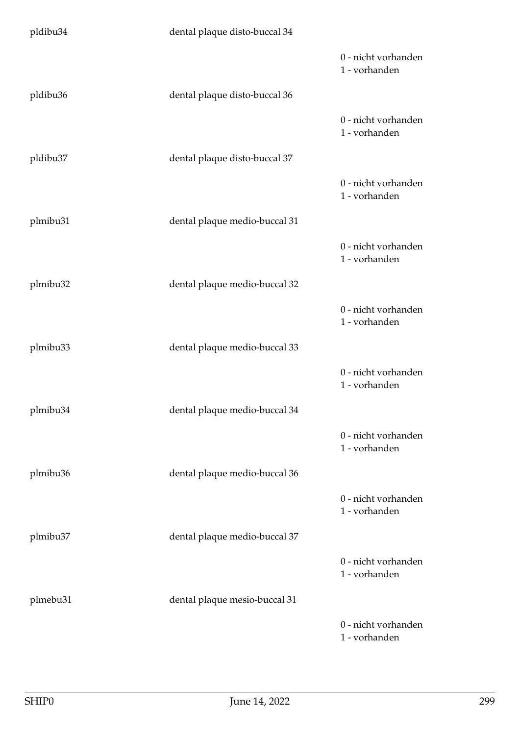pldibu34 dental plaque disto-buccal 34

0 - nicht vorhanden
1 - vorhanden

pldibu36 dental plaque disto-buccal 36

0 - nicht vorhanden
1 - vorhanden

pldibu37 dental plaque disto-buccal 37

0 - nicht vorhanden
1 - vorhanden

plmibu31 dental plaque medio-buccal 31

0 - nicht vorhanden
1 - vorhanden

plmibu32 dental plaque medio-buccal 32

0 - nicht vorhanden
1 - vorhanden

plmibu33 dental plaque medio-buccal 33

0 - nicht vorhanden
1 - vorhanden

plmibu34 dental plaque medio-buccal 34

0 - nicht vorhanden
1 - vorhanden

plmibu36 dental plaque medio-buccal 36

0 - nicht vorhanden
1 - vorhanden

plmibu37 dental plaque medio-buccal 37

0 - nicht vorhanden
1 - vorhanden

plmebu31 dental plaque mesio-buccal 31

0 - nicht vorhanden
1 - vorhanden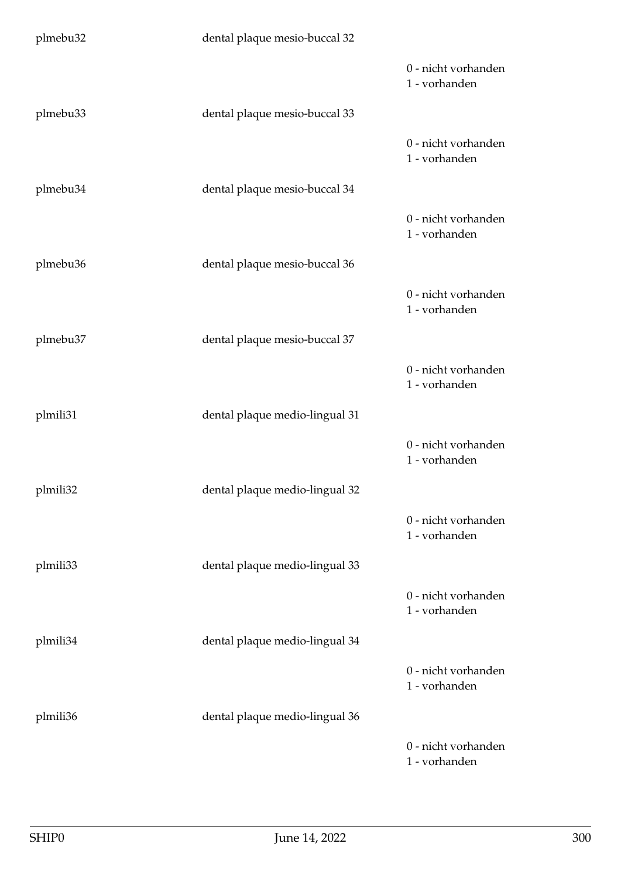plmebu32 dental plaque mesio-buccal 32

0 - nicht vorhanden
1 - vorhanden

plmebu33 dental plaque mesio-buccal 33

0 - nicht vorhanden
1 - vorhanden

plmebu34 dental plaque mesio-buccal 34

0 - nicht vorhanden
1 - vorhanden

plmebu36 dental plaque mesio-buccal 36

0 - nicht vorhanden
1 - vorhanden

plmebu37 dental plaque mesio-buccal 37

0 - nicht vorhanden
1 - vorhanden

plmili31 dental plaque medio-lingual 31

0 - nicht vorhanden
1 - vorhanden

plmili32 dental plaque medio-lingual 32

0 - nicht vorhanden
1 - vorhanden

plmili33 dental plaque medio-lingual 33

0 - nicht vorhanden
1 - vorhanden

plmili34 dental plaque medio-lingual 34

0 - nicht vorhanden
1 - vorhanden

plmili36 dental plaque medio-lingual 36

0 - nicht vorhanden
1 - vorhanden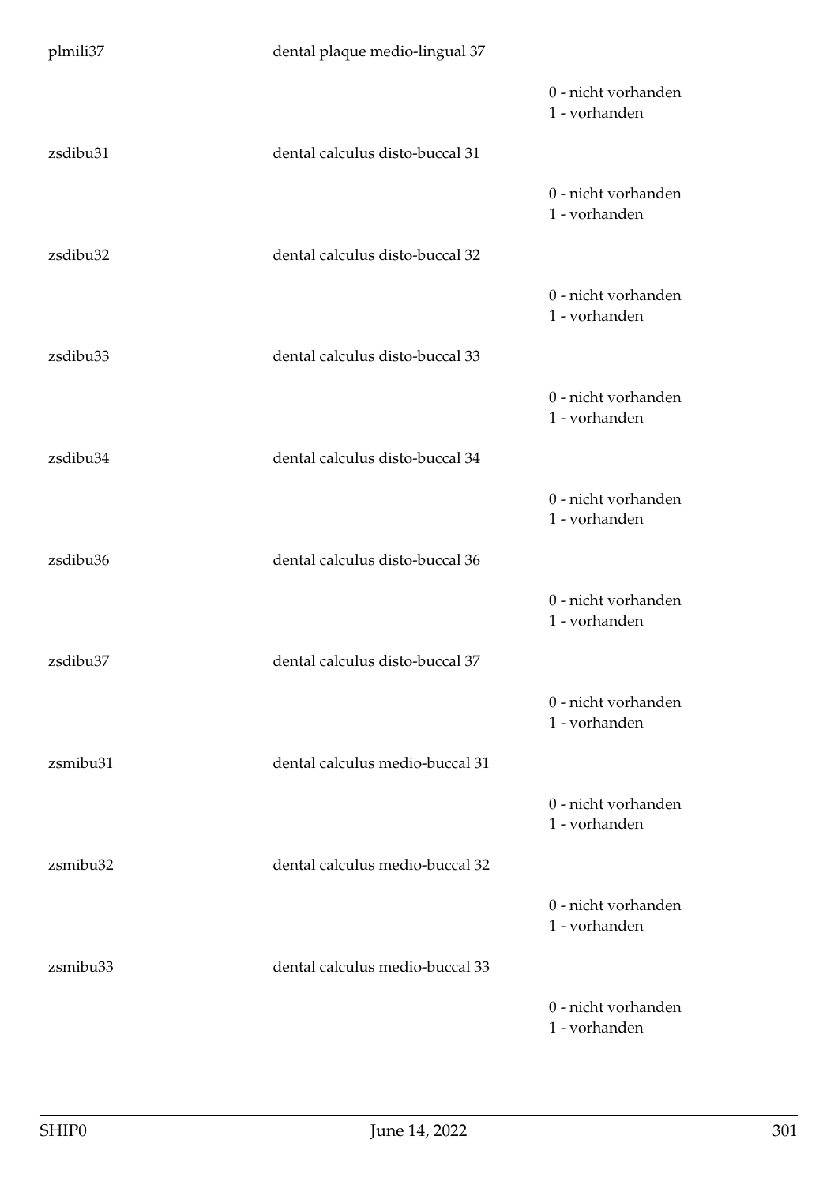plmili37 dental plaque medio-lingual 37

0 - nicht vorhanden
1 - vorhanden

zsdibu31 dental calculus disto-buccal 31

0 - nicht vorhanden
1 - vorhanden

zsdibu32 dental calculus disto-buccal 32

0 - nicht vorhanden
1 - vorhanden

zsdibu33 dental calculus disto-buccal 33

0 - nicht vorhanden
1 - vorhanden

zsdibu34 dental calculus disto-buccal 34

0 - nicht vorhanden
1 - vorhanden

zsdibu36 dental calculus disto-buccal 36

0 - nicht vorhanden
1 - vorhanden

zsdibu37 dental calculus disto-buccal 37

0 - nicht vorhanden
1 - vorhanden

zsmibu31 dental calculus medio-buccal 31

0 - nicht vorhanden
1 - vorhanden

zsmibu32 dental calculus medio-buccal 32

0 - nicht vorhanden
1 - vorhanden

zsmibu33 dental calculus medio-buccal 33

0 - nicht vorhanden
1 - vorhanden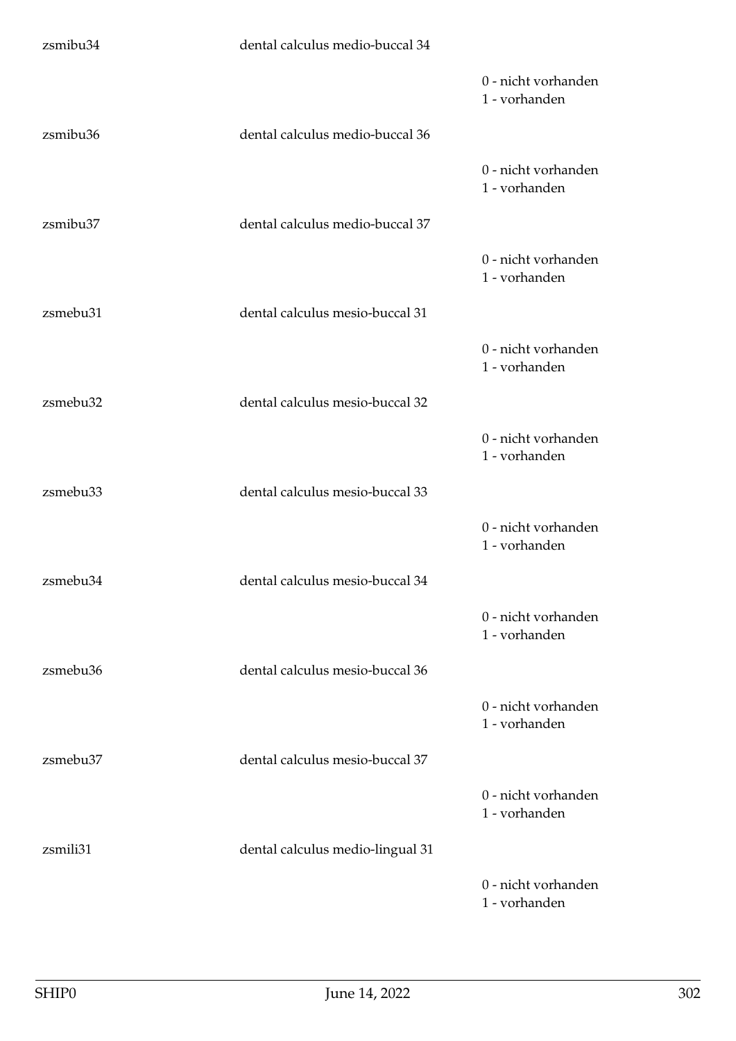zsmibu34 dental calculus medio-buccal 34

0 - nicht vorhanden
1 - vorhanden

zsmibu36 dental calculus medio-buccal 36

0 - nicht vorhanden
1 - vorhanden

zsmibu37 dental calculus medio-buccal 37

0 - nicht vorhanden
1 - vorhanden

zsmebu31 dental calculus mesio-buccal 31

0 - nicht vorhanden
1 - vorhanden

zsmebu32 dental calculus mesio-buccal 32

0 - nicht vorhanden
1 - vorhanden

zsmebu33 dental calculus mesio-buccal 33

0 - nicht vorhanden
1 - vorhanden

zsmebu34 dental calculus mesio-buccal 34

0 - nicht vorhanden
1 - vorhanden

zsmebu36 dental calculus mesio-buccal 36

0 - nicht vorhanden
1 - vorhanden

zsmebu37 dental calculus mesio-buccal 37

0 - nicht vorhanden
1 - vorhanden

zsmili31 dental calculus medio-lingual 31

0 - nicht vorhanden
1 - vorhanden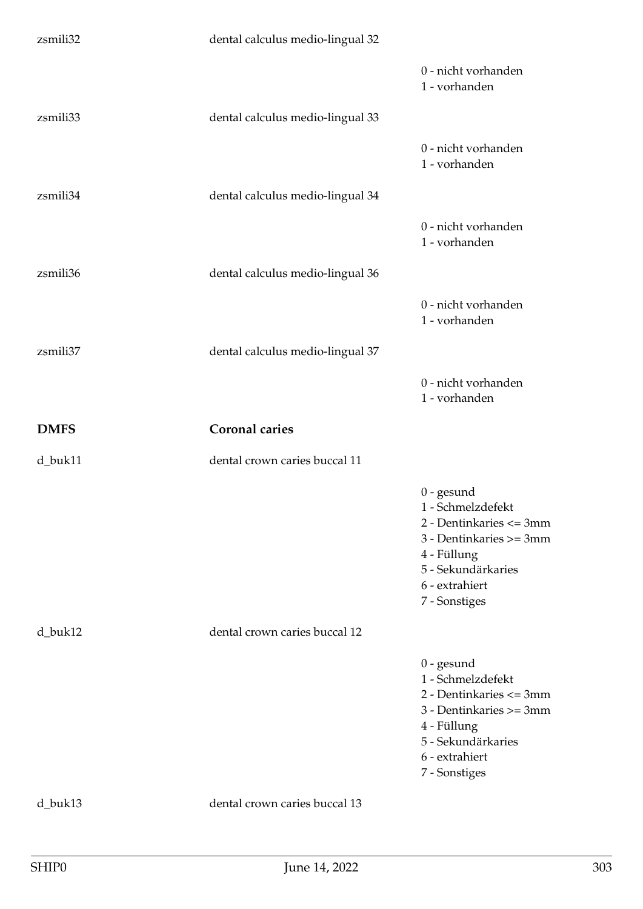zsmili32 dental calculus medio-lingual 32

0 - nicht vorhanden
1 - vorhanden

zsmili33 dental calculus medio-lingual 33

0 - nicht vorhanden
1 - vorhanden

zsmili34 dental calculus medio-lingual 34

0 - nicht vorhanden
1 - vorhanden

zsmili36 dental calculus medio-lingual 36

0 - nicht vorhanden
1 - vorhanden

zsmili37 dental calculus medio-lingual 37

0 - nicht vorhanden
1 - vorhanden

**DMFS** **Coronal caries**

d_buk11 dental crown caries buccal 11

0 - gesund
1 - Schmelzdefekt
2 - Dentinkaries <= 3mm
3 - Dentinkaries >= 3mm
4 - Füllung
5 - Sekundärkaries
6 - extrahiert
7 - Sonstiges

d_buk12 dental crown caries buccal 12

0 - gesund
1 - Schmelzdefekt
2 - Dentinkaries <= 3mm
3 - Dentinkaries >= 3mm
4 - Füllung
5 - Sekundärkaries
6 - extrahiert
7 - Sonstiges

d_buk13 dental crown caries buccal 13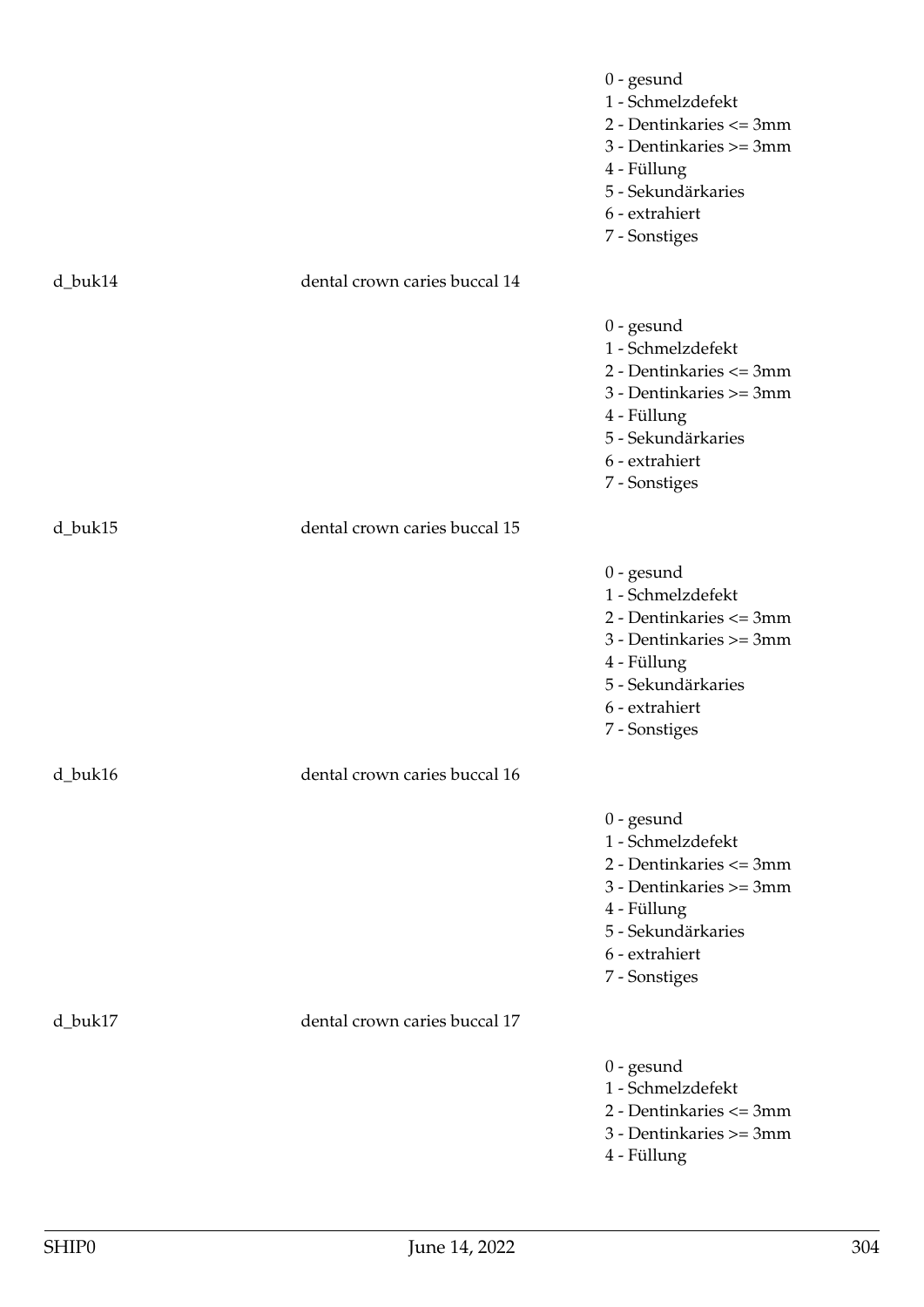0 - gesund
1 - Schmelzdefekt
2 - Dentinkaries <= 3mm
3 - Dentinkaries >= 3mm
4 - Füllung
5 - Sekundärkaries
6 - extrahiert
7 - Sonstiges

d_buk14 dental crown caries buccal 14

0 - gesund
1 - Schmelzdefekt
2 - Dentinkaries <= 3mm
3 - Dentinkaries >= 3mm
4 - Füllung
5 - Sekundärkaries
6 - extrahiert
7 - Sonstiges

d_buk15 dental crown caries buccal 15

0 - gesund
1 - Schmelzdefekt
2 - Dentinkaries <= 3mm
3 - Dentinkaries >= 3mm
4 - Füllung
5 - Sekundärkaries
6 - extrahiert
7 - Sonstiges

d_buk16 dental crown caries buccal 16

0 - gesund
1 - Schmelzdefekt
2 - Dentinkaries <= 3mm
3 - Dentinkaries >= 3mm
4 - Füllung
5 - Sekundärkaries
6 - extrahiert
7 - Sonstiges

d_buk17 dental crown caries buccal 17

0 - gesund
1 - Schmelzdefekt
2 - Dentinkaries <= 3mm
3 - Dentinkaries >= 3mm
4 - Füllung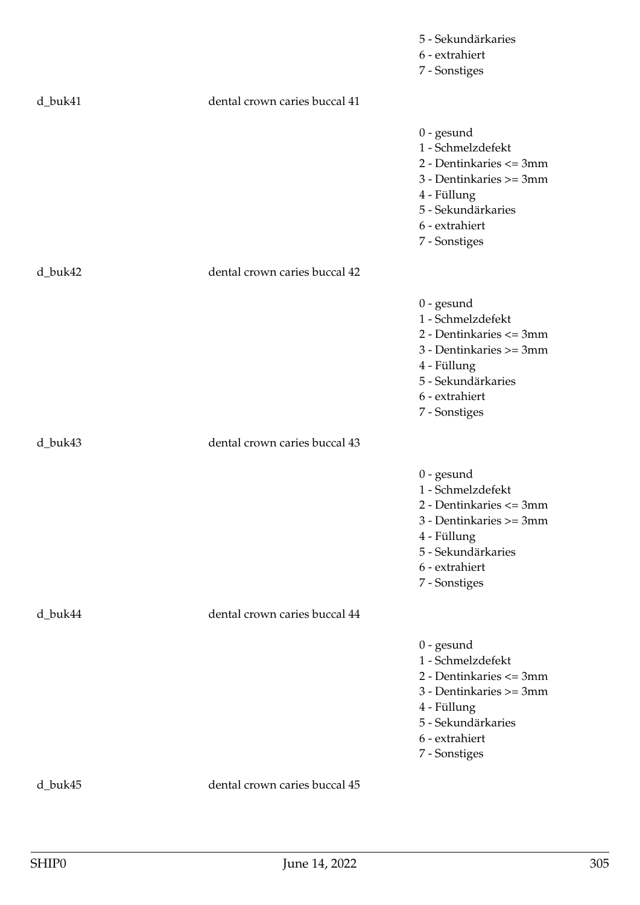5 - Sekundärkaries
6 - extrahiert
7 - Sonstiges

d_buk41 dental crown caries buccal 41

0 - gesund
1 - Schmelzdefekt
2 - Dentinkaries <= 3mm
3 - Dentinkaries >= 3mm
4 - Füllung
5 - Sekundärkaries
6 - extrahiert
7 - Sonstiges

d_buk42 dental crown caries buccal 42

0 - gesund
1 - Schmelzdefekt
2 - Dentinkaries <= 3mm
3 - Dentinkaries >= 3mm
4 - Füllung
5 - Sekundärkaries
6 - extrahiert
7 - Sonstiges

d_buk43 dental crown caries buccal 43

0 - gesund
1 - Schmelzdefekt
2 - Dentinkaries <= 3mm
3 - Dentinkaries >= 3mm
4 - Füllung
5 - Sekundärkaries
6 - extrahiert
7 - Sonstiges

d_buk44 dental crown caries buccal 44

0 - gesund
1 - Schmelzdefekt
2 - Dentinkaries <= 3mm
3 - Dentinkaries >= 3mm
4 - Füllung
5 - Sekundärkaries
6 - extrahiert
7 - Sonstiges

d_buk45 dental crown caries buccal 45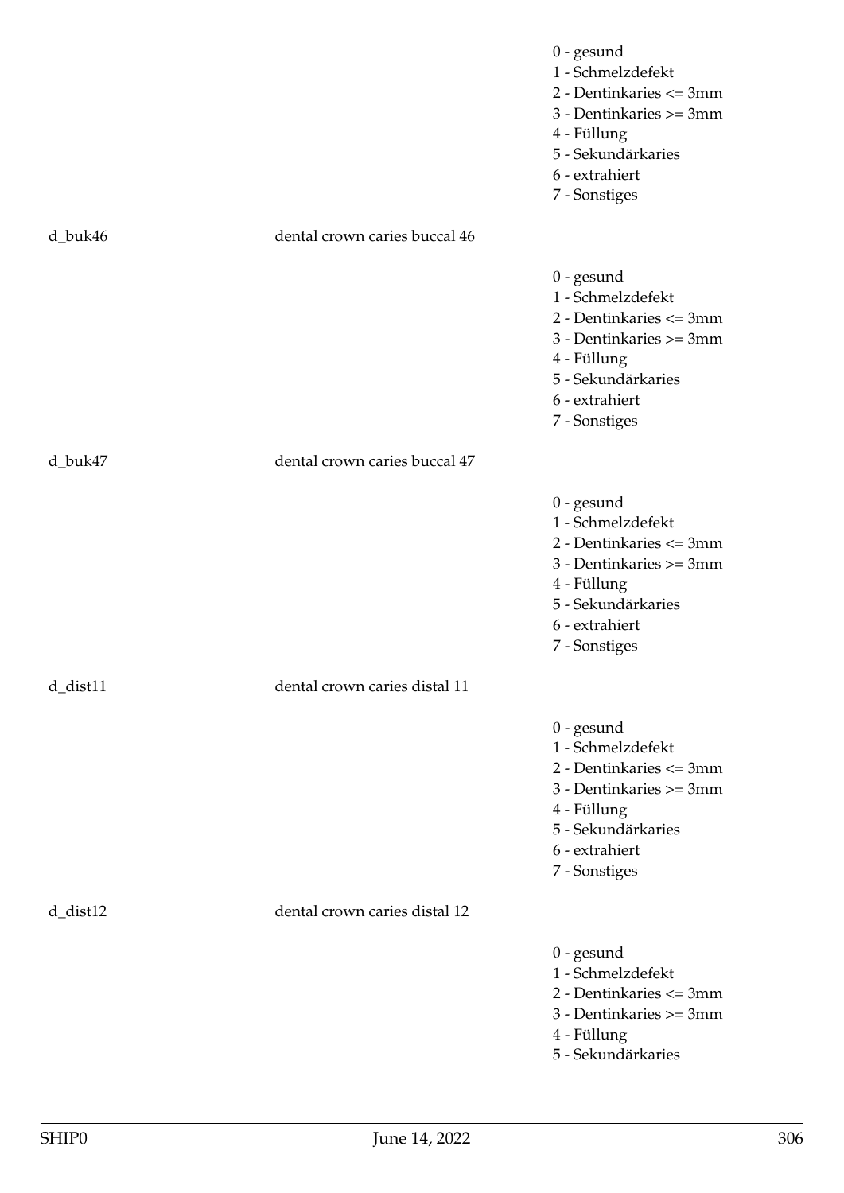0 - gesund
1 - Schmelzdefekt
2 - Dentinkaries <= 3mm
3 - Dentinkaries >= 3mm
4 - Füllung
5 - Sekundärkaries
6 - extrahiert
7 - Sonstiges

d_buk46 dental crown caries buccal 46

0 - gesund
1 - Schmelzdefekt
2 - Dentinkaries <= 3mm
3 - Dentinkaries >= 3mm
4 - Füllung
5 - Sekundärkaries
6 - extrahiert
7 - Sonstiges

d_buk47 dental crown caries buccal 47

0 - gesund
1 - Schmelzdefekt
2 - Dentinkaries <= 3mm
3 - Dentinkaries >= 3mm
4 - Füllung
5 - Sekundärkaries
6 - extrahiert
7 - Sonstiges

d_dist11 dental crown caries distal 11

0 - gesund
1 - Schmelzdefekt
2 - Dentinkaries <= 3mm
3 - Dentinkaries >= 3mm
4 - Füllung
5 - Sekundärkaries
6 - extrahiert
7 - Sonstiges

d_dist12 dental crown caries distal 12

0 - gesund
1 - Schmelzdefekt
2 - Dentinkaries <= 3mm
3 - Dentinkaries >= 3mm
4 - Füllung
5 - Sekundärkaries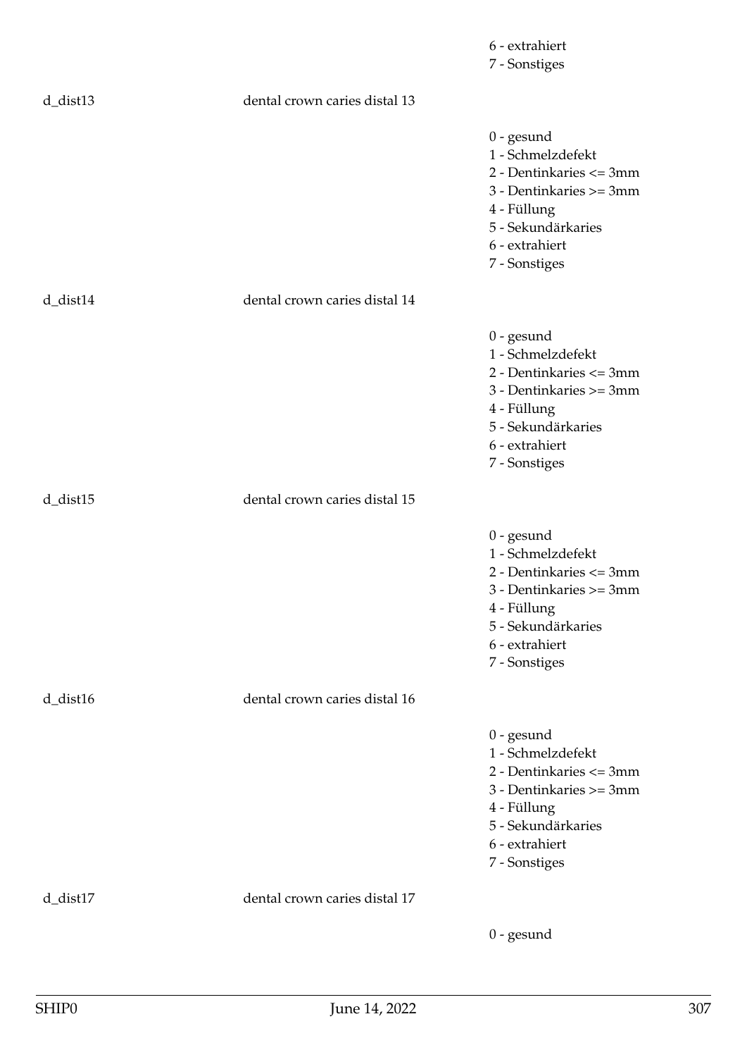6 - extrahiert
7 - Sonstiges

d_dist13 dental crown caries distal 13

0 - gesund
1 - Schmelzdefekt
2 - Dentinkaries <= 3mm
3 - Dentinkaries >= 3mm
4 - Füllung
5 - Sekundärkaries
6 - extrahiert
7 - Sonstiges

d_dist14 dental crown caries distal 14

0 - gesund
1 - Schmelzdefekt
2 - Dentinkaries <= 3mm
3 - Dentinkaries >= 3mm
4 - Füllung
5 - Sekundärkaries
6 - extrahiert
7 - Sonstiges

d_dist15 dental crown caries distal 15

0 - gesund
1 - Schmelzdefekt
2 - Dentinkaries <= 3mm
3 - Dentinkaries >= 3mm
4 - Füllung
5 - Sekundärkaries
6 - extrahiert
7 - Sonstiges

d_dist16 dental crown caries distal 16

0 - gesund
1 - Schmelzdefekt
2 - Dentinkaries <= 3mm
3 - Dentinkaries >= 3mm
4 - Füllung
5 - Sekundärkaries
6 - extrahiert
7 - Sonstiges

d_dist17 dental crown caries distal 17

0 - gesund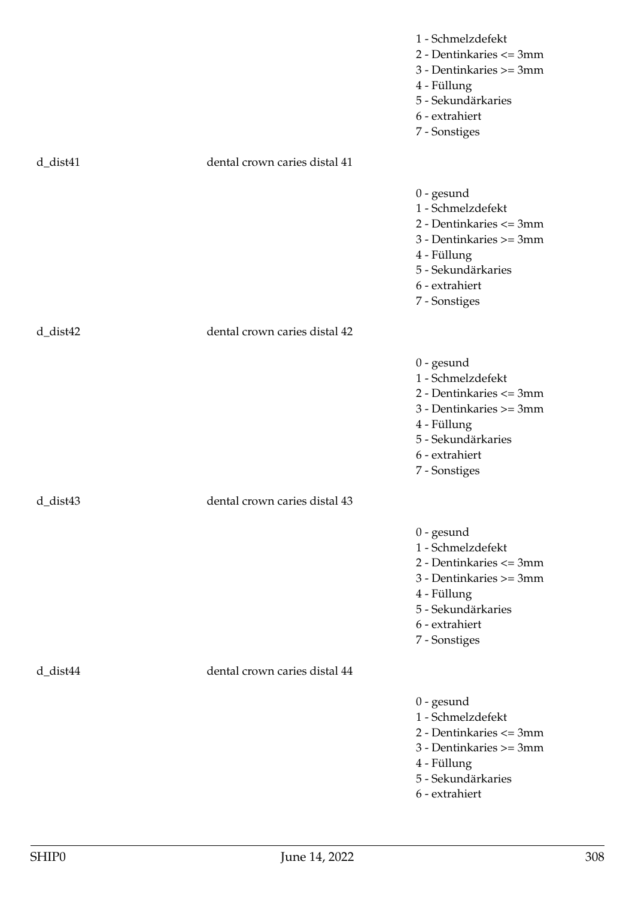1 - Schmelzdefekt
2 - Dentinkaries <= 3mm
3 - Dentinkaries >= 3mm
4 - Füllung
5 - Sekundärkaries
6 - extrahiert
7 - Sonstiges

d_dist41 dental crown caries distal 41

0 - gesund
1 - Schmelzdefekt
2 - Dentinkaries <= 3mm
3 - Dentinkaries >= 3mm
4 - Füllung
5 - Sekundärkaries
6 - extrahiert
7 - Sonstiges

d_dist42 dental crown caries distal 42

0 - gesund
1 - Schmelzdefekt
2 - Dentinkaries <= 3mm
3 - Dentinkaries >= 3mm
4 - Füllung
5 - Sekundärkaries
6 - extrahiert
7 - Sonstiges

d_dist43 dental crown caries distal 43

0 - gesund
1 - Schmelzdefekt
2 - Dentinkaries <= 3mm
3 - Dentinkaries >= 3mm
4 - Füllung
5 - Sekundärkaries
6 - extrahiert
7 - Sonstiges

d_dist44 dental crown caries distal 44

0 - gesund
1 - Schmelzdefekt
2 - Dentinkaries <= 3mm
3 - Dentinkaries >= 3mm
4 - Füllung
5 - Sekundärkaries
6 - extrahiert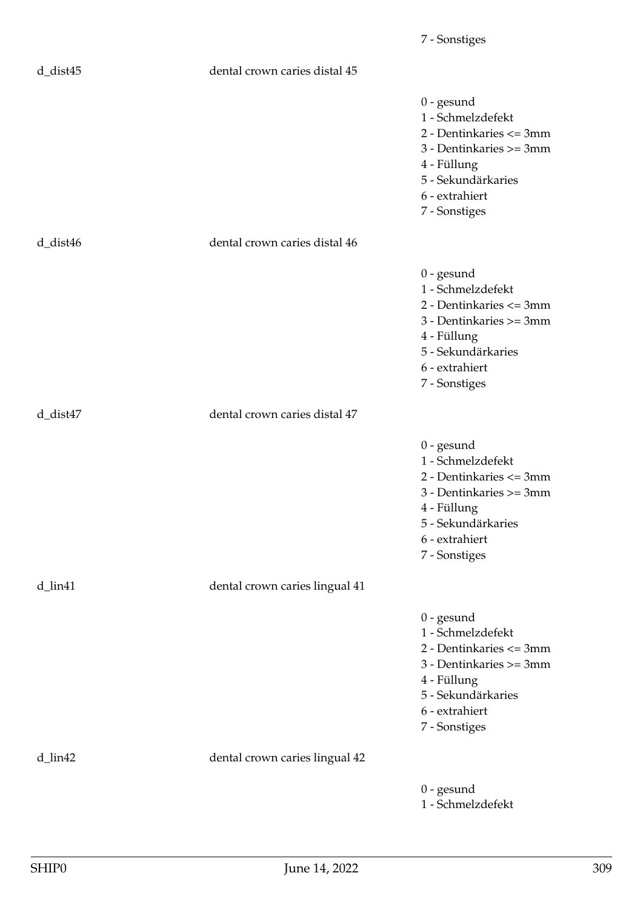7 - Sonstiges

d_dist45 dental crown caries distal 45

0 - gesund
1 - Schmelzdefekt
2 - Dentinkaries <= 3mm
3 - Dentinkaries >= 3mm
4 - Füllung
5 - Sekundärkaries
6 - extrahiert
7 - Sonstiges

d_dist46 dental crown caries distal 46

0 - gesund
1 - Schmelzdefekt
2 - Dentinkaries <= 3mm
3 - Dentinkaries >= 3mm
4 - Füllung
5 - Sekundärkaries
6 - extrahiert
7 - Sonstiges

d_dist47 dental crown caries distal 47

0 - gesund
1 - Schmelzdefekt
2 - Dentinkaries <= 3mm
3 - Dentinkaries >= 3mm
4 - Füllung
5 - Sekundärkaries
6 - extrahiert
7 - Sonstiges

d_lin41 dental crown caries lingual 41

0 - gesund
1 - Schmelzdefekt
2 - Dentinkaries <= 3mm
3 - Dentinkaries >= 3mm
4 - Füllung
5 - Sekundärkaries
6 - extrahiert
7 - Sonstiges

d_lin42 dental crown caries lingual 42

0 - gesund
1 - Schmelzdefekt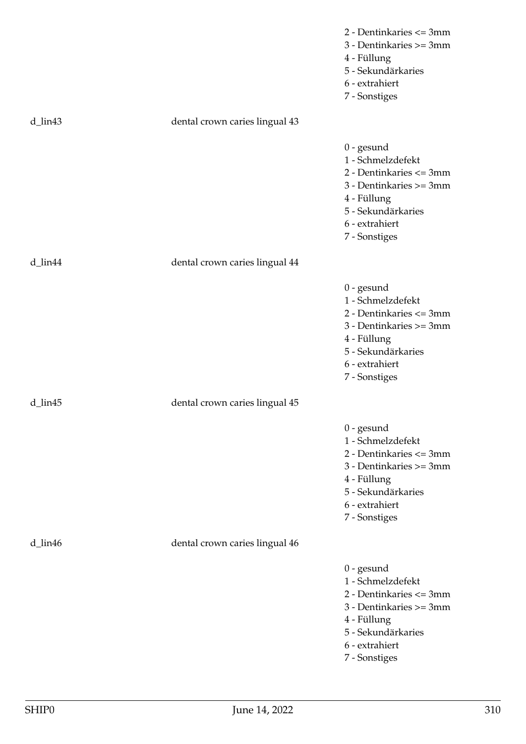2 - Dentinkaries <= 3mm
3 - Dentinkaries >= 3mm
4 - Füllung
5 - Sekundärkaries
6 - extrahiert
7 - Sonstiges

d_lin43 dental crown caries lingual 43

0 - gesund
1 - Schmelzdefekt
2 - Dentinkaries <= 3mm
3 - Dentinkaries >= 3mm
4 - Füllung
5 - Sekundärkaries
6 - extrahiert
7 - Sonstiges

d_lin44 dental crown caries lingual 44

0 - gesund
1 - Schmelzdefekt
2 - Dentinkaries <= 3mm
3 - Dentinkaries >= 3mm
4 - Füllung
5 - Sekundärkaries
6 - extrahiert
7 - Sonstiges

d_lin45 dental crown caries lingual 45

0 - gesund
1 - Schmelzdefekt
2 - Dentinkaries <= 3mm
3 - Dentinkaries >= 3mm
4 - Füllung
5 - Sekundärkaries
6 - extrahiert
7 - Sonstiges

d_lin46 dental crown caries lingual 46

0 - gesund
1 - Schmelzdefekt
2 - Dentinkaries <= 3mm
3 - Dentinkaries >= 3mm
4 - Füllung
5 - Sekundärkaries
6 - extrahiert
7 - Sonstiges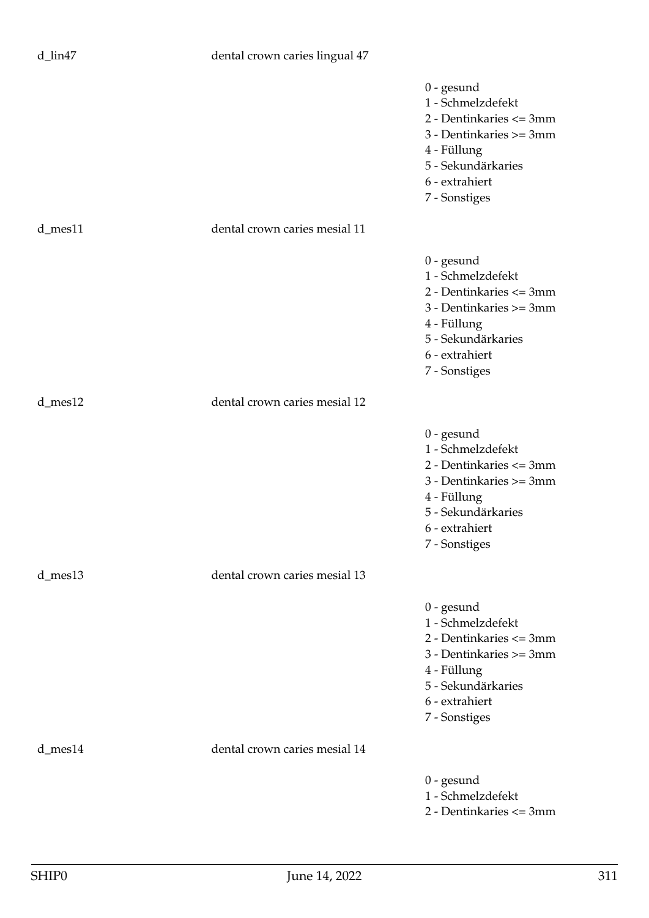d_lin47 dental crown caries lingual 47

0 - gesund
1 - Schmelzdefekt
2 - Dentinkaries <= 3mm
3 - Dentinkaries >= 3mm
4 - Füllung
5 - Sekundärkaries
6 - extrahiert
7 - Sonstiges

d_mes11 dental crown caries mesial 11

0 - gesund
1 - Schmelzdefekt
2 - Dentinkaries <= 3mm
3 - Dentinkaries >= 3mm
4 - Füllung
5 - Sekundärkaries
6 - extrahiert
7 - Sonstiges

d_mes12 dental crown caries mesial 12

0 - gesund
1 - Schmelzdefekt
2 - Dentinkaries <= 3mm
3 - Dentinkaries >= 3mm
4 - Füllung
5 - Sekundärkaries
6 - extrahiert
7 - Sonstiges

d_mes13 dental crown caries mesial 13

0 - gesund
1 - Schmelzdefekt
2 - Dentinkaries <= 3mm
3 - Dentinkaries >= 3mm
4 - Füllung
5 - Sekundärkaries
6 - extrahiert
7 - Sonstiges

d_mes14 dental crown caries mesial 14

0 - gesund
1 - Schmelzdefekt
2 - Dentinkaries <= 3mm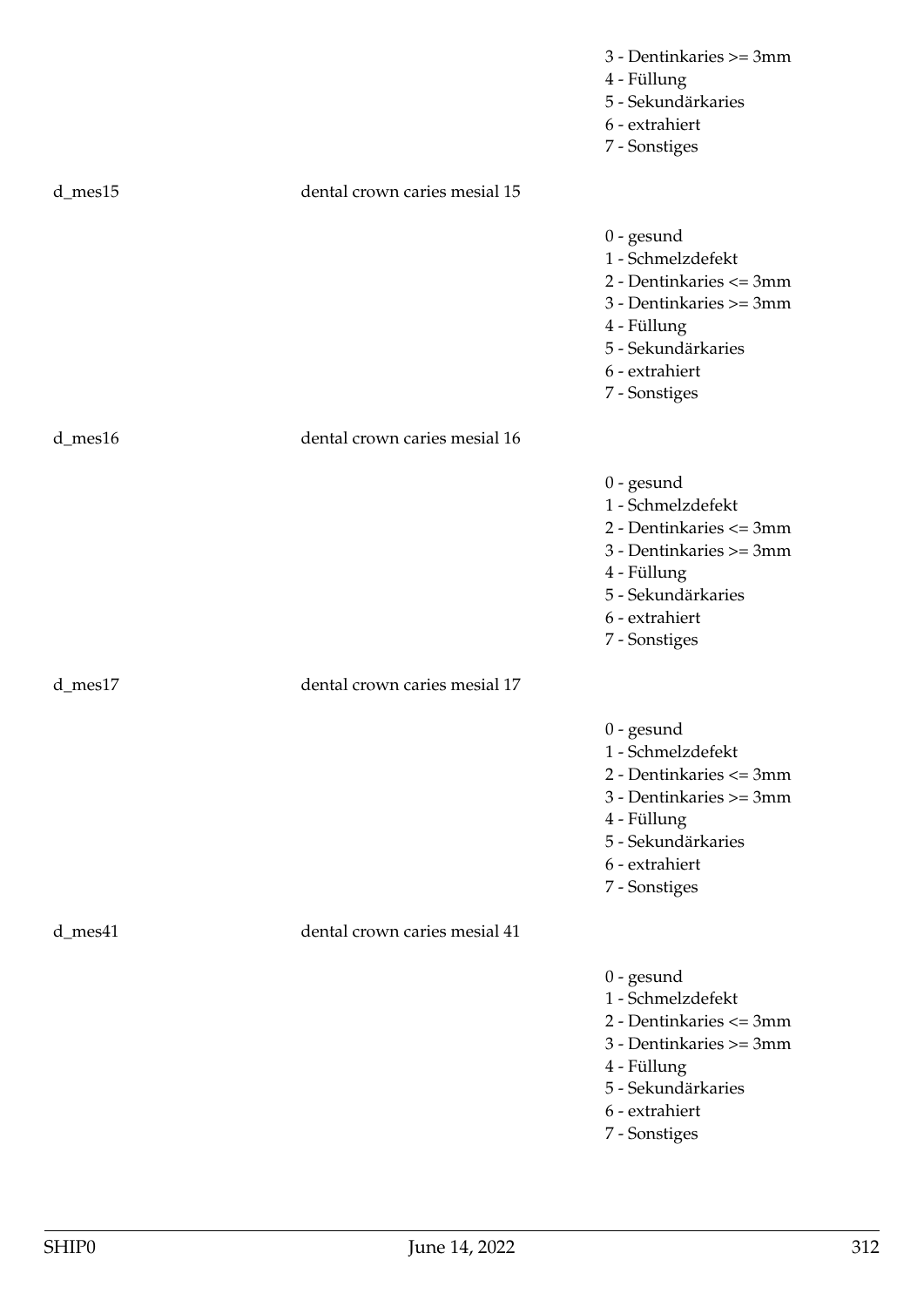3 - Dentinkaries >= 3mm
4 - Füllung
5 - Sekundärkaries
6 - extrahiert
7 - Sonstiges

d_mes15 dental crown caries mesial 15

0 - gesund
1 - Schmelzdefekt
2 - Dentinkaries <= 3mm
3 - Dentinkaries >= 3mm
4 - Füllung
5 - Sekundärkaries
6 - extrahiert
7 - Sonstiges

d_mes16 dental crown caries mesial 16

0 - gesund
1 - Schmelzdefekt
2 - Dentinkaries <= 3mm
3 - Dentinkaries >= 3mm
4 - Füllung
5 - Sekundärkaries
6 - extrahiert
7 - Sonstiges

d_mes17 dental crown caries mesial 17

0 - gesund
1 - Schmelzdefekt
2 - Dentinkaries <= 3mm
3 - Dentinkaries >= 3mm
4 - Füllung
5 - Sekundärkaries
6 - extrahiert
7 - Sonstiges

d_mes41 dental crown caries mesial 41

0 - gesund
1 - Schmelzdefekt
2 - Dentinkaries <= 3mm
3 - Dentinkaries >= 3mm
4 - Füllung
5 - Sekundärkaries
6 - extrahiert
7 - Sonstiges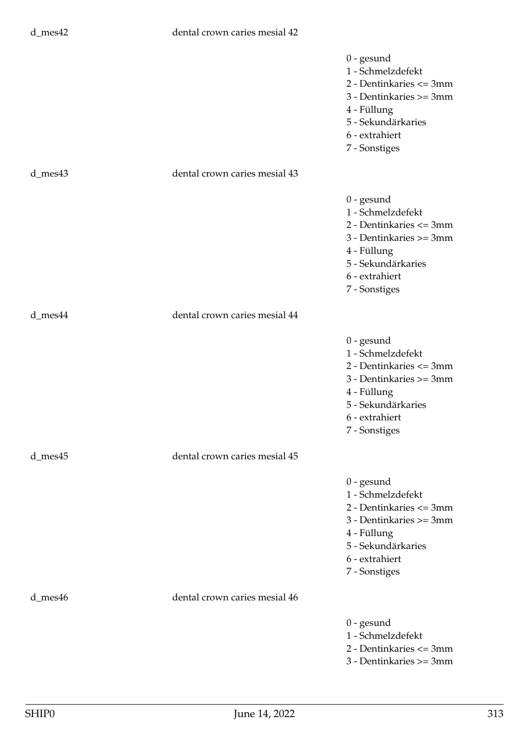d_mes42 dental crown caries mesial 42

- 0 - gesund
- 1 - Schmelzdefekt
- 2 - Dentinkaries <= 3mm
- 3 - Dentinkaries >= 3mm
- 4 - Füllung
- 5 - Sekundärkaries
- 6 - extrahiert
- 7 - Sonstiges

d_mes43 dental crown caries mesial 43

- 0 - gesund
- 1 - Schmelzdefekt
- 2 - Dentinkaries <= 3mm
- 3 - Dentinkaries >= 3mm
- 4 - Füllung
- 5 - Sekundärkaries
- 6 - extrahiert
- 7 - Sonstiges

d_mes44 dental crown caries mesial 44

- 0 - gesund
- 1 - Schmelzdefekt
- 2 - Dentinkaries <= 3mm
- 3 - Dentinkaries >= 3mm
- 4 - Füllung
- 5 - Sekundärkaries
- 6 - extrahiert
- 7 - Sonstiges

d_mes45 dental crown caries mesial 45

- 0 - gesund
- 1 - Schmelzdefekt
- 2 - Dentinkaries <= 3mm
- 3 - Dentinkaries >= 3mm
- 4 - Füllung
- 5 - Sekundärkaries
- 6 - extrahiert
- 7 - Sonstiges

d_mes46 dental crown caries mesial 46

- 0 - gesund
- 1 - Schmelzdefekt
- 2 - Dentinkaries <= 3mm
- 3 - Dentinkaries >= 3mm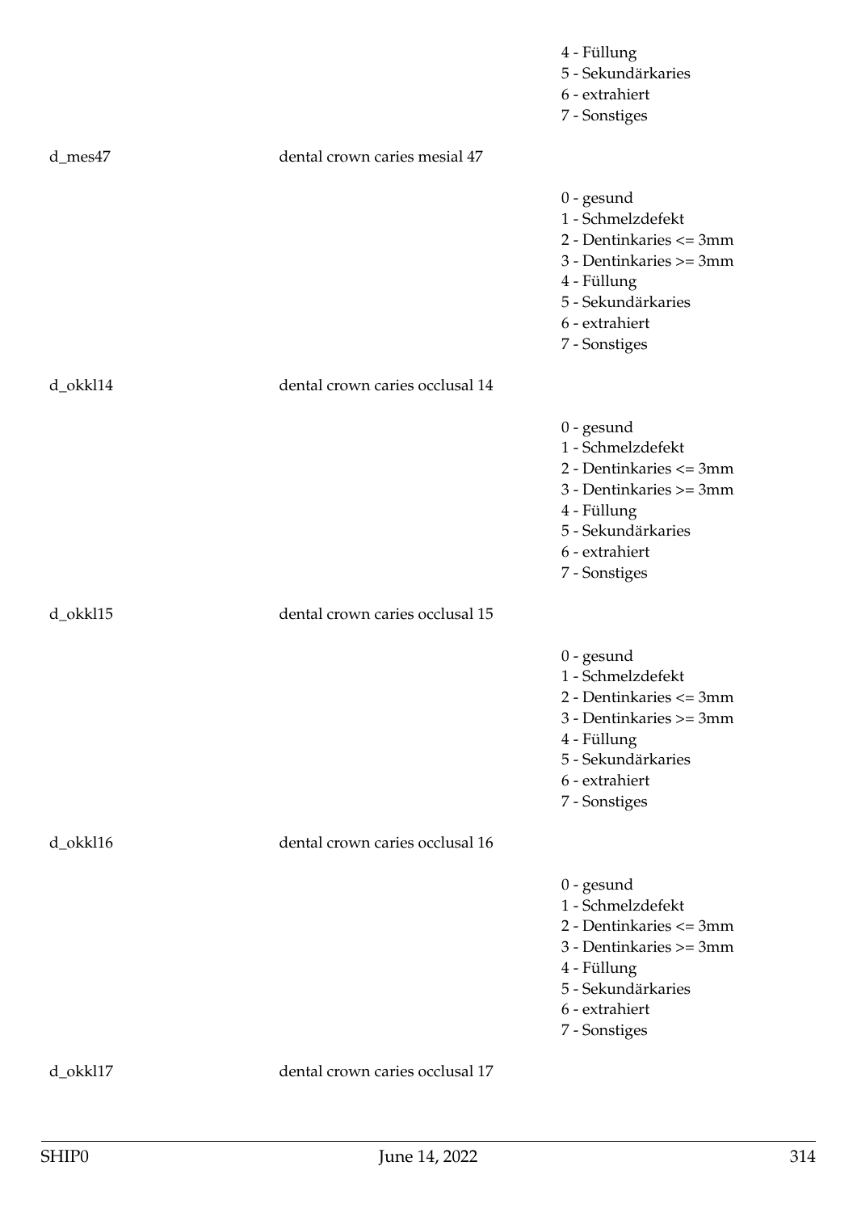4 - Füllung
5 - Sekundärkaries
6 - extrahiert
7 - Sonstiges

d_mes47 dental crown caries mesial 47

0 - gesund
1 - Schmelzdefekt
2 - Dentinkaries <= 3mm
3 - Dentinkaries >= 3mm
4 - Füllung
5 - Sekundärkaries
6 - extrahiert
7 - Sonstiges

d_okkl14 dental crown caries occlusal 14

0 - gesund
1 - Schmelzdefekt
2 - Dentinkaries <= 3mm
3 - Dentinkaries >= 3mm
4 - Füllung
5 - Sekundärkaries
6 - extrahiert
7 - Sonstiges

d_okkl15 dental crown caries occlusal 15

0 - gesund
1 - Schmelzdefekt
2 - Dentinkaries <= 3mm
3 - Dentinkaries >= 3mm
4 - Füllung
5 - Sekundärkaries
6 - extrahiert
7 - Sonstiges

d_okkl16 dental crown caries occlusal 16

0 - gesund
1 - Schmelzdefekt
2 - Dentinkaries <= 3mm
3 - Dentinkaries >= 3mm
4 - Füllung
5 - Sekundärkaries
6 - extrahiert
7 - Sonstiges

d_okkl17 dental crown caries occlusal 17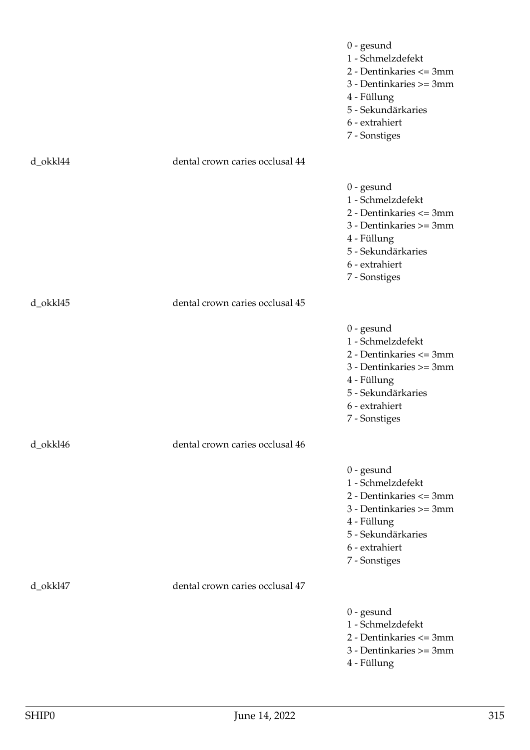0 - gesund
1 - Schmelzdefekt
2 - Dentinkaries <= 3mm
3 - Dentinkaries >= 3mm
4 - Füllung
5 - Sekundärkaries
6 - extrahiert
7 - Sonstiges

d_okkl44 dental crown caries occlusal 44

0 - gesund
1 - Schmelzdefekt
2 - Dentinkaries <= 3mm
3 - Dentinkaries >= 3mm
4 - Füllung
5 - Sekundärkaries
6 - extrahiert
7 - Sonstiges

d_okkl45 dental crown caries occlusal 45

0 - gesund
1 - Schmelzdefekt
2 - Dentinkaries <= 3mm
3 - Dentinkaries >= 3mm
4 - Füllung
5 - Sekundärkaries
6 - extrahiert
7 - Sonstiges

d_okkl46 dental crown caries occlusal 46

0 - gesund
1 - Schmelzdefekt
2 - Dentinkaries <= 3mm
3 - Dentinkaries >= 3mm
4 - Füllung
5 - Sekundärkaries
6 - extrahiert
7 - Sonstiges

d_okkl47 dental crown caries occlusal 47

0 - gesund
1 - Schmelzdefekt
2 - Dentinkaries <= 3mm
3 - Dentinkaries >= 3mm
4 - Füllung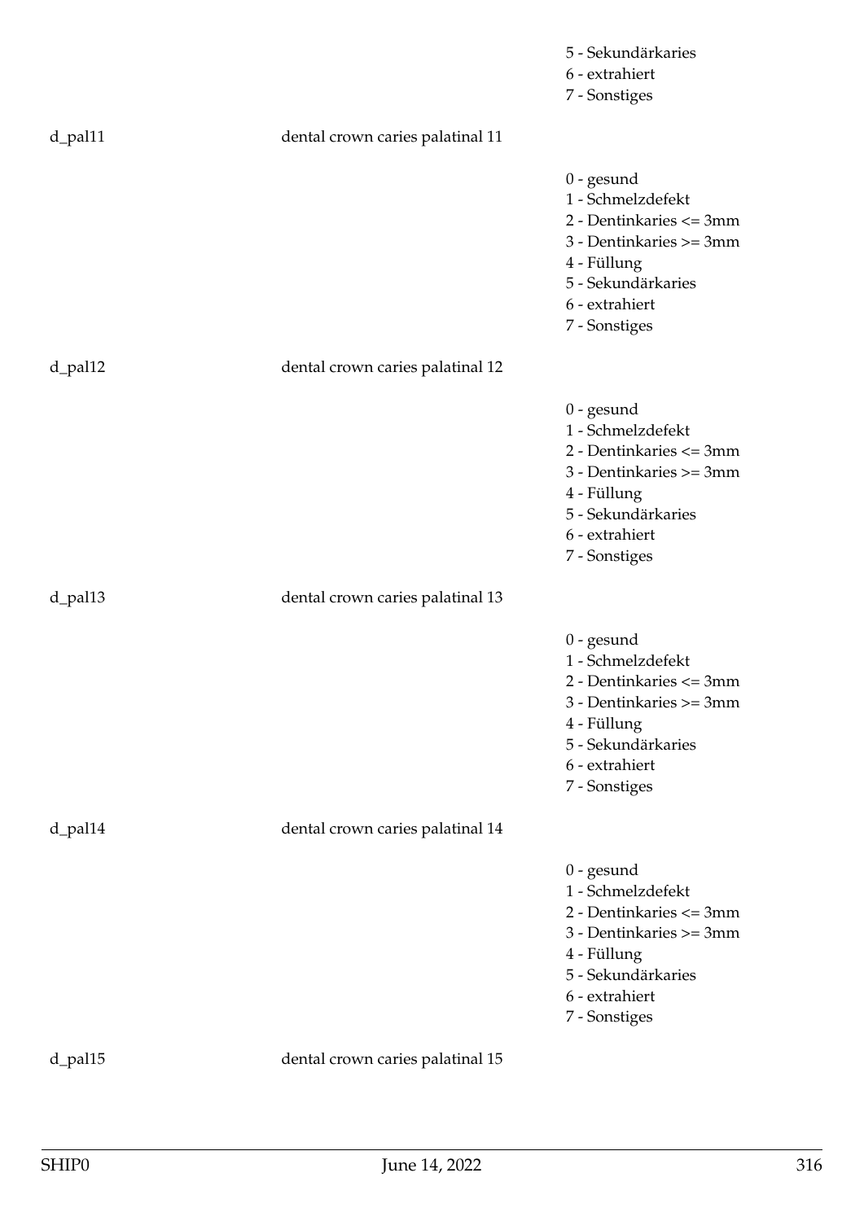5 - Sekundärkaries
6 - extrahiert
7 - Sonstiges

d_pal11 dental crown caries palatinal 11

0 - gesund
1 - Schmelzdefekt
2 - Dentinkaries <= 3mm
3 - Dentinkaries >= 3mm
4 - Füllung
5 - Sekundärkaries
6 - extrahiert
7 - Sonstiges

d_pal12 dental crown caries palatinal 12

0 - gesund
1 - Schmelzdefekt
2 - Dentinkaries <= 3mm
3 - Dentinkaries >= 3mm
4 - Füllung
5 - Sekundärkaries
6 - extrahiert
7 - Sonstiges

d_pal13 dental crown caries palatinal 13

0 - gesund
1 - Schmelzdefekt
2 - Dentinkaries <= 3mm
3 - Dentinkaries >= 3mm
4 - Füllung
5 - Sekundärkaries
6 - extrahiert
7 - Sonstiges

d_pal14 dental crown caries palatinal 14

0 - gesund
1 - Schmelzdefekt
2 - Dentinkaries <= 3mm
3 - Dentinkaries >= 3mm
4 - Füllung
5 - Sekundärkaries
6 - extrahiert
7 - Sonstiges

d_pal15 dental crown caries palatinal 15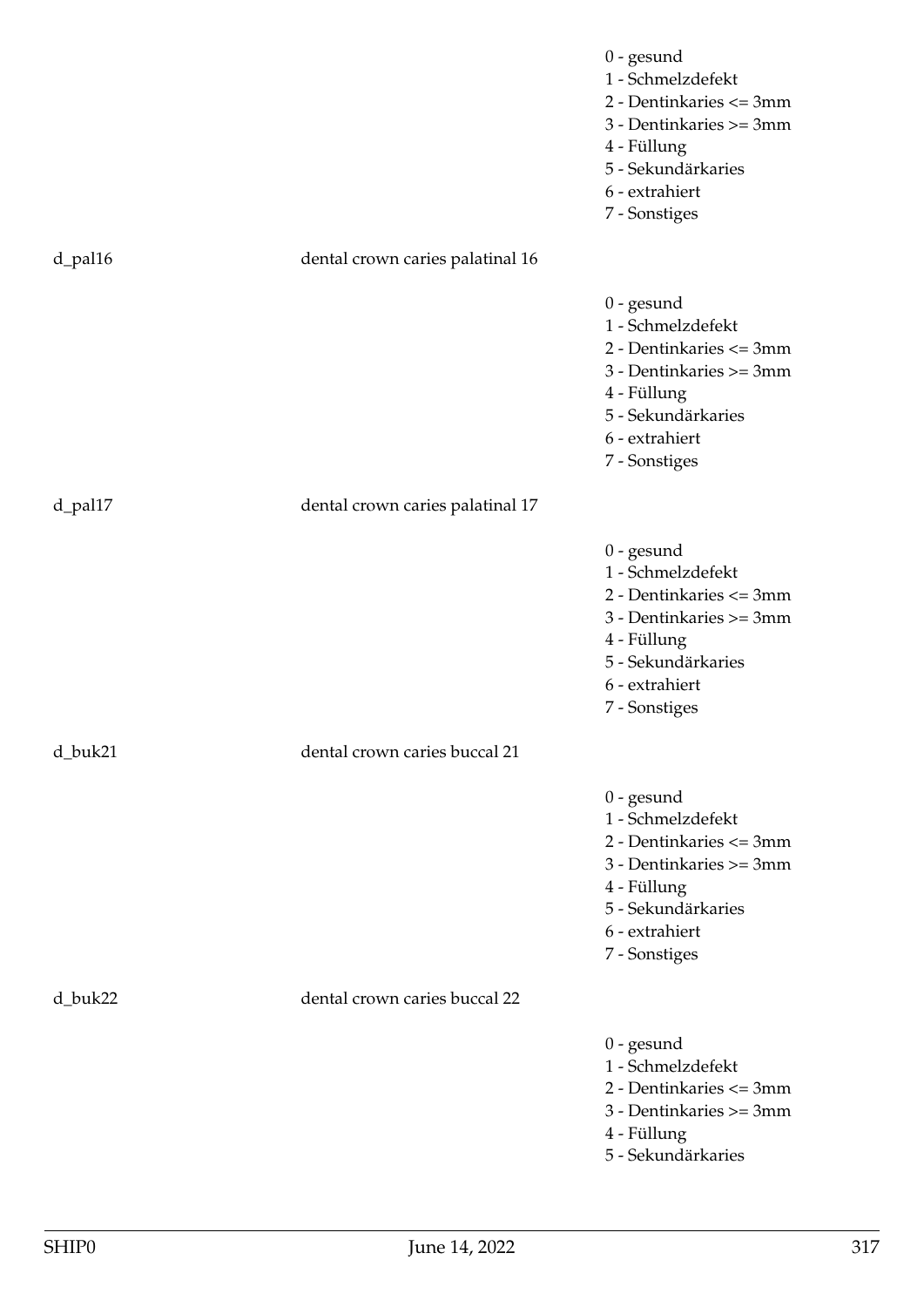0 - gesund
1 - Schmelzdefekt
2 - Dentinkaries <= 3mm
3 - Dentinkaries >= 3mm
4 - Füllung
5 - Sekundärkaries
6 - extrahiert
7 - Sonstiges

d_pal16 dental crown caries palatinal 16

0 - gesund
1 - Schmelzdefekt
2 - Dentinkaries <= 3mm
3 - Dentinkaries >= 3mm
4 - Füllung
5 - Sekundärkaries
6 - extrahiert
7 - Sonstiges

d_pal17 dental crown caries palatinal 17

0 - gesund
1 - Schmelzdefekt
2 - Dentinkaries <= 3mm
3 - Dentinkaries >= 3mm
4 - Füllung
5 - Sekundärkaries
6 - extrahiert
7 - Sonstiges

d_buk21 dental crown caries buccal 21

0 - gesund
1 - Schmelzdefekt
2 - Dentinkaries <= 3mm
3 - Dentinkaries >= 3mm
4 - Füllung
5 - Sekundärkaries
6 - extrahiert
7 - Sonstiges

d_buk22 dental crown caries buccal 22

0 - gesund
1 - Schmelzdefekt
2 - Dentinkaries <= 3mm
3 - Dentinkaries >= 3mm
4 - Füllung
5 - Sekundärkaries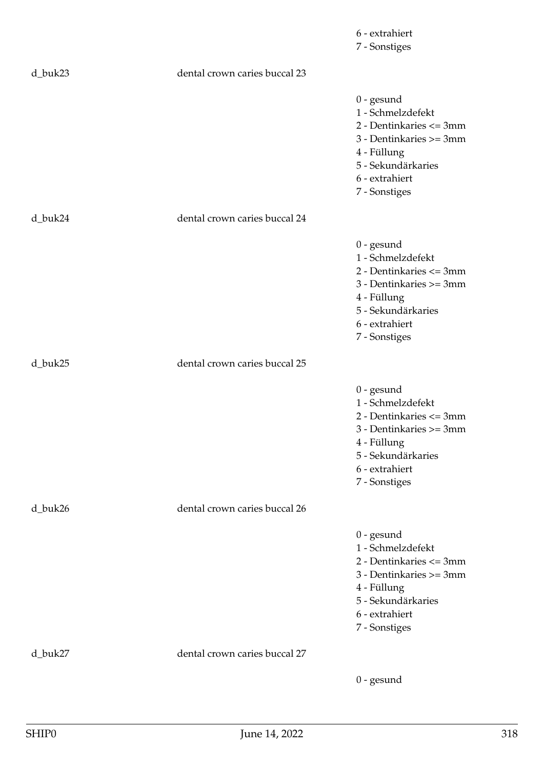6 - extrahiert
7 - Sonstiges

d_buk23 dental crown caries buccal 23

0 - gesund
1 - Schmelzdefekt
2 - Dentinkaries <= 3mm
3 - Dentinkaries >= 3mm
4 - Füllung
5 - Sekundärkaries
6 - extrahiert
7 - Sonstiges

d_buk24 dental crown caries buccal 24

0 - gesund
1 - Schmelzdefekt
2 - Dentinkaries <= 3mm
3 - Dentinkaries >= 3mm
4 - Füllung
5 - Sekundärkaries
6 - extrahiert
7 - Sonstiges

d_buk25 dental crown caries buccal 25

0 - gesund
1 - Schmelzdefekt
2 - Dentinkaries <= 3mm
3 - Dentinkaries >= 3mm
4 - Füllung
5 - Sekundärkaries
6 - extrahiert
7 - Sonstiges

d_buk26 dental crown caries buccal 26

0 - gesund
1 - Schmelzdefekt
2 - Dentinkaries <= 3mm
3 - Dentinkaries >= 3mm
4 - Füllung
5 - Sekundärkaries
6 - extrahiert
7 - Sonstiges

d_buk27 dental crown caries buccal 27

0 - gesund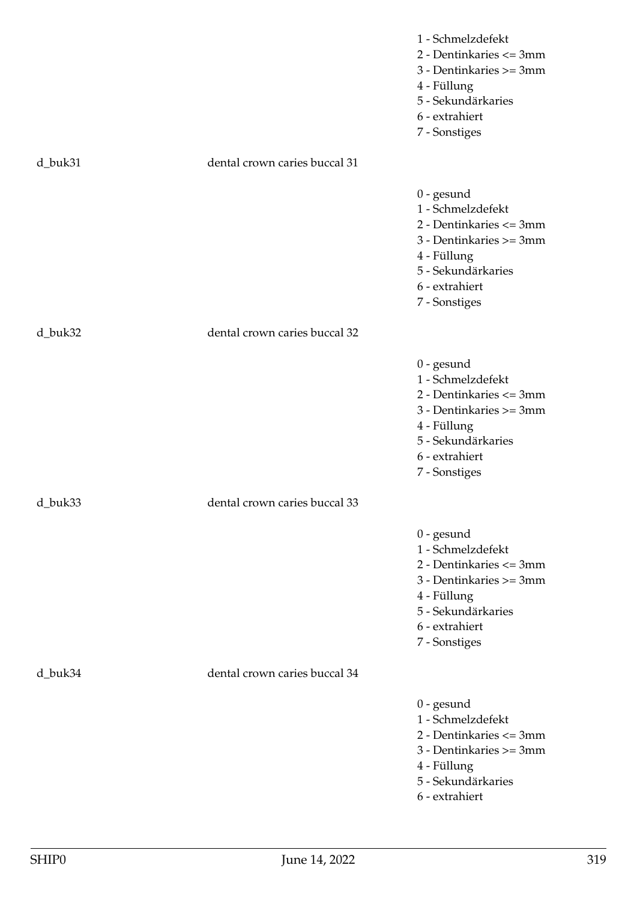1 - Schmelzdefekt
2 - Dentinkaries <= 3mm
3 - Dentinkaries >= 3mm
4 - Füllung
5 - Sekundärkaries
6 - extrahiert
7 - Sonstiges

d_buk31 dental crown caries buccal 31

0 - gesund
1 - Schmelzdefekt
2 - Dentinkaries <= 3mm
3 - Dentinkaries >= 3mm
4 - Füllung
5 - Sekundärkaries
6 - extrahiert
7 - Sonstiges

d_buk32 dental crown caries buccal 32

0 - gesund
1 - Schmelzdefekt
2 - Dentinkaries <= 3mm
3 - Dentinkaries >= 3mm
4 - Füllung
5 - Sekundärkaries
6 - extrahiert
7 - Sonstiges

d_buk33 dental crown caries buccal 33

0 - gesund
1 - Schmelzdefekt
2 - Dentinkaries <= 3mm
3 - Dentinkaries >= 3mm
4 - Füllung
5 - Sekundärkaries
6 - extrahiert
7 - Sonstiges

d_buk34 dental crown caries buccal 34

0 - gesund
1 - Schmelzdefekt
2 - Dentinkaries <= 3mm
3 - Dentinkaries >= 3mm
4 - Füllung
5 - Sekundärkaries
6 - extrahiert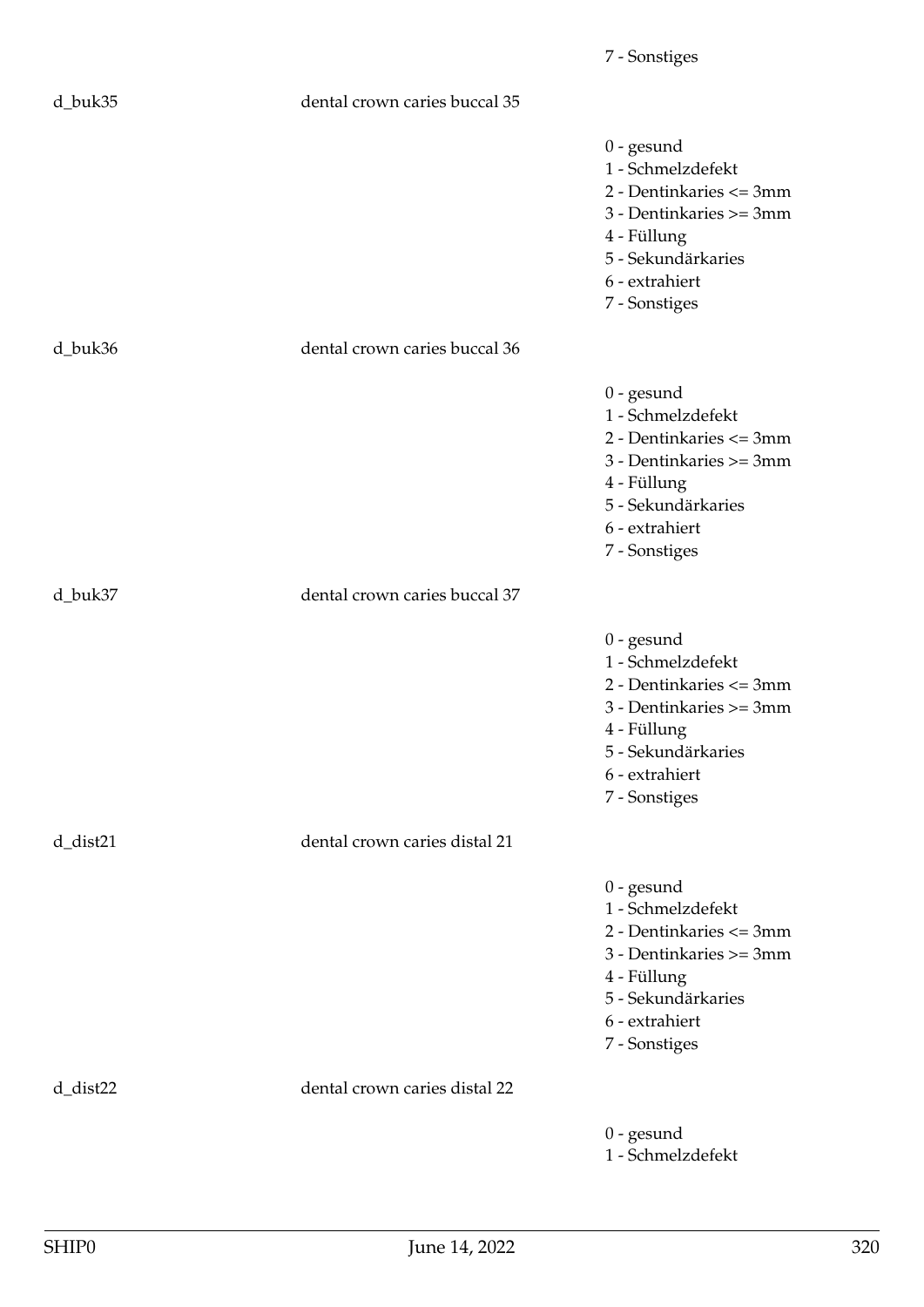7 - Sonstiges

d_buk35 dental crown caries buccal 35

0 - gesund
1 - Schmelzdefekt
2 - Dentinkaries <= 3mm
3 - Dentinkaries >= 3mm
4 - Füllung
5 - Sekundärkaries
6 - extrahiert
7 - Sonstiges

d_buk36 dental crown caries buccal 36

0 - gesund
1 - Schmelzdefekt
2 - Dentinkaries <= 3mm
3 - Dentinkaries >= 3mm
4 - Füllung
5 - Sekundärkaries
6 - extrahiert
7 - Sonstiges

d_buk37 dental crown caries buccal 37

0 - gesund
1 - Schmelzdefekt
2 - Dentinkaries <= 3mm
3 - Dentinkaries >= 3mm
4 - Füllung
5 - Sekundärkaries
6 - extrahiert
7 - Sonstiges

d_dist21 dental crown caries distal 21

0 - gesund
1 - Schmelzdefekt
2 - Dentinkaries <= 3mm
3 - Dentinkaries >= 3mm
4 - Füllung
5 - Sekundärkaries
6 - extrahiert
7 - Sonstiges

d_dist22 dental crown caries distal 22

0 - gesund
1 - Schmelzdefekt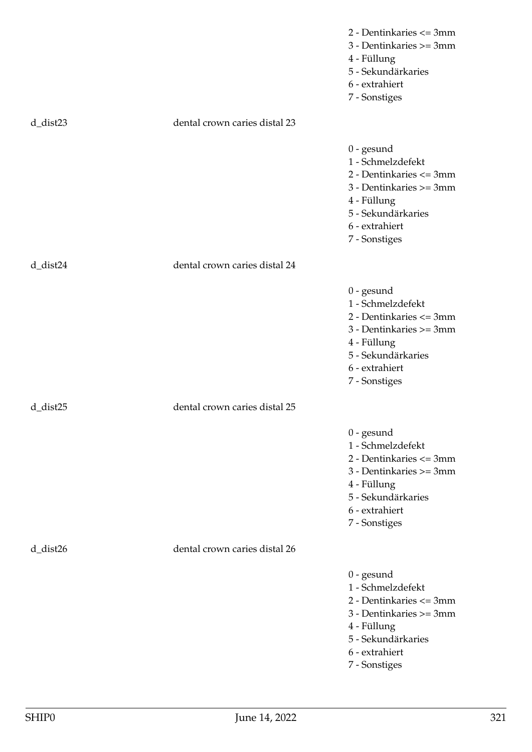2 - Dentinkaries <= 3mm
3 - Dentinkaries >= 3mm
4 - Füllung
5 - Sekundärkaries
6 - extrahiert
7 - Sonstiges

d_dist23 dental crown caries distal 23

0 - gesund
1 - Schmelzdefekt
2 - Dentinkaries <= 3mm
3 - Dentinkaries >= 3mm
4 - Füllung
5 - Sekundärkaries
6 - extrahiert
7 - Sonstiges

d_dist24 dental crown caries distal 24

0 - gesund
1 - Schmelzdefekt
2 - Dentinkaries <= 3mm
3 - Dentinkaries >= 3mm
4 - Füllung
5 - Sekundärkaries
6 - extrahiert
7 - Sonstiges

d_dist25 dental crown caries distal 25

0 - gesund
1 - Schmelzdefekt
2 - Dentinkaries <= 3mm
3 - Dentinkaries >= 3mm
4 - Füllung
5 - Sekundärkaries
6 - extrahiert
7 - Sonstiges

d_dist26 dental crown caries distal 26

0 - gesund
1 - Schmelzdefekt
2 - Dentinkaries <= 3mm
3 - Dentinkaries >= 3mm
4 - Füllung
5 - Sekundärkaries
6 - extrahiert
7 - Sonstiges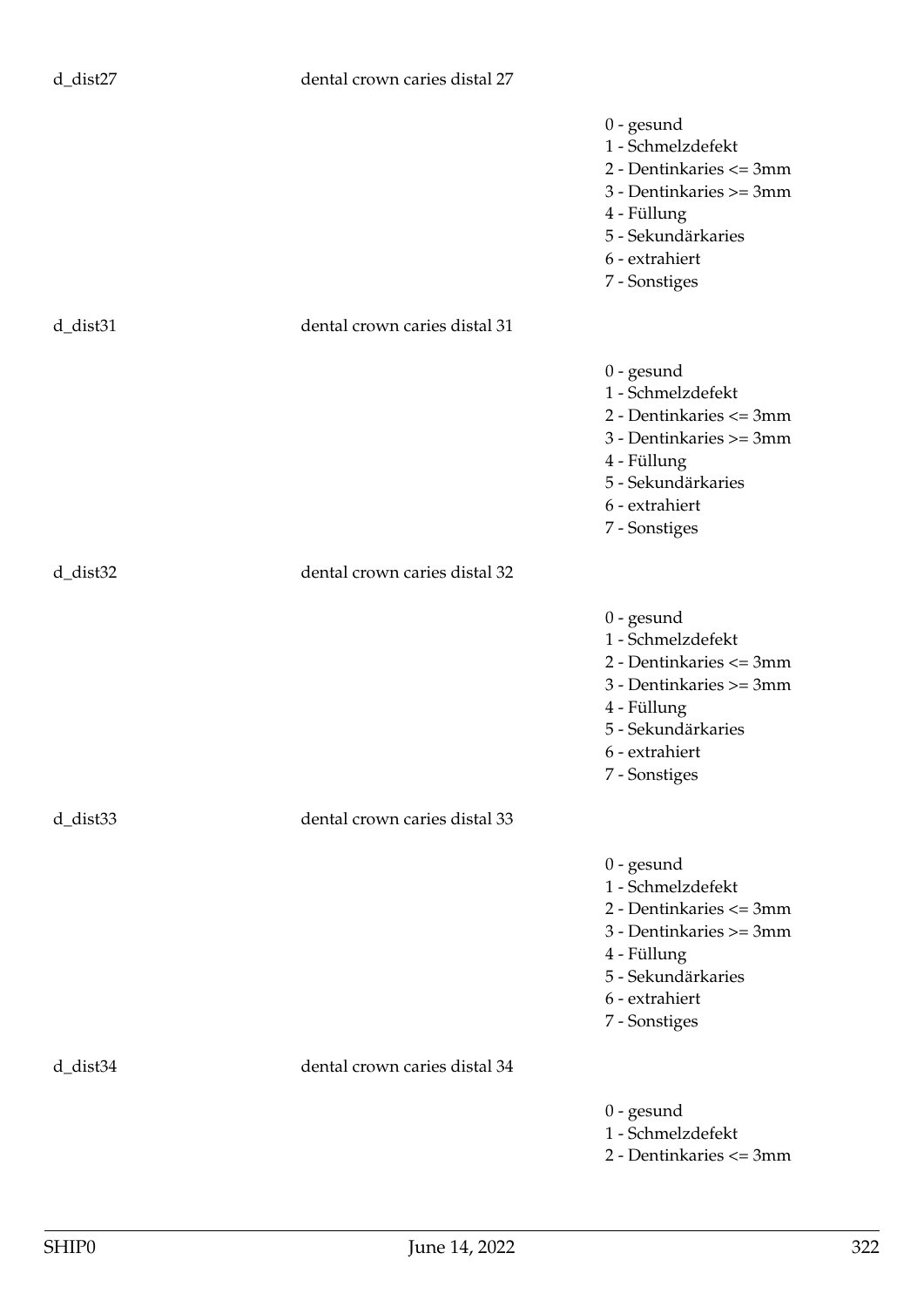d_dist27 dental crown caries distal 27

0 - gesund
1 - Schmelzdefekt
2 - Dentinkaries <= 3mm
3 - Dentinkaries >= 3mm
4 - Füllung
5 - Sekundärkaries
6 - extrahiert
7 - Sonstiges

d_dist31 dental crown caries distal 31

0 - gesund
1 - Schmelzdefekt
2 - Dentinkaries <= 3mm
3 - Dentinkaries >= 3mm
4 - Füllung
5 - Sekundärkaries
6 - extrahiert
7 - Sonstiges

d_dist32 dental crown caries distal 32

0 - gesund
1 - Schmelzdefekt
2 - Dentinkaries <= 3mm
3 - Dentinkaries >= 3mm
4 - Füllung
5 - Sekundärkaries
6 - extrahiert
7 - Sonstiges

d_dist33 dental crown caries distal 33

0 - gesund
1 - Schmelzdefekt
2 - Dentinkaries <= 3mm
3 - Dentinkaries >= 3mm
4 - Füllung
5 - Sekundärkaries
6 - extrahiert
7 - Sonstiges

d_dist34 dental crown caries distal 34

0 - gesund
1 - Schmelzdefekt
2 - Dentinkaries <= 3mm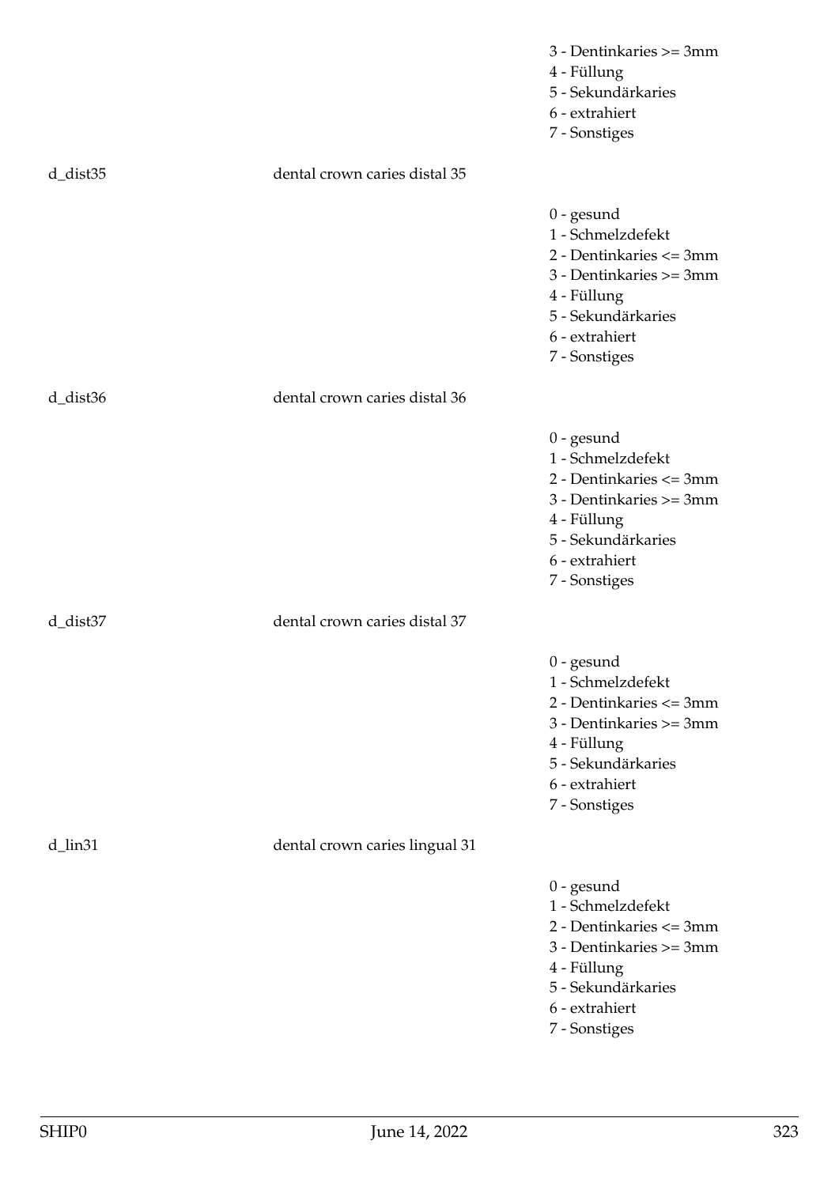3 - Dentinkaries >= 3mm
4 - Füllung
5 - Sekundärkaries
6 - extrahiert
7 - Sonstiges

d_dist35 dental crown caries distal 35

0 - gesund
1 - Schmelzdefekt
2 - Dentinkaries <= 3mm
3 - Dentinkaries >= 3mm
4 - Füllung
5 - Sekundärkaries
6 - extrahiert
7 - Sonstiges

d_dist36 dental crown caries distal 36

0 - gesund
1 - Schmelzdefekt
2 - Dentinkaries <= 3mm
3 - Dentinkaries >= 3mm
4 - Füllung
5 - Sekundärkaries
6 - extrahiert
7 - Sonstiges

d_dist37 dental crown caries distal 37

0 - gesund
1 - Schmelzdefekt
2 - Dentinkaries <= 3mm
3 - Dentinkaries >= 3mm
4 - Füllung
5 - Sekundärkaries
6 - extrahiert
7 - Sonstiges

d_lin31 dental crown caries lingual 31

0 - gesund
1 - Schmelzdefekt
2 - Dentinkaries <= 3mm
3 - Dentinkaries >= 3mm
4 - Füllung
5 - Sekundärkaries
6 - extrahiert
7 - Sonstiges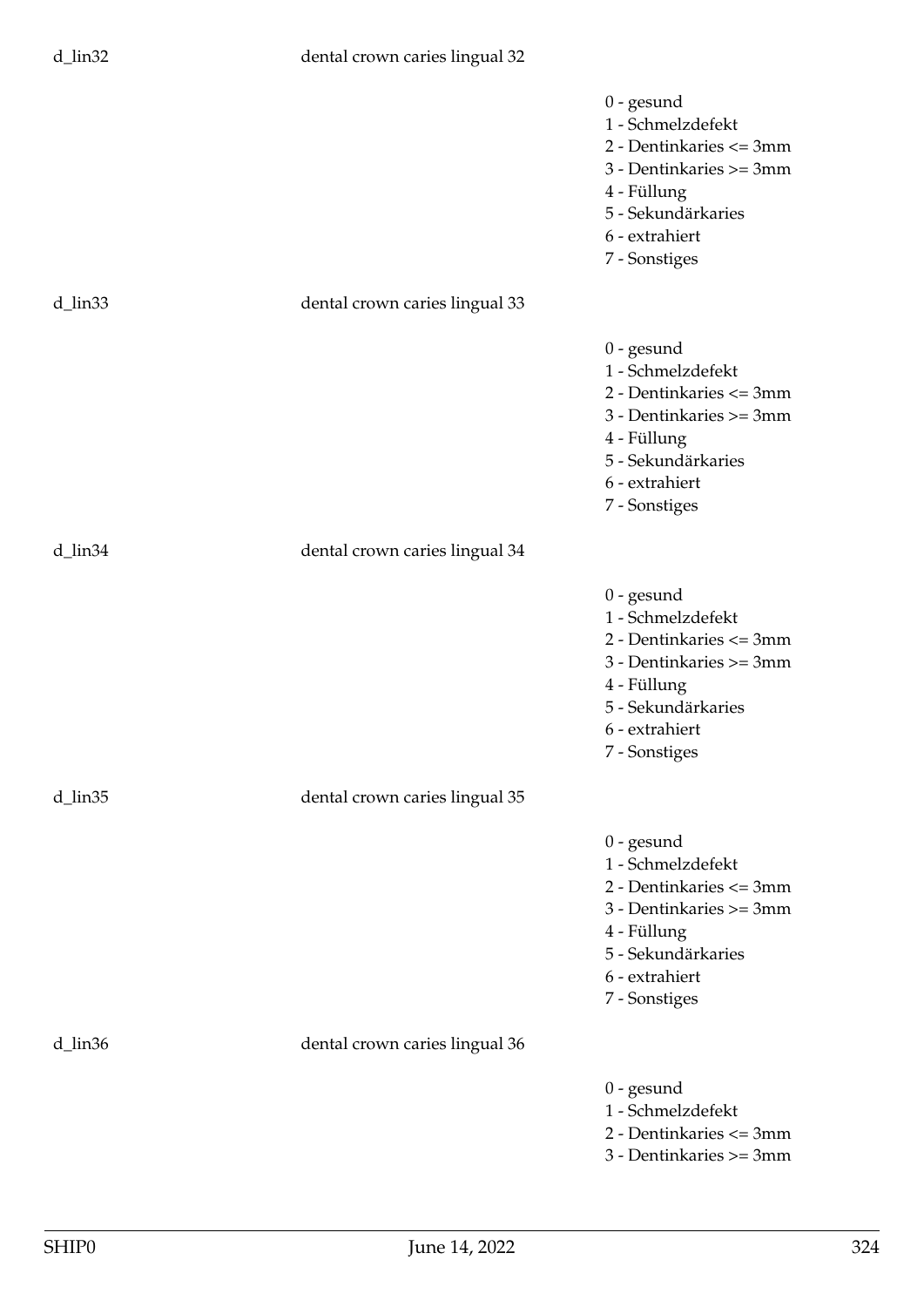d_lin32 dental crown caries lingual 32

0 - gesund
1 - Schmelzdefekt
2 - Dentinkaries <= 3mm
3 - Dentinkaries >= 3mm
4 - Füllung
5 - Sekundärkaries
6 - extrahiert
7 - Sonstiges

d_lin33 dental crown caries lingual 33

0 - gesund
1 - Schmelzdefekt
2 - Dentinkaries <= 3mm
3 - Dentinkaries >= 3mm
4 - Füllung
5 - Sekundärkaries
6 - extrahiert
7 - Sonstiges

d_lin34 dental crown caries lingual 34

0 - gesund
1 - Schmelzdefekt
2 - Dentinkaries <= 3mm
3 - Dentinkaries >= 3mm
4 - Füllung
5 - Sekundärkaries
6 - extrahiert
7 - Sonstiges

d_lin35 dental crown caries lingual 35

0 - gesund
1 - Schmelzdefekt
2 - Dentinkaries <= 3mm
3 - Dentinkaries >= 3mm
4 - Füllung
5 - Sekundärkaries
6 - extrahiert
7 - Sonstiges

d_lin36 dental crown caries lingual 36

0 - gesund
1 - Schmelzdefekt
2 - Dentinkaries <= 3mm
3 - Dentinkaries >= 3mm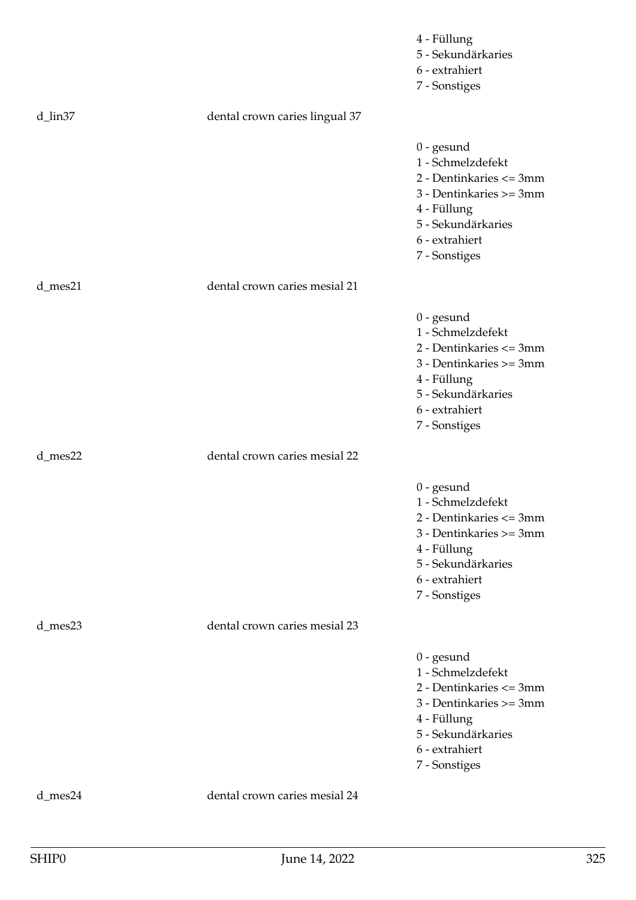4 - Füllung
5 - Sekundärkaries
6 - extrahiert
7 - Sonstiges

d_lin37 dental crown caries lingual 37

0 - gesund
1 - Schmelzdefekt
2 - Dentinkaries <= 3mm
3 - Dentinkaries >= 3mm
4 - Füllung
5 - Sekundärkaries
6 - extrahiert
7 - Sonstiges

d_mes21 dental crown caries mesial 21

0 - gesund
1 - Schmelzdefekt
2 - Dentinkaries <= 3mm
3 - Dentinkaries >= 3mm
4 - Füllung
5 - Sekundärkaries
6 - extrahiert
7 - Sonstiges

d_mes22 dental crown caries mesial 22

0 - gesund
1 - Schmelzdefekt
2 - Dentinkaries <= 3mm
3 - Dentinkaries >= 3mm
4 - Füllung
5 - Sekundärkaries
6 - extrahiert
7 - Sonstiges

d_mes23 dental crown caries mesial 23

0 - gesund
1 - Schmelzdefekt
2 - Dentinkaries <= 3mm
3 - Dentinkaries >= 3mm
4 - Füllung
5 - Sekundärkaries
6 - extrahiert
7 - Sonstiges

d_mes24 dental crown caries mesial 24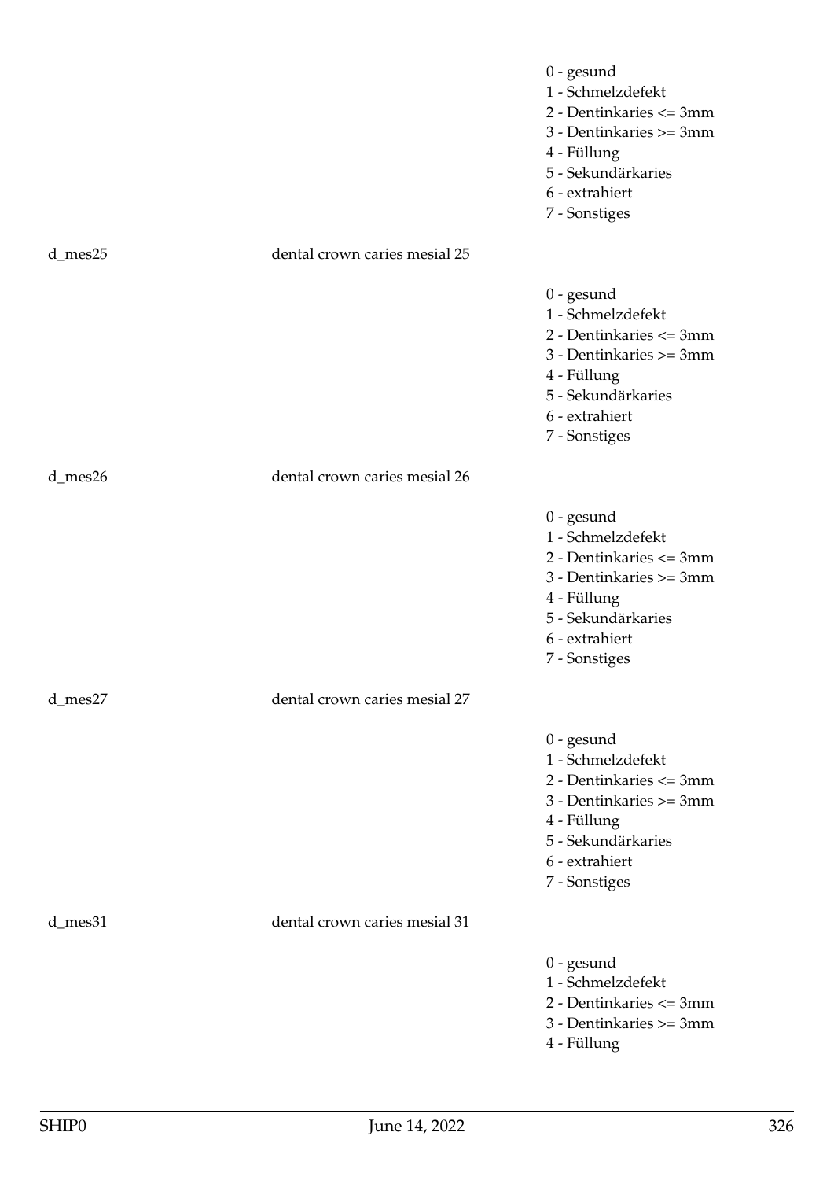0 - gesund
1 - Schmelzdefekt
2 - Dentinkaries <= 3mm
3 - Dentinkaries >= 3mm
4 - Füllung
5 - Sekundärkaries
6 - extrahiert
7 - Sonstiges

| | | |
|---|---|---|
| d_mes25 | dental crown caries mesial 25 | |
| | | 0 - gesund<br>1 - Schmelzdefekt<br>2 - Dentinkaries <= 3mm<br>3 - Dentinkaries >= 3mm<br>4 - Füllung<br>5 - Sekundärkaries<br>6 - extrahiert<br>7 - Sonstiges |
| d_mes26 | dental crown caries mesial 26 | |
| | | 0 - gesund<br>1 - Schmelzdefekt<br>2 - Dentinkaries <= 3mm<br>3 - Dentinkaries >= 3mm<br>4 - Füllung<br>5 - Sekundärkaries<br>6 - extrahiert<br>7 - Sonstiges |
| d_mes27 | dental crown caries mesial 27 | |
| | | 0 - gesund<br>1 - Schmelzdefekt<br>2 - Dentinkaries <= 3mm<br>3 - Dentinkaries >= 3mm<br>4 - Füllung<br>5 - Sekundärkaries<br>6 - extrahiert<br>7 - Sonstiges |
| d_mes31 | dental crown caries mesial 31 | |
| | | 0 - gesund<br>1 - Schmelzdefekt<br>2 - Dentinkaries <= 3mm<br>3 - Dentinkaries >= 3mm<br>4 - Füllung |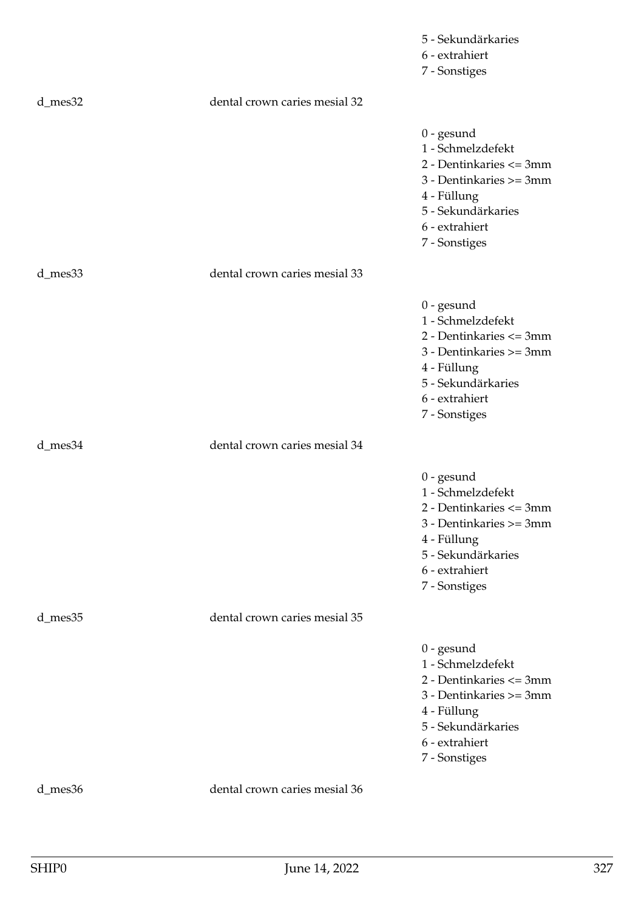5 - Sekundärkaries
6 - extrahiert
7 - Sonstiges

d_mes32 dental crown caries mesial 32

0 - gesund
1 - Schmelzdefekt
2 - Dentinkaries <= 3mm
3 - Dentinkaries >= 3mm
4 - Füllung
5 - Sekundärkaries
6 - extrahiert
7 - Sonstiges

d_mes33 dental crown caries mesial 33

0 - gesund
1 - Schmelzdefekt
2 - Dentinkaries <= 3mm
3 - Dentinkaries >= 3mm
4 - Füllung
5 - Sekundärkaries
6 - extrahiert
7 - Sonstiges

d_mes34 dental crown caries mesial 34

0 - gesund
1 - Schmelzdefekt
2 - Dentinkaries <= 3mm
3 - Dentinkaries >= 3mm
4 - Füllung
5 - Sekundärkaries
6 - extrahiert
7 - Sonstiges

d_mes35 dental crown caries mesial 35

0 - gesund
1 - Schmelzdefekt
2 - Dentinkaries <= 3mm
3 - Dentinkaries >= 3mm
4 - Füllung
5 - Sekundärkaries
6 - extrahiert
7 - Sonstiges

d_mes36 dental crown caries mesial 36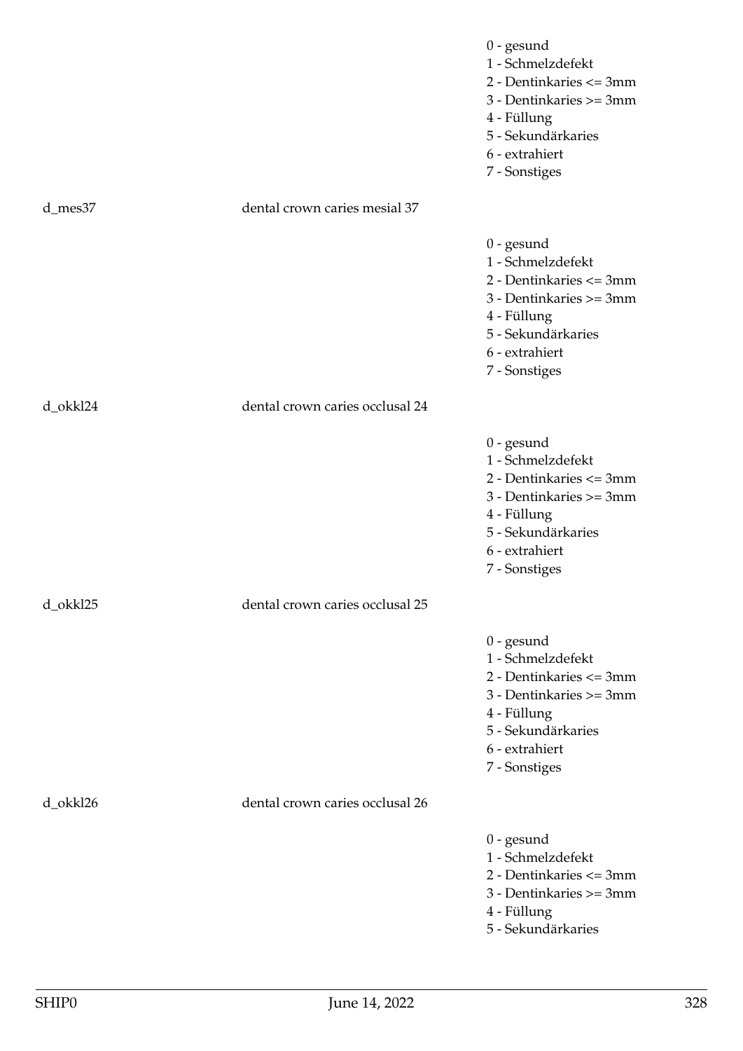| | | |
|---|---|---|
| | | 0 - gesund<br>1 - Schmelzdefekt<br>2 - Dentinkaries <= 3mm<br>3 - Dentinkaries >= 3mm<br>4 - Füllung<br>5 - Sekundärkaries<br>6 - extrahiert<br>7 - Sonstiges |
| d_mes37 | dental crown caries mesial 37 | |
| | | 0 - gesund<br>1 - Schmelzdefekt<br>2 - Dentinkaries <= 3mm<br>3 - Dentinkaries >= 3mm<br>4 - Füllung<br>5 - Sekundärkaries<br>6 - extrahiert<br>7 - Sonstiges |
| d_okkl24 | dental crown caries occlusal 24 | |
| | | 0 - gesund<br>1 - Schmelzdefekt<br>2 - Dentinkaries <= 3mm<br>3 - Dentinkaries >= 3mm<br>4 - Füllung<br>5 - Sekundärkaries<br>6 - extrahiert<br>7 - Sonstiges |
| d_okkl25 | dental crown caries occlusal 25 | |
| | | 0 - gesund<br>1 - Schmelzdefekt<br>2 - Dentinkaries <= 3mm<br>3 - Dentinkaries >= 3mm<br>4 - Füllung<br>5 - Sekundärkaries<br>6 - extrahiert<br>7 - Sonstiges |
| d_okkl26 | dental crown caries occlusal 26 | |
| | | 0 - gesund<br>1 - Schmelzdefekt<br>2 - Dentinkaries <= 3mm<br>3 - Dentinkaries >= 3mm<br>4 - Füllung<br>5 - Sekundärkaries |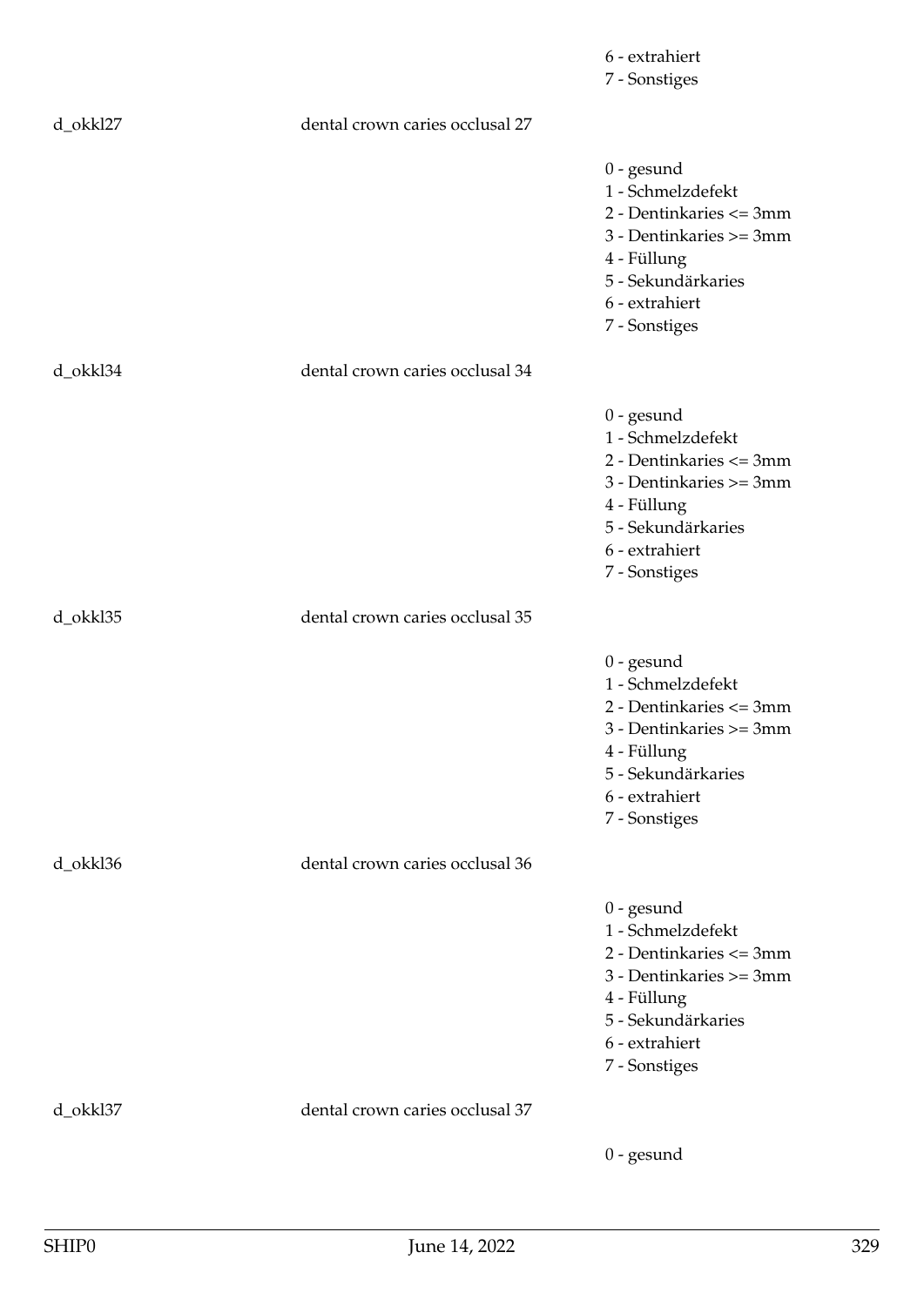6 - extrahiert
7 - Sonstiges

d_okkl27 dental crown caries occlusal 27

0 - gesund
1 - Schmelzdefekt
2 - Dentinkaries <= 3mm
3 - Dentinkaries >= 3mm
4 - Füllung
5 - Sekundärkaries
6 - extrahiert
7 - Sonstiges

d_okkl34 dental crown caries occlusal 34

0 - gesund
1 - Schmelzdefekt
2 - Dentinkaries <= 3mm
3 - Dentinkaries >= 3mm
4 - Füllung
5 - Sekundärkaries
6 - extrahiert
7 - Sonstiges

d_okkl35 dental crown caries occlusal 35

0 - gesund
1 - Schmelzdefekt
2 - Dentinkaries <= 3mm
3 - Dentinkaries >= 3mm
4 - Füllung
5 - Sekundärkaries
6 - extrahiert
7 - Sonstiges

d_okkl36 dental crown caries occlusal 36

0 - gesund
1 - Schmelzdefekt
2 - Dentinkaries <= 3mm
3 - Dentinkaries >= 3mm
4 - Füllung
5 - Sekundärkaries
6 - extrahiert
7 - Sonstiges

d_okkl37 dental crown caries occlusal 37

0 - gesund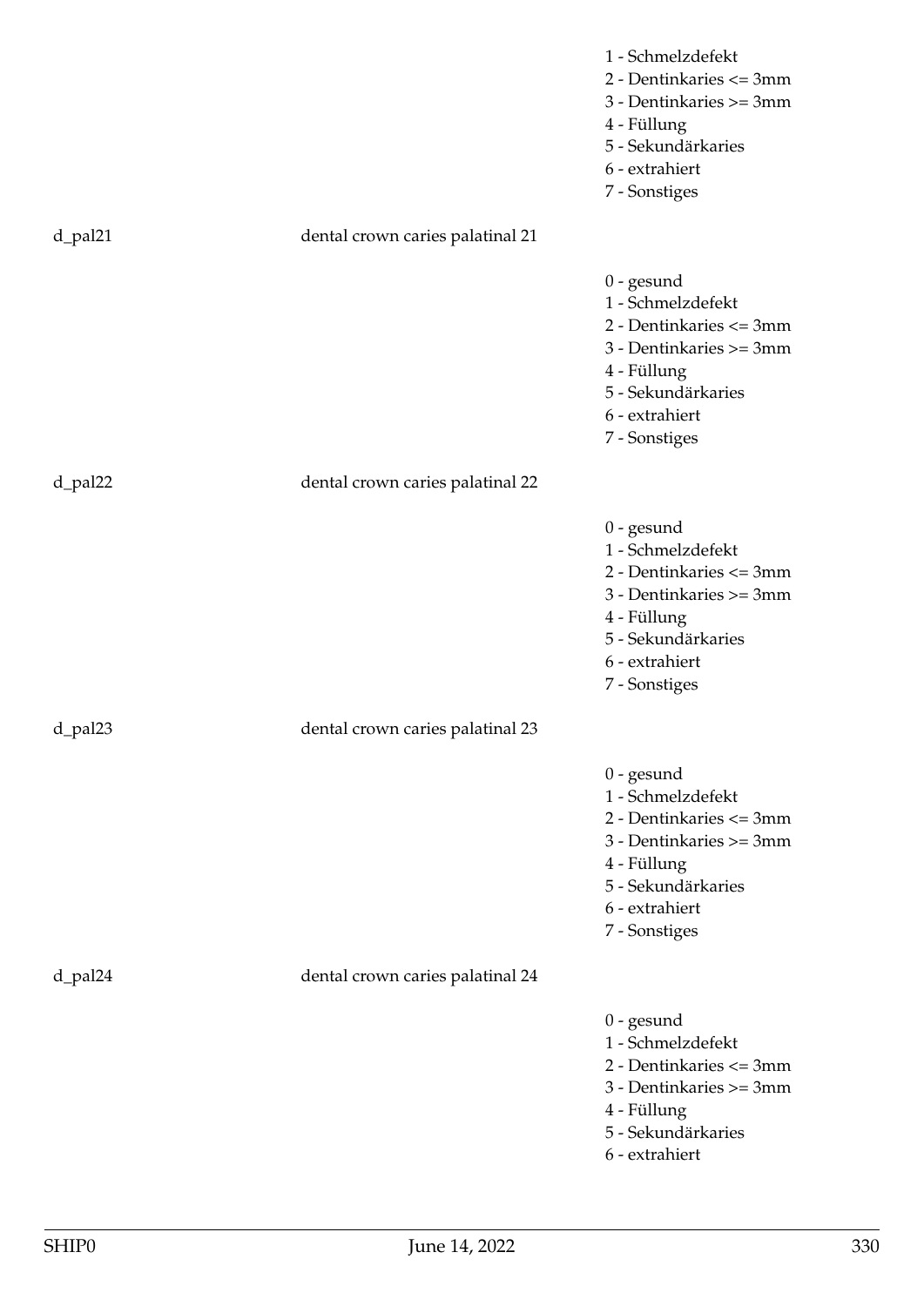1 - Schmelzdefekt
2 - Dentinkaries <= 3mm
3 - Dentinkaries >= 3mm
4 - Füllung
5 - Sekundärkaries
6 - extrahiert
7 - Sonstiges

d_pal21 dental crown caries palatinal 21

0 - gesund
1 - Schmelzdefekt
2 - Dentinkaries <= 3mm
3 - Dentinkaries >= 3mm
4 - Füllung
5 - Sekundärkaries
6 - extrahiert
7 - Sonstiges

d_pal22 dental crown caries palatinal 22

0 - gesund
1 - Schmelzdefekt
2 - Dentinkaries <= 3mm
3 - Dentinkaries >= 3mm
4 - Füllung
5 - Sekundärkaries
6 - extrahiert
7 - Sonstiges

d_pal23 dental crown caries palatinal 23

0 - gesund
1 - Schmelzdefekt
2 - Dentinkaries <= 3mm
3 - Dentinkaries >= 3mm
4 - Füllung
5 - Sekundärkaries
6 - extrahiert
7 - Sonstiges

d_pal24 dental crown caries palatinal 24

0 - gesund
1 - Schmelzdefekt
2 - Dentinkaries <= 3mm
3 - Dentinkaries >= 3mm
4 - Füllung
5 - Sekundärkaries
6 - extrahiert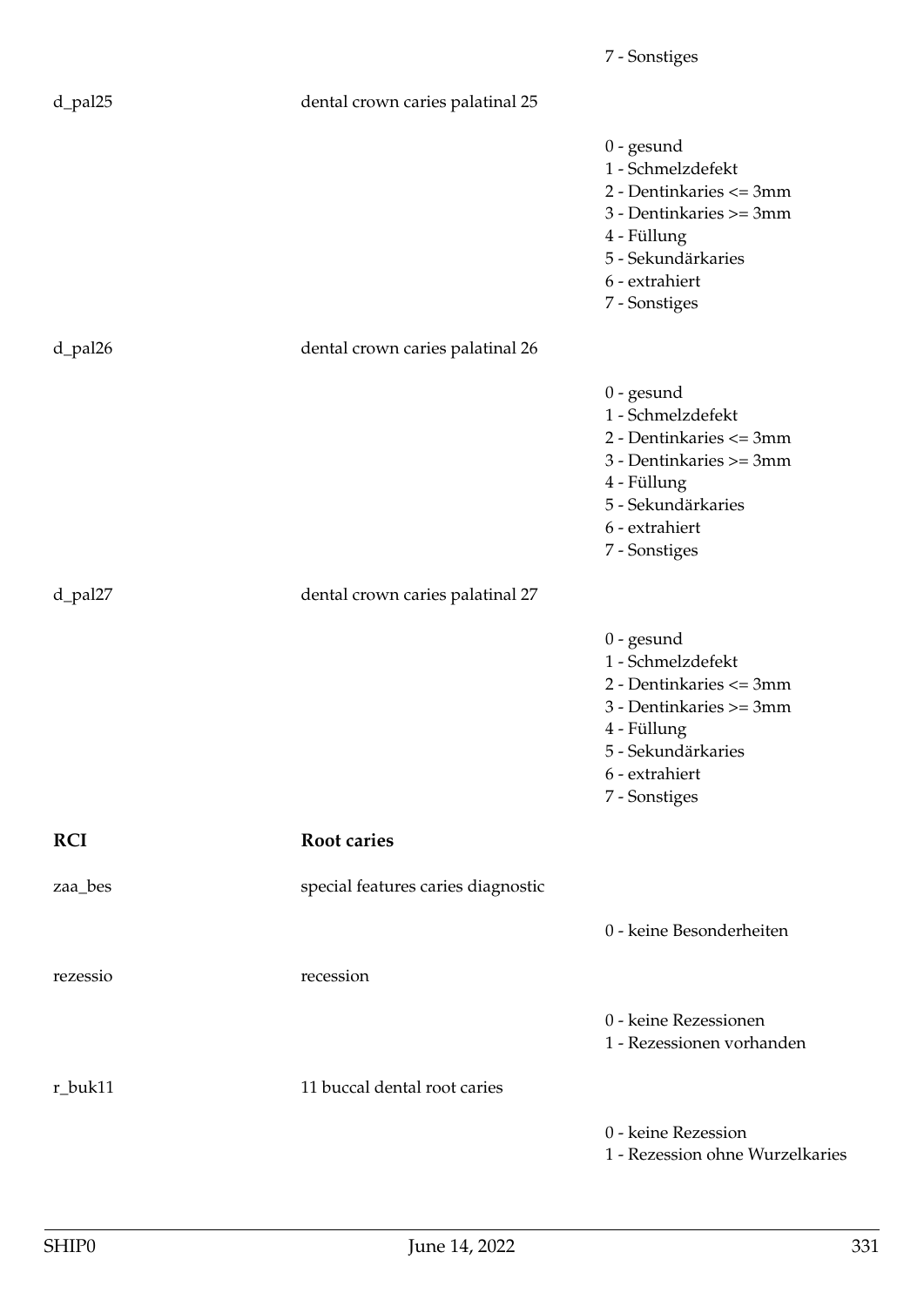7 - Sonstiges

d_pal25 — dental crown caries palatinal 25

0 - gesund
1 - Schmelzdefekt
2 - Dentinkaries <= 3mm
3 - Dentinkaries >= 3mm
4 - Füllung
5 - Sekundärkaries
6 - extrahiert
7 - Sonstiges

d_pal26 — dental crown caries palatinal 26

0 - gesund
1 - Schmelzdefekt
2 - Dentinkaries <= 3mm
3 - Dentinkaries >= 3mm
4 - Füllung
5 - Sekundärkaries
6 - extrahiert
7 - Sonstiges

d_pal27 — dental crown caries palatinal 27

0 - gesund
1 - Schmelzdefekt
2 - Dentinkaries <= 3mm
3 - Dentinkaries >= 3mm
4 - Füllung
5 - Sekundärkaries
6 - extrahiert
7 - Sonstiges

## RCI — Root caries

zaa_bes — special features caries diagnostic

0 - keine Besonderheiten

rezessio — recession

0 - keine Rezessionen
1 - Rezessionen vorhanden

r_buk11 — 11 buccal dental root caries

0 - keine Rezession
1 - Rezession ohne Wurzelkaries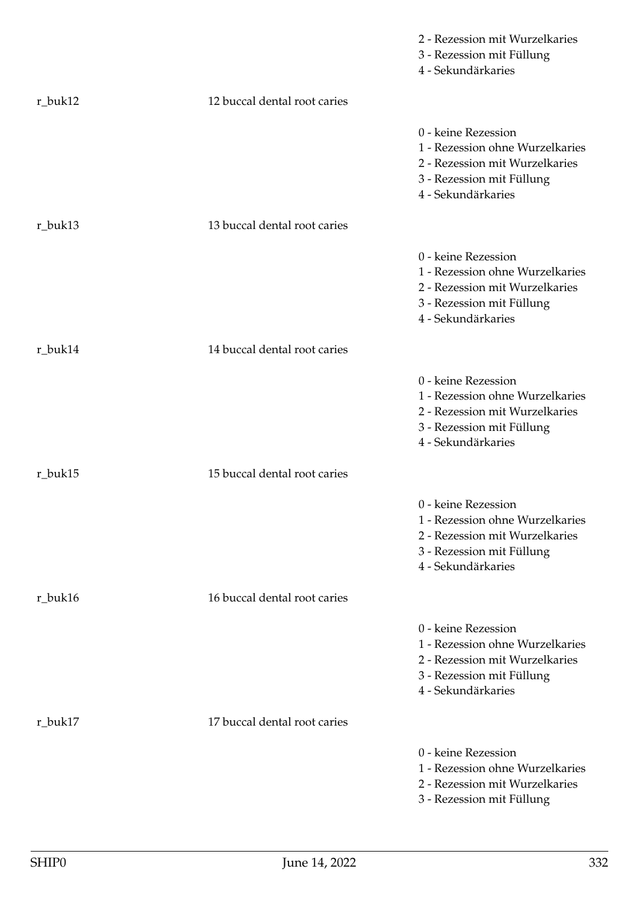2 - Rezession mit Wurzelkaries
3 - Rezession mit Füllung
4 - Sekundärkaries

r_buk12 12 buccal dental root caries

0 - keine Rezession
1 - Rezession ohne Wurzelkaries
2 - Rezession mit Wurzelkaries
3 - Rezession mit Füllung
4 - Sekundärkaries

r_buk13 13 buccal dental root caries

0 - keine Rezession
1 - Rezession ohne Wurzelkaries
2 - Rezession mit Wurzelkaries
3 - Rezession mit Füllung
4 - Sekundärkaries

r_buk14 14 buccal dental root caries

0 - keine Rezession
1 - Rezession ohne Wurzelkaries
2 - Rezession mit Wurzelkaries
3 - Rezession mit Füllung
4 - Sekundärkaries

r_buk15 15 buccal dental root caries

0 - keine Rezession
1 - Rezession ohne Wurzelkaries
2 - Rezession mit Wurzelkaries
3 - Rezession mit Füllung
4 - Sekundärkaries

r_buk16 16 buccal dental root caries

0 - keine Rezession
1 - Rezession ohne Wurzelkaries
2 - Rezession mit Wurzelkaries
3 - Rezession mit Füllung
4 - Sekundärkaries

r_buk17 17 buccal dental root caries

0 - keine Rezession
1 - Rezession ohne Wurzelkaries
2 - Rezession mit Wurzelkaries
3 - Rezession mit Füllung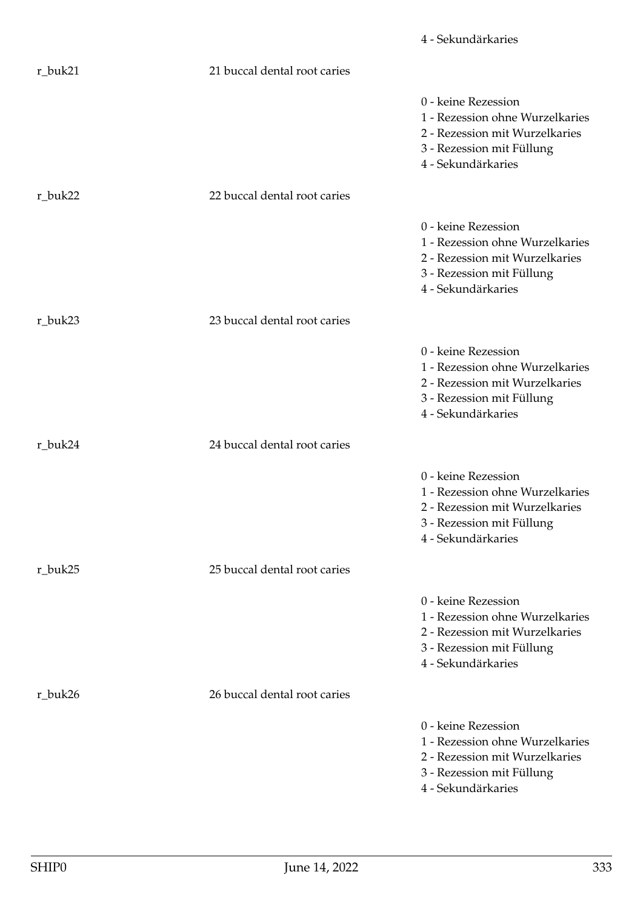4 - Sekundärkaries

r_buk21 21 buccal dental root caries

0 - keine Rezession
1 - Rezession ohne Wurzelkaries
2 - Rezession mit Wurzelkaries
3 - Rezession mit Füllung
4 - Sekundärkaries

r_buk22 22 buccal dental root caries

0 - keine Rezession
1 - Rezession ohne Wurzelkaries
2 - Rezession mit Wurzelkaries
3 - Rezession mit Füllung
4 - Sekundärkaries

r_buk23 23 buccal dental root caries

0 - keine Rezession
1 - Rezession ohne Wurzelkaries
2 - Rezession mit Wurzelkaries
3 - Rezession mit Füllung
4 - Sekundärkaries

r_buk24 24 buccal dental root caries

0 - keine Rezession
1 - Rezession ohne Wurzelkaries
2 - Rezession mit Wurzelkaries
3 - Rezession mit Füllung
4 - Sekundärkaries

r_buk25 25 buccal dental root caries

0 - keine Rezession
1 - Rezession ohne Wurzelkaries
2 - Rezession mit Wurzelkaries
3 - Rezession mit Füllung
4 - Sekundärkaries

r_buk26 26 buccal dental root caries

0 - keine Rezession
1 - Rezession ohne Wurzelkaries
2 - Rezession mit Wurzelkaries
3 - Rezession mit Füllung
4 - Sekundärkaries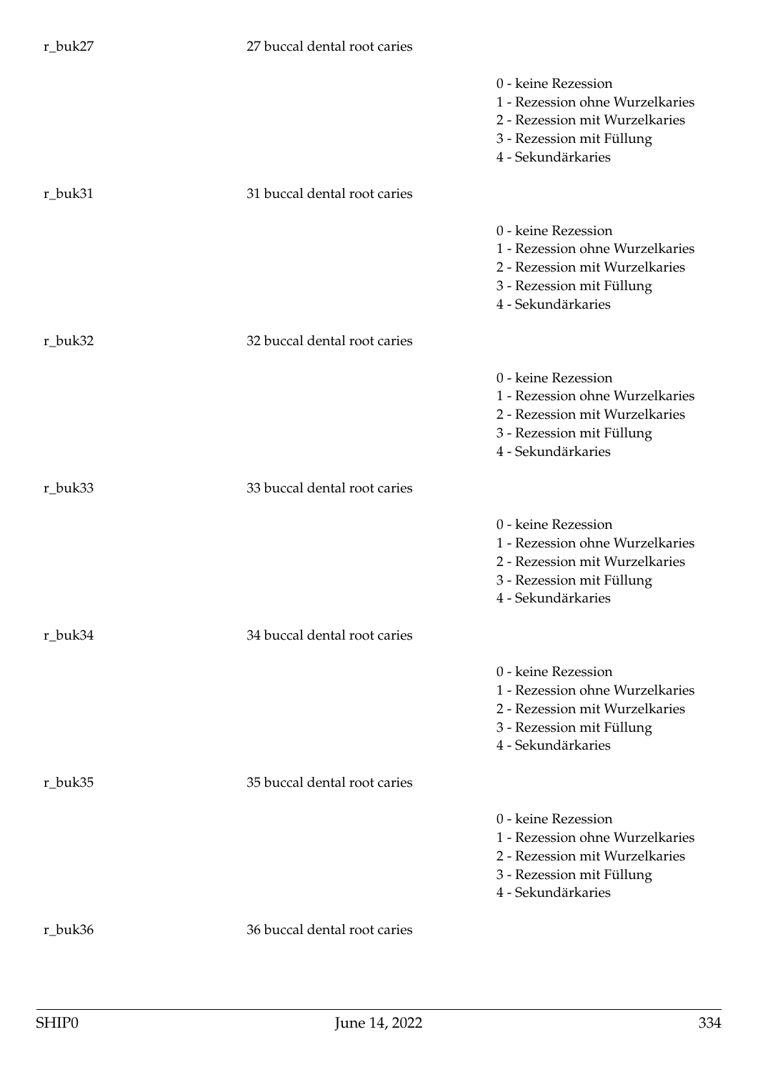r_buk27 27 buccal dental root caries

- 0 - keine Rezession
- 1 - Rezession ohne Wurzelkaries
- 2 - Rezession mit Wurzelkaries
- 3 - Rezession mit Füllung
- 4 - Sekundärkaries

r_buk31 31 buccal dental root caries

- 0 - keine Rezession
- 1 - Rezession ohne Wurzelkaries
- 2 - Rezession mit Wurzelkaries
- 3 - Rezession mit Füllung
- 4 - Sekundärkaries

r_buk32 32 buccal dental root caries

- 0 - keine Rezession
- 1 - Rezession ohne Wurzelkaries
- 2 - Rezession mit Wurzelkaries
- 3 - Rezession mit Füllung
- 4 - Sekundärkaries

r_buk33 33 buccal dental root caries

- 0 - keine Rezession
- 1 - Rezession ohne Wurzelkaries
- 2 - Rezession mit Wurzelkaries
- 3 - Rezession mit Füllung
- 4 - Sekundärkaries

r_buk34 34 buccal dental root caries

- 0 - keine Rezession
- 1 - Rezession ohne Wurzelkaries
- 2 - Rezession mit Wurzelkaries
- 3 - Rezession mit Füllung
- 4 - Sekundärkaries

r_buk35 35 buccal dental root caries

- 0 - keine Rezession
- 1 - Rezession ohne Wurzelkaries
- 2 - Rezession mit Wurzelkaries
- 3 - Rezession mit Füllung
- 4 - Sekundärkaries

r_buk36 36 buccal dental root caries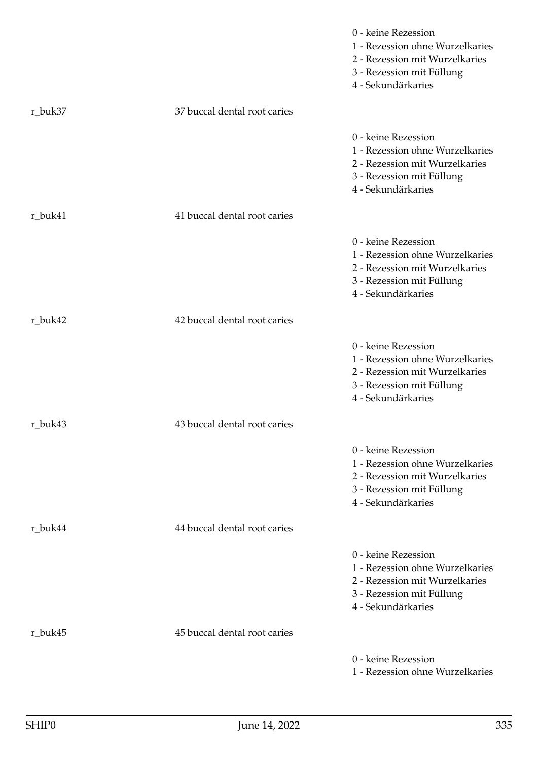0 - keine Rezession
1 - Rezession ohne Wurzelkaries
2 - Rezession mit Wurzelkaries
3 - Rezession mit Füllung
4 - Sekundärkaries

r_buk37 37 buccal dental root caries

0 - keine Rezession
1 - Rezession ohne Wurzelkaries
2 - Rezession mit Wurzelkaries
3 - Rezession mit Füllung
4 - Sekundärkaries

r_buk41 41 buccal dental root caries

0 - keine Rezession
1 - Rezession ohne Wurzelkaries
2 - Rezession mit Wurzelkaries
3 - Rezession mit Füllung
4 - Sekundärkaries

r_buk42 42 buccal dental root caries

0 - keine Rezession
1 - Rezession ohne Wurzelkaries
2 - Rezession mit Wurzelkaries
3 - Rezession mit Füllung
4 - Sekundärkaries

r_buk43 43 buccal dental root caries

0 - keine Rezession
1 - Rezession ohne Wurzelkaries
2 - Rezession mit Wurzelkaries
3 - Rezession mit Füllung
4 - Sekundärkaries

r_buk44 44 buccal dental root caries

0 - keine Rezession
1 - Rezession ohne Wurzelkaries
2 - Rezession mit Wurzelkaries
3 - Rezession mit Füllung
4 - Sekundärkaries

r_buk45 45 buccal dental root caries

0 - keine Rezession
1 - Rezession ohne Wurzelkaries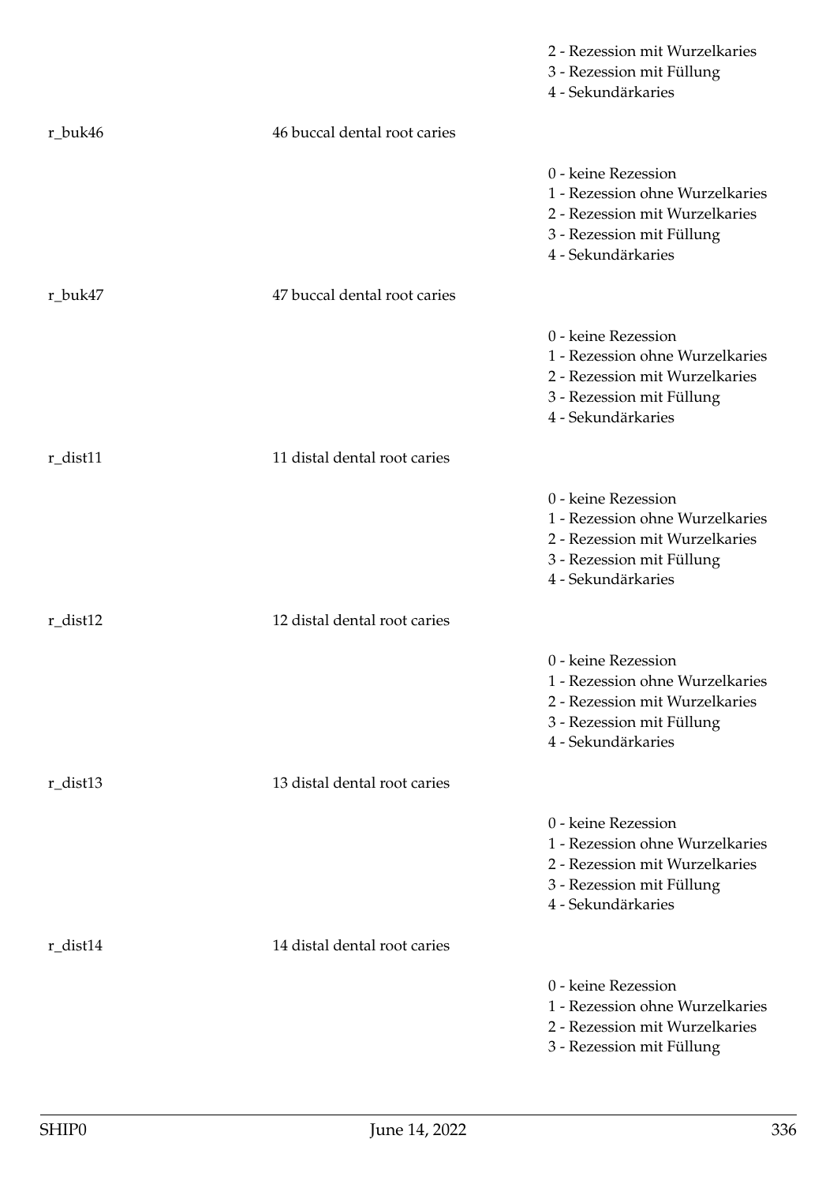2 - Rezession mit Wurzelkaries
3 - Rezession mit Füllung
4 - Sekundärkaries

r_buk46 | 46 buccal dental root caries

0 - keine Rezession
1 - Rezession ohne Wurzelkaries
2 - Rezession mit Wurzelkaries
3 - Rezession mit Füllung
4 - Sekundärkaries

r_buk47 | 47 buccal dental root caries

0 - keine Rezession
1 - Rezession ohne Wurzelkaries
2 - Rezession mit Wurzelkaries
3 - Rezession mit Füllung
4 - Sekundärkaries

r_dist11 | 11 distal dental root caries

0 - keine Rezession
1 - Rezession ohne Wurzelkaries
2 - Rezession mit Wurzelkaries
3 - Rezession mit Füllung
4 - Sekundärkaries

r_dist12 | 12 distal dental root caries

0 - keine Rezession
1 - Rezession ohne Wurzelkaries
2 - Rezession mit Wurzelkaries
3 - Rezession mit Füllung
4 - Sekundärkaries

r_dist13 | 13 distal dental root caries

0 - keine Rezession
1 - Rezession ohne Wurzelkaries
2 - Rezession mit Wurzelkaries
3 - Rezession mit Füllung
4 - Sekundärkaries

r_dist14 | 14 distal dental root caries

0 - keine Rezession
1 - Rezession ohne Wurzelkaries
2 - Rezession mit Wurzelkaries
3 - Rezession mit Füllung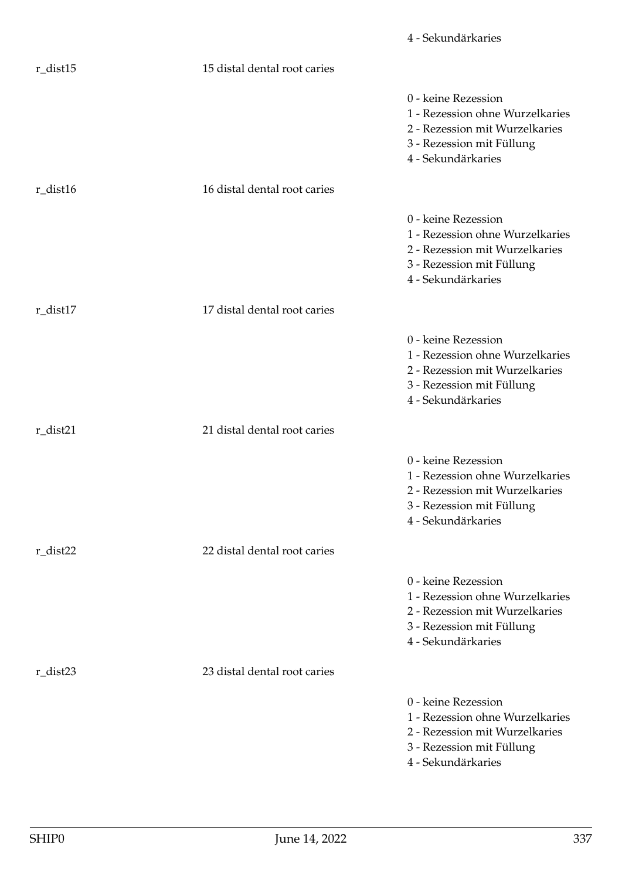4 - Sekundärkaries

r_dist15 | 15 distal dental root caries

0 - keine Rezession
1 - Rezession ohne Wurzelkaries
2 - Rezession mit Wurzelkaries
3 - Rezession mit Füllung
4 - Sekundärkaries

r_dist16 | 16 distal dental root caries

0 - keine Rezession
1 - Rezession ohne Wurzelkaries
2 - Rezession mit Wurzelkaries
3 - Rezession mit Füllung
4 - Sekundärkaries

r_dist17 | 17 distal dental root caries

0 - keine Rezession
1 - Rezession ohne Wurzelkaries
2 - Rezession mit Wurzelkaries
3 - Rezession mit Füllung
4 - Sekundärkaries

r_dist21 | 21 distal dental root caries

0 - keine Rezession
1 - Rezession ohne Wurzelkaries
2 - Rezession mit Wurzelkaries
3 - Rezession mit Füllung
4 - Sekundärkaries

r_dist22 | 22 distal dental root caries

0 - keine Rezession
1 - Rezession ohne Wurzelkaries
2 - Rezession mit Wurzelkaries
3 - Rezession mit Füllung
4 - Sekundärkaries

r_dist23 | 23 distal dental root caries

0 - keine Rezession
1 - Rezession ohne Wurzelkaries
2 - Rezession mit Wurzelkaries
3 - Rezession mit Füllung
4 - Sekundärkaries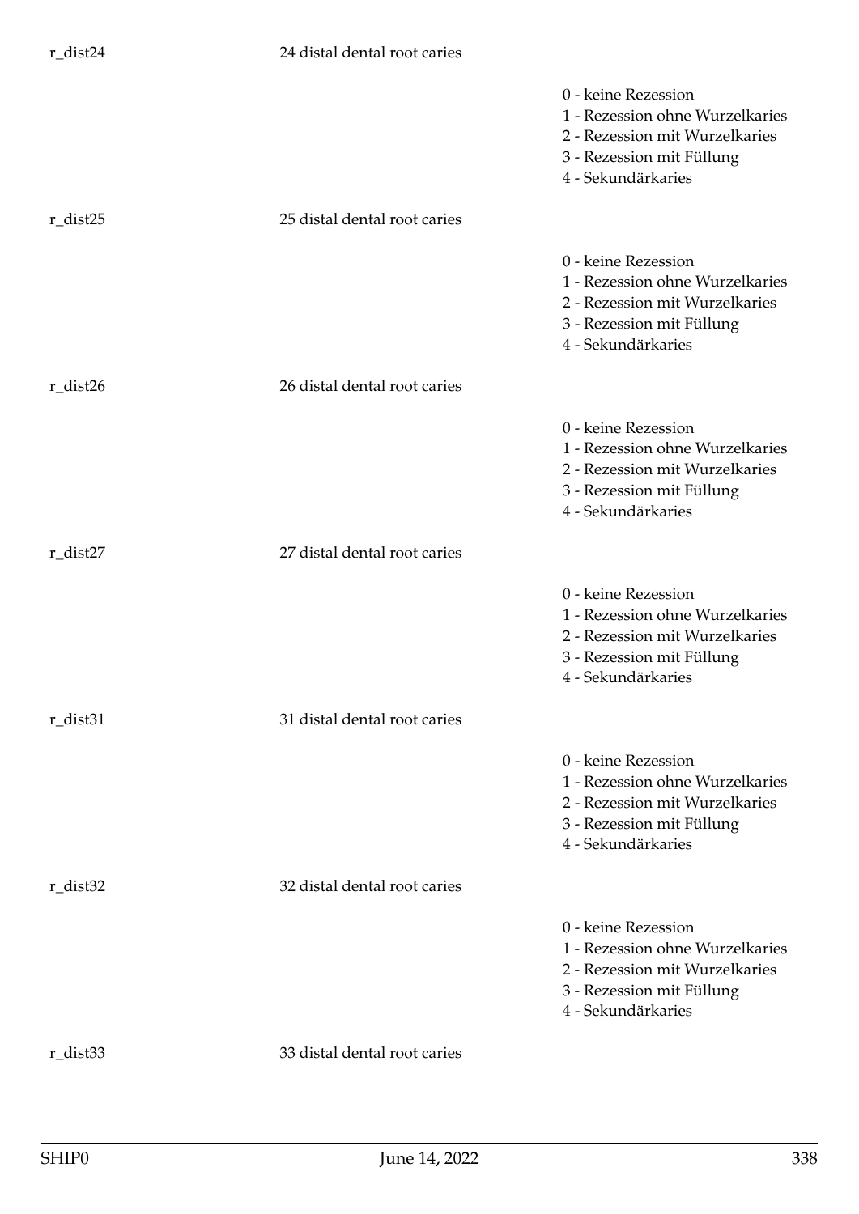r_dist24 24 distal dental root caries

0 - keine Rezession
1 - Rezession ohne Wurzelkaries
2 - Rezession mit Wurzelkaries
3 - Rezession mit Füllung
4 - Sekundärkaries

r_dist25 25 distal dental root caries

0 - keine Rezession
1 - Rezession ohne Wurzelkaries
2 - Rezession mit Wurzelkaries
3 - Rezession mit Füllung
4 - Sekundärkaries

r_dist26 26 distal dental root caries

0 - keine Rezession
1 - Rezession ohne Wurzelkaries
2 - Rezession mit Wurzelkaries
3 - Rezession mit Füllung
4 - Sekundärkaries

r_dist27 27 distal dental root caries

0 - keine Rezession
1 - Rezession ohne Wurzelkaries
2 - Rezession mit Wurzelkaries
3 - Rezession mit Füllung
4 - Sekundärkaries

r_dist31 31 distal dental root caries

0 - keine Rezession
1 - Rezession ohne Wurzelkaries
2 - Rezession mit Wurzelkaries
3 - Rezession mit Füllung
4 - Sekundärkaries

r_dist32 32 distal dental root caries

0 - keine Rezession
1 - Rezession ohne Wurzelkaries
2 - Rezession mit Wurzelkaries
3 - Rezession mit Füllung
4 - Sekundärkaries

r_dist33 33 distal dental root caries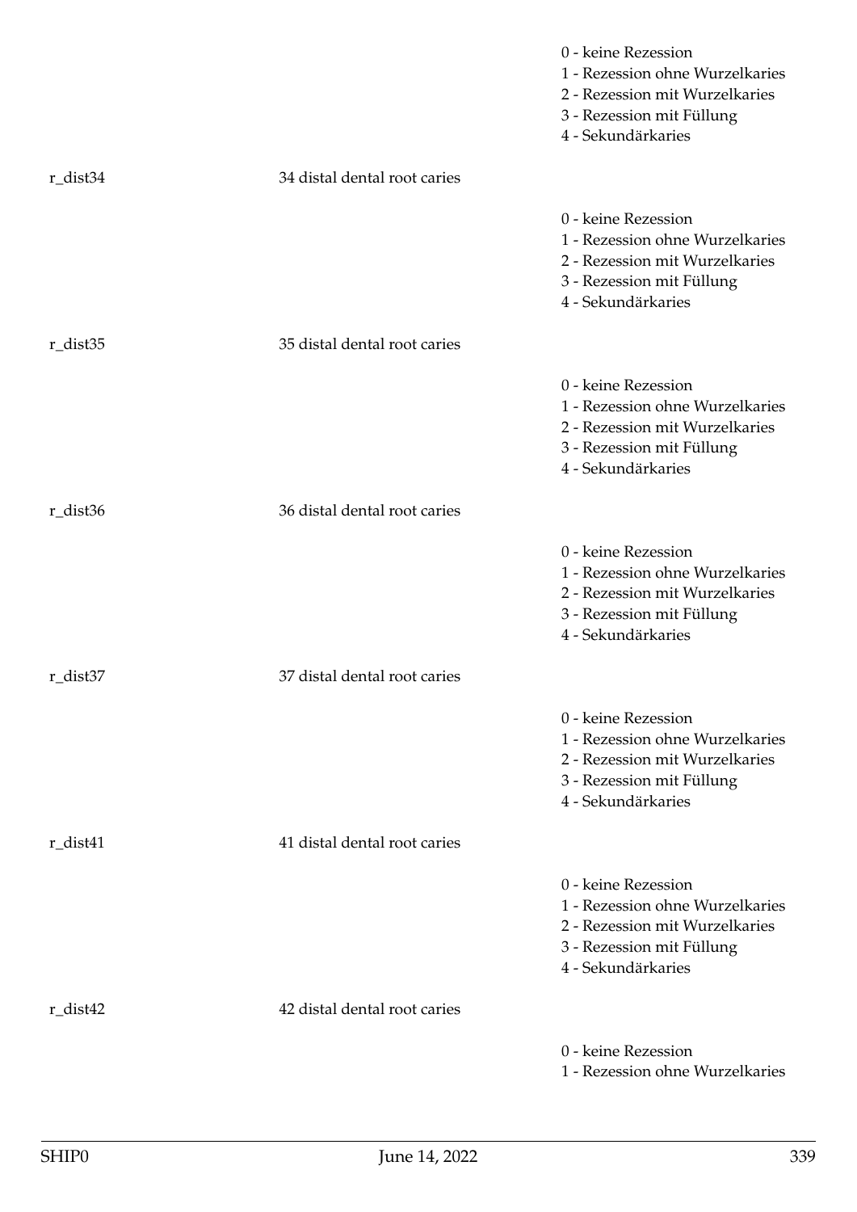0 - keine Rezession
1 - Rezession ohne Wurzelkaries
2 - Rezession mit Wurzelkaries
3 - Rezession mit Füllung
4 - Sekundärkaries

r_dist34 34 distal dental root caries

0 - keine Rezession
1 - Rezession ohne Wurzelkaries
2 - Rezession mit Wurzelkaries
3 - Rezession mit Füllung
4 - Sekundärkaries

r_dist35 35 distal dental root caries

0 - keine Rezession
1 - Rezession ohne Wurzelkaries
2 - Rezession mit Wurzelkaries
3 - Rezession mit Füllung
4 - Sekundärkaries

r_dist36 36 distal dental root caries

0 - keine Rezession
1 - Rezession ohne Wurzelkaries
2 - Rezession mit Wurzelkaries
3 - Rezession mit Füllung
4 - Sekundärkaries

r_dist37 37 distal dental root caries

0 - keine Rezession
1 - Rezession ohne Wurzelkaries
2 - Rezession mit Wurzelkaries
3 - Rezession mit Füllung
4 - Sekundärkaries

r_dist41 41 distal dental root caries

0 - keine Rezession
1 - Rezession ohne Wurzelkaries
2 - Rezession mit Wurzelkaries
3 - Rezession mit Füllung
4 - Sekundärkaries

r_dist42 42 distal dental root caries

0 - keine Rezession
1 - Rezession ohne Wurzelkaries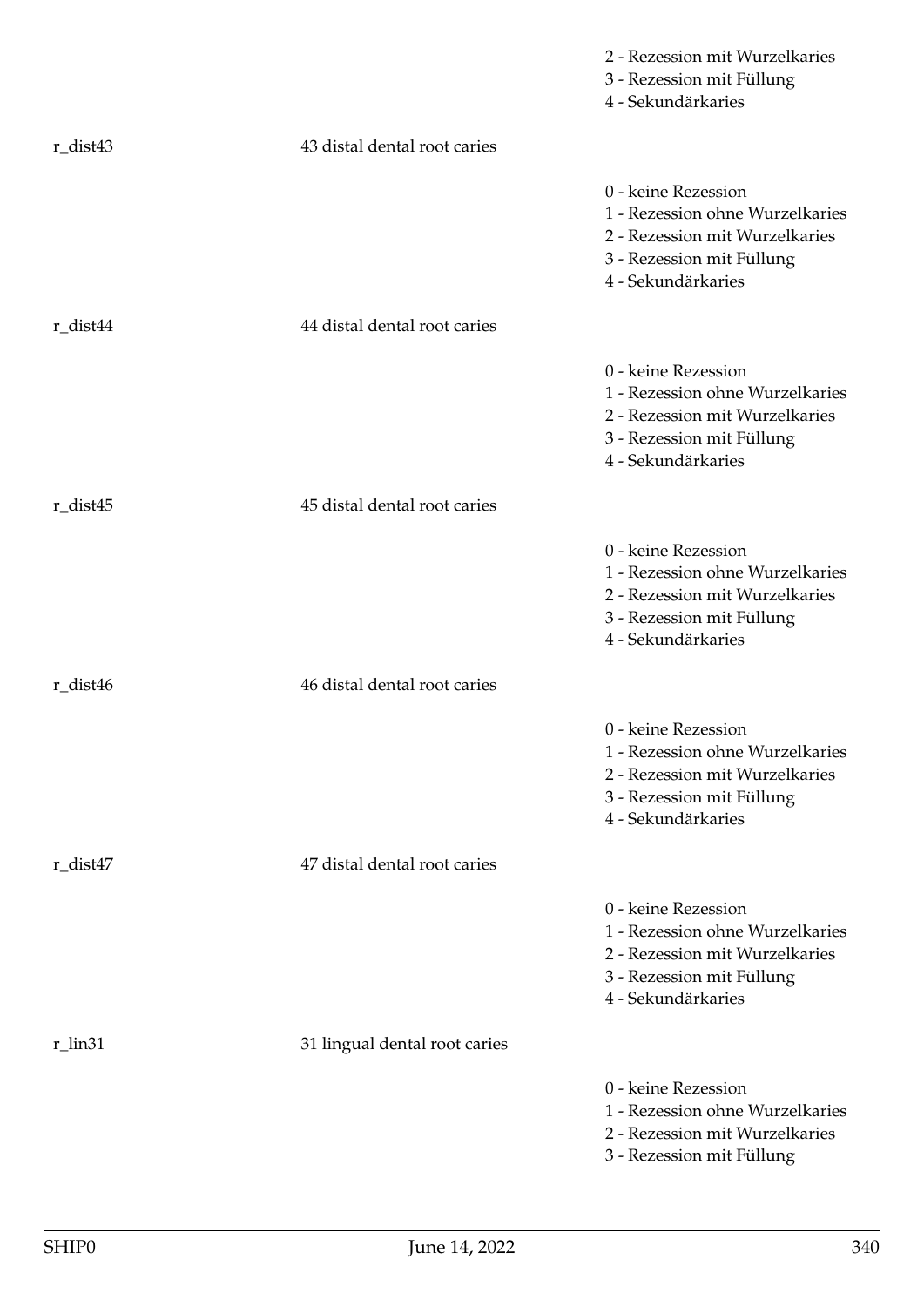2 - Rezession mit Wurzelkaries
3 - Rezession mit Füllung
4 - Sekundärkaries

r_dist43 | 43 distal dental root caries

0 - keine Rezession
1 - Rezession ohne Wurzelkaries
2 - Rezession mit Wurzelkaries
3 - Rezession mit Füllung
4 - Sekundärkaries

r_dist44 | 44 distal dental root caries

0 - keine Rezession
1 - Rezession ohne Wurzelkaries
2 - Rezession mit Wurzelkaries
3 - Rezession mit Füllung
4 - Sekundärkaries

r_dist45 | 45 distal dental root caries

0 - keine Rezession
1 - Rezession ohne Wurzelkaries
2 - Rezession mit Wurzelkaries
3 - Rezession mit Füllung
4 - Sekundärkaries

r_dist46 | 46 distal dental root caries

0 - keine Rezession
1 - Rezession ohne Wurzelkaries
2 - Rezession mit Wurzelkaries
3 - Rezession mit Füllung
4 - Sekundärkaries

r_dist47 | 47 distal dental root caries

0 - keine Rezession
1 - Rezession ohne Wurzelkaries
2 - Rezession mit Wurzelkaries
3 - Rezession mit Füllung
4 - Sekundärkaries

r_lin31 | 31 lingual dental root caries

0 - keine Rezession
1 - Rezession ohne Wurzelkaries
2 - Rezession mit Wurzelkaries
3 - Rezession mit Füllung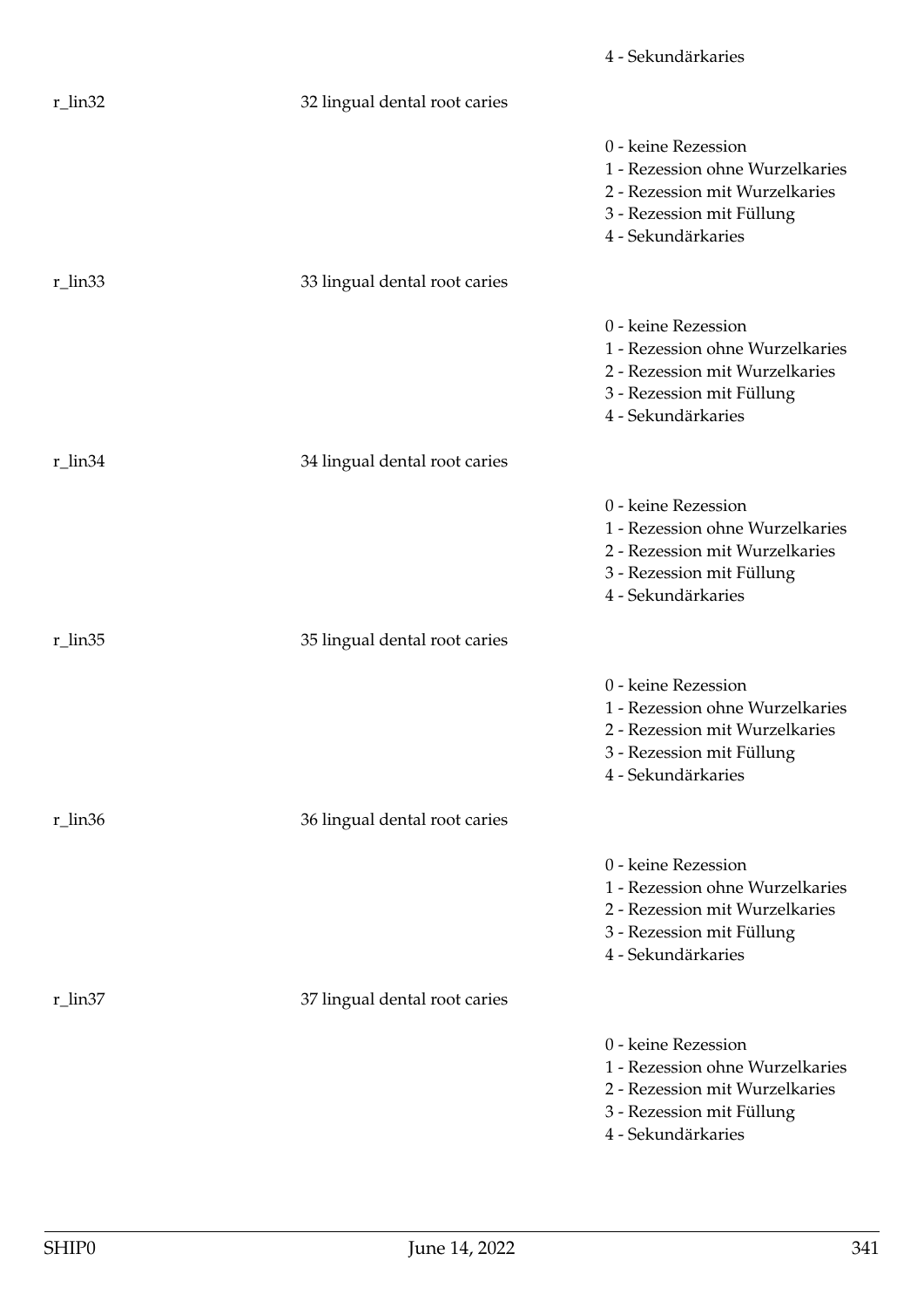4 - Sekundärkaries

r_lin32 | 32 lingual dental root caries

0 - keine Rezession
1 - Rezession ohne Wurzelkaries
2 - Rezession mit Wurzelkaries
3 - Rezession mit Füllung
4 - Sekundärkaries

r_lin33 | 33 lingual dental root caries

0 - keine Rezession
1 - Rezession ohne Wurzelkaries
2 - Rezession mit Wurzelkaries
3 - Rezession mit Füllung
4 - Sekundärkaries

r_lin34 | 34 lingual dental root caries

0 - keine Rezession
1 - Rezession ohne Wurzelkaries
2 - Rezession mit Wurzelkaries
3 - Rezession mit Füllung
4 - Sekundärkaries

r_lin35 | 35 lingual dental root caries

0 - keine Rezession
1 - Rezession ohne Wurzelkaries
2 - Rezession mit Wurzelkaries
3 - Rezession mit Füllung
4 - Sekundärkaries

r_lin36 | 36 lingual dental root caries

0 - keine Rezession
1 - Rezession ohne Wurzelkaries
2 - Rezession mit Wurzelkaries
3 - Rezession mit Füllung
4 - Sekundärkaries

r_lin37 | 37 lingual dental root caries

0 - keine Rezession
1 - Rezession ohne Wurzelkaries
2 - Rezession mit Wurzelkaries
3 - Rezession mit Füllung
4 - Sekundärkaries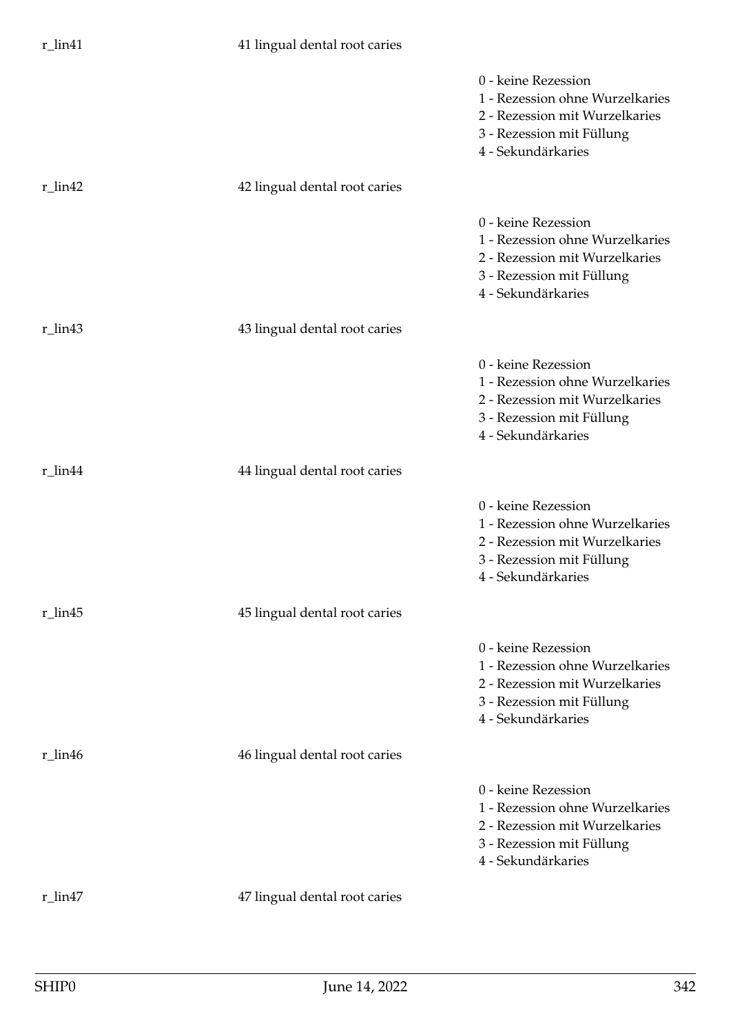r_lin41 41 lingual dental root caries

0 - keine Rezession
1 - Rezession ohne Wurzelkaries
2 - Rezession mit Wurzelkaries
3 - Rezession mit Füllung
4 - Sekundärkaries

r_lin42 42 lingual dental root caries

0 - keine Rezession
1 - Rezession ohne Wurzelkaries
2 - Rezession mit Wurzelkaries
3 - Rezession mit Füllung
4 - Sekundärkaries

r_lin43 43 lingual dental root caries

0 - keine Rezession
1 - Rezession ohne Wurzelkaries
2 - Rezession mit Wurzelkaries
3 - Rezession mit Füllung
4 - Sekundärkaries

r_lin44 44 lingual dental root caries

0 - keine Rezession
1 - Rezession ohne Wurzelkaries
2 - Rezession mit Wurzelkaries
3 - Rezession mit Füllung
4 - Sekundärkaries

r_lin45 45 lingual dental root caries

0 - keine Rezession
1 - Rezession ohne Wurzelkaries
2 - Rezession mit Wurzelkaries
3 - Rezession mit Füllung
4 - Sekundärkaries

r_lin46 46 lingual dental root caries

0 - keine Rezession
1 - Rezession ohne Wurzelkaries
2 - Rezession mit Wurzelkaries
3 - Rezession mit Füllung
4 - Sekundärkaries

r_lin47 47 lingual dental root caries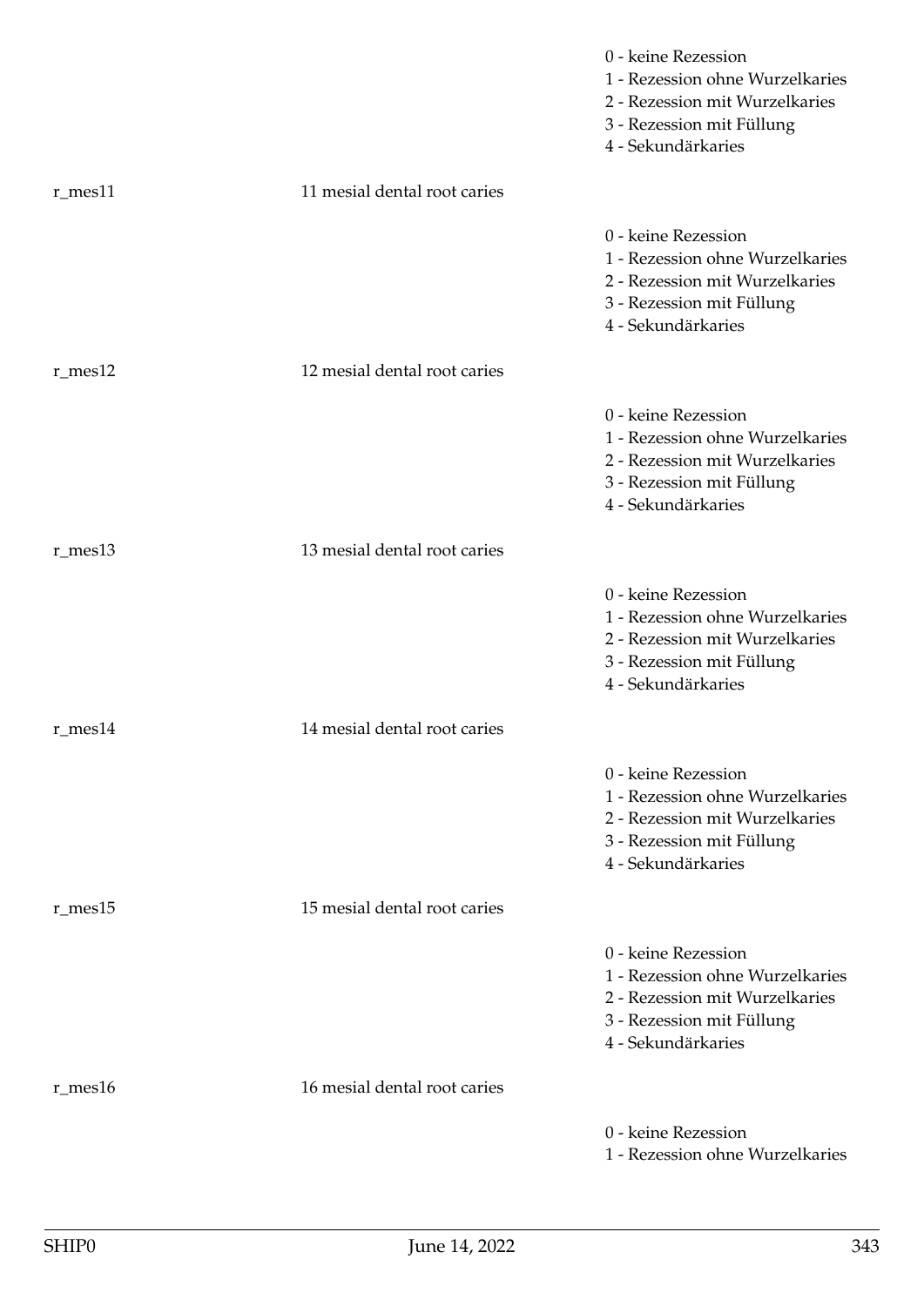0 - keine Rezession
1 - Rezession ohne Wurzelkaries
2 - Rezession mit Wurzelkaries
3 - Rezession mit Füllung
4 - Sekundärkaries

r_mes11 11 mesial dental root caries

0 - keine Rezession
1 - Rezession ohne Wurzelkaries
2 - Rezession mit Wurzelkaries
3 - Rezession mit Füllung
4 - Sekundärkaries

r_mes12 12 mesial dental root caries

0 - keine Rezession
1 - Rezession ohne Wurzelkaries
2 - Rezession mit Wurzelkaries
3 - Rezession mit Füllung
4 - Sekundärkaries

r_mes13 13 mesial dental root caries

0 - keine Rezession
1 - Rezession ohne Wurzelkaries
2 - Rezession mit Wurzelkaries
3 - Rezession mit Füllung
4 - Sekundärkaries

r_mes14 14 mesial dental root caries

0 - keine Rezession
1 - Rezession ohne Wurzelkaries
2 - Rezession mit Wurzelkaries
3 - Rezession mit Füllung
4 - Sekundärkaries

r_mes15 15 mesial dental root caries

0 - keine Rezession
1 - Rezession ohne Wurzelkaries
2 - Rezession mit Wurzelkaries
3 - Rezession mit Füllung
4 - Sekundärkaries

r_mes16 16 mesial dental root caries

0 - keine Rezession
1 - Rezession ohne Wurzelkaries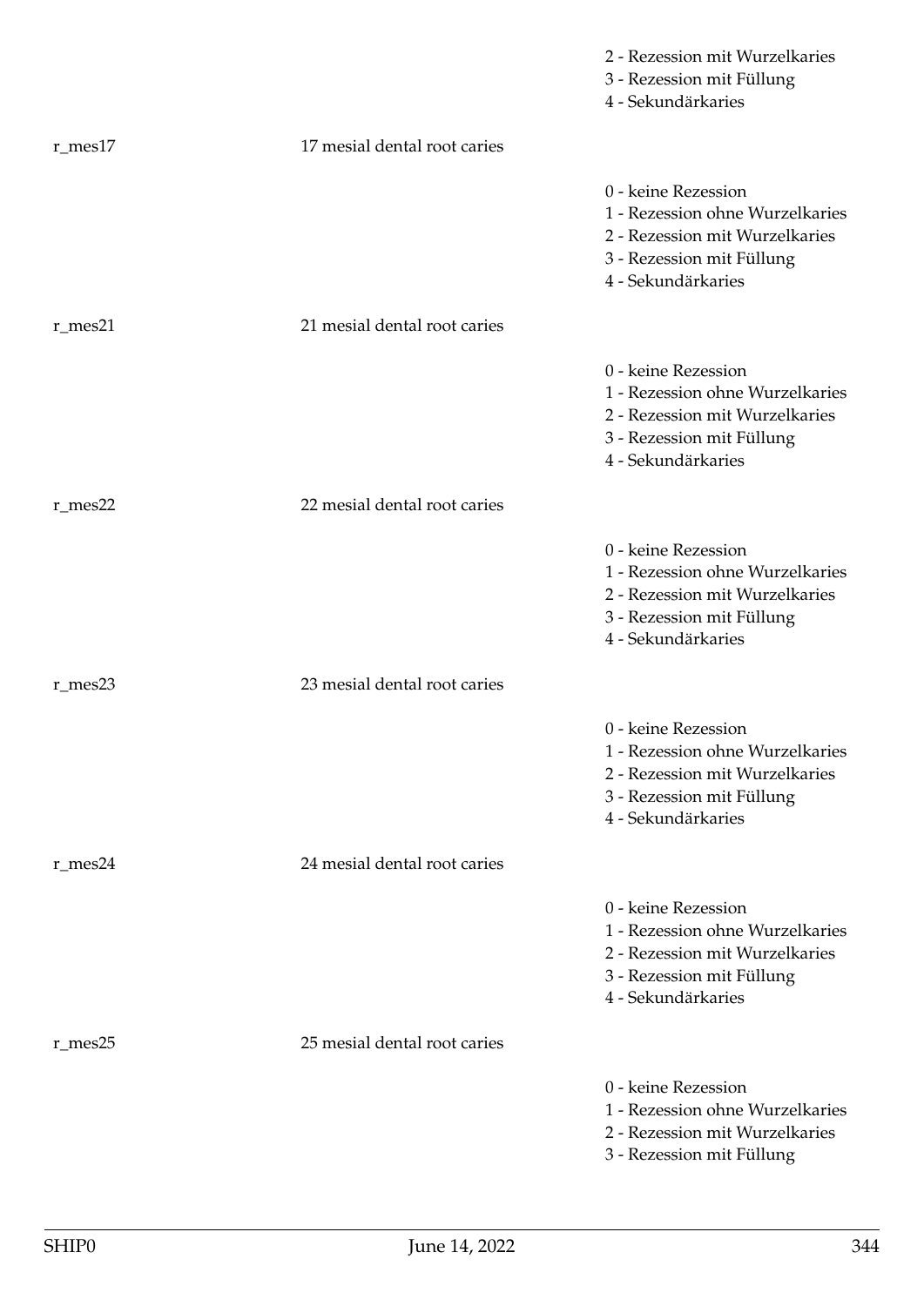2 - Rezession mit Wurzelkaries
3 - Rezession mit Füllung
4 - Sekundärkaries

| | | |
|---|---|---|
| r_mes17 | 17 mesial dental root caries | |
| | | 0 - keine Rezession<br>1 - Rezession ohne Wurzelkaries<br>2 - Rezession mit Wurzelkaries<br>3 - Rezession mit Füllung<br>4 - Sekundärkaries |
| r_mes21 | 21 mesial dental root caries | |
| | | 0 - keine Rezession<br>1 - Rezession ohne Wurzelkaries<br>2 - Rezession mit Wurzelkaries<br>3 - Rezession mit Füllung<br>4 - Sekundärkaries |
| r_mes22 | 22 mesial dental root caries | |
| | | 0 - keine Rezession<br>1 - Rezession ohne Wurzelkaries<br>2 - Rezession mit Wurzelkaries<br>3 - Rezession mit Füllung<br>4 - Sekundärkaries |
| r_mes23 | 23 mesial dental root caries | |
| | | 0 - keine Rezession<br>1 - Rezession ohne Wurzelkaries<br>2 - Rezession mit Wurzelkaries<br>3 - Rezession mit Füllung<br>4 - Sekundärkaries |
| r_mes24 | 24 mesial dental root caries | |
| | | 0 - keine Rezession<br>1 - Rezession ohne Wurzelkaries<br>2 - Rezession mit Wurzelkaries<br>3 - Rezession mit Füllung<br>4 - Sekundärkaries |
| r_mes25 | 25 mesial dental root caries | |
| | | 0 - keine Rezession<br>1 - Rezession ohne Wurzelkaries<br>2 - Rezession mit Wurzelkaries<br>3 - Rezession mit Füllung |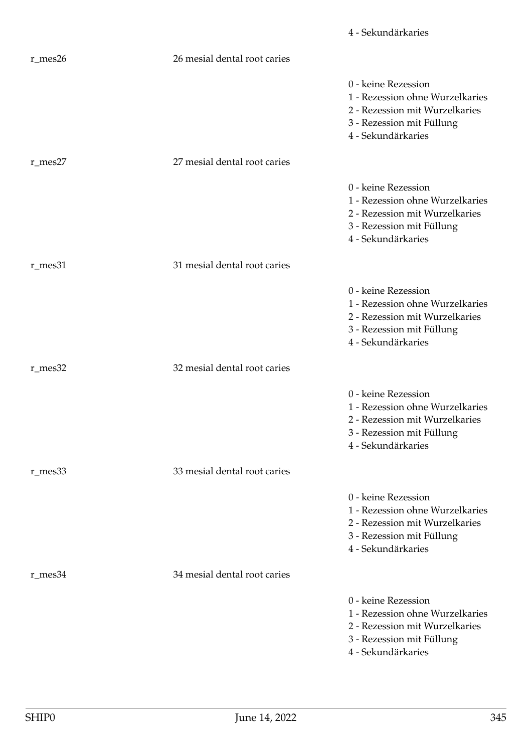4 - Sekundärkaries

r_mes26 26 mesial dental root caries

0 - keine Rezession
1 - Rezession ohne Wurzelkaries
2 - Rezession mit Wurzelkaries
3 - Rezession mit Füllung
4 - Sekundärkaries

r_mes27 27 mesial dental root caries

0 - keine Rezession
1 - Rezession ohne Wurzelkaries
2 - Rezession mit Wurzelkaries
3 - Rezession mit Füllung
4 - Sekundärkaries

r_mes31 31 mesial dental root caries

0 - keine Rezession
1 - Rezession ohne Wurzelkaries
2 - Rezession mit Wurzelkaries
3 - Rezession mit Füllung
4 - Sekundärkaries

r_mes32 32 mesial dental root caries

0 - keine Rezession
1 - Rezession ohne Wurzelkaries
2 - Rezession mit Wurzelkaries
3 - Rezession mit Füllung
4 - Sekundärkaries

r_mes33 33 mesial dental root caries

0 - keine Rezession
1 - Rezession ohne Wurzelkaries
2 - Rezession mit Wurzelkaries
3 - Rezession mit Füllung
4 - Sekundärkaries

r_mes34 34 mesial dental root caries

0 - keine Rezession
1 - Rezession ohne Wurzelkaries
2 - Rezession mit Wurzelkaries
3 - Rezession mit Füllung
4 - Sekundärkaries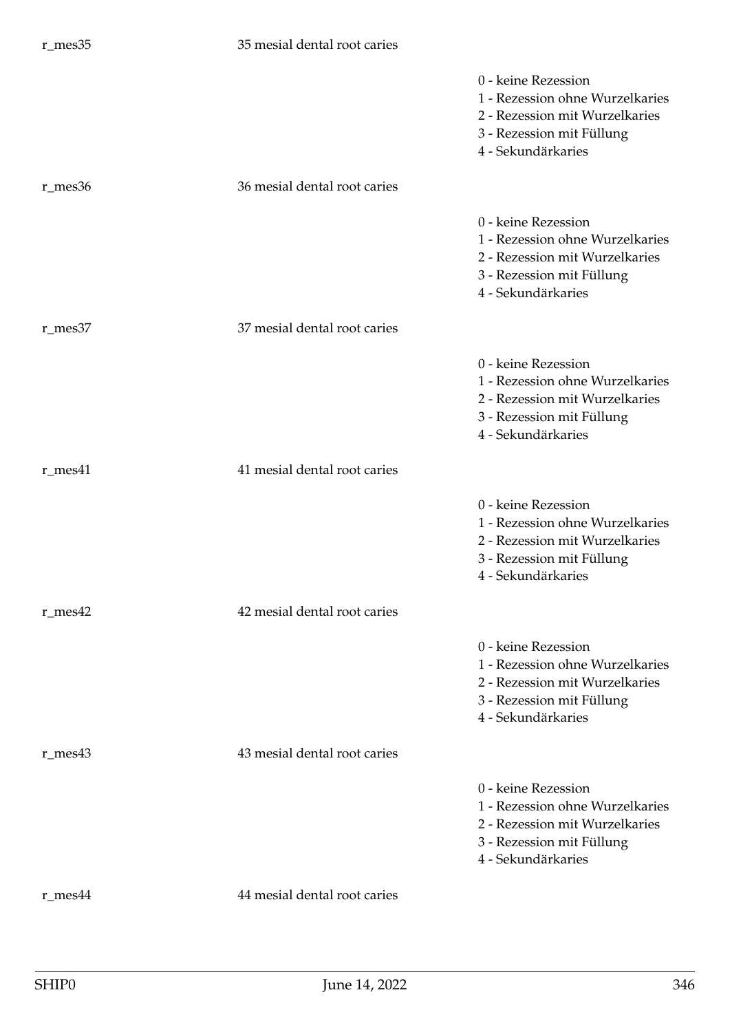r_mes35 35 mesial dental root caries

- 0 - keine Rezession
- 1 - Rezession ohne Wurzelkaries
- 2 - Rezession mit Wurzelkaries
- 3 - Rezession mit Füllung
- 4 - Sekundärkaries

r_mes36 36 mesial dental root caries

- 0 - keine Rezession
- 1 - Rezession ohne Wurzelkaries
- 2 - Rezession mit Wurzelkaries
- 3 - Rezession mit Füllung
- 4 - Sekundärkaries

r_mes37 37 mesial dental root caries

- 0 - keine Rezession
- 1 - Rezession ohne Wurzelkaries
- 2 - Rezession mit Wurzelkaries
- 3 - Rezession mit Füllung
- 4 - Sekundärkaries

r_mes41 41 mesial dental root caries

- 0 - keine Rezession
- 1 - Rezession ohne Wurzelkaries
- 2 - Rezession mit Wurzelkaries
- 3 - Rezession mit Füllung
- 4 - Sekundärkaries

r_mes42 42 mesial dental root caries

- 0 - keine Rezession
- 1 - Rezession ohne Wurzelkaries
- 2 - Rezession mit Wurzelkaries
- 3 - Rezession mit Füllung
- 4 - Sekundärkaries

r_mes43 43 mesial dental root caries

- 0 - keine Rezession
- 1 - Rezession ohne Wurzelkaries
- 2 - Rezession mit Wurzelkaries
- 3 - Rezession mit Füllung
- 4 - Sekundärkaries

r_mes44 44 mesial dental root caries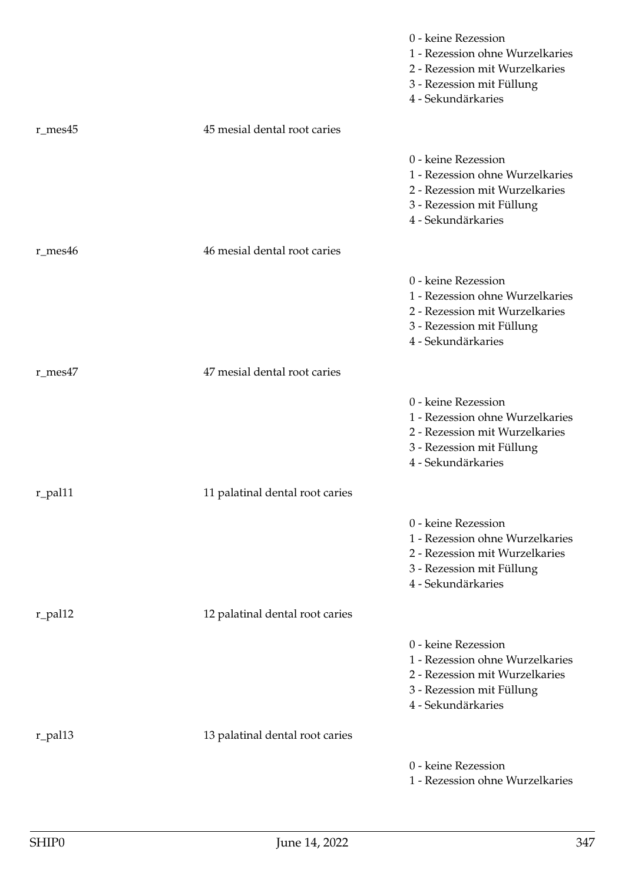0 - keine Rezession
1 - Rezession ohne Wurzelkaries
2 - Rezession mit Wurzelkaries
3 - Rezession mit Füllung
4 - Sekundärkaries

r_mes45 45 mesial dental root caries

0 - keine Rezession
1 - Rezession ohne Wurzelkaries
2 - Rezession mit Wurzelkaries
3 - Rezession mit Füllung
4 - Sekundärkaries

r_mes46 46 mesial dental root caries

0 - keine Rezession
1 - Rezession ohne Wurzelkaries
2 - Rezession mit Wurzelkaries
3 - Rezession mit Füllung
4 - Sekundärkaries

r_mes47 47 mesial dental root caries

0 - keine Rezession
1 - Rezession ohne Wurzelkaries
2 - Rezession mit Wurzelkaries
3 - Rezession mit Füllung
4 - Sekundärkaries

r_pal11 11 palatinal dental root caries

0 - keine Rezession
1 - Rezession ohne Wurzelkaries
2 - Rezession mit Wurzelkaries
3 - Rezession mit Füllung
4 - Sekundärkaries

r_pal12 12 palatinal dental root caries

0 - keine Rezession
1 - Rezession ohne Wurzelkaries
2 - Rezession mit Wurzelkaries
3 - Rezession mit Füllung
4 - Sekundärkaries

r_pal13 13 palatinal dental root caries

0 - keine Rezession
1 - Rezession ohne Wurzelkaries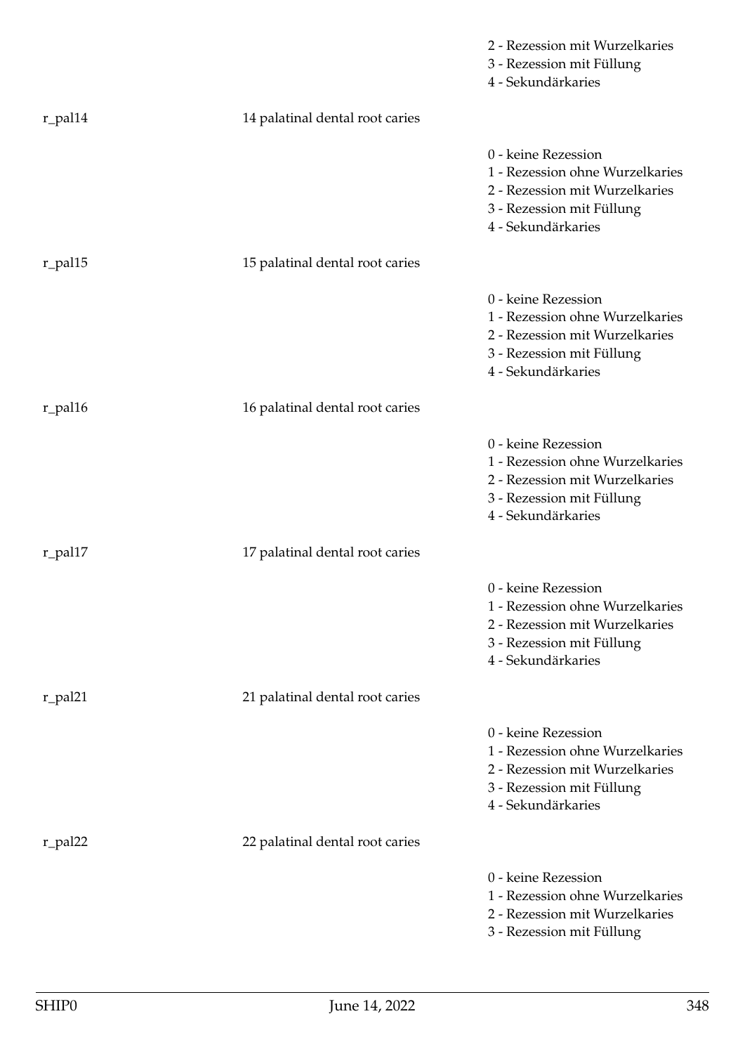2 - Rezession mit Wurzelkaries
3 - Rezession mit Füllung
4 - Sekundärkaries

r_pal14 | 14 palatinal dental root caries

0 - keine Rezession
1 - Rezession ohne Wurzelkaries
2 - Rezession mit Wurzelkaries
3 - Rezession mit Füllung
4 - Sekundärkaries

r_pal15 | 15 palatinal dental root caries

0 - keine Rezession
1 - Rezession ohne Wurzelkaries
2 - Rezession mit Wurzelkaries
3 - Rezession mit Füllung
4 - Sekundärkaries

r_pal16 | 16 palatinal dental root caries

0 - keine Rezession
1 - Rezession ohne Wurzelkaries
2 - Rezession mit Wurzelkaries
3 - Rezession mit Füllung
4 - Sekundärkaries

r_pal17 | 17 palatinal dental root caries

0 - keine Rezession
1 - Rezession ohne Wurzelkaries
2 - Rezession mit Wurzelkaries
3 - Rezession mit Füllung
4 - Sekundärkaries

r_pal21 | 21 palatinal dental root caries

0 - keine Rezession
1 - Rezession ohne Wurzelkaries
2 - Rezession mit Wurzelkaries
3 - Rezession mit Füllung
4 - Sekundärkaries

r_pal22 | 22 palatinal dental root caries

0 - keine Rezession
1 - Rezession ohne Wurzelkaries
2 - Rezession mit Wurzelkaries
3 - Rezession mit Füllung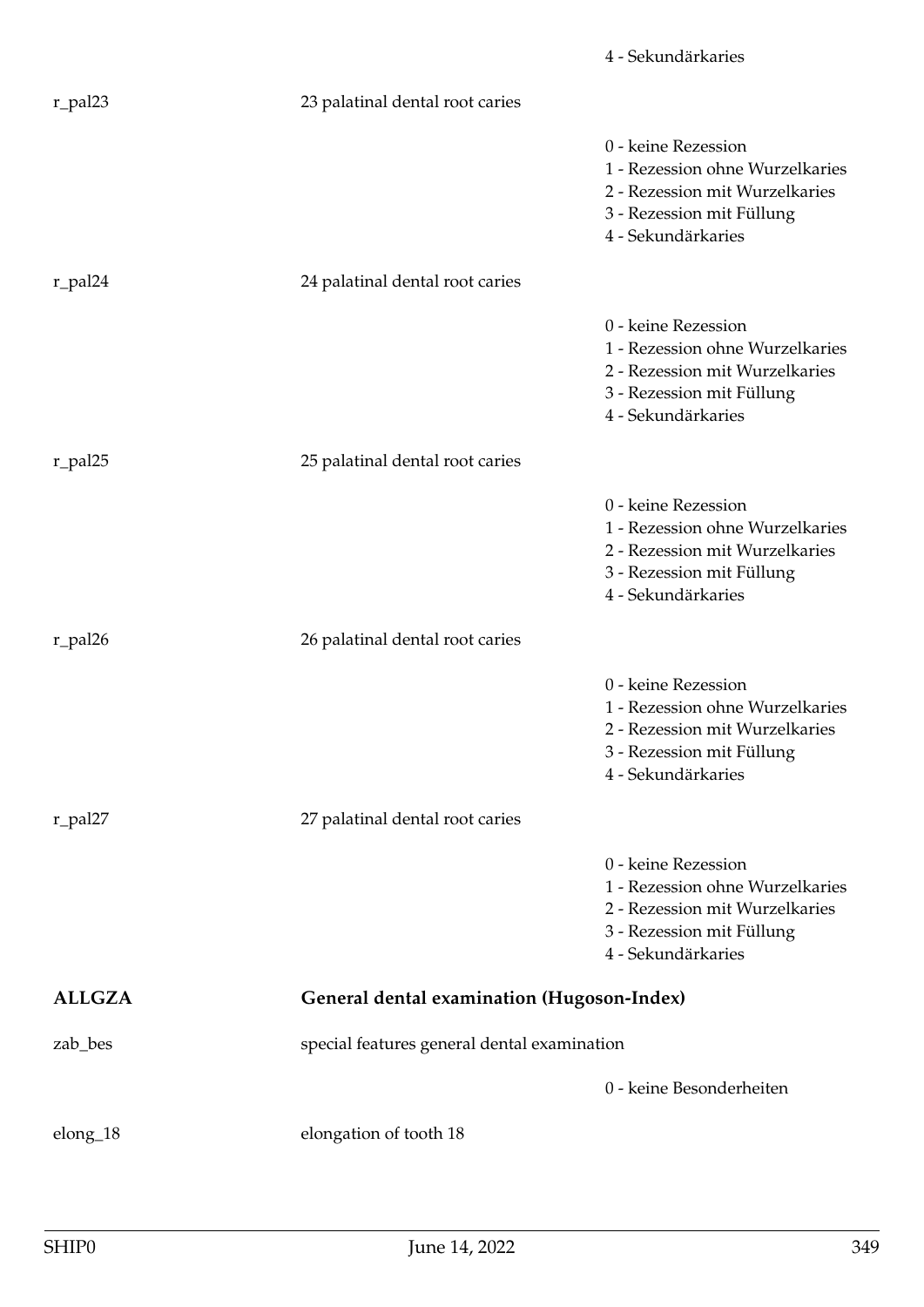4 - Sekundärkaries

r_pal23 23 palatinal dental root caries

0 - keine Rezession
1 - Rezession ohne Wurzelkaries
2 - Rezession mit Wurzelkaries
3 - Rezession mit Füllung
4 - Sekundärkaries

r_pal24 24 palatinal dental root caries

0 - keine Rezession
1 - Rezession ohne Wurzelkaries
2 - Rezession mit Wurzelkaries
3 - Rezession mit Füllung
4 - Sekundärkaries

r_pal25 25 palatinal dental root caries

0 - keine Rezession
1 - Rezession ohne Wurzelkaries
2 - Rezession mit Wurzelkaries
3 - Rezession mit Füllung
4 - Sekundärkaries

r_pal26 26 palatinal dental root caries

0 - keine Rezession
1 - Rezession ohne Wurzelkaries
2 - Rezession mit Wurzelkaries
3 - Rezession mit Füllung
4 - Sekundärkaries

r_pal27 27 palatinal dental root caries

0 - keine Rezession
1 - Rezession ohne Wurzelkaries
2 - Rezession mit Wurzelkaries
3 - Rezession mit Füllung
4 - Sekundärkaries

## ALLGZA General dental examination (Hugoson-Index)

zab_bes special features general dental examination

0 - keine Besonderheiten

elong_18 elongation of tooth 18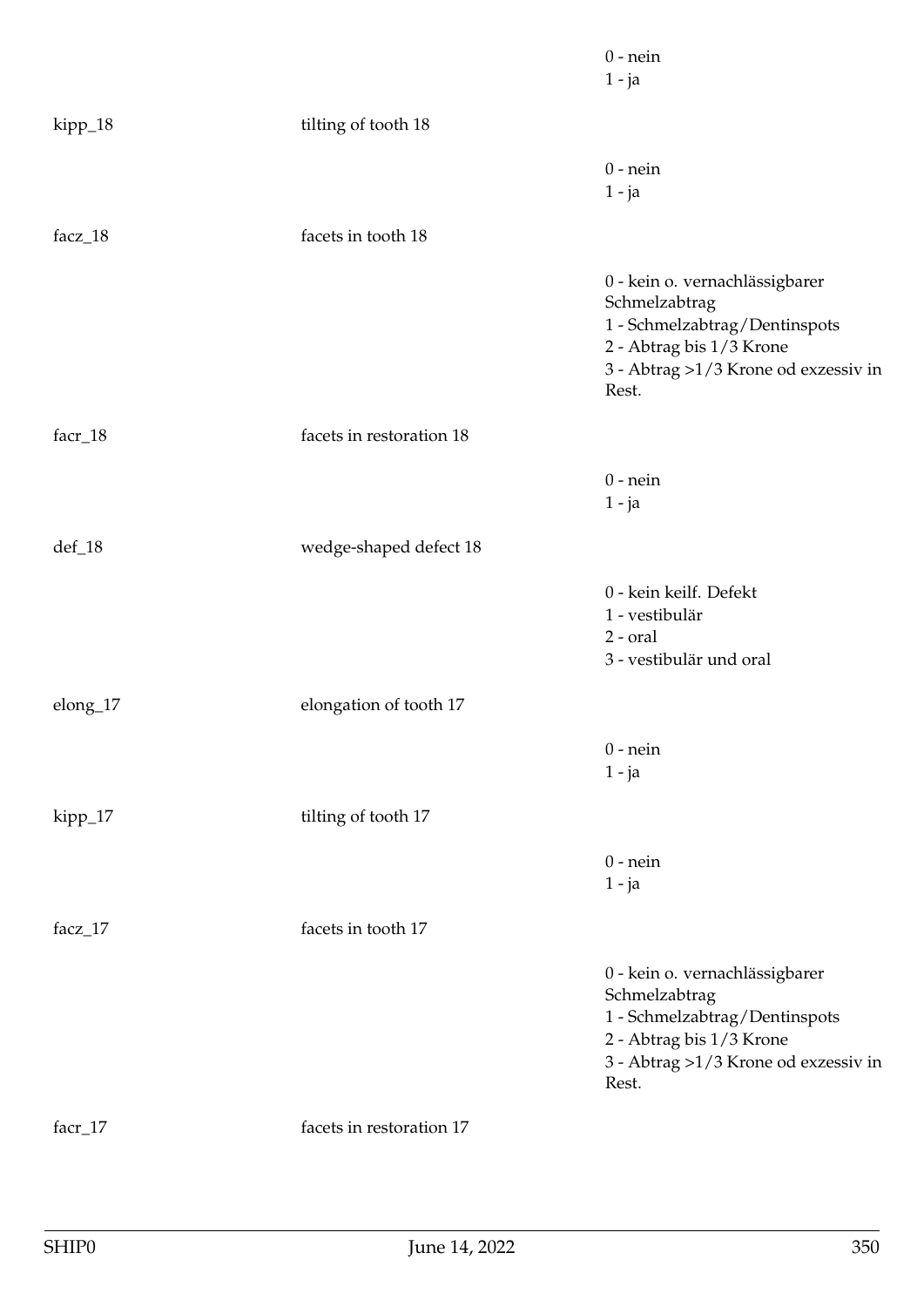|  |  |  |
|---|---|---|
|  |  | 0 - nein<br>1 - ja |
| kipp_18 | tilting of tooth 18 |  |
|  |  | 0 - nein<br>1 - ja |
| facz_18 | facets in tooth 18 |  |
|  |  | 0 - kein o. vernachlässigbarer Schmelzabtrag<br>1 - Schmelzabtrag/Dentinspots<br>2 - Abtrag bis 1/3 Krone<br>3 - Abtrag >1/3 Krone od exzessiv in Rest. |
| facr_18 | facets in restoration 18 |  |
|  |  | 0 - nein<br>1 - ja |
| def_18 | wedge-shaped defect 18 |  |
|  |  | 0 - kein keilf. Defekt<br>1 - vestibulär<br>2 - oral<br>3 - vestibulär und oral |
| elong_17 | elongation of tooth 17 |  |
|  |  | 0 - nein<br>1 - ja |
| kipp_17 | tilting of tooth 17 |  |
|  |  | 0 - nein<br>1 - ja |
| facz_17 | facets in tooth 17 |  |
|  |  | 0 - kein o. vernachlässigbarer Schmelzabtrag<br>1 - Schmelzabtrag/Dentinspots<br>2 - Abtrag bis 1/3 Krone<br>3 - Abtrag >1/3 Krone od exzessiv in Rest. |
| facr_17 | facets in restoration 17 |  |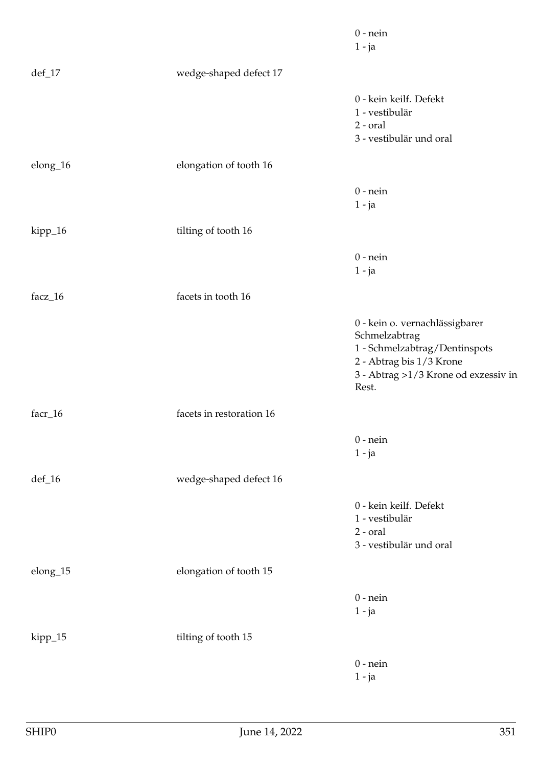| | | |
|---|---|---|
| | | 0 - nein<br>1 - ja |
| def_17 | wedge-shaped defect 17 | |
| | | 0 - kein keilf. Defekt<br>1 - vestibulär<br>2 - oral<br>3 - vestibulär und oral |
| elong_16 | elongation of tooth 16 | |
| | | 0 - nein<br>1 - ja |
| kipp_16 | tilting of tooth 16 | |
| | | 0 - nein<br>1 - ja |
| facz_16 | facets in tooth 16 | |
| | | 0 - kein o. vernachlässigbarer Schmelzabtrag<br>1 - Schmelzabtrag/Dentinspots<br>2 - Abtrag bis 1/3 Krone<br>3 - Abtrag >1/3 Krone od exzessiv in Rest. |
| facr_16 | facets in restoration 16 | |
| | | 0 - nein<br>1 - ja |
| def_16 | wedge-shaped defect 16 | |
| | | 0 - kein keilf. Defekt<br>1 - vestibulär<br>2 - oral<br>3 - vestibulär und oral |
| elong_15 | elongation of tooth 15 | |
| | | 0 - nein<br>1 - ja |
| kipp_15 | tilting of tooth 15 | |
| | | 0 - nein<br>1 - ja |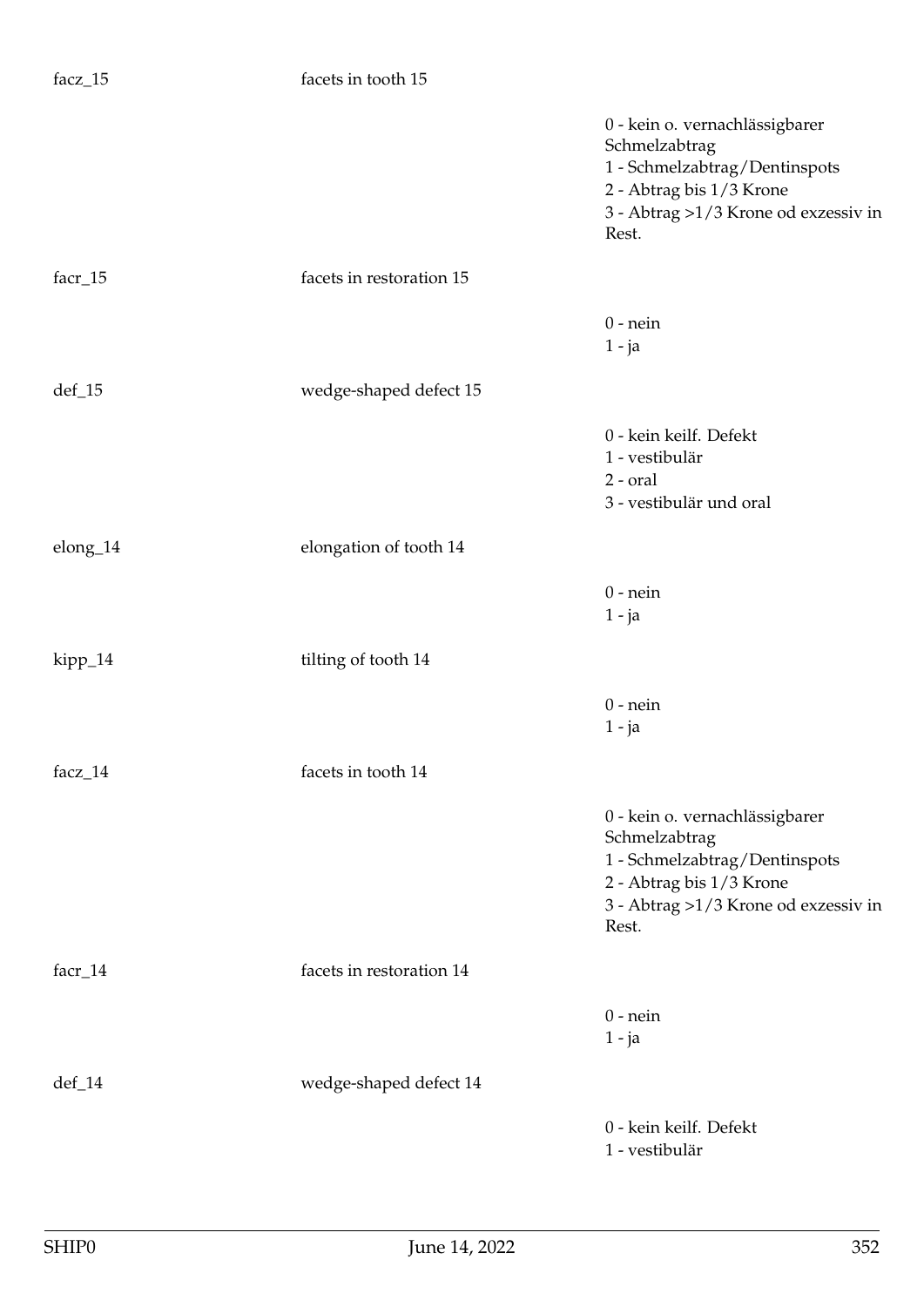| | | |
|---|---|---|
| facz_15 | facets in tooth 15 | |
| | | 0 - kein o. vernachlässigbarer Schmelzabtrag<br>1 - Schmelzabtrag/Dentinspots<br>2 - Abtrag bis 1/3 Krone<br>3 - Abtrag >1/3 Krone od exzessiv in Rest. |
| facr_15 | facets in restoration 15 | |
| | | 0 - nein<br>1 - ja |
| def_15 | wedge-shaped defect 15 | |
| | | 0 - kein keilf. Defekt<br>1 - vestibulär<br>2 - oral<br>3 - vestibulär und oral |
| elong_14 | elongation of tooth 14 | |
| | | 0 - nein<br>1 - ja |
| kipp_14 | tilting of tooth 14 | |
| | | 0 - nein<br>1 - ja |
| facz_14 | facets in tooth 14 | |
| | | 0 - kein o. vernachlässigbarer Schmelzabtrag<br>1 - Schmelzabtrag/Dentinspots<br>2 - Abtrag bis 1/3 Krone<br>3 - Abtrag >1/3 Krone od exzessiv in Rest. |
| facr_14 | facets in restoration 14 | |
| | | 0 - nein<br>1 - ja |
| def_14 | wedge-shaped defect 14 | |
| | | 0 - kein keilf. Defekt<br>1 - vestibulär |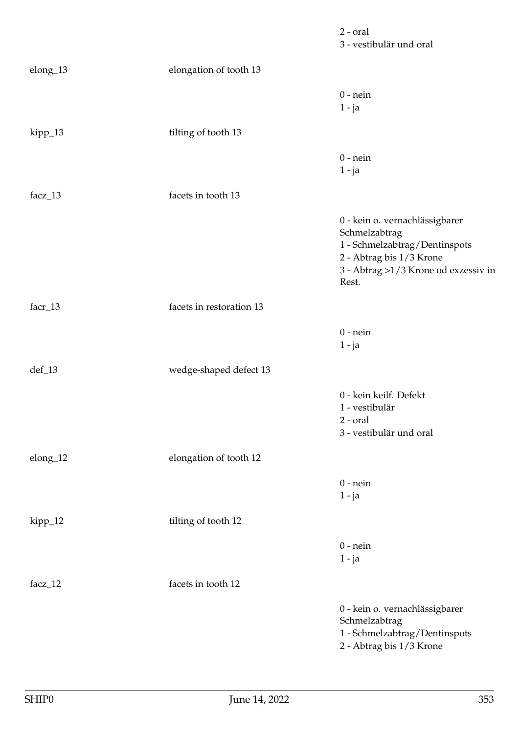| | | |
|---|---|---|
| | | 2 - oral<br>3 - vestibulär und oral |
| elong_13 | elongation of tooth 13 | |
| | | 0 - nein<br>1 - ja |
| kipp_13 | tilting of tooth 13 | |
| | | 0 - nein<br>1 - ja |
| facz_13 | facets in tooth 13 | |
| | | 0 - kein o. vernachlässigbarer Schmelzabtrag<br>1 - Schmelzabtrag/Dentinspots<br>2 - Abtrag bis 1/3 Krone<br>3 - Abtrag >1/3 Krone od exzessiv in Rest. |
| facr_13 | facets in restoration 13 | |
| | | 0 - nein<br>1 - ja |
| def_13 | wedge-shaped defect 13 | |
| | | 0 - kein keilf. Defekt<br>1 - vestibulär<br>2 - oral<br>3 - vestibulär und oral |
| elong_12 | elongation of tooth 12 | |
| | | 0 - nein<br>1 - ja |
| kipp_12 | tilting of tooth 12 | |
| | | 0 - nein<br>1 - ja |
| facz_12 | facets in tooth 12 | |
| | | 0 - kein o. vernachlässigbarer Schmelzabtrag<br>1 - Schmelzabtrag/Dentinspots<br>2 - Abtrag bis 1/3 Krone |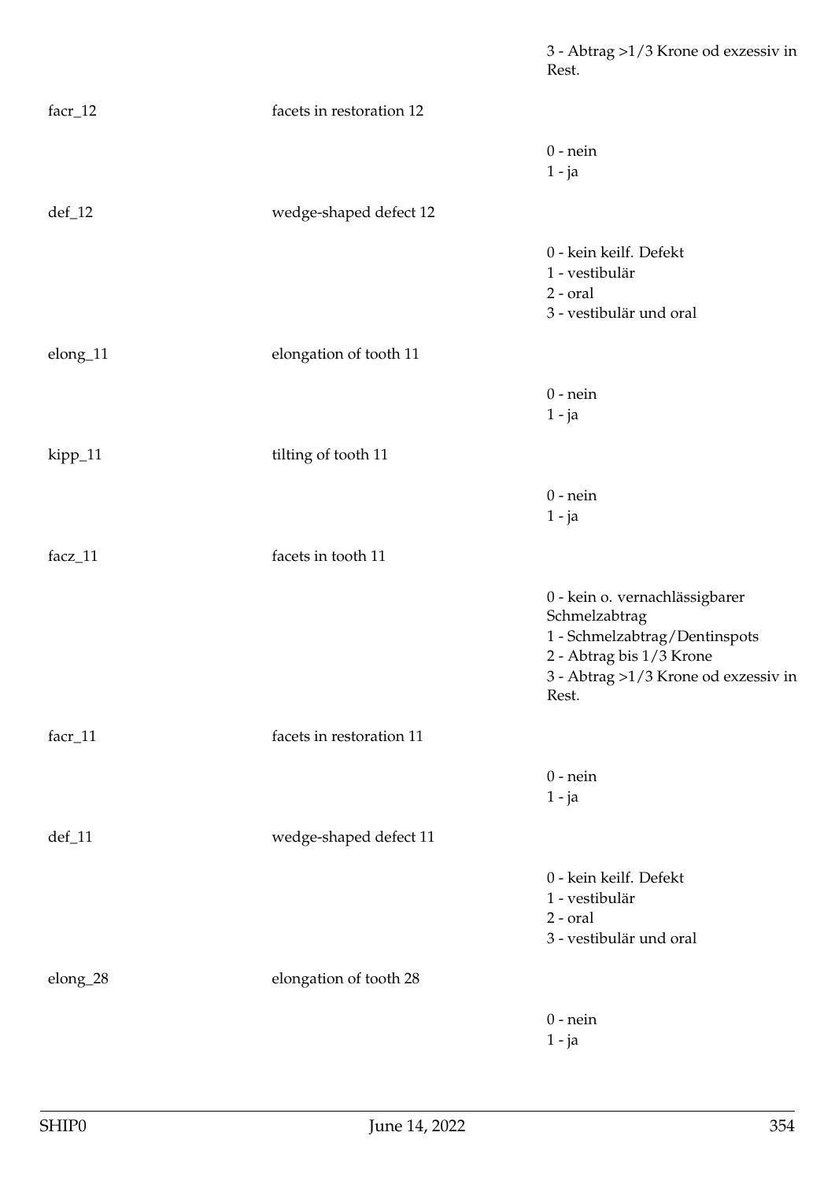| | | 3 - Abtrag >1/3 Krone od exzessiv in Rest. |
|---|---|---|
| facr_12 | facets in restoration 12 | |
| | | 0 - nein<br>1 - ja |
| def_12 | wedge-shaped defect 12 | |
| | | 0 - kein keilf. Defekt<br>1 - vestibulär<br>2 - oral<br>3 - vestibulär und oral |
| elong_11 | elongation of tooth 11 | |
| | | 0 - nein<br>1 - ja |
| kipp_11 | tilting of tooth 11 | |
| | | 0 - nein<br>1 - ja |
| facz_11 | facets in tooth 11 | |
| | | 0 - kein o. vernachlässigbarer Schmelzabtrag<br>1 - Schmelzabtrag/Dentinspots<br>2 - Abtrag bis 1/3 Krone<br>3 - Abtrag >1/3 Krone od exzessiv in Rest. |
| facr_11 | facets in restoration 11 | |
| | | 0 - nein<br>1 - ja |
| def_11 | wedge-shaped defect 11 | |
| | | 0 - kein keilf. Defekt<br>1 - vestibulär<br>2 - oral<br>3 - vestibulär und oral |
| elong_28 | elongation of tooth 28 | |
| | | 0 - nein<br>1 - ja |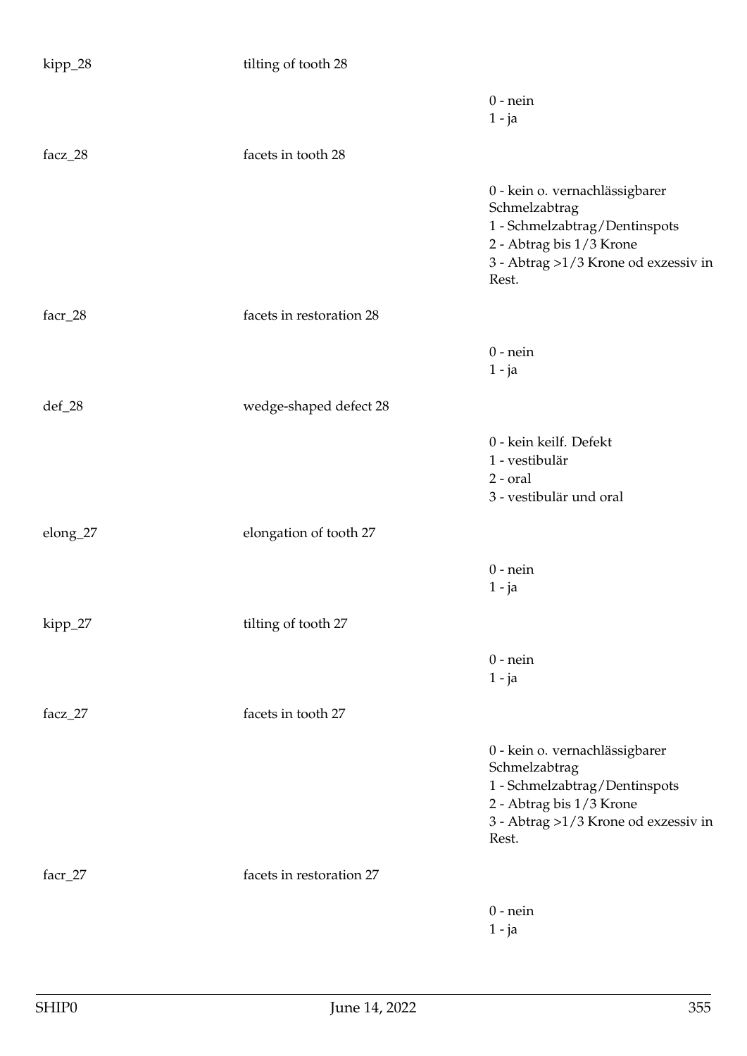| | | |
|---|---|---|
| kipp_28 | tilting of tooth 28 | |
| | | 0 - nein<br>1 - ja |
| facz_28 | facets in tooth 28 | |
| | | 0 - kein o. vernachlässigbarer Schmelzabtrag<br>1 - Schmelzabtrag/Dentinspots<br>2 - Abtrag bis 1/3 Krone<br>3 - Abtrag >1/3 Krone od exzessiv in Rest. |
| facr_28 | facets in restoration 28 | |
| | | 0 - nein<br>1 - ja |
| def_28 | wedge-shaped defect 28 | |
| | | 0 - kein keilf. Defekt<br>1 - vestibulär<br>2 - oral<br>3 - vestibulär und oral |
| elong_27 | elongation of tooth 27 | |
| | | 0 - nein<br>1 - ja |
| kipp_27 | tilting of tooth 27 | |
| | | 0 - nein<br>1 - ja |
| facz_27 | facets in tooth 27 | |
| | | 0 - kein o. vernachlässigbarer Schmelzabtrag<br>1 - Schmelzabtrag/Dentinspots<br>2 - Abtrag bis 1/3 Krone<br>3 - Abtrag >1/3 Krone od exzessiv in Rest. |
| facr_27 | facets in restoration 27 | |
| | | 0 - nein<br>1 - ja |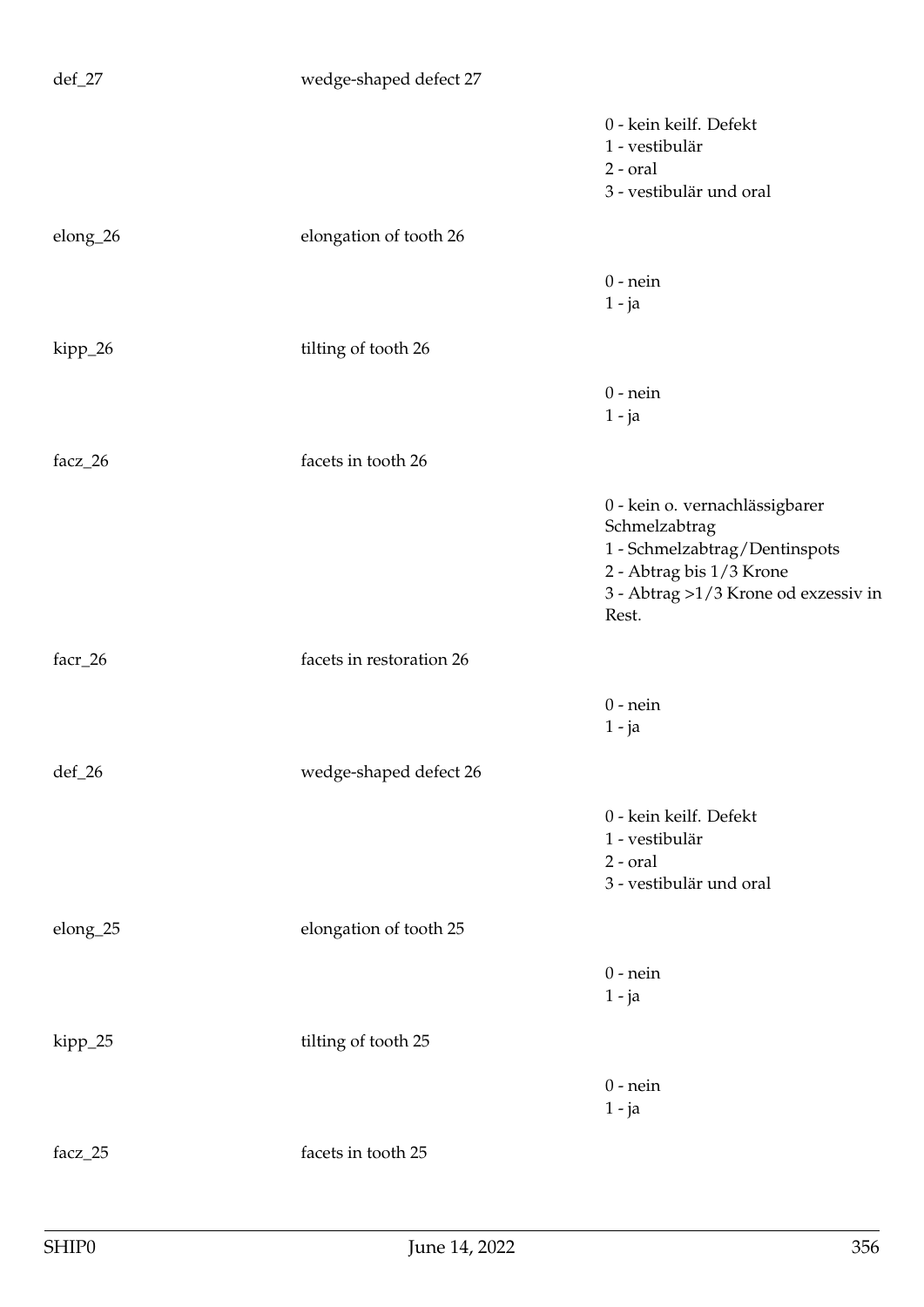def_27 wedge-shaped defect 27

0 - kein keilf. Defekt
1 - vestibulär
2 - oral
3 - vestibulär und oral

elong_26 elongation of tooth 26

0 - nein
1 - ja

kipp_26 tilting of tooth 26

0 - nein
1 - ja

facz_26 facets in tooth 26

0 - kein o. vernachlässigbarer Schmelzabtrag
1 - Schmelzabtrag/Dentinspots
2 - Abtrag bis 1/3 Krone
3 - Abtrag >1/3 Krone od exzessiv in Rest.

facr_26 facets in restoration 26

0 - nein
1 - ja

def_26 wedge-shaped defect 26

0 - kein keilf. Defekt
1 - vestibulär
2 - oral
3 - vestibulär und oral

elong_25 elongation of tooth 25

0 - nein
1 - ja

kipp_25 tilting of tooth 25

0 - nein
1 - ja

facz_25 facets in tooth 25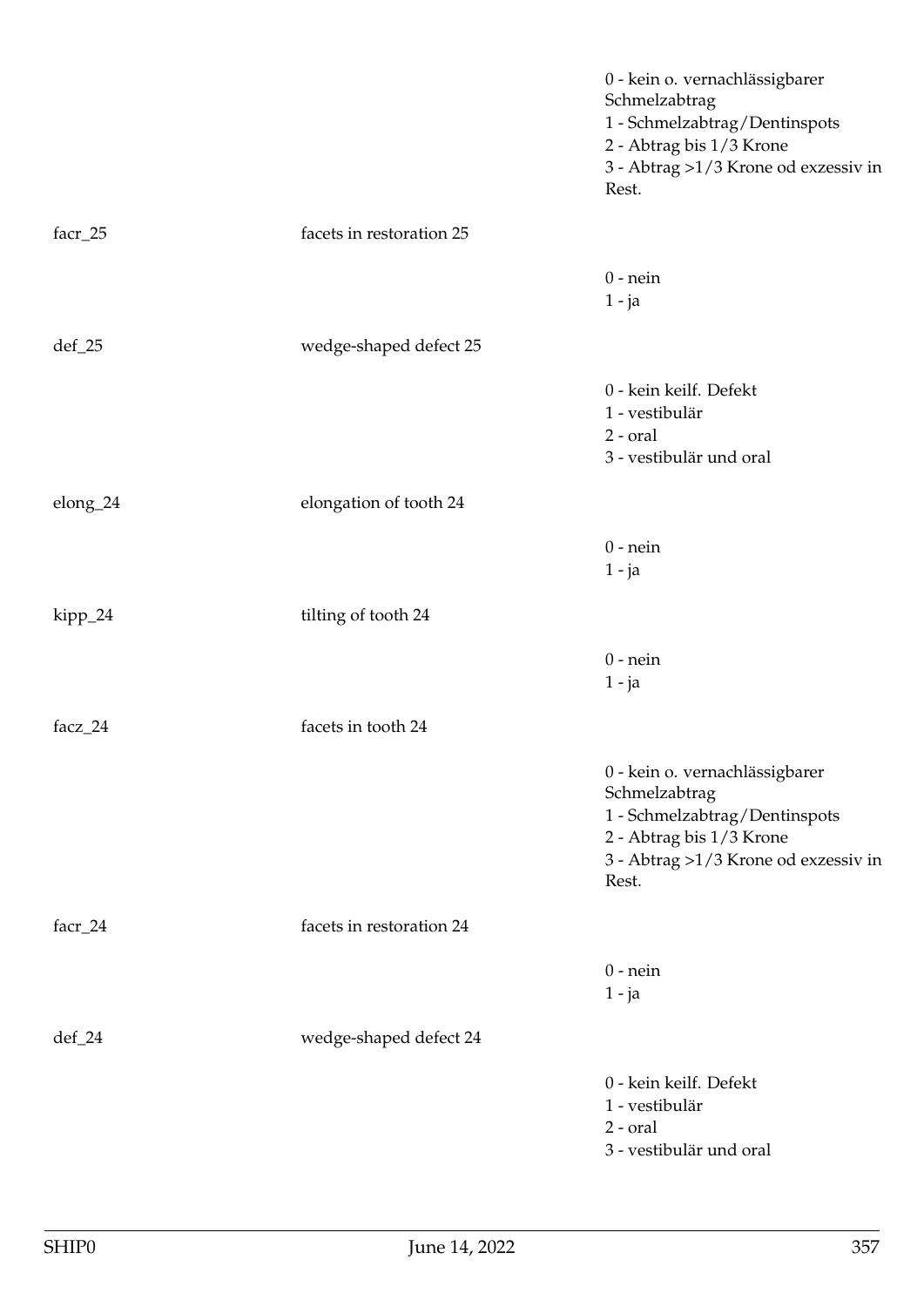0 - kein o. vernachlässigbarer Schmelzabtrag
1 - Schmelzabtrag/Dentinspots
2 - Abtrag bis 1/3 Krone
3 - Abtrag >1/3 Krone od exzessiv in Rest.

| | | |
|---|---|---|
| facr_25 | facets in restoration 25 | |
| | | 0 - nein<br>1 - ja |
| def_25 | wedge-shaped defect 25 | |
| | | 0 - kein keilf. Defekt<br>1 - vestibulär<br>2 - oral<br>3 - vestibulär und oral |
| elong_24 | elongation of tooth 24 | |
| | | 0 - nein<br>1 - ja |
| kipp_24 | tilting of tooth 24 | |
| | | 0 - nein<br>1 - ja |
| facz_24 | facets in tooth 24 | |
| | | 0 - kein o. vernachlässigbarer Schmelzabtrag<br>1 - Schmelzabtrag/Dentinspots<br>2 - Abtrag bis 1/3 Krone<br>3 - Abtrag >1/3 Krone od exzessiv in Rest. |
| facr_24 | facets in restoration 24 | |
| | | 0 - nein<br>1 - ja |
| def_24 | wedge-shaped defect 24 | |
| | | 0 - kein keilf. Defekt<br>1 - vestibulär<br>2 - oral<br>3 - vestibulär und oral |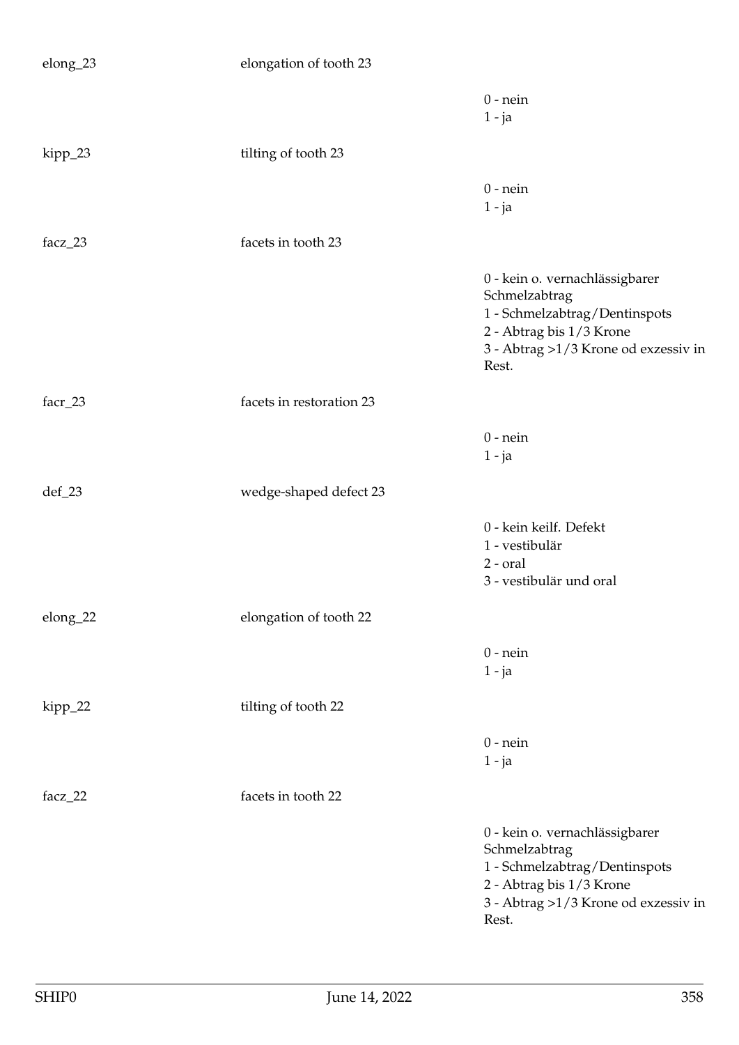| | | |
|---|---|---|
| elong_23 | elongation of tooth 23 | |
| | | 0 - nein<br>1 - ja |
| kipp_23 | tilting of tooth 23 | |
| | | 0 - nein<br>1 - ja |
| facz_23 | facets in tooth 23 | |
| | | 0 - kein o. vernachlässigbarer Schmelzabtrag<br>1 - Schmelzabtrag/Dentinspots<br>2 - Abtrag bis 1/3 Krone<br>3 - Abtrag >1/3 Krone od exzessiv in Rest. |
| facr_23 | facets in restoration 23 | |
| | | 0 - nein<br>1 - ja |
| def_23 | wedge-shaped defect 23 | |
| | | 0 - kein keilf. Defekt<br>1 - vestibulär<br>2 - oral<br>3 - vestibulär und oral |
| elong_22 | elongation of tooth 22 | |
| | | 0 - nein<br>1 - ja |
| kipp_22 | tilting of tooth 22 | |
| | | 0 - nein<br>1 - ja |
| facz_22 | facets in tooth 22 | |
| | | 0 - kein o. vernachlässigbarer Schmelzabtrag<br>1 - Schmelzabtrag/Dentinspots<br>2 - Abtrag bis 1/3 Krone<br>3 - Abtrag >1/3 Krone od exzessiv in Rest. |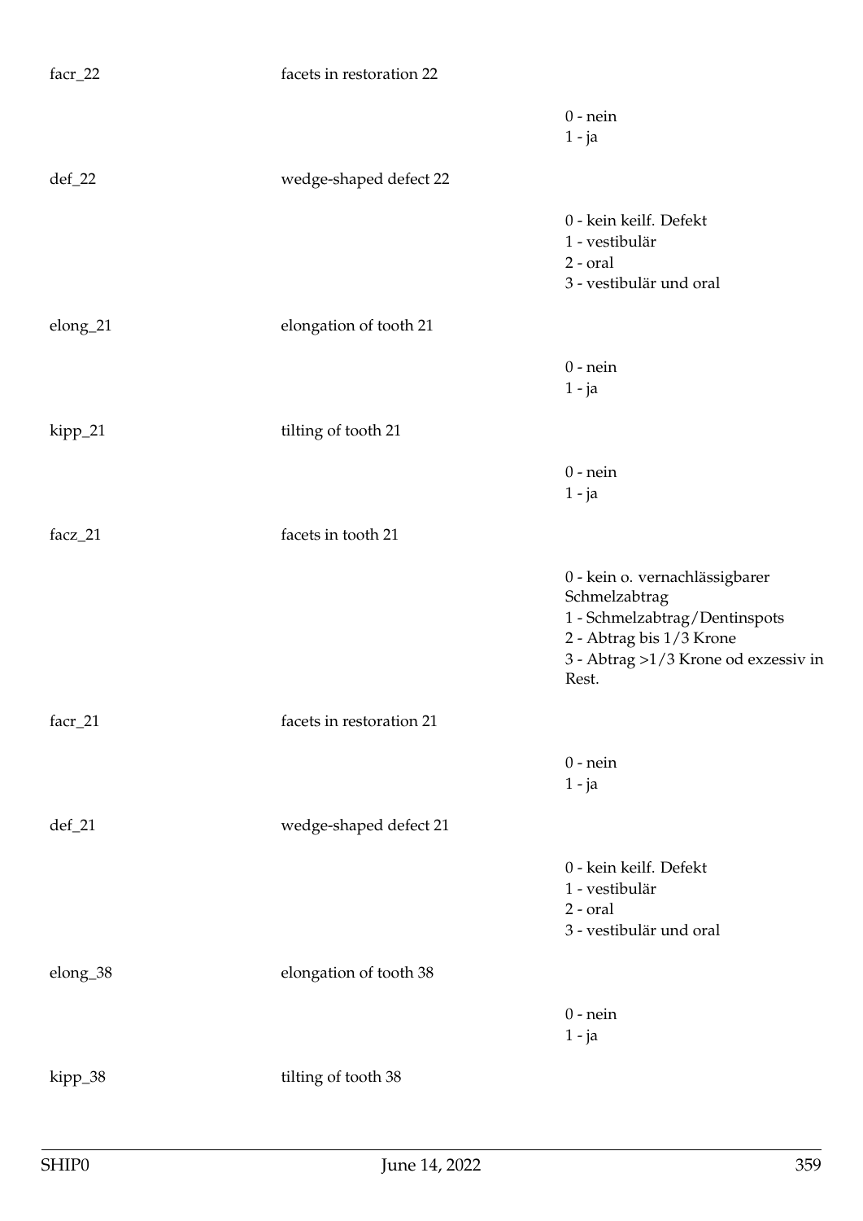facr_22 facets in restoration 22

0 - nein
1 - ja

def_22 wedge-shaped defect 22

0 - kein keilf. Defekt
1 - vestibulär
2 - oral
3 - vestibulär und oral

elong_21 elongation of tooth 21

0 - nein
1 - ja

kipp_21 tilting of tooth 21

0 - nein
1 - ja

facz_21 facets in tooth 21

0 - kein o. vernachlässigbarer Schmelzabtrag
1 - Schmelzabtrag/Dentinspots
2 - Abtrag bis 1/3 Krone
3 - Abtrag >1/3 Krone od exzessiv in Rest.

facr_21 facets in restoration 21

0 - nein
1 - ja

def_21 wedge-shaped defect 21

0 - kein keilf. Defekt
1 - vestibulär
2 - oral
3 - vestibulär und oral

elong_38 elongation of tooth 38

0 - nein
1 - ja

kipp_38 tilting of tooth 38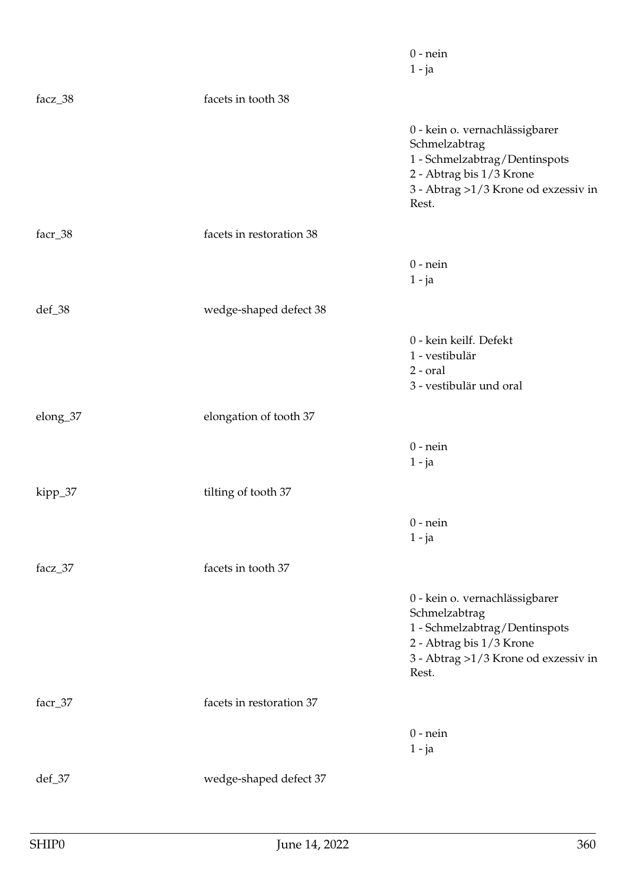0 - nein
1 - ja

facz_38 facets in tooth 38

0 - kein o. vernachlässigbarer Schmelzabtrag
1 - Schmelzabtrag/Dentinspots
2 - Abtrag bis 1/3 Krone
3 - Abtrag >1/3 Krone od exzessiv in Rest.

facr_38 facets in restoration 38

0 - nein
1 - ja

def_38 wedge-shaped defect 38

0 - kein keilf. Defekt
1 - vestibulär
2 - oral
3 - vestibulär und oral

elong_37 elongation of tooth 37

0 - nein
1 - ja

kipp_37 tilting of tooth 37

0 - nein
1 - ja

facz_37 facets in tooth 37

0 - kein o. vernachlässigbarer Schmelzabtrag
1 - Schmelzabtrag/Dentinspots
2 - Abtrag bis 1/3 Krone
3 - Abtrag >1/3 Krone od exzessiv in Rest.

facr_37 facets in restoration 37

0 - nein
1 - ja

def_37 wedge-shaped defect 37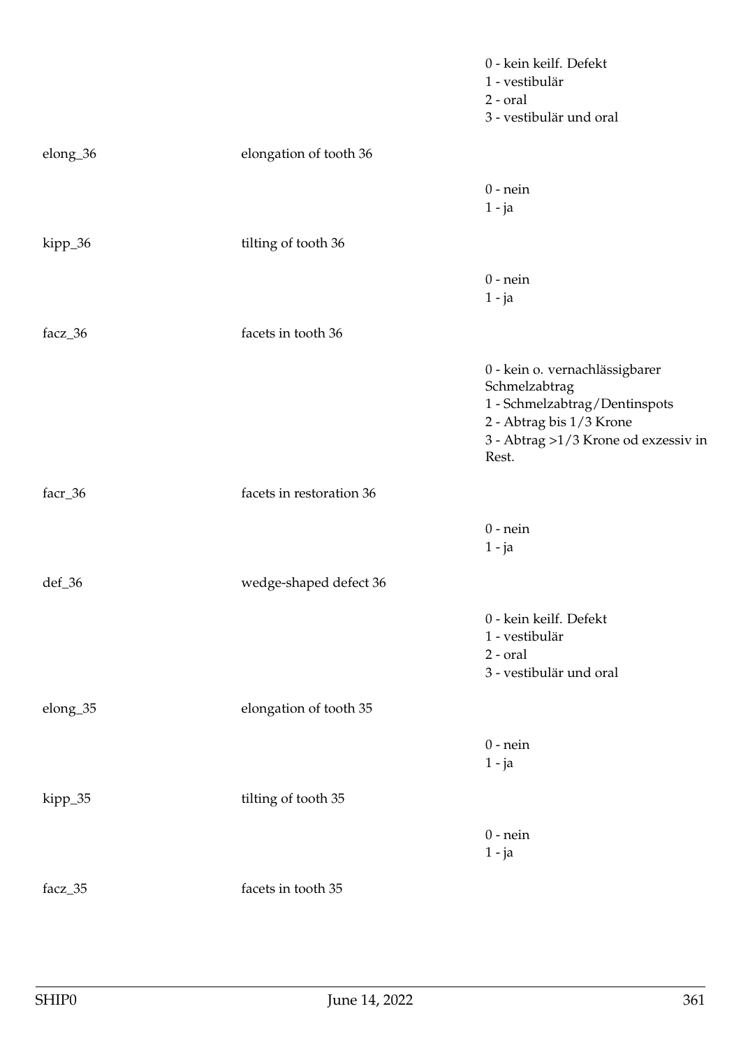| | | |
|---|---|---|
| | | 0 - kein keilf. Defekt<br>1 - vestibulär<br>2 - oral<br>3 - vestibulär und oral |
| elong_36 | elongation of tooth 36 | |
| | | 0 - nein<br>1 - ja |
| kipp_36 | tilting of tooth 36 | |
| | | 0 - nein<br>1 - ja |
| facz_36 | facets in tooth 36 | |
| | | 0 - kein o. vernachlässigbarer Schmelzabtrag<br>1 - Schmelzabtrag/Dentinspots<br>2 - Abtrag bis 1/3 Krone<br>3 - Abtrag >1/3 Krone od exzessiv in Rest. |
| facr_36 | facets in restoration 36 | |
| | | 0 - nein<br>1 - ja |
| def_36 | wedge-shaped defect 36 | |
| | | 0 - kein keilf. Defekt<br>1 - vestibulär<br>2 - oral<br>3 - vestibulär und oral |
| elong_35 | elongation of tooth 35 | |
| | | 0 - nein<br>1 - ja |
| kipp_35 | tilting of tooth 35 | |
| | | 0 - nein<br>1 - ja |
| facz_35 | facets in tooth 35 | |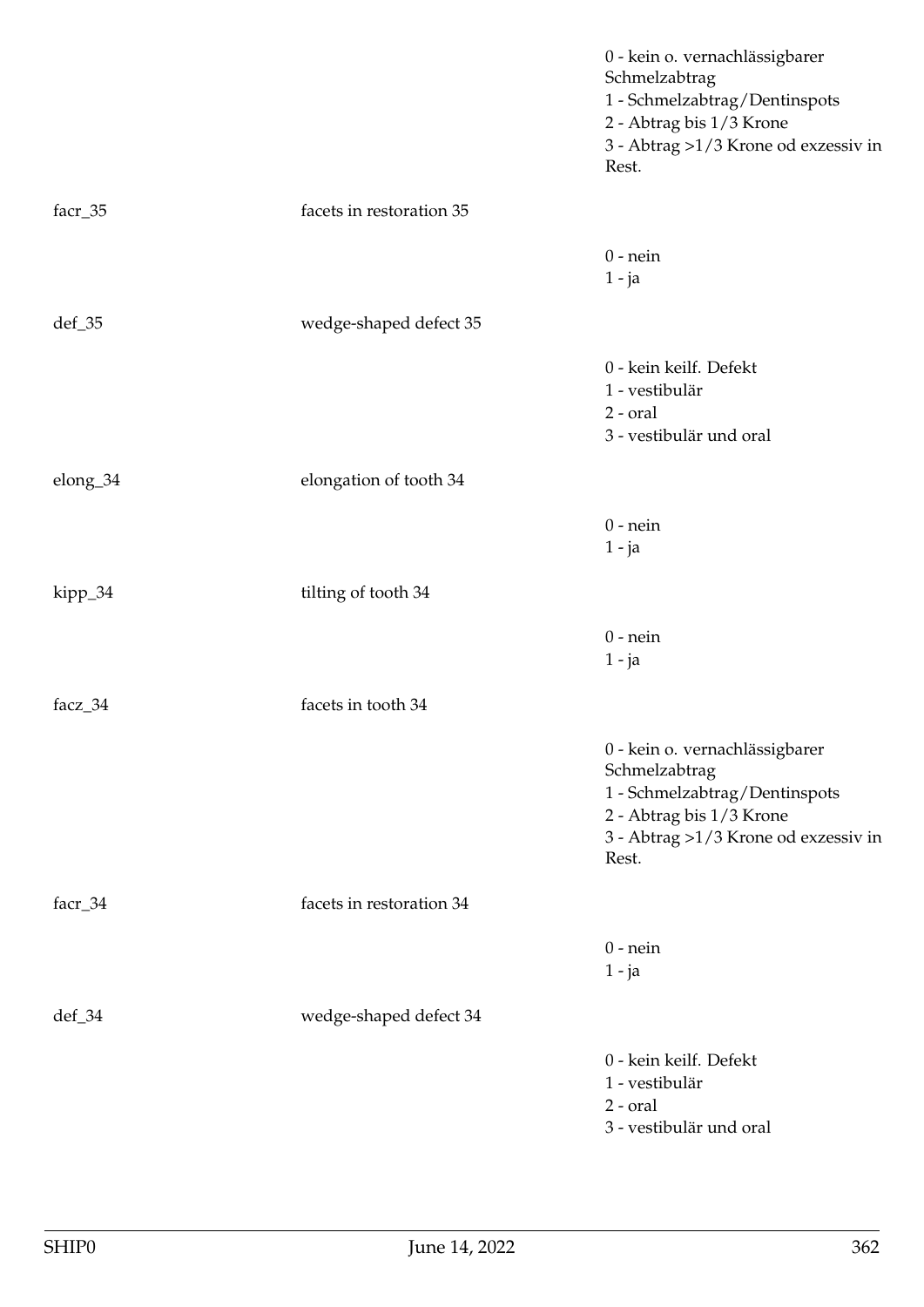0 - kein o. vernachlässigbarer Schmelzabtrag
1 - Schmelzabtrag/Dentinspots
2 - Abtrag bis 1/3 Krone
3 - Abtrag >1/3 Krone od exzessiv in Rest.

facr_35 facets in restoration 35

0 - nein
1 - ja

def_35 wedge-shaped defect 35

0 - kein keilf. Defekt
1 - vestibulär
2 - oral
3 - vestibulär und oral

elong_34 elongation of tooth 34

0 - nein
1 - ja

kipp_34 tilting of tooth 34

0 - nein
1 - ja

facz_34 facets in tooth 34

0 - kein o. vernachlässigbarer Schmelzabtrag
1 - Schmelzabtrag/Dentinspots
2 - Abtrag bis 1/3 Krone
3 - Abtrag >1/3 Krone od exzessiv in Rest.

facr_34 facets in restoration 34

0 - nein
1 - ja

def_34 wedge-shaped defect 34

0 - kein keilf. Defekt
1 - vestibulär
2 - oral
3 - vestibulär und oral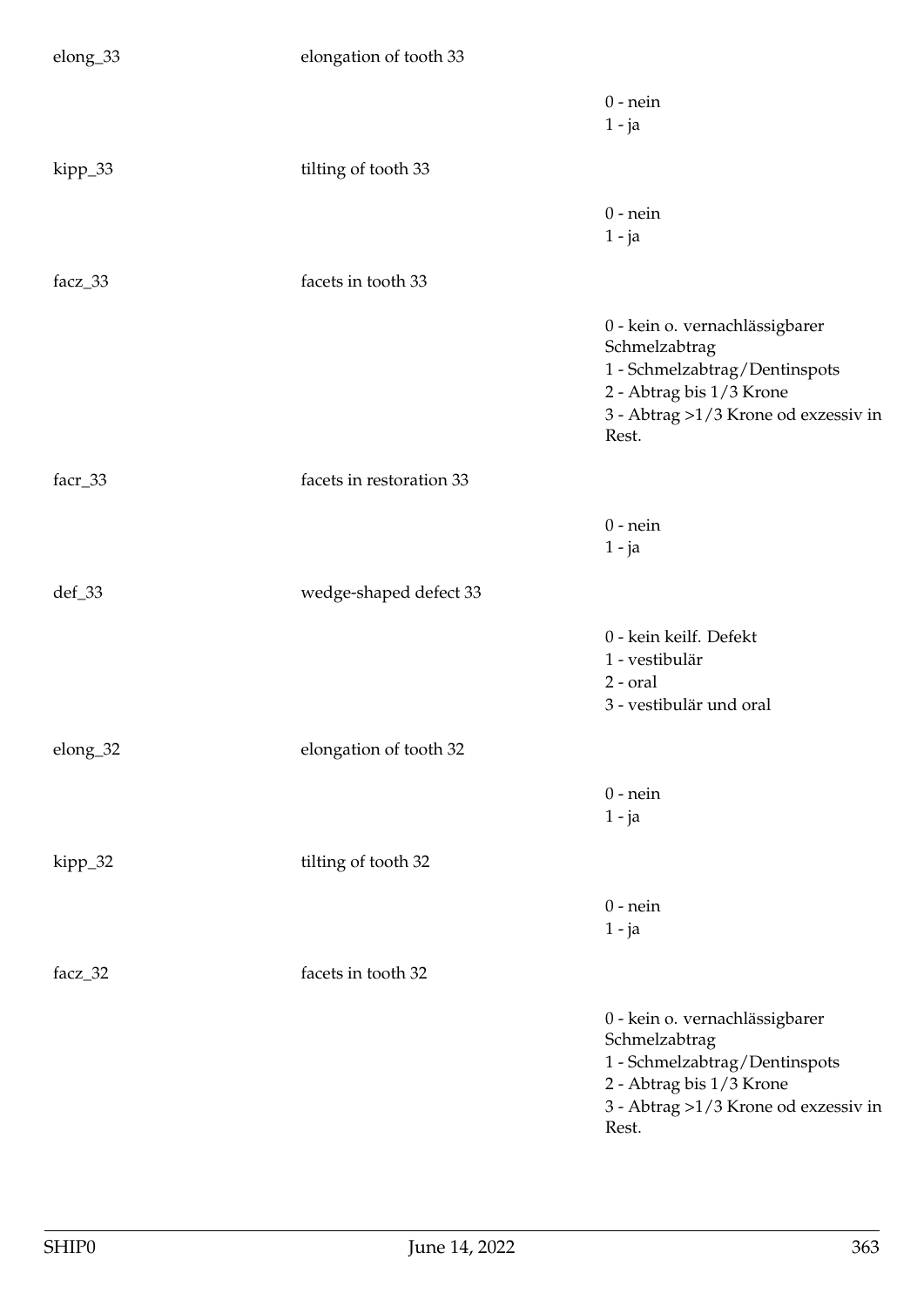elong_33 | elongation of tooth 33

0 - nein
1 - ja

kipp_33 | tilting of tooth 33

0 - nein
1 - ja

facz_33 | facets in tooth 33

0 - kein o. vernachlässigbarer Schmelzabtrag
1 - Schmelzabtrag/Dentinspots
2 - Abtrag bis 1/3 Krone
3 - Abtrag >1/3 Krone od exzessiv in Rest.

facr_33 | facets in restoration 33

0 - nein
1 - ja

def_33 | wedge-shaped defect 33

0 - kein keilf. Defekt
1 - vestibulär
2 - oral
3 - vestibulär und oral

elong_32 | elongation of tooth 32

0 - nein
1 - ja

kipp_32 | tilting of tooth 32

0 - nein
1 - ja

facz_32 | facets in tooth 32

0 - kein o. vernachlässigbarer Schmelzabtrag
1 - Schmelzabtrag/Dentinspots
2 - Abtrag bis 1/3 Krone
3 - Abtrag >1/3 Krone od exzessiv in Rest.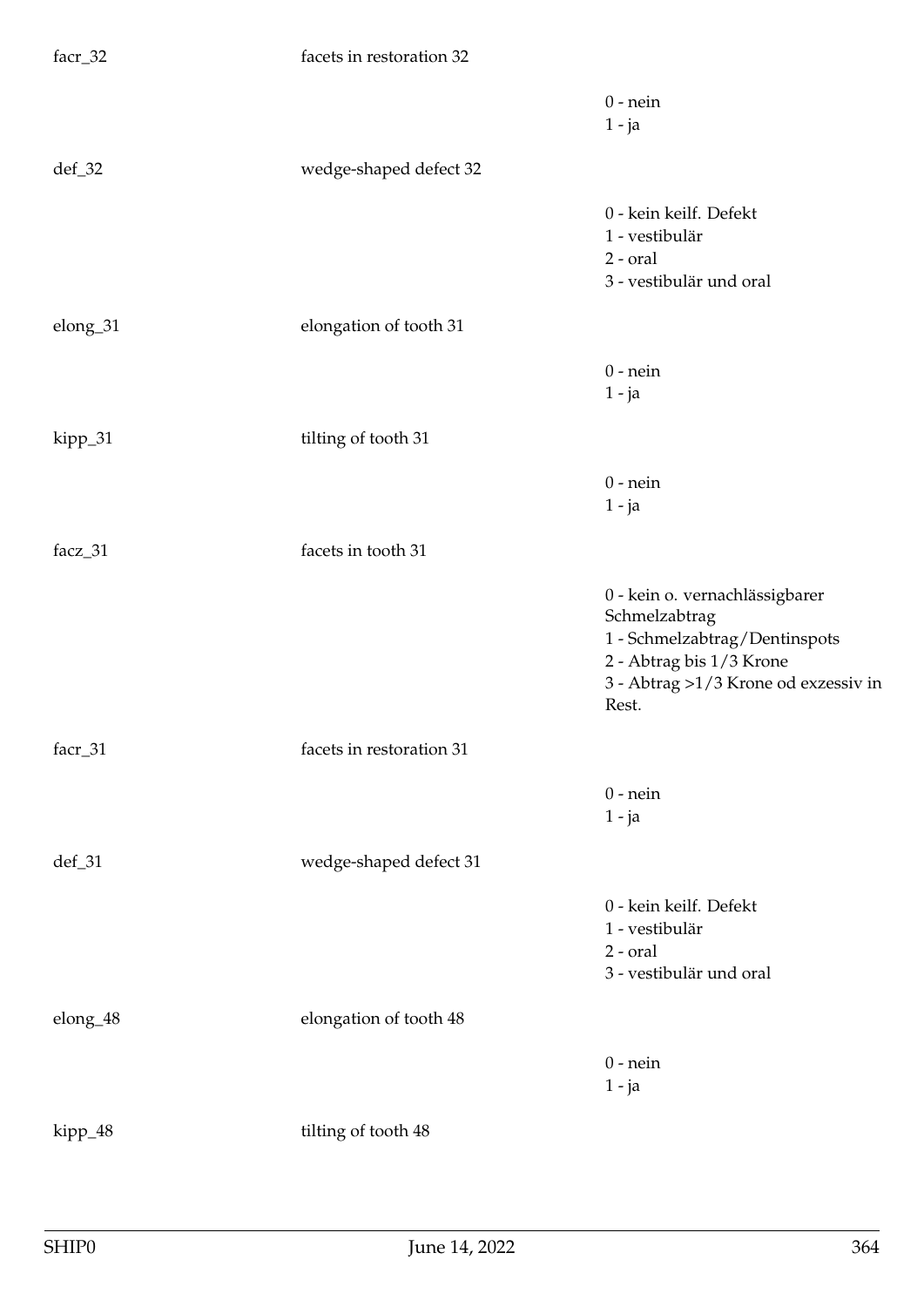| | | |
|---|---|---|
| facr_32 | facets in restoration 32 | |
| | | 0 - nein<br>1 - ja |
| def_32 | wedge-shaped defect 32 | |
| | | 0 - kein keilf. Defekt<br>1 - vestibulär<br>2 - oral<br>3 - vestibulär und oral |
| elong_31 | elongation of tooth 31 | |
| | | 0 - nein<br>1 - ja |
| kipp_31 | tilting of tooth 31 | |
| | | 0 - nein<br>1 - ja |
| facz_31 | facets in tooth 31 | |
| | | 0 - kein o. vernachlässigbarer Schmelzabtrag<br>1 - Schmelzabtrag/Dentinspots<br>2 - Abtrag bis 1/3 Krone<br>3 - Abtrag >1/3 Krone od exzessiv in Rest. |
| facr_31 | facets in restoration 31 | |
| | | 0 - nein<br>1 - ja |
| def_31 | wedge-shaped defect 31 | |
| | | 0 - kein keilf. Defekt<br>1 - vestibulär<br>2 - oral<br>3 - vestibulär und oral |
| elong_48 | elongation of tooth 48 | |
| | | 0 - nein<br>1 - ja |
| kipp_48 | tilting of tooth 48 | |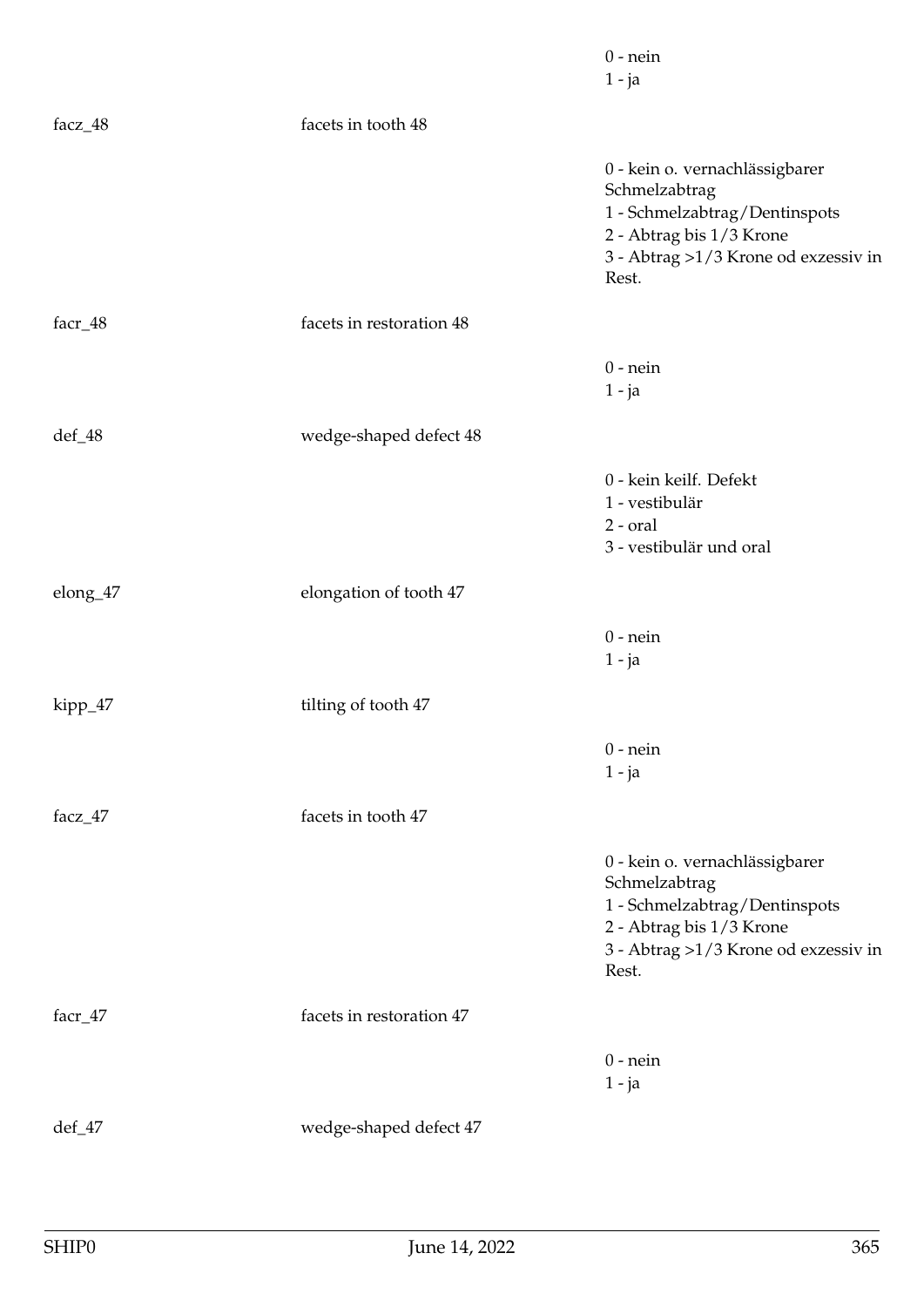0 - nein
1 - ja

facz_48 facets in tooth 48

0 - kein o. vernachlässigbarer Schmelzabtrag
1 - Schmelzabtrag/Dentinspots
2 - Abtrag bis 1/3 Krone
3 - Abtrag >1/3 Krone od exzessiv in Rest.

facr_48 facets in restoration 48

0 - nein
1 - ja

def_48 wedge-shaped defect 48

0 - kein keilf. Defekt
1 - vestibulär
2 - oral
3 - vestibulär und oral

elong_47 elongation of tooth 47

0 - nein
1 - ja

kipp_47 tilting of tooth 47

0 - nein
1 - ja

facz_47 facets in tooth 47

0 - kein o. vernachlässigbarer Schmelzabtrag
1 - Schmelzabtrag/Dentinspots
2 - Abtrag bis 1/3 Krone
3 - Abtrag >1/3 Krone od exzessiv in Rest.

facr_47 facets in restoration 47

0 - nein
1 - ja

def_47 wedge-shaped defect 47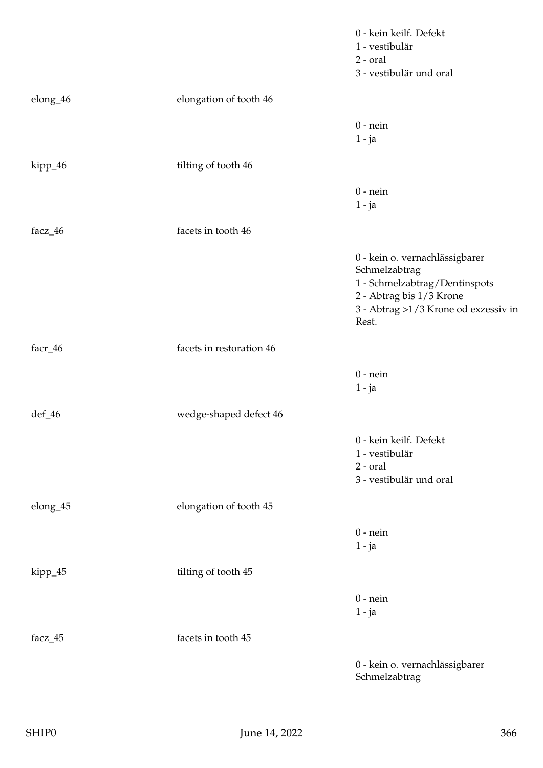| | | |
|---|---|---|
| | | 0 - kein keilf. Defekt<br>1 - vestibulär<br>2 - oral<br>3 - vestibulär und oral |
| elong_46 | elongation of tooth 46 | |
| | | 0 - nein<br>1 - ja |
| kipp_46 | tilting of tooth 46 | |
| | | 0 - nein<br>1 - ja |
| facz_46 | facets in tooth 46 | |
| | | 0 - kein o. vernachlässigbarer Schmelzabtrag<br>1 - Schmelzabtrag/Dentinspots<br>2 - Abtrag bis 1/3 Krone<br>3 - Abtrag >1/3 Krone od exzessiv in Rest. |
| facr_46 | facets in restoration 46 | |
| | | 0 - nein<br>1 - ja |
| def_46 | wedge-shaped defect 46 | |
| | | 0 - kein keilf. Defekt<br>1 - vestibulär<br>2 - oral<br>3 - vestibulär und oral |
| elong_45 | elongation of tooth 45 | |
| | | 0 - nein<br>1 - ja |
| kipp_45 | tilting of tooth 45 | |
| | | 0 - nein<br>1 - ja |
| facz_45 | facets in tooth 45 | |
| | | 0 - kein o. vernachlässigbarer Schmelzabtrag |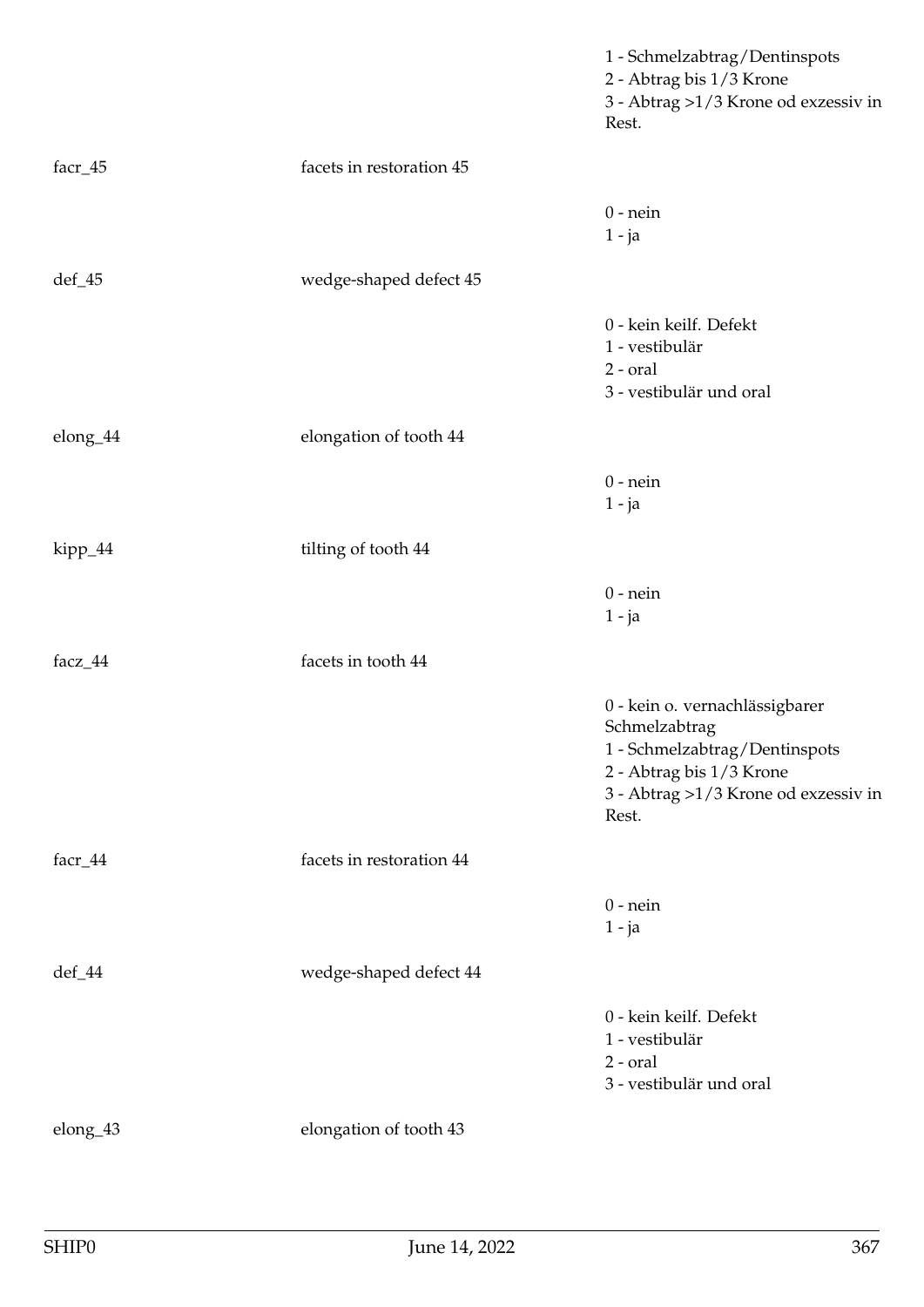1 - Schmelzabtrag/Dentinspots
2 - Abtrag bis 1/3 Krone
3 - Abtrag >1/3 Krone od exzessiv in Rest.

| | | |
|---|---|---|
| facr_45 | facets in restoration 45 | |
| | | 0 - nein<br>1 - ja |
| def_45 | wedge-shaped defect 45 | |
| | | 0 - kein keilf. Defekt<br>1 - vestibulär<br>2 - oral<br>3 - vestibulär und oral |
| elong_44 | elongation of tooth 44 | |
| | | 0 - nein<br>1 - ja |
| kipp_44 | tilting of tooth 44 | |
| | | 0 - nein<br>1 - ja |
| facz_44 | facets in tooth 44 | |
| | | 0 - kein o. vernachlässigbarer Schmelzabtrag<br>1 - Schmelzabtrag/Dentinspots<br>2 - Abtrag bis 1/3 Krone<br>3 - Abtrag >1/3 Krone od exzessiv in Rest. |
| facr_44 | facets in restoration 44 | |
| | | 0 - nein<br>1 - ja |
| def_44 | wedge-shaped defect 44 | |
| | | 0 - kein keilf. Defekt<br>1 - vestibulär<br>2 - oral<br>3 - vestibulär und oral |
| elong_43 | elongation of tooth 43 | |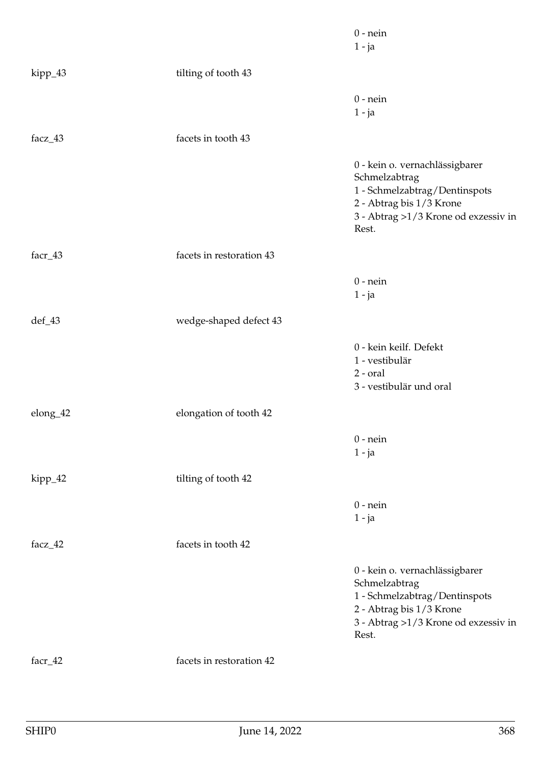0 - nein
1 - ja

kipp_43 tilting of tooth 43

0 - nein
1 - ja

facz_43 facets in tooth 43

0 - kein o. vernachlässigbarer Schmelzabtrag
1 - Schmelzabtrag/Dentinspots
2 - Abtrag bis 1/3 Krone
3 - Abtrag >1/3 Krone od exzessiv in Rest.

facr_43 facets in restoration 43

0 - nein
1 - ja

def_43 wedge-shaped defect 43

0 - kein keilf. Defekt
1 - vestibulär
2 - oral
3 - vestibulär und oral

elong_42 elongation of tooth 42

0 - nein
1 - ja

kipp_42 tilting of tooth 42

0 - nein
1 - ja

facz_42 facets in tooth 42

0 - kein o. vernachlässigbarer Schmelzabtrag
1 - Schmelzabtrag/Dentinspots
2 - Abtrag bis 1/3 Krone
3 - Abtrag >1/3 Krone od exzessiv in Rest.

facr_42 facets in restoration 42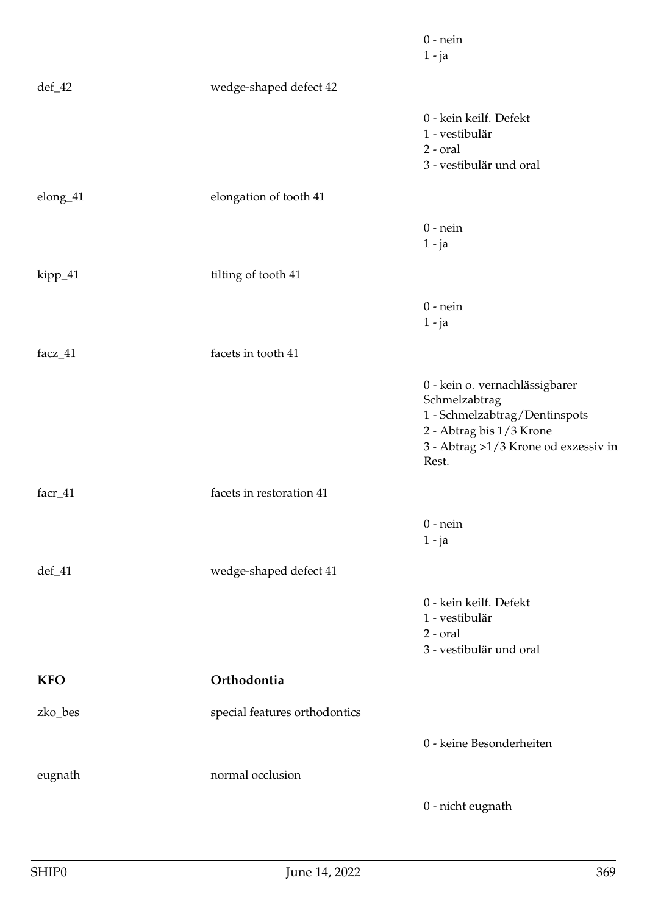| | | |
|---|---|---|
| | | 0 - nein<br>1 - ja |
| def_42 | wedge-shaped defect 42 | |
| | | 0 - kein keilf. Defekt<br>1 - vestibulär<br>2 - oral<br>3 - vestibulär und oral |
| elong_41 | elongation of tooth 41 | |
| | | 0 - nein<br>1 - ja |
| kipp_41 | tilting of tooth 41 | |
| | | 0 - nein<br>1 - ja |
| facz_41 | facets in tooth 41 | |
| | | 0 - kein o. vernachlässigbarer Schmelzabtrag<br>1 - Schmelzabtrag/Dentinspots<br>2 - Abtrag bis 1/3 Krone<br>3 - Abtrag >1/3 Krone od exzessiv in Rest. |
| facr_41 | facets in restoration 41 | |
| | | 0 - nein<br>1 - ja |
| def_41 | wedge-shaped defect 41 | |
| | | 0 - kein keilf. Defekt<br>1 - vestibulär<br>2 - oral<br>3 - vestibulär und oral |
| **KFO** | **Orthodontia** | |
| zko_bes | special features orthodontics | |
| | | 0 - keine Besonderheiten |
| eugnath | normal occlusion | |
| | | 0 - nicht eugnath |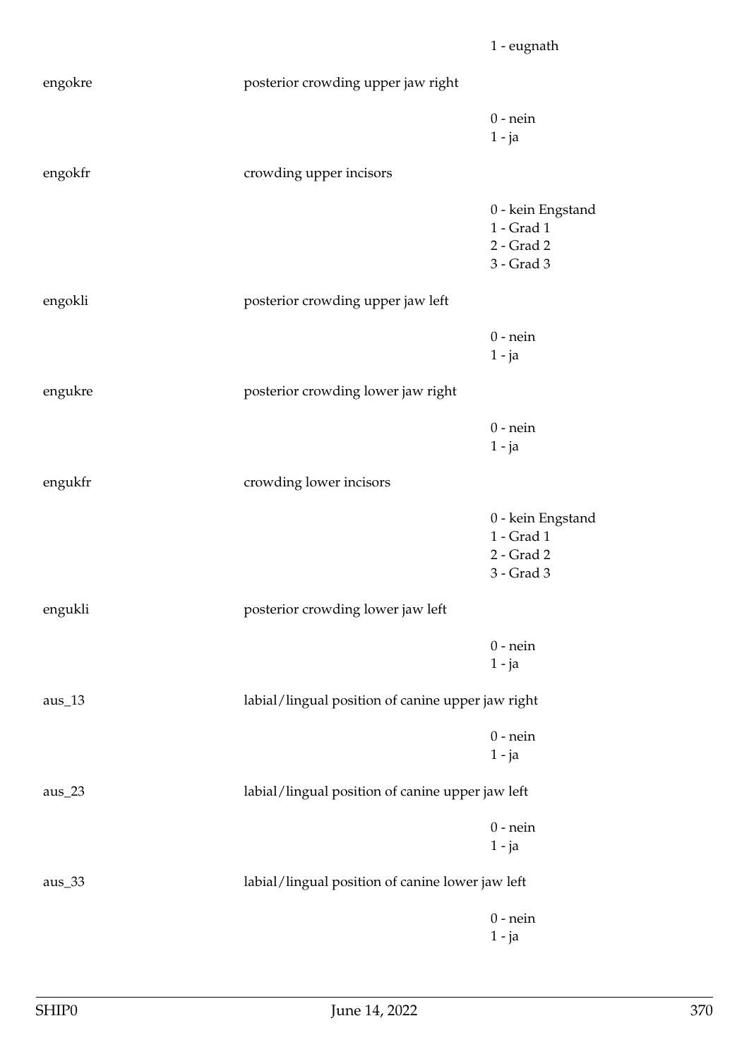1 - eugnath

engokre | posterior crowding upper jaw right
---|---

0 - nein
1 - ja

engokfr | crowding upper incisors

0 - kein Engstand
1 - Grad 1
2 - Grad 2
3 - Grad 3

engokli | posterior crowding upper jaw left

0 - nein
1 - ja

engukre | posterior crowding lower jaw right

0 - nein
1 - ja

engukfr | crowding lower incisors

0 - kein Engstand
1 - Grad 1
2 - Grad 2
3 - Grad 3

engukli | posterior crowding lower jaw left

0 - nein
1 - ja

aus_13 | labial/lingual position of canine upper jaw right

0 - nein
1 - ja

aus_23 | labial/lingual position of canine upper jaw left

0 - nein
1 - ja

aus_33 | labial/lingual position of canine lower jaw left

0 - nein
1 - ja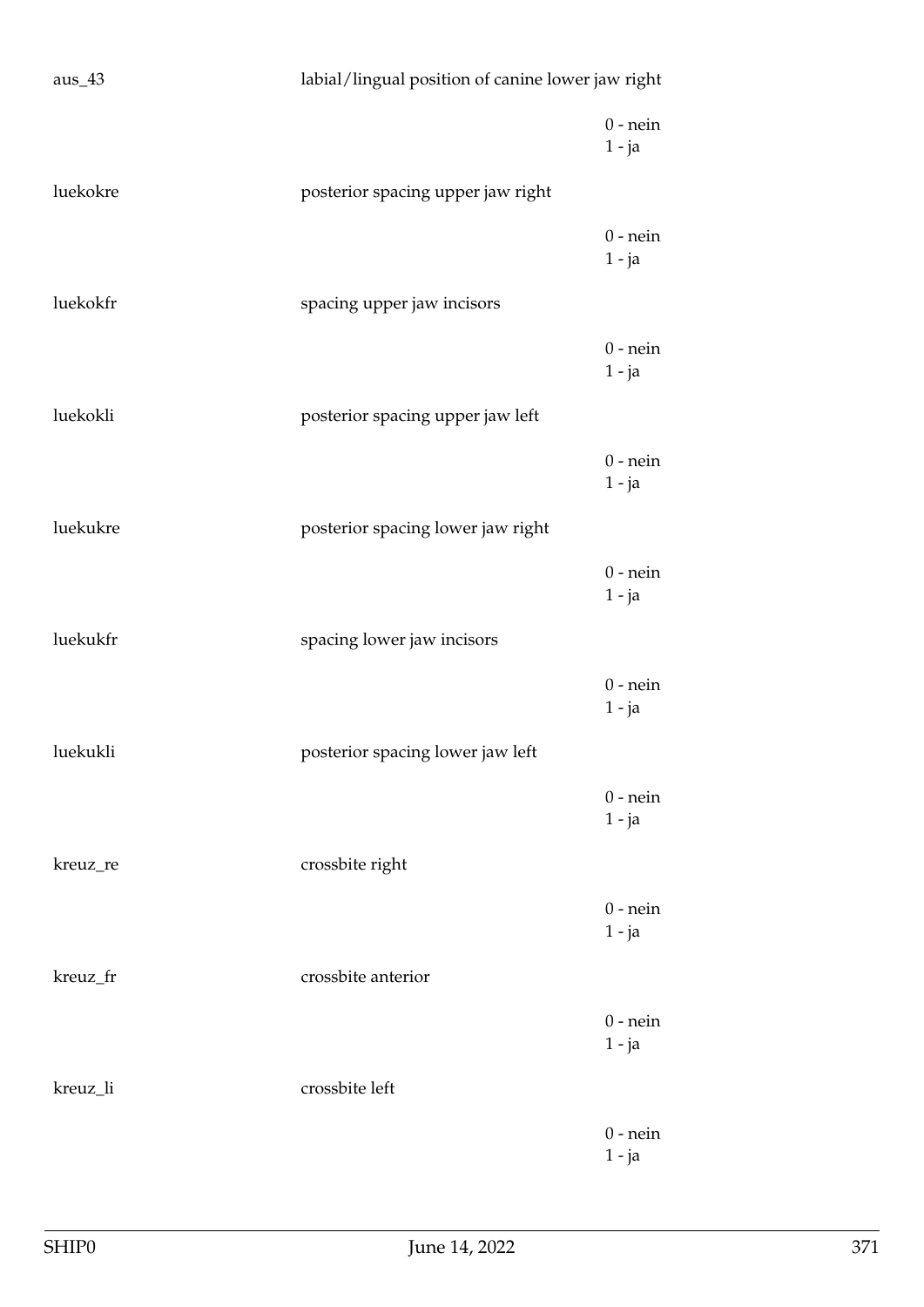aus_43 labial/lingual position of canine lower jaw right

0 - nein
1 - ja

luekokre posterior spacing upper jaw right

0 - nein
1 - ja

luekokfr spacing upper jaw incisors

0 - nein
1 - ja

luekokli posterior spacing upper jaw left

0 - nein
1 - ja

luekukre posterior spacing lower jaw right

0 - nein
1 - ja

luekukfr spacing lower jaw incisors

0 - nein
1 - ja

luekukli posterior spacing lower jaw left

0 - nein
1 - ja

kreuz_re crossbite right

0 - nein
1 - ja

kreuz_fr crossbite anterior

0 - nein
1 - ja

kreuz_li crossbite left

0 - nein
1 - ja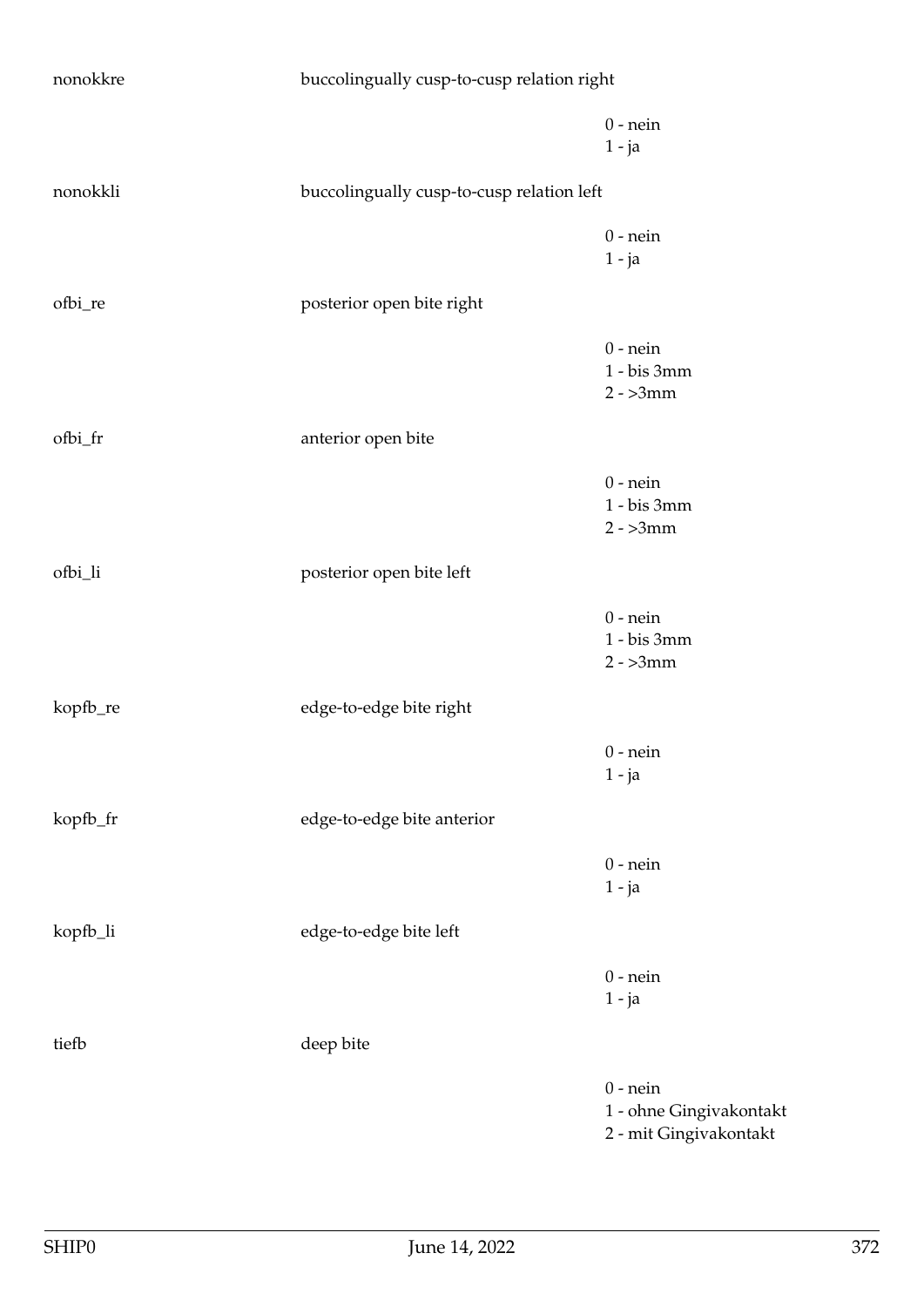nonokkre buccolingually cusp-to-cusp relation right

0 - nein
1 - ja

nonokkli buccolingually cusp-to-cusp relation left

0 - nein
1 - ja

ofbi_re posterior open bite right

0 - nein
1 - bis 3mm
2 - >3mm

ofbi_fr anterior open bite

0 - nein
1 - bis 3mm
2 - >3mm

ofbi_li posterior open bite left

0 - nein
1 - bis 3mm
2 - >3mm

kopfb_re edge-to-edge bite right

0 - nein
1 - ja

kopfb_fr edge-to-edge bite anterior

0 - nein
1 - ja

kopfb_li edge-to-edge bite left

0 - nein
1 - ja

tiefb deep bite

0 - nein
1 - ohne Gingivakontakt
2 - mit Gingivakontakt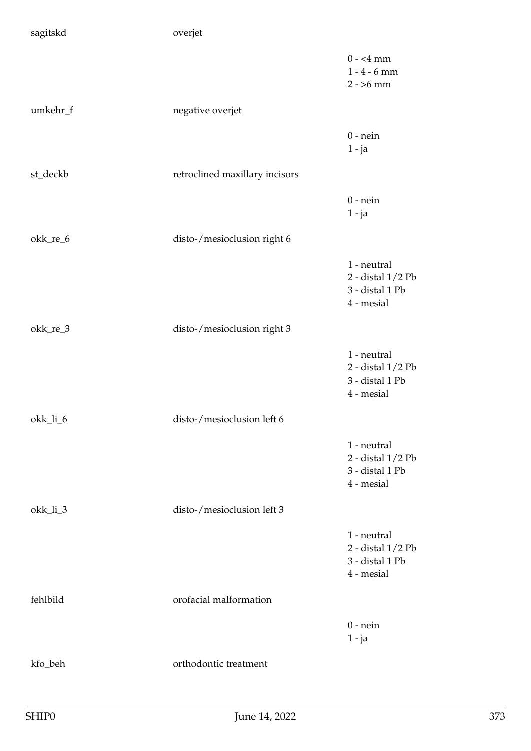sagitskd overjet

0 - <4 mm
1 - 4 - 6 mm
2 - >6 mm

umkehr_f negative overjet

0 - nein
1 - ja

st_deckb retroclined maxillary incisors

0 - nein
1 - ja

okk_re_6 disto-/mesioclusion right 6

1 - neutral
2 - distal 1/2 Pb
3 - distal 1 Pb
4 - mesial

okk_re_3 disto-/mesioclusion right 3

1 - neutral
2 - distal 1/2 Pb
3 - distal 1 Pb
4 - mesial

okk_li_6 disto-/mesioclusion left 6

1 - neutral
2 - distal 1/2 Pb
3 - distal 1 Pb
4 - mesial

okk_li_3 disto-/mesioclusion left 3

1 - neutral
2 - distal 1/2 Pb
3 - distal 1 Pb
4 - mesial

fehlbild orofacial malformation

0 - nein
1 - ja

kfo_beh orthodontic treatment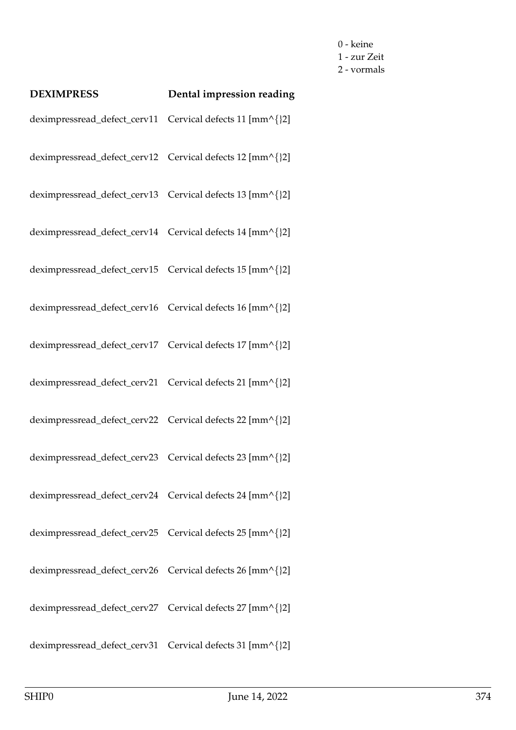0 - keine
1 - zur Zeit
2 - vormals

| DEXIMPRESS | Dental impression reading |
|---|---|
| deximpressread_defect_cerv11 | Cervical defects 11 [mm^{}2] |
| deximpressread_defect_cerv12 | Cervical defects 12 [mm^{}2] |
| deximpressread_defect_cerv13 | Cervical defects 13 [mm^{}2] |
| deximpressread_defect_cerv14 | Cervical defects 14 [mm^{}2] |
| deximpressread_defect_cerv15 | Cervical defects 15 [mm^{}2] |
| deximpressread_defect_cerv16 | Cervical defects 16 [mm^{}2] |
| deximpressread_defect_cerv17 | Cervical defects 17 [mm^{}2] |
| deximpressread_defect_cerv21 | Cervical defects 21 [mm^{}2] |
| deximpressread_defect_cerv22 | Cervical defects 22 [mm^{}2] |
| deximpressread_defect_cerv23 | Cervical defects 23 [mm^{}2] |
| deximpressread_defect_cerv24 | Cervical defects 24 [mm^{}2] |
| deximpressread_defect_cerv25 | Cervical defects 25 [mm^{}2] |
| deximpressread_defect_cerv26 | Cervical defects 26 [mm^{}2] |
| deximpressread_defect_cerv27 | Cervical defects 27 [mm^{}2] |
| deximpressread_defect_cerv31 | Cervical defects 31 [mm^{}2] |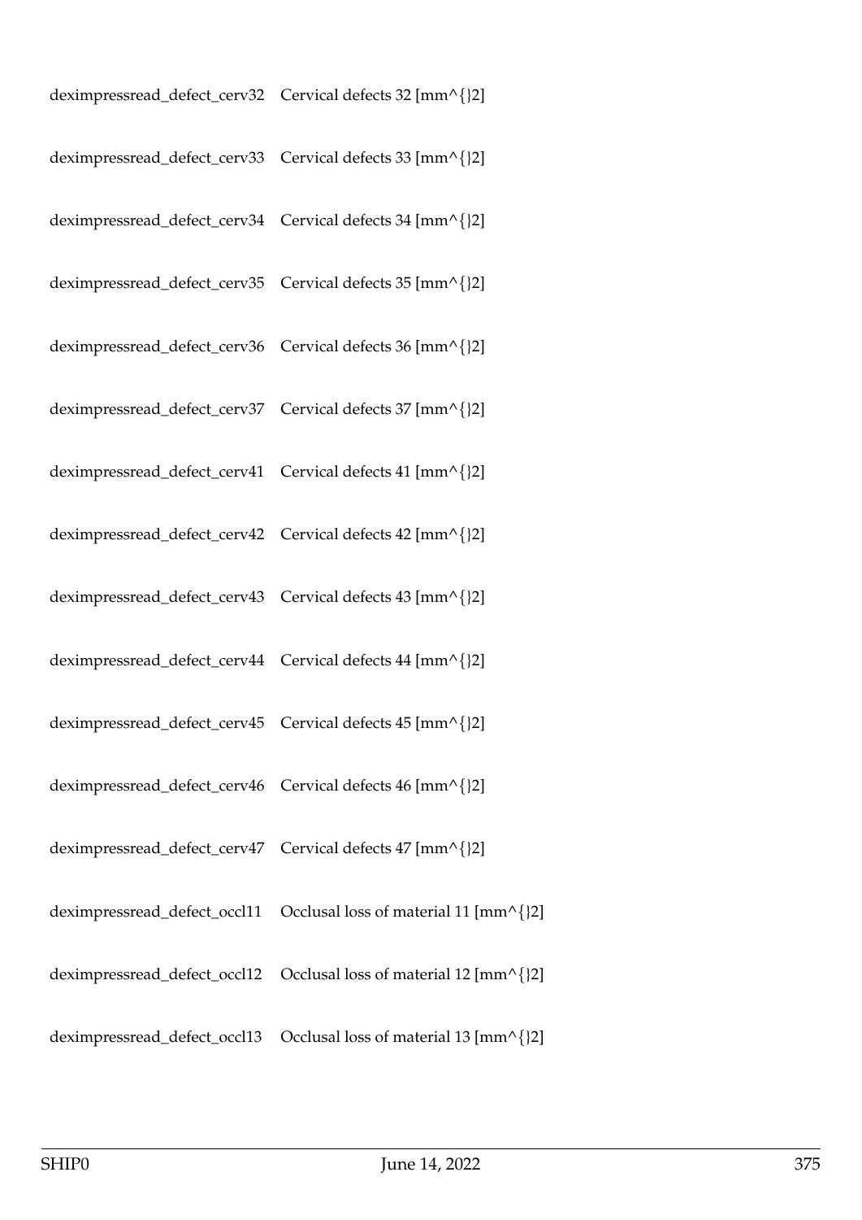deximpressread_defect_cerv32 Cervical defects 32 [mm^{}2]

deximpressread_defect_cerv33 Cervical defects 33 [mm^{}2]

deximpressread_defect_cerv34 Cervical defects 34 [mm^{}2]

deximpressread_defect_cerv35 Cervical defects 35 [mm^{}2]

deximpressread_defect_cerv36 Cervical defects 36 [mm^{}2]

deximpressread_defect_cerv37 Cervical defects 37 [mm^{}2]

deximpressread_defect_cerv41 Cervical defects 41 [mm^{}2]

deximpressread_defect_cerv42 Cervical defects 42 [mm^{}2]

deximpressread_defect_cerv43 Cervical defects 43 [mm^{}2]

deximpressread_defect_cerv44 Cervical defects 44 [mm^{}2]

deximpressread_defect_cerv45 Cervical defects 45 [mm^{}2]

deximpressread_defect_cerv46 Cervical defects 46 [mm^{}2]

deximpressread_defect_cerv47 Cervical defects 47 [mm^{}2]

deximpressread_defect_occl11 Occlusal loss of material 11 [mm^{}2]

deximpressread_defect_occl12 Occlusal loss of material 12 [mm^{}2]

deximpressread_defect_occl13 Occlusal loss of material 13 [mm^{}2]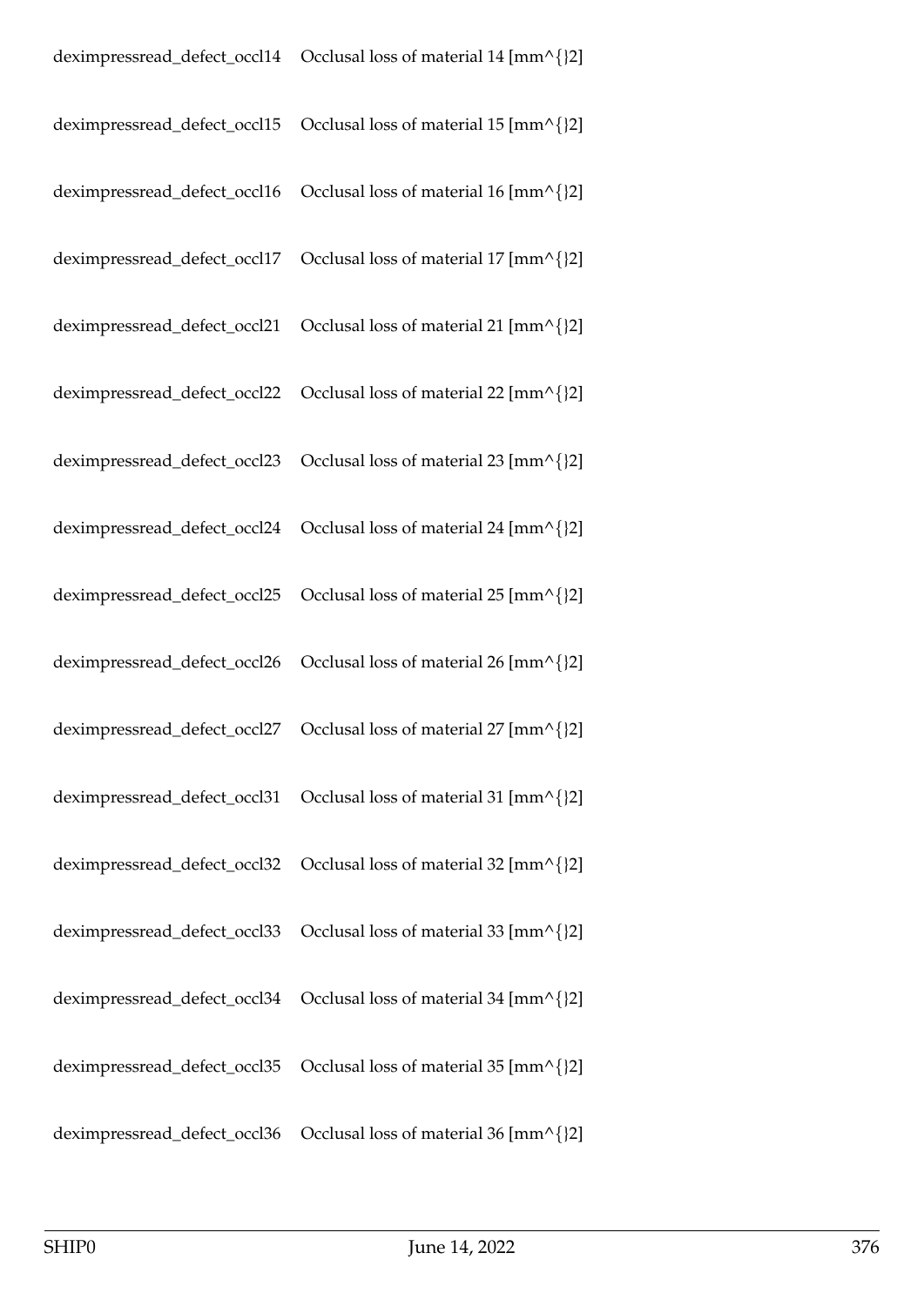| | |
|---|---|
| deximpressread_defect_occl14 | Occlusal loss of material 14 [mm^{}2] |
| deximpressread_defect_occl15 | Occlusal loss of material 15 [mm^{}2] |
| deximpressread_defect_occl16 | Occlusal loss of material 16 [mm^{}2] |
| deximpressread_defect_occl17 | Occlusal loss of material 17 [mm^{}2] |
| deximpressread_defect_occl21 | Occlusal loss of material 21 [mm^{}2] |
| deximpressread_defect_occl22 | Occlusal loss of material 22 [mm^{}2] |
| deximpressread_defect_occl23 | Occlusal loss of material 23 [mm^{}2] |
| deximpressread_defect_occl24 | Occlusal loss of material 24 [mm^{}2] |
| deximpressread_defect_occl25 | Occlusal loss of material 25 [mm^{}2] |
| deximpressread_defect_occl26 | Occlusal loss of material 26 [mm^{}2] |
| deximpressread_defect_occl27 | Occlusal loss of material 27 [mm^{}2] |
| deximpressread_defect_occl31 | Occlusal loss of material 31 [mm^{}2] |
| deximpressread_defect_occl32 | Occlusal loss of material 32 [mm^{}2] |
| deximpressread_defect_occl33 | Occlusal loss of material 33 [mm^{}2] |
| deximpressread_defect_occl34 | Occlusal loss of material 34 [mm^{}2] |
| deximpressread_defect_occl35 | Occlusal loss of material 35 [mm^{}2] |
| deximpressread_defect_occl36 | Occlusal loss of material 36 [mm^{}2] |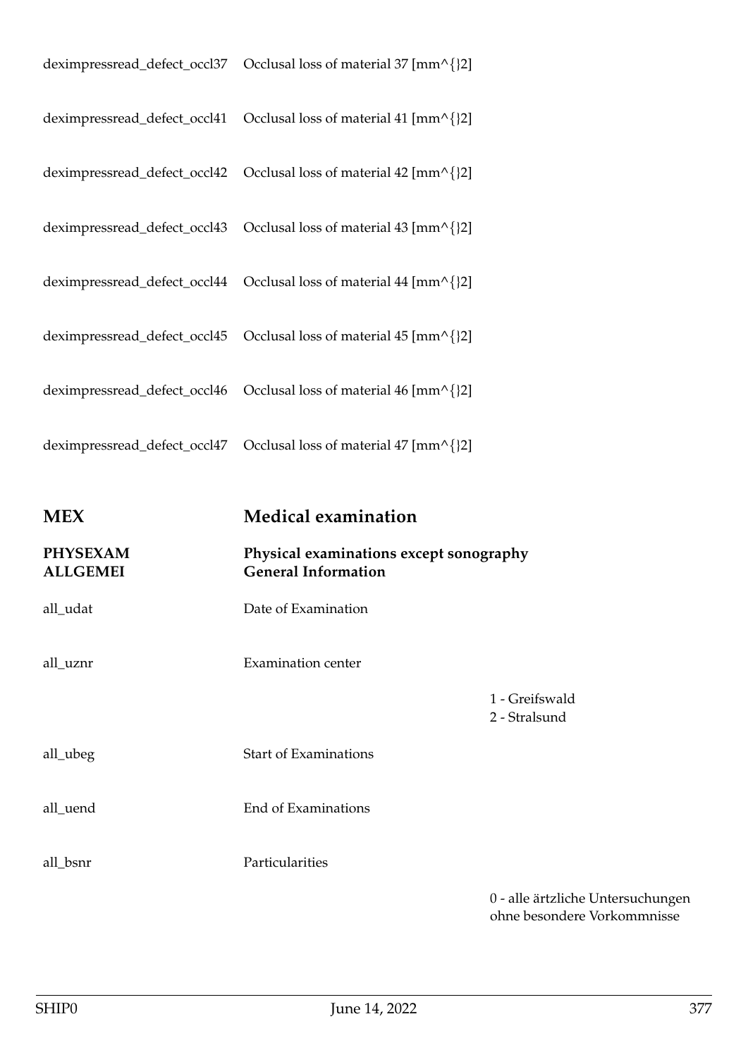| | | |
|---|---|---|
| deximpressread_defect_occl37 | Occlusal loss of material 37 [mm^{}2] | |
| deximpressread_defect_occl41 | Occlusal loss of material 41 [mm^{}2] | |
| deximpressread_defect_occl42 | Occlusal loss of material 42 [mm^{}2] | |
| deximpressread_defect_occl43 | Occlusal loss of material 43 [mm^{}2] | |
| deximpressread_defect_occl44 | Occlusal loss of material 44 [mm^{}2] | |
| deximpressread_defect_occl45 | Occlusal loss of material 45 [mm^{}2] | |
| deximpressread_defect_occl46 | Occlusal loss of material 46 [mm^{}2] | |
| deximpressread_defect_occl47 | Occlusal loss of material 47 [mm^{}2] | |

## MEX Medical examination

### PHYSEXAM ALLGEMEI — Physical examinations except sonography General Information

| | | |
|---|---|---|
| all_udat | Date of Examination | |
| all_uznr | Examination center | 1 - Greifswald<br>2 - Stralsund |
| all_ubeg | Start of Examinations | |
| all_uend | End of Examinations | |
| all_bsnr | Particularities | 0 - alle ärztliche Untersuchungen ohne besondere Vorkommnisse |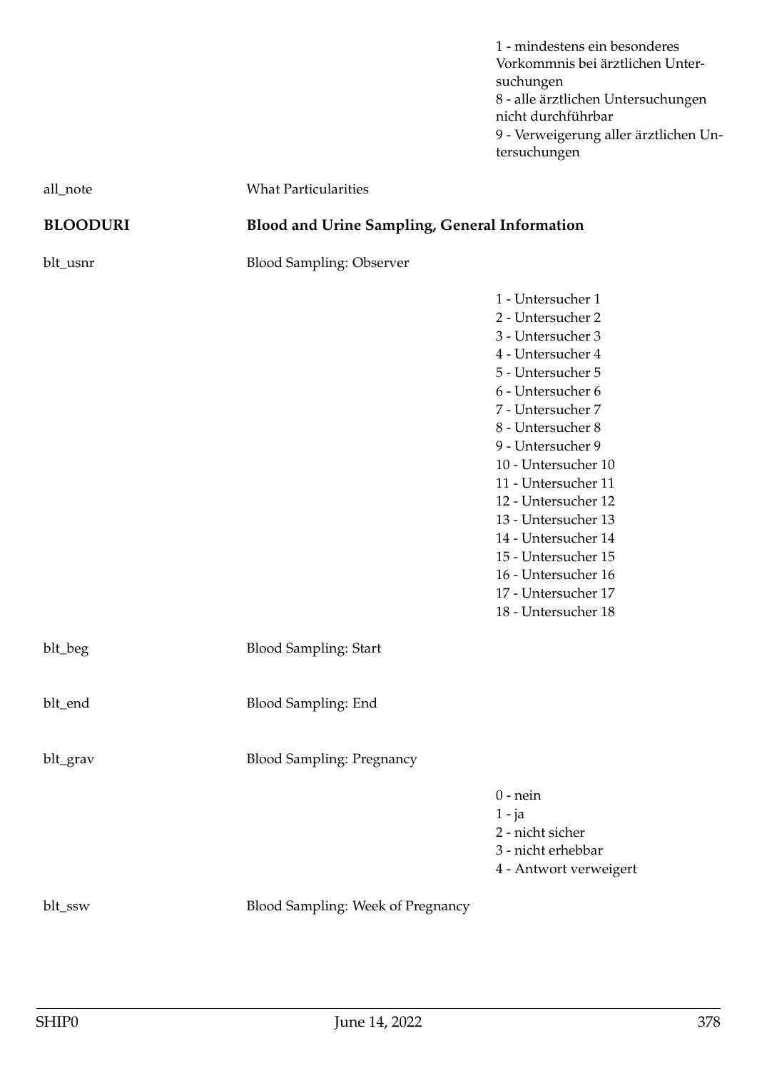1 - mindestens ein besonderes Vorkommnis bei ärztlichen Untersuchungen
8 - alle ärztlichen Untersuchungen nicht durchführbar
9 - Verweigerung aller ärztlichen Untersuchungen

all_note What Particularities

**BLOODURI** **Blood and Urine Sampling, General Information**

blt_usnr Blood Sampling: Observer

1 - Untersucher 1
2 - Untersucher 2
3 - Untersucher 3
4 - Untersucher 4
5 - Untersucher 5
6 - Untersucher 6
7 - Untersucher 7
8 - Untersucher 8
9 - Untersucher 9
10 - Untersucher 10
11 - Untersucher 11
12 - Untersucher 12
13 - Untersucher 13
14 - Untersucher 14
15 - Untersucher 15
16 - Untersucher 16
17 - Untersucher 17
18 - Untersucher 18

blt_beg Blood Sampling: Start

blt_end Blood Sampling: End

blt_grav Blood Sampling: Pregnancy

0 - nein
1 - ja
2 - nicht sicher
3 - nicht erhebbar
4 - Antwort verweigert

blt_ssw Blood Sampling: Week of Pregnancy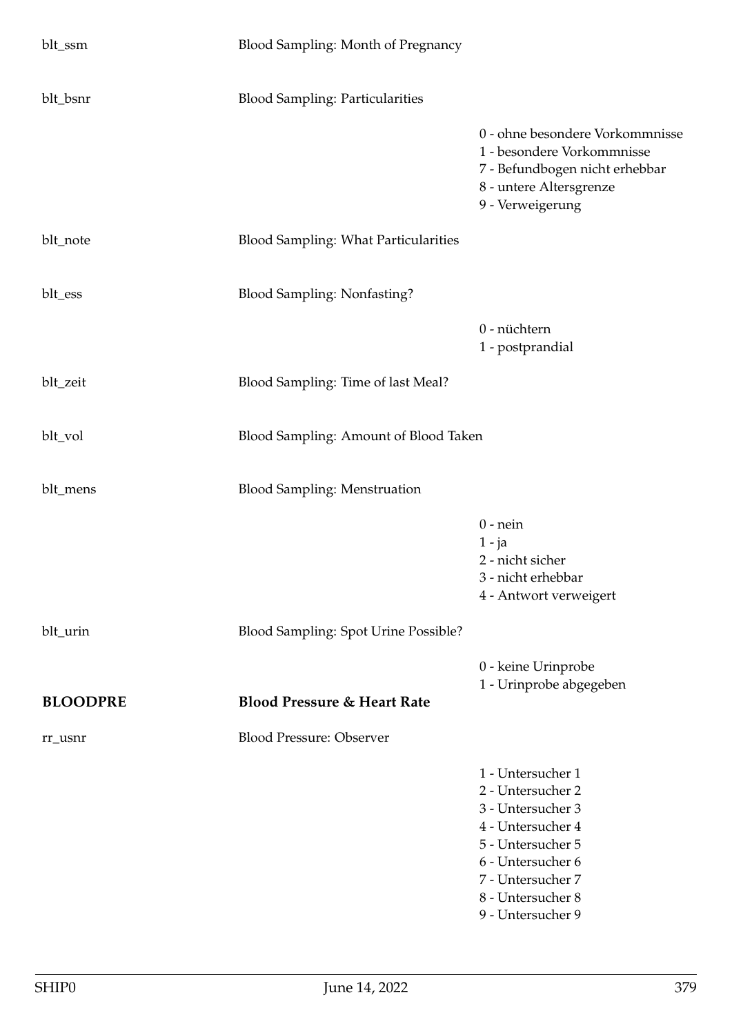| | | |
|---|---|---|
| blt_ssm | Blood Sampling: Month of Pregnancy | |
| blt_bsnr | Blood Sampling: Particularities | 0 - ohne besondere Vorkommnisse<br>1 - besondere Vorkommnisse<br>7 - Befundbogen nicht erhebbar<br>8 - untere Altersgrenze<br>9 - Verweigerung |
| blt_note | Blood Sampling: What Particularities | |
| blt_ess | Blood Sampling: Nonfasting? | 0 - nüchtern<br>1 - postprandial |
| blt_zeit | Blood Sampling: Time of last Meal? | |
| blt_vol | Blood Sampling: Amount of Blood Taken | |
| blt_mens | Blood Sampling: Menstruation | 0 - nein<br>1 - ja<br>2 - nicht sicher<br>3 - nicht erhebbar<br>4 - Antwort verweigert |
| blt_urin | Blood Sampling: Spot Urine Possible? | 0 - keine Urinprobe<br>1 - Urinprobe abgegeben |

## BLOODPRE — Blood Pressure & Heart Rate

| | | |
|---|---|---|
| rr_usnr | Blood Pressure: Observer | 1 - Untersucher 1<br>2 - Untersucher 2<br>3 - Untersucher 3<br>4 - Untersucher 4<br>5 - Untersucher 5<br>6 - Untersucher 6<br>7 - Untersucher 7<br>8 - Untersucher 8<br>9 - Untersucher 9 |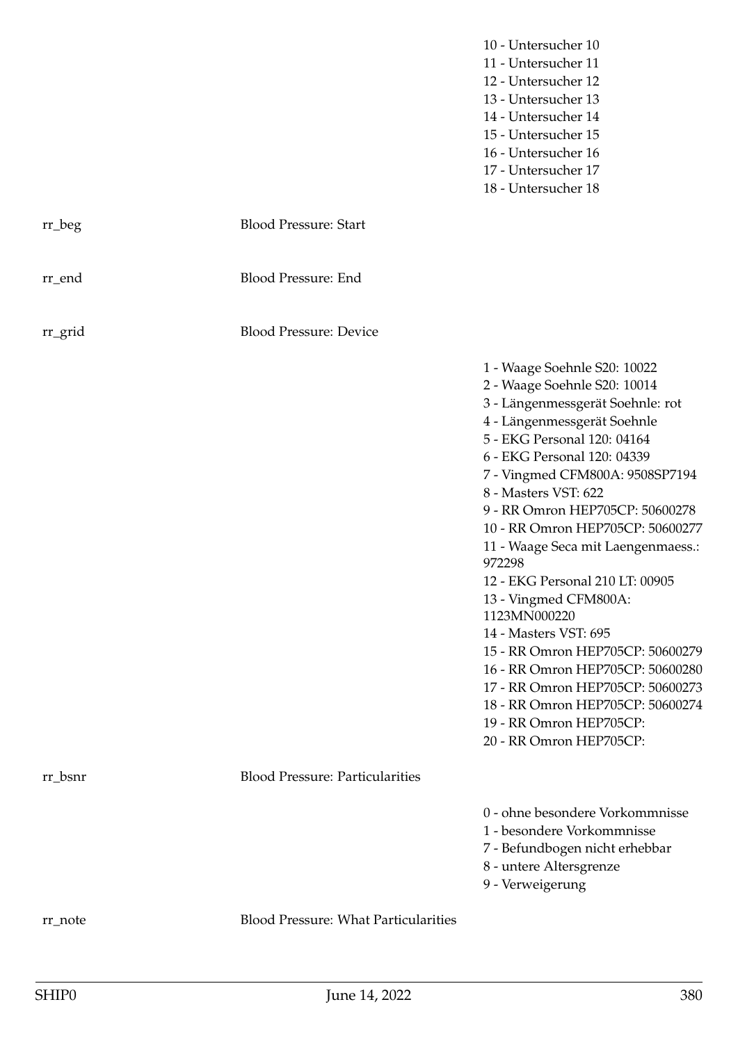| | | |
|---|---|---|
| | | 10 - Untersucher 10<br>11 - Untersucher 11<br>12 - Untersucher 12<br>13 - Untersucher 13<br>14 - Untersucher 14<br>15 - Untersucher 15<br>16 - Untersucher 16<br>17 - Untersucher 17<br>18 - Untersucher 18 |
| rr_beg | Blood Pressure: Start | |
| rr_end | Blood Pressure: End | |
| rr_grid | Blood Pressure: Device | |
| | | 1 - Waage Soehnle S20: 10022<br>2 - Waage Soehnle S20: 10014<br>3 - Längenmessgerät Soehnle: rot<br>4 - Längenmessgerät Soehnle<br>5 - EKG Personal 120: 04164<br>6 - EKG Personal 120: 04339<br>7 - Vingmed CFM800A: 9508SP7194<br>8 - Masters VST: 622<br>9 - RR Omron HEP705CP: 50600278<br>10 - RR Omron HEP705CP: 50600277<br>11 - Waage Seca mit Laengenmaess.: 972298<br>12 - EKG Personal 210 LT: 00905<br>13 - Vingmed CFM800A: 1123MN000220<br>14 - Masters VST: 695<br>15 - RR Omron HEP705CP: 50600279<br>16 - RR Omron HEP705CP: 50600280<br>17 - RR Omron HEP705CP: 50600273<br>18 - RR Omron HEP705CP: 50600274<br>19 - RR Omron HEP705CP:<br>20 - RR Omron HEP705CP: |
| rr_bsnr | Blood Pressure: Particularities | |
| | | 0 - ohne besondere Vorkommnisse<br>1 - besondere Vorkommnisse<br>7 - Befundbogen nicht erhebbar<br>8 - untere Altersgrenze<br>9 - Verweigerung |
| rr_note | Blood Pressure: What Particularities | |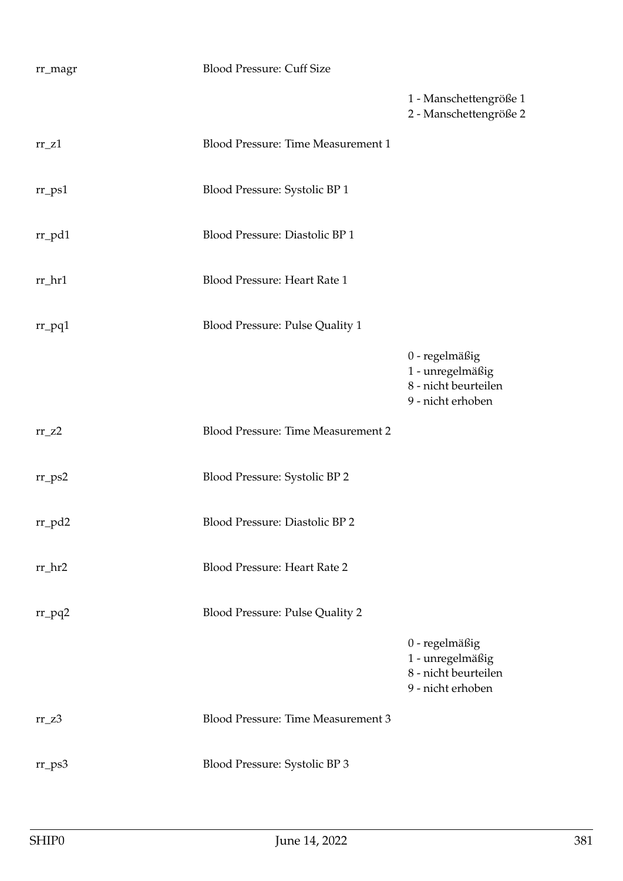| | | |
|---|---|---|
| rr_magr | Blood Pressure: Cuff Size | |
| | | 1 - Manschettengröße 1<br>2 - Manschettengröße 2 |
| rr_z1 | Blood Pressure: Time Measurement 1 | |
| rr_ps1 | Blood Pressure: Systolic BP 1 | |
| rr_pd1 | Blood Pressure: Diastolic BP 1 | |
| rr_hr1 | Blood Pressure: Heart Rate 1 | |
| rr_pq1 | Blood Pressure: Pulse Quality 1 | |
| | | 0 - regelmäßig<br>1 - unregelmäßig<br>8 - nicht beurteilen<br>9 - nicht erhoben |
| rr_z2 | Blood Pressure: Time Measurement 2 | |
| rr_ps2 | Blood Pressure: Systolic BP 2 | |
| rr_pd2 | Blood Pressure: Diastolic BP 2 | |
| rr_hr2 | Blood Pressure: Heart Rate 2 | |
| rr_pq2 | Blood Pressure: Pulse Quality 2 | |
| | | 0 - regelmäßig<br>1 - unregelmäßig<br>8 - nicht beurteilen<br>9 - nicht erhoben |
| rr_z3 | Blood Pressure: Time Measurement 3 | |
| rr_ps3 | Blood Pressure: Systolic BP 3 | |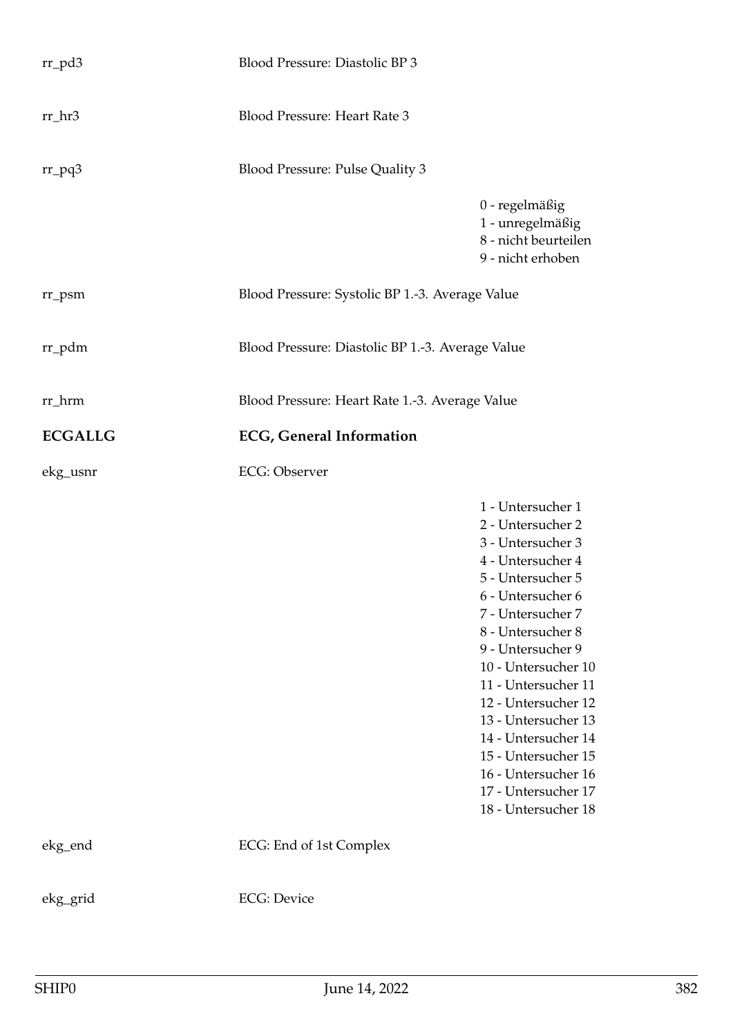rr_pd3 Blood Pressure: Diastolic BP 3

rr_hr3 Blood Pressure: Heart Rate 3

rr_pq3 Blood Pressure: Pulse Quality 3

0 - regelmäßig
1 - unregelmäßig
8 - nicht beurteilen
9 - nicht erhoben

rr_psm Blood Pressure: Systolic BP 1.-3. Average Value

rr_pdm Blood Pressure: Diastolic BP 1.-3. Average Value

rr_hrm Blood Pressure: Heart Rate 1.-3. Average Value

## ECGALLG ECG, General Information

ekg_usnr ECG: Observer

1 - Untersucher 1
2 - Untersucher 2
3 - Untersucher 3
4 - Untersucher 4
5 - Untersucher 5
6 - Untersucher 6
7 - Untersucher 7
8 - Untersucher 8
9 - Untersucher 9
10 - Untersucher 10
11 - Untersucher 11
12 - Untersucher 12
13 - Untersucher 13
14 - Untersucher 14
15 - Untersucher 15
16 - Untersucher 16
17 - Untersucher 17
18 - Untersucher 18

ekg_end ECG: End of 1st Complex

ekg_grid ECG: Device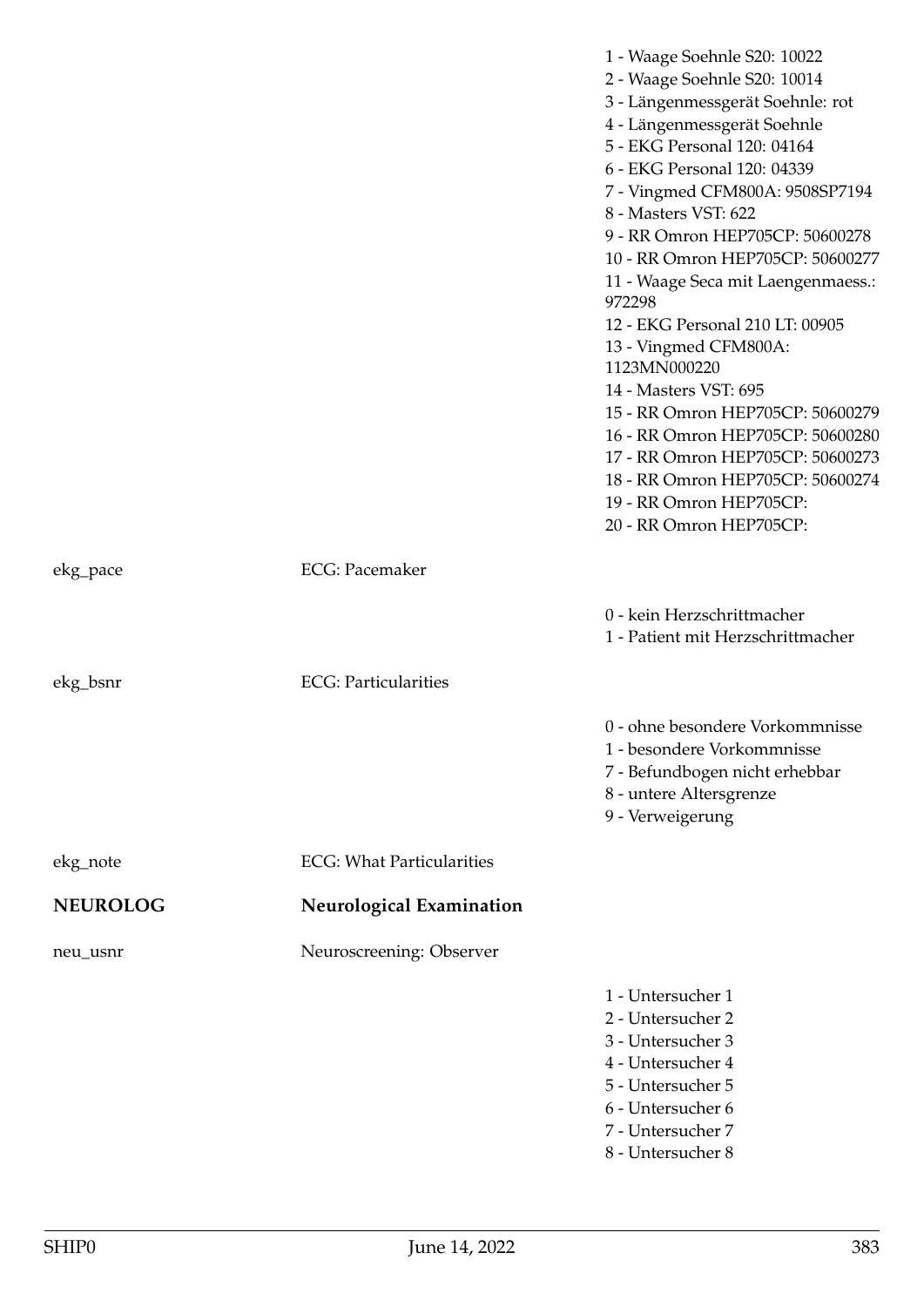1 - Waage Soehnle S20: 10022
2 - Waage Soehnle S20: 10014
3 - Längenmessgerät Soehnle: rot
4 - Längenmessgerät Soehnle
5 - EKG Personal 120: 04164
6 - EKG Personal 120: 04339
7 - Vingmed CFM800A: 9508SP7194
8 - Masters VST: 622
9 - RR Omron HEP705CP: 50600278
10 - RR Omron HEP705CP: 50600277
11 - Waage Seca mit Laengenmaess.: 972298
12 - EKG Personal 210 LT: 00905
13 - Vingmed CFM800A: 1123MN000220
14 - Masters VST: 695
15 - RR Omron HEP705CP: 50600279
16 - RR Omron HEP705CP: 50600280
17 - RR Omron HEP705CP: 50600273
18 - RR Omron HEP705CP: 50600274
19 - RR Omron HEP705CP:
20 - RR Omron HEP705CP:

| | | |
|---|---|---|
| ekg_pace | ECG: Pacemaker | |
| | | 0 - kein Herzschrittmacher<br>1 - Patient mit Herzschrittmacher |
| ekg_bsnr | ECG: Particularities | |
| | | 0 - ohne besondere Vorkommnisse<br>1 - besondere Vorkommnisse<br>7 - Befundbogen nicht erhebbar<br>8 - untere Altersgrenze<br>9 - Verweigerung |
| ekg_note | ECG: What Particularities | |
| **NEUROLOG** | **Neurological Examination** | |
| neu_usnr | Neuroscreening: Observer | |
| | | 1 - Untersucher 1<br>2 - Untersucher 2<br>3 - Untersucher 3<br>4 - Untersucher 4<br>5 - Untersucher 5<br>6 - Untersucher 6<br>7 - Untersucher 7<br>8 - Untersucher 8 |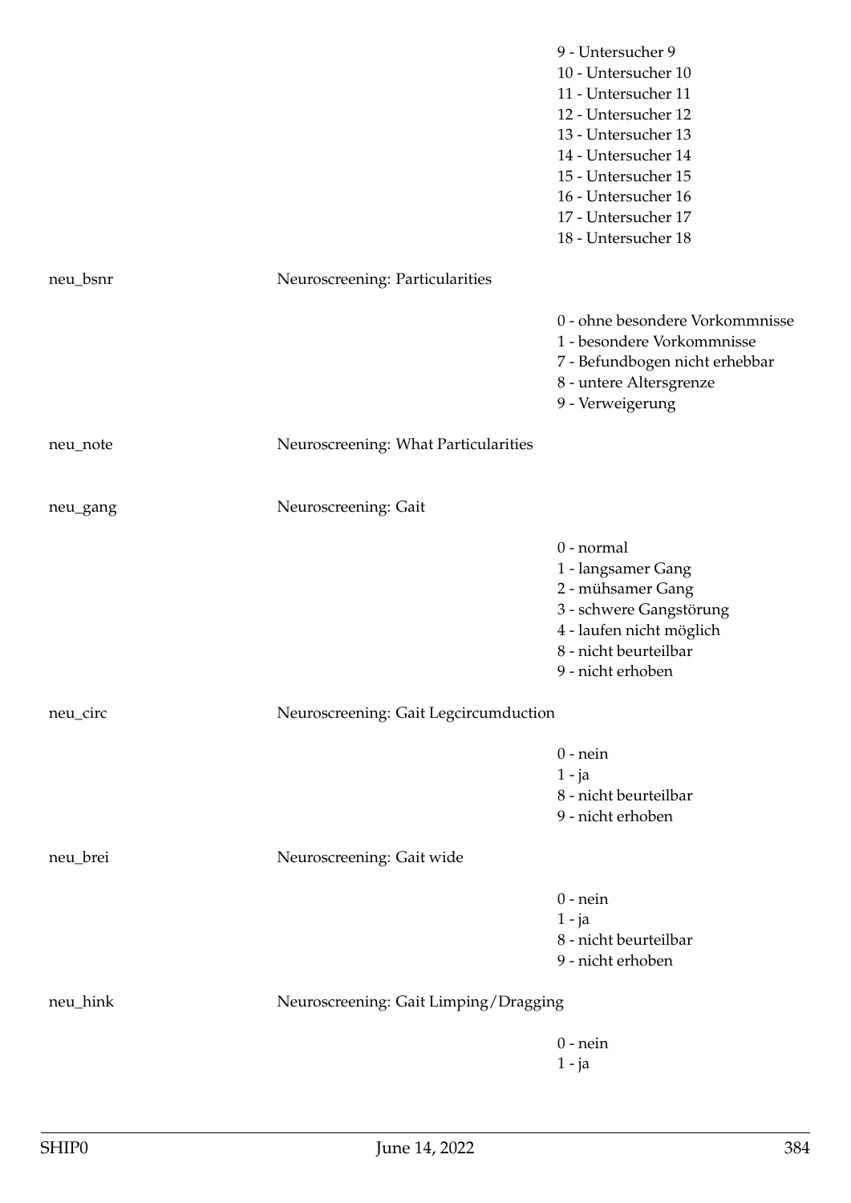| | | |
|---|---|---|
| | | 9 - Untersucher 9 |
| | | 10 - Untersucher 10 |
| | | 11 - Untersucher 11 |
| | | 12 - Untersucher 12 |
| | | 13 - Untersucher 13 |
| | | 14 - Untersucher 14 |
| | | 15 - Untersucher 15 |
| | | 16 - Untersucher 16 |
| | | 17 - Untersucher 17 |
| | | 18 - Untersucher 18 |
| neu_bsnr | Neuroscreening: Particularities | |
| | | 0 - ohne besondere Vorkommnisse |
| | | 1 - besondere Vorkommnisse |
| | | 7 - Befundbogen nicht erhebbar |
| | | 8 - untere Altersgrenze |
| | | 9 - Verweigerung |
| neu_note | Neuroscreening: What Particularities | |
| neu_gang | Neuroscreening: Gait | |
| | | 0 - normal |
| | | 1 - langsamer Gang |
| | | 2 - mühsamer Gang |
| | | 3 - schwere Gangstörung |
| | | 4 - laufen nicht möglich |
| | | 8 - nicht beurteilbar |
| | | 9 - nicht erhoben |
| neu_circ | Neuroscreening: Gait Legcircumduction | |
| | | 0 - nein |
| | | 1 - ja |
| | | 8 - nicht beurteilbar |
| | | 9 - nicht erhoben |
| neu_brei | Neuroscreening: Gait wide | |
| | | 0 - nein |
| | | 1 - ja |
| | | 8 - nicht beurteilbar |
| | | 9 - nicht erhoben |
| neu_hink | Neuroscreening: Gait Limping/Dragging | |
| | | 0 - nein |
| | | 1 - ja |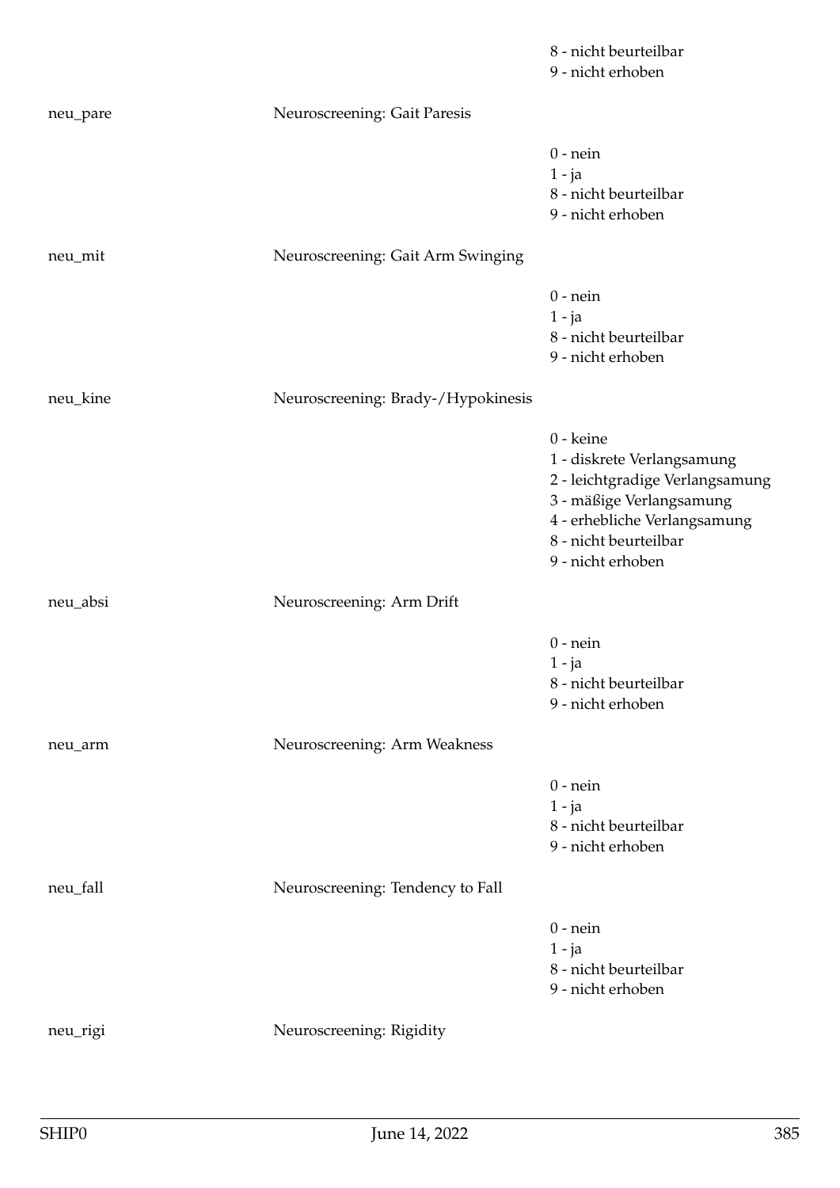| | | |
|---|---|---|
| | | 8 - nicht beurteilbar<br>9 - nicht erhoben |
| neu_pare | Neuroscreening: Gait Paresis | |
| | | 0 - nein<br>1 - ja<br>8 - nicht beurteilbar<br>9 - nicht erhoben |
| neu_mit | Neuroscreening: Gait Arm Swinging | |
| | | 0 - nein<br>1 - ja<br>8 - nicht beurteilbar<br>9 - nicht erhoben |
| neu_kine | Neuroscreening: Brady-/Hypokinesis | |
| | | 0 - keine<br>1 - diskrete Verlangsamung<br>2 - leichtgradige Verlangsamung<br>3 - mäßige Verlangsamung<br>4 - erhebliche Verlangsamung<br>8 - nicht beurteilbar<br>9 - nicht erhoben |
| neu_absi | Neuroscreening: Arm Drift | |
| | | 0 - nein<br>1 - ja<br>8 - nicht beurteilbar<br>9 - nicht erhoben |
| neu_arm | Neuroscreening: Arm Weakness | |
| | | 0 - nein<br>1 - ja<br>8 - nicht beurteilbar<br>9 - nicht erhoben |
| neu_fall | Neuroscreening: Tendency to Fall | |
| | | 0 - nein<br>1 - ja<br>8 - nicht beurteilbar<br>9 - nicht erhoben |
| neu_rigi | Neuroscreening: Rigidity | |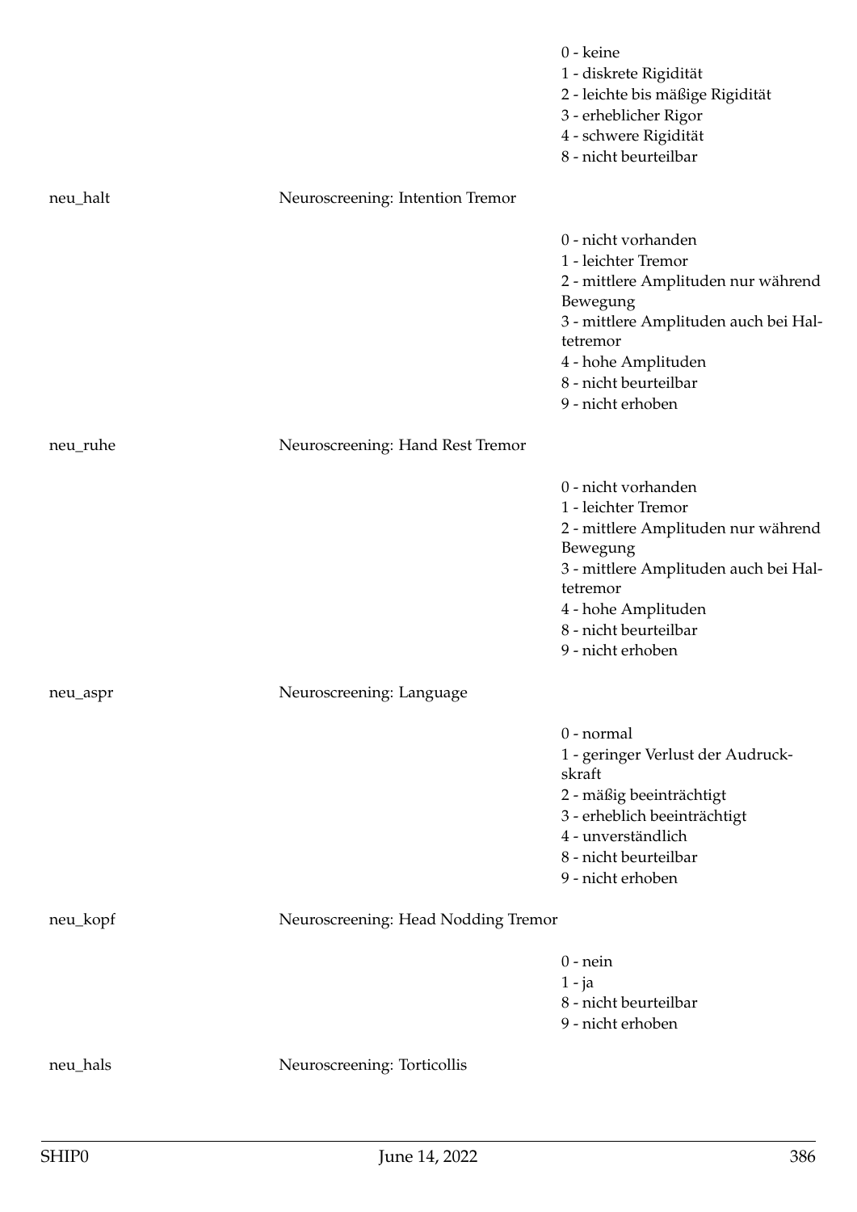0 - keine
1 - diskrete Rigidität
2 - leichte bis mäßige Rigidität
3 - erheblicher Rigor
4 - schwere Rigidität
8 - nicht beurteilbar

| | | |
|---|---|---|
| neu_halt | Neuroscreening: Intention Tremor | |
| | | 0 - nicht vorhanden<br>1 - leichter Tremor<br>2 - mittlere Amplituden nur während Bewegung<br>3 - mittlere Amplituden auch bei Haltetremor<br>4 - hohe Amplituden<br>8 - nicht beurteilbar<br>9 - nicht erhoben |
| neu_ruhe | Neuroscreening: Hand Rest Tremor | |
| | | 0 - nicht vorhanden<br>1 - leichter Tremor<br>2 - mittlere Amplituden nur während Bewegung<br>3 - mittlere Amplituden auch bei Haltetremor<br>4 - hohe Amplituden<br>8 - nicht beurteilbar<br>9 - nicht erhoben |
| neu_aspr | Neuroscreening: Language | |
| | | 0 - normal<br>1 - geringer Verlust der Audruckskraft<br>2 - mäßig beeinträchtigt<br>3 - erheblich beeinträchtigt<br>4 - unverständlich<br>8 - nicht beurteilbar<br>9 - nicht erhoben |
| neu_kopf | Neuroscreening: Head Nodding Tremor | |
| | | 0 - nein<br>1 - ja<br>8 - nicht beurteilbar<br>9 - nicht erhoben |
| neu_hals | Neuroscreening: Torticollis | |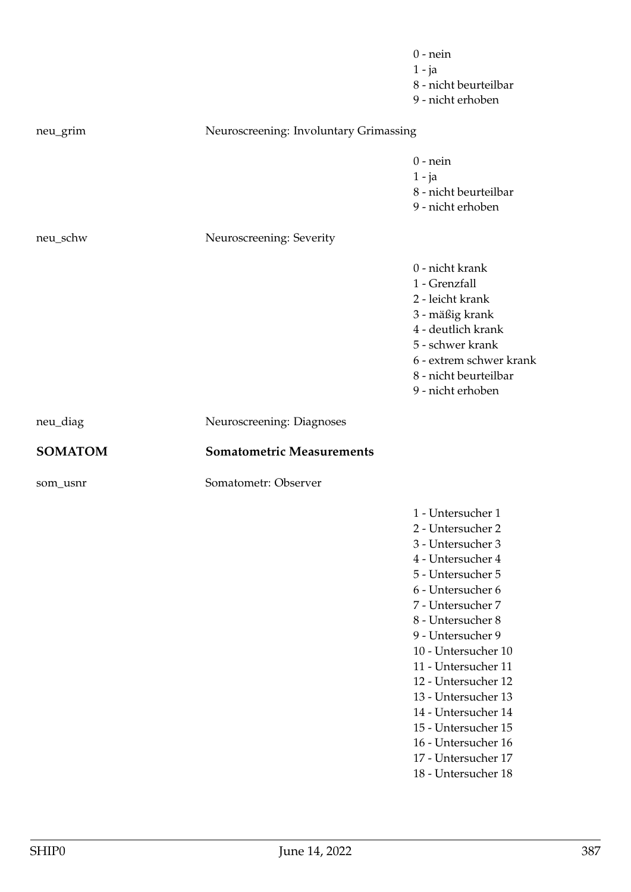0 - nein
1 - ja
8 - nicht beurteilbar
9 - nicht erhoben

| | | |
|---|---|---|
| neu_grim | Neuroscreening: Involuntary Grimassing | |
| | | 0 - nein<br>1 - ja<br>8 - nicht beurteilbar<br>9 - nicht erhoben |
| neu_schw | Neuroscreening: Severity | |
| | | 0 - nicht krank<br>1 - Grenzfall<br>2 - leicht krank<br>3 - mäßig krank<br>4 - deutlich krank<br>5 - schwer krank<br>6 - extrem schwer krank<br>8 - nicht beurteilbar<br>9 - nicht erhoben |
| neu_diag | Neuroscreening: Diagnoses | |
| **SOMATOM** | **Somatometric Measurements** | |
| som_usnr | Somatometr: Observer | |
| | | 1 - Untersucher 1<br>2 - Untersucher 2<br>3 - Untersucher 3<br>4 - Untersucher 4<br>5 - Untersucher 5<br>6 - Untersucher 6<br>7 - Untersucher 7<br>8 - Untersucher 8<br>9 - Untersucher 9<br>10 - Untersucher 10<br>11 - Untersucher 11<br>12 - Untersucher 12<br>13 - Untersucher 13<br>14 - Untersucher 14<br>15 - Untersucher 15<br>16 - Untersucher 16<br>17 - Untersucher 17<br>18 - Untersucher 18 |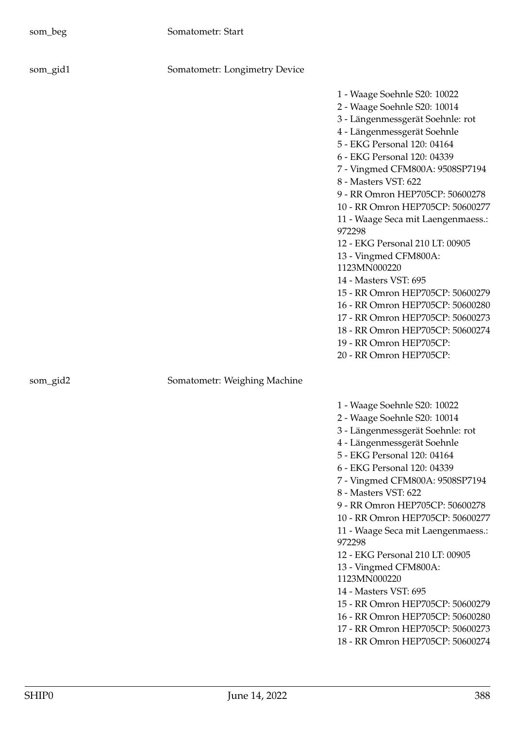som_beg Somatometr: Start

som_gid1 Somatometr: Longimetry Device

- 1 - Waage Soehnle S20: 10022
- 2 - Waage Soehnle S20: 10014
- 3 - Längenmessgerät Soehnle: rot
- 4 - Längenmessgerät Soehnle
- 5 - EKG Personal 120: 04164
- 6 - EKG Personal 120: 04339
- 7 - Vingmed CFM800A: 9508SP7194
- 8 - Masters VST: 622
- 9 - RR Omron HEP705CP: 50600278
- 10 - RR Omron HEP705CP: 50600277
- 11 - Waage Seca mit Laengenmaess.: 972298
- 12 - EKG Personal 210 LT: 00905
- 13 - Vingmed CFM800A: 1123MN000220
- 14 - Masters VST: 695
- 15 - RR Omron HEP705CP: 50600279
- 16 - RR Omron HEP705CP: 50600280
- 17 - RR Omron HEP705CP: 50600273
- 18 - RR Omron HEP705CP: 50600274
- 19 - RR Omron HEP705CP:
- 20 - RR Omron HEP705CP:

som_gid2 Somatometr: Weighing Machine

- 1 - Waage Soehnle S20: 10022
- 2 - Waage Soehnle S20: 10014
- 3 - Längenmessgerät Soehnle: rot
- 4 - Längenmessgerät Soehnle
- 5 - EKG Personal 120: 04164
- 6 - EKG Personal 120: 04339
- 7 - Vingmed CFM800A: 9508SP7194
- 8 - Masters VST: 622
- 9 - RR Omron HEP705CP: 50600278
- 10 - RR Omron HEP705CP: 50600277
- 11 - Waage Seca mit Laengenmaess.: 972298
- 12 - EKG Personal 210 LT: 00905
- 13 - Vingmed CFM800A: 1123MN000220
- 14 - Masters VST: 695
- 15 - RR Omron HEP705CP: 50600279
- 16 - RR Omron HEP705CP: 50600280
- 17 - RR Omron HEP705CP: 50600273
- 18 - RR Omron HEP705CP: 50600274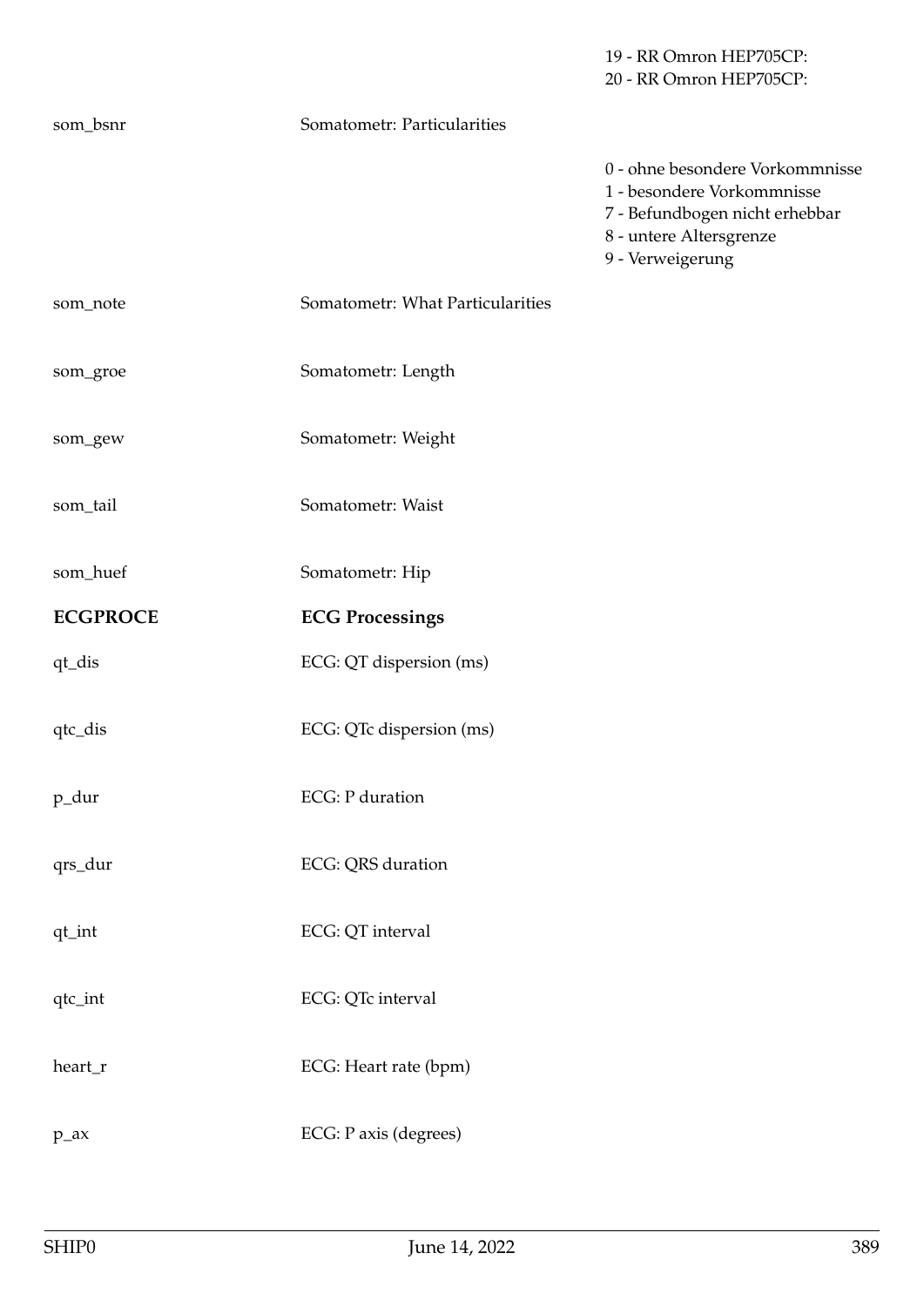| | | |
|---|---|---|
| | | 19 - RR Omron HEP705CP:<br>20 - RR Omron HEP705CP: |
| som_bsnr | Somatometr: Particularities | |
| | | 0 - ohne besondere Vorkommnisse<br>1 - besondere Vorkommnisse<br>7 - Befundbogen nicht erhebbar<br>8 - untere Altersgrenze<br>9 - Verweigerung |
| som_note | Somatometr: What Particularities | |
| som_groe | Somatometr: Length | |
| som_gew | Somatometr: Weight | |
| som_tail | Somatometr: Waist | |
| som_huef | Somatometr: Hip | |
| **ECGPROCE** | **ECG Processings** | |
| qt_dis | ECG: QT dispersion (ms) | |
| qtc_dis | ECG: QTc dispersion (ms) | |
| p_dur | ECG: P duration | |
| qrs_dur | ECG: QRS duration | |
| qt_int | ECG: QT interval | |
| qtc_int | ECG: QTc interval | |
| heart_r | ECG: Heart rate (bpm) | |
| p_ax | ECG: P axis (degrees) | |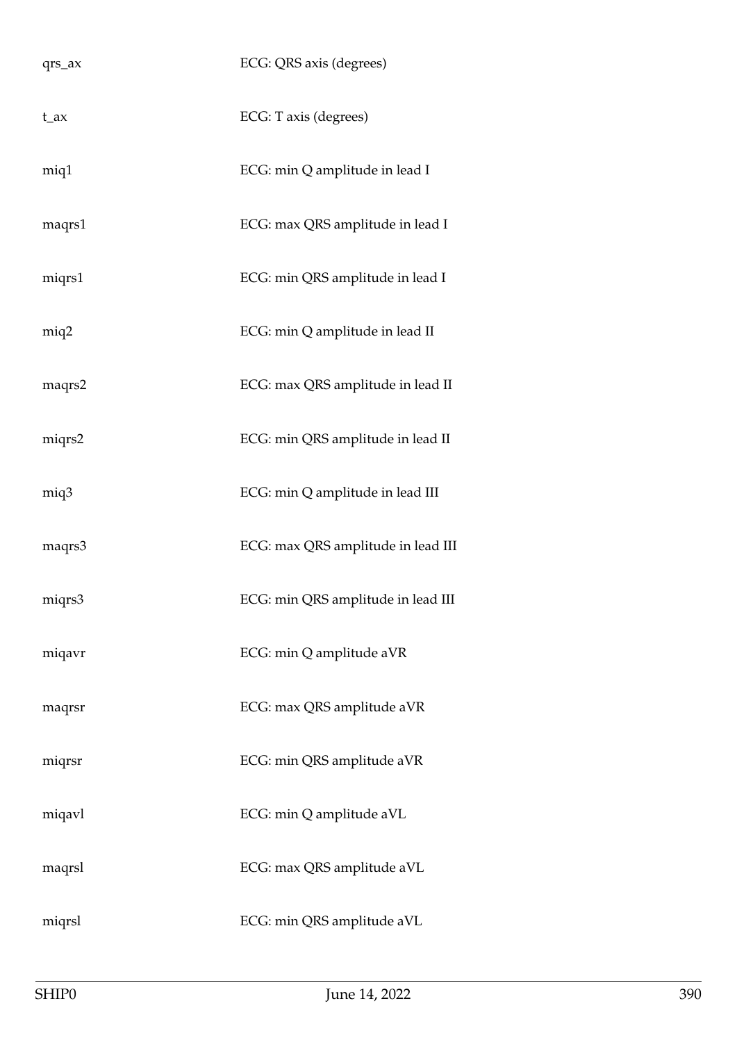| | |
|---|---|
| qrs_ax | ECG: QRS axis (degrees) |
| t_ax | ECG: T axis (degrees) |
| miq1 | ECG: min Q amplitude in lead I |
| maqrs1 | ECG: max QRS amplitude in lead I |
| miqrs1 | ECG: min QRS amplitude in lead I |
| miq2 | ECG: min Q amplitude in lead II |
| maqrs2 | ECG: max QRS amplitude in lead II |
| miqrs2 | ECG: min QRS amplitude in lead II |
| miq3 | ECG: min Q amplitude in lead III |
| maqrs3 | ECG: max QRS amplitude in lead III |
| miqrs3 | ECG: min QRS amplitude in lead III |
| miqavr | ECG: min Q amplitude aVR |
| maqrsr | ECG: max QRS amplitude aVR |
| miqrsr | ECG: min QRS amplitude aVR |
| miqavl | ECG: min Q amplitude aVL |
| maqrsl | ECG: max QRS amplitude aVL |
| miqrsl | ECG: min QRS amplitude aVL |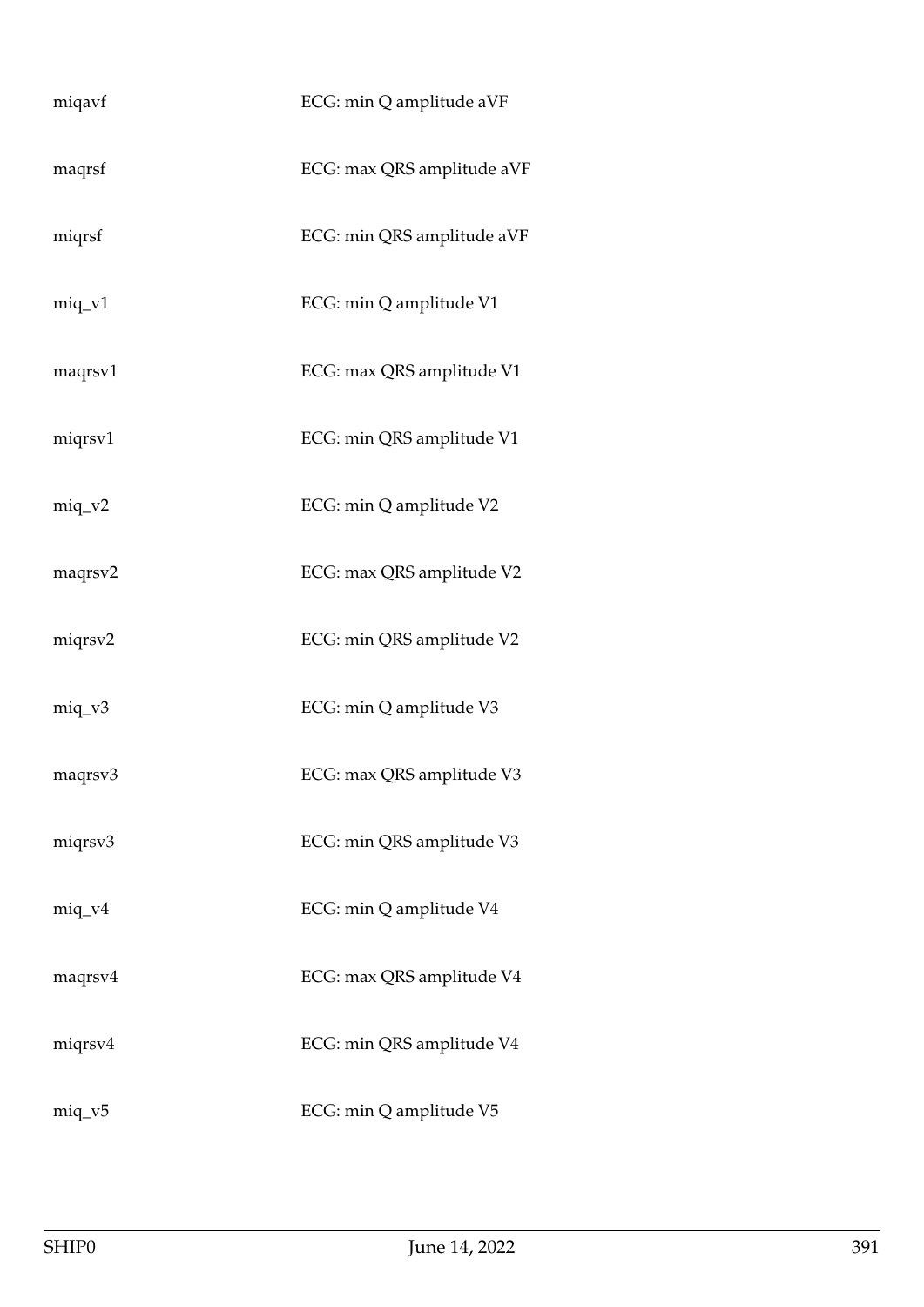| | |
|---|---|
| miqavf | ECG: min Q amplitude aVF |
| maqrsf | ECG: max QRS amplitude aVF |
| miqrsf | ECG: min QRS amplitude aVF |
| miq_v1 | ECG: min Q amplitude V1 |
| maqrsv1 | ECG: max QRS amplitude V1 |
| miqrsv1 | ECG: min QRS amplitude V1 |
| miq_v2 | ECG: min Q amplitude V2 |
| maqrsv2 | ECG: max QRS amplitude V2 |
| miqrsv2 | ECG: min QRS amplitude V2 |
| miq_v3 | ECG: min Q amplitude V3 |
| maqrsv3 | ECG: max QRS amplitude V3 |
| miqrsv3 | ECG: min QRS amplitude V3 |
| miq_v4 | ECG: min Q amplitude V4 |
| maqrsv4 | ECG: max QRS amplitude V4 |
| miqrsv4 | ECG: min QRS amplitude V4 |
| miq_v5 | ECG: min Q amplitude V5 |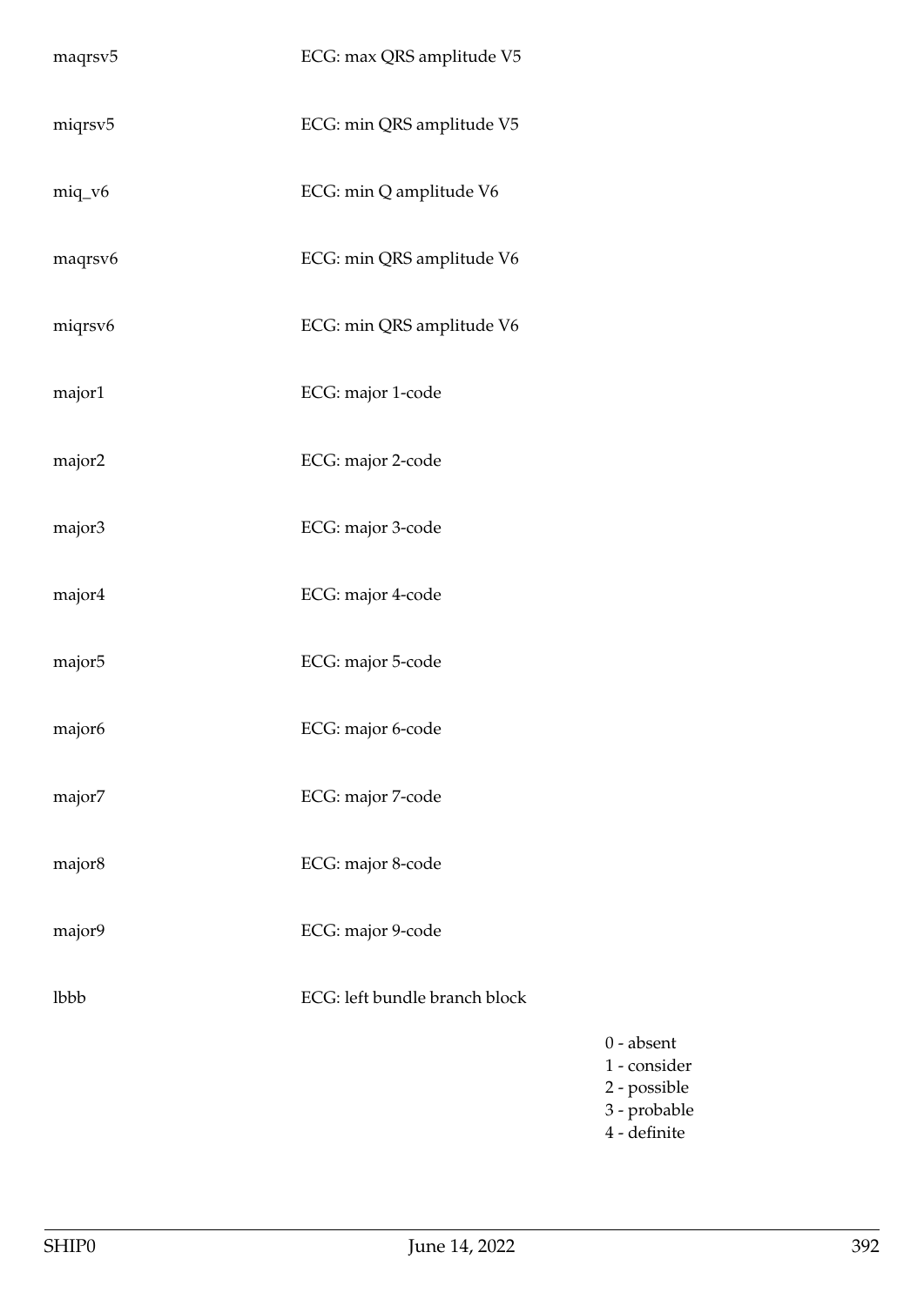| | | |
|---|---|---|
| maqrsv5 | ECG: max QRS amplitude V5 | |
| miqrsv5 | ECG: min QRS amplitude V5 | |
| miq_v6 | ECG: min Q amplitude V6 | |
| maqrsv6 | ECG: min QRS amplitude V6 | |
| miqrsv6 | ECG: min QRS amplitude V6 | |
| major1 | ECG: major 1-code | |
| major2 | ECG: major 2-code | |
| major3 | ECG: major 3-code | |
| major4 | ECG: major 4-code | |
| major5 | ECG: major 5-code | |
| major6 | ECG: major 6-code | |
| major7 | ECG: major 7-code | |
| major8 | ECG: major 8-code | |
| major9 | ECG: major 9-code | |
| lbbb | ECG: left bundle branch block | 0 - absent<br>1 - consider<br>2 - possible<br>3 - probable<br>4 - definite |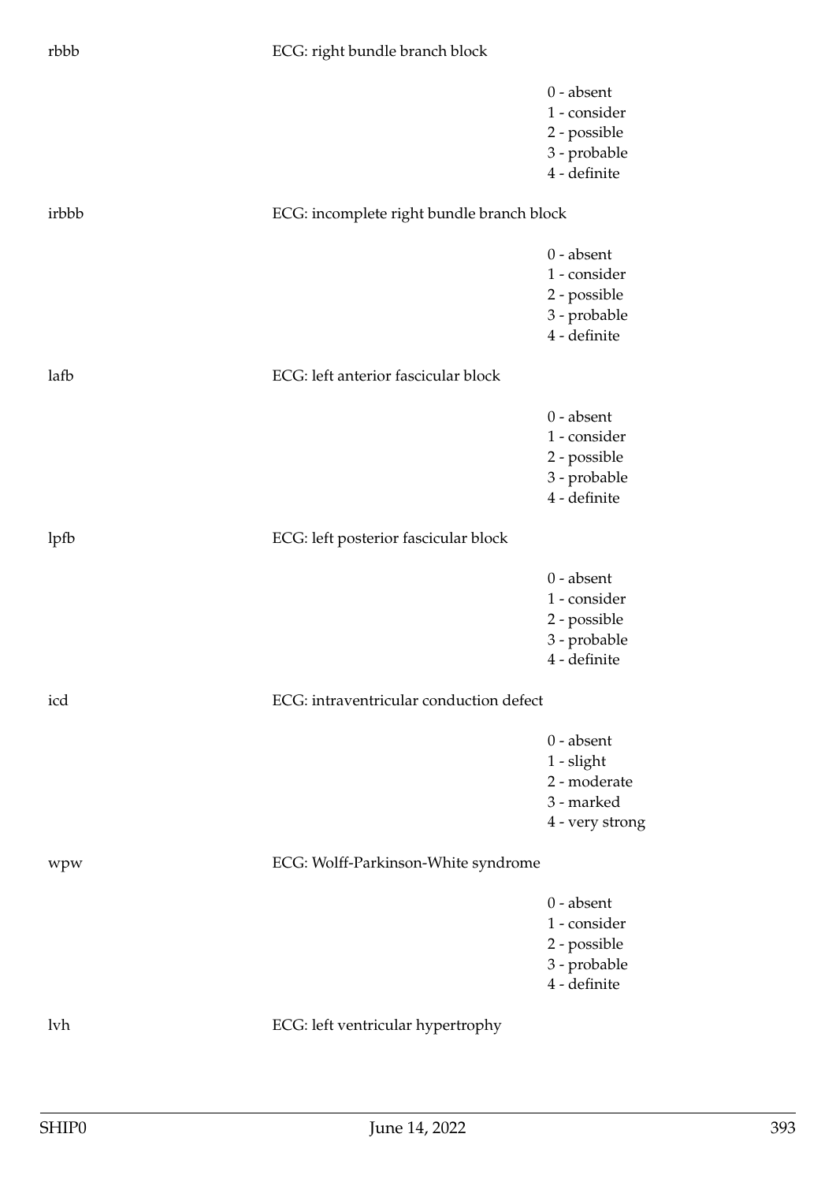| | | |
|---|---|---|
| rbbb | ECG: right bundle branch block | |
| | | 0 - absent<br>1 - consider<br>2 - possible<br>3 - probable<br>4 - definite |
| irbbb | ECG: incomplete right bundle branch block | |
| | | 0 - absent<br>1 - consider<br>2 - possible<br>3 - probable<br>4 - definite |
| lafb | ECG: left anterior fascicular block | |
| | | 0 - absent<br>1 - consider<br>2 - possible<br>3 - probable<br>4 - definite |
| lpfb | ECG: left posterior fascicular block | |
| | | 0 - absent<br>1 - consider<br>2 - possible<br>3 - probable<br>4 - definite |
| icd | ECG: intraventricular conduction defect | |
| | | 0 - absent<br>1 - slight<br>2 - moderate<br>3 - marked<br>4 - very strong |
| wpw | ECG: Wolff-Parkinson-White syndrome | |
| | | 0 - absent<br>1 - consider<br>2 - possible<br>3 - probable<br>4 - definite |
| lvh | ECG: left ventricular hypertrophy | |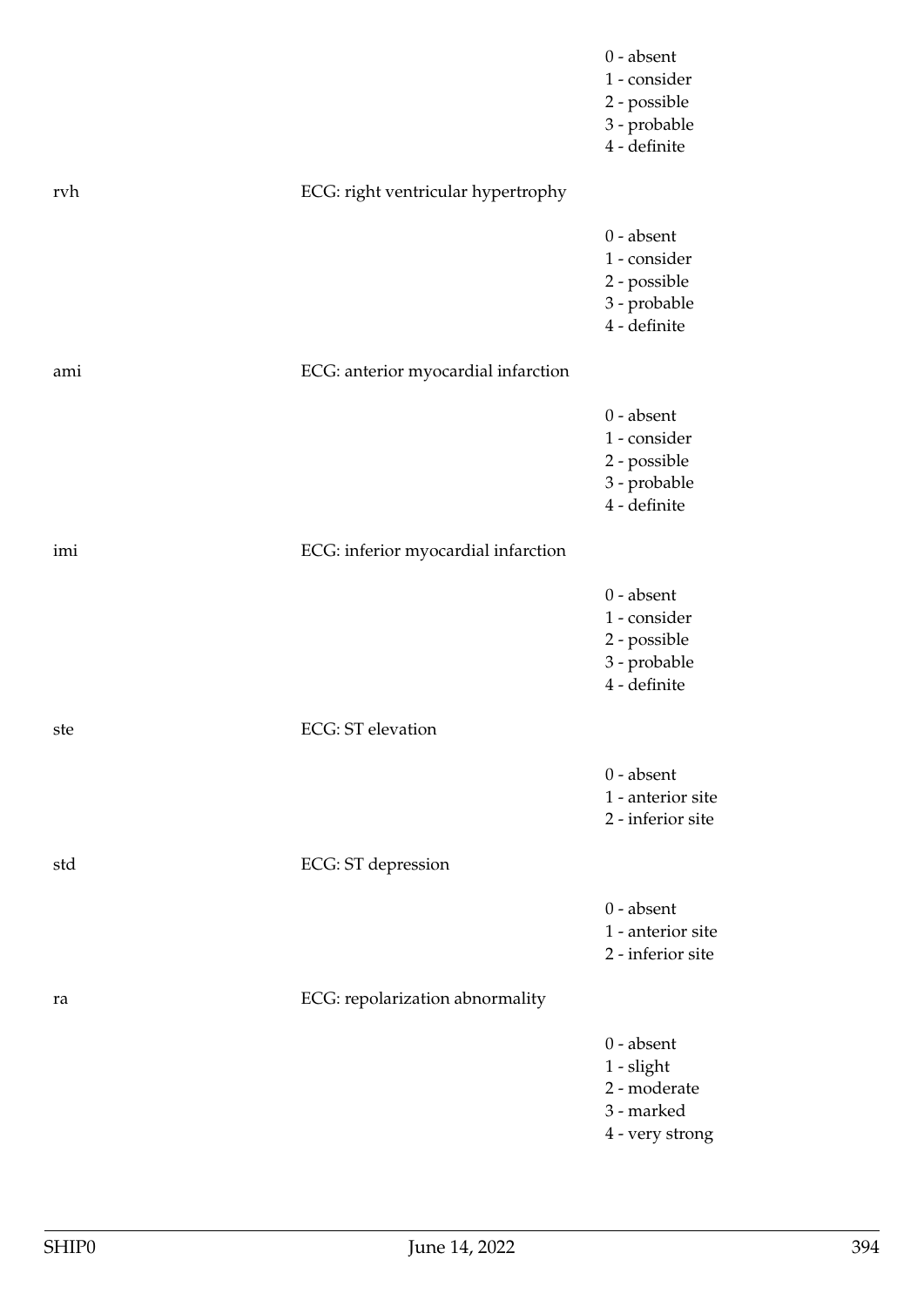| | | |
|---|---|---|
| | | 0 - absent<br>1 - consider<br>2 - possible<br>3 - probable<br>4 - definite |
| rvh | ECG: right ventricular hypertrophy | |
| | | 0 - absent<br>1 - consider<br>2 - possible<br>3 - probable<br>4 - definite |
| ami | ECG: anterior myocardial infarction | |
| | | 0 - absent<br>1 - consider<br>2 - possible<br>3 - probable<br>4 - definite |
| imi | ECG: inferior myocardial infarction | |
| | | 0 - absent<br>1 - consider<br>2 - possible<br>3 - probable<br>4 - definite |
| ste | ECG: ST elevation | |
| | | 0 - absent<br>1 - anterior site<br>2 - inferior site |
| std | ECG: ST depression | |
| | | 0 - absent<br>1 - anterior site<br>2 - inferior site |
| ra | ECG: repolarization abnormality | |
| | | 0 - absent<br>1 - slight<br>2 - moderate<br>3 - marked<br>4 - very strong |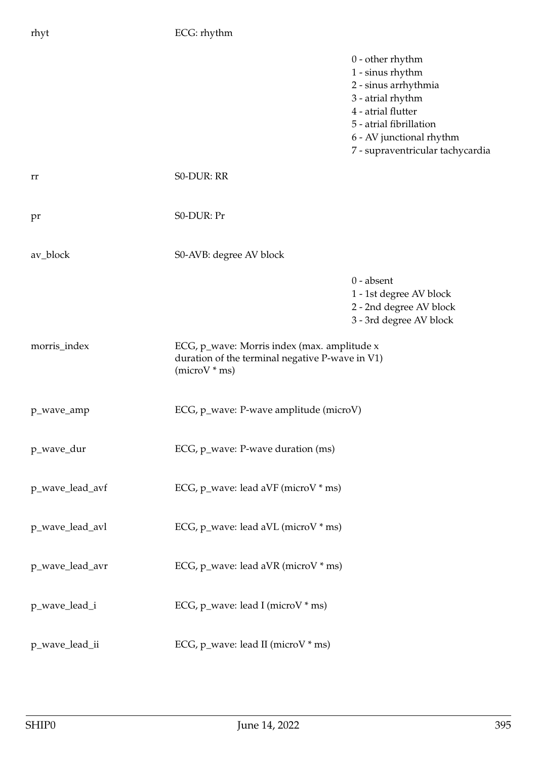| | | |
|---|---|---|
| rhyt | ECG: rhythm | |
| | | 0 - other rhythm<br>1 - sinus rhythm<br>2 - sinus arrhythmia<br>3 - atrial rhythm<br>4 - atrial flutter<br>5 - atrial fibrillation<br>6 - AV junctional rhythm<br>7 - supraventricular tachycardia |
| rr | S0-DUR: RR | |
| pr | S0-DUR: Pr | |
| av_block | S0-AVB: degree AV block | |
| | | 0 - absent<br>1 - 1st degree AV block<br>2 - 2nd degree AV block<br>3 - 3rd degree AV block |
| morris_index | ECG, p_wave: Morris index (max. amplitude x duration of the terminal negative P-wave in V1) (microV * ms) | |
| p_wave_amp | ECG, p_wave: P-wave amplitude (microV) | |
| p_wave_dur | ECG, p_wave: P-wave duration (ms) | |
| p_wave_lead_avf | ECG, p_wave: lead aVF (microV * ms) | |
| p_wave_lead_avl | ECG, p_wave: lead aVL (microV * ms) | |
| p_wave_lead_avr | ECG, p_wave: lead aVR (microV * ms) | |
| p_wave_lead_i | ECG, p_wave: lead I (microV * ms) | |
| p_wave_lead_ii | ECG, p_wave: lead II (microV * ms) | |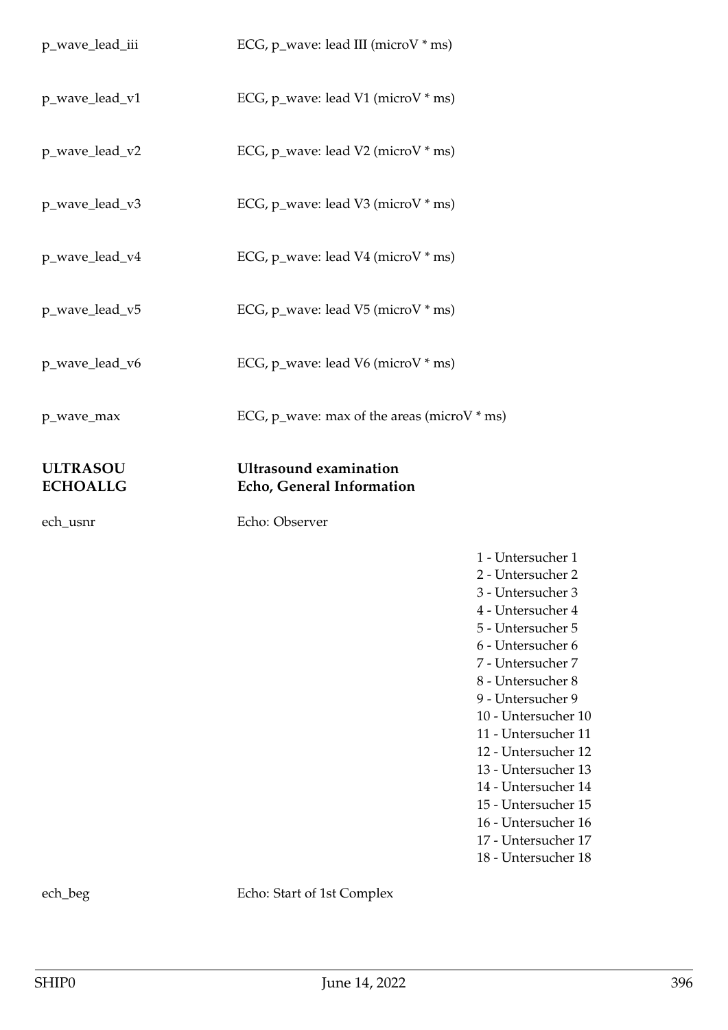p_wave_lead_iii ECG, p_wave: lead III (microV * ms)

p_wave_lead_v1 ECG, p_wave: lead V1 (microV * ms)

p_wave_lead_v2 ECG, p_wave: lead V2 (microV * ms)

p_wave_lead_v3 ECG, p_wave: lead V3 (microV * ms)

p_wave_lead_v4 ECG, p_wave: lead V4 (microV * ms)

p_wave_lead_v5 ECG, p_wave: lead V5 (microV * ms)

p_wave_lead_v6 ECG, p_wave: lead V6 (microV * ms)

p_wave_max ECG, p_wave: max of the areas (microV * ms)

**ULTRASOU** **Ultrasound examination**
**ECHOALLG** **Echo, General Information**

ech_usnr Echo: Observer

1 - Untersucher 1
2 - Untersucher 2
3 - Untersucher 3
4 - Untersucher 4
5 - Untersucher 5
6 - Untersucher 6
7 - Untersucher 7
8 - Untersucher 8
9 - Untersucher 9
10 - Untersucher 10
11 - Untersucher 11
12 - Untersucher 12
13 - Untersucher 13
14 - Untersucher 14
15 - Untersucher 15
16 - Untersucher 16
17 - Untersucher 17
18 - Untersucher 18

ech_beg Echo: Start of 1st Complex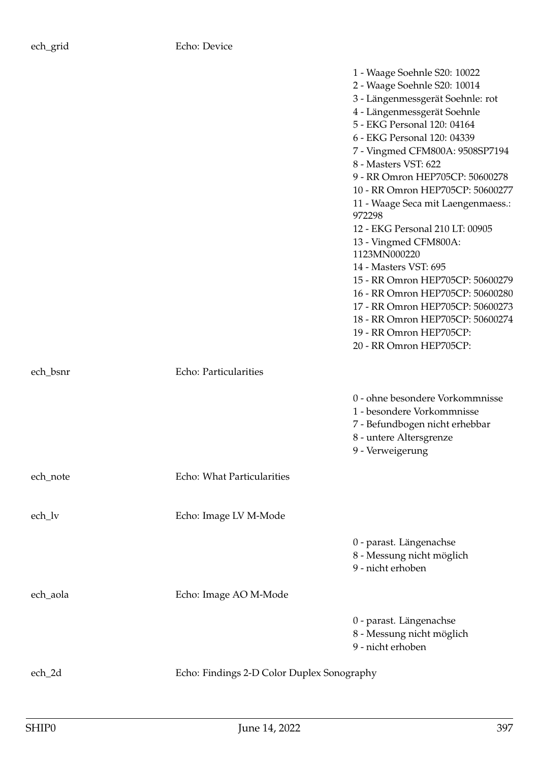| | | |
|---|---|---|
| ech_grid | Echo: Device | |
| | | 1 - Waage Soehnle S20: 10022<br>2 - Waage Soehnle S20: 10014<br>3 - Längenmessgerät Soehnle: rot<br>4 - Längenmessgerät Soehnle<br>5 - EKG Personal 120: 04164<br>6 - EKG Personal 120: 04339<br>7 - Vingmed CFM800A: 9508SP7194<br>8 - Masters VST: 622<br>9 - RR Omron HEP705CP: 50600278<br>10 - RR Omron HEP705CP: 50600277<br>11 - Waage Seca mit Laengenmaess.: 972298<br>12 - EKG Personal 210 LT: 00905<br>13 - Vingmed CFM800A: 1123MN000220<br>14 - Masters VST: 695<br>15 - RR Omron HEP705CP: 50600279<br>16 - RR Omron HEP705CP: 50600280<br>17 - RR Omron HEP705CP: 50600273<br>18 - RR Omron HEP705CP: 50600274<br>19 - RR Omron HEP705CP:<br>20 - RR Omron HEP705CP: |
| ech_bsnr | Echo: Particularities | |
| | | 0 - ohne besondere Vorkommnisse<br>1 - besondere Vorkommnisse<br>7 - Befundbogen nicht erhebbar<br>8 - untere Altersgrenze<br>9 - Verweigerung |
| ech_note | Echo: What Particularities | |
| ech_lv | Echo: Image LV M-Mode | |
| | | 0 - parast. Längenachse<br>8 - Messung nicht möglich<br>9 - nicht erhoben |
| ech_aola | Echo: Image AO M-Mode | |
| | | 0 - parast. Längenachse<br>8 - Messung nicht möglich<br>9 - nicht erhoben |
| ech_2d | Echo: Findings 2-D Color Duplex Sonography | |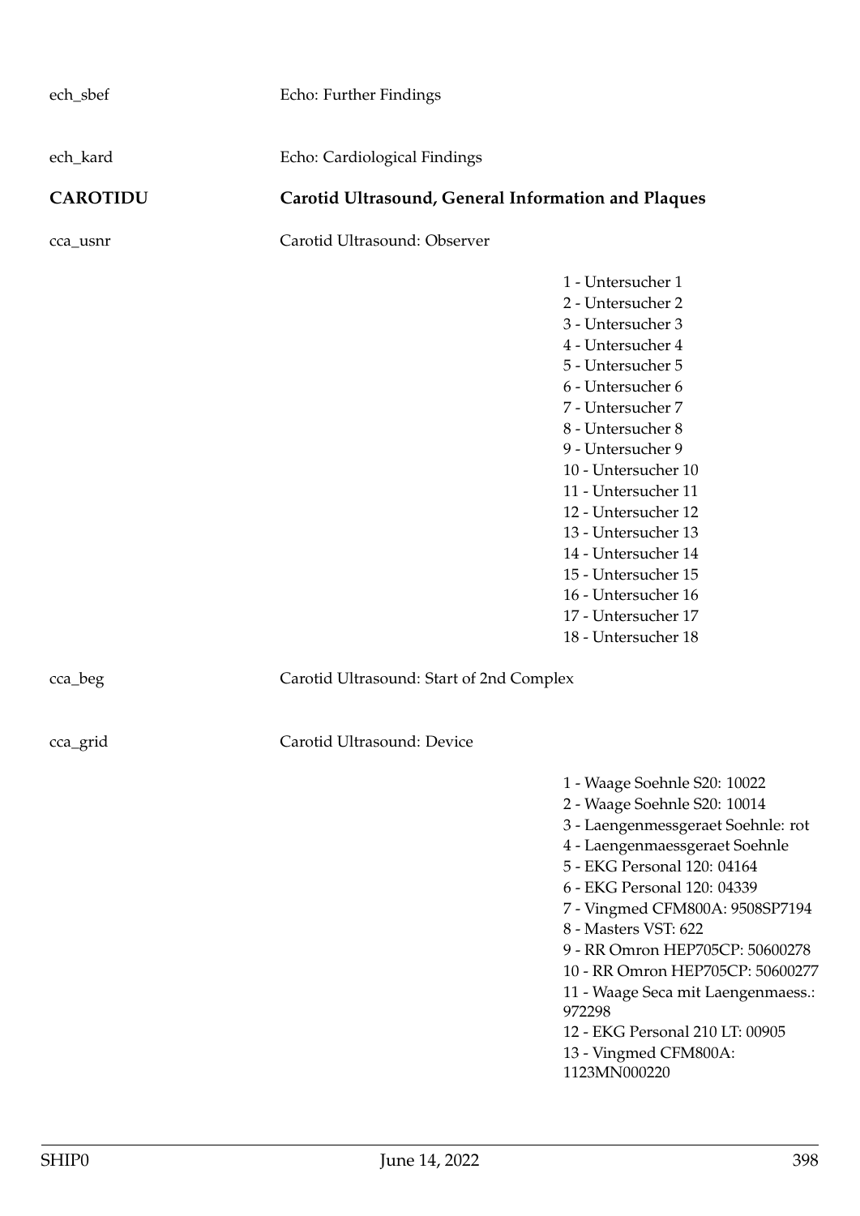ech_sbef — Echo: Further Findings

ech_kard — Echo: Cardiological Findings

## CAROTIDU — Carotid Ultrasound, General Information and Plaques

cca_usnr — Carotid Ultrasound: Observer

- 1 - Untersucher 1
- 2 - Untersucher 2
- 3 - Untersucher 3
- 4 - Untersucher 4
- 5 - Untersucher 5
- 6 - Untersucher 6
- 7 - Untersucher 7
- 8 - Untersucher 8
- 9 - Untersucher 9
- 10 - Untersucher 10
- 11 - Untersucher 11
- 12 - Untersucher 12
- 13 - Untersucher 13
- 14 - Untersucher 14
- 15 - Untersucher 15
- 16 - Untersucher 16
- 17 - Untersucher 17
- 18 - Untersucher 18

cca_beg — Carotid Ultrasound: Start of 2nd Complex

cca_grid — Carotid Ultrasound: Device

- 1 - Waage Soehnle S20: 10022
- 2 - Waage Soehnle S20: 10014
- 3 - Laengenmessgeraet Soehnle: rot
- 4 - Laengenmaessgeraet Soehnle
- 5 - EKG Personal 120: 04164
- 6 - EKG Personal 120: 04339
- 7 - Vingmed CFM800A: 9508SP7194
- 8 - Masters VST: 622
- 9 - RR Omron HEP705CP: 50600278
- 10 - RR Omron HEP705CP: 50600277
- 11 - Waage Seca mit Laengenmaess.: 972298
- 12 - EKG Personal 210 LT: 00905
- 13 - Vingmed CFM800A: 1123MN000220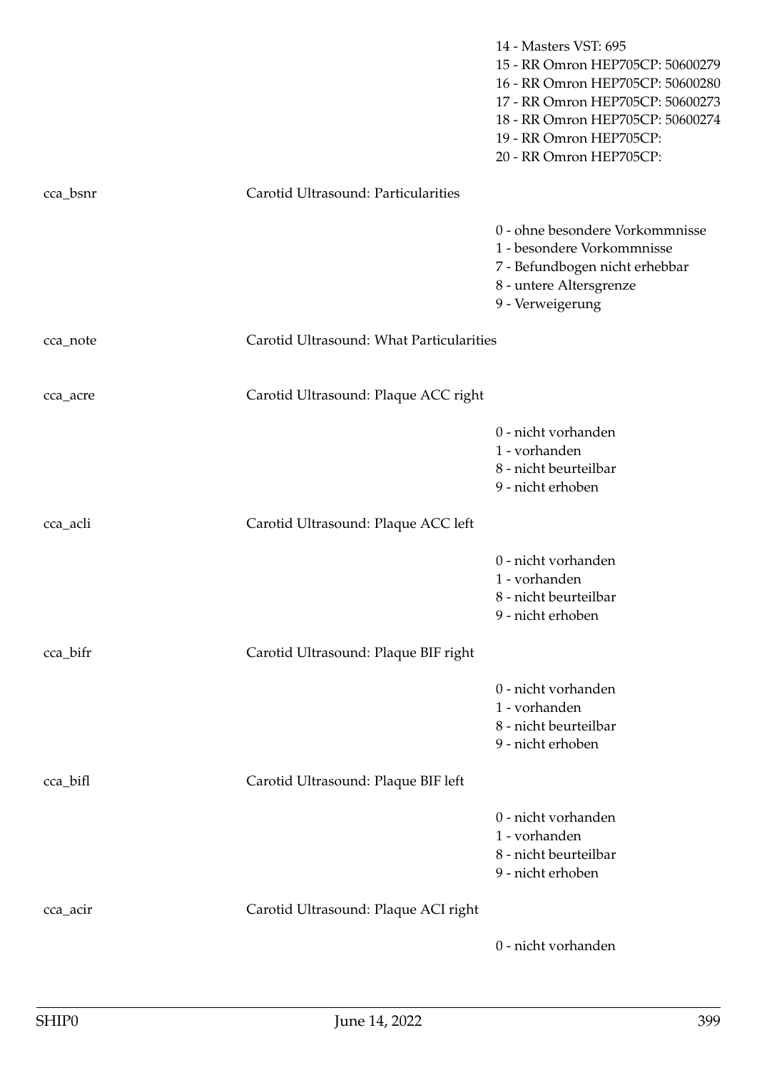14 - Masters VST: 695
15 - RR Omron HEP705CP: 50600279
16 - RR Omron HEP705CP: 50600280
17 - RR Omron HEP705CP: 50600273
18 - RR Omron HEP705CP: 50600274
19 - RR Omron HEP705CP:
20 - RR Omron HEP705CP:

cca_bsnr — Carotid Ultrasound: Particularities

0 - ohne besondere Vorkommnisse
1 - besondere Vorkommnisse
7 - Befundbogen nicht erhebbar
8 - untere Altersgrenze
9 - Verweigerung

cca_note — Carotid Ultrasound: What Particularities

cca_acre — Carotid Ultrasound: Plaque ACC right

0 - nicht vorhanden
1 - vorhanden
8 - nicht beurteilbar
9 - nicht erhoben

cca_acli — Carotid Ultrasound: Plaque ACC left

0 - nicht vorhanden
1 - vorhanden
8 - nicht beurteilbar
9 - nicht erhoben

cca_bifr — Carotid Ultrasound: Plaque BIF right

0 - nicht vorhanden
1 - vorhanden
8 - nicht beurteilbar
9 - nicht erhoben

cca_bifl — Carotid Ultrasound: Plaque BIF left

0 - nicht vorhanden
1 - vorhanden
8 - nicht beurteilbar
9 - nicht erhoben

cca_acir — Carotid Ultrasound: Plaque ACI right

0 - nicht vorhanden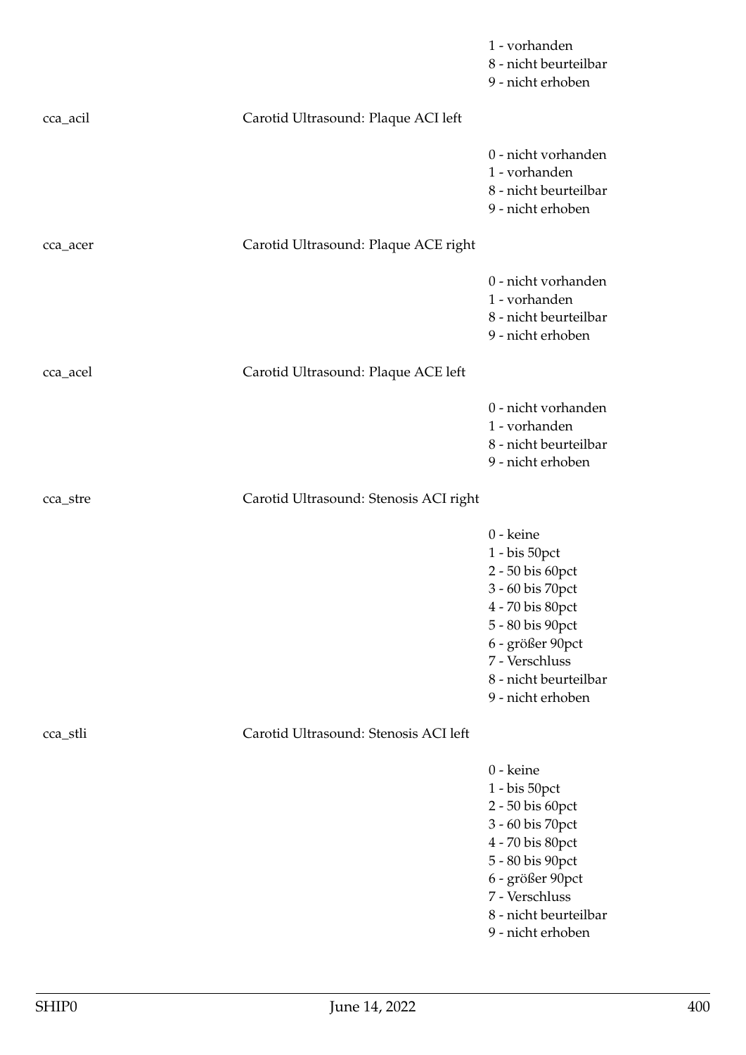1 - vorhanden
8 - nicht beurteilbar
9 - nicht erhoben

cca_acil Carotid Ultrasound: Plaque ACI left

0 - nicht vorhanden
1 - vorhanden
8 - nicht beurteilbar
9 - nicht erhoben

cca_acer Carotid Ultrasound: Plaque ACE right

0 - nicht vorhanden
1 - vorhanden
8 - nicht beurteilbar
9 - nicht erhoben

cca_acel Carotid Ultrasound: Plaque ACE left

0 - nicht vorhanden
1 - vorhanden
8 - nicht beurteilbar
9 - nicht erhoben

cca_stre Carotid Ultrasound: Stenosis ACI right

0 - keine
1 - bis 50pct
2 - 50 bis 60pct
3 - 60 bis 70pct
4 - 70 bis 80pct
5 - 80 bis 90pct
6 - größer 90pct
7 - Verschluss
8 - nicht beurteilbar
9 - nicht erhoben

cca_stli Carotid Ultrasound: Stenosis ACI left

0 - keine
1 - bis 50pct
2 - 50 bis 60pct
3 - 60 bis 70pct
4 - 70 bis 80pct
5 - 80 bis 90pct
6 - größer 90pct
7 - Verschluss
8 - nicht beurteilbar
9 - nicht erhoben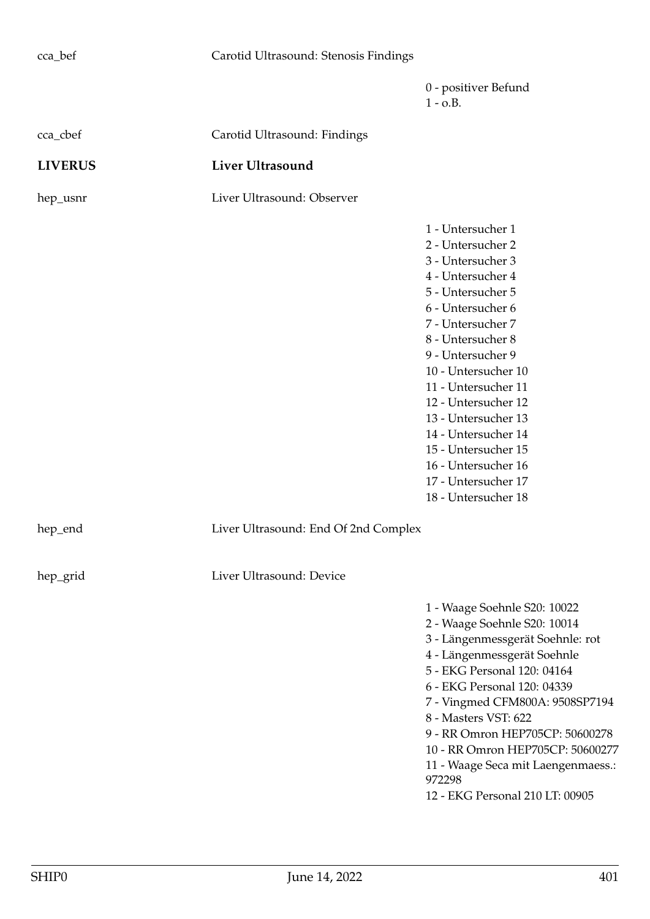cca_bef — Carotid Ultrasound: Stenosis Findings

- 0 - positiver Befund
- 1 - o.B.

cca_cbef — Carotid Ultrasound: Findings

## LIVERUS — Liver Ultrasound

hep_usnr — Liver Ultrasound: Observer

- 1 - Untersucher 1
- 2 - Untersucher 2
- 3 - Untersucher 3
- 4 - Untersucher 4
- 5 - Untersucher 5
- 6 - Untersucher 6
- 7 - Untersucher 7
- 8 - Untersucher 8
- 9 - Untersucher 9
- 10 - Untersucher 10
- 11 - Untersucher 11
- 12 - Untersucher 12
- 13 - Untersucher 13
- 14 - Untersucher 14
- 15 - Untersucher 15
- 16 - Untersucher 16
- 17 - Untersucher 17
- 18 - Untersucher 18

hep_end — Liver Ultrasound: End Of 2nd Complex

hep_grid — Liver Ultrasound: Device

- 1 - Waage Soehnle S20: 10022
- 2 - Waage Soehnle S20: 10014
- 3 - Längenmessgerät Soehnle: rot
- 4 - Längenmessgerät Soehnle
- 5 - EKG Personal 120: 04164
- 6 - EKG Personal 120: 04339
- 7 - Vingmed CFM800A: 9508SP7194
- 8 - Masters VST: 622
- 9 - RR Omron HEP705CP: 50600278
- 10 - RR Omron HEP705CP: 50600277
- 11 - Waage Seca mit Laengenmaess.: 972298
- 12 - EKG Personal 210 LT: 00905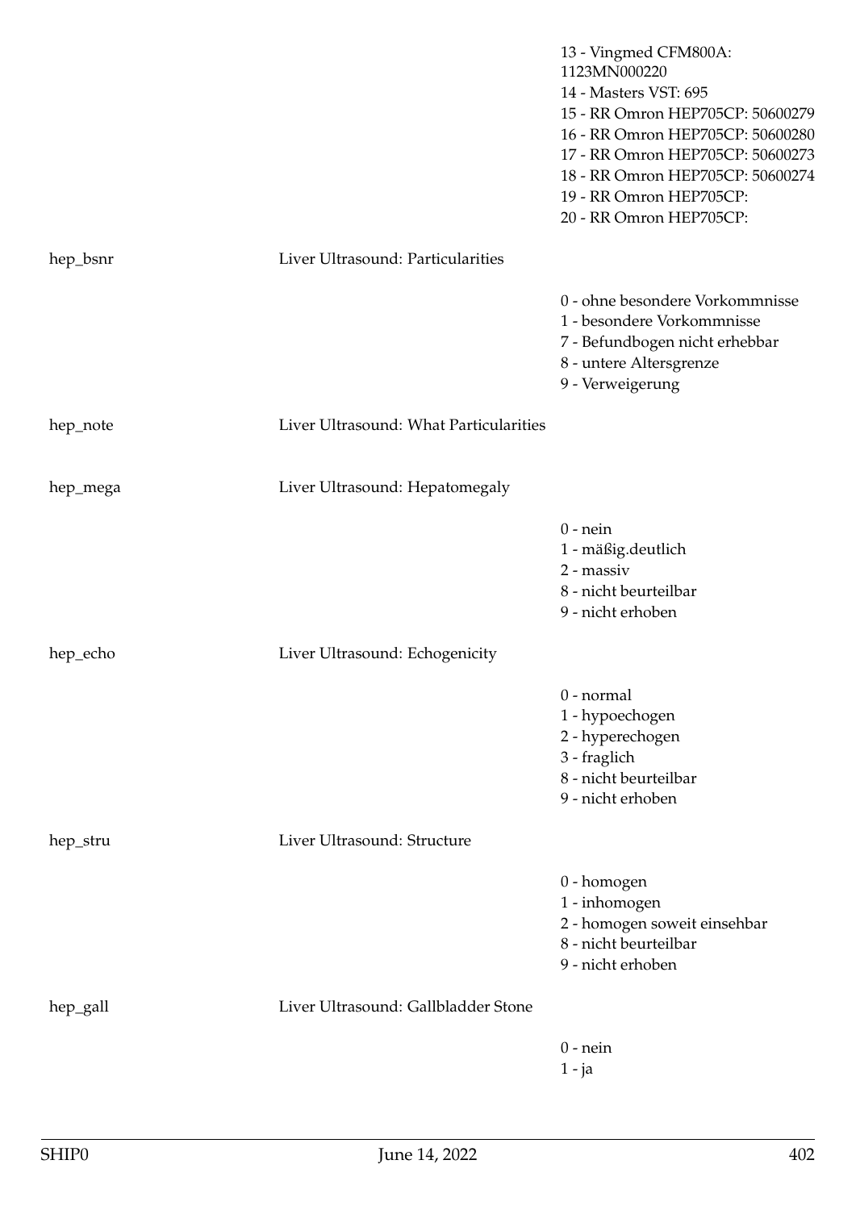| | | |
|---|---|---|
| | | 13 - Vingmed CFM800A: 1123MN000220<br>14 - Masters VST: 695<br>15 - RR Omron HEP705CP: 50600279<br>16 - RR Omron HEP705CP: 50600280<br>17 - RR Omron HEP705CP: 50600273<br>18 - RR Omron HEP705CP: 50600274<br>19 - RR Omron HEP705CP:<br>20 - RR Omron HEP705CP: |
| hep_bsnr | Liver Ultrasound: Particularities | |
| | | 0 - ohne besondere Vorkommnisse<br>1 - besondere Vorkommnisse<br>7 - Befundbogen nicht erhebbar<br>8 - untere Altersgrenze<br>9 - Verweigerung |
| hep_note | Liver Ultrasound: What Particularities | |
| hep_mega | Liver Ultrasound: Hepatomegaly | |
| | | 0 - nein<br>1 - mäßig.deutlich<br>2 - massiv<br>8 - nicht beurteilbar<br>9 - nicht erhoben |
| hep_echo | Liver Ultrasound: Echogenicity | |
| | | 0 - normal<br>1 - hypoechogen<br>2 - hyperechogen<br>3 - fraglich<br>8 - nicht beurteilbar<br>9 - nicht erhoben |
| hep_stru | Liver Ultrasound: Structure | |
| | | 0 - homogen<br>1 - inhomogen<br>2 - homogen soweit einsehbar<br>8 - nicht beurteilbar<br>9 - nicht erhoben |
| hep_gall | Liver Ultrasound: Gallbladder Stone | |
| | | 0 - nein<br>1 - ja |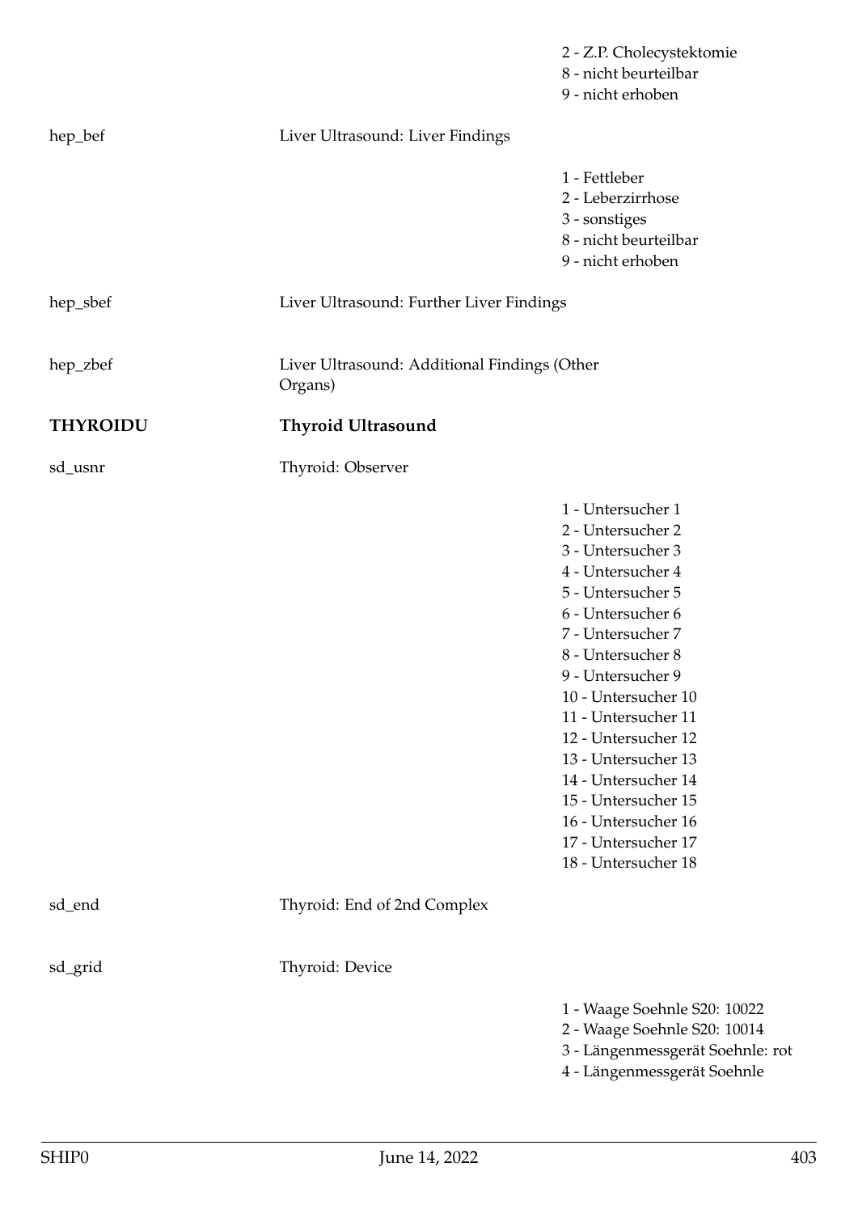2 - Z.P. Cholecystektomie
8 - nicht beurteilbar
9 - nicht erhoben

| | | |
|---|---|---|
| hep_bef | Liver Ultrasound: Liver Findings | |
| | | 1 - Fettleber<br>2 - Leberzirrhose<br>3 - sonstiges<br>8 - nicht beurteilbar<br>9 - nicht erhoben |
| hep_sbef | Liver Ultrasound: Further Liver Findings | |
| hep_zbef | Liver Ultrasound: Additional Findings (Other Organs) | |
| **THYROIDU** | **Thyroid Ultrasound** | |
| sd_usnr | Thyroid: Observer | |
| | | 1 - Untersucher 1<br>2 - Untersucher 2<br>3 - Untersucher 3<br>4 - Untersucher 4<br>5 - Untersucher 5<br>6 - Untersucher 6<br>7 - Untersucher 7<br>8 - Untersucher 8<br>9 - Untersucher 9<br>10 - Untersucher 10<br>11 - Untersucher 11<br>12 - Untersucher 12<br>13 - Untersucher 13<br>14 - Untersucher 14<br>15 - Untersucher 15<br>16 - Untersucher 16<br>17 - Untersucher 17<br>18 - Untersucher 18 |
| sd_end | Thyroid: End of 2nd Complex | |
| sd_grid | Thyroid: Device | |
| | | 1 - Waage Soehnle S20: 10022<br>2 - Waage Soehnle S20: 10014<br>3 - Längenmessgerät Soehnle: rot<br>4 - Längenmessgerät Soehnle |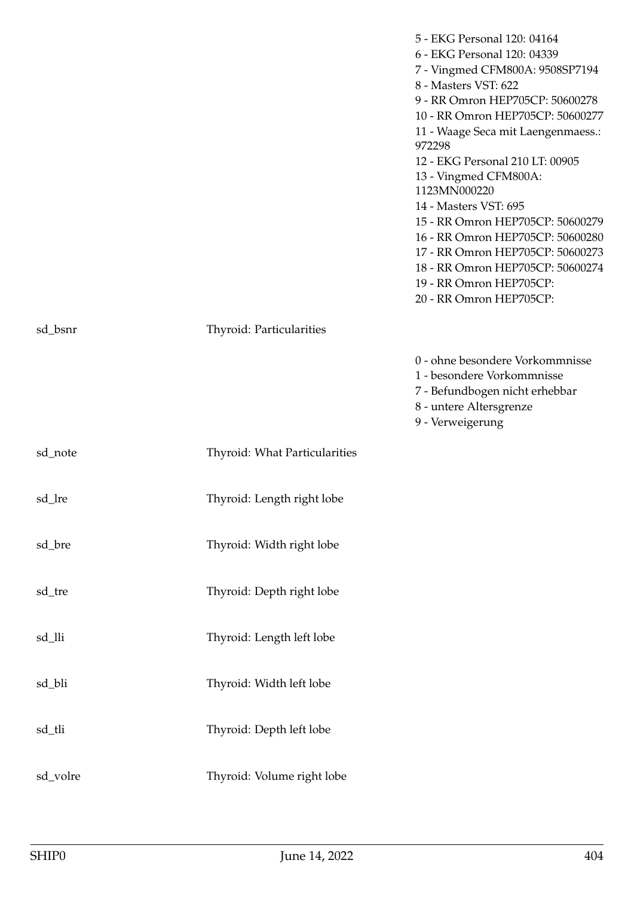| | | |
|---|---|---|
| | | 5 - EKG Personal 120: 04164<br>6 - EKG Personal 120: 04339<br>7 - Vingmed CFM800A: 9508SP7194<br>8 - Masters VST: 622<br>9 - RR Omron HEP705CP: 50600278<br>10 - RR Omron HEP705CP: 50600277<br>11 - Waage Seca mit Laengenmaess.: 972298<br>12 - EKG Personal 210 LT: 00905<br>13 - Vingmed CFM800A: 1123MN000220<br>14 - Masters VST: 695<br>15 - RR Omron HEP705CP: 50600279<br>16 - RR Omron HEP705CP: 50600280<br>17 - RR Omron HEP705CP: 50600273<br>18 - RR Omron HEP705CP: 50600274<br>19 - RR Omron HEP705CP:<br>20 - RR Omron HEP705CP: |
| sd_bsnr | Thyroid: Particularities | 0 - ohne besondere Vorkommnisse<br>1 - besondere Vorkommnisse<br>7 - Befundbogen nicht erhebbar<br>8 - untere Altersgrenze<br>9 - Verweigerung |
| sd_note | Thyroid: What Particularities | |
| sd_lre | Thyroid: Length right lobe | |
| sd_bre | Thyroid: Width right lobe | |
| sd_tre | Thyroid: Depth right lobe | |
| sd_lli | Thyroid: Length left lobe | |
| sd_bli | Thyroid: Width left lobe | |
| sd_tli | Thyroid: Depth left lobe | |
| sd_volre | Thyroid: Volume right lobe | |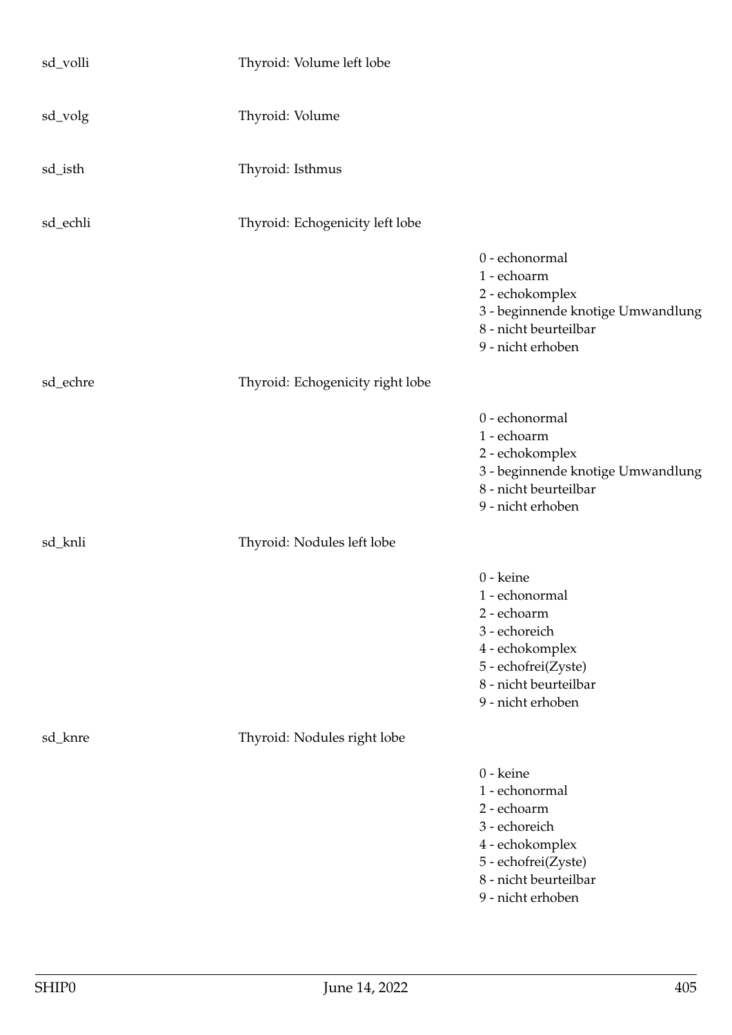| | | |
|---|---|---|
| sd_volli | Thyroid: Volume left lobe | |
| sd_volg | Thyroid: Volume | |
| sd_isth | Thyroid: Isthmus | |
| sd_echli | Thyroid: Echogenicity left lobe | |
| | | 0 - echonormal<br>1 - echoarm<br>2 - echokomplex<br>3 - beginnende knotige Umwandlung<br>8 - nicht beurteilbar<br>9 - nicht erhoben |
| sd_echre | Thyroid: Echogenicity right lobe | |
| | | 0 - echonormal<br>1 - echoarm<br>2 - echokomplex<br>3 - beginnende knotige Umwandlung<br>8 - nicht beurteilbar<br>9 - nicht erhoben |
| sd_knli | Thyroid: Nodules left lobe | |
| | | 0 - keine<br>1 - echonormal<br>2 - echoarm<br>3 - echoreich<br>4 - echokomplex<br>5 - echofrei(Zyste)<br>8 - nicht beurteilbar<br>9 - nicht erhoben |
| sd_knre | Thyroid: Nodules right lobe | |
| | | 0 - keine<br>1 - echonormal<br>2 - echoarm<br>3 - echoreich<br>4 - echokomplex<br>5 - echofrei(Zyste)<br>8 - nicht beurteilbar<br>9 - nicht erhoben |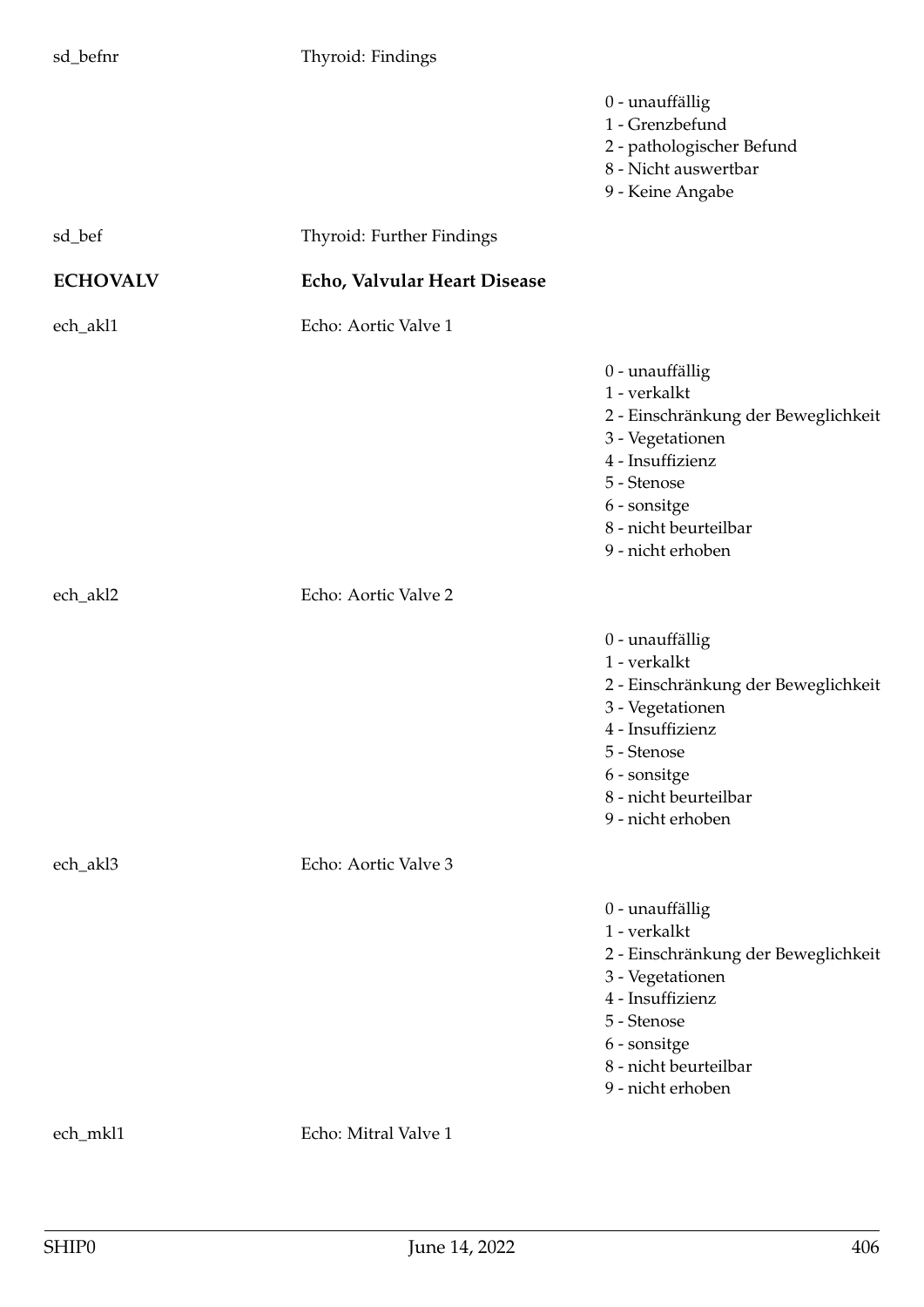sd_befnr Thyroid: Findings

- 0 - unauffällig
- 1 - Grenzbefund
- 2 - pathologischer Befund
- 8 - Nicht auswertbar
- 9 - Keine Angabe

sd_bef Thyroid: Further Findings

**ECHOVALV** **Echo, Valvular Heart Disease**

ech_akl1 Echo: Aortic Valve 1

- 0 - unauffällig
- 1 - verkalkt
- 2 - Einschränkung der Beweglichkeit
- 3 - Vegetationen
- 4 - Insuffizienz
- 5 - Stenose
- 6 - sonsitge
- 8 - nicht beurteilbar
- 9 - nicht erhoben

ech_akl2 Echo: Aortic Valve 2

- 0 - unauffällig
- 1 - verkalkt
- 2 - Einschränkung der Beweglichkeit
- 3 - Vegetationen
- 4 - Insuffizienz
- 5 - Stenose
- 6 - sonsitge
- 8 - nicht beurteilbar
- 9 - nicht erhoben

ech_akl3 Echo: Aortic Valve 3

- 0 - unauffällig
- 1 - verkalkt
- 2 - Einschränkung der Beweglichkeit
- 3 - Vegetationen
- 4 - Insuffizienz
- 5 - Stenose
- 6 - sonsitge
- 8 - nicht beurteilbar
- 9 - nicht erhoben

ech_mkl1 Echo: Mitral Valve 1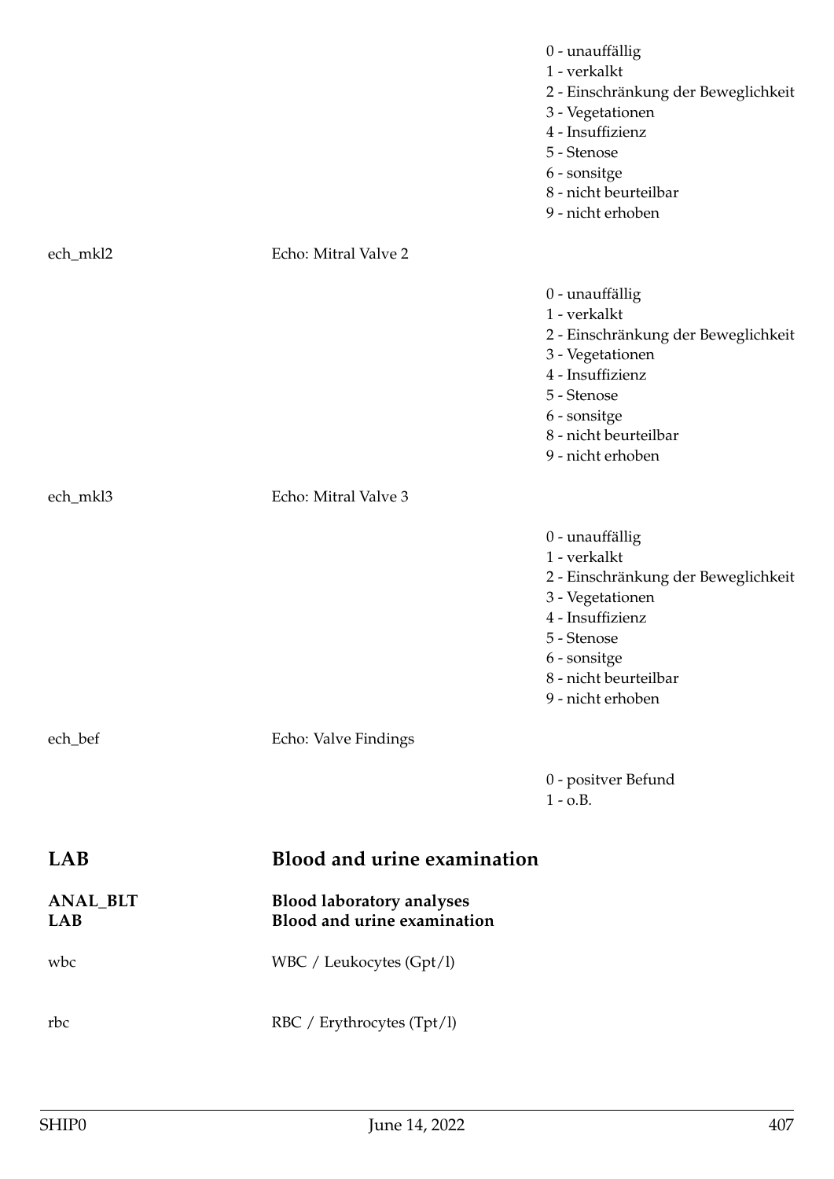0 - unauffällig
1 - verkalkt
2 - Einschränkung der Beweglichkeit
3 - Vegetationen
4 - Insuffizienz
5 - Stenose
6 - sonsitge
8 - nicht beurteilbar
9 - nicht erhoben

ech_mkl2 Echo: Mitral Valve 2

0 - unauffällig
1 - verkalkt
2 - Einschränkung der Beweglichkeit
3 - Vegetationen
4 - Insuffizienz
5 - Stenose
6 - sonsitge
8 - nicht beurteilbar
9 - nicht erhoben

ech_mkl3 Echo: Mitral Valve 3

0 - unauffällig
1 - verkalkt
2 - Einschränkung der Beweglichkeit
3 - Vegetationen
4 - Insuffizienz
5 - Stenose
6 - sonsitge
8 - nicht beurteilbar
9 - nicht erhoben

ech_bef Echo: Valve Findings

0 - positver Befund
1 - o.B.

## LAB Blood and urine examination

**ANAL_BLT Blood laboratory analyses**
**LAB Blood and urine examination**

wbc WBC / Leukocytes (Gpt/l)

rbc RBC / Erythrocytes (Tpt/l)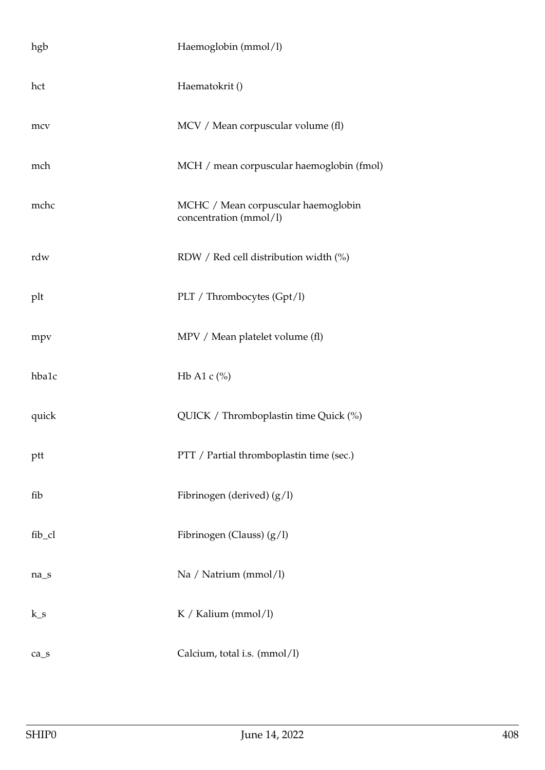| | |
|---|---|
| hgb | Haemoglobin (mmol/l) |
| hct | Haematokrit () |
| mcv | MCV / Mean corpuscular volume (fl) |
| mch | MCH / mean corpuscular haemoglobin (fmol) |
| mchc | MCHC / Mean corpuscular haemoglobin concentration (mmol/l) |
| rdw | RDW / Red cell distribution width (%) |
| plt | PLT / Thrombocytes (Gpt/l) |
| mpv | MPV / Mean platelet volume (fl) |
| hba1c | Hb A1 c (%) |
| quick | QUICK / Thromboplastin time Quick (%) |
| ptt | PTT / Partial thromboplastin time (sec.) |
| fib | Fibrinogen (derived) (g/l) |
| fib_cl | Fibrinogen (Clauss) (g/l) |
| na_s | Na / Natrium (mmol/l) |
| k_s | K / Kalium (mmol/l) |
| ca_s | Calcium, total i.s. (mmol/l) |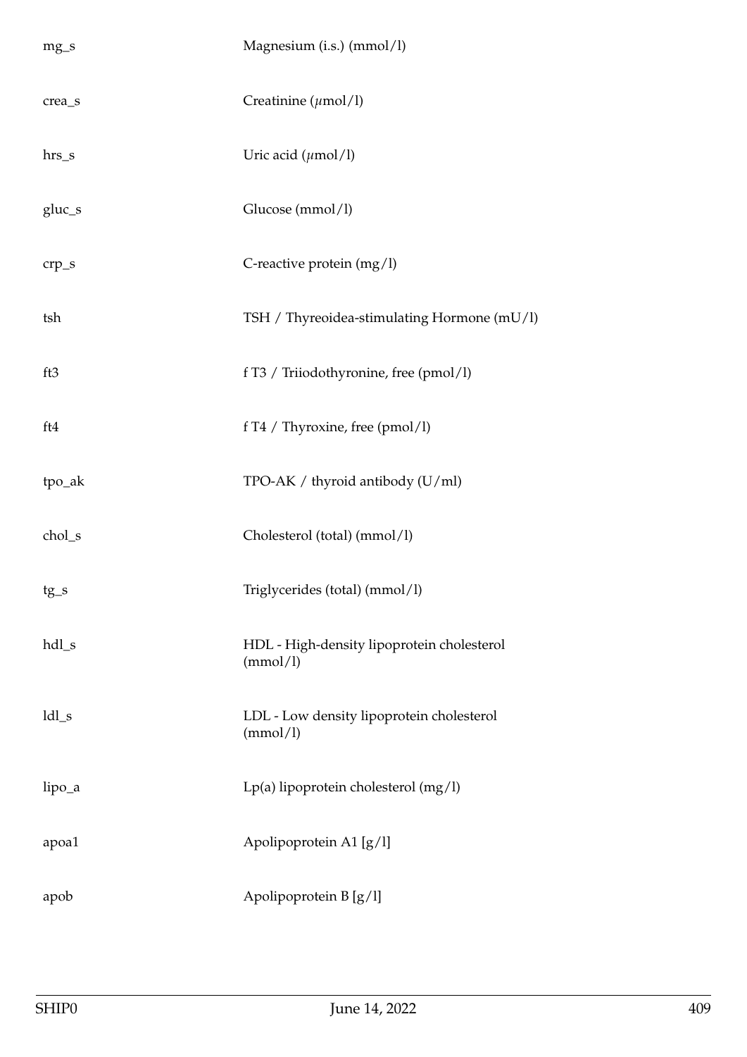| | |
|---|---|
| mg_s | Magnesium (i.s.) (mmol/l) |
| crea_s | Creatinine ($\mu$mol/l) |
| hrs_s | Uric acid ($\mu$mol/l) |
| gluc_s | Glucose (mmol/l) |
| crp_s | C-reactive protein (mg/l) |
| tsh | TSH / Thyreoidea-stimulating Hormone (mU/l) |
| ft3 | f T3 / Triiodothyronine, free (pmol/l) |
| ft4 | f T4 / Thyroxine, free (pmol/l) |
| tpo_ak | TPO-AK / thyroid antibody (U/ml) |
| chol_s | Cholesterol (total) (mmol/l) |
| tg_s | Triglycerides (total) (mmol/l) |
| hdl_s | HDL - High-density lipoprotein cholesterol (mmol/l) |
| ldl_s | LDL - Low density lipoprotein cholesterol (mmol/l) |
| lipo_a | Lp(a) lipoprotein cholesterol (mg/l) |
| apoa1 | Apolipoprotein A1 [g/l] |
| apob | Apolipoprotein B [g/l] |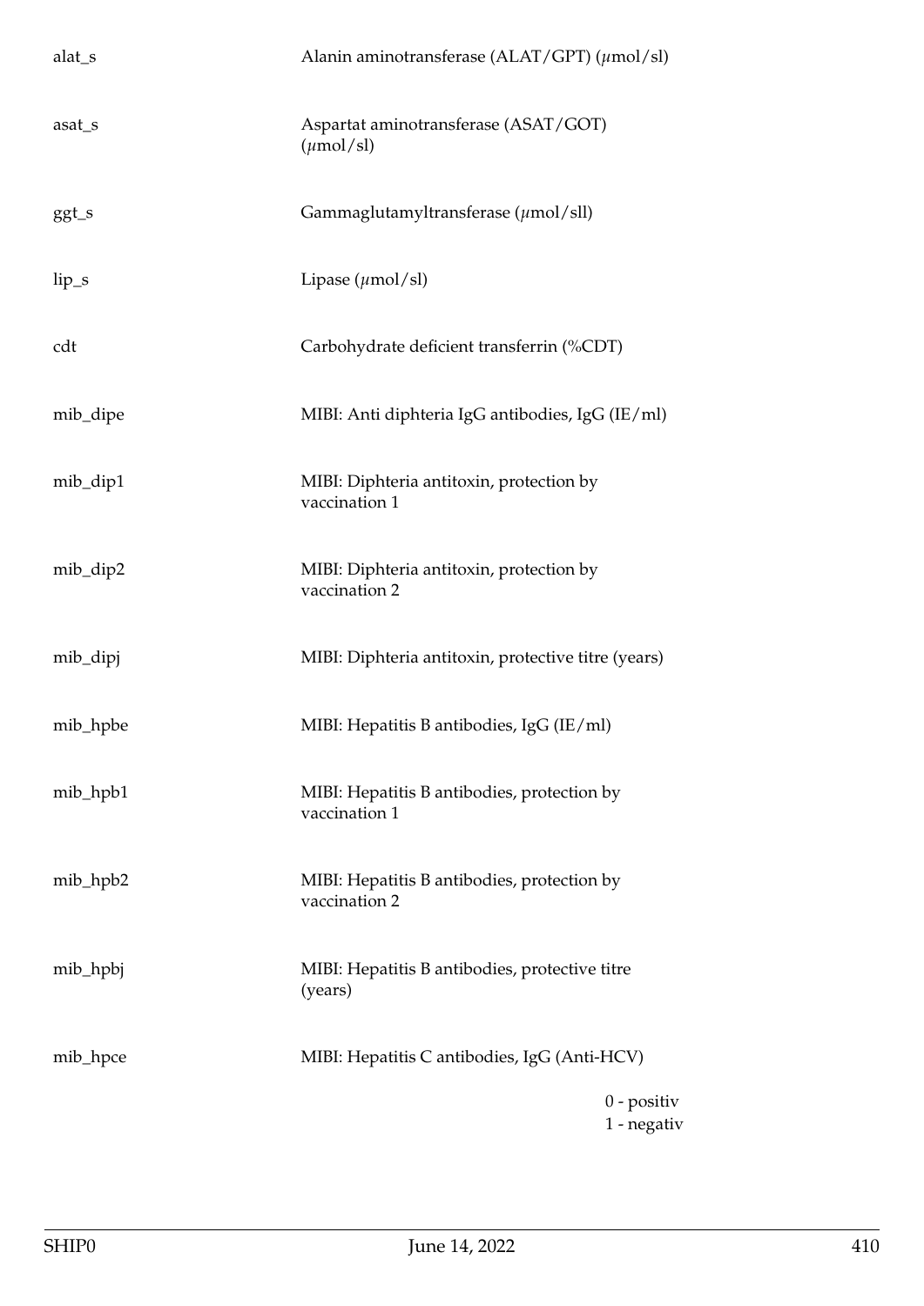| | |
|---|---|
| alat_s | Alanin aminotransferase (ALAT/GPT) ($\mu$mol/sl) |
| asat_s | Aspartat aminotransferase (ASAT/GOT) ($\mu$mol/sl) |
| ggt_s | Gammaglutamyltransferase ($\mu$mol/sll) |
| lip_s | Lipase ($\mu$mol/sl) |
| cdt | Carbohydrate deficient transferrin (%CDT) |
| mib_dipe | MIBI: Anti diphteria IgG antibodies, IgG (IE/ml) |
| mib_dip1 | MIBI: Diphteria antitoxin, protection by vaccination 1 |
| mib_dip2 | MIBI: Diphteria antitoxin, protection by vaccination 2 |
| mib_dipj | MIBI: Diphteria antitoxin, protective titre (years) |
| mib_hpbe | MIBI: Hepatitis B antibodies, IgG (IE/ml) |
| mib_hpb1 | MIBI: Hepatitis B antibodies, protection by vaccination 1 |
| mib_hpb2 | MIBI: Hepatitis B antibodies, protection by vaccination 2 |
| mib_hpbj | MIBI: Hepatitis B antibodies, protective titre (years) |
| mib_hpce | MIBI: Hepatitis C antibodies, IgG (Anti-HCV)<br>0 - positiv<br>1 - negativ |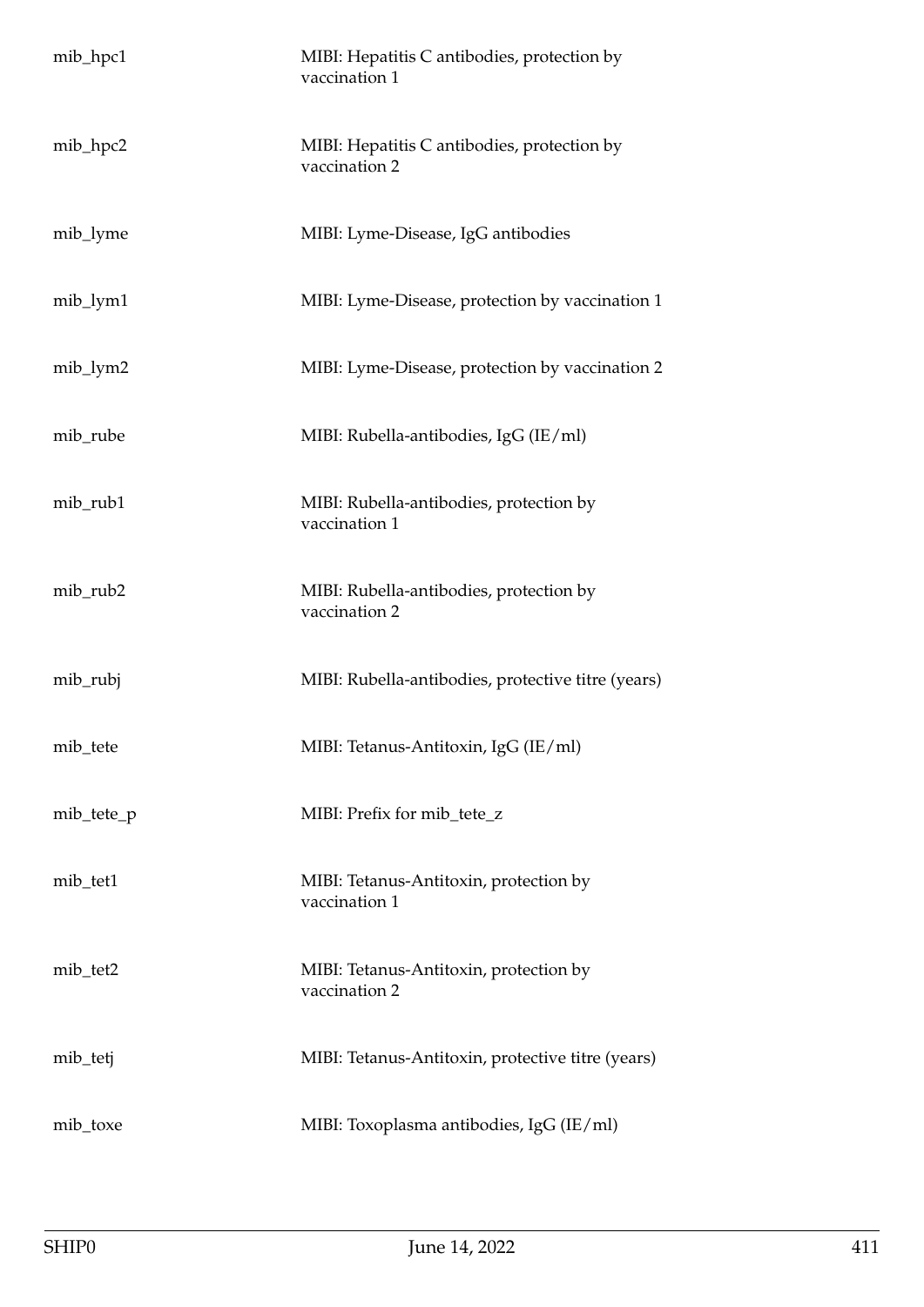| | |
|---|---|
| mib_hpc1 | MIBI: Hepatitis C antibodies, protection by vaccination 1 |
| mib_hpc2 | MIBI: Hepatitis C antibodies, protection by vaccination 2 |
| mib_lyme | MIBI: Lyme-Disease, IgG antibodies |
| mib_lym1 | MIBI: Lyme-Disease, protection by vaccination 1 |
| mib_lym2 | MIBI: Lyme-Disease, protection by vaccination 2 |
| mib_rube | MIBI: Rubella-antibodies, IgG (IE/ml) |
| mib_rub1 | MIBI: Rubella-antibodies, protection by vaccination 1 |
| mib_rub2 | MIBI: Rubella-antibodies, protection by vaccination 2 |
| mib_rubj | MIBI: Rubella-antibodies, protective titre (years) |
| mib_tete | MIBI: Tetanus-Antitoxin, IgG (IE/ml) |
| mib_tete_p | MIBI: Prefix for mib_tete_z |
| mib_tet1 | MIBI: Tetanus-Antitoxin, protection by vaccination 1 |
| mib_tet2 | MIBI: Tetanus-Antitoxin, protection by vaccination 2 |
| mib_tetj | MIBI: Tetanus-Antitoxin, protective titre (years) |
| mib_toxe | MIBI: Toxoplasma antibodies, IgG (IE/ml) |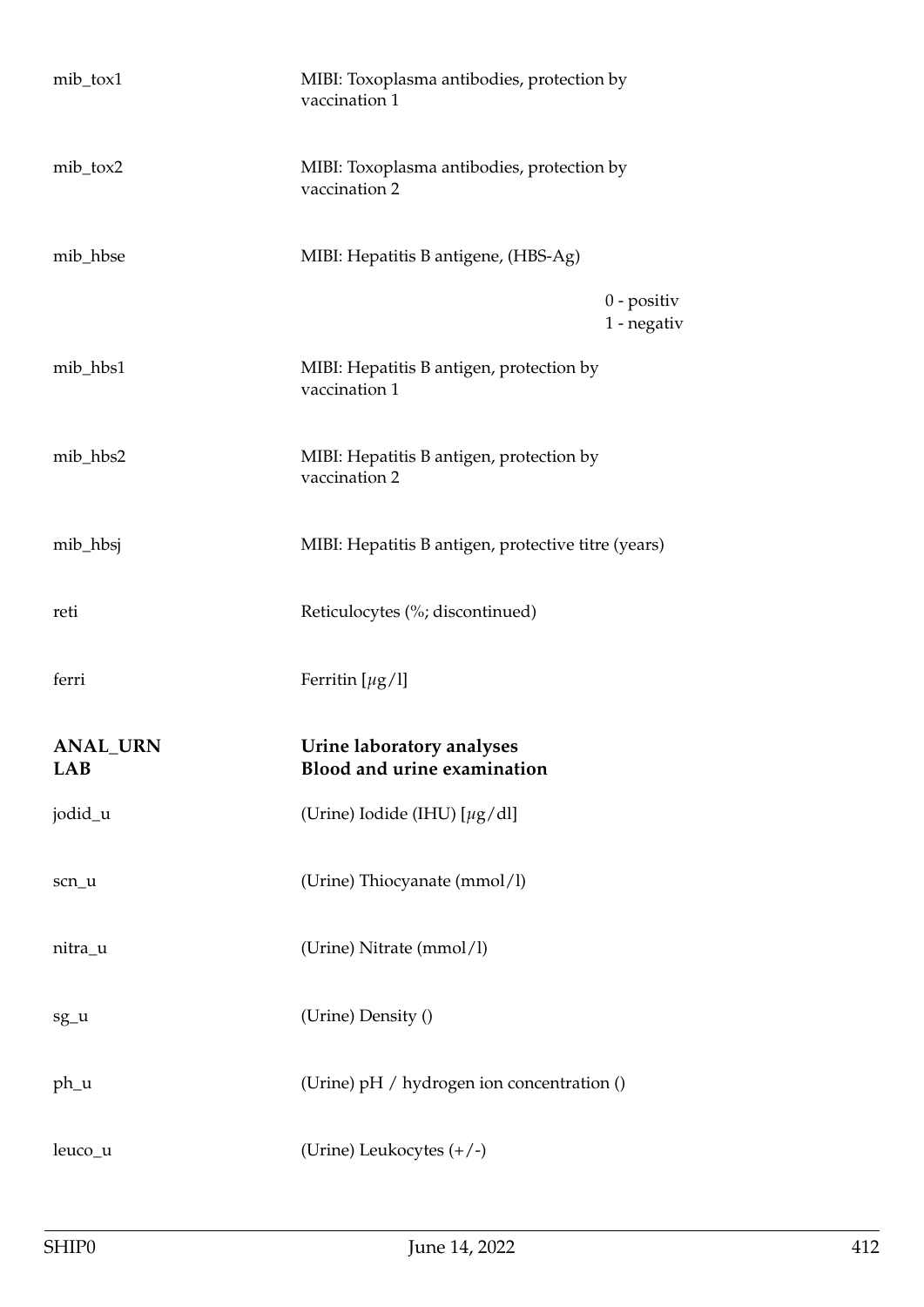| | | |
|---|---|---|
| mib_tox1 | MIBI: Toxoplasma antibodies, protection by vaccination 1 | |
| mib_tox2 | MIBI: Toxoplasma antibodies, protection by vaccination 2 | |
| mib_hbse | MIBI: Hepatitis B antigene, (HBS-Ag) | |
| | | 0 - positiv<br>1 - negativ |
| mib_hbs1 | MIBI: Hepatitis B antigen, protection by vaccination 1 | |
| mib_hbs2 | MIBI: Hepatitis B antigen, protection by vaccination 2 | |
| mib_hbsj | MIBI: Hepatitis B antigen, protective titre (years) | |
| reti | Reticulocytes (%; discontinued) | |
| ferri | Ferritin [$\mu$g/l] | |

| | |
|---|---|
| **ANAL_URN** | **Urine laboratory analyses** |
| **LAB** | **Blood and urine examination** |
| jodid_u | (Urine) Iodide (IHU) [$\mu$g/dl] |
| scn_u | (Urine) Thiocyanate (mmol/l) |
| nitra_u | (Urine) Nitrate (mmol/l) |
| sg_u | (Urine) Density () |
| ph_u | (Urine) pH / hydrogen ion concentration () |
| leuco_u | (Urine) Leukocytes (+/-) |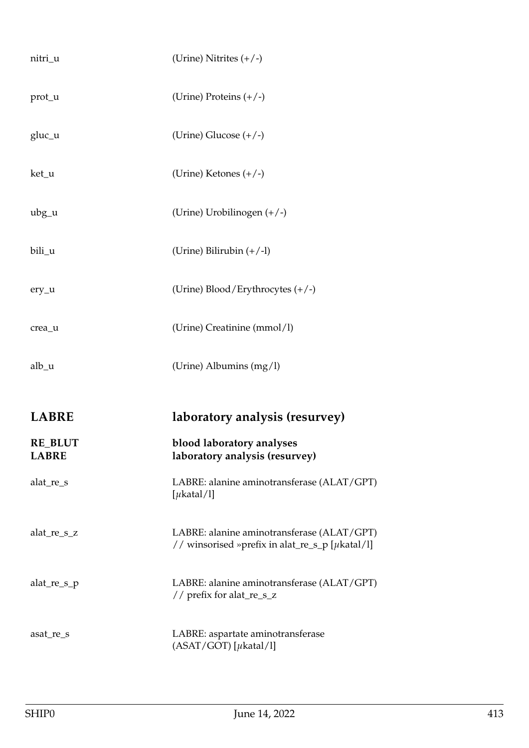| | |
|---|---|
| nitri_u | (Urine) Nitrites (+/-) |
| prot_u | (Urine) Proteins (+/-) |
| gluc_u | (Urine) Glucose (+/-) |
| ket_u | (Urine) Ketones (+/-) |
| ubg_u | (Urine) Urobilinogen (+/-) |
| bili_u | (Urine) Bilirubin (+/-l) |
| ery_u | (Urine) Blood/Erythrocytes (+/-) |
| crea_u | (Urine) Creatinine (mmol/l) |
| alb_u | (Urine) Albumins (mg/l) |

## LABRE laboratory analysis (resurvey)

**RE_BLUT** **blood laboratory analyses**
**LABRE** **laboratory analysis (resurvey)**

| | |
|---|---|
| alat_re_s | LABRE: alanine aminotransferase (ALAT/GPT) [$\mu$katal/l] |
| alat_re_s_z | LABRE: alanine aminotransferase (ALAT/GPT) // winsorised »prefix in alat_re_s_p [$\mu$katal/l] |
| alat_re_s_p | LABRE: alanine aminotransferase (ALAT/GPT) // prefix for alat_re_s_z |
| asat_re_s | LABRE: aspartate aminotransferase (ASAT/GOT) [$\mu$katal/l] |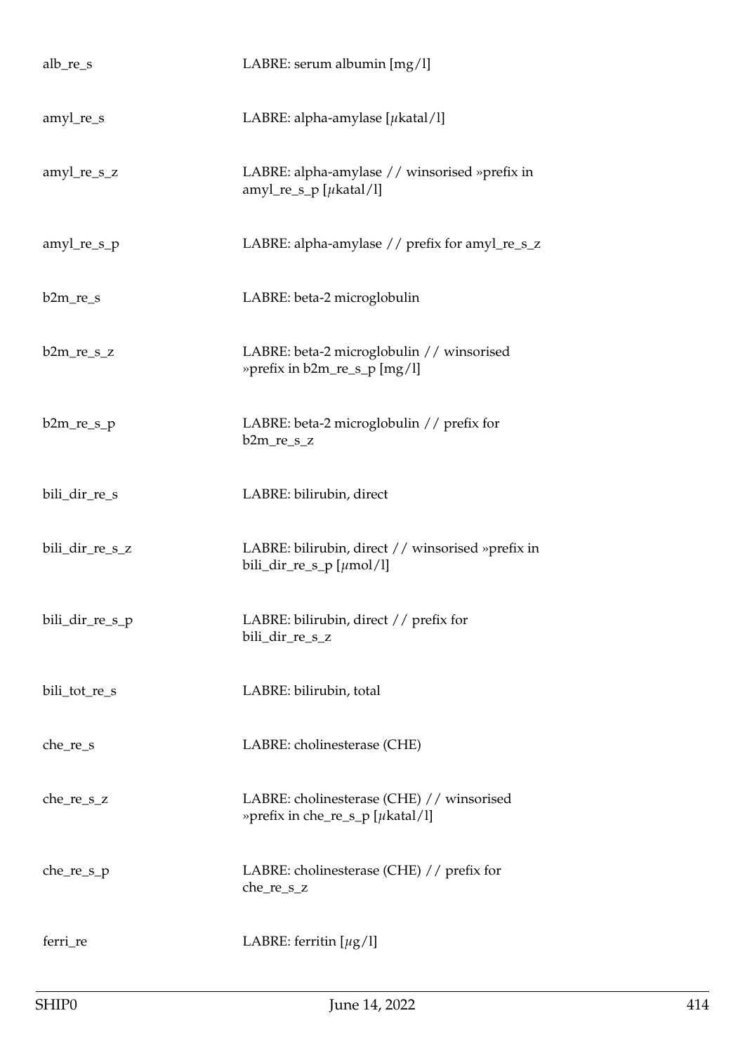| | |
|---|---|
| alb_re_s | LABRE: serum albumin [mg/l] |
| amyl_re_s | LABRE: alpha-amylase [$\mu$katal/l] |
| amyl_re_s_z | LABRE: alpha-amylase // winsorised »prefix in amyl_re_s_p [$\mu$katal/l] |
| amyl_re_s_p | LABRE: alpha-amylase // prefix for amyl_re_s_z |
| b2m_re_s | LABRE: beta-2 microglobulin |
| b2m_re_s_z | LABRE: beta-2 microglobulin // winsorised »prefix in b2m_re_s_p [mg/l] |
| b2m_re_s_p | LABRE: beta-2 microglobulin // prefix for b2m_re_s_z |
| bili_dir_re_s | LABRE: bilirubin, direct |
| bili_dir_re_s_z | LABRE: bilirubin, direct // winsorised »prefix in bili_dir_re_s_p [$\mu$mol/l] |
| bili_dir_re_s_p | LABRE: bilirubin, direct // prefix for bili_dir_re_s_z |
| bili_tot_re_s | LABRE: bilirubin, total |
| che_re_s | LABRE: cholinesterase (CHE) |
| che_re_s_z | LABRE: cholinesterase (CHE) // winsorised »prefix in che_re_s_p [$\mu$katal/l] |
| che_re_s_p | LABRE: cholinesterase (CHE) // prefix for che_re_s_z |
| ferri_re | LABRE: ferritin [$\mu$g/l] |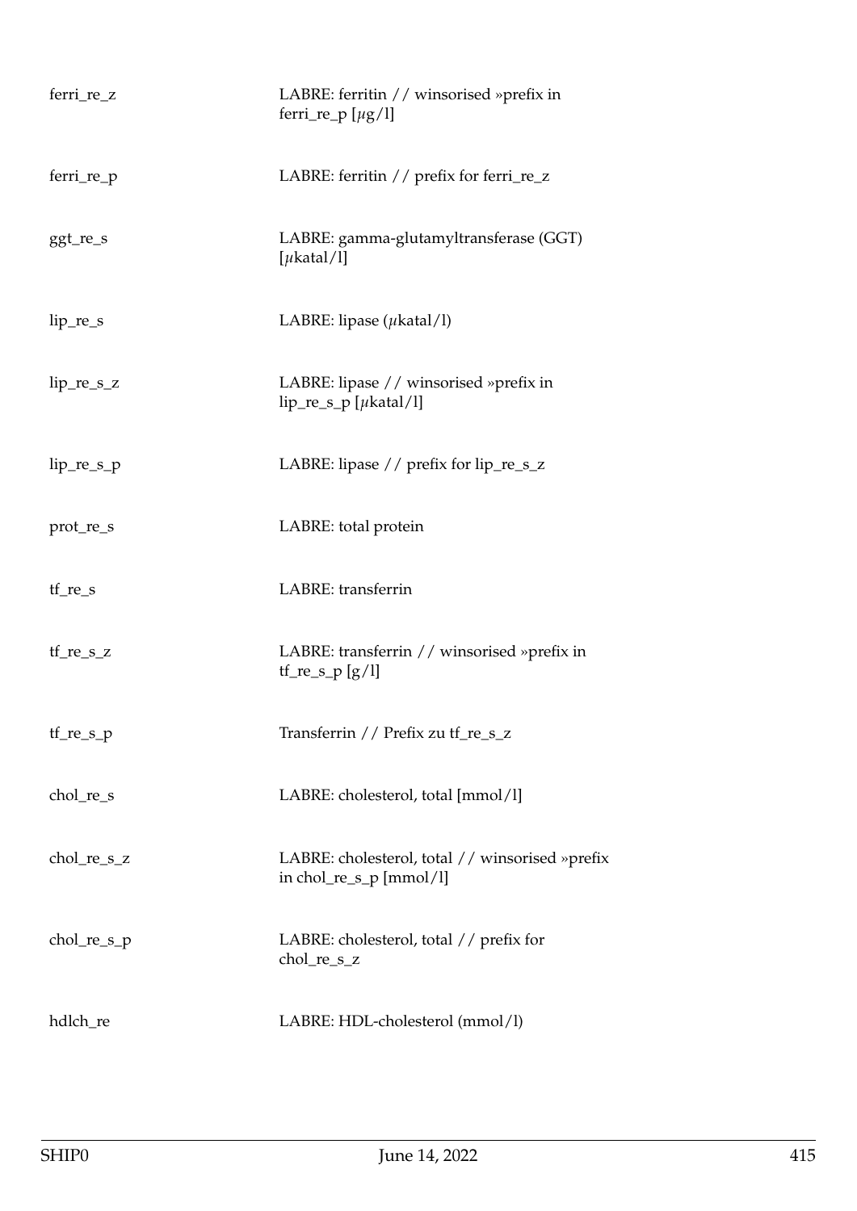| | |
|---|---|
| ferri_re_z | LABRE: ferritin // winsorised »prefix in ferri_re_p [$\mu$g/l] |
| ferri_re_p | LABRE: ferritin // prefix for ferri_re_z |
| ggt_re_s | LABRE: gamma-glutamyltransferase (GGT) [$\mu$katal/l] |
| lip_re_s | LABRE: lipase ($\mu$katal/l) |
| lip_re_s_z | LABRE: lipase // winsorised »prefix in lip_re_s_p [$\mu$katal/l] |
| lip_re_s_p | LABRE: lipase // prefix for lip_re_s_z |
| prot_re_s | LABRE: total protein |
| tf_re_s | LABRE: transferrin |
| tf_re_s_z | LABRE: transferrin // winsorised »prefix in tf_re_s_p [g/l] |
| tf_re_s_p | Transferrin // Prefix zu tf_re_s_z |
| chol_re_s | LABRE: cholesterol, total [mmol/l] |
| chol_re_s_z | LABRE: cholesterol, total // winsorised »prefix in chol_re_s_p [mmol/l] |
| chol_re_s_p | LABRE: cholesterol, total // prefix for chol_re_s_z |
| hdlch_re | LABRE: HDL-cholesterol (mmol/l) |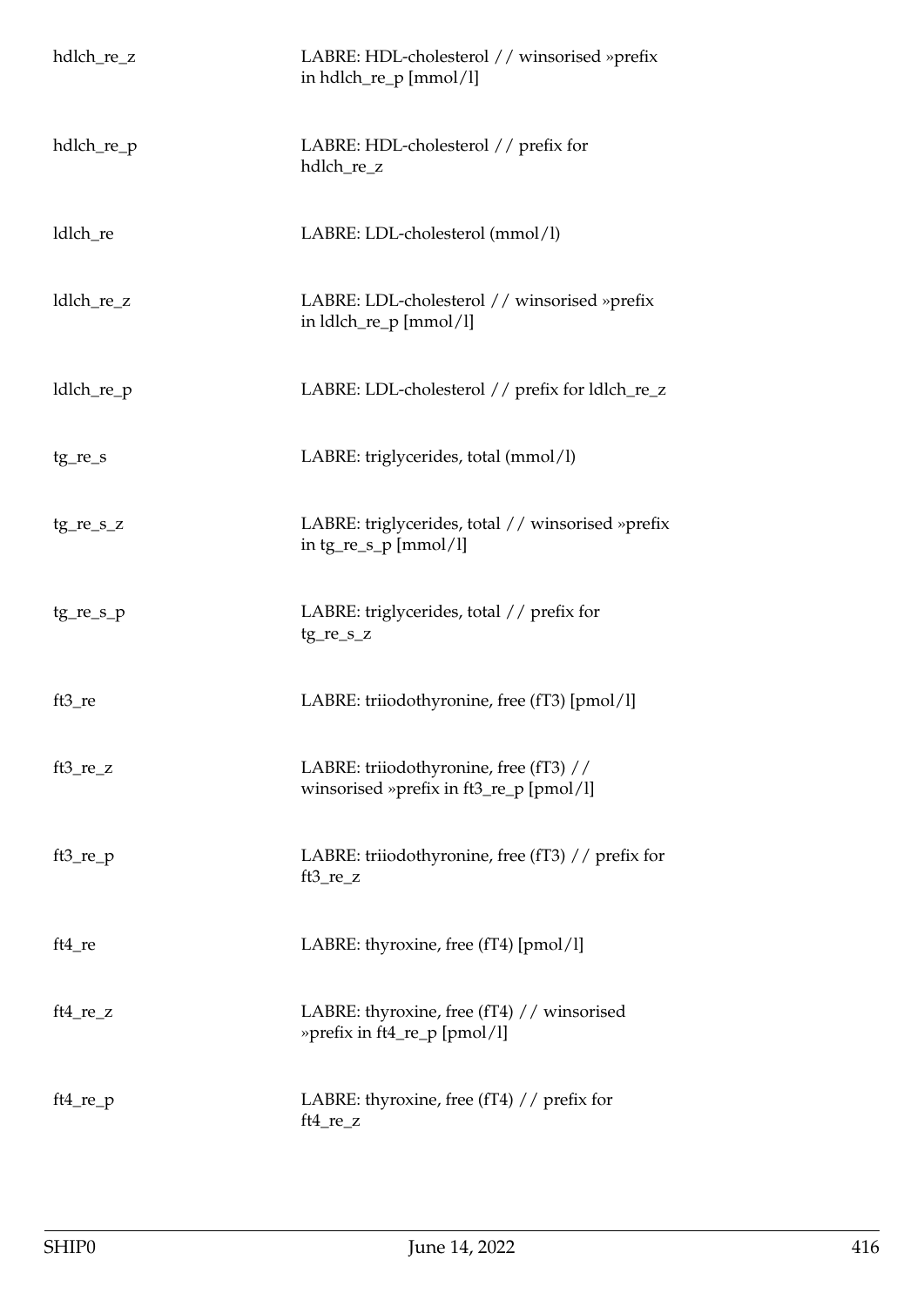| | |
|---|---|
| hdlch_re_z | LABRE: HDL-cholesterol // winsorised »prefix in hdlch_re_p [mmol/l] |
| hdlch_re_p | LABRE: HDL-cholesterol // prefix for hdlch_re_z |
| ldlch_re | LABRE: LDL-cholesterol (mmol/l) |
| ldlch_re_z | LABRE: LDL-cholesterol // winsorised »prefix in ldlch_re_p [mmol/l] |
| ldlch_re_p | LABRE: LDL-cholesterol // prefix for ldlch_re_z |
| tg_re_s | LABRE: triglycerides, total (mmol/l) |
| tg_re_s_z | LABRE: triglycerides, total // winsorised »prefix in tg_re_s_p [mmol/l] |
| tg_re_s_p | LABRE: triglycerides, total // prefix for tg_re_s_z |
| ft3_re | LABRE: triiodothyronine, free (fT3) [pmol/l] |
| ft3_re_z | LABRE: triiodothyronine, free (fT3) // winsorised »prefix in ft3_re_p [pmol/l] |
| ft3_re_p | LABRE: triiodothyronine, free (fT3) // prefix for ft3_re_z |
| ft4_re | LABRE: thyroxine, free (fT4) [pmol/l] |
| ft4_re_z | LABRE: thyroxine, free (fT4) // winsorised »prefix in ft4_re_p [pmol/l] |
| ft4_re_p | LABRE: thyroxine, free (fT4) // prefix for ft4_re_z |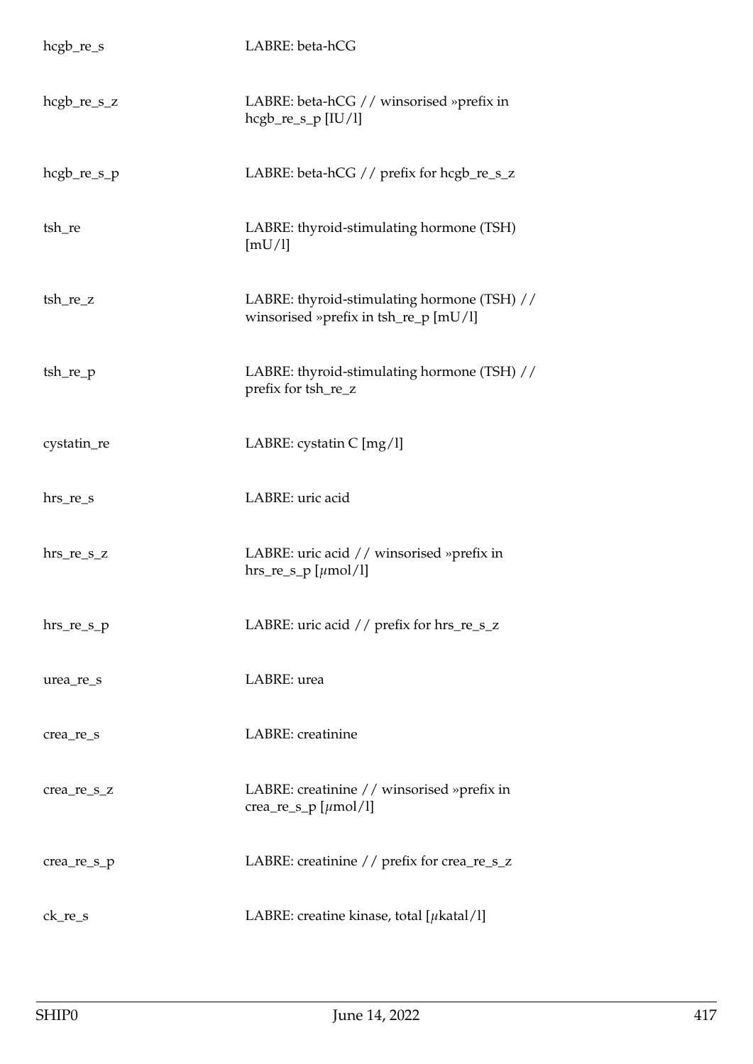| | |
|---|---|
| hcgb_re_s | LABRE: beta-hCG |
| hcgb_re_s_z | LABRE: beta-hCG // winsorised »prefix in hcgb_re_s_p [IU/l] |
| hcgb_re_s_p | LABRE: beta-hCG // prefix for hcgb_re_s_z |
| tsh_re | LABRE: thyroid-stimulating hormone (TSH) [mU/l] |
| tsh_re_z | LABRE: thyroid-stimulating hormone (TSH) // winsorised »prefix in tsh_re_p [mU/l] |
| tsh_re_p | LABRE: thyroid-stimulating hormone (TSH) // prefix for tsh_re_z |
| cystatin_re | LABRE: cystatin C [mg/l] |
| hrs_re_s | LABRE: uric acid |
| hrs_re_s_z | LABRE: uric acid // winsorised »prefix in hrs_re_s_p [$\mu$mol/l] |
| hrs_re_s_p | LABRE: uric acid // prefix for hrs_re_s_z |
| urea_re_s | LABRE: urea |
| crea_re_s | LABRE: creatinine |
| crea_re_s_z | LABRE: creatinine // winsorised »prefix in crea_re_s_p [$\mu$mol/l] |
| crea_re_s_p | LABRE: creatinine // prefix for crea_re_s_z |
| ck_re_s | LABRE: creatine kinase, total [$\mu$katal/l] |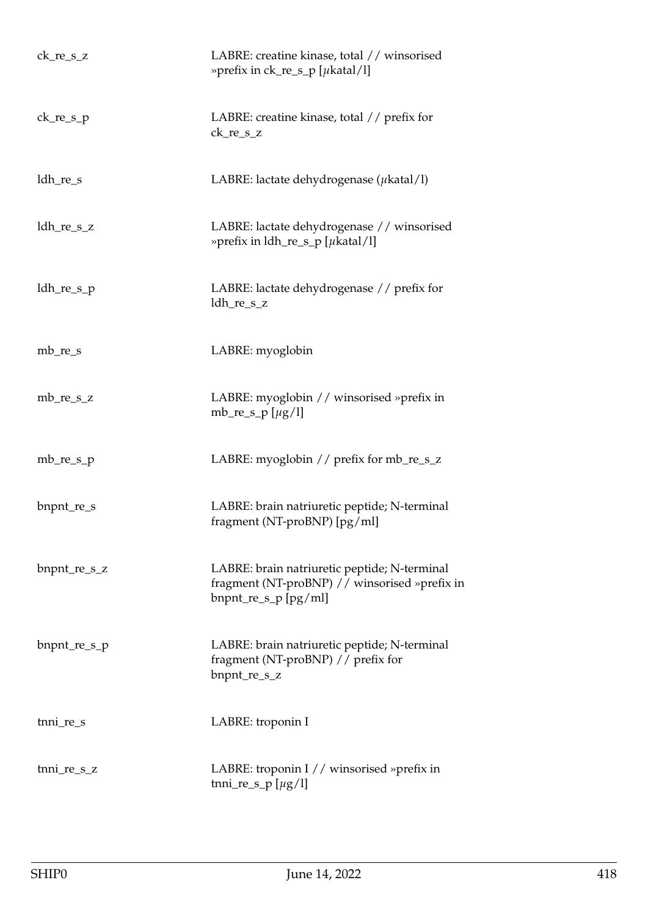| | |
|---|---|
| ck_re_s_z | LABRE: creatine kinase, total // winsorised »prefix in ck_re_s_p [$\mu$katal/l] |
| ck_re_s_p | LABRE: creatine kinase, total // prefix for ck_re_s_z |
| ldh_re_s | LABRE: lactate dehydrogenase ($\mu$katal/l) |
| ldh_re_s_z | LABRE: lactate dehydrogenase // winsorised »prefix in ldh_re_s_p [$\mu$katal/l] |
| ldh_re_s_p | LABRE: lactate dehydrogenase // prefix for ldh_re_s_z |
| mb_re_s | LABRE: myoglobin |
| mb_re_s_z | LABRE: myoglobin // winsorised »prefix in mb_re_s_p [$\mu$g/l] |
| mb_re_s_p | LABRE: myoglobin // prefix for mb_re_s_z |
| bnpnt_re_s | LABRE: brain natriuretic peptide; N-terminal fragment (NT-proBNP) [pg/ml] |
| bnpnt_re_s_z | LABRE: brain natriuretic peptide; N-terminal fragment (NT-proBNP) // winsorised »prefix in bnpnt_re_s_p [pg/ml] |
| bnpnt_re_s_p | LABRE: brain natriuretic peptide; N-terminal fragment (NT-proBNP) // prefix for bnpnt_re_s_z |
| tnni_re_s | LABRE: troponin I |
| tnni_re_s_z | LABRE: troponin I // winsorised »prefix in tnni_re_s_p [$\mu$g/l] |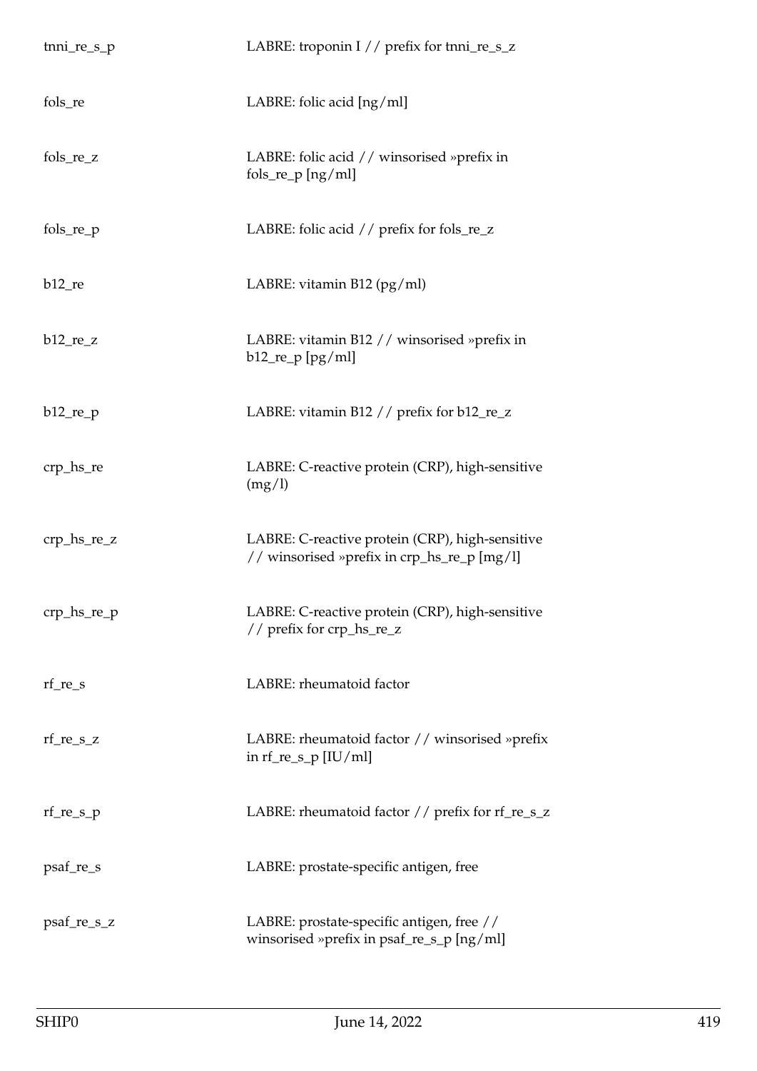| | |
|---|---|
| tnni_re_s_p | LABRE: troponin I // prefix for tnni_re_s_z |
| fols_re | LABRE: folic acid [ng/ml] |
| fols_re_z | LABRE: folic acid // winsorised »prefix in fols_re_p [ng/ml] |
| fols_re_p | LABRE: folic acid // prefix for fols_re_z |
| b12_re | LABRE: vitamin B12 (pg/ml) |
| b12_re_z | LABRE: vitamin B12 // winsorised »prefix in b12_re_p [pg/ml] |
| b12_re_p | LABRE: vitamin B12 // prefix for b12_re_z |
| crp_hs_re | LABRE: C-reactive protein (CRP), high-sensitive (mg/l) |
| crp_hs_re_z | LABRE: C-reactive protein (CRP), high-sensitive // winsorised »prefix in crp_hs_re_p [mg/l] |
| crp_hs_re_p | LABRE: C-reactive protein (CRP), high-sensitive // prefix for crp_hs_re_z |
| rf_re_s | LABRE: rheumatoid factor |
| rf_re_s_z | LABRE: rheumatoid factor // winsorised »prefix in rf_re_s_p [IU/ml] |
| rf_re_s_p | LABRE: rheumatoid factor // prefix for rf_re_s_z |
| psaf_re_s | LABRE: prostate-specific antigen, free |
| psaf_re_s_z | LABRE: prostate-specific antigen, free // winsorised »prefix in psaf_re_s_p [ng/ml] |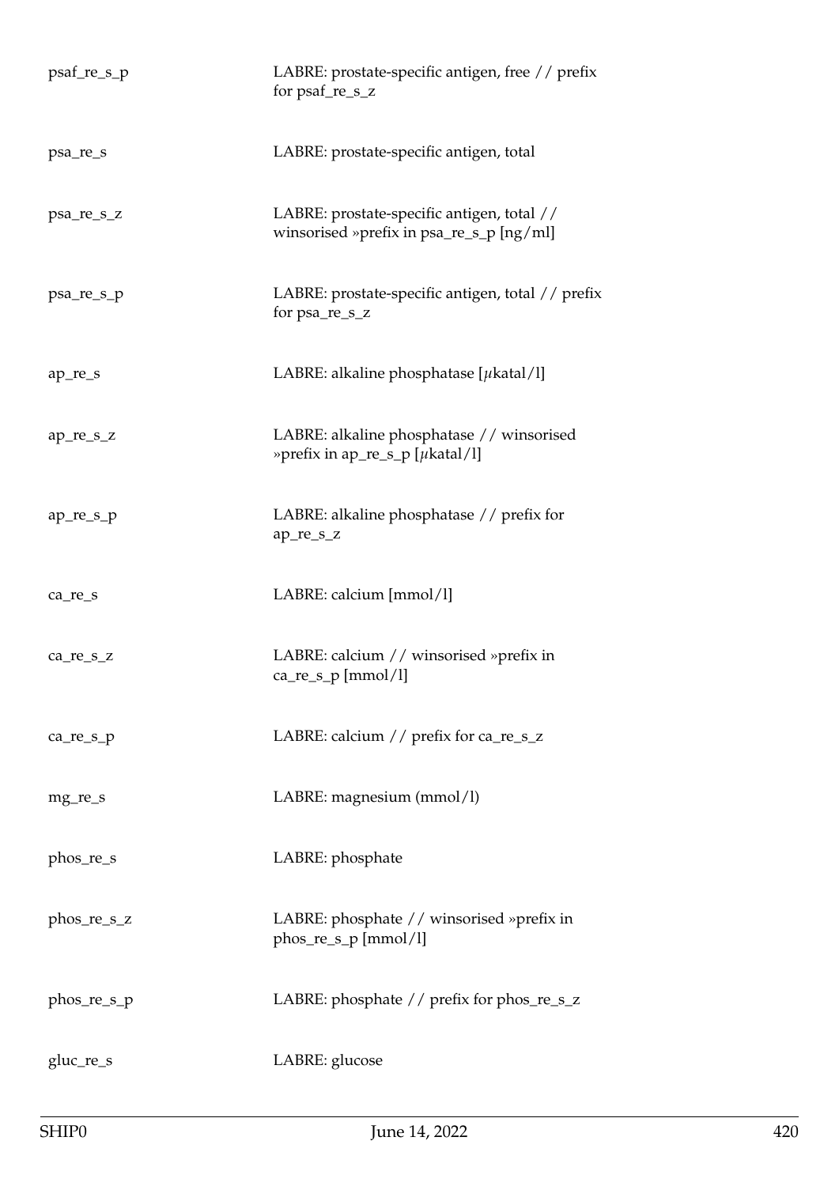| | |
|---|---|
| psaf_re_s_p | LABRE: prostate-specific antigen, free // prefix for psaf_re_s_z |
| psa_re_s | LABRE: prostate-specific antigen, total |
| psa_re_s_z | LABRE: prostate-specific antigen, total // winsorised »prefix in psa_re_s_p [ng/ml] |
| psa_re_s_p | LABRE: prostate-specific antigen, total // prefix for psa_re_s_z |
| ap_re_s | LABRE: alkaline phosphatase [$\mu$katal/l] |
| ap_re_s_z | LABRE: alkaline phosphatase // winsorised »prefix in ap_re_s_p [$\mu$katal/l] |
| ap_re_s_p | LABRE: alkaline phosphatase // prefix for ap_re_s_z |
| ca_re_s | LABRE: calcium [mmol/l] |
| ca_re_s_z | LABRE: calcium // winsorised »prefix in ca_re_s_p [mmol/l] |
| ca_re_s_p | LABRE: calcium // prefix for ca_re_s_z |
| mg_re_s | LABRE: magnesium (mmol/l) |
| phos_re_s | LABRE: phosphate |
| phos_re_s_z | LABRE: phosphate // winsorised »prefix in phos_re_s_p [mmol/l] |
| phos_re_s_p | LABRE: phosphate // prefix for phos_re_s_z |
| gluc_re_s | LABRE: glucose |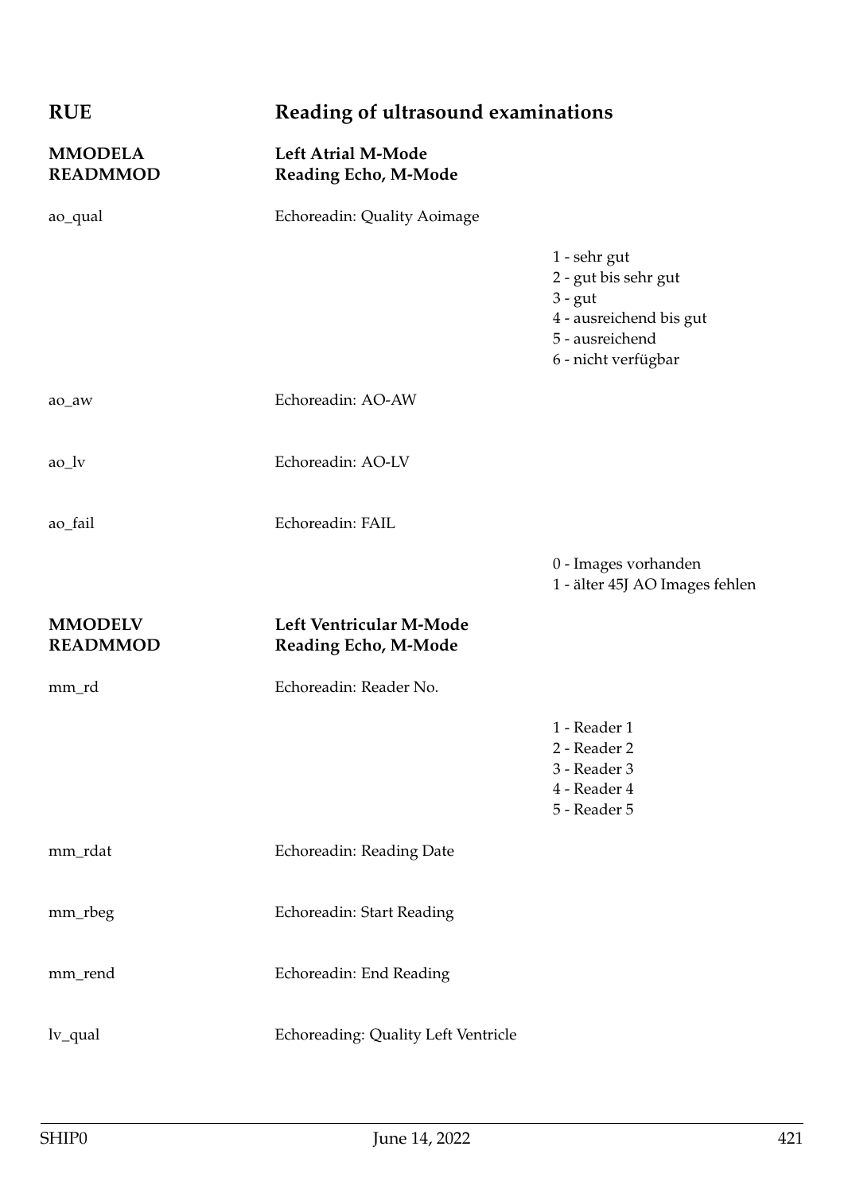# RUE — Reading of ultrasound examinations

## MMODELA — Left Atrial M-Mode
## READMMOD — Reading Echo, M-Mode

| Variable | Description | Values |
|---|---|---|
| ao_qual | Echoreadin: Quality Aoimage | 1 - sehr gut<br>2 - gut bis sehr gut<br>3 - gut<br>4 - ausreichend bis gut<br>5 - ausreichend<br>6 - nicht verfügbar |
| ao_aw | Echoreadin: AO-AW | |
| ao_lv | Echoreadin: AO-LV | |
| ao_fail | Echoreadin: FAIL | 0 - Images vorhanden<br>1 - älter 45J AO Images fehlen |

## MMODELV — Left Ventricular M-Mode
## READMMOD — Reading Echo, M-Mode

| Variable | Description | Values |
|---|---|---|
| mm_rd | Echoreadin: Reader No. | 1 - Reader 1<br>2 - Reader 2<br>3 - Reader 3<br>4 - Reader 4<br>5 - Reader 5 |
| mm_rdat | Echoreadin: Reading Date | |
| mm_rbeg | Echoreadin: Start Reading | |
| mm_rend | Echoreadin: End Reading | |
| lv_qual | Echoreading: Quality Left Ventricle | |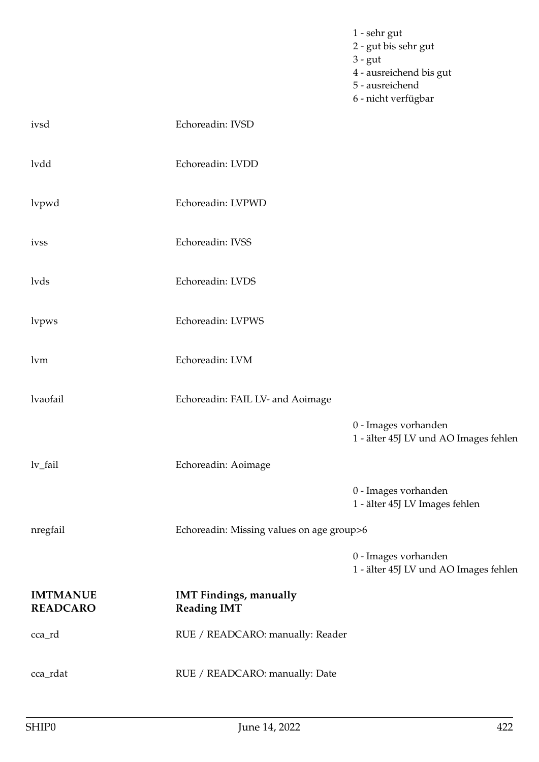| | | |
|---|---|---|
| | | 1 - sehr gut<br>2 - gut bis sehr gut<br>3 - gut<br>4 - ausreichend bis gut<br>5 - ausreichend<br>6 - nicht verfügbar |
| ivsd | Echoreadin: IVSD | |
| lvdd | Echoreadin: LVDD | |
| lvpwd | Echoreadin: LVPWD | |
| ivss | Echoreadin: IVSS | |
| lvds | Echoreadin: LVDS | |
| lvpws | Echoreadin: LVPWS | |
| lvm | Echoreadin: LVM | |
| lvaofail | Echoreadin: FAIL LV- and Aoimage | |
| | | 0 - Images vorhanden<br>1 - älter 45J LV und AO Images fehlen |
| lv_fail | Echoreadin: Aoimage | |
| | | 0 - Images vorhanden<br>1 - älter 45J LV Images fehlen |
| nregfail | Echoreadin: Missing values on age group>6 | |
| | | 0 - Images vorhanden<br>1 - älter 45J LV und AO Images fehlen |
| **IMTMANUE READCARO** | **IMT Findings, manually Reading IMT** | |
| cca_rd | RUE / READCARO: manually: Reader | |
| cca_rdat | RUE / READCARO: manually: Date | |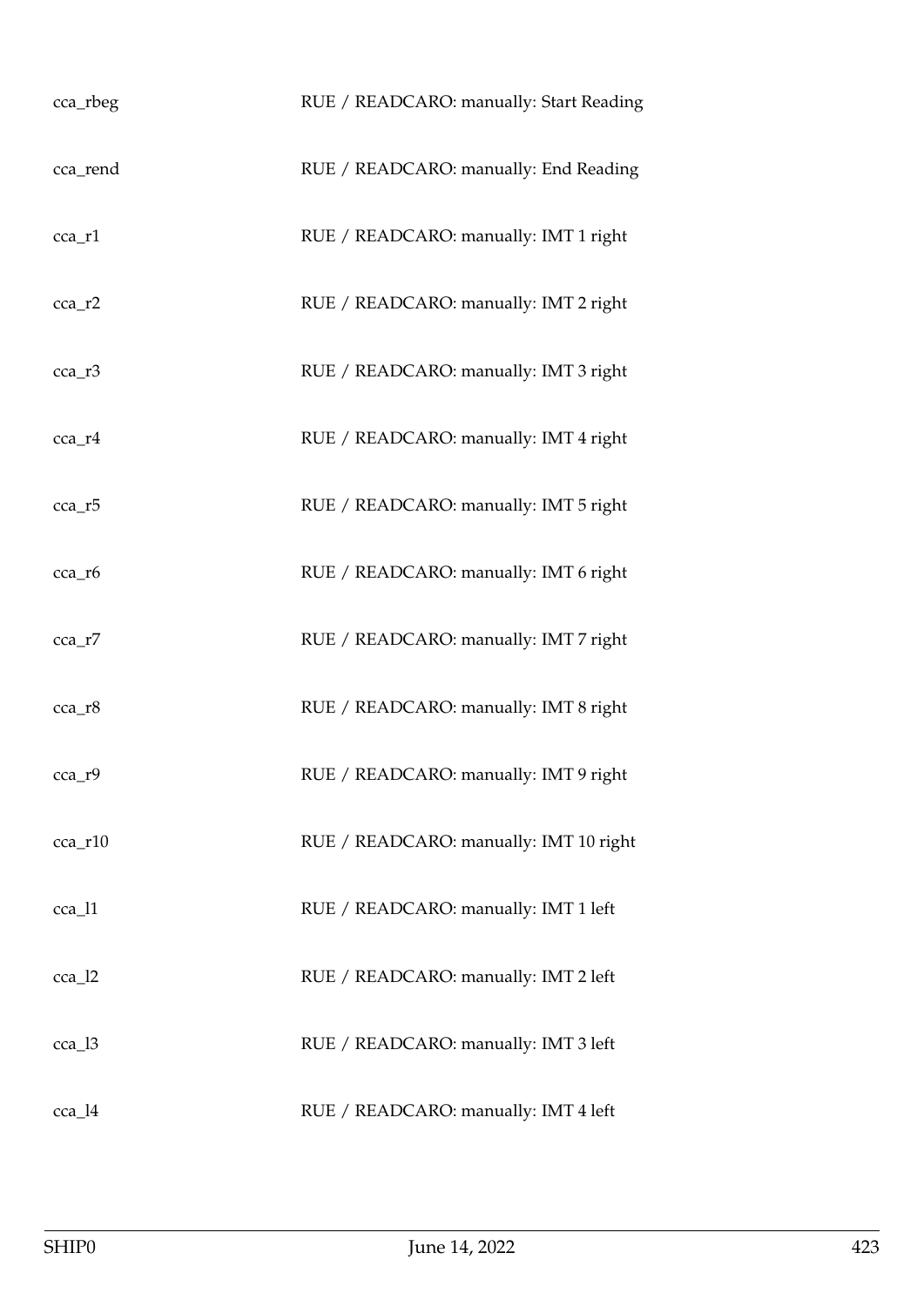| | |
|---|---|
| cca_rbeg | RUE / READCARO: manually: Start Reading |
| cca_rend | RUE / READCARO: manually: End Reading |
| cca_r1 | RUE / READCARO: manually: IMT 1 right |
| cca_r2 | RUE / READCARO: manually: IMT 2 right |
| cca_r3 | RUE / READCARO: manually: IMT 3 right |
| cca_r4 | RUE / READCARO: manually: IMT 4 right |
| cca_r5 | RUE / READCARO: manually: IMT 5 right |
| cca_r6 | RUE / READCARO: manually: IMT 6 right |
| cca_r7 | RUE / READCARO: manually: IMT 7 right |
| cca_r8 | RUE / READCARO: manually: IMT 8 right |
| cca_r9 | RUE / READCARO: manually: IMT 9 right |
| cca_r10 | RUE / READCARO: manually: IMT 10 right |
| cca_l1 | RUE / READCARO: manually: IMT 1 left |
| cca_l2 | RUE / READCARO: manually: IMT 2 left |
| cca_l3 | RUE / READCARO: manually: IMT 3 left |
| cca_l4 | RUE / READCARO: manually: IMT 4 left |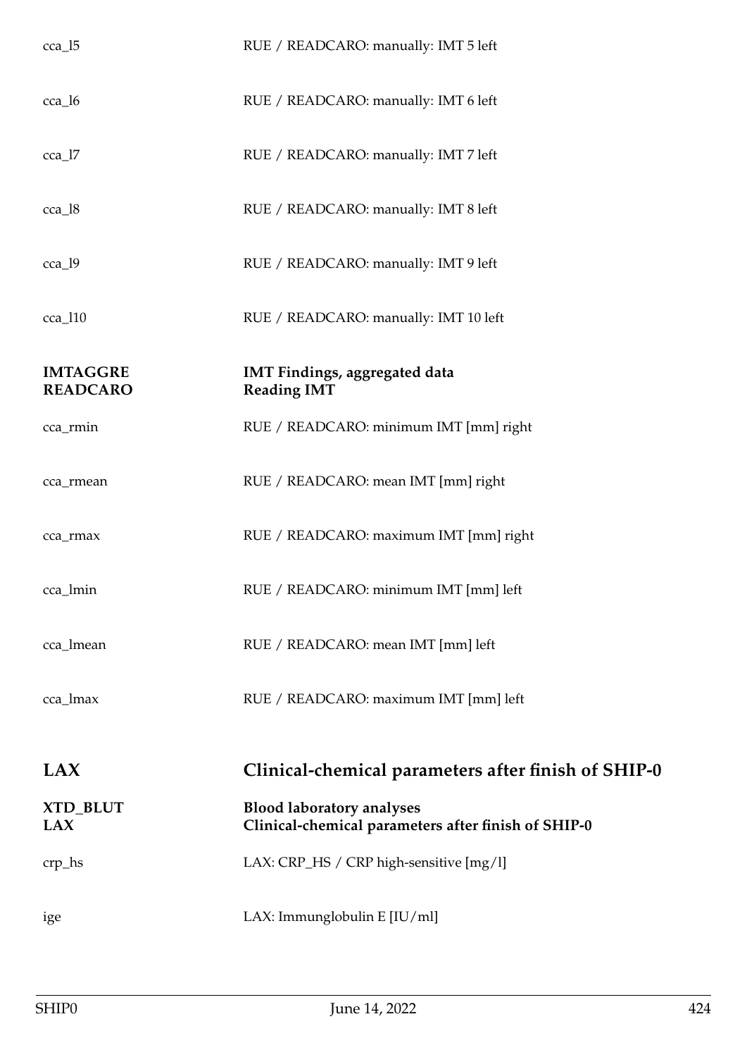| | |
|---|---|
| cca_l5 | RUE / READCARO: manually: IMT 5 left |
| cca_l6 | RUE / READCARO: manually: IMT 6 left |
| cca_l7 | RUE / READCARO: manually: IMT 7 left |
| cca_l8 | RUE / READCARO: manually: IMT 8 left |
| cca_l9 | RUE / READCARO: manually: IMT 9 left |
| cca_l10 | RUE / READCARO: manually: IMT 10 left |

**IMTAGGRE** **IMT Findings, aggregated data**
**READCARO** **Reading IMT**

| | |
|---|---|
| cca_rmin | RUE / READCARO: minimum IMT [mm] right |
| cca_rmean | RUE / READCARO: mean IMT [mm] right |
| cca_rmax | RUE / READCARO: maximum IMT [mm] right |
| cca_lmin | RUE / READCARO: minimum IMT [mm] left |
| cca_lmean | RUE / READCARO: mean IMT [mm] left |
| cca_lmax | RUE / READCARO: maximum IMT [mm] left |

## LAX Clinical-chemical parameters after finish of SHIP-0

**XTD_BLUT** **Blood laboratory analyses**
**LAX** **Clinical-chemical parameters after finish of SHIP-0**

| | |
|---|---|
| crp_hs | LAX: CRP_HS / CRP high-sensitive [mg/l] |
| ige | LAX: Immunglobulin E [IU/ml] |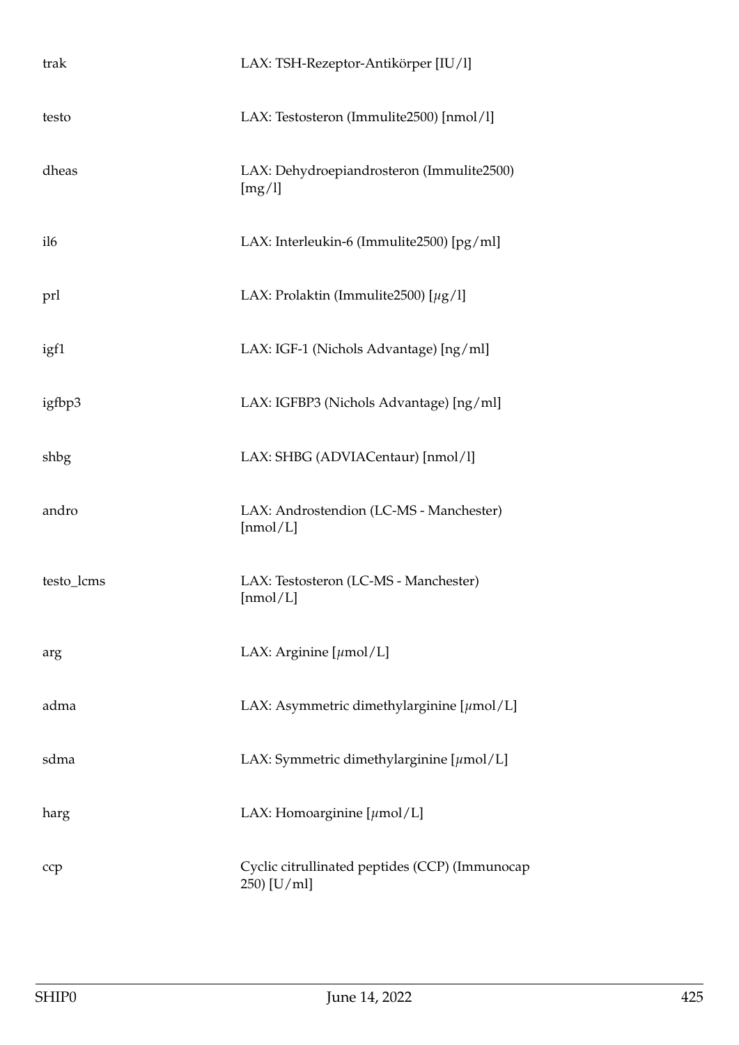| | |
|---|---|
| trak | LAX: TSH-Rezeptor-Antikörper [IU/l] |
| testo | LAX: Testosteron (Immulite2500) [nmol/l] |
| dheas | LAX: Dehydroepiandrosteron (Immulite2500) [mg/l] |
| il6 | LAX: Interleukin-6 (Immulite2500) [pg/ml] |
| prl | LAX: Prolaktin (Immulite2500) [$\mu$g/l] |
| igf1 | LAX: IGF-1 (Nichols Advantage) [ng/ml] |
| igfbp3 | LAX: IGFBP3 (Nichols Advantage) [ng/ml] |
| shbg | LAX: SHBG (ADVIACentaur) [nmol/l] |
| andro | LAX: Androstendion (LC-MS - Manchester) [nmol/L] |
| testo_lcms | LAX: Testosteron (LC-MS - Manchester) [nmol/L] |
| arg | LAX: Arginine [$\mu$mol/L] |
| adma | LAX: Asymmetric dimethylarginine [$\mu$mol/L] |
| sdma | LAX: Symmetric dimethylarginine [$\mu$mol/L] |
| harg | LAX: Homoarginine [$\mu$mol/L] |
| ccp | Cyclic citrullinated peptides (CCP) (Immunocap 250) [U/ml] |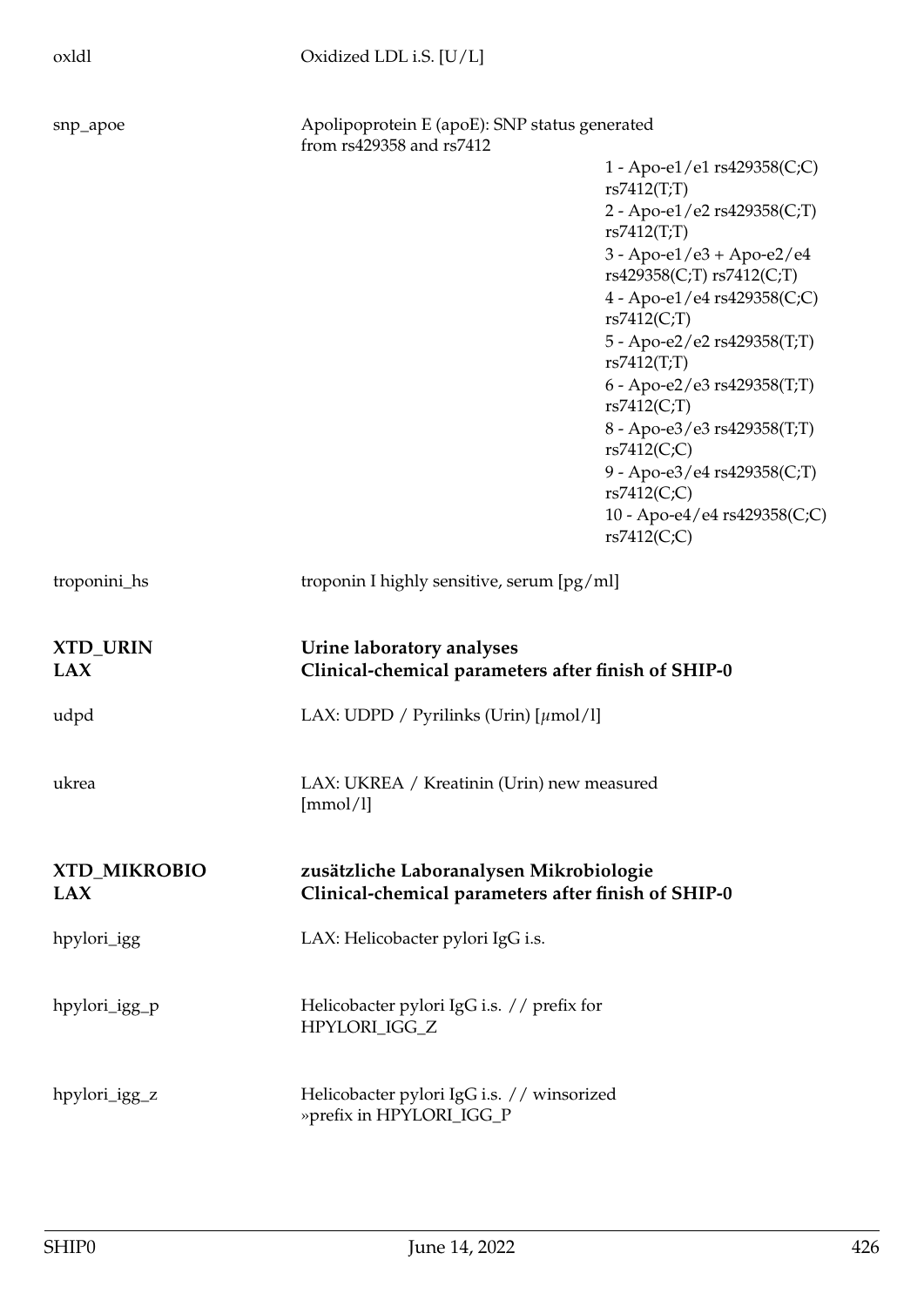| | | |
|---|---|---|
| oxldl | Oxidized LDL i.S. [U/L] | |
| snp_apoe | Apolipoprotein E (apoE): SNP status generated from rs429358 and rs7412 | 1 - Apo-e1/e1 rs429358(C;C) rs7412(T;T)<br>2 - Apo-e1/e2 rs429358(C;T) rs7412(T;T)<br>3 - Apo-e1/e3 + Apo-e2/e4 rs429358(C;T) rs7412(C;T)<br>4 - Apo-e1/e4 rs429358(C;C) rs7412(C;T)<br>5 - Apo-e2/e2 rs429358(T;T) rs7412(T;T)<br>6 - Apo-e2/e3 rs429358(T;T) rs7412(C;T)<br>8 - Apo-e3/e3 rs429358(T;T) rs7412(C;C)<br>9 - Apo-e3/e4 rs429358(C;T) rs7412(C;C)<br>10 - Apo-e4/e4 rs429358(C;C) rs7412(C;C) |
| troponini_hs | troponin I highly sensitive, serum [pg/ml] | |

**XTD_URIN** — **Urine laboratory analyses**

**LAX** — **Clinical-chemical parameters after finish of SHIP-0**

| | |
|---|---|
| udpd | LAX: UDPD / Pyrilinks (Urin) [$\mu$mol/l] |
| ukrea | LAX: UKREA / Kreatinin (Urin) new measured [mmol/l] |

**XTD_MIKROBIO** — **zusätzliche Laboranalysen Mikrobiologie**

**LAX** — **Clinical-chemical parameters after finish of SHIP-0**

| | |
|---|---|
| hpylori_igg | LAX: Helicobacter pylori IgG i.s. |
| hpylori_igg_p | Helicobacter pylori IgG i.s. // prefix for HPYLORI_IGG_Z |
| hpylori_igg_z | Helicobacter pylori IgG i.s. // winsorized »prefix in HPYLORI_IGG_P |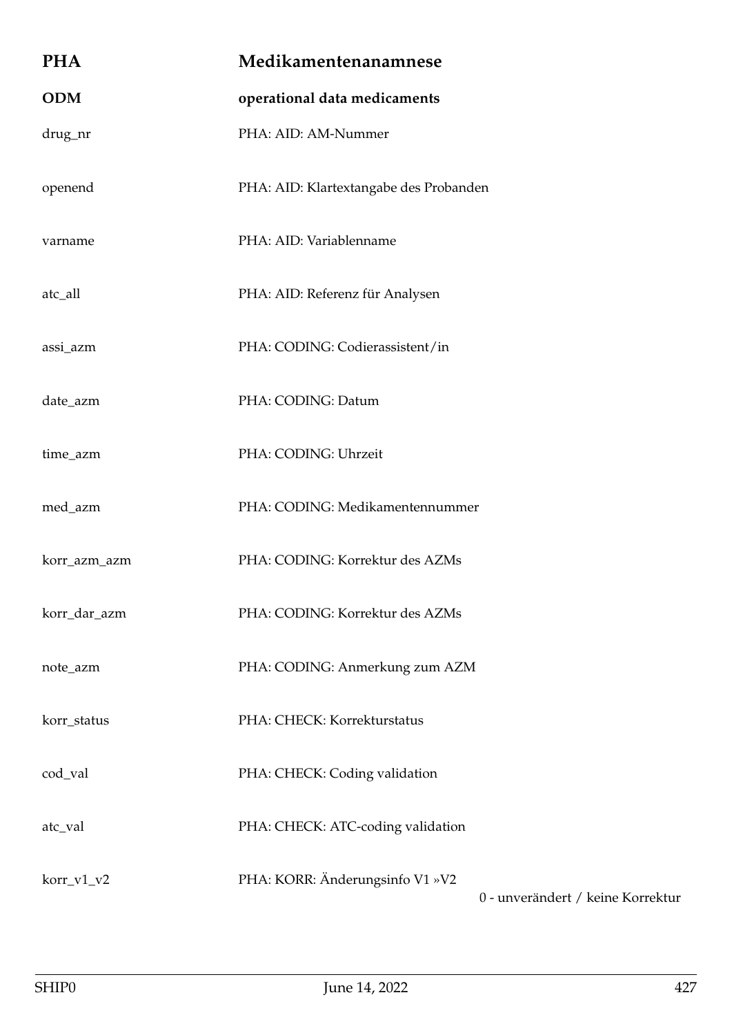## PHA Medikamentenanamnese

### ODM operational data medicaments

| Variable | Description |
|---|---|
| drug_nr | PHA: AID: AM-Nummer |
| openend | PHA: AID: Klartextangabe des Probanden |
| varname | PHA: AID: Variablenname |
| atc_all | PHA: AID: Referenz für Analysen |
| assi_azm | PHA: CODING: Codierassistent/in |
| date_azm | PHA: CODING: Datum |
| time_azm | PHA: CODING: Uhrzeit |
| med_azm | PHA: CODING: Medikamentennummer |
| korr_azm_azm | PHA: CODING: Korrektur des AZMs |
| korr_dar_azm | PHA: CODING: Korrektur des AZMs |
| note_azm | PHA: CODING: Anmerkung zum AZM |
| korr_status | PHA: CHECK: Korrekturstatus |
| cod_val | PHA: CHECK: Coding validation |
| atc_val | PHA: CHECK: ATC-coding validation |
| korr_v1_v2 | PHA: KORR: Änderungsinfo V1 »V2<br>0 - unverändert / keine Korrektur |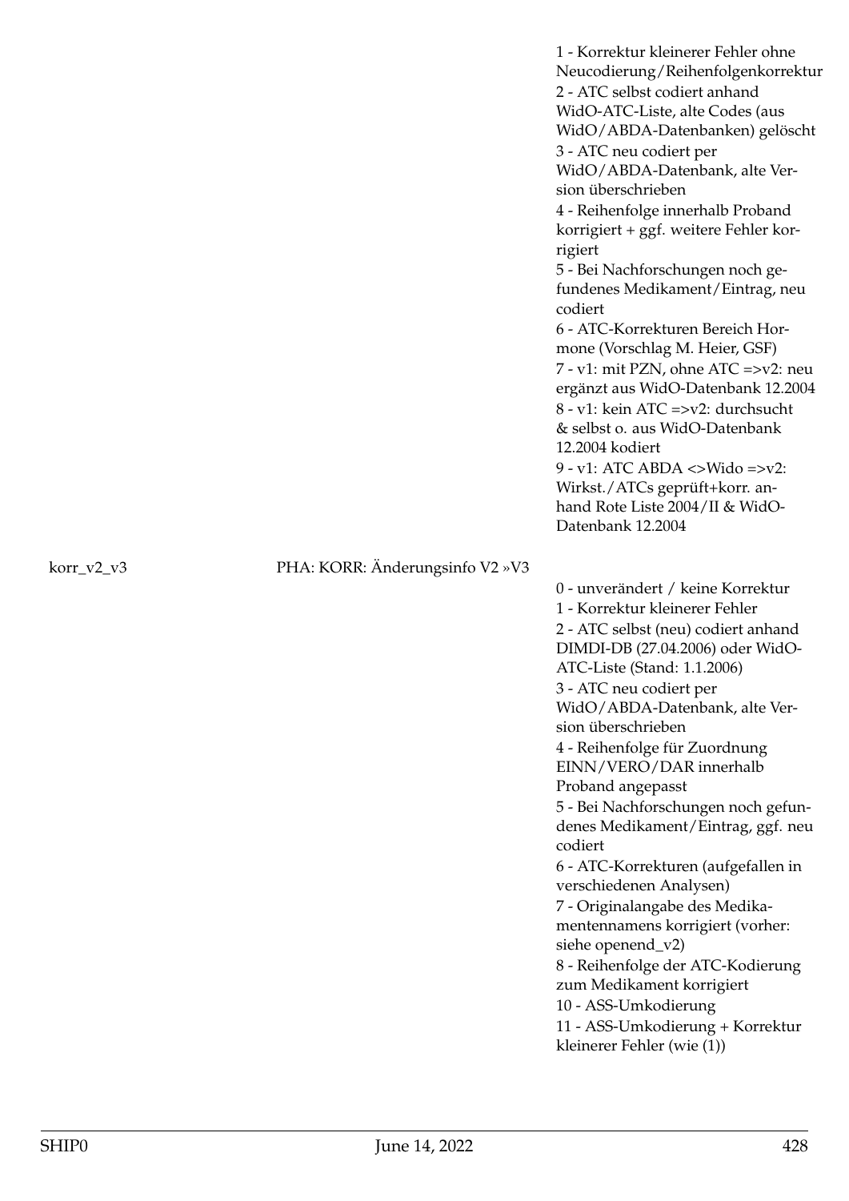1 - Korrektur kleinerer Fehler ohne Neucodierung/Reihenfolgenkorrektur
2 - ATC selbst codiert anhand WidO-ATC-Liste, alte Codes (aus WidO/ABDA-Datenbanken) gelöscht
3 - ATC neu codiert per WidO/ABDA-Datenbank, alte Version überschrieben
4 - Reihenfolge innerhalb Proband korrigiert + ggf. weitere Fehler korrigiert
5 - Bei Nachforschungen noch gefundenes Medikament/Eintrag, neu codiert
6 - ATC-Korrekturen Bereich Hormone (Vorschlag M. Heier, GSF)
7 - v1: mit PZN, ohne ATC =>v2: neu ergänzt aus WidO-Datenbank 12.2004
8 - v1: kein ATC =>v2: durchsucht & selbst o. aus WidO-Datenbank 12.2004 kodiert
9 - v1: ATC ABDA <>Wido =>v2: Wirkst./ATCs geprüft+korr. anhand Rote Liste 2004/II & WidO-Datenbank 12.2004

| korr_v2_v3 | PHA: KORR: Änderungsinfo V2 »V3 | |
|---|---|---|
| | | 0 - unverändert / keine Korrektur<br>1 - Korrektur kleinerer Fehler<br>2 - ATC selbst (neu) codiert anhand DIMDI-DB (27.04.2006) oder WidO-ATC-Liste (Stand: 1.1.2006)<br>3 - ATC neu codiert per WidO/ABDA-Datenbank, alte Version überschrieben<br>4 - Reihenfolge für Zuordnung EINN/VERO/DAR innerhalb Proband angepasst<br>5 - Bei Nachforschungen noch gefundenes Medikament/Eintrag, ggf. neu codiert<br>6 - ATC-Korrekturen (aufgefallen in verschiedenen Analysen)<br>7 - Originalangabe des Medikamentennamens korrigiert (vorher: siehe openend_v2)<br>8 - Reihenfolge der ATC-Kodierung zum Medikament korrigiert<br>10 - ASS-Umkodierung<br>11 - ASS-Umkodierung + Korrektur kleinerer Fehler (wie (1)) |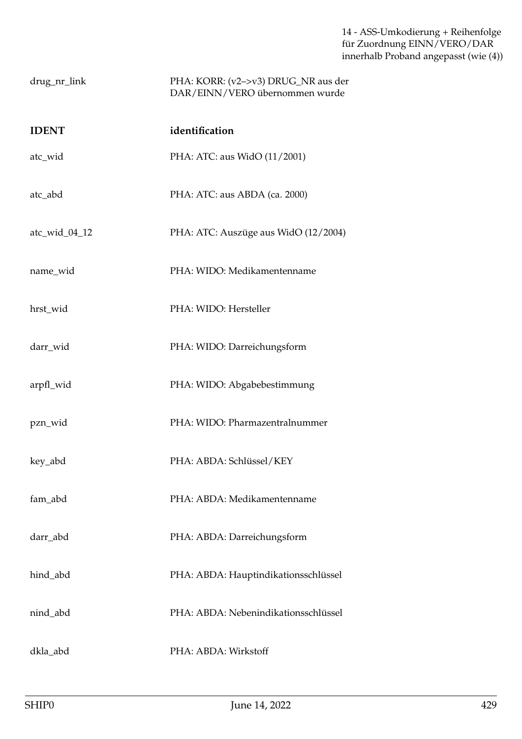14 - ASS-Umkodierung + Reihenfolge für Zuordnung EINN/VERO/DAR innerhalb Proband angepasst (wie (4))

| | |
|---|---|
| drug_nr_link | PHA: KORR: (v2–>v3) DRUG_NR aus der DAR/EINN/VERO übernommen wurde |
| **IDENT** | **identification** |
| atc_wid | PHA: ATC: aus WidO (11/2001) |
| atc_abd | PHA: ATC: aus ABDA (ca. 2000) |
| atc_wid_04_12 | PHA: ATC: Auszüge aus WidO (12/2004) |
| name_wid | PHA: WIDO: Medikamentenname |
| hrst_wid | PHA: WIDO: Hersteller |
| darr_wid | PHA: WIDO: Darreichungsform |
| arpfl_wid | PHA: WIDO: Abgabebestimmung |
| pzn_wid | PHA: WIDO: Pharmazentralnummer |
| key_abd | PHA: ABDA: Schlüssel/KEY |
| fam_abd | PHA: ABDA: Medikamentenname |
| darr_abd | PHA: ABDA: Darreichungsform |
| hind_abd | PHA: ABDA: Hauptindikationsschlüssel |
| nind_abd | PHA: ABDA: Nebenindikationsschlüssel |
| dkla_abd | PHA: ABDA: Wirkstoff |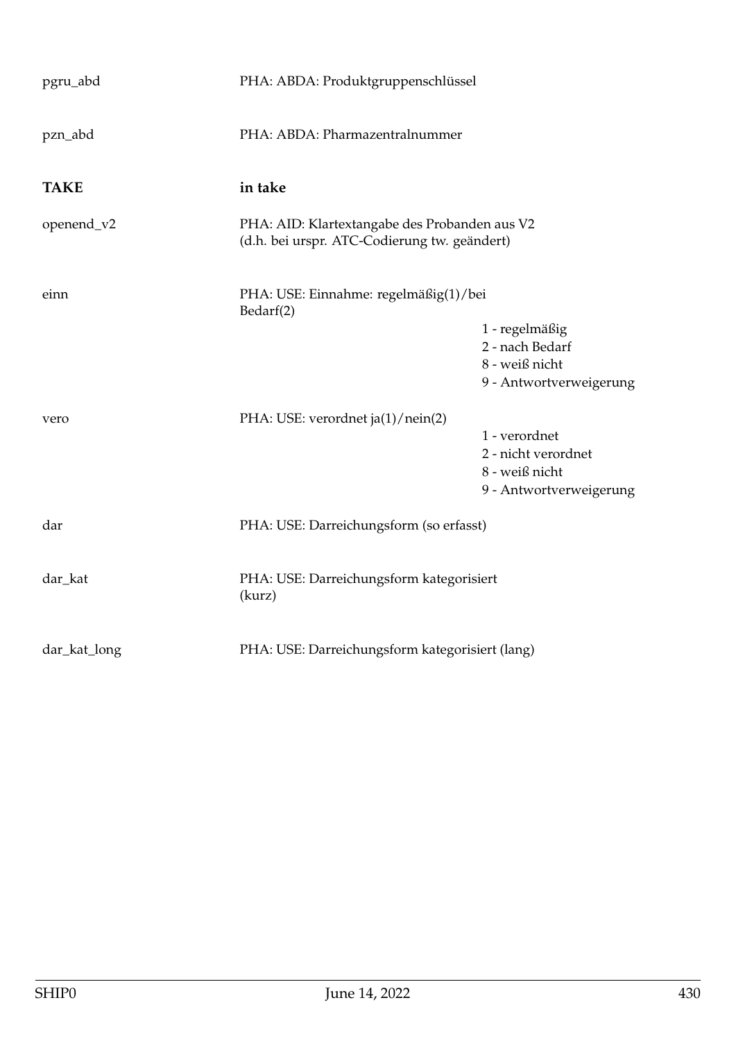| | | |
|---|---|---|
| pgru_abd | PHA: ABDA: Produktgruppenschlüssel | |
| pzn_abd | PHA: ABDA: Pharmazentralnummer | |

| | | |
|---|---|---|
| **TAKE** | **in take** | |
| openend_v2 | PHA: AID: Klartextangabe des Probanden aus V2 (d.h. bei urspr. ATC-Codierung tw. geändert) | |
| einn | PHA: USE: Einnahme: regelmäßig(1)/bei Bedarf(2) | 1 - regelmäßig<br>2 - nach Bedarf<br>8 - weiß nicht<br>9 - Antwortverweigerung |
| vero | PHA: USE: verordnet ja(1)/nein(2) | 1 - verordnet<br>2 - nicht verordnet<br>8 - weiß nicht<br>9 - Antwortverweigerung |
| dar | PHA: USE: Darreichungsform (so erfasst) | |
| dar_kat | PHA: USE: Darreichungsform kategorisiert (kurz) | |
| dar_kat_long | PHA: USE: Darreichungsform kategorisiert (lang) | |